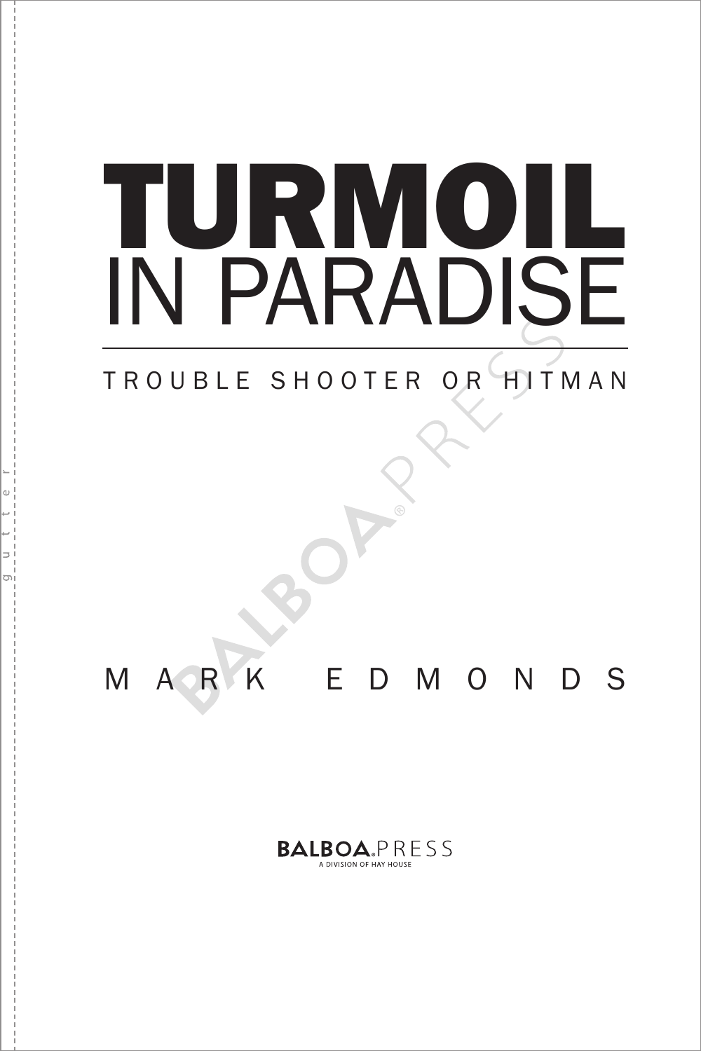# TURMOIL IN PARADISE

## TROUBLE SHOOTER OR HITMAN

MARK EDMONDS

BALBOA.PRESS
A DIVISION OF HAY HOUSE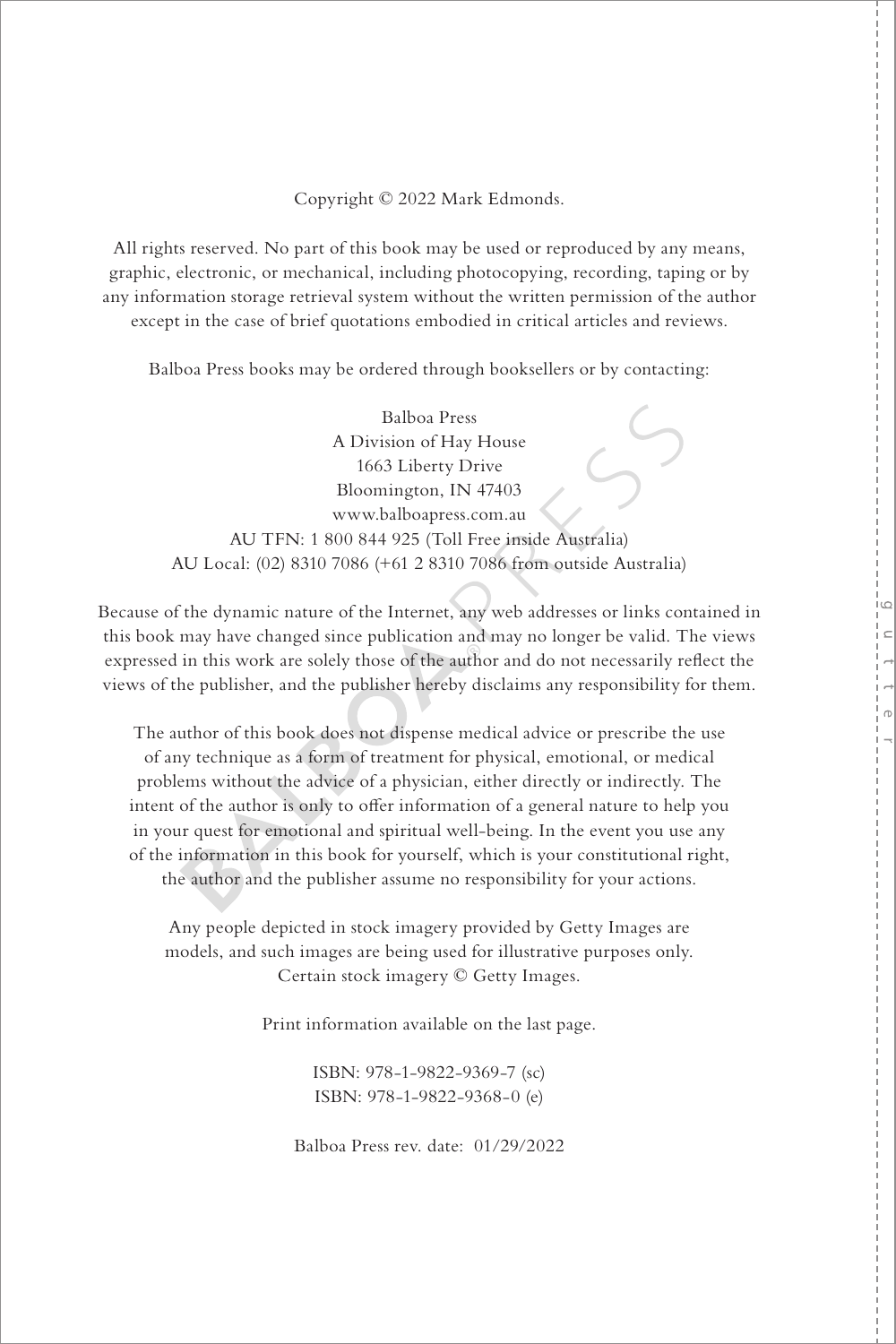Copyright © 2022 Mark Edmonds.

All rights reserved. No part of this book may be used or reproduced by any means, graphic, electronic, or mechanical, including photocopying, recording, taping or by any information storage retrieval system without the written permission of the author except in the case of brief quotations embodied in critical articles and reviews.

Balboa Press books may be ordered through booksellers or by contacting:

Balboa Press
A Division of Hay House
1663 Liberty Drive
Bloomington, IN 47403
www.balboapress.com.au
AU TFN: 1 800 844 925 (Toll Free inside Australia)
AU Local: (02) 8310 7086 (+61 2 8310 7086 from outside Australia)

Because of the dynamic nature of the Internet, any web addresses or links contained in this book may have changed since publication and may no longer be valid. The views expressed in this work are solely those of the author and do not necessarily reflect the views of the publisher, and the publisher hereby disclaims any responsibility for them.

The author of this book does not dispense medical advice or prescribe the use of any technique as a form of treatment for physical, emotional, or medical problems without the advice of a physician, either directly or indirectly. The intent of the author is only to offer information of a general nature to help you in your quest for emotional and spiritual well-being. In the event you use any of the information in this book for yourself, which is your constitutional right, the author and the publisher assume no responsibility for your actions.

Any people depicted in stock imagery provided by Getty Images are models, and such images are being used for illustrative purposes only.
Certain stock imagery © Getty Images.

Print information available on the last page.

ISBN: 978-1-9822-9369-7 (sc)
ISBN: 978-1-9822-9368-0 (e)

Balboa Press rev. date: 01/29/2022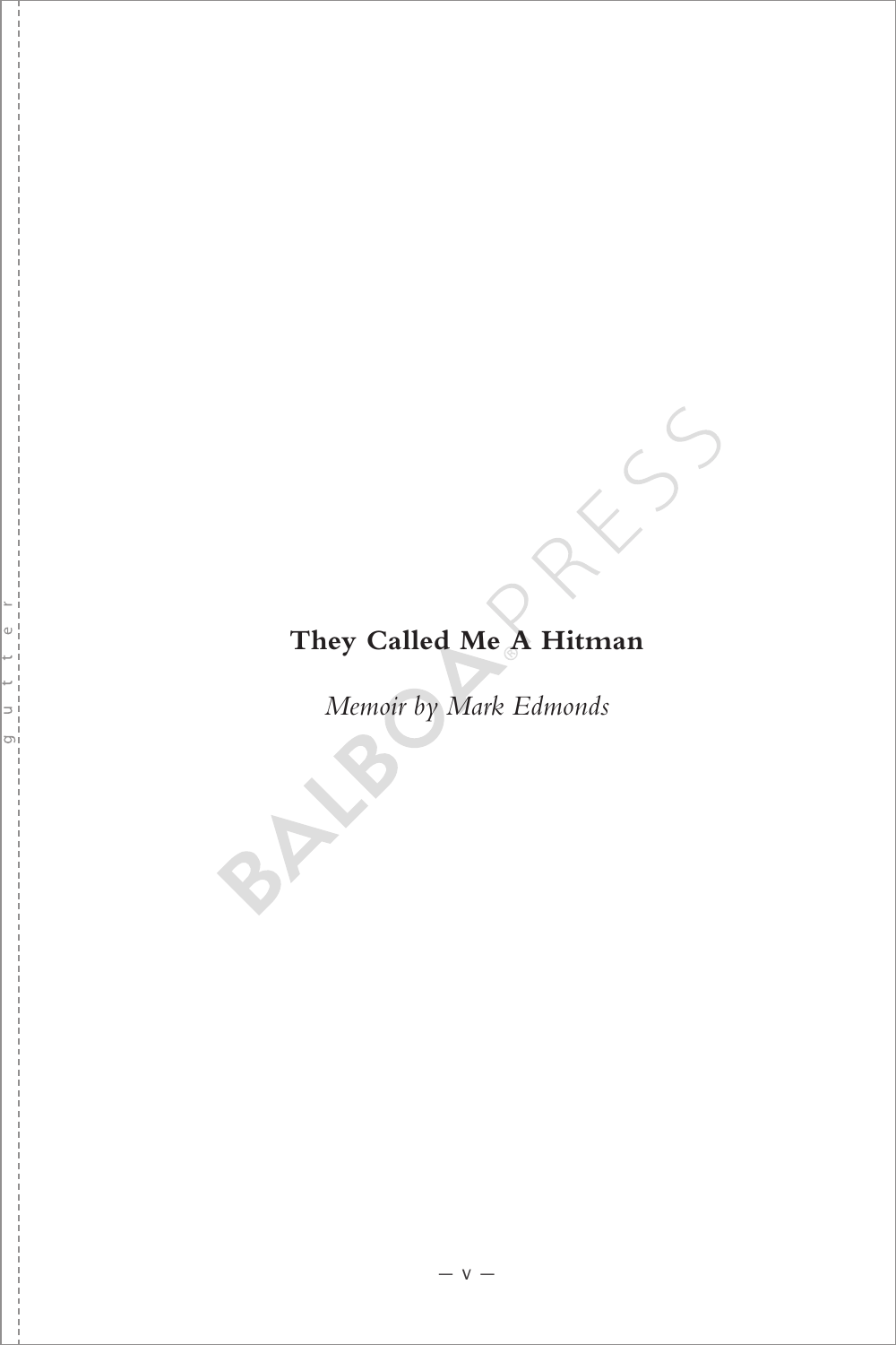# They Called Me A Hitman

*Memoir by Mark Edmonds*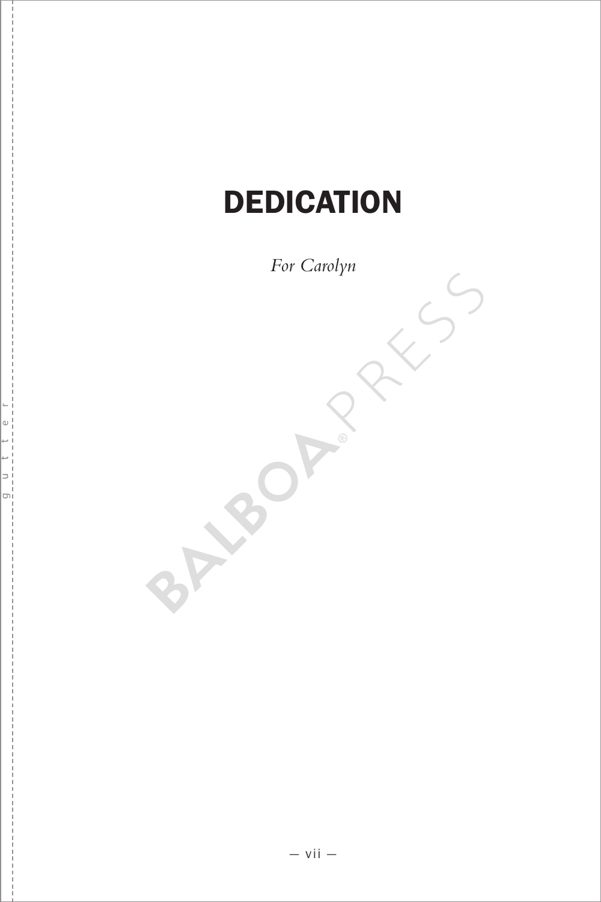# DEDICATION

*For Carolyn*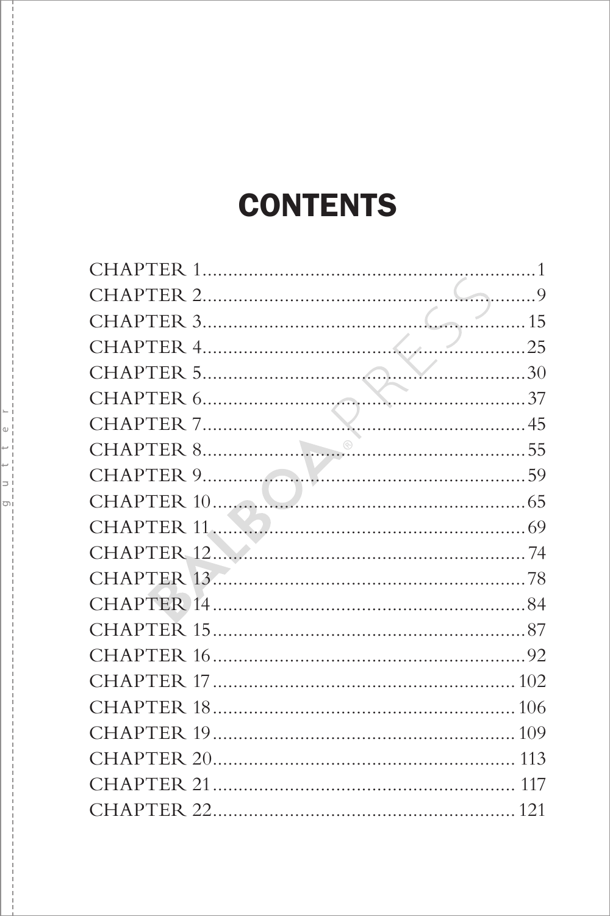# CONTENTS

CHAPTER 1 .......... 1
CHAPTER 2 .......... 9
CHAPTER 3 .......... 15
CHAPTER 4 .......... 25
CHAPTER 5 .......... 30
CHAPTER 6 .......... 37
CHAPTER 7 .......... 45
CHAPTER 8 .......... 55
CHAPTER 9 .......... 59
CHAPTER 10 .......... 65
CHAPTER 11 .......... 69
CHAPTER 12 .......... 74
CHAPTER 13 .......... 78
CHAPTER 14 .......... 84
CHAPTER 15 .......... 87
CHAPTER 16 .......... 92
CHAPTER 17 .......... 102
CHAPTER 18 .......... 106
CHAPTER 19 .......... 109
CHAPTER 20 .......... 113
CHAPTER 21 .......... 117
CHAPTER 22 .......... 121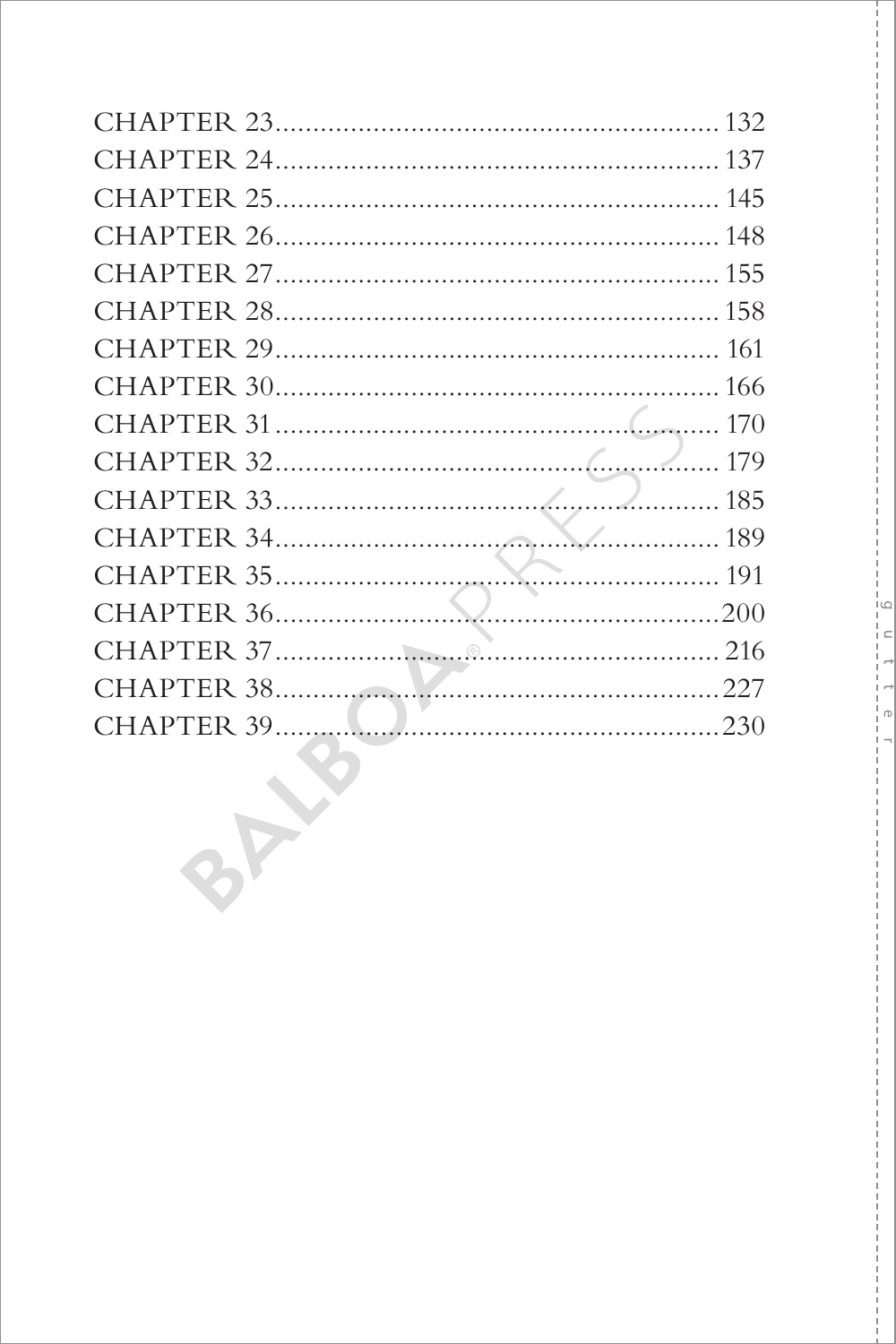CHAPTER 23.......................................................... 132
CHAPTER 24.......................................................... 137
CHAPTER 25.......................................................... 145
CHAPTER 26.......................................................... 148
CHAPTER 27.......................................................... 155
CHAPTER 28.......................................................... 158
CHAPTER 29.......................................................... 161
CHAPTER 30.......................................................... 166
CHAPTER 31.......................................................... 170
CHAPTER 32.......................................................... 179
CHAPTER 33.......................................................... 185
CHAPTER 34.......................................................... 189
CHAPTER 35.......................................................... 191
CHAPTER 36.......................................................... 200
CHAPTER 37.......................................................... 216
CHAPTER 38.......................................................... 227
CHAPTER 39.......................................................... 230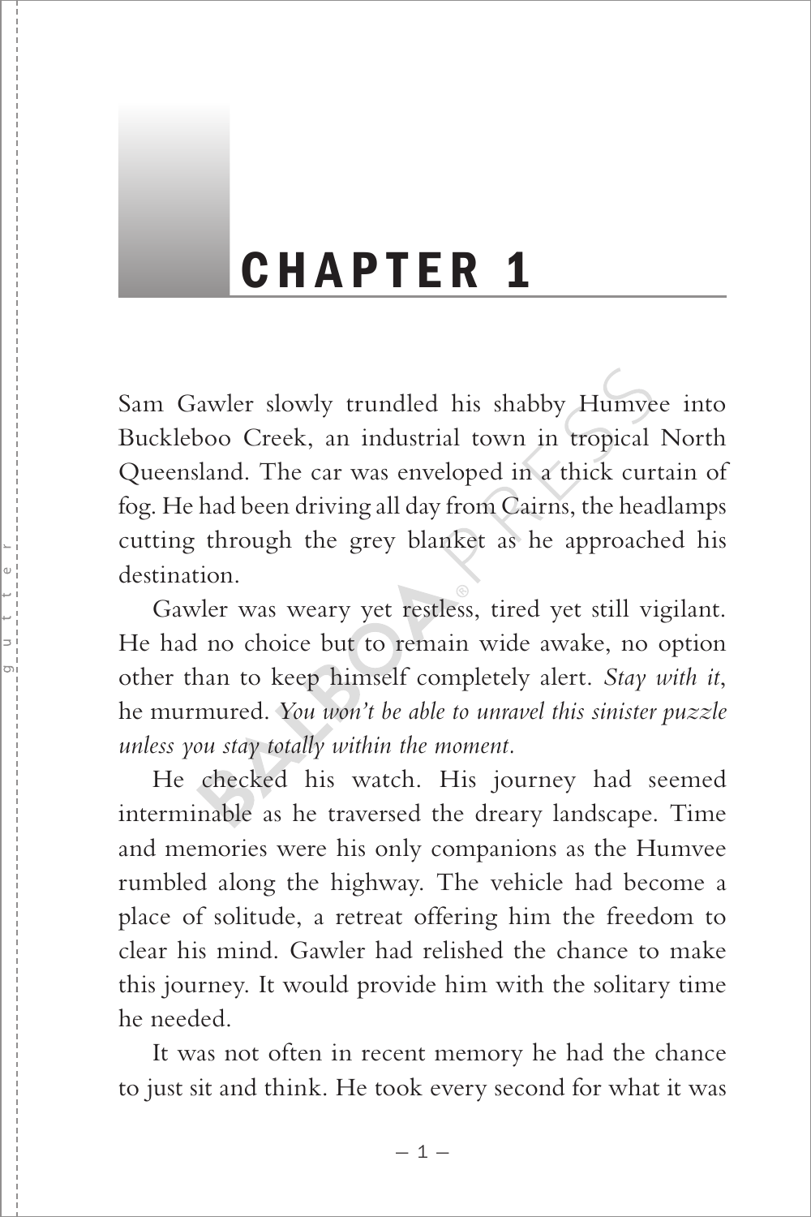# CHAPTER 1

Sam Gawler slowly trundled his shabby Humvee into Buckleboo Creek, an industrial town in tropical North Queensland. The car was enveloped in a thick curtain of fog. He had been driving all day from Cairns, the headlamps cutting through the grey blanket as he approached his destination.

Gawler was weary yet restless, tired yet still vigilant. He had no choice but to remain wide awake, no option other than to keep himself completely alert. *Stay with it*, he murmured. *You won't be able to unravel this sinister puzzle unless you stay totally within the moment.*

He checked his watch. His journey had seemed interminable as he traversed the dreary landscape. Time and memories were his only companions as the Humvee rumbled along the highway. The vehicle had become a place of solitude, a retreat offering him the freedom to clear his mind. Gawler had relished the chance to make this journey. It would provide him with the solitary time he needed.

It was not often in recent memory he had the chance to just sit and think. He took every second for what it was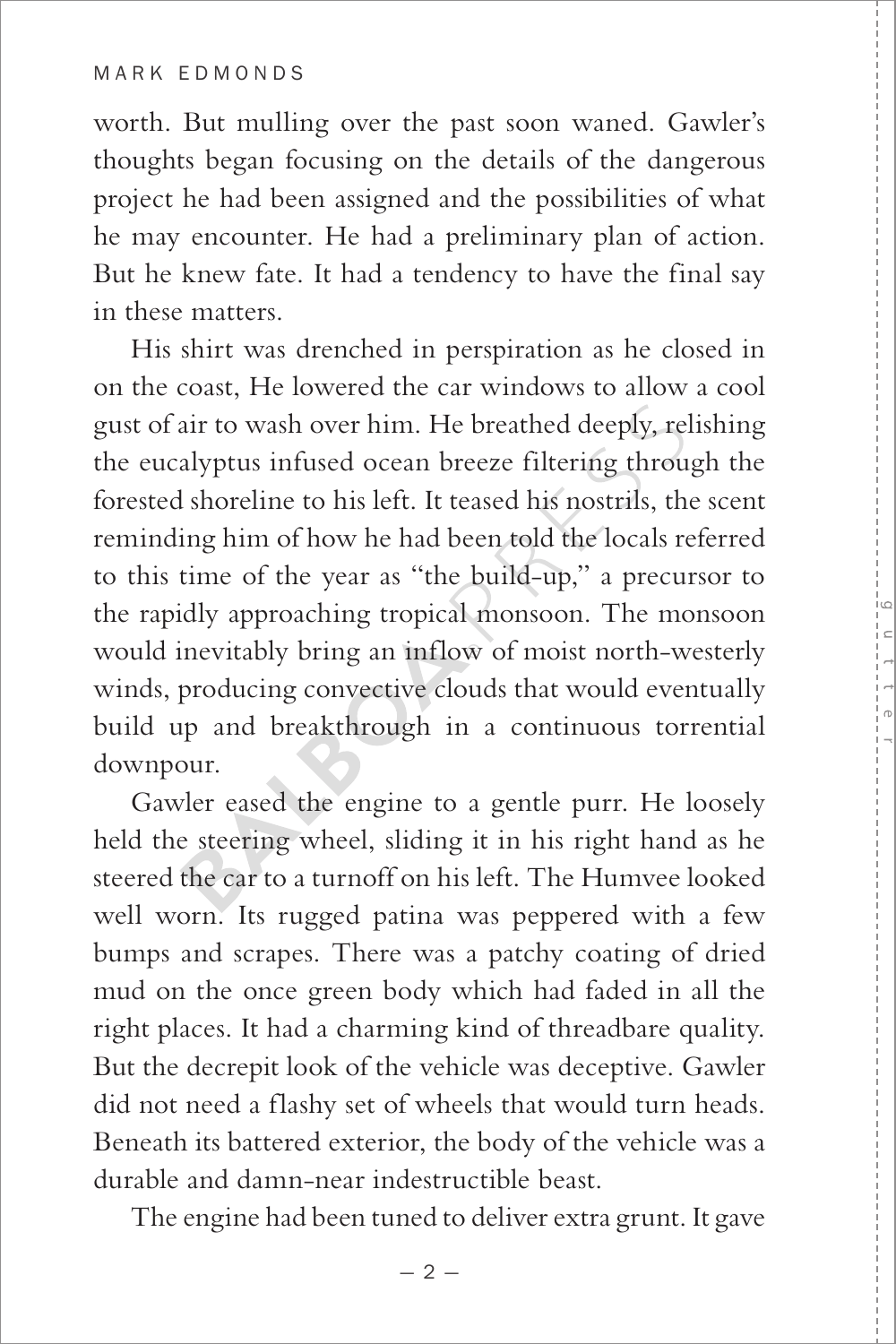worth. But mulling over the past soon waned. Gawler's thoughts began focusing on the details of the dangerous project he had been assigned and the possibilities of what he may encounter. He had a preliminary plan of action. But he knew fate. It had a tendency to have the final say in these matters.

His shirt was drenched in perspiration as he closed in on the coast, He lowered the car windows to allow a cool gust of air to wash over him. He breathed deeply, relishing the eucalyptus infused ocean breeze filtering through the forested shoreline to his left. It teased his nostrils, the scent reminding him of how he had been told the locals referred to this time of the year as "the build-up," a precursor to the rapidly approaching tropical monsoon. The monsoon would inevitably bring an inflow of moist north-westerly winds, producing convective clouds that would eventually build up and breakthrough in a continuous torrential downpour.

Gawler eased the engine to a gentle purr. He loosely held the steering wheel, sliding it in his right hand as he steered the car to a turnoff on his left. The Humvee looked well worn. Its rugged patina was peppered with a few bumps and scrapes. There was a patchy coating of dried mud on the once green body which had faded in all the right places. It had a charming kind of threadbare quality. But the decrepit look of the vehicle was deceptive. Gawler did not need a flashy set of wheels that would turn heads. Beneath its battered exterior, the body of the vehicle was a durable and damn-near indestructible beast.

The engine had been tuned to deliver extra grunt. It gave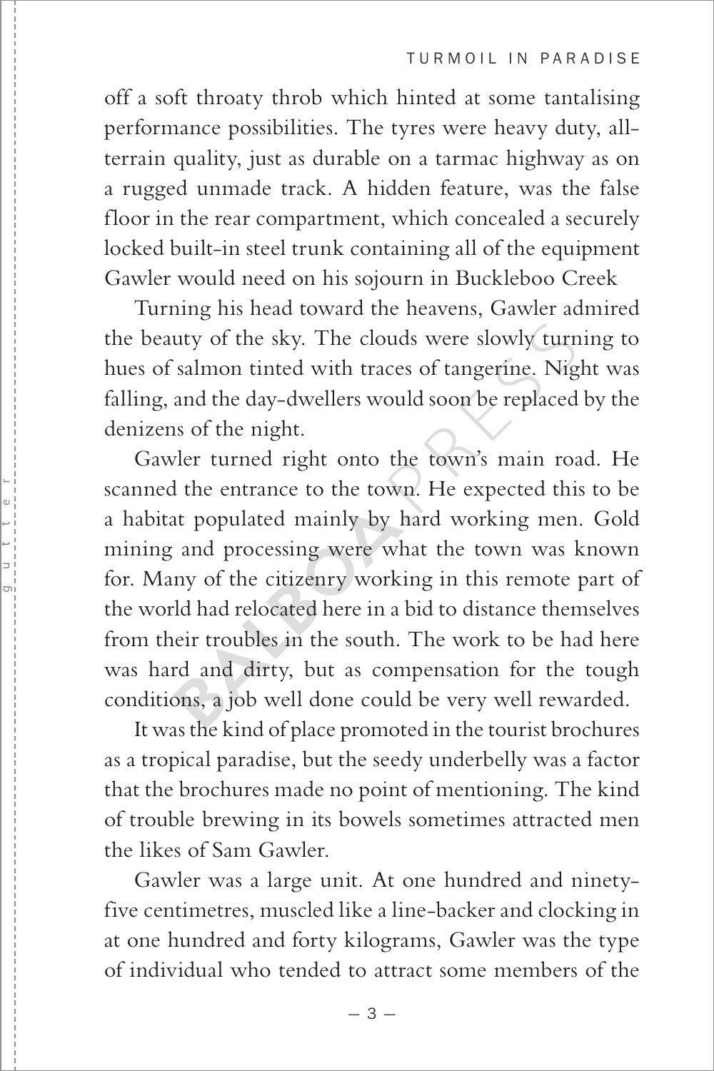off a soft throaty throb which hinted at some tantalising performance possibilities. The tyres were heavy duty, all-terrain quality, just as durable on a tarmac highway as on a rugged unmade track. A hidden feature, was the false floor in the rear compartment, which concealed a securely locked built-in steel trunk containing all of the equipment Gawler would need on his sojourn in Buckleboo Creek

Turning his head toward the heavens, Gawler admired the beauty of the sky. The clouds were slowly turning to hues of salmon tinted with traces of tangerine. Night was falling, and the day-dwellers would soon be replaced by the denizens of the night.

Gawler turned right onto the town's main road. He scanned the entrance to the town. He expected this to be a habitat populated mainly by hard working men. Gold mining and processing were what the town was known for. Many of the citizenry working in this remote part of the world had relocated here in a bid to distance themselves from their troubles in the south. The work to be had here was hard and dirty, but as compensation for the tough conditions, a job well done could be very well rewarded.

It was the kind of place promoted in the tourist brochures as a tropical paradise, but the seedy underbelly was a factor that the brochures made no point of mentioning. The kind of trouble brewing in its bowels sometimes attracted men the likes of Sam Gawler.

Gawler was a large unit. At one hundred and ninety-five centimetres, muscled like a line-backer and clocking in at one hundred and forty kilograms, Gawler was the type of individual who tended to attract some members of the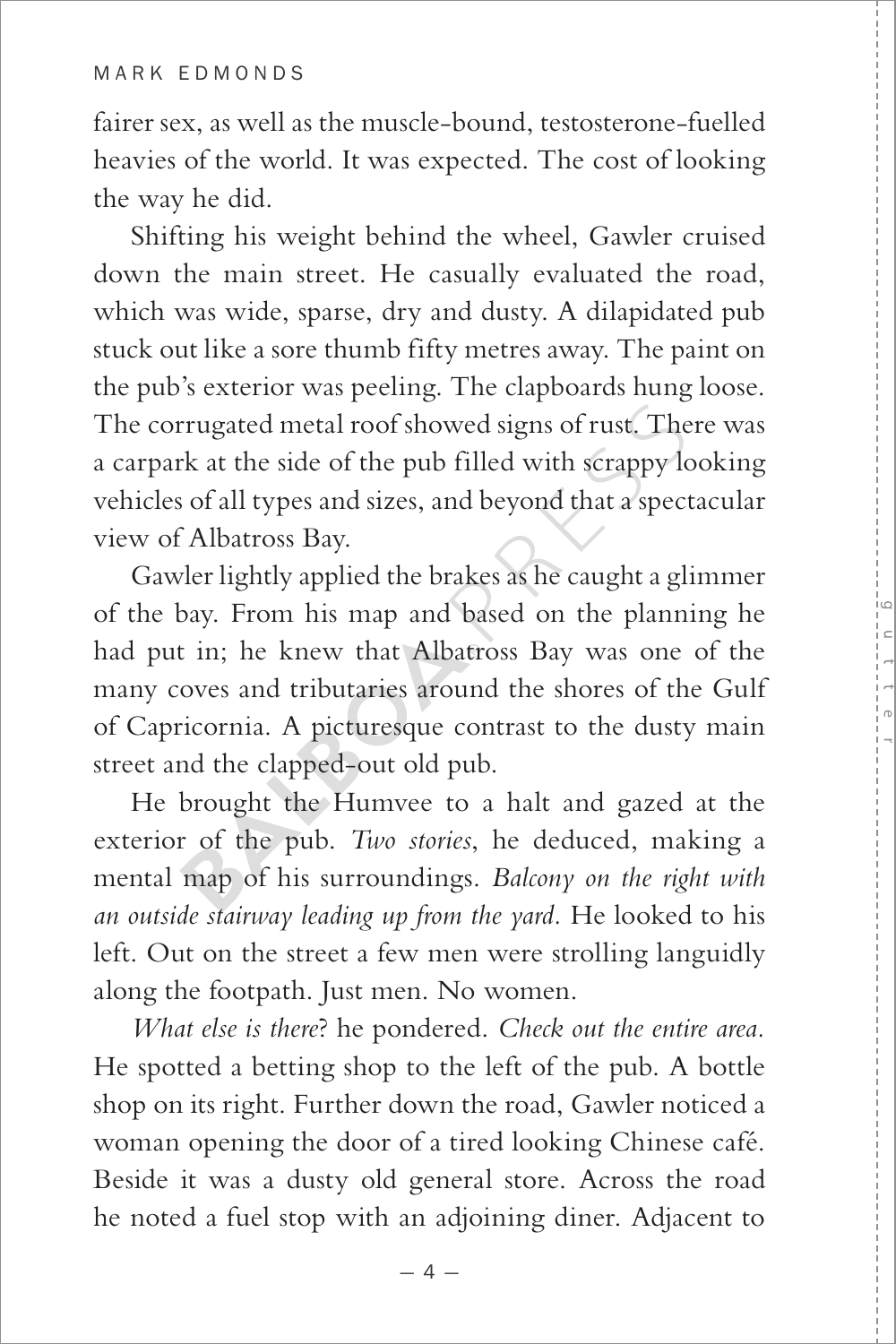fairer sex, as well as the muscle-bound, testosterone-fuelled heavies of the world. It was expected. The cost of looking the way he did.

Shifting his weight behind the wheel, Gawler cruised down the main street. He casually evaluated the road, which was wide, sparse, dry and dusty. A dilapidated pub stuck out like a sore thumb fifty metres away. The paint on the pub's exterior was peeling. The clapboards hung loose. The corrugated metal roof showed signs of rust. There was a carpark at the side of the pub filled with scrappy looking vehicles of all types and sizes, and beyond that a spectacular view of Albatross Bay.

Gawler lightly applied the brakes as he caught a glimmer of the bay. From his map and based on the planning he had put in; he knew that Albatross Bay was one of the many coves and tributaries around the shores of the Gulf of Capricornia. A picturesque contrast to the dusty main street and the clapped-out old pub.

He brought the Humvee to a halt and gazed at the exterior of the pub. *Two stories*, he deduced, making a mental map of his surroundings. *Balcony on the right with an outside stairway leading up from the yard.* He looked to his left. Out on the street a few men were strolling languidly along the footpath. Just men. No women.

*What else is there*? he pondered. *Check out the entire area.* He spotted a betting shop to the left of the pub. A bottle shop on its right. Further down the road, Gawler noticed a woman opening the door of a tired looking Chinese café. Beside it was a dusty old general store. Across the road he noted a fuel stop with an adjoining diner. Adjacent to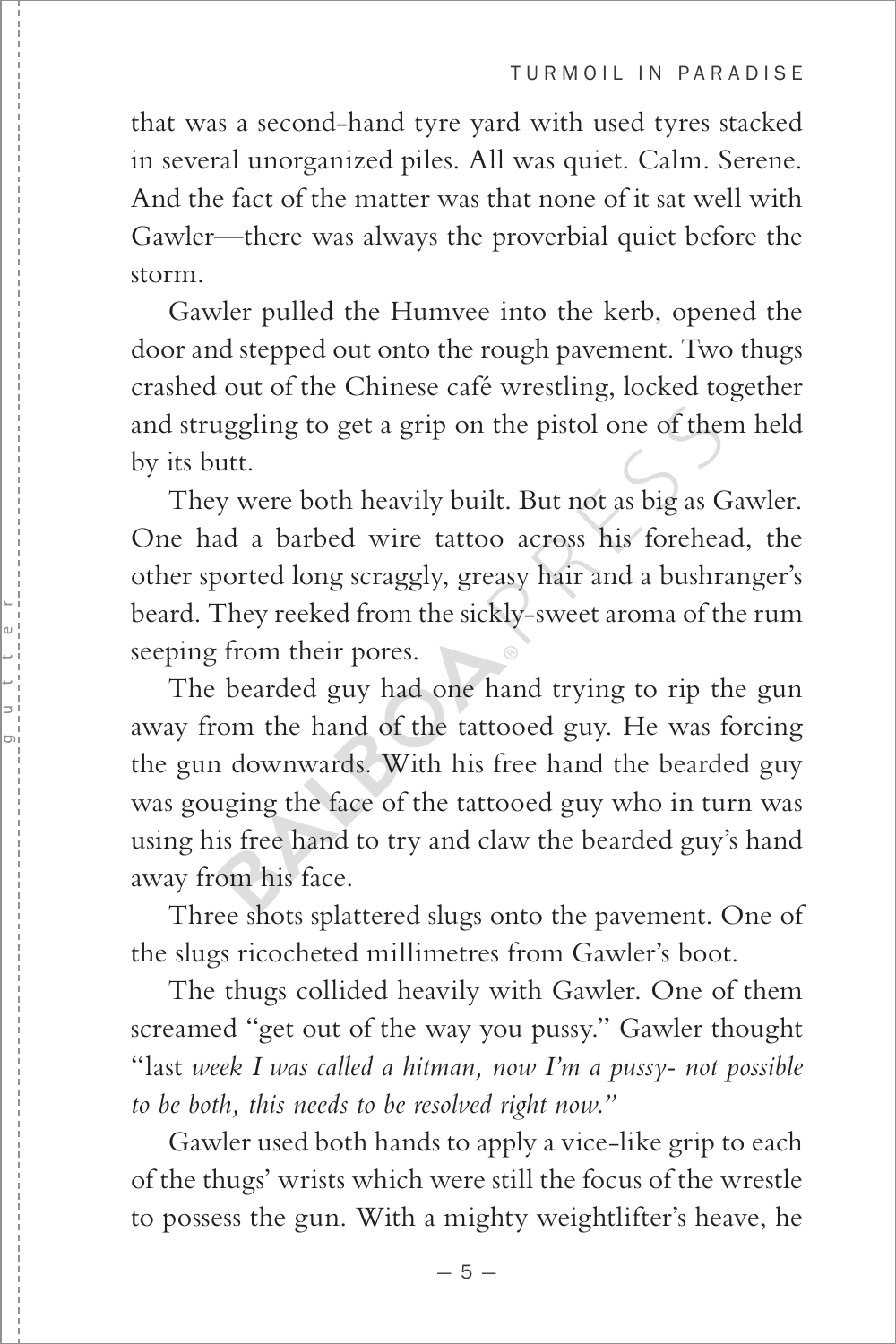that was a second-hand tyre yard with used tyres stacked in several unorganized piles. All was quiet. Calm. Serene. And the fact of the matter was that none of it sat well with Gawler—there was always the proverbial quiet before the storm.

Gawler pulled the Humvee into the kerb, opened the door and stepped out onto the rough pavement. Two thugs crashed out of the Chinese café wrestling, locked together and struggling to get a grip on the pistol one of them held by its butt.

They were both heavily built. But not as big as Gawler. One had a barbed wire tattoo across his forehead, the other sported long scraggly, greasy hair and a bushranger's beard. They reeked from the sickly-sweet aroma of the rum seeping from their pores.

The bearded guy had one hand trying to rip the gun away from the hand of the tattooed guy. He was forcing the gun downwards. With his free hand the bearded guy was gouging the face of the tattooed guy who in turn was using his free hand to try and claw the bearded guy's hand away from his face.

Three shots splattered slugs onto the pavement. One of the slugs ricocheted millimetres from Gawler's boot.

The thugs collided heavily with Gawler. One of them screamed "get out of the way you pussy." Gawler thought "last *week I was called a hitman, now I'm a pussy- not possible to be both, this needs to be resolved right now."*

Gawler used both hands to apply a vice-like grip to each of the thugs' wrists which were still the focus of the wrestle to possess the gun. With a mighty weightlifter's heave, he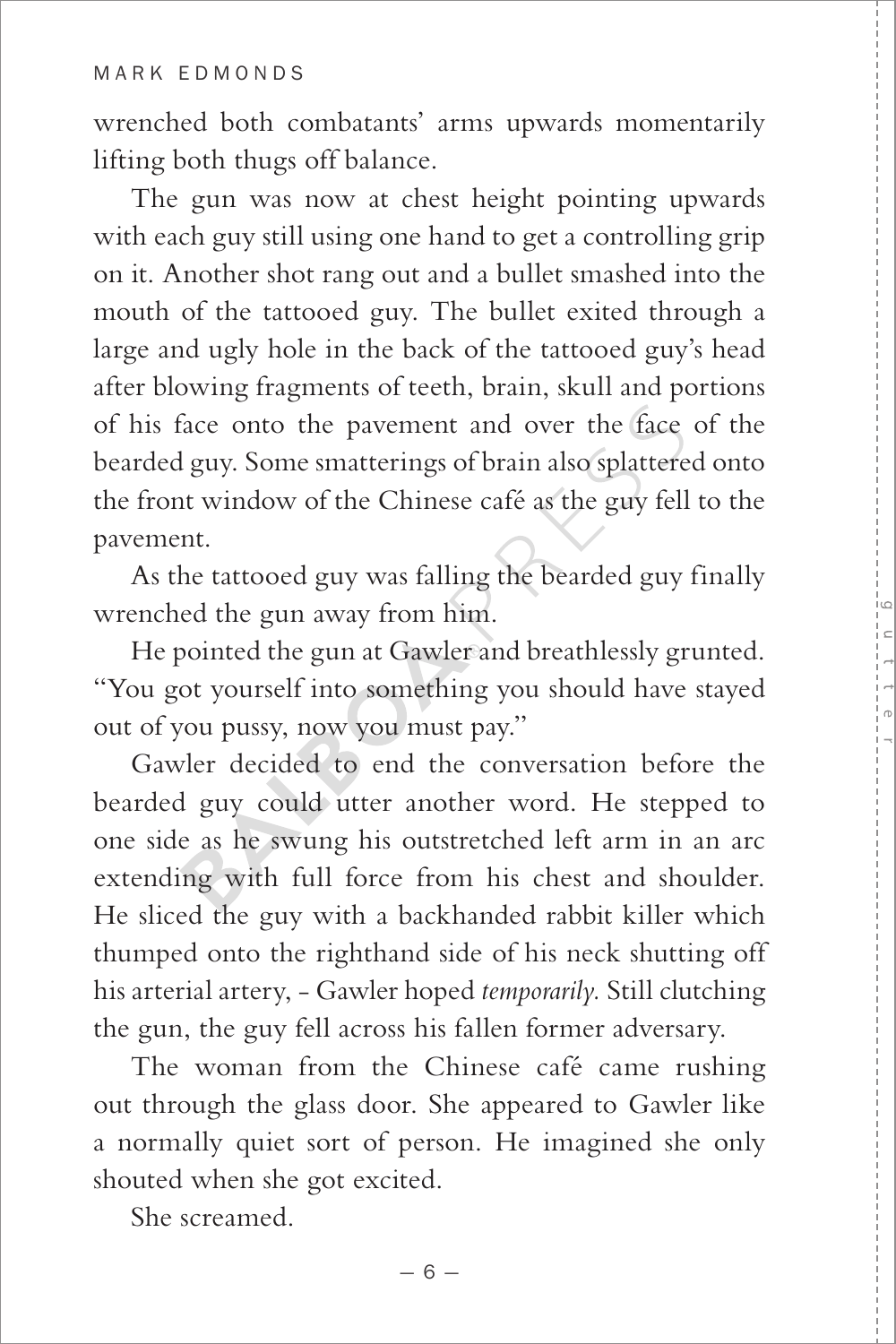wrenched both combatants' arms upwards momentarily lifting both thugs off balance.

The gun was now at chest height pointing upwards with each guy still using one hand to get a controlling grip on it. Another shot rang out and a bullet smashed into the mouth of the tattooed guy. The bullet exited through a large and ugly hole in the back of the tattooed guy's head after blowing fragments of teeth, brain, skull and portions of his face onto the pavement and over the face of the bearded guy. Some smatterings of brain also splattered onto the front window of the Chinese café as the guy fell to the pavement.

As the tattooed guy was falling the bearded guy finally wrenched the gun away from him.

He pointed the gun at Gawler and breathlessly grunted. "You got yourself into something you should have stayed out of you pussy, now you must pay."

Gawler decided to end the conversation before the bearded guy could utter another word. He stepped to one side as he swung his outstretched left arm in an arc extending with full force from his chest and shoulder. He sliced the guy with a backhanded rabbit killer which thumped onto the righthand side of his neck shutting off his arterial artery, - Gawler hoped *temporarily.* Still clutching the gun, the guy fell across his fallen former adversary.

The woman from the Chinese café came rushing out through the glass door. She appeared to Gawler like a normally quiet sort of person. He imagined she only shouted when she got excited.

She screamed.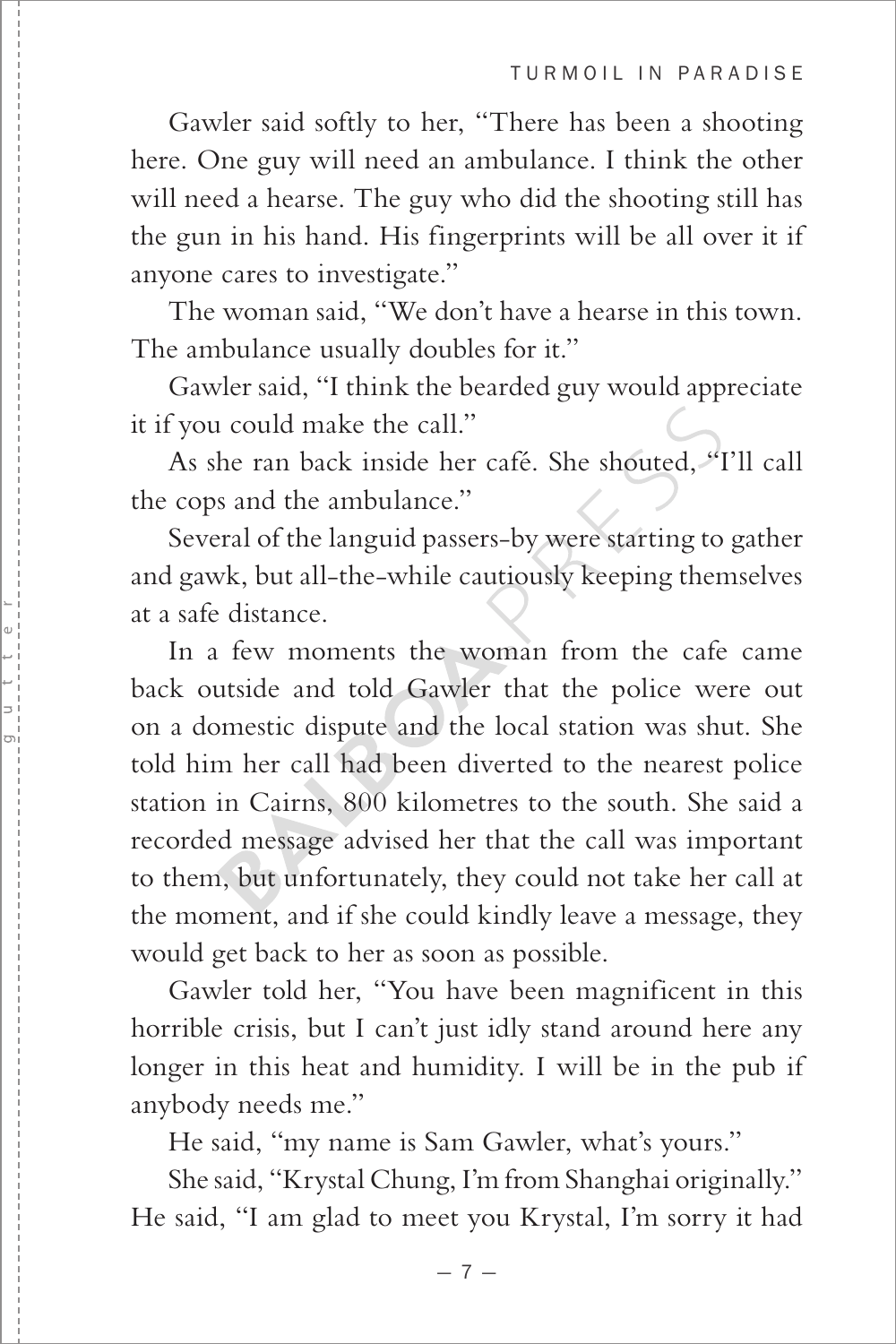Gawler said softly to her, "There has been a shooting here. One guy will need an ambulance. I think the other will need a hearse. The guy who did the shooting still has the gun in his hand. His fingerprints will be all over it if anyone cares to investigate."

The woman said, "We don't have a hearse in this town. The ambulance usually doubles for it."

Gawler said, "I think the bearded guy would appreciate it if you could make the call."

As she ran back inside her café. She shouted, "I'll call the cops and the ambulance."

Several of the languid passers-by were starting to gather and gawk, but all-the-while cautiously keeping themselves at a safe distance.

In a few moments the woman from the cafe came back outside and told Gawler that the police were out on a domestic dispute and the local station was shut. She told him her call had been diverted to the nearest police station in Cairns, 800 kilometres to the south. She said a recorded message advised her that the call was important to them, but unfortunately, they could not take her call at the moment, and if she could kindly leave a message, they would get back to her as soon as possible.

Gawler told her, "You have been magnificent in this horrible crisis, but I can't just idly stand around here any longer in this heat and humidity. I will be in the pub if anybody needs me."

He said, "my name is Sam Gawler, what's yours."

She said, "Krystal Chung, I'm from Shanghai originally." He said, "I am glad to meet you Krystal, I'm sorry it had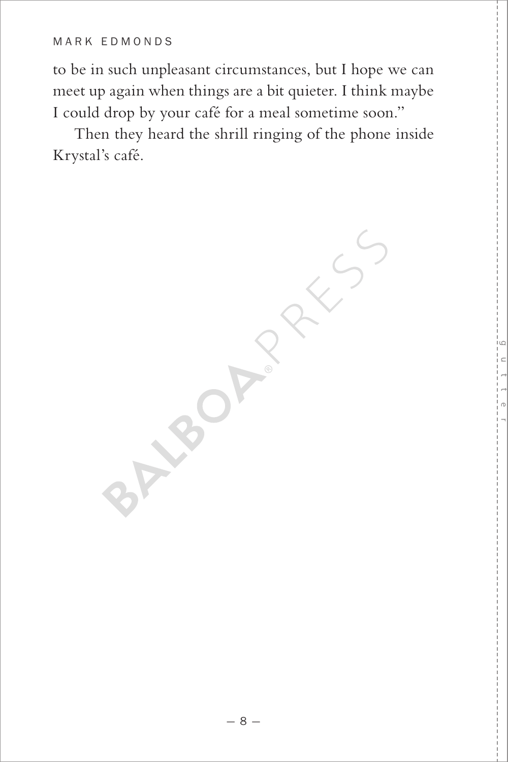to be in such unpleasant circumstances, but I hope we can meet up again when things are a bit quieter. I think maybe I could drop by your café for a meal sometime soon."

Then they heard the shrill ringing of the phone inside Krystal's café.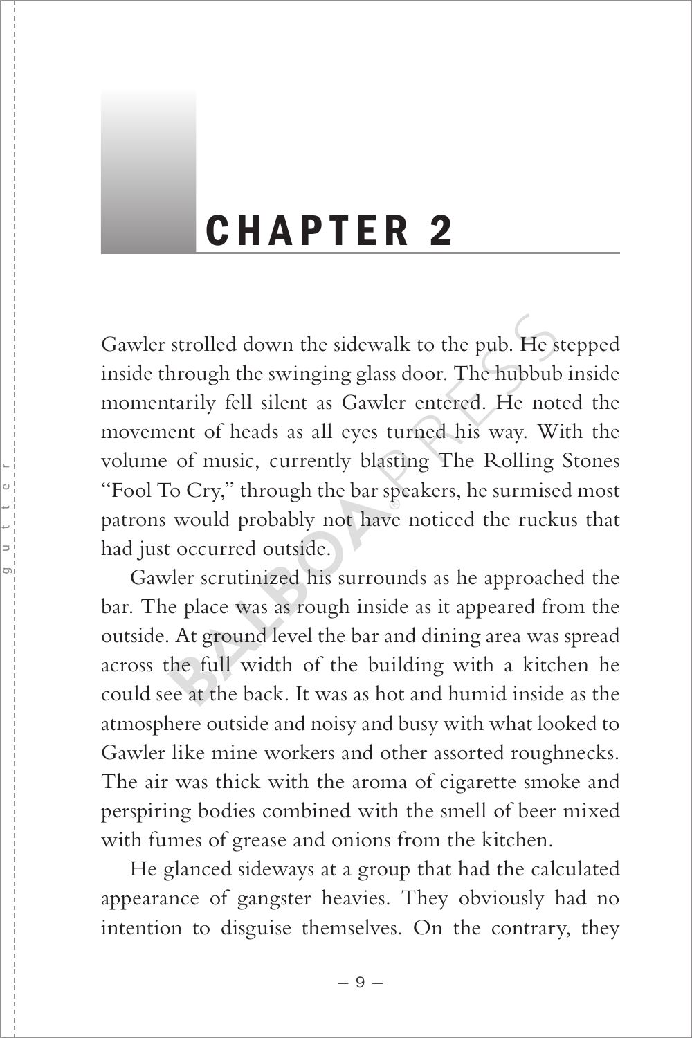# CHAPTER 2

Gawler strolled down the sidewalk to the pub. He stepped inside through the swinging glass door. The hubbub inside momentarily fell silent as Gawler entered. He noted the movement of heads as all eyes turned his way. With the volume of music, currently blasting The Rolling Stones "Fool To Cry," through the bar speakers, he surmised most patrons would probably not have noticed the ruckus that had just occurred outside.

Gawler scrutinized his surrounds as he approached the bar. The place was as rough inside as it appeared from the outside. At ground level the bar and dining area was spread across the full width of the building with a kitchen he could see at the back. It was as hot and humid inside as the atmosphere outside and noisy and busy with what looked to Gawler like mine workers and other assorted roughnecks. The air was thick with the aroma of cigarette smoke and perspiring bodies combined with the smell of beer mixed with fumes of grease and onions from the kitchen.

He glanced sideways at a group that had the calculated appearance of gangster heavies. They obviously had no intention to disguise themselves. On the contrary, they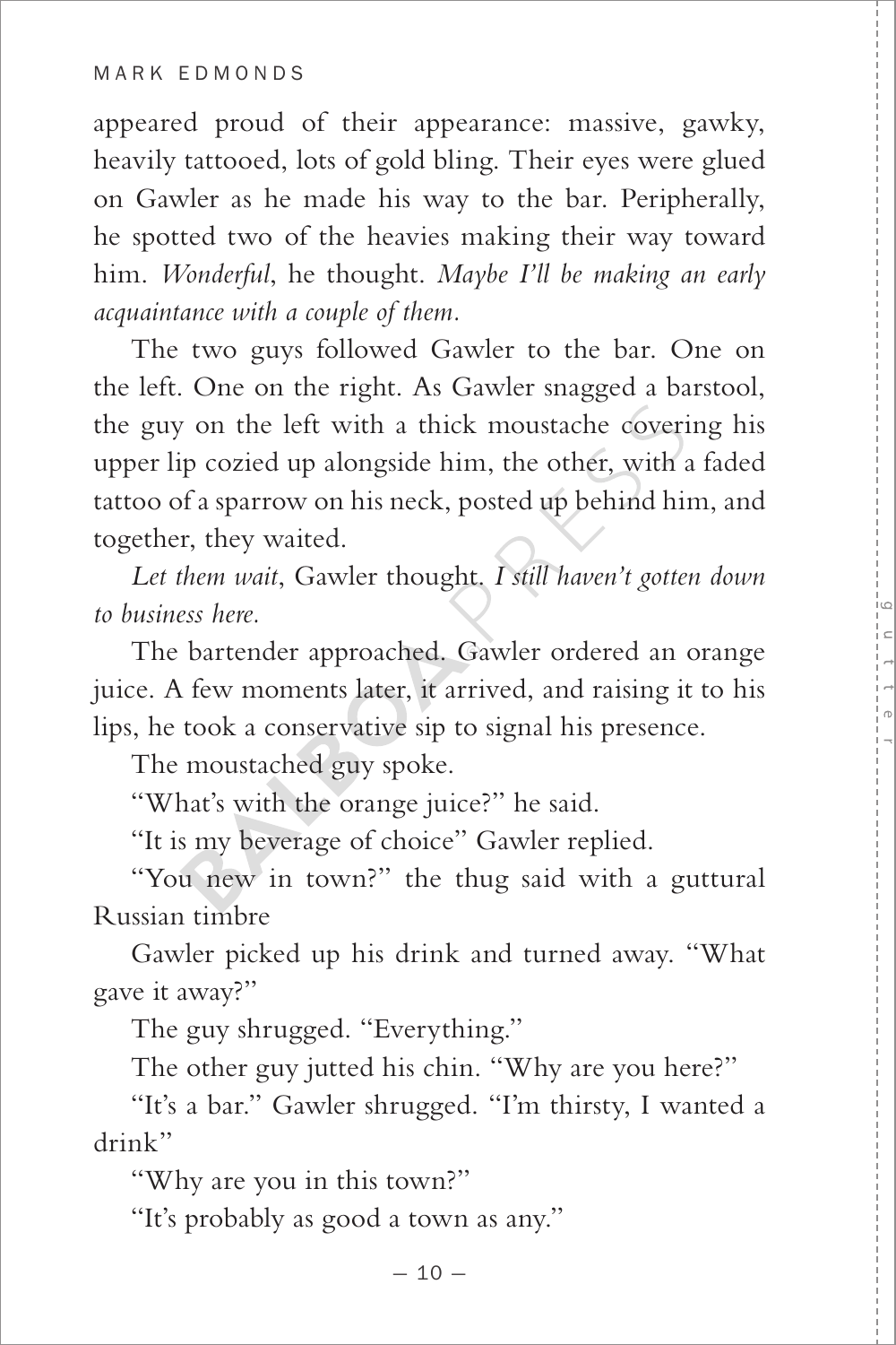appeared proud of their appearance: massive, gawky, heavily tattooed, lots of gold bling. Their eyes were glued on Gawler as he made his way to the bar. Peripherally, he spotted two of the heavies making their way toward him. *Wonderful*, he thought. *Maybe I'll be making an early acquaintance with a couple of them.*

The two guys followed Gawler to the bar. One on the left. One on the right. As Gawler snagged a barstool, the guy on the left with a thick moustache covering his upper lip cozied up alongside him, the other, with a faded tattoo of a sparrow on his neck, posted up behind him, and together, they waited.

*Let them wait*, Gawler thought. *I still haven't gotten down to business here.*

The bartender approached. Gawler ordered an orange juice. A few moments later, it arrived, and raising it to his lips, he took a conservative sip to signal his presence.

The moustached guy spoke.

"What's with the orange juice?" he said.

"It is my beverage of choice" Gawler replied.

"You new in town?" the thug said with a guttural Russian timbre

Gawler picked up his drink and turned away. "What gave it away?"

The guy shrugged. "Everything."

The other guy jutted his chin. "Why are you here?"

"It's a bar." Gawler shrugged. "I'm thirsty, I wanted a drink"

"Why are you in this town?"

"It's probably as good a town as any."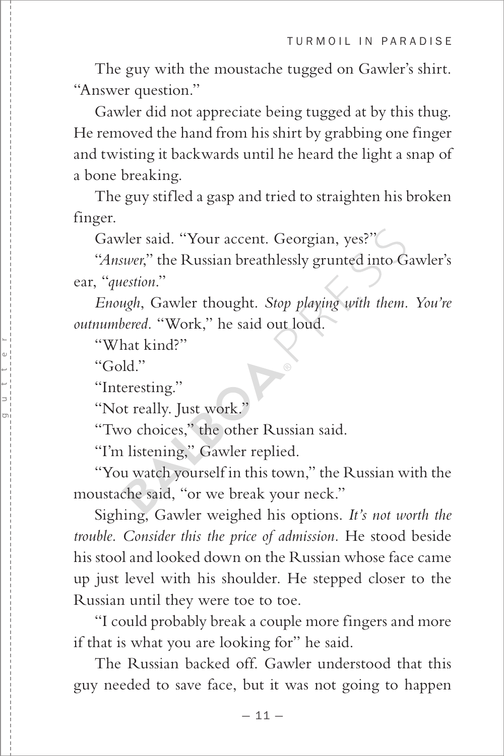The guy with the moustache tugged on Gawler's shirt. "Answer question."

Gawler did not appreciate being tugged at by this thug. He removed the hand from his shirt by grabbing one finger and twisting it backwards until he heard the light a snap of a bone breaking.

The guy stifled a gasp and tried to straighten his broken finger.

Gawler said. "Your accent. Georgian, yes?"

"*Answer*," the Russian breathlessly grunted into Gawler's ear, "*question*."

*Enough*, Gawler thought. *Stop playing with them. You're outnumbered.* "Work," he said out loud.

"What kind?"

"Gold."

"Interesting."

"Not really. Just work."

"Two choices," the other Russian said.

"I'm listening," Gawler replied.

"You watch yourself in this town," the Russian with the moustache said, "or we break your neck."

Sighing, Gawler weighed his options. *It's not worth the trouble. Consider this the price of admission.* He stood beside his stool and looked down on the Russian whose face came up just level with his shoulder. He stepped closer to the Russian until they were toe to toe.

"I could probably break a couple more fingers and more if that is what you are looking for" he said.

The Russian backed off. Gawler understood that this guy needed to save face, but it was not going to happen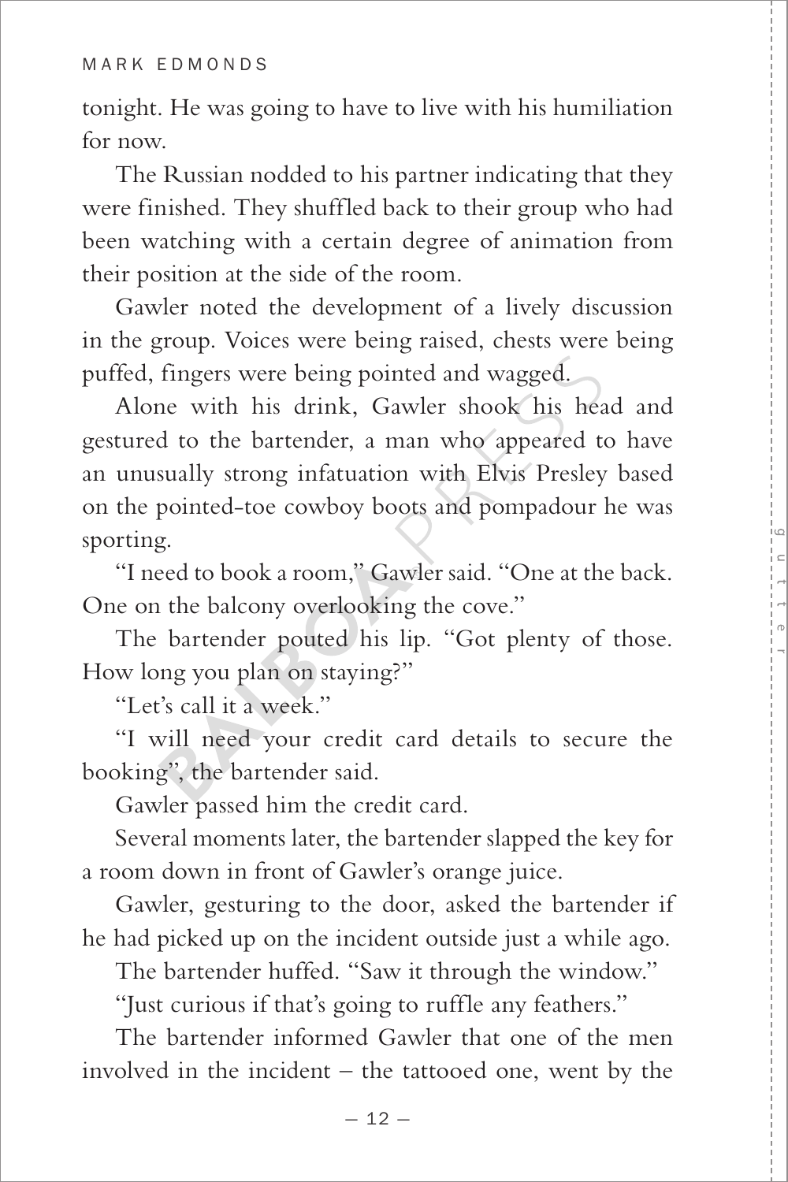tonight. He was going to have to live with his humiliation for now.

The Russian nodded to his partner indicating that they were finished. They shuffled back to their group who had been watching with a certain degree of animation from their position at the side of the room.

Gawler noted the development of a lively discussion in the group. Voices were being raised, chests were being puffed, fingers were being pointed and wagged.

Alone with his drink, Gawler shook his head and gestured to the bartender, a man who appeared to have an unusually strong infatuation with Elvis Presley based on the pointed-toe cowboy boots and pompadour he was sporting.

"I need to book a room," Gawler said. "One at the back. One on the balcony overlooking the cove."

The bartender pouted his lip. "Got plenty of those. How long you plan on staying?"

"Let's call it a week."

"I will need your credit card details to secure the booking", the bartender said.

Gawler passed him the credit card.

Several moments later, the bartender slapped the key for a room down in front of Gawler's orange juice.

Gawler, gesturing to the door, asked the bartender if he had picked up on the incident outside just a while ago.

The bartender huffed. "Saw it through the window."

"Just curious if that's going to ruffle any feathers."

The bartender informed Gawler that one of the men involved in the incident – the tattooed one, went by the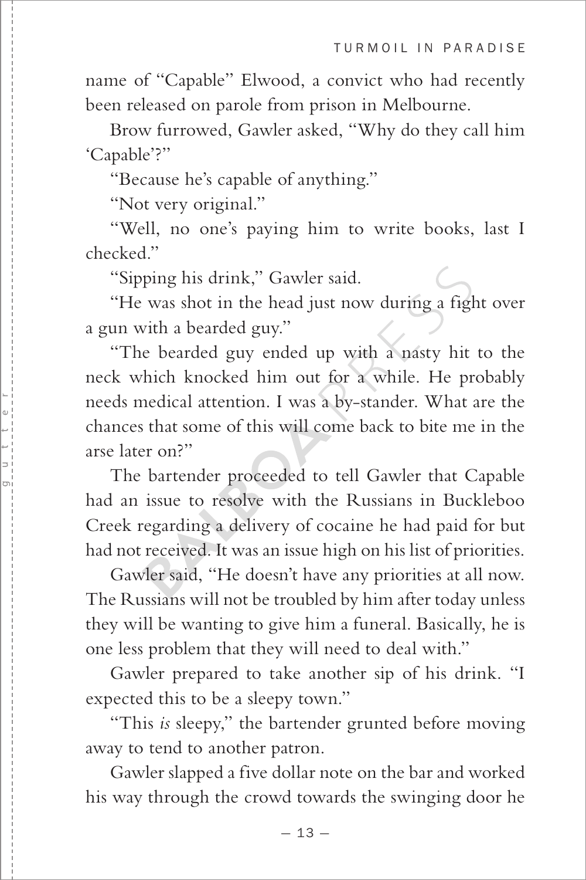name of "Capable" Elwood, a convict who had recently been released on parole from prison in Melbourne.

Brow furrowed, Gawler asked, "Why do they call him 'Capable'?"

"Because he's capable of anything."

"Not very original."

"Well, no one's paying him to write books, last I checked."

"Sipping his drink," Gawler said.

"He was shot in the head just now during a fight over a gun with a bearded guy."

"The bearded guy ended up with a nasty hit to the neck which knocked him out for a while. He probably needs medical attention. I was a by-stander. What are the chances that some of this will come back to bite me in the arse later on?"

The bartender proceeded to tell Gawler that Capable had an issue to resolve with the Russians in Buckleboo Creek regarding a delivery of cocaine he had paid for but had not received. It was an issue high on his list of priorities.

Gawler said, "He doesn't have any priorities at all now. The Russians will not be troubled by him after today unless they will be wanting to give him a funeral. Basically, he is one less problem that they will need to deal with."

Gawler prepared to take another sip of his drink. "I expected this to be a sleepy town."

"This *is* sleepy," the bartender grunted before moving away to tend to another patron.

Gawler slapped a five dollar note on the bar and worked his way through the crowd towards the swinging door he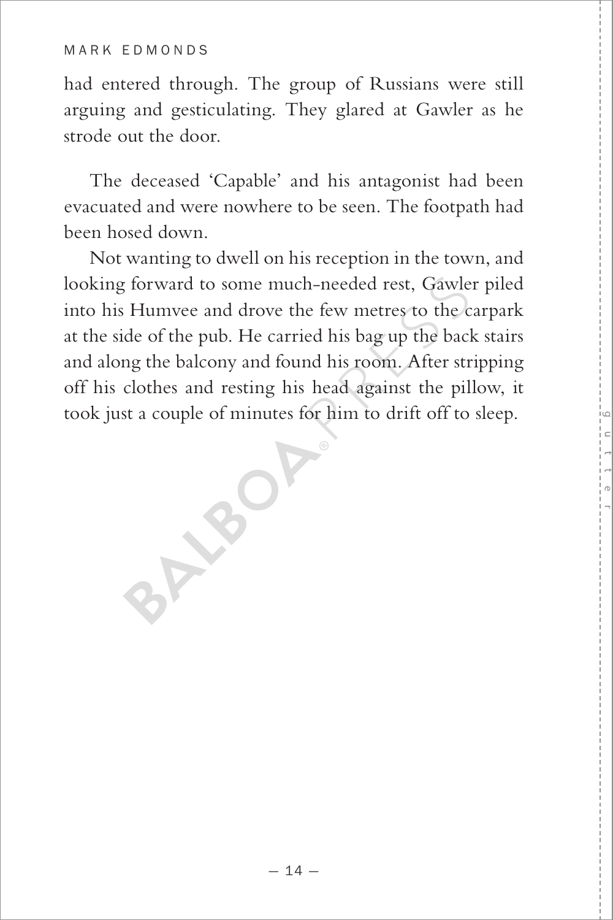had entered through. The group of Russians were still arguing and gesticulating. They glared at Gawler as he strode out the door.

The deceased 'Capable' and his antagonist had been evacuated and were nowhere to be seen. The footpath had been hosed down.

Not wanting to dwell on his reception in the town, and looking forward to some much-needed rest, Gawler piled into his Humvee and drove the few metres to the carpark at the side of the pub. He carried his bag up the back stairs and along the balcony and found his room. After stripping off his clothes and resting his head against the pillow, it took just a couple of minutes for him to drift off to sleep.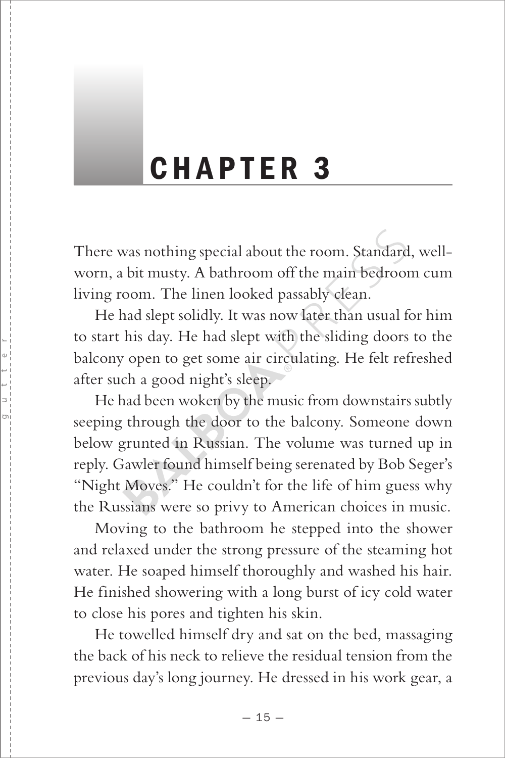# CHAPTER 3

There was nothing special about the room. Standard, well-worn, a bit musty. A bathroom off the main bedroom cum living room. The linen looked passably clean.

He had slept solidly. It was now later than usual for him to start his day. He had slept with the sliding doors to the balcony open to get some air circulating. He felt refreshed after such a good night's sleep.

He had been woken by the music from downstairs subtly seeping through the door to the balcony. Someone down below grunted in Russian. The volume was turned up in reply. Gawler found himself being serenated by Bob Seger's "Night Moves." He couldn't for the life of him guess why the Russians were so privy to American choices in music.

Moving to the bathroom he stepped into the shower and relaxed under the strong pressure of the steaming hot water. He soaped himself thoroughly and washed his hair. He finished showering with a long burst of icy cold water to close his pores and tighten his skin.

He towelled himself dry and sat on the bed, massaging the back of his neck to relieve the residual tension from the previous day's long journey. He dressed in his work gear, a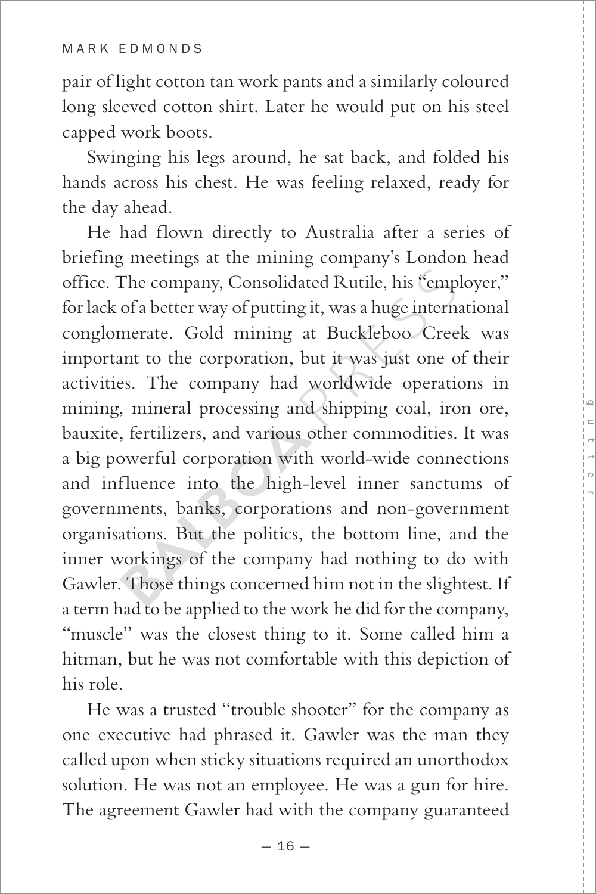pair of light cotton tan work pants and a similarly coloured long sleeved cotton shirt. Later he would put on his steel capped work boots.

Swinging his legs around, he sat back, and folded his hands across his chest. He was feeling relaxed, ready for the day ahead.

He had flown directly to Australia after a series of briefing meetings at the mining company's London head office. The company, Consolidated Rutile, his "employer," for lack of a better way of putting it, was a huge international conglomerate. Gold mining at Buckleboo Creek was important to the corporation, but it was just one of their activities. The company had worldwide operations in mining, mineral processing and shipping coal, iron ore, bauxite, fertilizers, and various other commodities. It was a big powerful corporation with world-wide connections and influence into the high-level inner sanctums of governments, banks, corporations and non-government organisations. But the politics, the bottom line, and the inner workings of the company had nothing to do with Gawler. Those things concerned him not in the slightest. If a term had to be applied to the work he did for the company, "muscle" was the closest thing to it. Some called him a hitman, but he was not comfortable with this depiction of his role.

He was a trusted "trouble shooter" for the company as one executive had phrased it. Gawler was the man they called upon when sticky situations required an unorthodox solution. He was not an employee. He was a gun for hire. The agreement Gawler had with the company guaranteed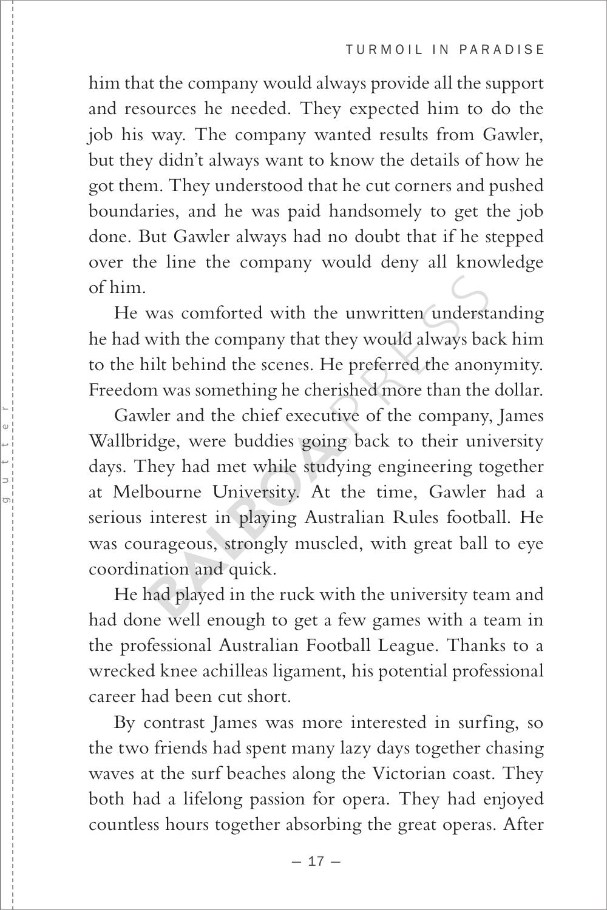him that the company would always provide all the support and resources he needed. They expected him to do the job his way. The company wanted results from Gawler, but they didn't always want to know the details of how he got them. They understood that he cut corners and pushed boundaries, and he was paid handsomely to get the job done. But Gawler always had no doubt that if he stepped over the line the company would deny all knowledge of him.

He was comforted with the unwritten understanding he had with the company that they would always back him to the hilt behind the scenes. He preferred the anonymity. Freedom was something he cherished more than the dollar.

Gawler and the chief executive of the company, James Wallbridge, were buddies going back to their university days. They had met while studying engineering together at Melbourne University. At the time, Gawler had a serious interest in playing Australian Rules football. He was courageous, strongly muscled, with great ball to eye coordination and quick.

He had played in the ruck with the university team and had done well enough to get a few games with a team in the professional Australian Football League. Thanks to a wrecked knee achilleas ligament, his potential professional career had been cut short.

By contrast James was more interested in surfing, so the two friends had spent many lazy days together chasing waves at the surf beaches along the Victorian coast. They both had a lifelong passion for opera. They had enjoyed countless hours together absorbing the great operas. After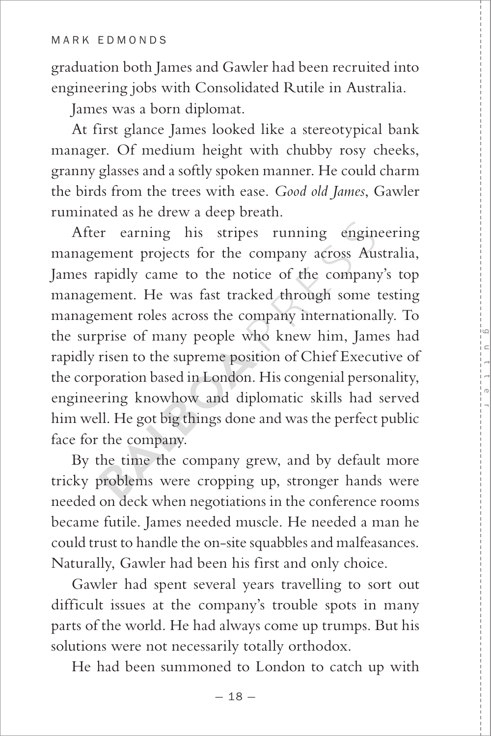graduation both James and Gawler had been recruited into engineering jobs with Consolidated Rutile in Australia.

James was a born diplomat.

At first glance James looked like a stereotypical bank manager. Of medium height with chubby rosy cheeks, granny glasses and a softly spoken manner. He could charm the birds from the trees with ease. *Good old James*, Gawler ruminated as he drew a deep breath.

After earning his stripes running engineering management projects for the company across Australia, James rapidly came to the notice of the company's top management. He was fast tracked through some testing management roles across the company internationally. To the surprise of many people who knew him, James had rapidly risen to the supreme position of Chief Executive of the corporation based in London. His congenial personality, engineering knowhow and diplomatic skills had served him well. He got big things done and was the perfect public face for the company.

By the time the company grew, and by default more tricky problems were cropping up, stronger hands were needed on deck when negotiations in the conference rooms became futile. James needed muscle. He needed a man he could trust to handle the on-site squabbles and malfeasances. Naturally, Gawler had been his first and only choice.

Gawler had spent several years travelling to sort out difficult issues at the company's trouble spots in many parts of the world. He had always come up trumps. But his solutions were not necessarily totally orthodox.

He had been summoned to London to catch up with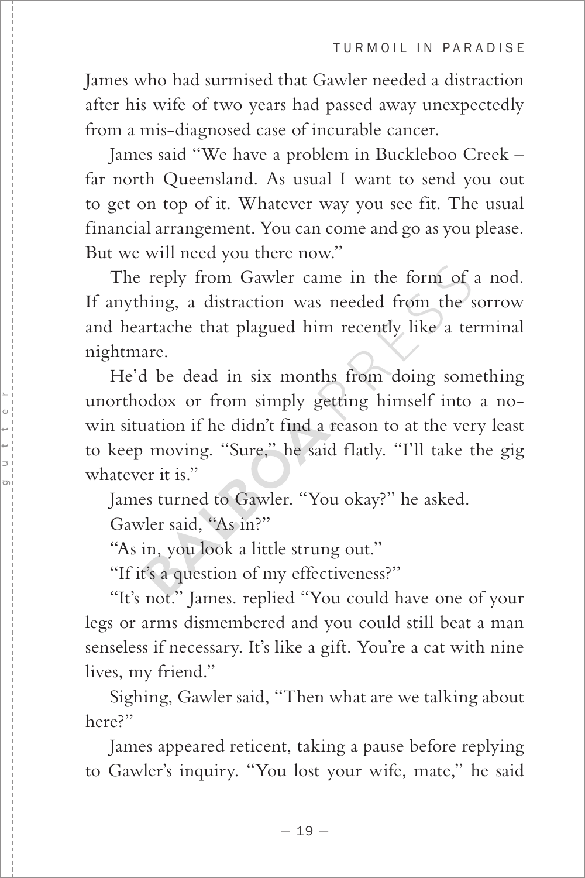James who had surmised that Gawler needed a distraction after his wife of two years had passed away unexpectedly from a mis-diagnosed case of incurable cancer.

James said "We have a problem in Buckleboo Creek – far north Queensland. As usual I want to send you out to get on top of it. Whatever way you see fit. The usual financial arrangement. You can come and go as you please. But we will need you there now."

The reply from Gawler came in the form of a nod. If anything, a distraction was needed from the sorrow and heartache that plagued him recently like a terminal nightmare.

He'd be dead in six months from doing something unorthodox or from simply getting himself into a no-win situation if he didn't find a reason to at the very least to keep moving. "Sure," he said flatly. "I'll take the gig whatever it is."

James turned to Gawler. "You okay?" he asked.

Gawler said, "As in?"

"As in, you look a little strung out."

"If it's a question of my effectiveness?"

"It's not." James. replied "You could have one of your legs or arms dismembered and you could still beat a man senseless if necessary. It's like a gift. You're a cat with nine lives, my friend."

Sighing, Gawler said, "Then what are we talking about here?"

James appeared reticent, taking a pause before replying to Gawler's inquiry. "You lost your wife, mate," he said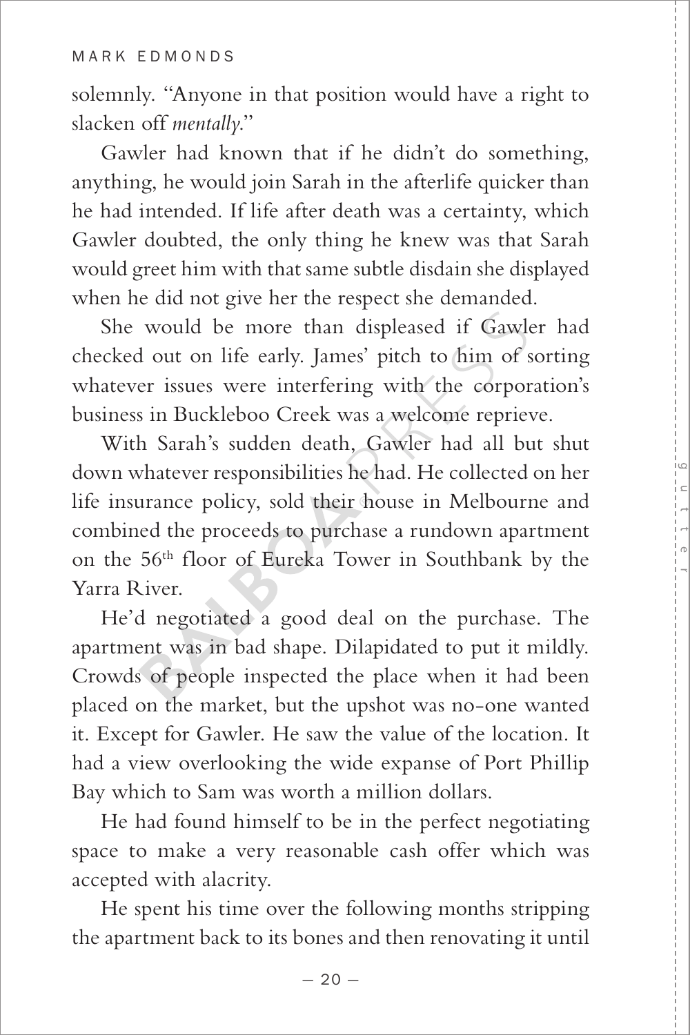solemnly. "Anyone in that position would have a right to slacken off *mentally*."

Gawler had known that if he didn't do something, anything, he would join Sarah in the afterlife quicker than he had intended. If life after death was a certainty, which Gawler doubted, the only thing he knew was that Sarah would greet him with that same subtle disdain she displayed when he did not give her the respect she demanded.

She would be more than displeased if Gawler had checked out on life early. James' pitch to him of sorting whatever issues were interfering with the corporation's business in Buckleboo Creek was a welcome reprieve.

With Sarah's sudden death, Gawler had all but shut down whatever responsibilities he had. He collected on her life insurance policy, sold their house in Melbourne and combined the proceeds to purchase a rundown apartment on the 56th floor of Eureka Tower in Southbank by the Yarra River.

He'd negotiated a good deal on the purchase. The apartment was in bad shape. Dilapidated to put it mildly. Crowds of people inspected the place when it had been placed on the market, but the upshot was no-one wanted it. Except for Gawler. He saw the value of the location. It had a view overlooking the wide expanse of Port Phillip Bay which to Sam was worth a million dollars.

He had found himself to be in the perfect negotiating space to make a very reasonable cash offer which was accepted with alacrity.

He spent his time over the following months stripping the apartment back to its bones and then renovating it until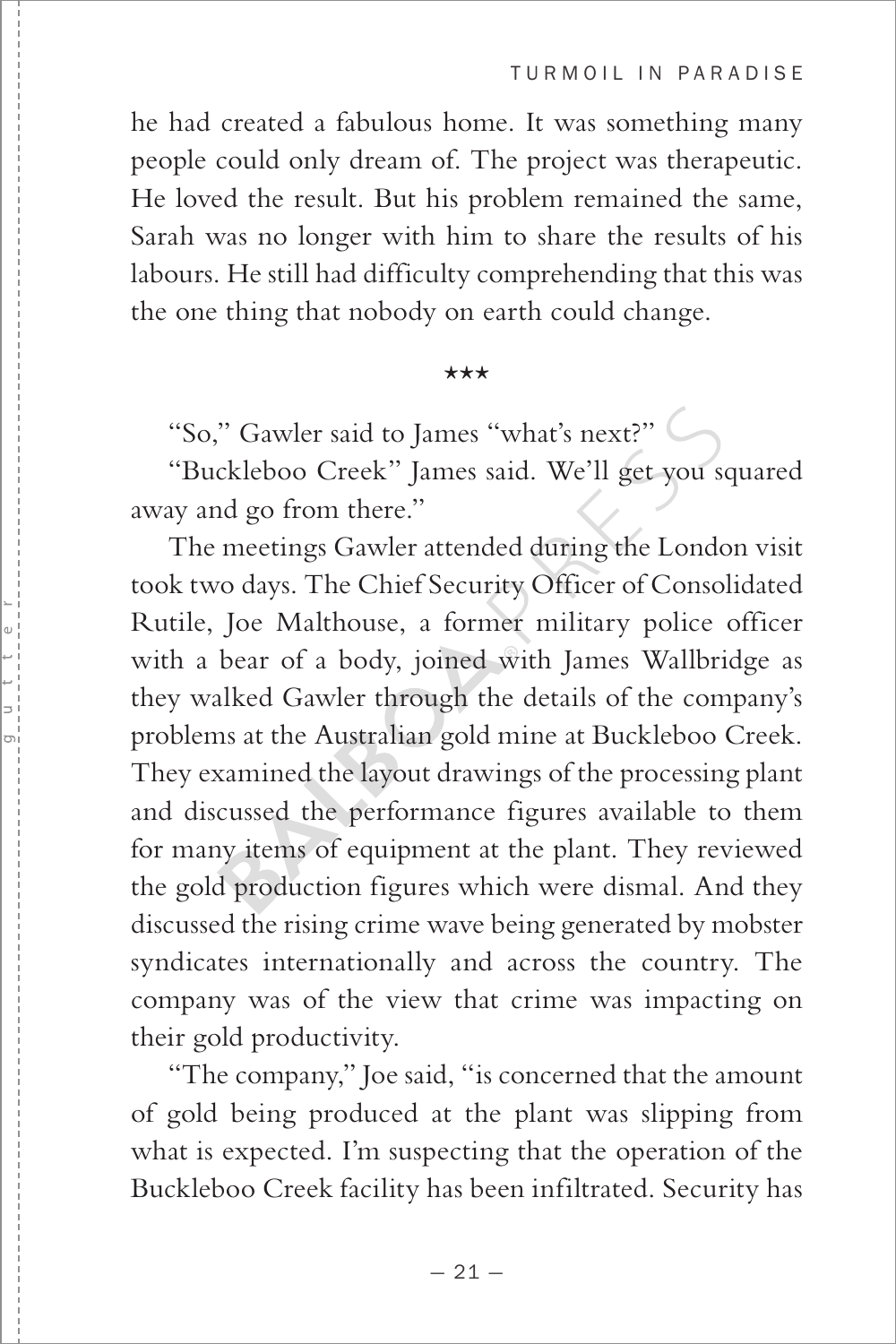he had created a fabulous home. It was something many people could only dream of. The project was therapeutic. He loved the result. But his problem remained the same, Sarah was no longer with him to share the results of his labours. He still had difficulty comprehending that this was the one thing that nobody on earth could change.

★★★

"So," Gawler said to James "what's next?"

"Buckleboo Creek" James said. We'll get you squared away and go from there."

The meetings Gawler attended during the London visit took two days. The Chief Security Officer of Consolidated Rutile, Joe Malthouse, a former military police officer with a bear of a body, joined with James Wallbridge as they walked Gawler through the details of the company's problems at the Australian gold mine at Buckleboo Creek. They examined the layout drawings of the processing plant and discussed the performance figures available to them for many items of equipment at the plant. They reviewed the gold production figures which were dismal. And they discussed the rising crime wave being generated by mobster syndicates internationally and across the country. The company was of the view that crime was impacting on their gold productivity.

"The company," Joe said, "is concerned that the amount of gold being produced at the plant was slipping from what is expected. I'm suspecting that the operation of the Buckleboo Creek facility has been infiltrated. Security has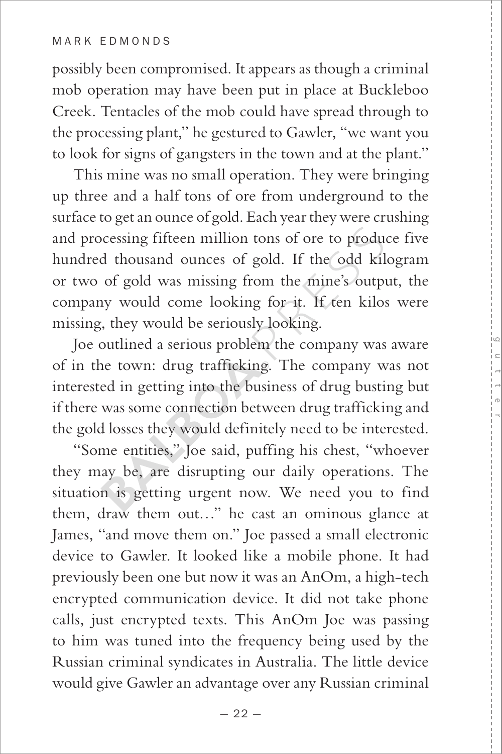possibly been compromised. It appears as though a criminal mob operation may have been put in place at Buckleboo Creek. Tentacles of the mob could have spread through to the processing plant," he gestured to Gawler, "we want you to look for signs of gangsters in the town and at the plant."

This mine was no small operation. They were bringing up three and a half tons of ore from underground to the surface to get an ounce of gold. Each year they were crushing and processing fifteen million tons of ore to produce five hundred thousand ounces of gold. If the odd kilogram or two of gold was missing from the mine's output, the company would come looking for it. If ten kilos were missing, they would be seriously looking.

Joe outlined a serious problem the company was aware of in the town: drug trafficking. The company was not interested in getting into the business of drug busting but if there was some connection between drug trafficking and the gold losses they would definitely need to be interested.

"Some entities," Joe said, puffing his chest, "whoever they may be, are disrupting our daily operations. The situation is getting urgent now. We need you to find them, draw them out…" he cast an ominous glance at James, "and move them on." Joe passed a small electronic device to Gawler. It looked like a mobile phone. It had previously been one but now it was an AnOm, a high-tech encrypted communication device. It did not take phone calls, just encrypted texts. This AnOm Joe was passing to him was tuned into the frequency being used by the Russian criminal syndicates in Australia. The little device would give Gawler an advantage over any Russian criminal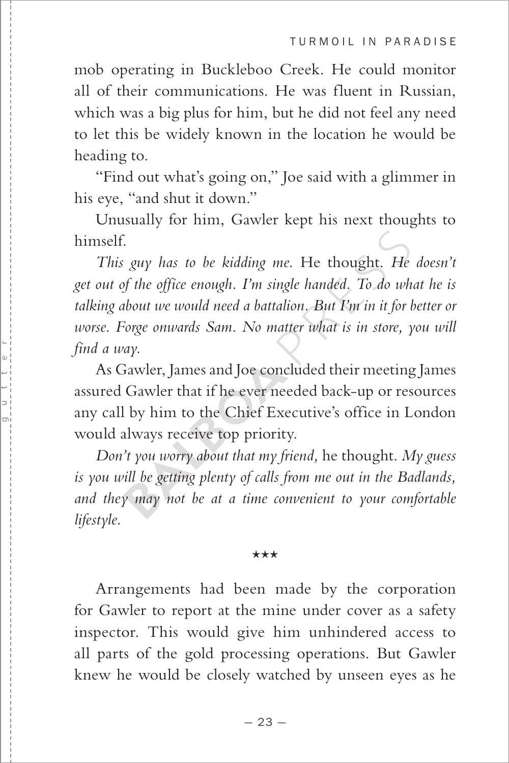mob operating in Buckleboo Creek. He could monitor all of their communications. He was fluent in Russian, which was a big plus for him, but he did not feel any need to let this be widely known in the location he would be heading to.

"Find out what's going on," Joe said with a glimmer in his eye, "and shut it down."

Unusually for him, Gawler kept his next thoughts to himself.

*This guy has to be kidding me.* He thought. *He doesn't get out of the office enough. I'm single handed. To do what he is talking about we would need a battalion. But I'm in it for better or worse. Forge onwards Sam. No matter what is in store, you will find a way.*

As Gawler, James and Joe concluded their meeting James assured Gawler that if he ever needed back-up or resources any call by him to the Chief Executive's office in London would always receive top priority.

*Don't you worry about that my friend,* he thought. *My guess is you will be getting plenty of calls from me out in the Badlands, and they may not be at a time convenient to your comfortable lifestyle.*

★★★

Arrangements had been made by the corporation for Gawler to report at the mine under cover as a safety inspector. This would give him unhindered access to all parts of the gold processing operations. But Gawler knew he would be closely watched by unseen eyes as he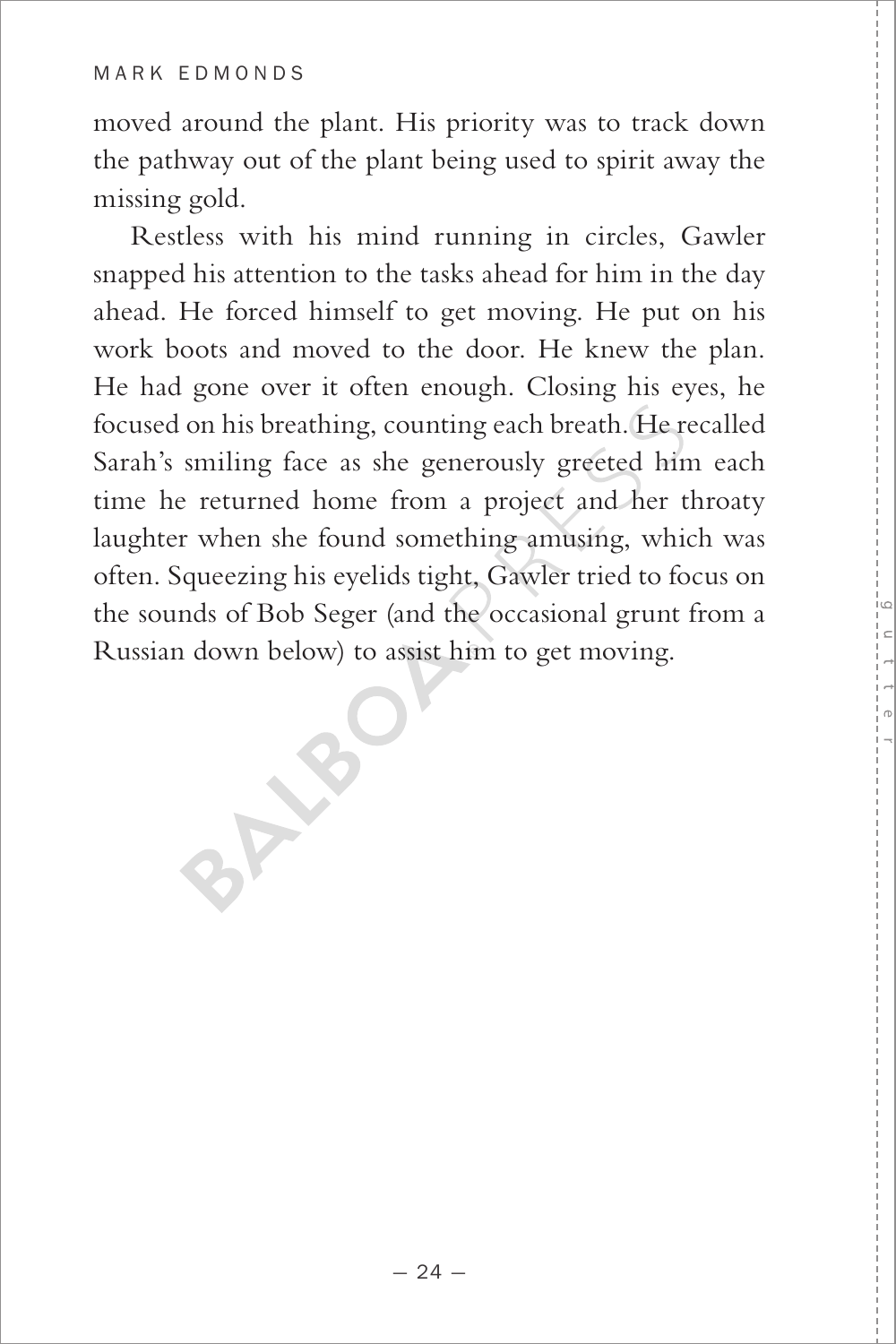moved around the plant. His priority was to track down the pathway out of the plant being used to spirit away the missing gold.

Restless with his mind running in circles, Gawler snapped his attention to the tasks ahead for him in the day ahead. He forced himself to get moving. He put on his work boots and moved to the door. He knew the plan. He had gone over it often enough. Closing his eyes, he focused on his breathing, counting each breath. He recalled Sarah's smiling face as she generously greeted him each time he returned home from a project and her throaty laughter when she found something amusing, which was often. Squeezing his eyelids tight, Gawler tried to focus on the sounds of Bob Seger (and the occasional grunt from a Russian down below) to assist him to get moving.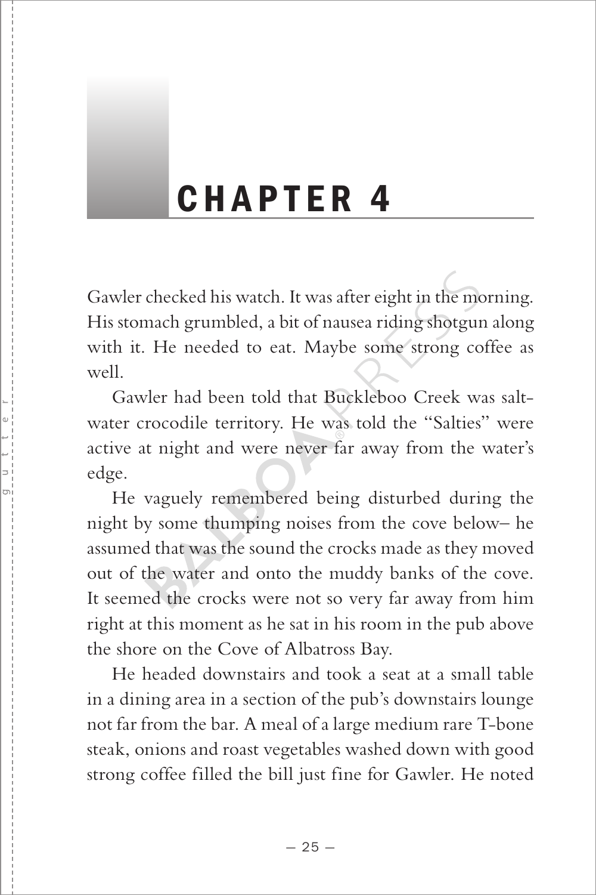# CHAPTER 4

Gawler checked his watch. It was after eight in the morning. His stomach grumbled, a bit of nausea riding shotgun along with it. He needed to eat. Maybe some strong coffee as well.

Gawler had been told that Buckleboo Creek was salt-water crocodile territory. He was told the "Salties" were active at night and were never far away from the water's edge.

He vaguely remembered being disturbed during the night by some thumping noises from the cove below– he assumed that was the sound the crocks made as they moved out of the water and onto the muddy banks of the cove. It seemed the crocks were not so very far away from him right at this moment as he sat in his room in the pub above the shore on the Cove of Albatross Bay.

He headed downstairs and took a seat at a small table in a dining area in a section of the pub's downstairs lounge not far from the bar. A meal of a large medium rare T-bone steak, onions and roast vegetables washed down with good strong coffee filled the bill just fine for Gawler. He noted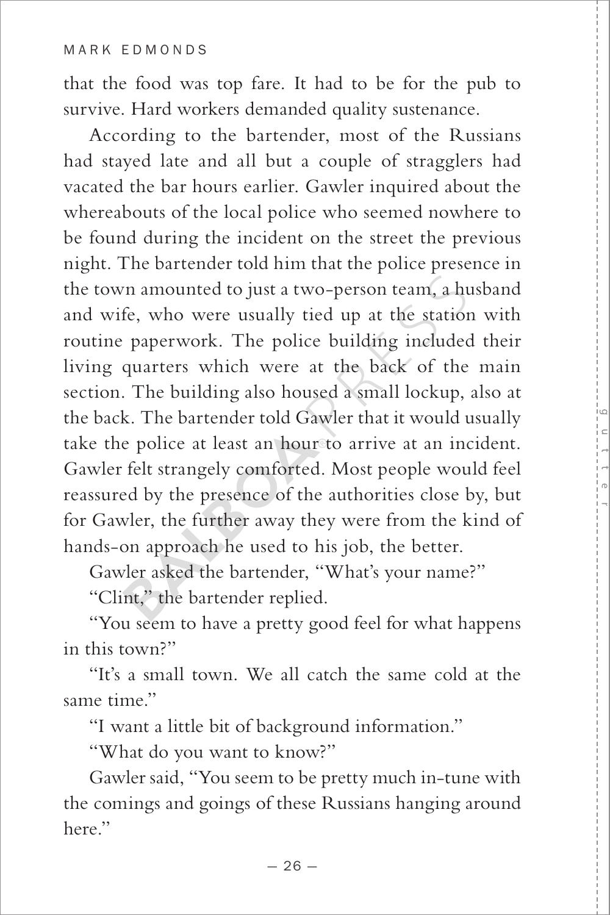that the food was top fare. It had to be for the pub to survive. Hard workers demanded quality sustenance.

According to the bartender, most of the Russians had stayed late and all but a couple of stragglers had vacated the bar hours earlier. Gawler inquired about the whereabouts of the local police who seemed nowhere to be found during the incident on the street the previous night. The bartender told him that the police presence in the town amounted to just a two-person team, a husband and wife, who were usually tied up at the station with routine paperwork. The police building included their living quarters which were at the back of the main section. The building also housed a small lockup, also at the back. The bartender told Gawler that it would usually take the police at least an hour to arrive at an incident. Gawler felt strangely comforted. Most people would feel reassured by the presence of the authorities close by, but for Gawler, the further away they were from the kind of hands-on approach he used to his job, the better.

Gawler asked the bartender, "What's your name?"

"Clint," the bartender replied.

"You seem to have a pretty good feel for what happens in this town?"

"It's a small town. We all catch the same cold at the same time."

"I want a little bit of background information."

"What do you want to know?"

Gawler said, "You seem to be pretty much in-tune with the comings and goings of these Russians hanging around here."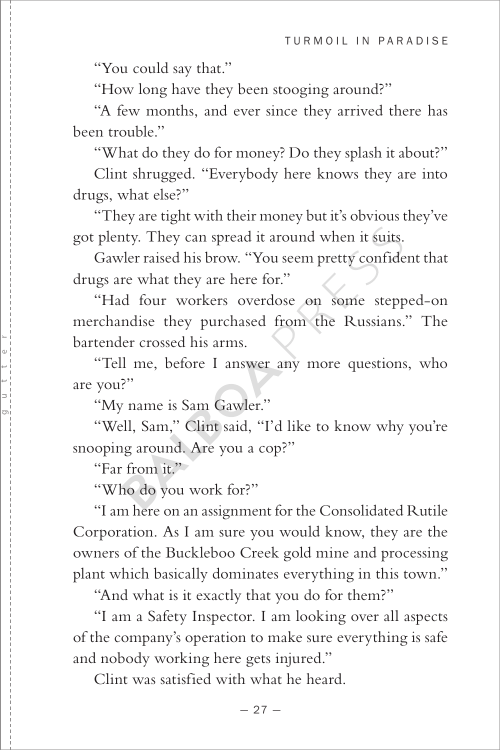"You could say that."

"How long have they been stooging around?"

"A few months, and ever since they arrived there has been trouble."

"What do they do for money? Do they splash it about?"

Clint shrugged. "Everybody here knows they are into drugs, what else?"

"They are tight with their money but it's obvious they've got plenty. They can spread it around when it suits.

Gawler raised his brow. "You seem pretty confident that drugs are what they are here for."

"Had four workers overdose on some stepped-on merchandise they purchased from the Russians." The bartender crossed his arms.

"Tell me, before I answer any more questions, who are you?"

"My name is Sam Gawler."

"Well, Sam," Clint said, "I'd like to know why you're snooping around. Are you a cop?"

"Far from it."

"Who do you work for?"

"I am here on an assignment for the Consolidated Rutile Corporation. As I am sure you would know, they are the owners of the Buckleboo Creek gold mine and processing plant which basically dominates everything in this town."

"And what is it exactly that you do for them?"

"I am a Safety Inspector. I am looking over all aspects of the company's operation to make sure everything is safe and nobody working here gets injured."

Clint was satisfied with what he heard.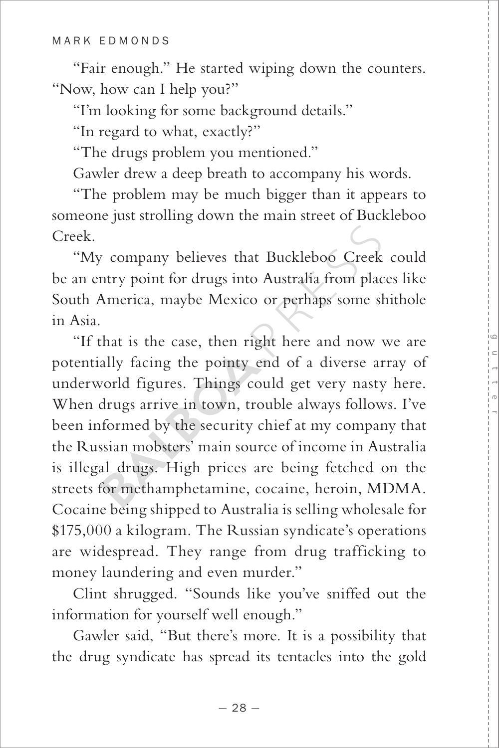"Fair enough." He started wiping down the counters. "Now, how can I help you?"

"I'm looking for some background details."

"In regard to what, exactly?"

"The drugs problem you mentioned."

Gawler drew a deep breath to accompany his words.

"The problem may be much bigger than it appears to someone just strolling down the main street of Buckleboo Creek.

"My company believes that Buckleboo Creek could be an entry point for drugs into Australia from places like South America, maybe Mexico or perhaps some shithole in Asia.

"If that is the case, then right here and now we are potentially facing the pointy end of a diverse array of underworld figures. Things could get very nasty here. When drugs arrive in town, trouble always follows. I've been informed by the security chief at my company that the Russian mobsters' main source of income in Australia is illegal drugs. High prices are being fetched on the streets for methamphetamine, cocaine, heroin, MDMA. Cocaine being shipped to Australia is selling wholesale for $175,000 a kilogram. The Russian syndicate's operations are widespread. They range from drug trafficking to money laundering and even murder."

Clint shrugged. "Sounds like you've sniffed out the information for yourself well enough."

Gawler said, "But there's more. It is a possibility that the drug syndicate has spread its tentacles into the gold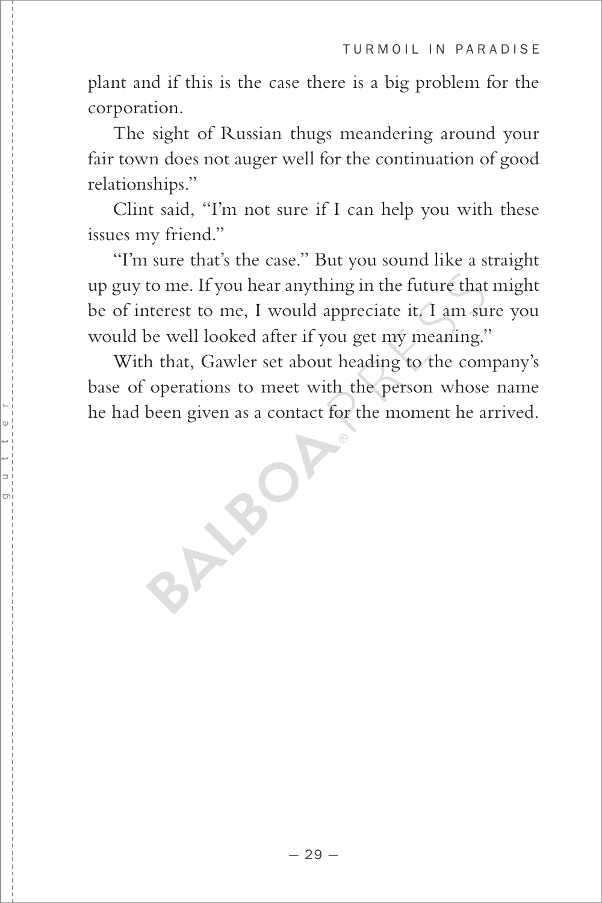plant and if this is the case there is a big problem for the corporation.

The sight of Russian thugs meandering around your fair town does not auger well for the continuation of good relationships."

Clint said, "I'm not sure if I can help you with these issues my friend."

"I'm sure that's the case." But you sound like a straight up guy to me. If you hear anything in the future that might be of interest to me, I would appreciate it. I am sure you would be well looked after if you get my meaning."

With that, Gawler set about heading to the company's base of operations to meet with the person whose name he had been given as a contact for the moment he arrived.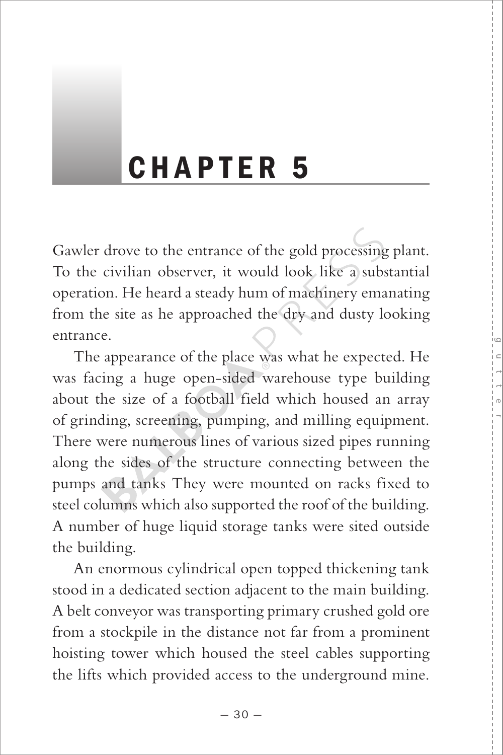# CHAPTER 5

Gawler drove to the entrance of the gold processing plant. To the civilian observer, it would look like a substantial operation. He heard a steady hum of machinery emanating from the site as he approached the dry and dusty looking entrance.

The appearance of the place was what he expected. He was facing a huge open-sided warehouse type building about the size of a football field which housed an array of grinding, screening, pumping, and milling equipment. There were numerous lines of various sized pipes running along the sides of the structure connecting between the pumps and tanks They were mounted on racks fixed to steel columns which also supported the roof of the building. A number of huge liquid storage tanks were sited outside the building.

An enormous cylindrical open topped thickening tank stood in a dedicated section adjacent to the main building. A belt conveyor was transporting primary crushed gold ore from a stockpile in the distance not far from a prominent hoisting tower which housed the steel cables supporting the lifts which provided access to the underground mine.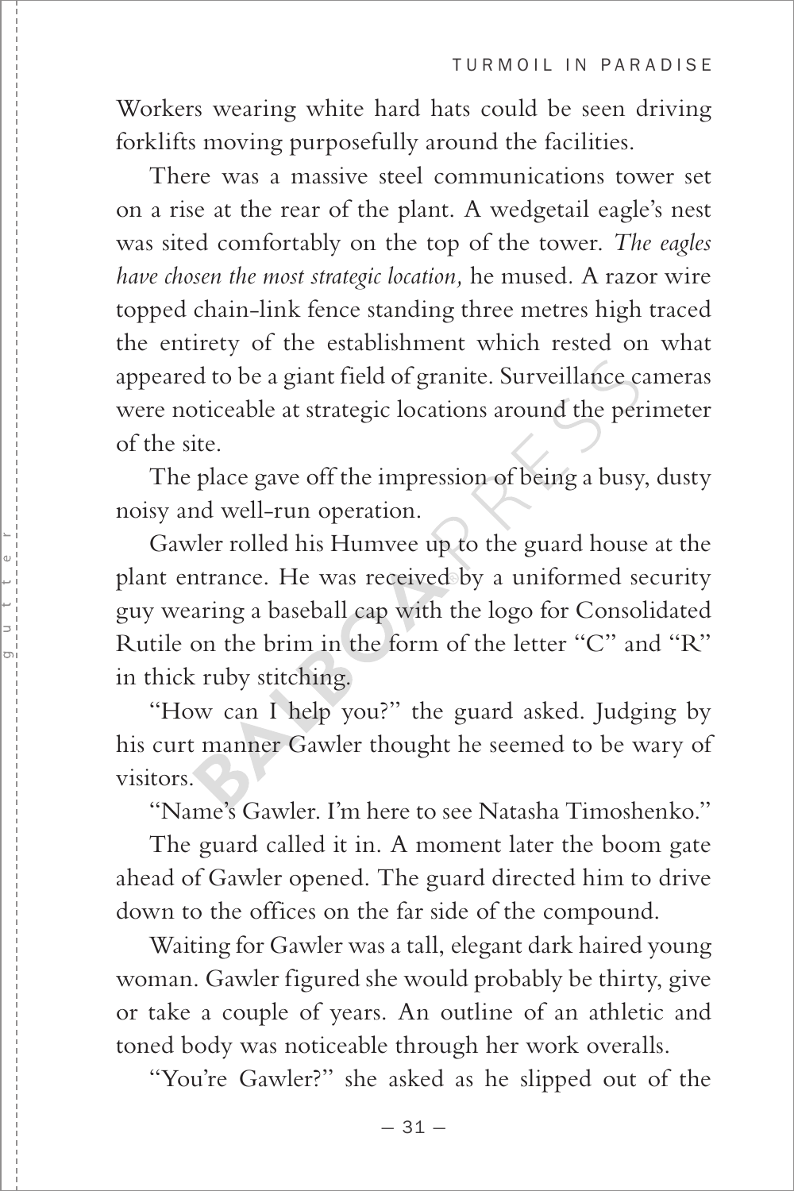Workers wearing white hard hats could be seen driving forklifts moving purposefully around the facilities.

There was a massive steel communications tower set on a rise at the rear of the plant. A wedgetail eagle's nest was sited comfortably on the top of the tower. *The eagles have chosen the most strategic location,* he mused. A razor wire topped chain-link fence standing three metres high traced the entirety of the establishment which rested on what appeared to be a giant field of granite. Surveillance cameras were noticeable at strategic locations around the perimeter of the site.

The place gave off the impression of being a busy, dusty noisy and well-run operation.

Gawler rolled his Humvee up to the guard house at the plant entrance. He was received by a uniformed security guy wearing a baseball cap with the logo for Consolidated Rutile on the brim in the form of the letter "C" and "R" in thick ruby stitching.

"How can I help you?" the guard asked. Judging by his curt manner Gawler thought he seemed to be wary of visitors.

"Name's Gawler. I'm here to see Natasha Timoshenko."

The guard called it in. A moment later the boom gate ahead of Gawler opened. The guard directed him to drive down to the offices on the far side of the compound.

Waiting for Gawler was a tall, elegant dark haired young woman. Gawler figured she would probably be thirty, give or take a couple of years. An outline of an athletic and toned body was noticeable through her work overalls.

"You're Gawler?" she asked as he slipped out of the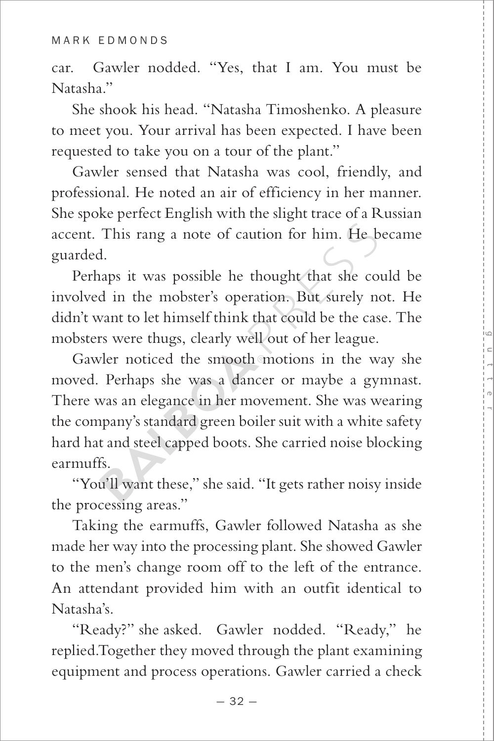car.  Gawler nodded. "Yes, that I am. You must be Natasha."

She shook his head. "Natasha Timoshenko. A pleasure to meet you. Your arrival has been expected. I have been requested to take you on a tour of the plant."

Gawler sensed that Natasha was cool, friendly, and professional. He noted an air of efficiency in her manner. She spoke perfect English with the slight trace of a Russian accent. This rang a note of caution for him. He became guarded.

Perhaps it was possible he thought that she could be involved in the mobster's operation. But surely not. He didn't want to let himself think that could be the case. The mobsters were thugs, clearly well out of her league.

Gawler noticed the smooth motions in the way she moved. Perhaps she was a dancer or maybe a gymnast. There was an elegance in her movement. She was wearing the company's standard green boiler suit with a white safety hard hat and steel capped boots. She carried noise blocking earmuffs.

"You'll want these," she said. "It gets rather noisy inside the processing areas."

Taking the earmuffs, Gawler followed Natasha as she made her way into the processing plant. She showed Gawler to the men's change room off to the left of the entrance. An attendant provided him with an outfit identical to Natasha's.

"Ready?" she asked.  Gawler nodded. "Ready," he replied.Together they moved through the plant examining equipment and process operations. Gawler carried a check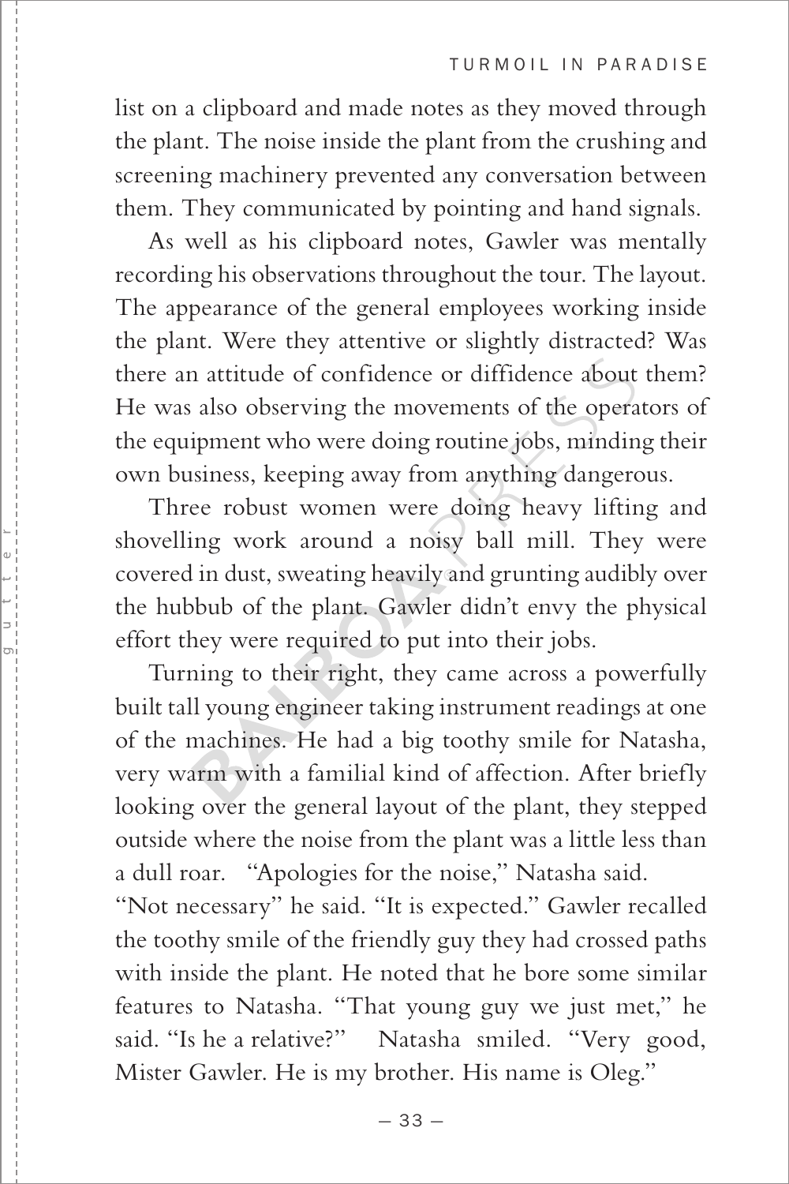list on a clipboard and made notes as they moved through the plant. The noise inside the plant from the crushing and screening machinery prevented any conversation between them. They communicated by pointing and hand signals.

As well as his clipboard notes, Gawler was mentally recording his observations throughout the tour. The layout. The appearance of the general employees working inside the plant. Were they attentive or slightly distracted? Was there an attitude of confidence or diffidence about them? He was also observing the movements of the operators of the equipment who were doing routine jobs, minding their own business, keeping away from anything dangerous.

Three robust women were doing heavy lifting and shovelling work around a noisy ball mill. They were covered in dust, sweating heavily and grunting audibly over the hubbub of the plant. Gawler didn't envy the physical effort they were required to put into their jobs.

Turning to their right, they came across a powerfully built tall young engineer taking instrument readings at one of the machines. He had a big toothy smile for Natasha, very warm with a familial kind of affection. After briefly looking over the general layout of the plant, they stepped outside where the noise from the plant was a little less than a dull roar. "Apologies for the noise," Natasha said.

"Not necessary" he said. "It is expected." Gawler recalled the toothy smile of the friendly guy they had crossed paths with inside the plant. He noted that he bore some similar features to Natasha. "That young guy we just met," he said. "Is he a relative?" Natasha smiled. "Very good, Mister Gawler. He is my brother. His name is Oleg."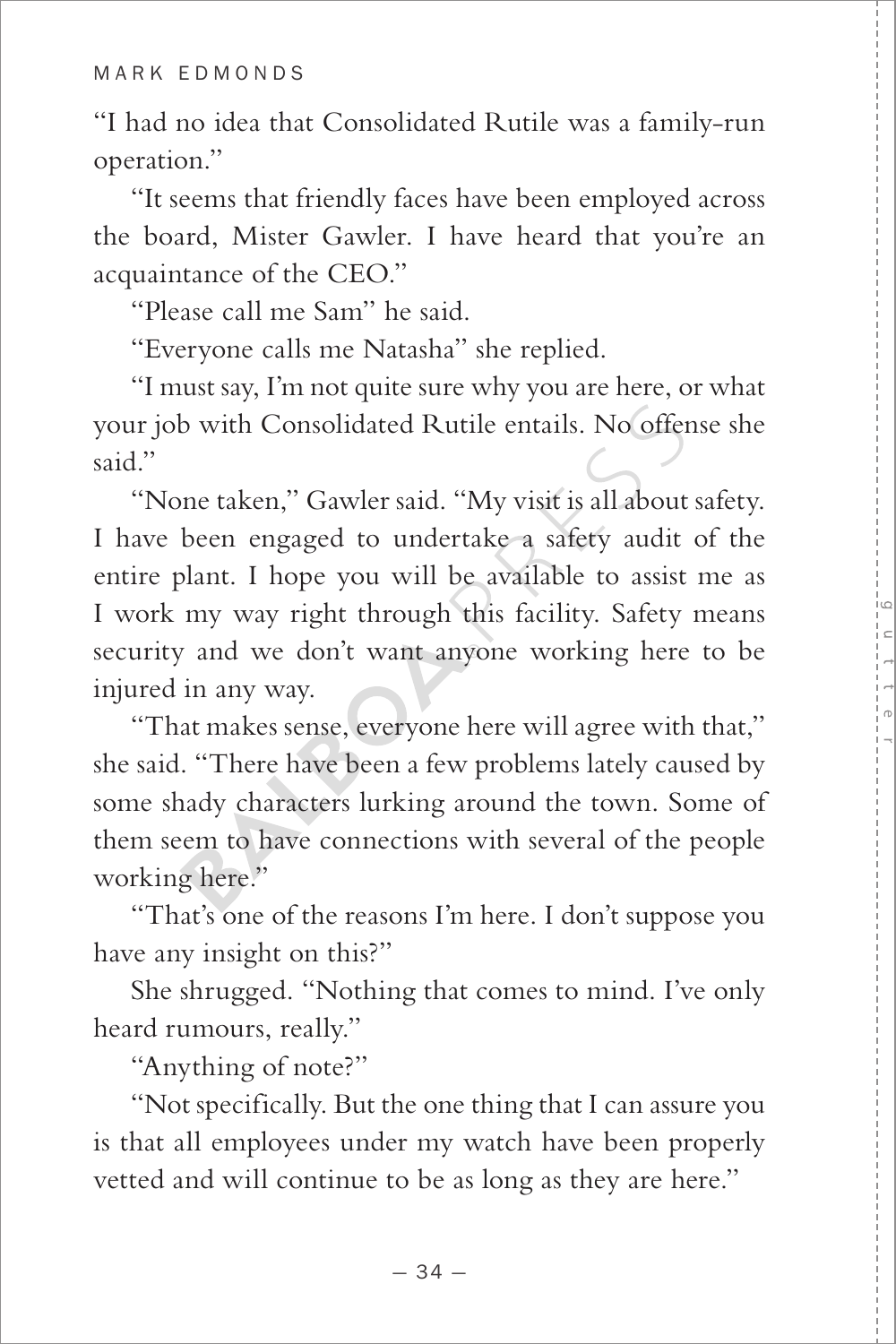"I had no idea that Consolidated Rutile was a family-run operation."

"It seems that friendly faces have been employed across the board, Mister Gawler. I have heard that you're an acquaintance of the CEO."

"Please call me Sam" he said.

"Everyone calls me Natasha" she replied.

"I must say, I'm not quite sure why you are here, or what your job with Consolidated Rutile entails. No offense she said."

"None taken," Gawler said. "My visit is all about safety. I have been engaged to undertake a safety audit of the entire plant. I hope you will be available to assist me as I work my way right through this facility. Safety means security and we don't want anyone working here to be injured in any way.

"That makes sense, everyone here will agree with that," she said. "There have been a few problems lately caused by some shady characters lurking around the town. Some of them seem to have connections with several of the people working here."

"That's one of the reasons I'm here. I don't suppose you have any insight on this?"

She shrugged. "Nothing that comes to mind. I've only heard rumours, really."

"Anything of note?"

"Not specifically. But the one thing that I can assure you is that all employees under my watch have been properly vetted and will continue to be as long as they are here."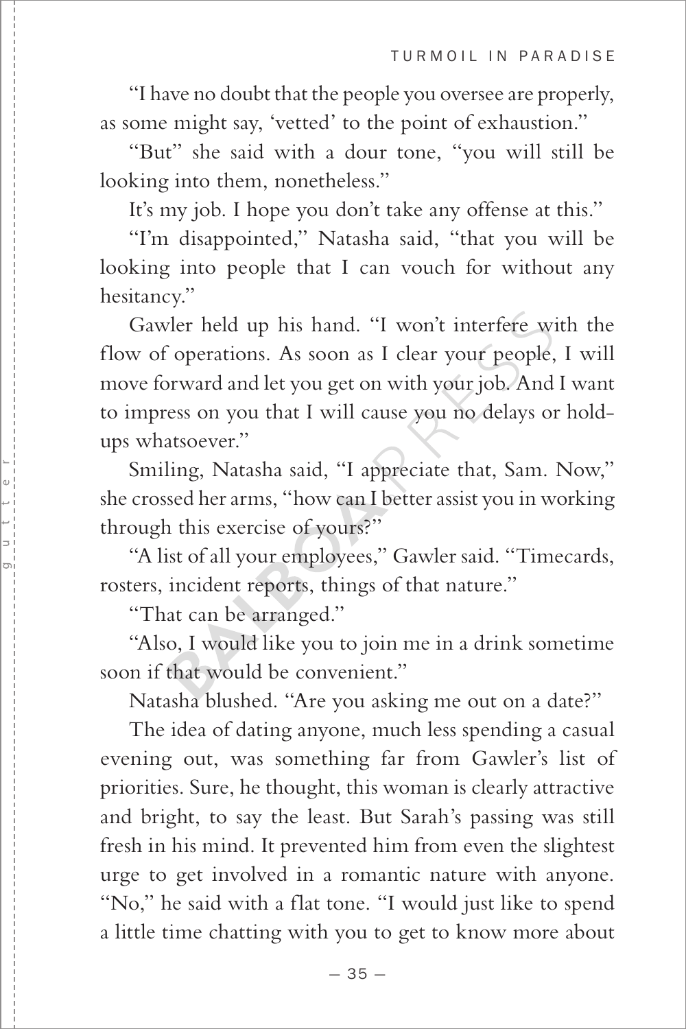"I have no doubt that the people you oversee are properly, as some might say, 'vetted' to the point of exhaustion."

"But" she said with a dour tone, "you will still be looking into them, nonetheless."

It's my job. I hope you don't take any offense at this."

"I'm disappointed," Natasha said, "that you will be looking into people that I can vouch for without any hesitancy."

Gawler held up his hand. "I won't interfere with the flow of operations. As soon as I clear your people, I will move forward and let you get on with your job. And I want to impress on you that I will cause you no delays or hold-ups whatsoever."

Smiling, Natasha said, "I appreciate that, Sam. Now," she crossed her arms, "how can I better assist you in working through this exercise of yours?"

"A list of all your employees," Gawler said. "Timecards, rosters, incident reports, things of that nature."

"That can be arranged."

"Also, I would like you to join me in a drink sometime soon if that would be convenient."

Natasha blushed. "Are you asking me out on a date?"

The idea of dating anyone, much less spending a casual evening out, was something far from Gawler's list of priorities. Sure, he thought, this woman is clearly attractive and bright, to say the least. But Sarah's passing was still fresh in his mind. It prevented him from even the slightest urge to get involved in a romantic nature with anyone. "No," he said with a flat tone. "I would just like to spend a little time chatting with you to get to know more about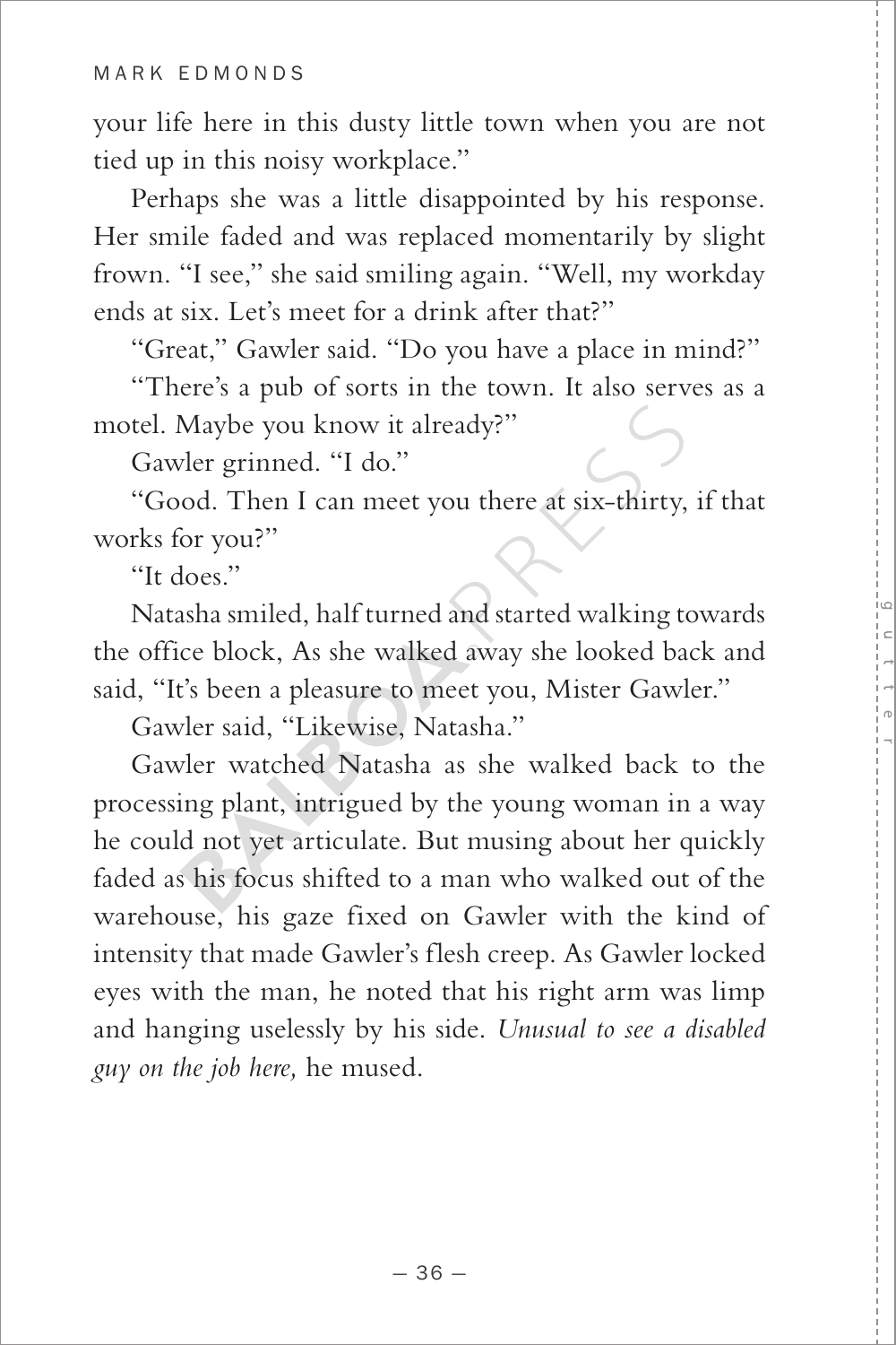your life here in this dusty little town when you are not tied up in this noisy workplace."

Perhaps she was a little disappointed by his response. Her smile faded and was replaced momentarily by slight frown. "I see," she said smiling again. "Well, my workday ends at six. Let's meet for a drink after that?"

"Great," Gawler said. "Do you have a place in mind?"

"There's a pub of sorts in the town. It also serves as a motel. Maybe you know it already?"

Gawler grinned. "I do."

"Good. Then I can meet you there at six-thirty, if that works for you?"

"It does."

Natasha smiled, half turned and started walking towards the office block, As she walked away she looked back and said, "It's been a pleasure to meet you, Mister Gawler."

Gawler said, "Likewise, Natasha."

Gawler watched Natasha as she walked back to the processing plant, intrigued by the young woman in a way he could not yet articulate. But musing about her quickly faded as his focus shifted to a man who walked out of the warehouse, his gaze fixed on Gawler with the kind of intensity that made Gawler's flesh creep. As Gawler locked eyes with the man, he noted that his right arm was limp and hanging uselessly by his side. *Unusual to see a disabled guy on the job here,* he mused.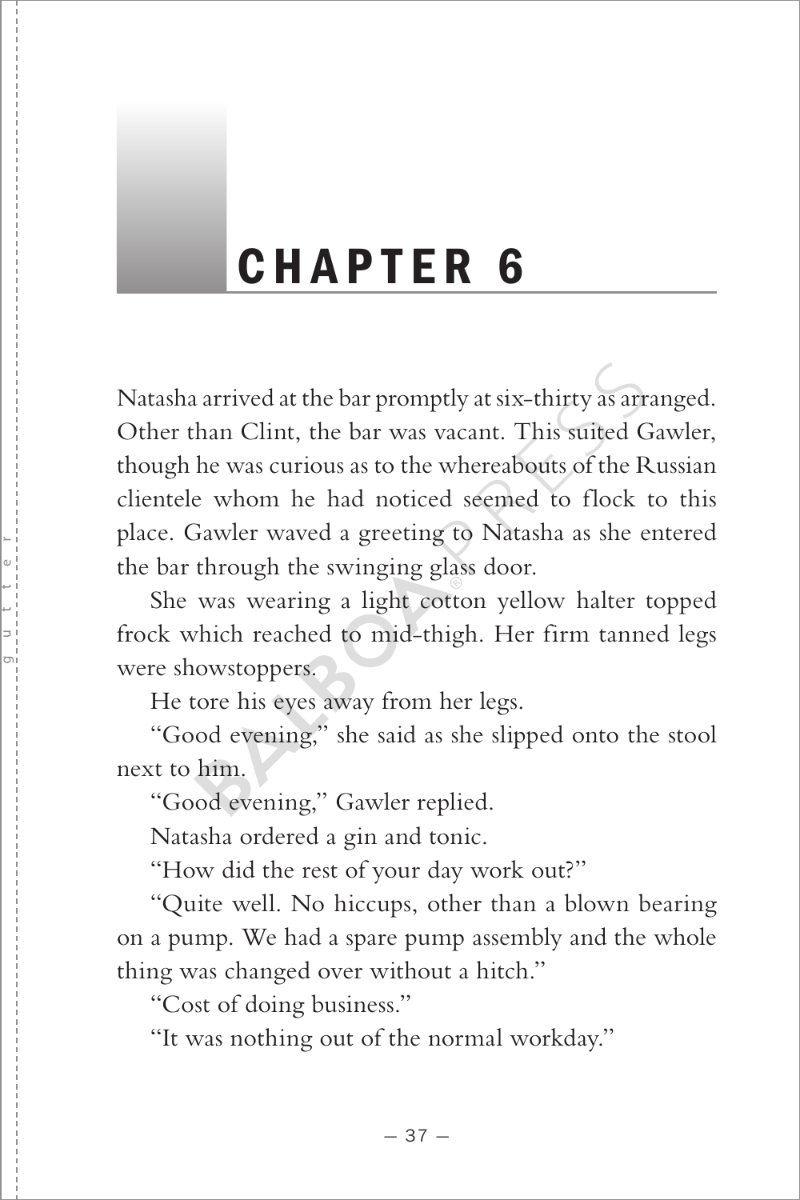# CHAPTER 6

Natasha arrived at the bar promptly at six-thirty as arranged. Other than Clint, the bar was vacant. This suited Gawler, though he was curious as to the whereabouts of the Russian clientele whom he had noticed seemed to flock to this place. Gawler waved a greeting to Natasha as she entered the bar through the swinging glass door.

She was wearing a light cotton yellow halter topped frock which reached to mid-thigh. Her firm tanned legs were showstoppers.

He tore his eyes away from her legs.

"Good evening," she said as she slipped onto the stool next to him.

"Good evening," Gawler replied.

Natasha ordered a gin and tonic.

"How did the rest of your day work out?"

"Quite well. No hiccups, other than a blown bearing on a pump. We had a spare pump assembly and the whole thing was changed over without a hitch."

"Cost of doing business."

"It was nothing out of the normal workday."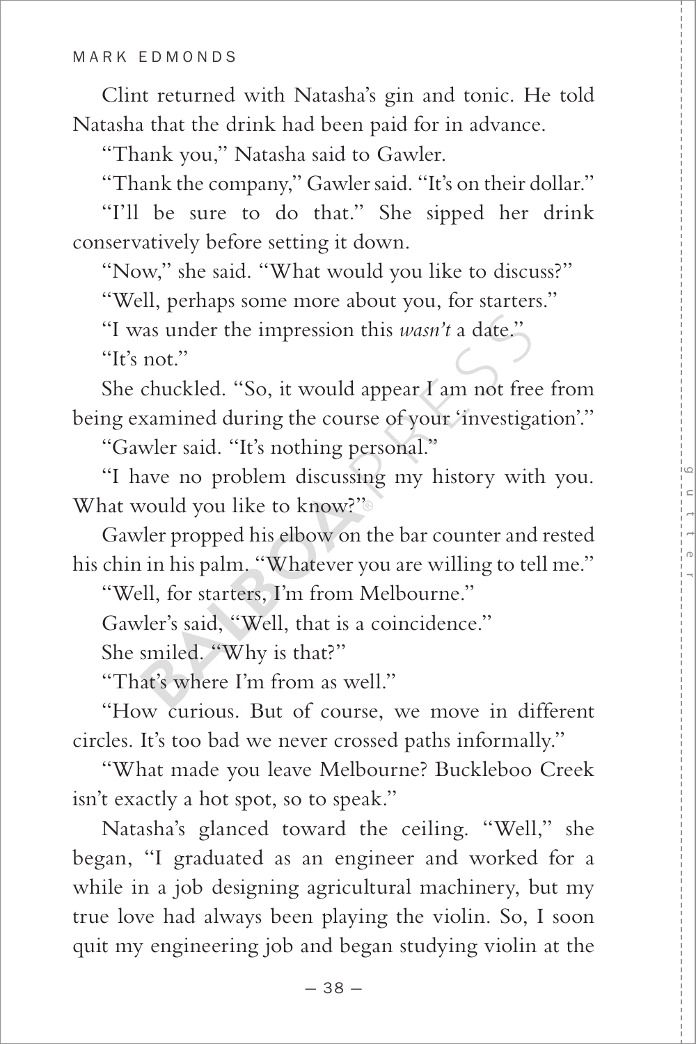Clint returned with Natasha's gin and tonic. He told Natasha that the drink had been paid for in advance.

"Thank you," Natasha said to Gawler.

"Thank the company," Gawler said. "It's on their dollar."

"I'll be sure to do that." She sipped her drink conservatively before setting it down.

"Now," she said. "What would you like to discuss?"

"Well, perhaps some more about you, for starters."

"I was under the impression this *wasn't* a date."

"It's not."

She chuckled. "So, it would appear I am not free from being examined during the course of your 'investigation'."

"Gawler said. "It's nothing personal."

"I have no problem discussing my history with you. What would you like to know?"

Gawler propped his elbow on the bar counter and rested his chin in his palm. "Whatever you are willing to tell me."

"Well, for starters, I'm from Melbourne."

Gawler's said, "Well, that is a coincidence."

She smiled. "Why is that?"

"That's where I'm from as well."

"How curious. But of course, we move in different circles. It's too bad we never crossed paths informally."

"What made you leave Melbourne? Buckleboo Creek isn't exactly a hot spot, so to speak."

Natasha's glanced toward the ceiling. "Well," she began, "I graduated as an engineer and worked for a while in a job designing agricultural machinery, but my true love had always been playing the violin. So, I soon quit my engineering job and began studying violin at the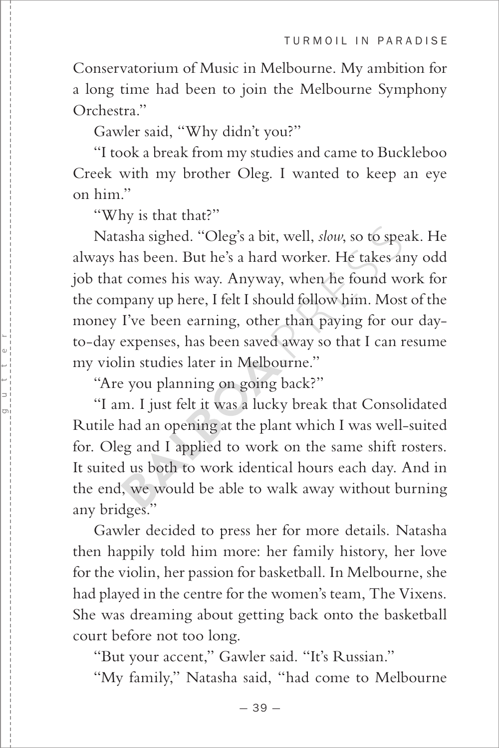Conservatorium of Music in Melbourne. My ambition for a long time had been to join the Melbourne Symphony Orchestra."

Gawler said, "Why didn't you?"

"I took a break from my studies and came to Buckleboo Creek with my brother Oleg. I wanted to keep an eye on him."

"Why is that that?"

Natasha sighed. "Oleg's a bit, well, *slow*, so to speak. He always has been. But he's a hard worker. He takes any odd job that comes his way. Anyway, when he found work for the company up here, I felt I should follow him. Most of the money I've been earning, other than paying for our day-to-day expenses, has been saved away so that I can resume my violin studies later in Melbourne."

"Are you planning on going back?"

"I am. I just felt it was a lucky break that Consolidated Rutile had an opening at the plant which I was well-suited for. Oleg and I applied to work on the same shift rosters. It suited us both to work identical hours each day. And in the end, we would be able to walk away without burning any bridges."

Gawler decided to press her for more details. Natasha then happily told him more: her family history, her love for the violin, her passion for basketball. In Melbourne, she had played in the centre for the women's team, The Vixens. She was dreaming about getting back onto the basketball court before not too long.

"But your accent," Gawler said. "It's Russian."

"My family," Natasha said, "had come to Melbourne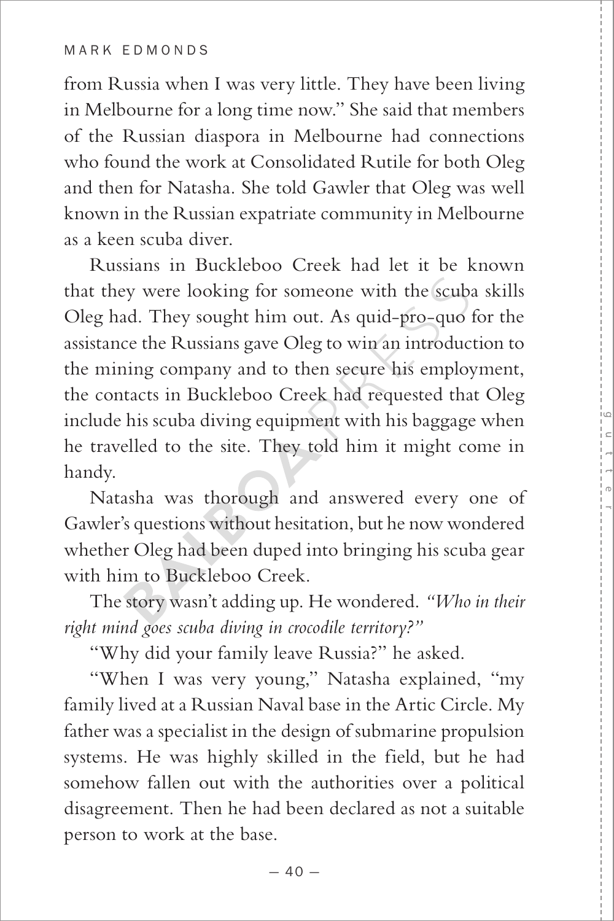from Russia when I was very little. They have been living in Melbourne for a long time now." She said that members of the Russian diaspora in Melbourne had connections who found the work at Consolidated Rutile for both Oleg and then for Natasha. She told Gawler that Oleg was well known in the Russian expatriate community in Melbourne as a keen scuba diver.

Russians in Buckleboo Creek had let it be known that they were looking for someone with the scuba skills Oleg had. They sought him out. As quid-pro-quo for the assistance the Russians gave Oleg to win an introduction to the mining company and to then secure his employment, the contacts in Buckleboo Creek had requested that Oleg include his scuba diving equipment with his baggage when he travelled to the site. They told him it might come in handy.

Natasha was thorough and answered every one of Gawler's questions without hesitation, but he now wondered whether Oleg had been duped into bringing his scuba gear with him to Buckleboo Creek.

The story wasn't adding up. He wondered. *"Who in their right mind goes scuba diving in crocodile territory?"*

"Why did your family leave Russia?" he asked.

"When I was very young," Natasha explained, "my family lived at a Russian Naval base in the Artic Circle. My father was a specialist in the design of submarine propulsion systems. He was highly skilled in the field, but he had somehow fallen out with the authorities over a political disagreement. Then he had been declared as not a suitable person to work at the base.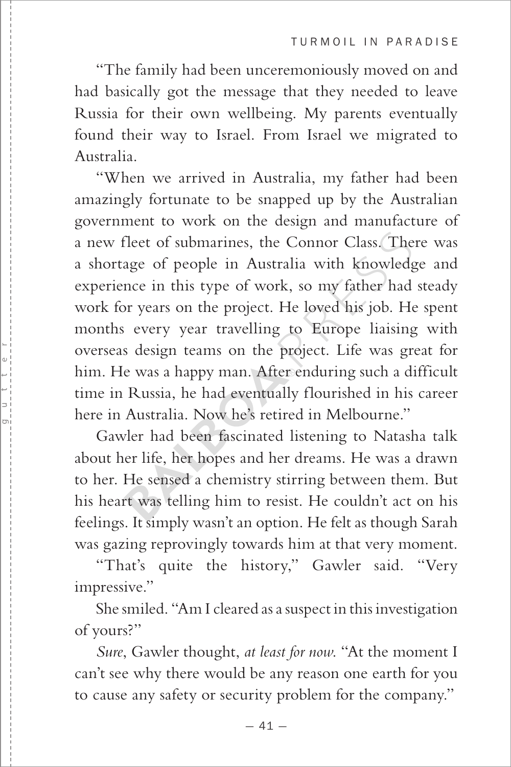"The family had been unceremoniously moved on and had basically got the message that they needed to leave Russia for their own wellbeing. My parents eventually found their way to Israel. From Israel we migrated to Australia.

"When we arrived in Australia, my father had been amazingly fortunate to be snapped up by the Australian government to work on the design and manufacture of a new fleet of submarines, the Connor Class. There was a shortage of people in Australia with knowledge and experience in this type of work, so my father had steady work for years on the project. He loved his job. He spent months every year travelling to Europe liaising with overseas design teams on the project. Life was great for him. He was a happy man. After enduring such a difficult time in Russia, he had eventually flourished in his career here in Australia. Now he's retired in Melbourne."

Gawler had been fascinated listening to Natasha talk about her life, her hopes and her dreams. He was a drawn to her. He sensed a chemistry stirring between them. But his heart was telling him to resist. He couldn't act on his feelings. It simply wasn't an option. He felt as though Sarah was gazing reprovingly towards him at that very moment.

"That's quite the history," Gawler said. "Very impressive."

She smiled. "Am I cleared as a suspect in this investigation of yours?"

*Sure*, Gawler thought, *at least for now*. "At the moment I can't see why there would be any reason one earth for you to cause any safety or security problem for the company."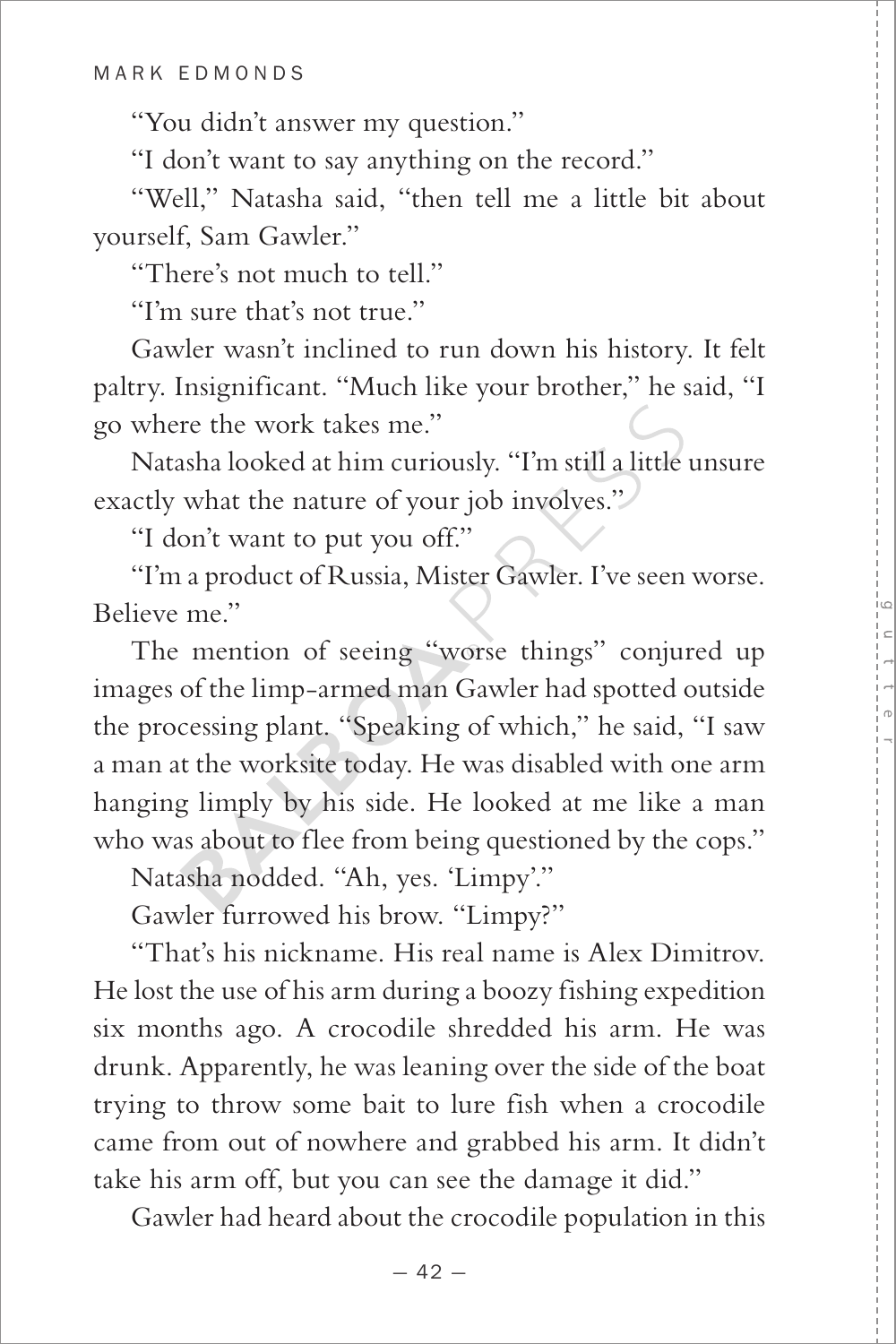"You didn't answer my question."

"I don't want to say anything on the record."

"Well," Natasha said, "then tell me a little bit about yourself, Sam Gawler."

"There's not much to tell."

"I'm sure that's not true."

Gawler wasn't inclined to run down his history. It felt paltry. Insignificant. "Much like your brother," he said, "I go where the work takes me."

Natasha looked at him curiously. "I'm still a little unsure exactly what the nature of your job involves."

"I don't want to put you off."

"I'm a product of Russia, Mister Gawler. I've seen worse. Believe me."

The mention of seeing "worse things" conjured up images of the limp-armed man Gawler had spotted outside the processing plant. "Speaking of which," he said, "I saw a man at the worksite today. He was disabled with one arm hanging limply by his side. He looked at me like a man who was about to flee from being questioned by the cops."

Natasha nodded. "Ah, yes. 'Limpy'."

Gawler furrowed his brow. "Limpy?"

"That's his nickname. His real name is Alex Dimitrov. He lost the use of his arm during a boozy fishing expedition six months ago. A crocodile shredded his arm. He was drunk. Apparently, he was leaning over the side of the boat trying to throw some bait to lure fish when a crocodile came from out of nowhere and grabbed his arm. It didn't take his arm off, but you can see the damage it did."

Gawler had heard about the crocodile population in this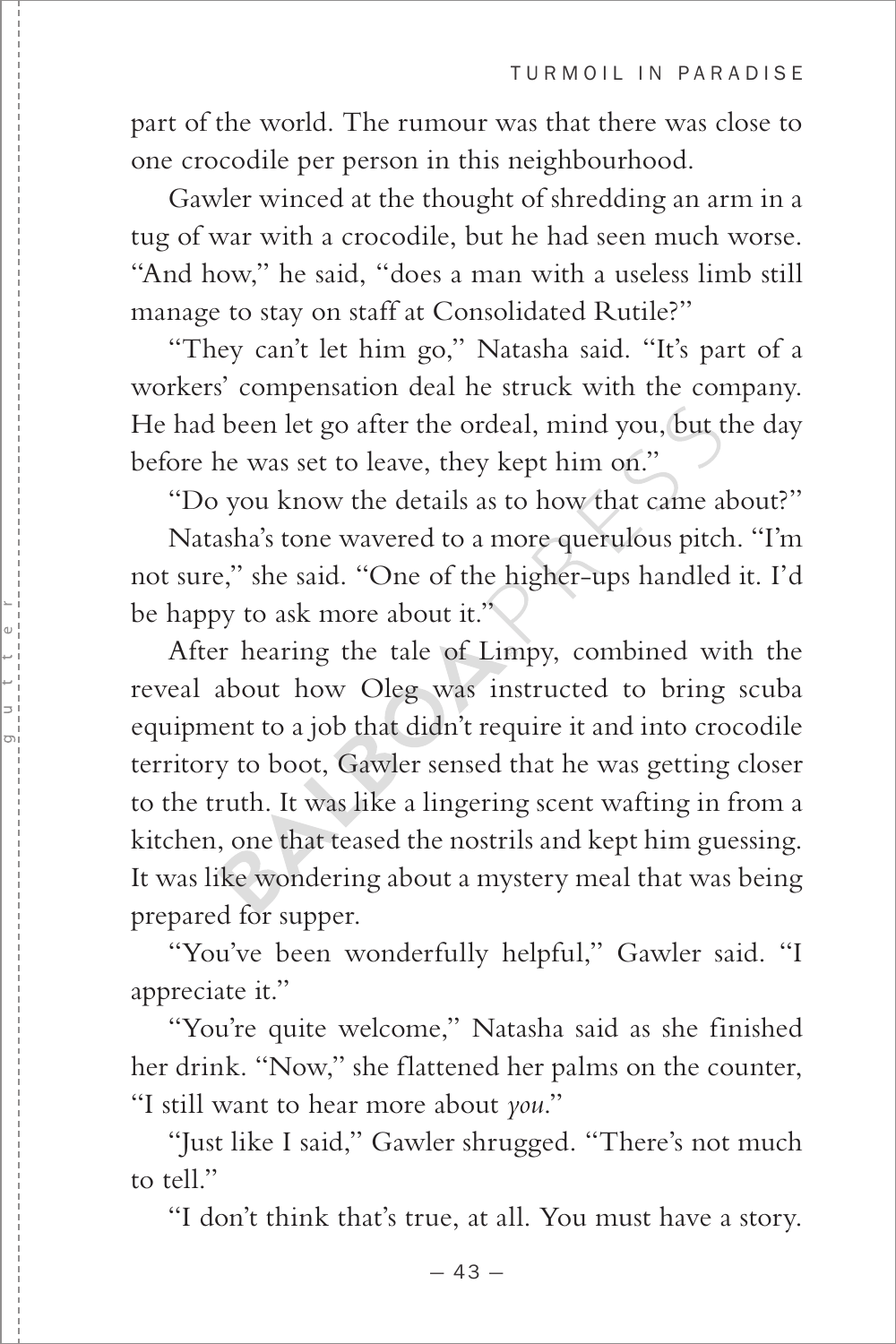part of the world. The rumour was that there was close to one crocodile per person in this neighbourhood.

Gawler winced at the thought of shredding an arm in a tug of war with a crocodile, but he had seen much worse. "And how," he said, "does a man with a useless limb still manage to stay on staff at Consolidated Rutile?"

"They can't let him go," Natasha said. "It's part of a workers' compensation deal he struck with the company. He had been let go after the ordeal, mind you, but the day before he was set to leave, they kept him on."

"Do you know the details as to how that came about?"

Natasha's tone wavered to a more querulous pitch. "I'm not sure," she said. "One of the higher-ups handled it. I'd be happy to ask more about it."

After hearing the tale of Limpy, combined with the reveal about how Oleg was instructed to bring scuba equipment to a job that didn't require it and into crocodile territory to boot, Gawler sensed that he was getting closer to the truth. It was like a lingering scent wafting in from a kitchen, one that teased the nostrils and kept him guessing. It was like wondering about a mystery meal that was being prepared for supper.

"You've been wonderfully helpful," Gawler said. "I appreciate it."

"You're quite welcome," Natasha said as she finished her drink. "Now," she flattened her palms on the counter, "I still want to hear more about *you*."

"Just like I said," Gawler shrugged. "There's not much to tell."

"I don't think that's true, at all. You must have a story.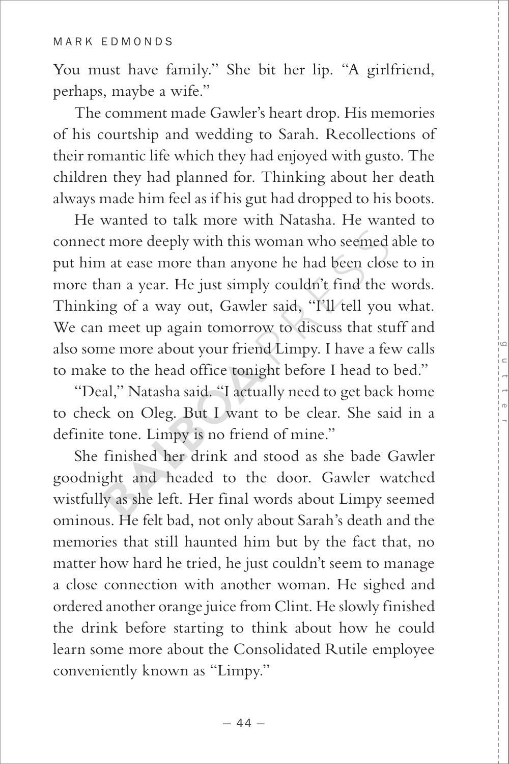You must have family." She bit her lip. "A girlfriend, perhaps, maybe a wife."

The comment made Gawler's heart drop. His memories of his courtship and wedding to Sarah. Recollections of their romantic life which they had enjoyed with gusto. The children they had planned for. Thinking about her death always made him feel as if his gut had dropped to his boots.

He wanted to talk more with Natasha. He wanted to connect more deeply with this woman who seemed able to put him at ease more than anyone he had been close to in more than a year. He just simply couldn't find the words. Thinking of a way out, Gawler said, "I'll tell you what. We can meet up again tomorrow to discuss that stuff and also some more about your friend Limpy. I have a few calls to make to the head office tonight before I head to bed."

"Deal," Natasha said. "I actually need to get back home to check on Oleg. But I want to be clear. She said in a definite tone. Limpy is no friend of mine."

She finished her drink and stood as she bade Gawler goodnight and headed to the door. Gawler watched wistfully as she left. Her final words about Limpy seemed ominous. He felt bad, not only about Sarah's death and the memories that still haunted him but by the fact that, no matter how hard he tried, he just couldn't seem to manage a close connection with another woman. He sighed and ordered another orange juice from Clint. He slowly finished the drink before starting to think about how he could learn some more about the Consolidated Rutile employee conveniently known as "Limpy."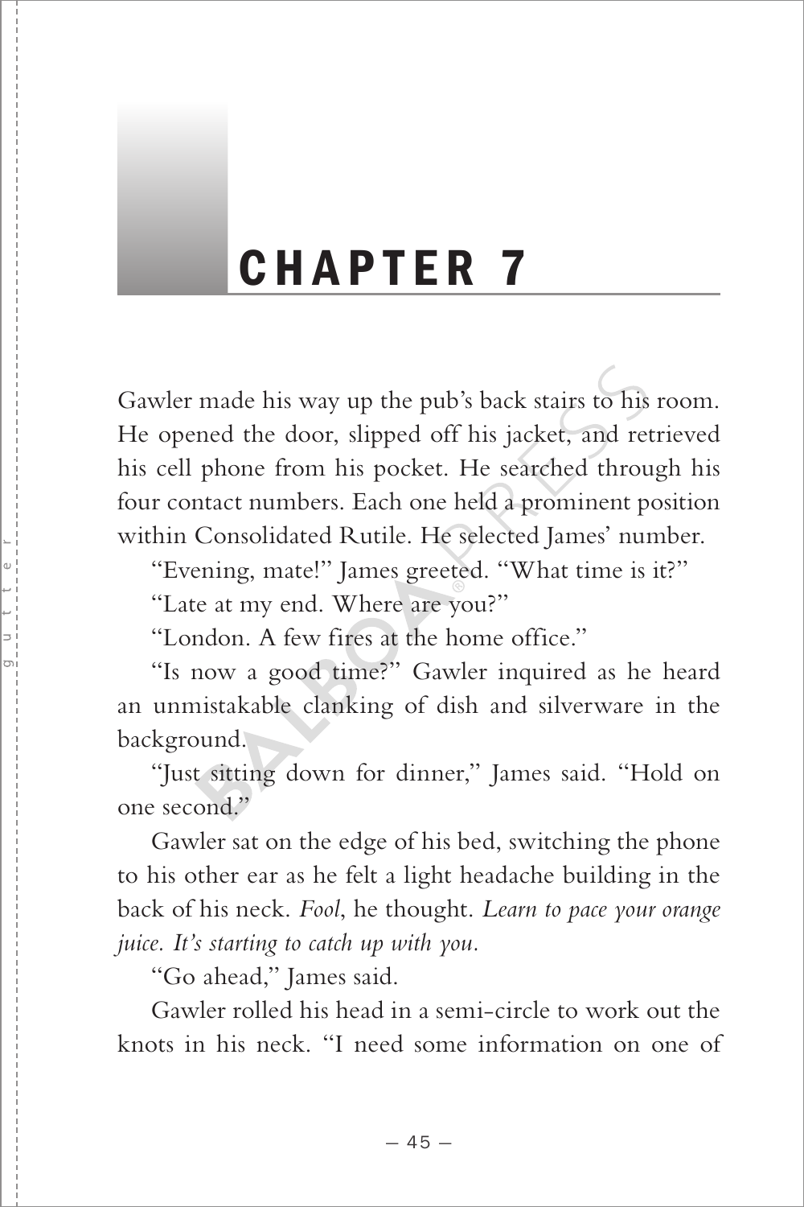# CHAPTER 7

Gawler made his way up the pub's back stairs to his room. He opened the door, slipped off his jacket, and retrieved his cell phone from his pocket. He searched through his four contact numbers. Each one held a prominent position within Consolidated Rutile. He selected James' number.

"Evening, mate!" James greeted. "What time is it?"

"Late at my end. Where are you?"

"London. A few fires at the home office."

"Is now a good time?" Gawler inquired as he heard an unmistakable clanking of dish and silverware in the background.

"Just sitting down for dinner," James said. "Hold on one second."

Gawler sat on the edge of his bed, switching the phone to his other ear as he felt a light headache building in the back of his neck. *Fool*, he thought. *Learn to pace your orange juice. It's starting to catch up with you.*

"Go ahead," James said.

Gawler rolled his head in a semi-circle to work out the knots in his neck. "I need some information on one of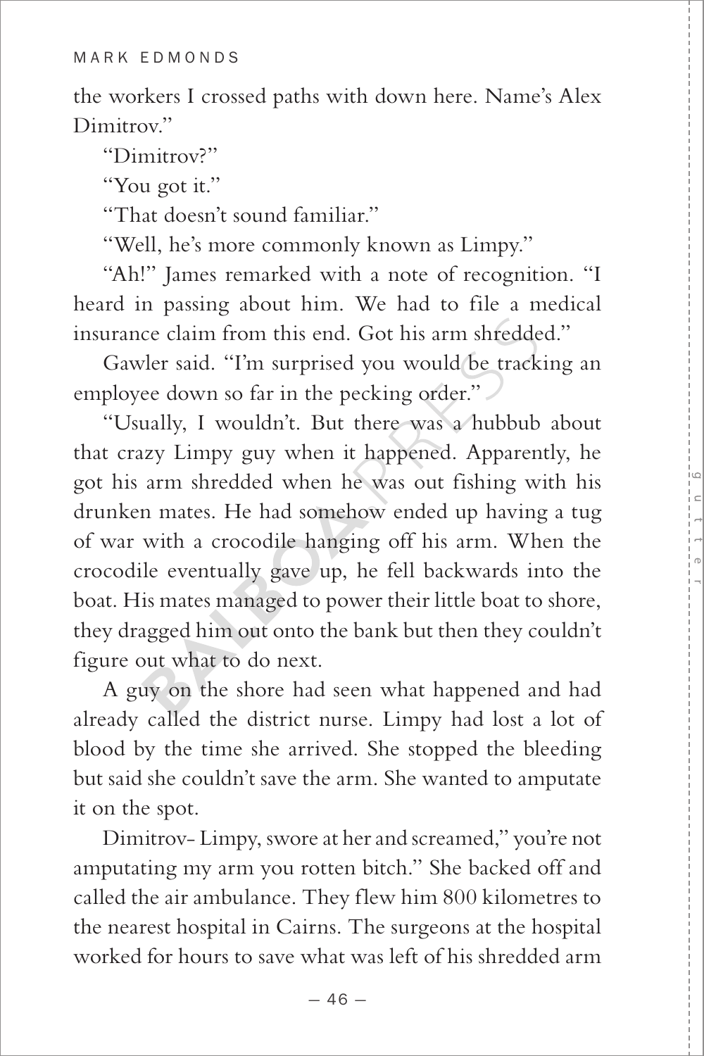the workers I crossed paths with down here. Name's Alex Dimitrov."

"Dimitrov?"

"You got it."

"That doesn't sound familiar."

"Well, he's more commonly known as Limpy."

"Ah!" James remarked with a note of recognition. "I heard in passing about him. We had to file a medical insurance claim from this end. Got his arm shredded."

Gawler said. "I'm surprised you would be tracking an employee down so far in the pecking order."

"Usually, I wouldn't. But there was a hubbub about that crazy Limpy guy when it happened. Apparently, he got his arm shredded when he was out fishing with his drunken mates. He had somehow ended up having a tug of war with a crocodile hanging off his arm. When the crocodile eventually gave up, he fell backwards into the boat. His mates managed to power their little boat to shore, they dragged him out onto the bank but then they couldn't figure out what to do next.

A guy on the shore had seen what happened and had already called the district nurse. Limpy had lost a lot of blood by the time she arrived. She stopped the bleeding but said she couldn't save the arm. She wanted to amputate it on the spot.

Dimitrov- Limpy, swore at her and screamed," you're not amputating my arm you rotten bitch." She backed off and called the air ambulance. They flew him 800 kilometres to the nearest hospital in Cairns. The surgeons at the hospital worked for hours to save what was left of his shredded arm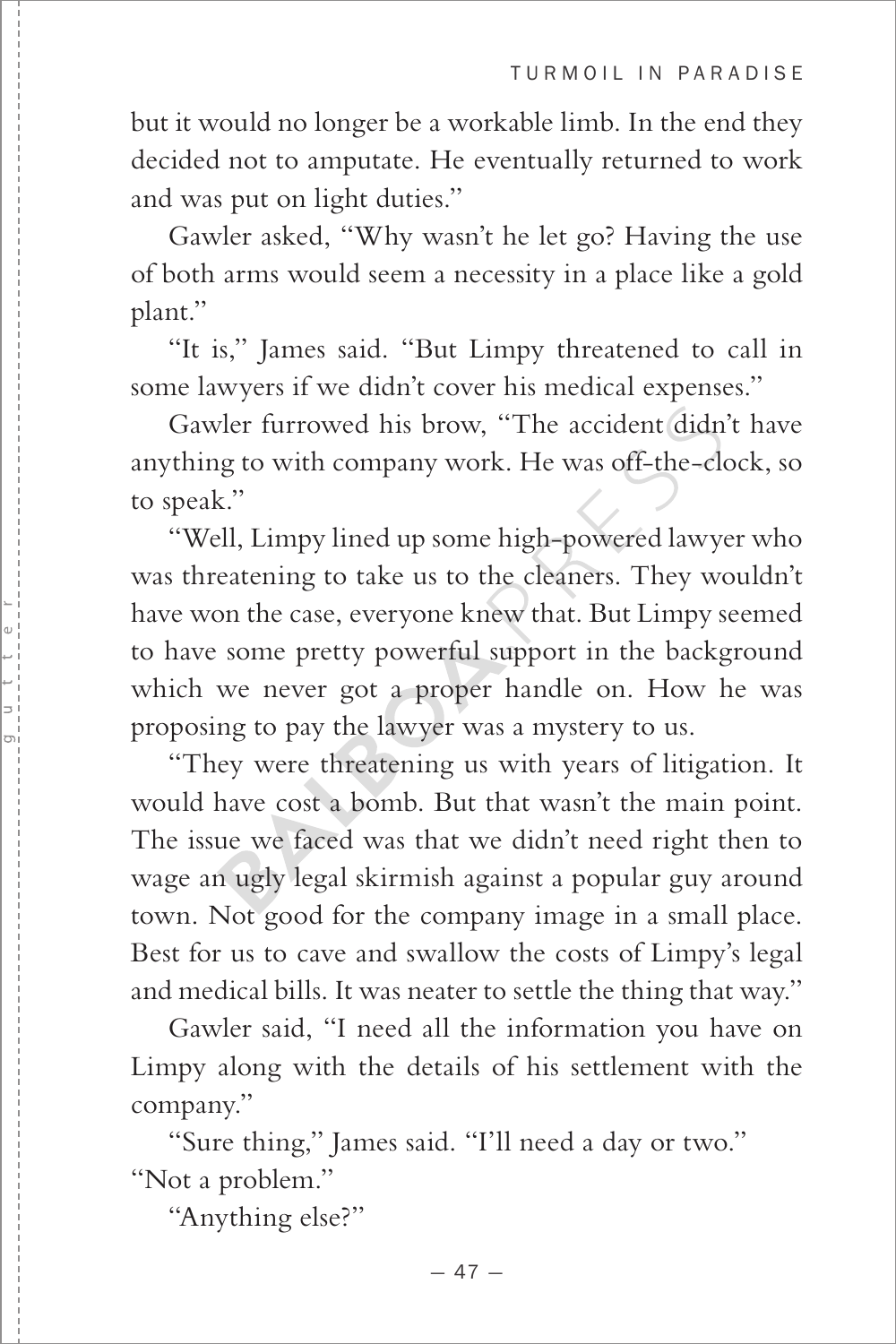but it would no longer be a workable limb. In the end they decided not to amputate. He eventually returned to work and was put on light duties."

Gawler asked, "Why wasn't he let go? Having the use of both arms would seem a necessity in a place like a gold plant."

"It is," James said. "But Limpy threatened to call in some lawyers if we didn't cover his medical expenses."

Gawler furrowed his brow, "The accident didn't have anything to with company work. He was off-the-clock, so to speak."

"Well, Limpy lined up some high-powered lawyer who was threatening to take us to the cleaners. They wouldn't have won the case, everyone knew that. But Limpy seemed to have some pretty powerful support in the background which we never got a proper handle on. How he was proposing to pay the lawyer was a mystery to us.

"They were threatening us with years of litigation. It would have cost a bomb. But that wasn't the main point. The issue we faced was that we didn't need right then to wage an ugly legal skirmish against a popular guy around town. Not good for the company image in a small place. Best for us to cave and swallow the costs of Limpy's legal and medical bills. It was neater to settle the thing that way."

Gawler said, "I need all the information you have on Limpy along with the details of his settlement with the company."

"Sure thing," James said. "I'll need a day or two."

"Not a problem."

"Anything else?"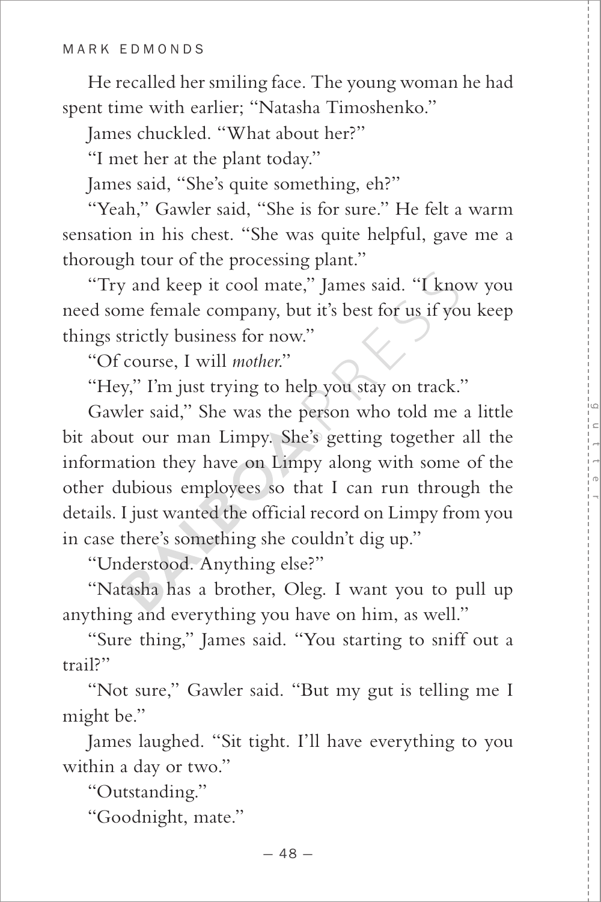He recalled her smiling face. The young woman he had spent time with earlier; "Natasha Timoshenko."

James chuckled. "What about her?"

"I met her at the plant today."

James said, "She's quite something, eh?"

"Yeah," Gawler said, "She is for sure." He felt a warm sensation in his chest. "She was quite helpful, gave me a thorough tour of the processing plant."

"Try and keep it cool mate," James said. "I know you need some female company, but it's best for us if you keep things strictly business for now."

"Of course, I will *mother*."

"Hey," I'm just trying to help you stay on track."

Gawler said," She was the person who told me a little bit about our man Limpy. She's getting together all the information they have on Limpy along with some of the other dubious employees so that I can run through the details. I just wanted the official record on Limpy from you in case there's something she couldn't dig up."

"Understood. Anything else?"

"Natasha has a brother, Oleg. I want you to pull up anything and everything you have on him, as well."

"Sure thing," James said. "You starting to sniff out a trail?"

"Not sure," Gawler said. "But my gut is telling me I might be."

James laughed. "Sit tight. I'll have everything to you within a day or two."

"Outstanding."

"Goodnight, mate."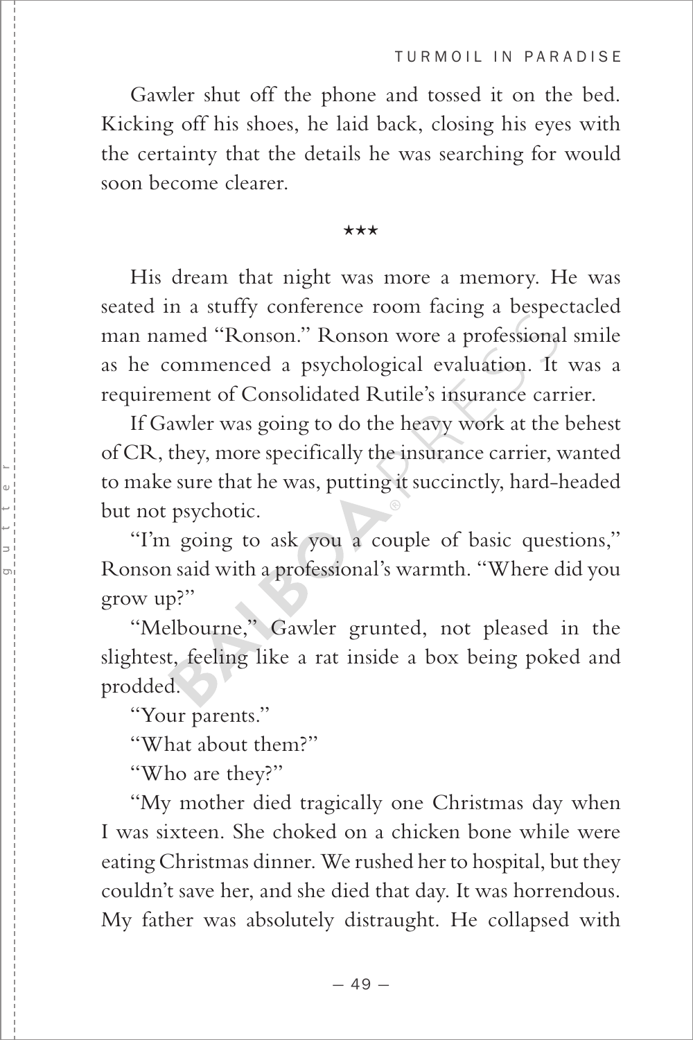Gawler shut off the phone and tossed it on the bed. Kicking off his shoes, he laid back, closing his eyes with the certainty that the details he was searching for would soon become clearer.

★★★

His dream that night was more a memory. He was seated in a stuffy conference room facing a bespectacled man named "Ronson." Ronson wore a professional smile as he commenced a psychological evaluation. It was a requirement of Consolidated Rutile's insurance carrier.

If Gawler was going to do the heavy work at the behest of CR, they, more specifically the insurance carrier, wanted to make sure that he was, putting it succinctly, hard-headed but not psychotic.

"I'm going to ask you a couple of basic questions," Ronson said with a professional's warmth. "Where did you grow up?"

"Melbourne," Gawler grunted, not pleased in the slightest, feeling like a rat inside a box being poked and prodded.

"Your parents."

"What about them?"

"Who are they?"

"My mother died tragically one Christmas day when I was sixteen. She choked on a chicken bone while were eating Christmas dinner. We rushed her to hospital, but they couldn't save her, and she died that day. It was horrendous. My father was absolutely distraught. He collapsed with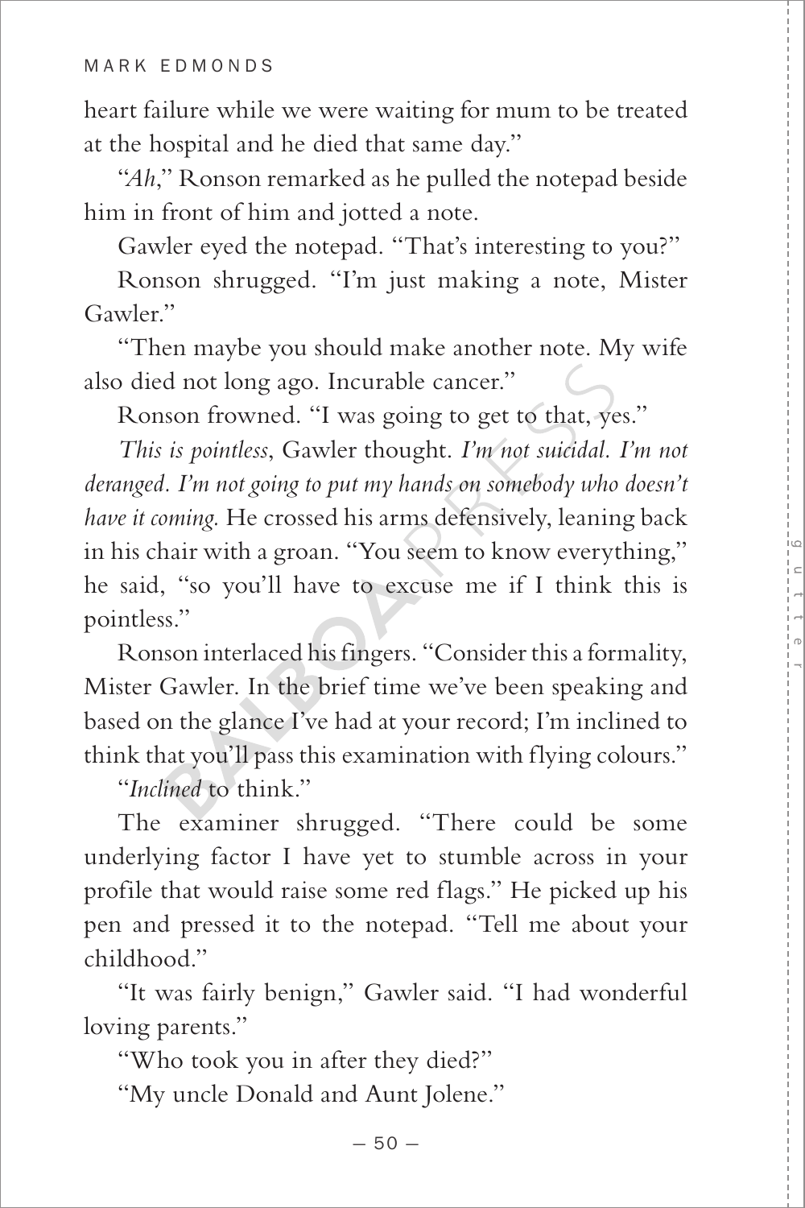heart failure while we were waiting for mum to be treated at the hospital and he died that same day."

"*Ah*," Ronson remarked as he pulled the notepad beside him in front of him and jotted a note.

Gawler eyed the notepad. "That's interesting to you?"

Ronson shrugged. "I'm just making a note, Mister Gawler."

"Then maybe you should make another note. My wife also died not long ago. Incurable cancer."

Ronson frowned. "I was going to get to that, yes."

*This is pointless*, Gawler thought. *I'm not suicidal. I'm not deranged. I'm not going to put my hands on somebody who doesn't have it coming.* He crossed his arms defensively, leaning back in his chair with a groan. "You seem to know everything," he said, "so you'll have to excuse me if I think this is pointless."

Ronson interlaced his fingers. "Consider this a formality, Mister Gawler. In the brief time we've been speaking and based on the glance I've had at your record; I'm inclined to think that you'll pass this examination with flying colours."

"*Inclined* to think."

The examiner shrugged. "There could be some underlying factor I have yet to stumble across in your profile that would raise some red flags." He picked up his pen and pressed it to the notepad. "Tell me about your childhood."

"It was fairly benign," Gawler said. "I had wonderful loving parents."

"Who took you in after they died?"

"My uncle Donald and Aunt Jolene."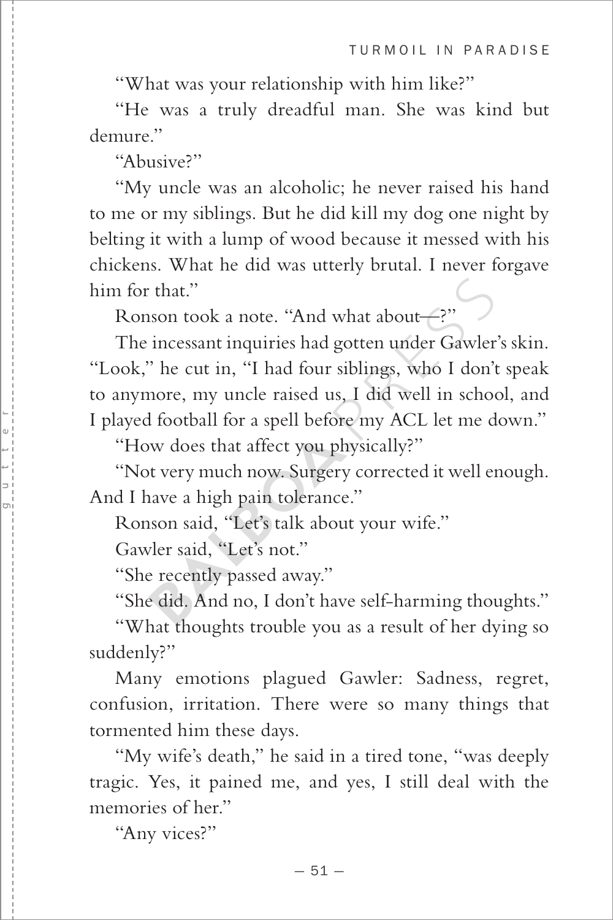"What was your relationship with him like?"

"He was a truly dreadful man. She was kind but demure."

"Abusive?"

"My uncle was an alcoholic; he never raised his hand to me or my siblings. But he did kill my dog one night by belting it with a lump of wood because it messed with his chickens. What he did was utterly brutal. I never forgave him for that."

Ronson took a note. "And what about—?"

The incessant inquiries had gotten under Gawler's skin. "Look," he cut in, "I had four siblings, who I don't speak to anymore, my uncle raised us, I did well in school, and I played football for a spell before my ACL let me down."

"How does that affect you physically?"

"Not very much now. Surgery corrected it well enough. And I have a high pain tolerance."

Ronson said, "Let's talk about your wife."

Gawler said, "Let's not."

"She recently passed away."

"She did. And no, I don't have self-harming thoughts."

"What thoughts trouble you as a result of her dying so suddenly?"

Many emotions plagued Gawler: Sadness, regret, confusion, irritation. There were so many things that tormented him these days.

"My wife's death," he said in a tired tone, "was deeply tragic. Yes, it pained me, and yes, I still deal with the memories of her."

"Any vices?"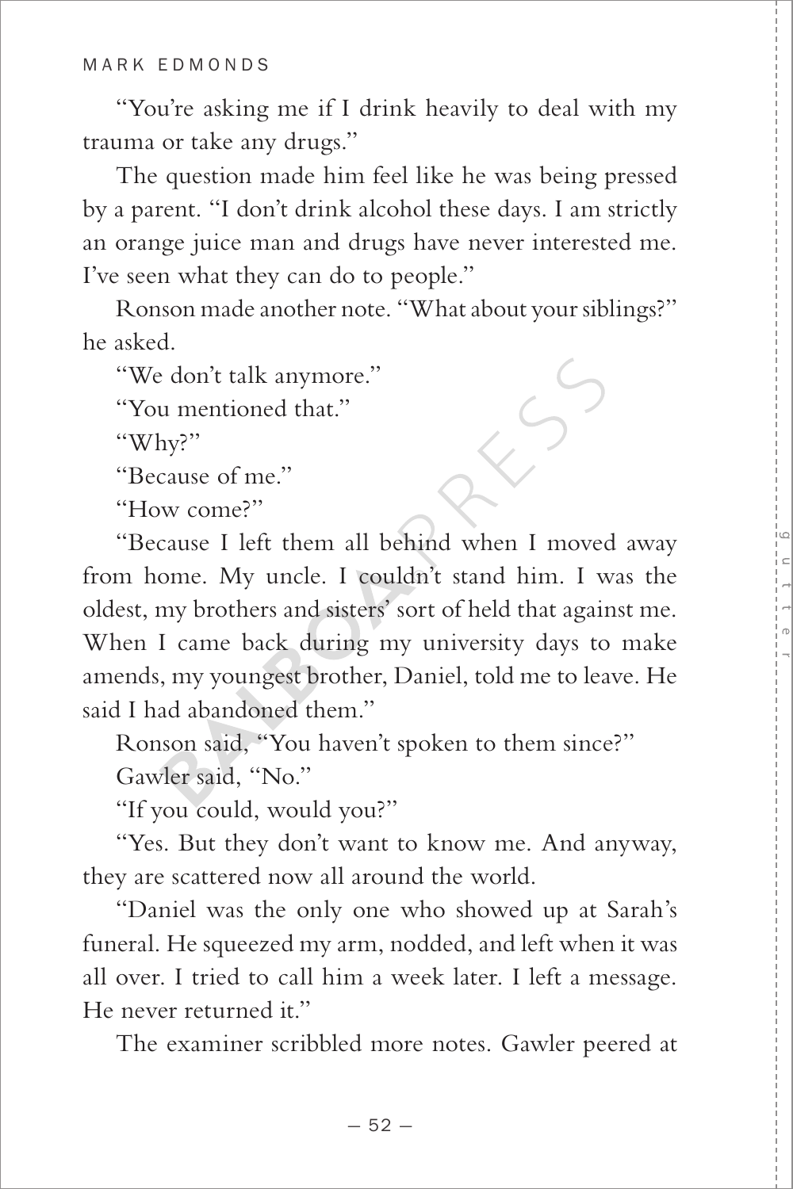"You're asking me if I drink heavily to deal with my trauma or take any drugs."

The question made him feel like he was being pressed by a parent. "I don't drink alcohol these days. I am strictly an orange juice man and drugs have never interested me. I've seen what they can do to people."

Ronson made another note. "What about your siblings?" he asked.

"We don't talk anymore."

"You mentioned that."

"Why?"

"Because of me."

"How come?"

"Because I left them all behind when I moved away from home. My uncle. I couldn't stand him. I was the oldest, my brothers and sisters' sort of held that against me. When I came back during my university days to make amends, my youngest brother, Daniel, told me to leave. He said I had abandoned them."

Ronson said, "You haven't spoken to them since?"

Gawler said, "No."

"If you could, would you?"

"Yes. But they don't want to know me. And anyway, they are scattered now all around the world.

"Daniel was the only one who showed up at Sarah's funeral. He squeezed my arm, nodded, and left when it was all over. I tried to call him a week later. I left a message. He never returned it."

The examiner scribbled more notes. Gawler peered at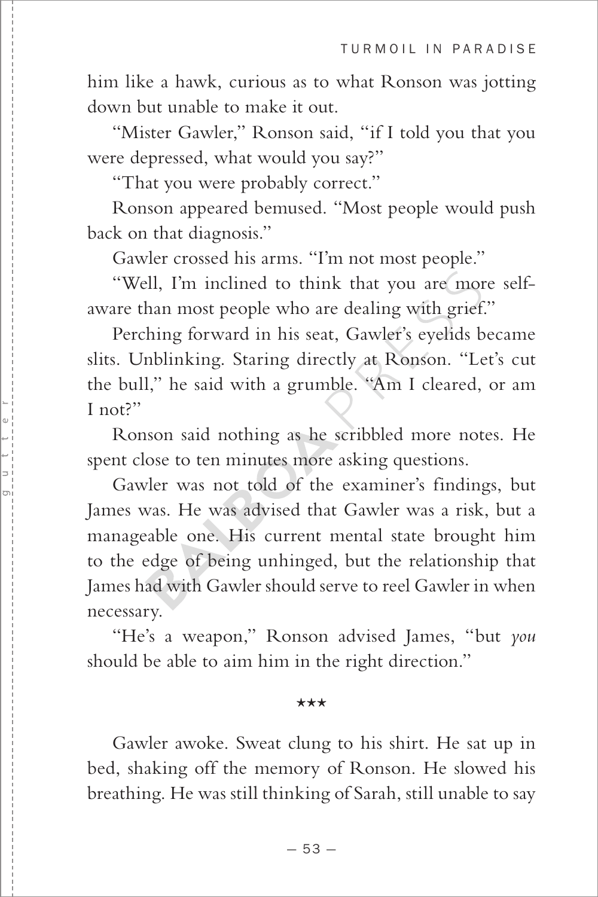him like a hawk, curious as to what Ronson was jotting down but unable to make it out.

"Mister Gawler," Ronson said, "if I told you that you were depressed, what would you say?"

"That you were probably correct."

Ronson appeared bemused. "Most people would push back on that diagnosis."

Gawler crossed his arms. "I'm not most people."

"Well, I'm inclined to think that you are more self-aware than most people who are dealing with grief."

Perching forward in his seat, Gawler's eyelids became slits. Unblinking. Staring directly at Ronson. "Let's cut the bull," he said with a grumble. "Am I cleared, or am I not?"

Ronson said nothing as he scribbled more notes. He spent close to ten minutes more asking questions.

Gawler was not told of the examiner's findings, but James was. He was advised that Gawler was a risk, but a manageable one. His current mental state brought him to the edge of being unhinged, but the relationship that James had with Gawler should serve to reel Gawler in when necessary.

"He's a weapon," Ronson advised James, "but *you* should be able to aim him in the right direction."

★★★

Gawler awoke. Sweat clung to his shirt. He sat up in bed, shaking off the memory of Ronson. He slowed his breathing. He was still thinking of Sarah, still unable to say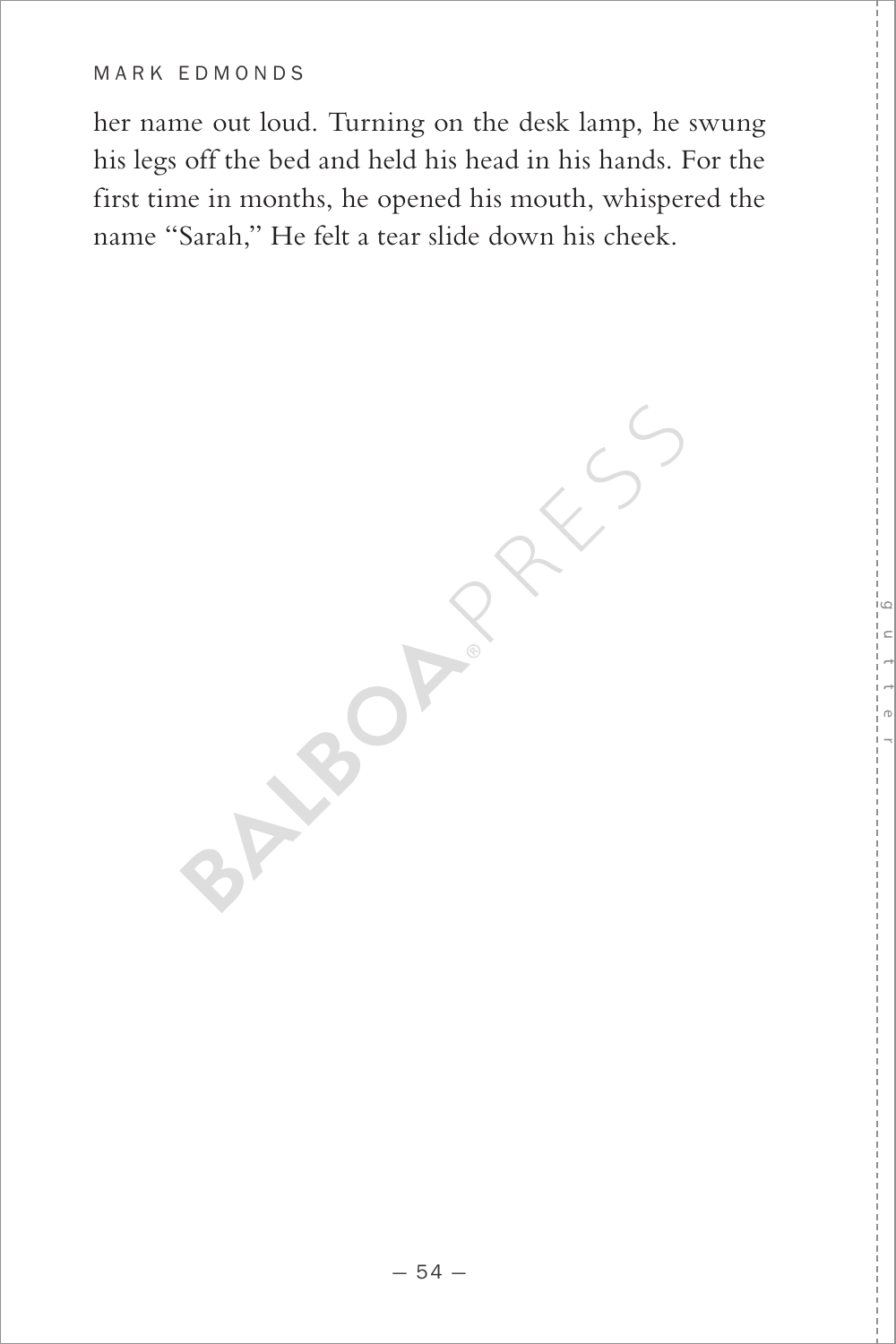her name out loud. Turning on the desk lamp, he swung his legs off the bed and held his head in his hands. For the first time in months, he opened his mouth, whispered the name "Sarah," He felt a tear slide down his cheek.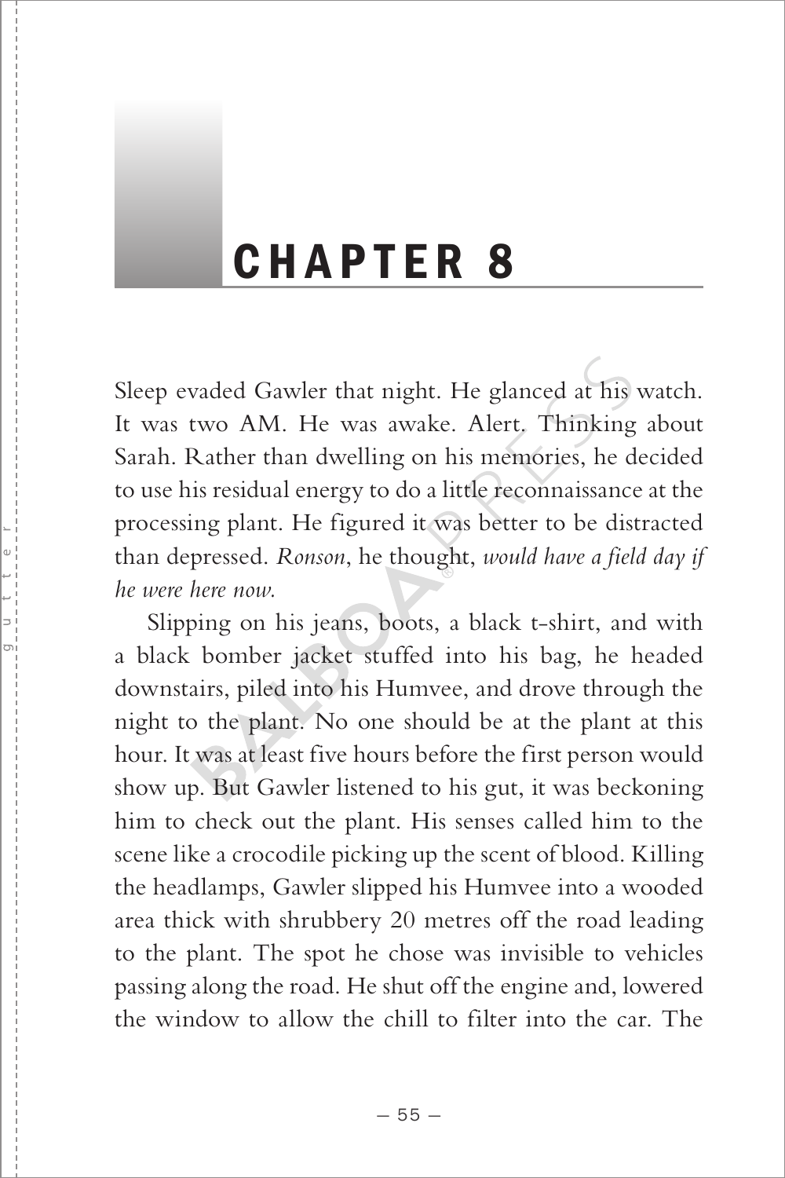# CHAPTER 8

Sleep evaded Gawler that night. He glanced at his watch. It was two AM. He was awake. Alert. Thinking about Sarah. Rather than dwelling on his memories, he decided to use his residual energy to do a little reconnaissance at the processing plant. He figured it was better to be distracted than depressed. *Ronson*, he thought, *would have a field day if he were here now.*

Slipping on his jeans, boots, a black t-shirt, and with a black bomber jacket stuffed into his bag, he headed downstairs, piled into his Humvee, and drove through the night to the plant. No one should be at the plant at this hour. It was at least five hours before the first person would show up. But Gawler listened to his gut, it was beckoning him to check out the plant. His senses called him to the scene like a crocodile picking up the scent of blood. Killing the headlamps, Gawler slipped his Humvee into a wooded area thick with shrubbery 20 metres off the road leading to the plant. The spot he chose was invisible to vehicles passing along the road. He shut off the engine and, lowered the window to allow the chill to filter into the car. The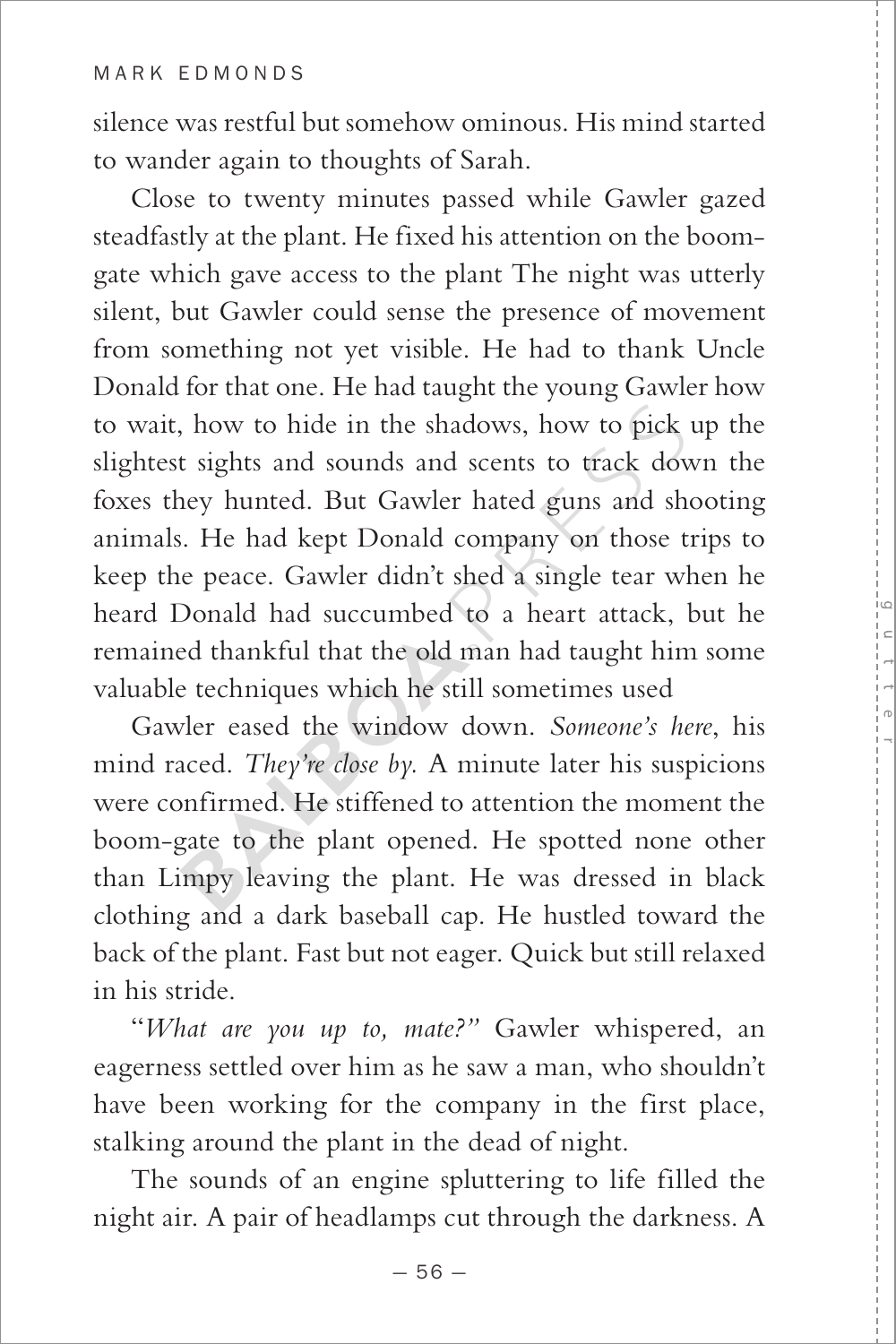silence was restful but somehow ominous. His mind started to wander again to thoughts of Sarah.

Close to twenty minutes passed while Gawler gazed steadfastly at the plant. He fixed his attention on the boom-gate which gave access to the plant The night was utterly silent, but Gawler could sense the presence of movement from something not yet visible. He had to thank Uncle Donald for that one. He had taught the young Gawler how to wait, how to hide in the shadows, how to pick up the slightest sights and sounds and scents to track down the foxes they hunted. But Gawler hated guns and shooting animals. He had kept Donald company on those trips to keep the peace. Gawler didn't shed a single tear when he heard Donald had succumbed to a heart attack, but he remained thankful that the old man had taught him some valuable techniques which he still sometimes used

Gawler eased the window down. *Someone's here*, his mind raced. *They're close by.* A minute later his suspicions were confirmed. He stiffened to attention the moment the boom-gate to the plant opened. He spotted none other than Limpy leaving the plant. He was dressed in black clothing and a dark baseball cap. He hustled toward the back of the plant. Fast but not eager. Quick but still relaxed in his stride.

"*What are you up to, mate?"* Gawler whispered, an eagerness settled over him as he saw a man, who shouldn't have been working for the company in the first place, stalking around the plant in the dead of night.

The sounds of an engine spluttering to life filled the night air. A pair of headlamps cut through the darkness. A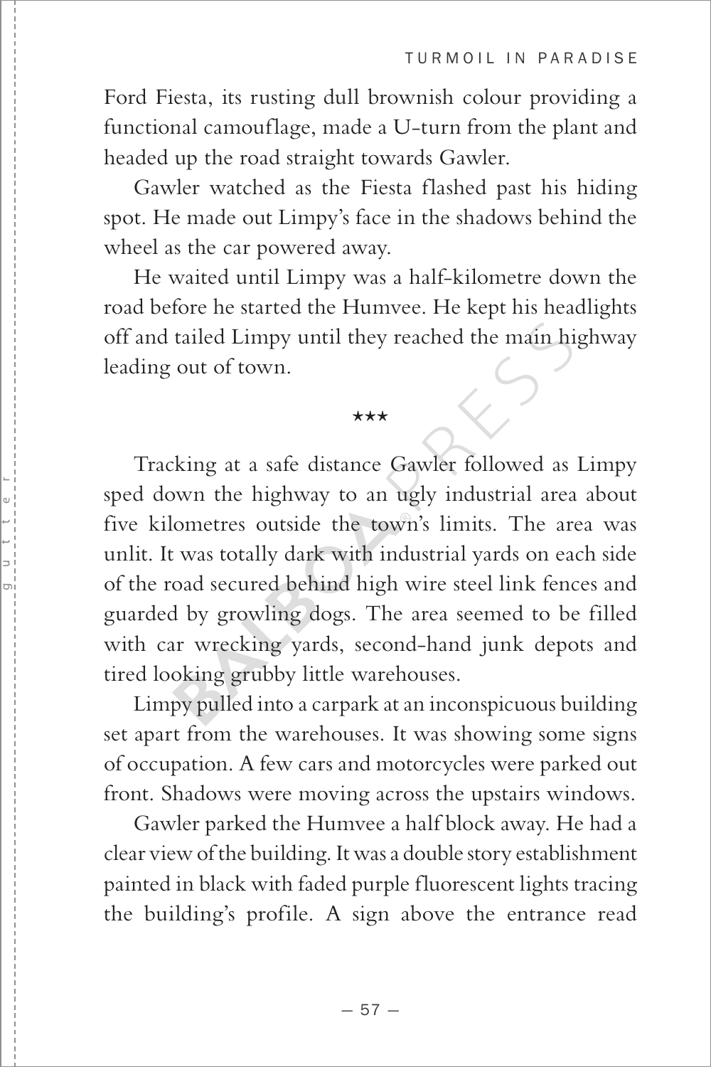Ford Fiesta, its rusting dull brownish colour providing a functional camouflage, made a U-turn from the plant and headed up the road straight towards Gawler.

Gawler watched as the Fiesta flashed past his hiding spot. He made out Limpy's face in the shadows behind the wheel as the car powered away.

He waited until Limpy was a half-kilometre down the road before he started the Humvee. He kept his headlights off and tailed Limpy until they reached the main highway leading out of town.

\*\*\*

Tracking at a safe distance Gawler followed as Limpy sped down the highway to an ugly industrial area about five kilometres outside the town's limits. The area was unlit. It was totally dark with industrial yards on each side of the road secured behind high wire steel link fences and guarded by growling dogs. The area seemed to be filled with car wrecking yards, second-hand junk depots and tired looking grubby little warehouses.

Limpy pulled into a carpark at an inconspicuous building set apart from the warehouses. It was showing some signs of occupation. A few cars and motorcycles were parked out front. Shadows were moving across the upstairs windows.

Gawler parked the Humvee a half block away. He had a clear view of the building. It was a double story establishment painted in black with faded purple fluorescent lights tracing the building's profile. A sign above the entrance read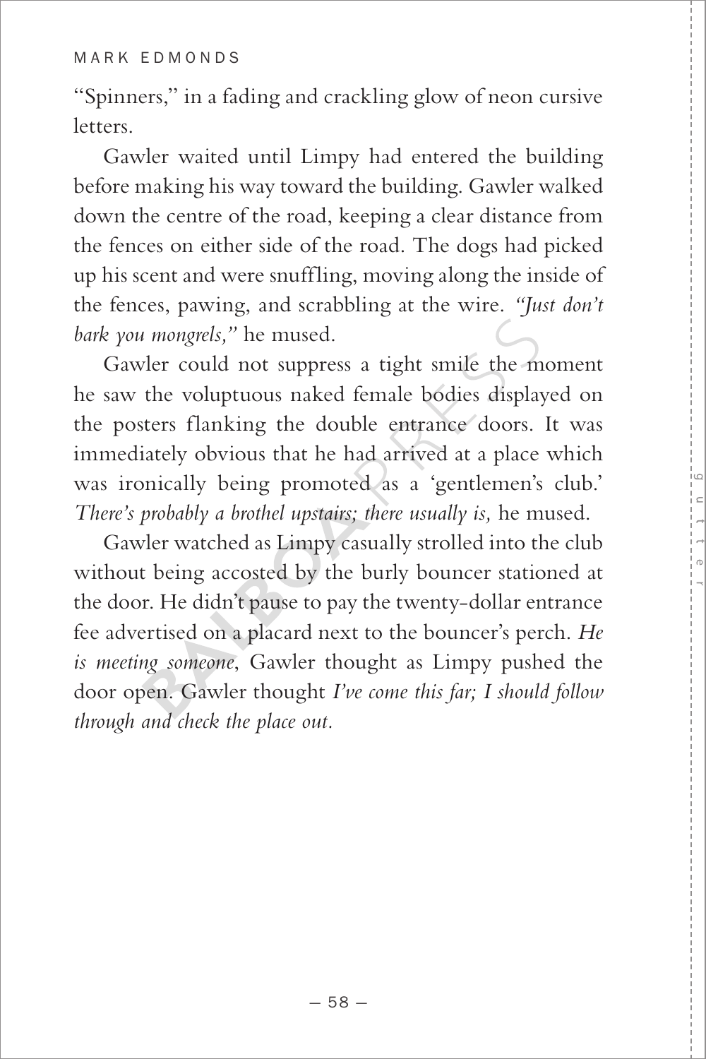"Spinners," in a fading and crackling glow of neon cursive letters.

Gawler waited until Limpy had entered the building before making his way toward the building. Gawler walked down the centre of the road, keeping a clear distance from the fences on either side of the road. The dogs had picked up his scent and were snuffling, moving along the inside of the fences, pawing, and scrabbling at the wire. *"Just don't bark you mongrels,"* he mused.

Gawler could not suppress a tight smile the moment he saw the voluptuous naked female bodies displayed on the posters flanking the double entrance doors. It was immediately obvious that he had arrived at a place which was ironically being promoted as a 'gentlemen's club.' *There's probably a brothel upstairs; there usually is,* he mused.

Gawler watched as Limpy casually strolled into the club without being accosted by the burly bouncer stationed at the door. He didn't pause to pay the twenty-dollar entrance fee advertised on a placard next to the bouncer's perch. *He is meeting someone*, Gawler thought as Limpy pushed the door open. Gawler thought *I've come this far; I should follow through and check the place out.*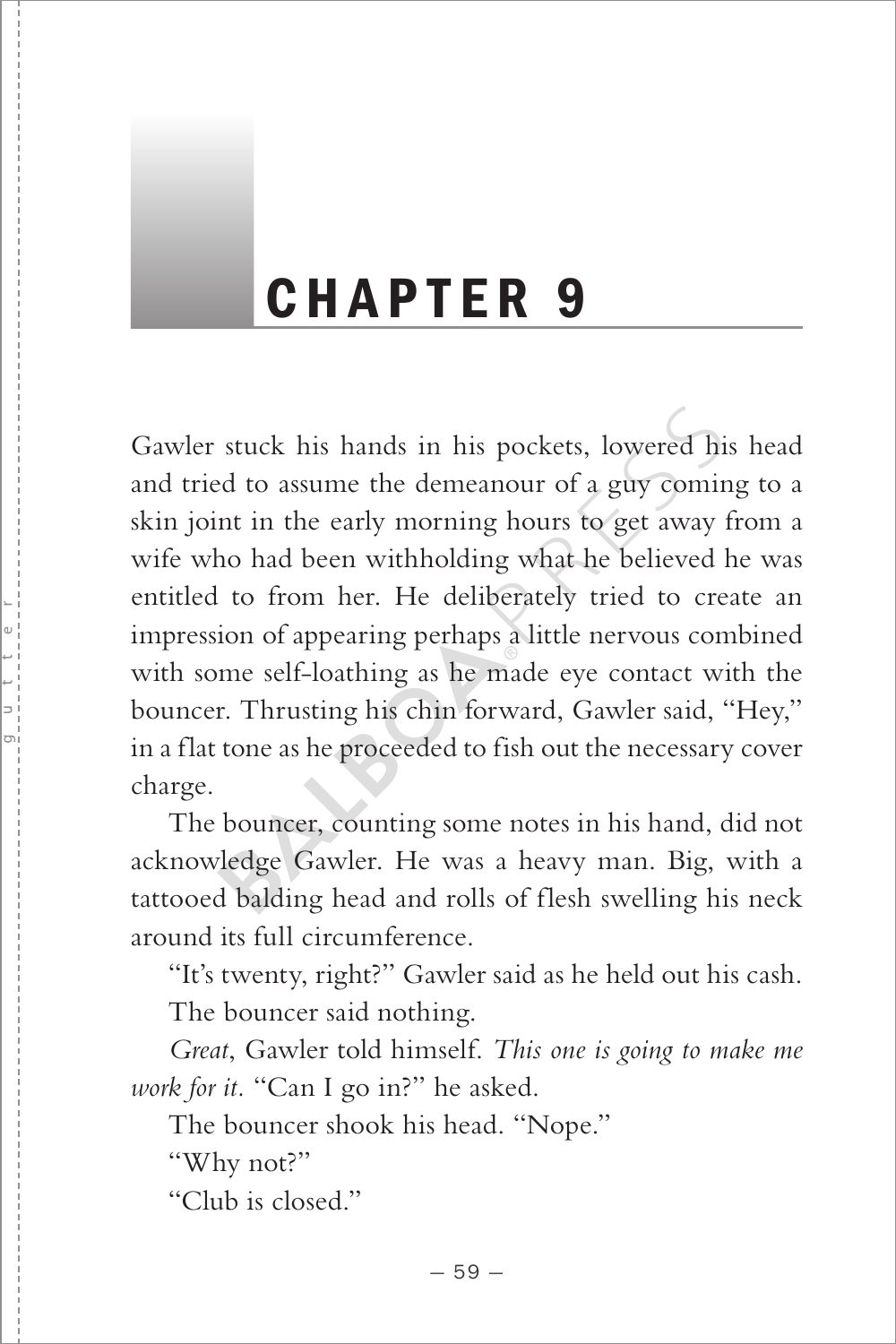# CHAPTER 9

Gawler stuck his hands in his pockets, lowered his head and tried to assume the demeanour of a guy coming to a skin joint in the early morning hours to get away from a wife who had been withholding what he believed he was entitled to from her. He deliberately tried to create an impression of appearing perhaps a little nervous combined with some self-loathing as he made eye contact with the bouncer. Thrusting his chin forward, Gawler said, "Hey," in a flat tone as he proceeded to fish out the necessary cover charge.

The bouncer, counting some notes in his hand, did not acknowledge Gawler. He was a heavy man. Big, with a tattooed balding head and rolls of flesh swelling his neck around its full circumference.

"It's twenty, right?" Gawler said as he held out his cash.

The bouncer said nothing.

*Great*, Gawler told himself. *This one is going to make me work for it.* "Can I go in?" he asked.

The bouncer shook his head. "Nope."

"Why not?"

"Club is closed."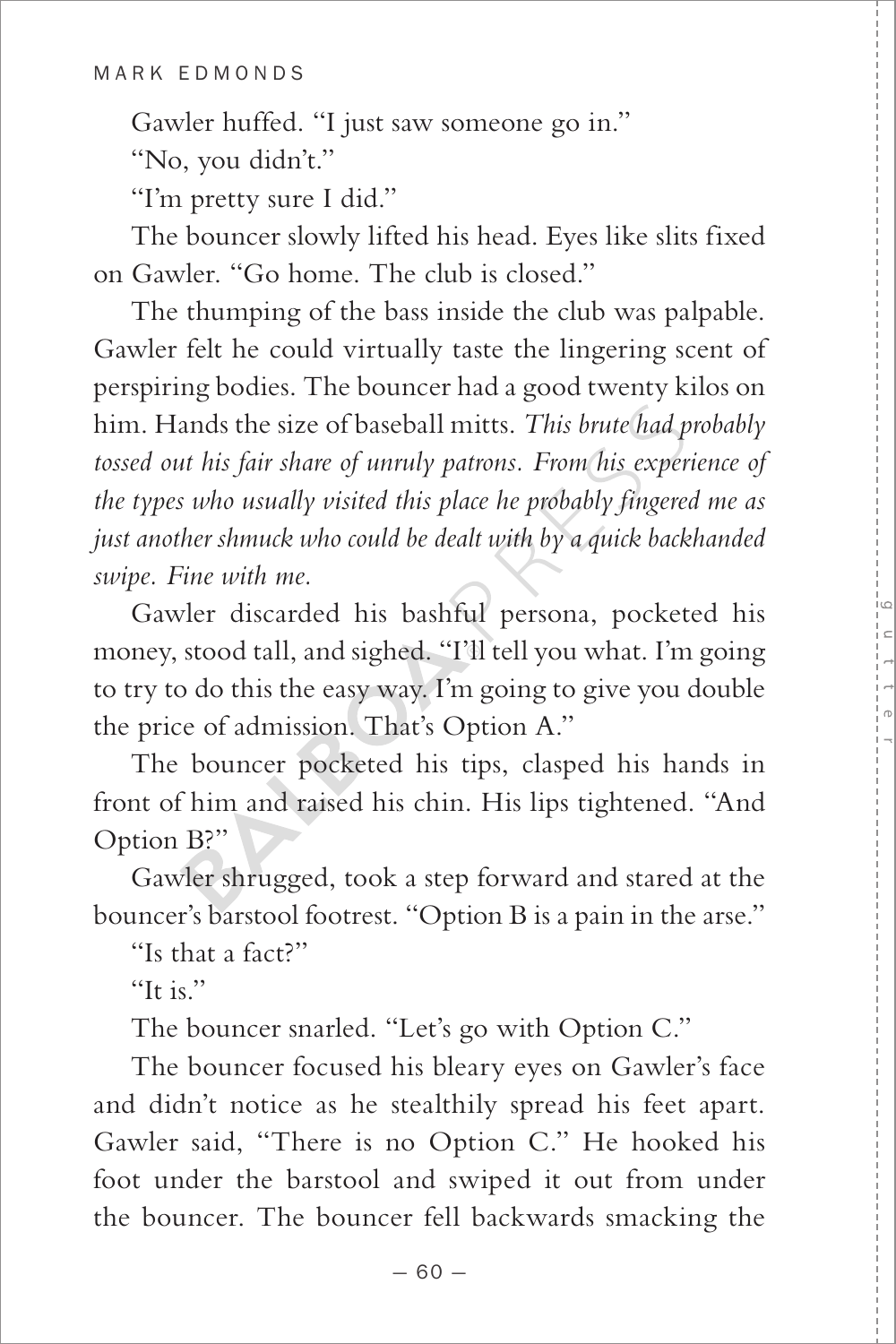Gawler huffed. "I just saw someone go in."

"No, you didn't."

"I'm pretty sure I did."

The bouncer slowly lifted his head. Eyes like slits fixed on Gawler. "Go home. The club is closed."

The thumping of the bass inside the club was palpable. Gawler felt he could virtually taste the lingering scent of perspiring bodies. The bouncer had a good twenty kilos on him. Hands the size of baseball mitts. *This brute had probably tossed out his fair share of unruly patrons. From his experience of the types who usually visited this place he probably fingered me as just another shmuck who could be dealt with by a quick backhanded swipe. Fine with me.*

Gawler discarded his bashful persona, pocketed his money, stood tall, and sighed. "I'll tell you what. I'm going to try to do this the easy way. I'm going to give you double the price of admission. That's Option A."

The bouncer pocketed his tips, clasped his hands in front of him and raised his chin. His lips tightened. "And Option B?"

Gawler shrugged, took a step forward and stared at the bouncer's barstool footrest. "Option B is a pain in the arse."

"Is that a fact?"

"It is."

The bouncer snarled. "Let's go with Option C."

The bouncer focused his bleary eyes on Gawler's face and didn't notice as he stealthily spread his feet apart. Gawler said, "There is no Option C." He hooked his foot under the barstool and swiped it out from under the bouncer. The bouncer fell backwards smacking the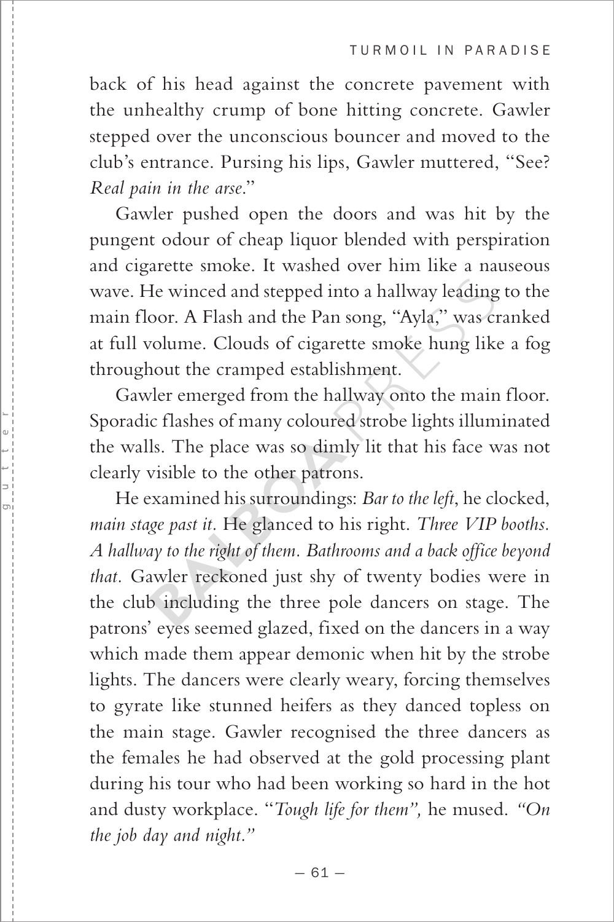back of his head against the concrete pavement with the unhealthy crump of bone hitting concrete. Gawler stepped over the unconscious bouncer and moved to the club's entrance. Pursing his lips, Gawler muttered, "See? *Real pain in the arse*."

Gawler pushed open the doors and was hit by the pungent odour of cheap liquor blended with perspiration and cigarette smoke. It washed over him like a nauseous wave. He winced and stepped into a hallway leading to the main floor. A Flash and the Pan song, "Ayla," was cranked at full volume. Clouds of cigarette smoke hung like a fog throughout the cramped establishment.

Gawler emerged from the hallway onto the main floor. Sporadic flashes of many coloured strobe lights illuminated the walls. The place was so dimly lit that his face was not clearly visible to the other patrons.

He examined his surroundings: *Bar to the left*, he clocked, *main stage past it*. He glanced to his right. *Three VIP booths. A hallway to the right of them. Bathrooms and a back office beyond that.* Gawler reckoned just shy of twenty bodies were in the club including the three pole dancers on stage. The patrons' eyes seemed glazed, fixed on the dancers in a way which made them appear demonic when hit by the strobe lights. The dancers were clearly weary, forcing themselves to gyrate like stunned heifers as they danced topless on the main stage. Gawler recognised the three dancers as the females he had observed at the gold processing plant during his tour who had been working so hard in the hot and dusty workplace. "*Tough life for them",* he mused. *"On the job day and night."*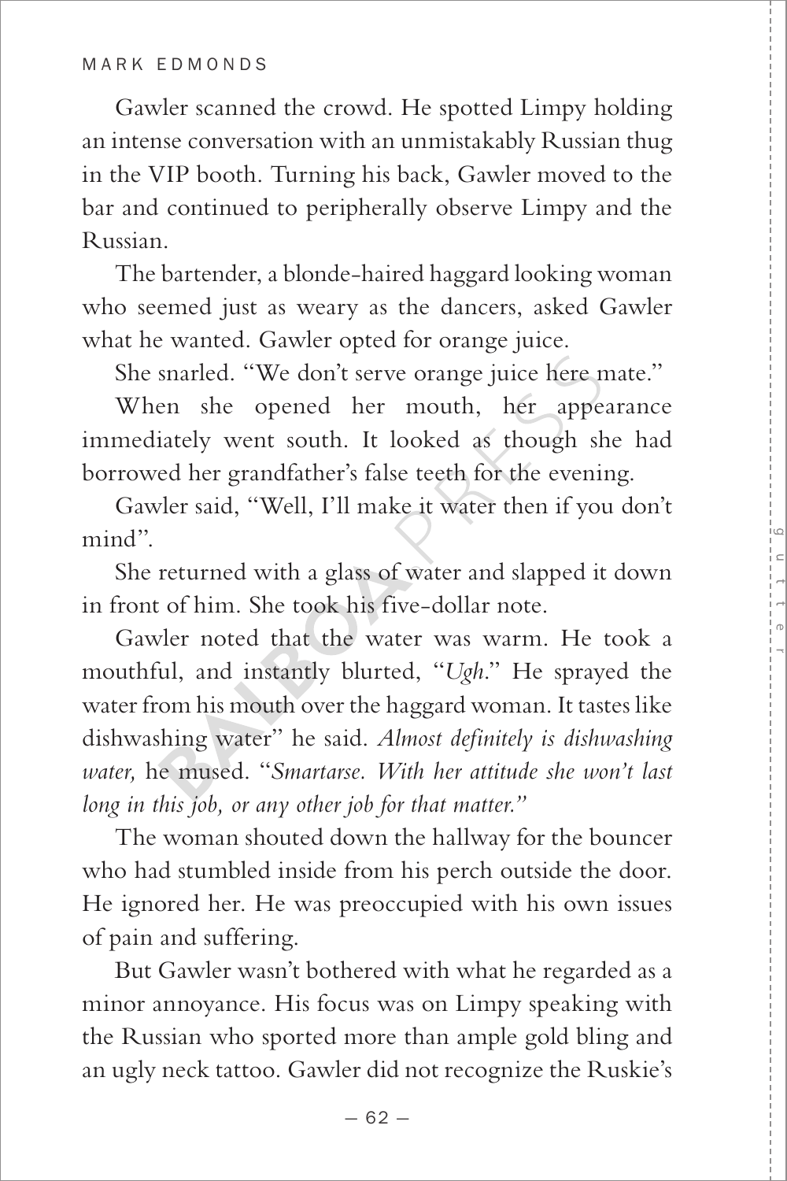Gawler scanned the crowd. He spotted Limpy holding an intense conversation with an unmistakably Russian thug in the VIP booth. Turning his back, Gawler moved to the bar and continued to peripherally observe Limpy and the Russian.

The bartender, a blonde-haired haggard looking woman who seemed just as weary as the dancers, asked Gawler what he wanted. Gawler opted for orange juice.

She snarled. "We don't serve orange juice here mate."

When she opened her mouth, her appearance immediately went south. It looked as though she had borrowed her grandfather's false teeth for the evening.

Gawler said, "Well, I'll make it water then if you don't mind".

She returned with a glass of water and slapped it down in front of him. She took his five-dollar note.

Gawler noted that the water was warm. He took a mouthful, and instantly blurted, "*Ugh*." He sprayed the water from his mouth over the haggard woman. It tastes like dishwashing water" he said. *Almost definitely is dishwashing water,* he mused. "*Smartarse. With her attitude she won't last long in this job, or any other job for that matter."*

The woman shouted down the hallway for the bouncer who had stumbled inside from his perch outside the door. He ignored her. He was preoccupied with his own issues of pain and suffering.

But Gawler wasn't bothered with what he regarded as a minor annoyance. His focus was on Limpy speaking with the Russian who sported more than ample gold bling and an ugly neck tattoo. Gawler did not recognize the Ruskie's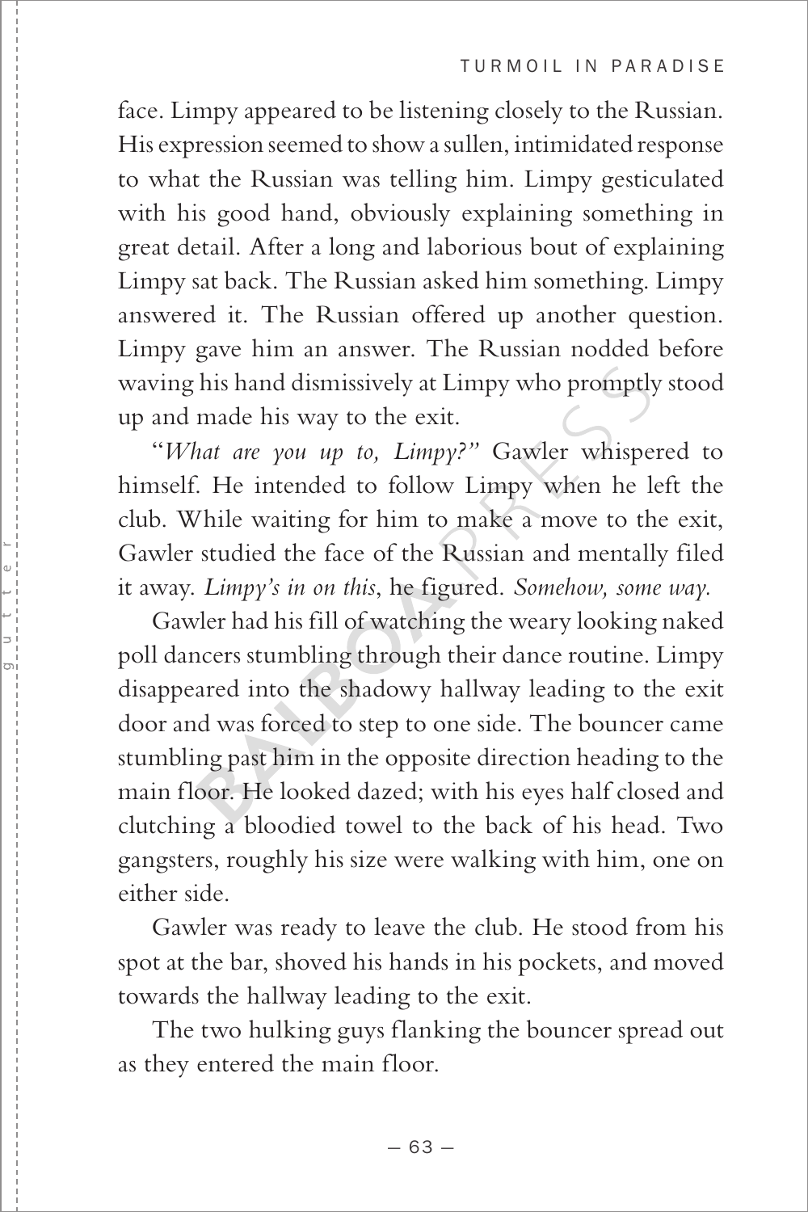face. Limpy appeared to be listening closely to the Russian. His expression seemed to show a sullen, intimidated response to what the Russian was telling him. Limpy gesticulated with his good hand, obviously explaining something in great detail. After a long and laborious bout of explaining Limpy sat back. The Russian asked him something. Limpy answered it. The Russian offered up another question. Limpy gave him an answer. The Russian nodded before waving his hand dismissively at Limpy who promptly stood up and made his way to the exit.

"*What are you up to, Limpy?"* Gawler whispered to himself. He intended to follow Limpy when he left the club. While waiting for him to make a move to the exit, Gawler studied the face of the Russian and mentally filed it away. *Limpy's in on this*, he figured. *Somehow, some way.*

Gawler had his fill of watching the weary looking naked poll dancers stumbling through their dance routine. Limpy disappeared into the shadowy hallway leading to the exit door and was forced to step to one side. The bouncer came stumbling past him in the opposite direction heading to the main floor. He looked dazed; with his eyes half closed and clutching a bloodied towel to the back of his head. Two gangsters, roughly his size were walking with him, one on either side.

Gawler was ready to leave the club. He stood from his spot at the bar, shoved his hands in his pockets, and moved towards the hallway leading to the exit.

The two hulking guys flanking the bouncer spread out as they entered the main floor.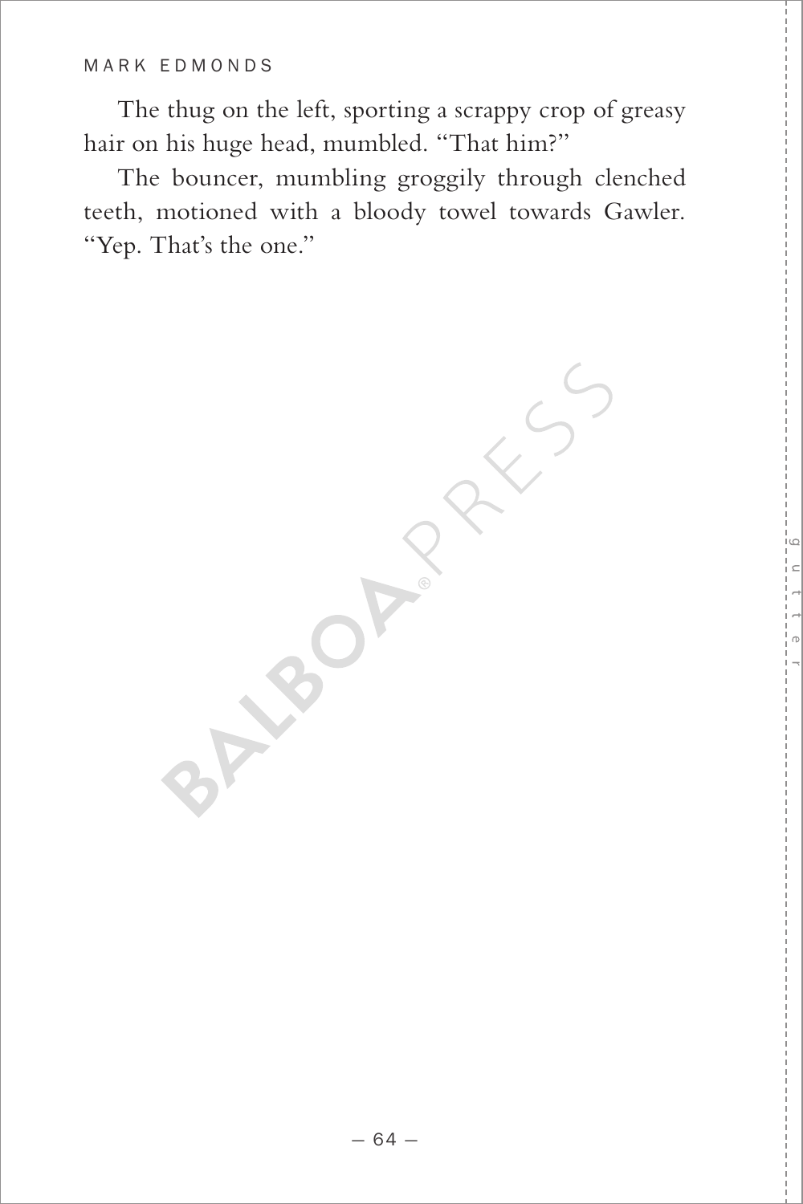The thug on the left, sporting a scrappy crop of greasy hair on his huge head, mumbled. "That him?"

The bouncer, mumbling groggily through clenched teeth, motioned with a bloody towel towards Gawler. "Yep. That's the one."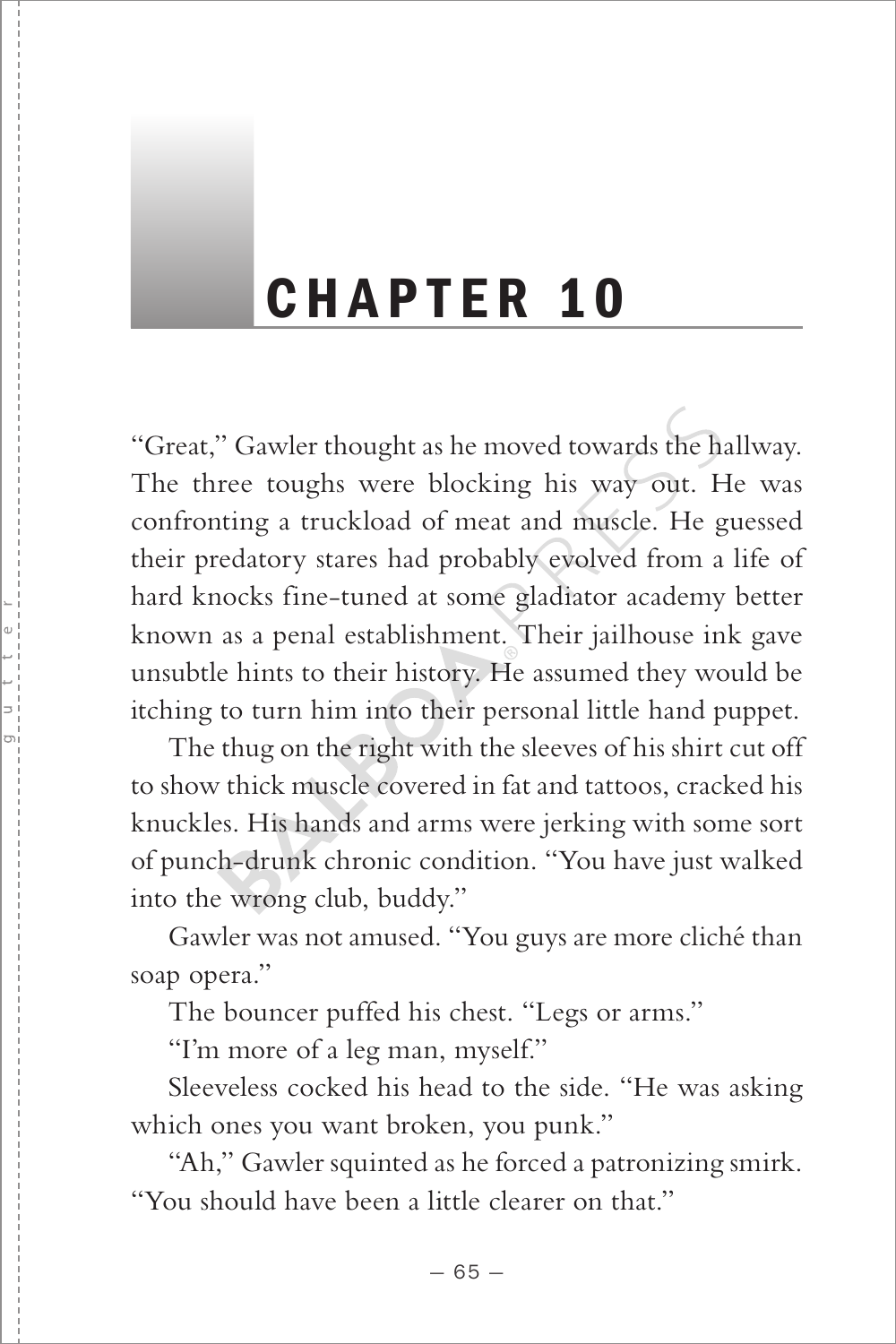# CHAPTER 10

"Great," Gawler thought as he moved towards the hallway. The three toughs were blocking his way out. He was confronting a truckload of meat and muscle. He guessed their predatory stares had probably evolved from a life of hard knocks fine-tuned at some gladiator academy better known as a penal establishment. Their jailhouse ink gave unsubtle hints to their history. He assumed they would be itching to turn him into their personal little hand puppet.

The thug on the right with the sleeves of his shirt cut off to show thick muscle covered in fat and tattoos, cracked his knuckles. His hands and arms were jerking with some sort of punch-drunk chronic condition. "You have just walked into the wrong club, buddy."

Gawler was not amused. "You guys are more cliché than soap opera."

The bouncer puffed his chest. "Legs or arms."

"I'm more of a leg man, myself."

Sleeveless cocked his head to the side. "He was asking which ones you want broken, you punk."

"Ah," Gawler squinted as he forced a patronizing smirk. "You should have been a little clearer on that."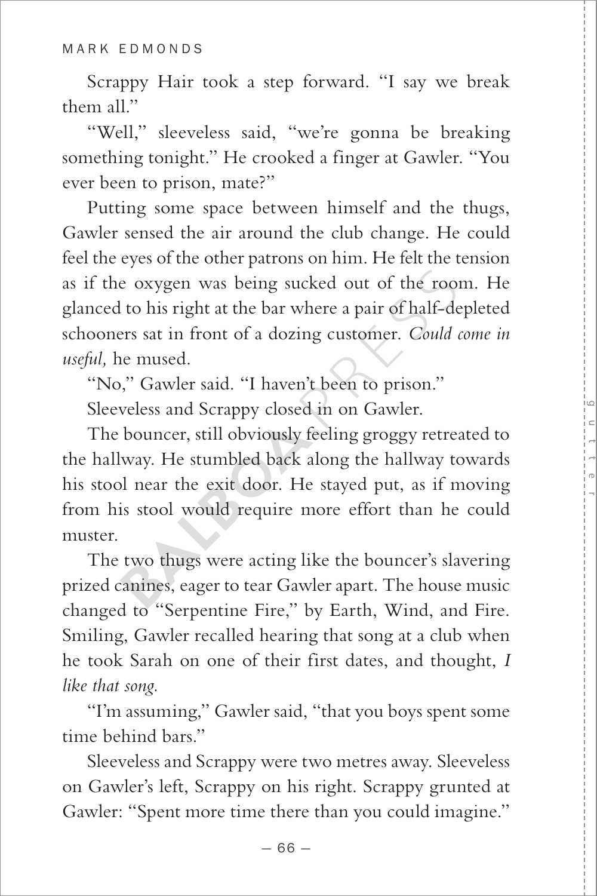Scrappy Hair took a step forward. "I say we break them all."

"Well," sleeveless said, "we're gonna be breaking something tonight." He crooked a finger at Gawler. "You ever been to prison, mate?"

Putting some space between himself and the thugs, Gawler sensed the air around the club change. He could feel the eyes of the other patrons on him. He felt the tension as if the oxygen was being sucked out of the room. He glanced to his right at the bar where a pair of half-depleted schooners sat in front of a dozing customer. *Could come in useful,* he mused.

"No," Gawler said. "I haven't been to prison."

Sleeveless and Scrappy closed in on Gawler.

The bouncer, still obviously feeling groggy retreated to the hallway. He stumbled back along the hallway towards his stool near the exit door. He stayed put, as if moving from his stool would require more effort than he could muster.

The two thugs were acting like the bouncer's slavering prized canines, eager to tear Gawler apart. The house music changed to "Serpentine Fire," by Earth, Wind, and Fire. Smiling, Gawler recalled hearing that song at a club when he took Sarah on one of their first dates, and thought, *I like that song.*

"I'm assuming," Gawler said, "that you boys spent some time behind bars."

Sleeveless and Scrappy were two metres away. Sleeveless on Gawler's left, Scrappy on his right. Scrappy grunted at Gawler: "Spent more time there than you could imagine."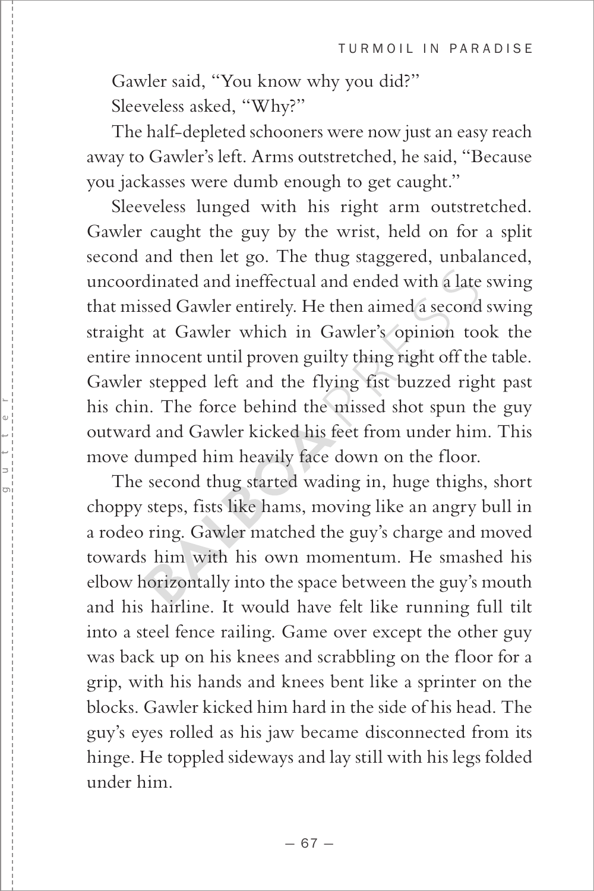Gawler said, "You know why you did?"

Sleeveless asked, "Why?"

The half-depleted schooners were now just an easy reach away to Gawler's left. Arms outstretched, he said, "Because you jackasses were dumb enough to get caught."

Sleeveless lunged with his right arm outstretched. Gawler caught the guy by the wrist, held on for a split second and then let go. The thug staggered, unbalanced, uncoordinated and ineffectual and ended with a late swing that missed Gawler entirely. He then aimed a second swing straight at Gawler which in Gawler's opinion took the entire innocent until proven guilty thing right off the table. Gawler stepped left and the flying fist buzzed right past his chin. The force behind the missed shot spun the guy outward and Gawler kicked his feet from under him. This move dumped him heavily face down on the floor.

The second thug started wading in, huge thighs, short choppy steps, fists like hams, moving like an angry bull in a rodeo ring. Gawler matched the guy's charge and moved towards him with his own momentum. He smashed his elbow horizontally into the space between the guy's mouth and his hairline. It would have felt like running full tilt into a steel fence railing. Game over except the other guy was back up on his knees and scrabbling on the floor for a grip, with his hands and knees bent like a sprinter on the blocks. Gawler kicked him hard in the side of his head. The guy's eyes rolled as his jaw became disconnected from its hinge. He toppled sideways and lay still with his legs folded under him.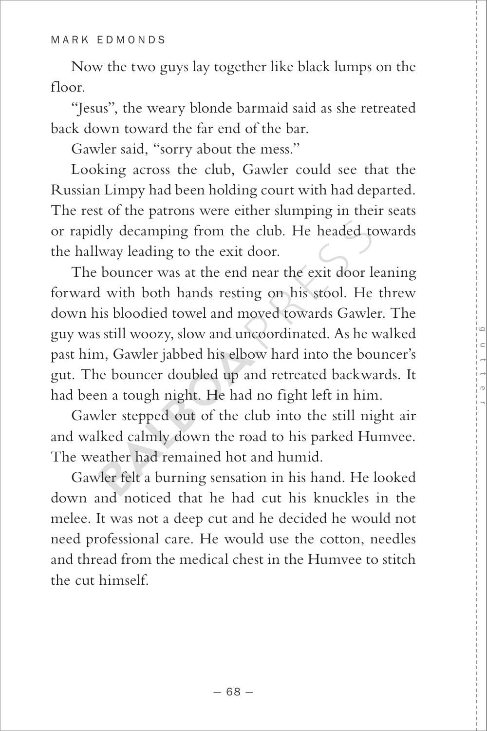Now the two guys lay together like black lumps on the floor.

"Jesus", the weary blonde barmaid said as she retreated back down toward the far end of the bar.

Gawler said, "sorry about the mess."

Looking across the club, Gawler could see that the Russian Limpy had been holding court with had departed. The rest of the patrons were either slumping in their seats or rapidly decamping from the club. He headed towards the hallway leading to the exit door.

The bouncer was at the end near the exit door leaning forward with both hands resting on his stool. He threw down his bloodied towel and moved towards Gawler. The guy was still woozy, slow and uncoordinated. As he walked past him, Gawler jabbed his elbow hard into the bouncer's gut. The bouncer doubled up and retreated backwards. It had been a tough night. He had no fight left in him.

Gawler stepped out of the club into the still night air and walked calmly down the road to his parked Humvee. The weather had remained hot and humid.

Gawler felt a burning sensation in his hand. He looked down and noticed that he had cut his knuckles in the melee. It was not a deep cut and he decided he would not need professional care. He would use the cotton, needles and thread from the medical chest in the Humvee to stitch the cut himself.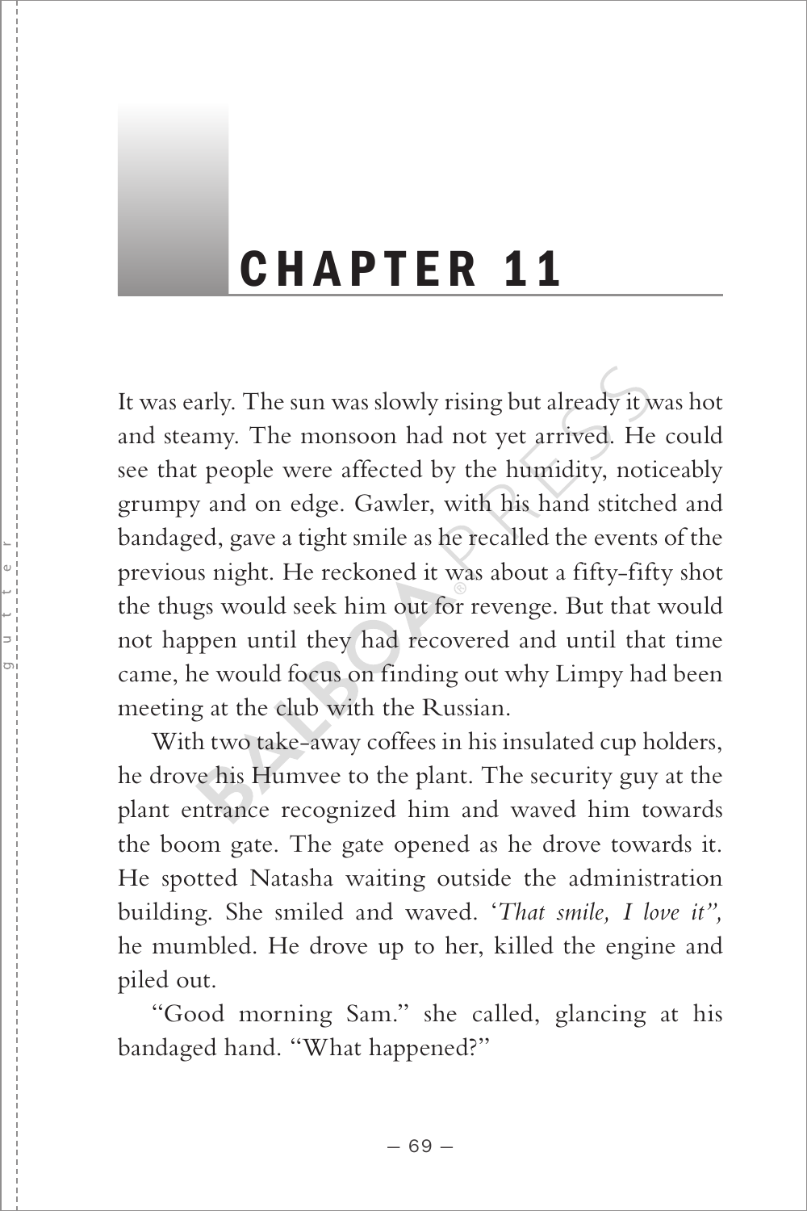# CHAPTER 11

It was early. The sun was slowly rising but already it was hot and steamy. The monsoon had not yet arrived. He could see that people were affected by the humidity, noticeably grumpy and on edge. Gawler, with his hand stitched and bandaged, gave a tight smile as he recalled the events of the previous night. He reckoned it was about a fifty-fifty shot the thugs would seek him out for revenge. But that would not happen until they had recovered and until that time came, he would focus on finding out why Limpy had been meeting at the club with the Russian.

With two take-away coffees in his insulated cup holders, he drove his Humvee to the plant. The security guy at the plant entrance recognized him and waved him towards the boom gate. The gate opened as he drove towards it. He spotted Natasha waiting outside the administration building. She smiled and waved. '*That smile, I love it",* he mumbled. He drove up to her, killed the engine and piled out.

"Good morning Sam." she called, glancing at his bandaged hand. "What happened?"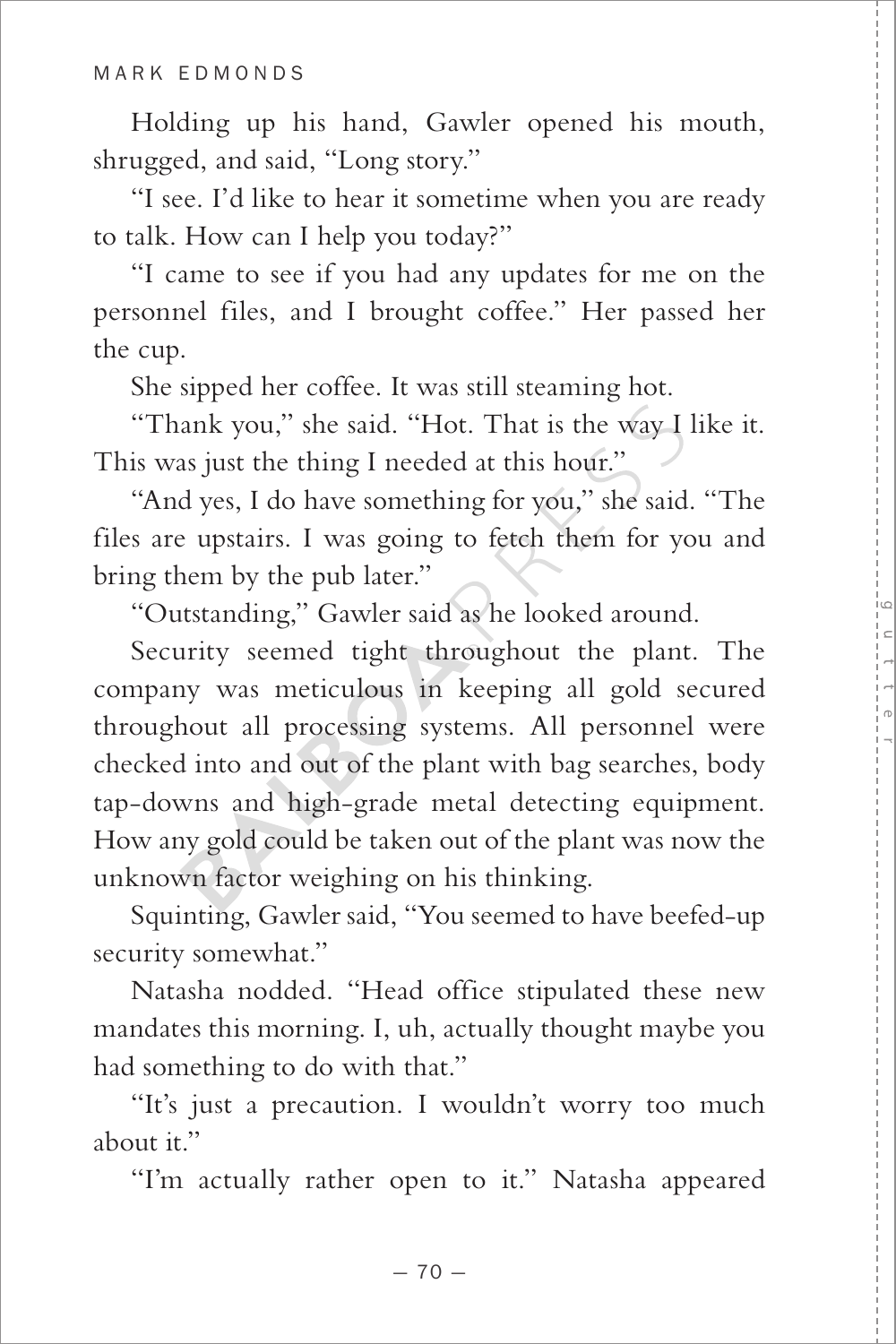Holding up his hand, Gawler opened his mouth, shrugged, and said, "Long story."

"I see. I'd like to hear it sometime when you are ready to talk. How can I help you today?"

"I came to see if you had any updates for me on the personnel files, and I brought coffee." Her passed her the cup.

She sipped her coffee. It was still steaming hot.

"Thank you," she said. "Hot. That is the way I like it. This was just the thing I needed at this hour."

"And yes, I do have something for you," she said. "The files are upstairs. I was going to fetch them for you and bring them by the pub later."

"Outstanding," Gawler said as he looked around.

Security seemed tight throughout the plant. The company was meticulous in keeping all gold secured throughout all processing systems. All personnel were checked into and out of the plant with bag searches, body tap-downs and high-grade metal detecting equipment. How any gold could be taken out of the plant was now the unknown factor weighing on his thinking.

Squinting, Gawler said, "You seemed to have beefed-up security somewhat."

Natasha nodded. "Head office stipulated these new mandates this morning. I, uh, actually thought maybe you had something to do with that."

"It's just a precaution. I wouldn't worry too much about it."

"I'm actually rather open to it." Natasha appeared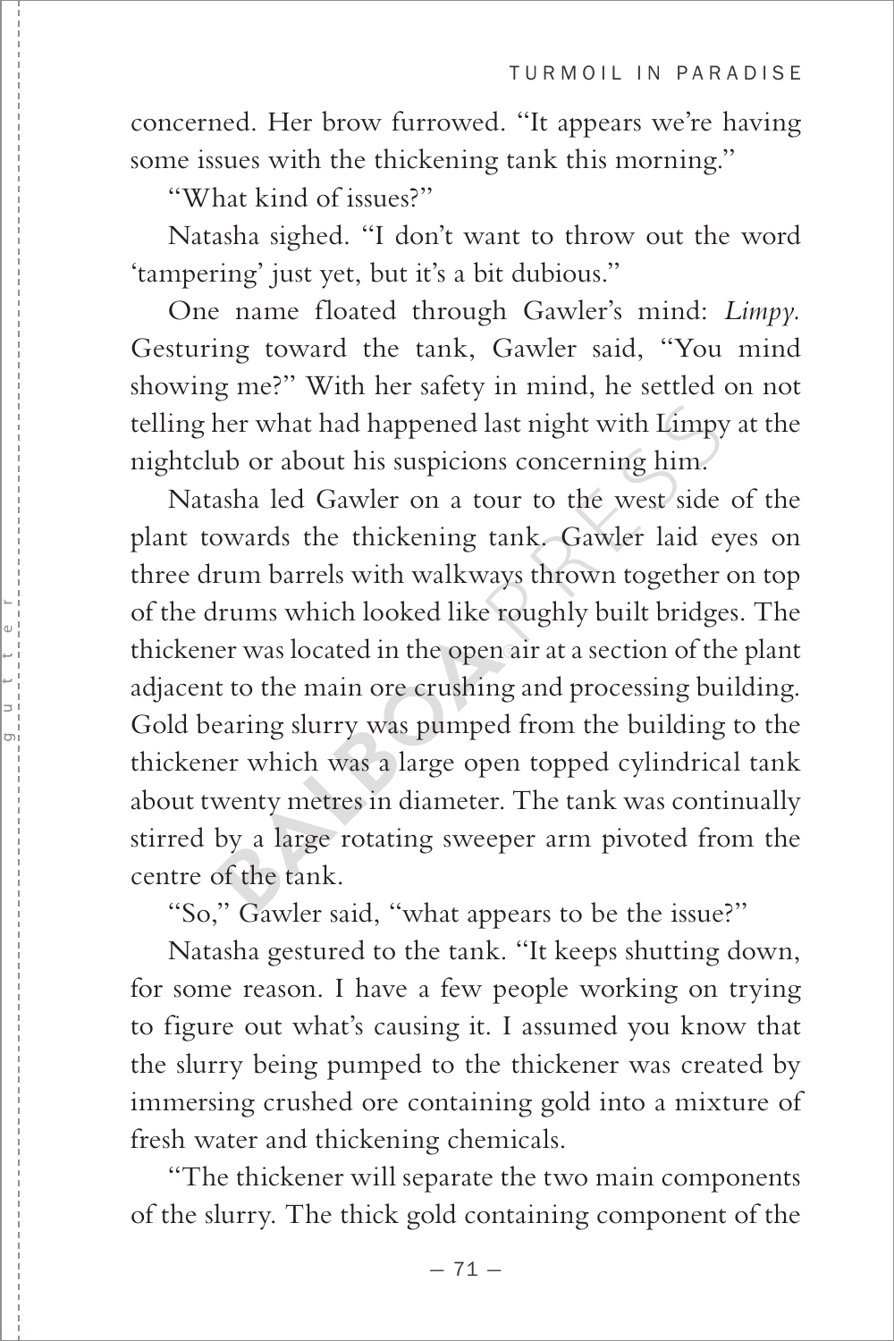concerned. Her brow furrowed. "It appears we're having some issues with the thickening tank this morning."

"What kind of issues?"

Natasha sighed. "I don't want to throw out the word 'tampering' just yet, but it's a bit dubious."

One name floated through Gawler's mind: *Limpy.* Gesturing toward the tank, Gawler said, "You mind showing me?" With her safety in mind, he settled on not telling her what had happened last night with Limpy at the nightclub or about his suspicions concerning him.

Natasha led Gawler on a tour to the west side of the plant towards the thickening tank. Gawler laid eyes on three drum barrels with walkways thrown together on top of the drums which looked like roughly built bridges. The thickener was located in the open air at a section of the plant adjacent to the main ore crushing and processing building. Gold bearing slurry was pumped from the building to the thickener which was a large open topped cylindrical tank about twenty metres in diameter. The tank was continually stirred by a large rotating sweeper arm pivoted from the centre of the tank.

"So," Gawler said, "what appears to be the issue?"

Natasha gestured to the tank. "It keeps shutting down, for some reason. I have a few people working on trying to figure out what's causing it. I assumed you know that the slurry being pumped to the thickener was created by immersing crushed ore containing gold into a mixture of fresh water and thickening chemicals.

"The thickener will separate the two main components of the slurry. The thick gold containing component of the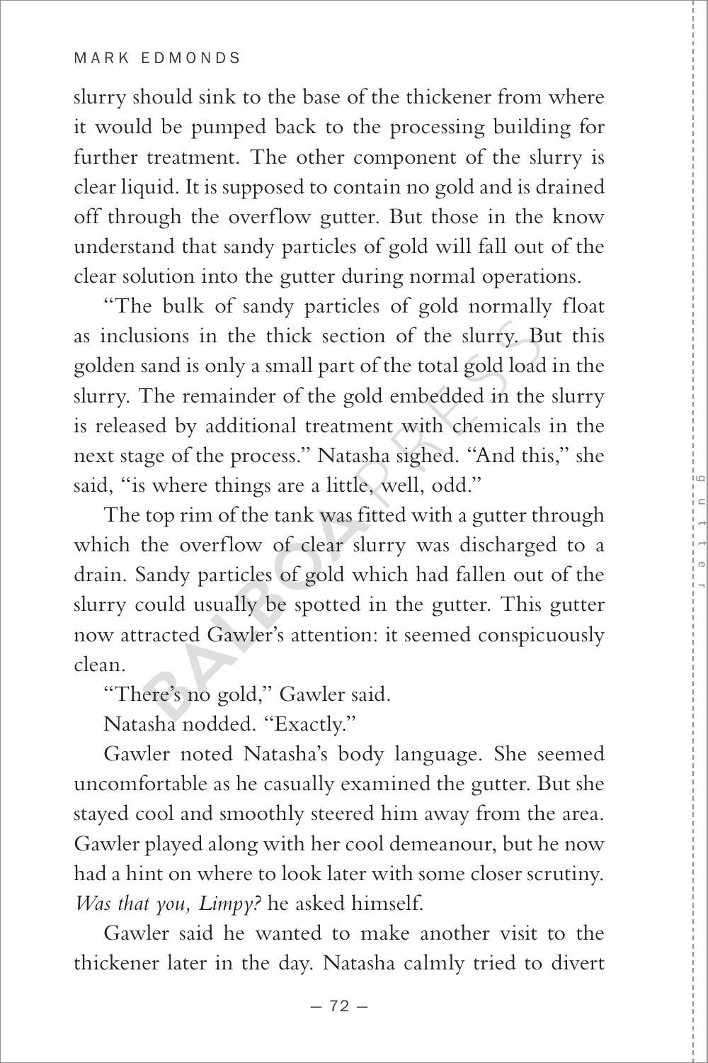slurry should sink to the base of the thickener from where it would be pumped back to the processing building for further treatment. The other component of the slurry is clear liquid. It is supposed to contain no gold and is drained off through the overflow gutter. But those in the know understand that sandy particles of gold will fall out of the clear solution into the gutter during normal operations.

"The bulk of sandy particles of gold normally float as inclusions in the thick section of the slurry. But this golden sand is only a small part of the total gold load in the slurry. The remainder of the gold embedded in the slurry is released by additional treatment with chemicals in the next stage of the process." Natasha sighed. "And this," she said, "is where things are a little, well, odd."

The top rim of the tank was fitted with a gutter through which the overflow of clear slurry was discharged to a drain. Sandy particles of gold which had fallen out of the slurry could usually be spotted in the gutter. This gutter now attracted Gawler's attention: it seemed conspicuously clean.

"There's no gold," Gawler said.

Natasha nodded. "Exactly."

Gawler noted Natasha's body language. She seemed uncomfortable as he casually examined the gutter. But she stayed cool and smoothly steered him away from the area. Gawler played along with her cool demeanour, but he now had a hint on where to look later with some closer scrutiny. *Was that you, Limpy?* he asked himself.

Gawler said he wanted to make another visit to the thickener later in the day. Natasha calmly tried to divert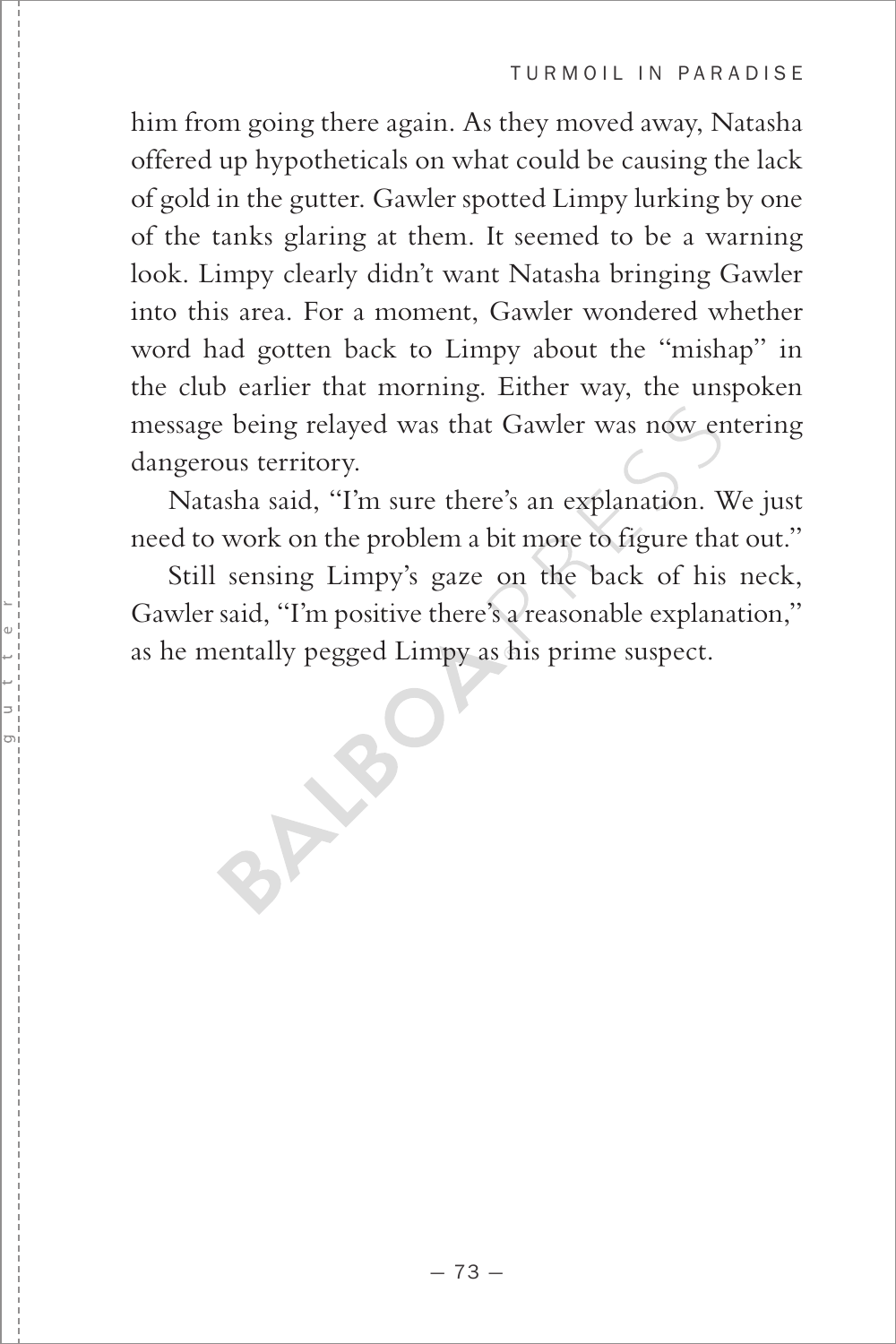him from going there again. As they moved away, Natasha offered up hypotheticals on what could be causing the lack of gold in the gutter. Gawler spotted Limpy lurking by one of the tanks glaring at them. It seemed to be a warning look. Limpy clearly didn't want Natasha bringing Gawler into this area. For a moment, Gawler wondered whether word had gotten back to Limpy about the "mishap" in the club earlier that morning. Either way, the unspoken message being relayed was that Gawler was now entering dangerous territory.

Natasha said, "I'm sure there's an explanation. We just need to work on the problem a bit more to figure that out."

Still sensing Limpy's gaze on the back of his neck, Gawler said, "I'm positive there's a reasonable explanation," as he mentally pegged Limpy as his prime suspect.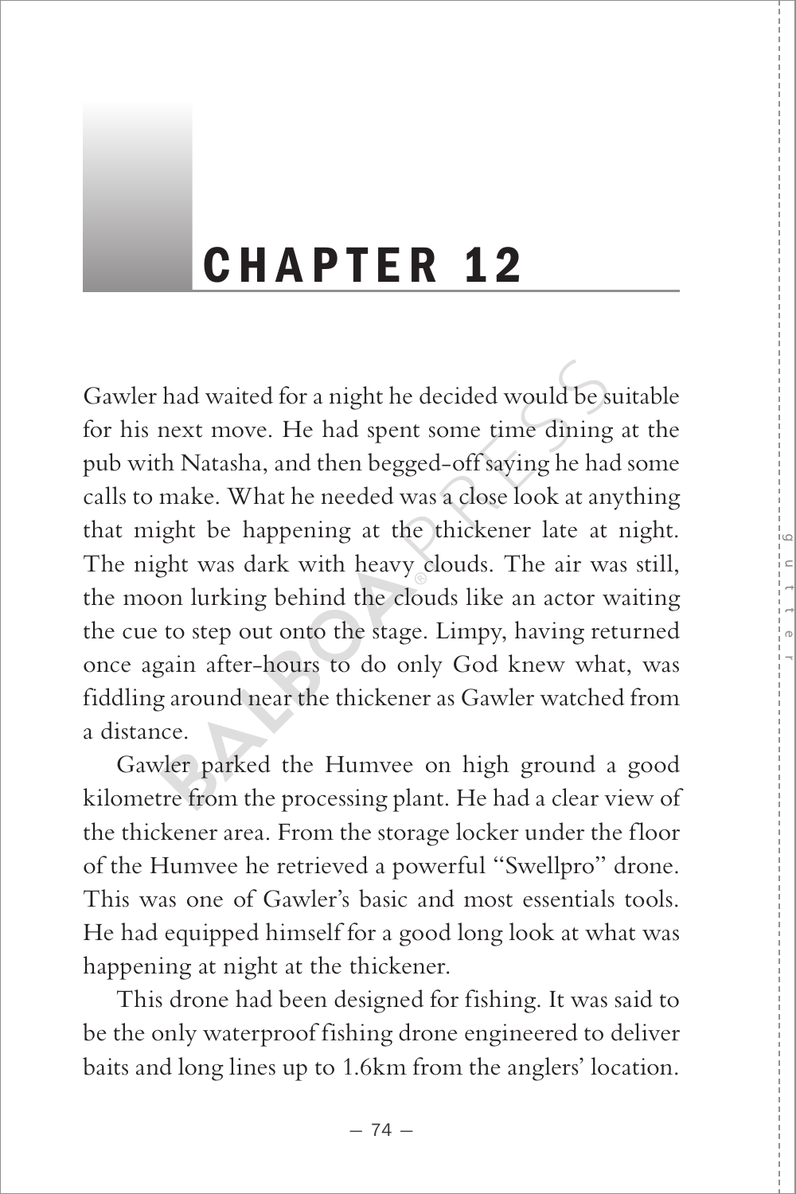# CHAPTER 12

Gawler had waited for a night he decided would be suitable for his next move. He had spent some time dining at the pub with Natasha, and then begged-off saying he had some calls to make. What he needed was a close look at anything that might be happening at the thickener late at night. The night was dark with heavy clouds. The air was still, the moon lurking behind the clouds like an actor waiting the cue to step out onto the stage. Limpy, having returned once again after-hours to do only God knew what, was fiddling around near the thickener as Gawler watched from a distance.

Gawler parked the Humvee on high ground a good kilometre from the processing plant. He had a clear view of the thickener area. From the storage locker under the floor of the Humvee he retrieved a powerful "Swellpro" drone. This was one of Gawler's basic and most essentials tools. He had equipped himself for a good long look at what was happening at night at the thickener.

This drone had been designed for fishing. It was said to be the only waterproof fishing drone engineered to deliver baits and long lines up to 1.6km from the anglers' location.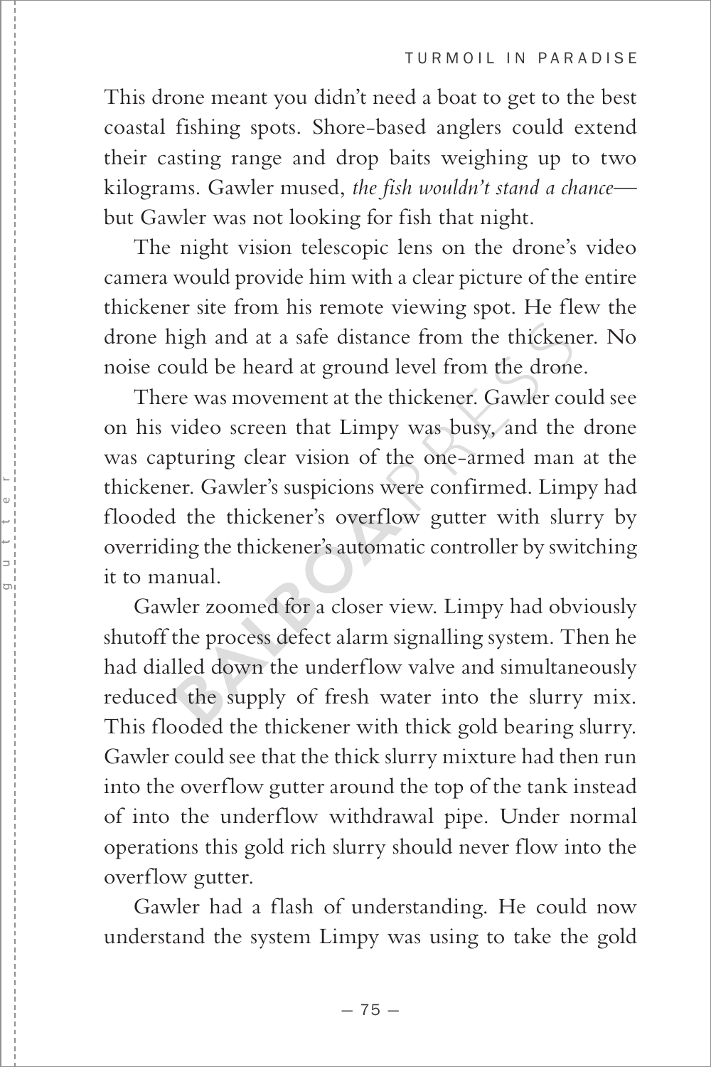This drone meant you didn't need a boat to get to the best coastal fishing spots. Shore-based anglers could extend their casting range and drop baits weighing up to two kilograms. Gawler mused, *the fish wouldn't stand a chance*—but Gawler was not looking for fish that night.

The night vision telescopic lens on the drone's video camera would provide him with a clear picture of the entire thickener site from his remote viewing spot. He flew the drone high and at a safe distance from the thickener. No noise could be heard at ground level from the drone.

There was movement at the thickener. Gawler could see on his video screen that Limpy was busy, and the drone was capturing clear vision of the one-armed man at the thickener. Gawler's suspicions were confirmed. Limpy had flooded the thickener's overflow gutter with slurry by overriding the thickener's automatic controller by switching it to manual.

Gawler zoomed for a closer view. Limpy had obviously shutoff the process defect alarm signalling system. Then he had dialled down the underflow valve and simultaneously reduced the supply of fresh water into the slurry mix. This flooded the thickener with thick gold bearing slurry. Gawler could see that the thick slurry mixture had then run into the overflow gutter around the top of the tank instead of into the underflow withdrawal pipe. Under normal operations this gold rich slurry should never flow into the overflow gutter.

Gawler had a flash of understanding. He could now understand the system Limpy was using to take the gold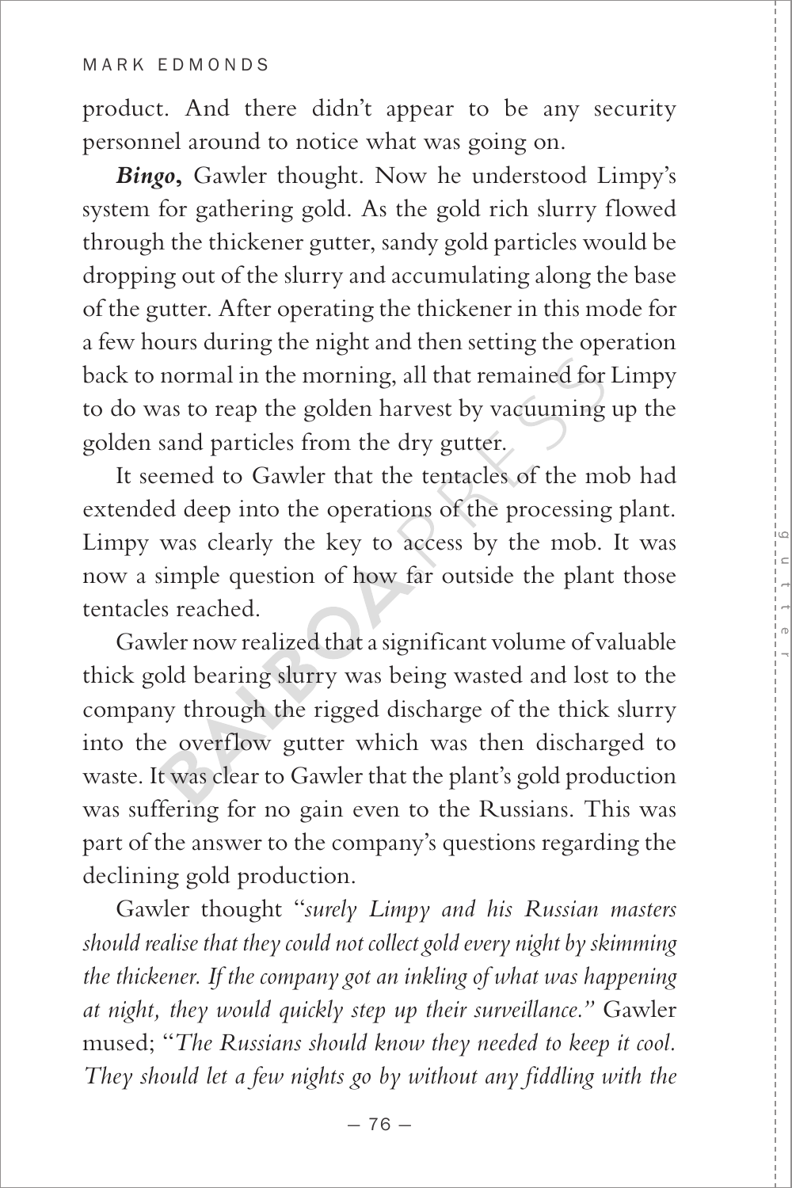product. And there didn't appear to be any security personnel around to notice what was going on.

***Bingo*,** Gawler thought. Now he understood Limpy's system for gathering gold. As the gold rich slurry flowed through the thickener gutter, sandy gold particles would be dropping out of the slurry and accumulating along the base of the gutter. After operating the thickener in this mode for a few hours during the night and then setting the operation back to normal in the morning, all that remained for Limpy to do was to reap the golden harvest by vacuuming up the golden sand particles from the dry gutter.

It seemed to Gawler that the tentacles of the mob had extended deep into the operations of the processing plant. Limpy was clearly the key to access by the mob. It was now a simple question of how far outside the plant those tentacles reached.

Gawler now realized that a significant volume of valuable thick gold bearing slurry was being wasted and lost to the company through the rigged discharge of the thick slurry into the overflow gutter which was then discharged to waste. It was clear to Gawler that the plant's gold production was suffering for no gain even to the Russians. This was part of the answer to the company's questions regarding the declining gold production.

Gawler thought "*surely Limpy and his Russian masters should realise that they could not collect gold every night by skimming the thickener. If the company got an inkling of what was happening at night, they would quickly step up their surveillance.*" Gawler mused; "*The Russians should know they needed to keep it cool. They should let a few nights go by without any fiddling with the*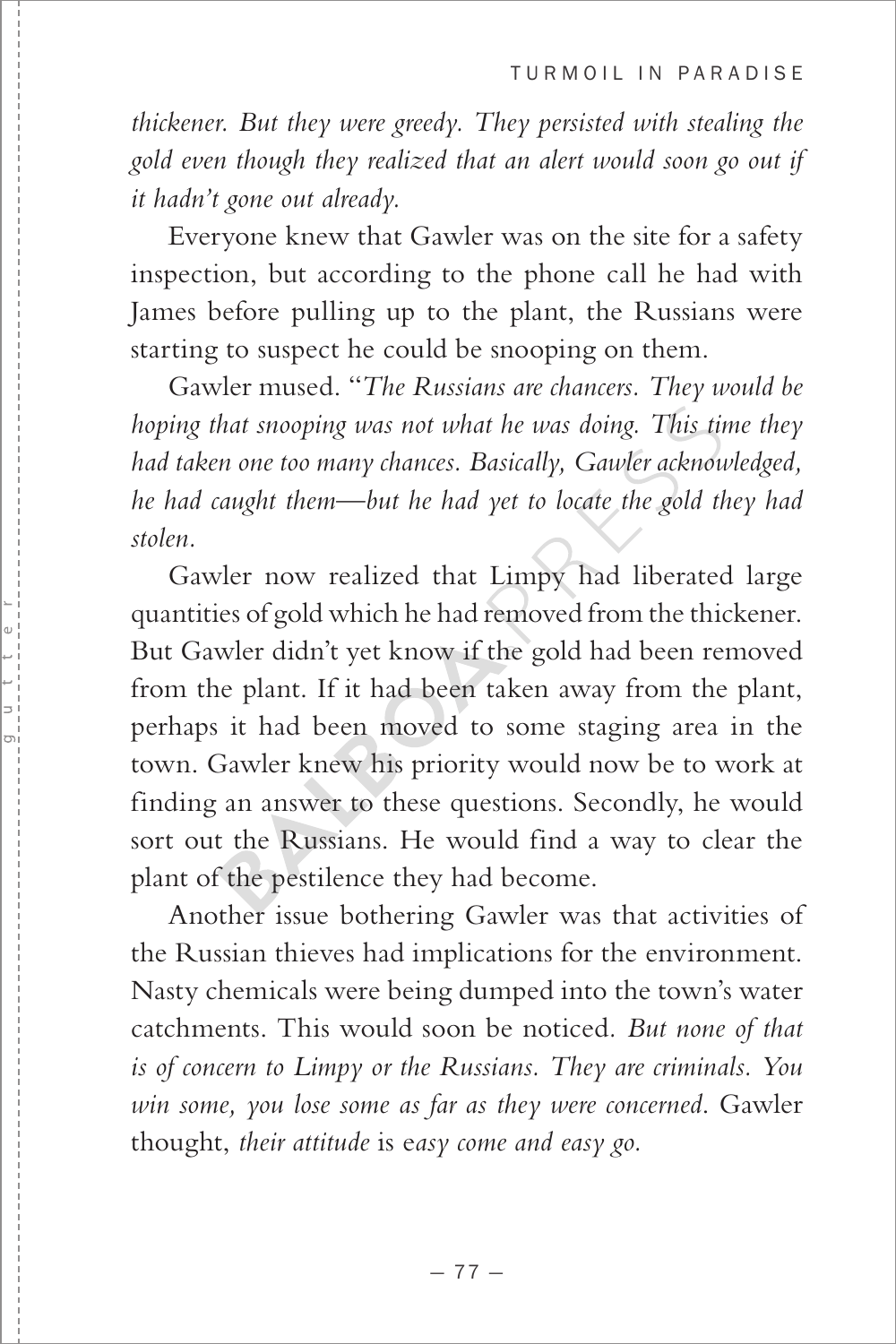*thickener. But they were greedy. They persisted with stealing the gold even though they realized that an alert would soon go out if it hadn't gone out already.*

Everyone knew that Gawler was on the site for a safety inspection, but according to the phone call he had with James before pulling up to the plant, the Russians were starting to suspect he could be snooping on them.

Gawler mused. "*The Russians are chancers. They would be hoping that snooping was not what he was doing. This time they had taken one too many chances. Basically, Gawler acknowledged, he had caught them—but he had yet to locate the gold they had stolen.*

Gawler now realized that Limpy had liberated large quantities of gold which he had removed from the thickener. But Gawler didn't yet know if the gold had been removed from the plant. If it had been taken away from the plant, perhaps it had been moved to some staging area in the town. Gawler knew his priority would now be to work at finding an answer to these questions. Secondly, he would sort out the Russians. He would find a way to clear the plant of the pestilence they had become.

Another issue bothering Gawler was that activities of the Russian thieves had implications for the environment. Nasty chemicals were being dumped into the town's water catchments. This would soon be noticed. *But none of that is of concern to Limpy or the Russians. They are criminals. You win some, you lose some as far as they were concerned*. Gawler thought, *their attitude* is *easy come and easy go.*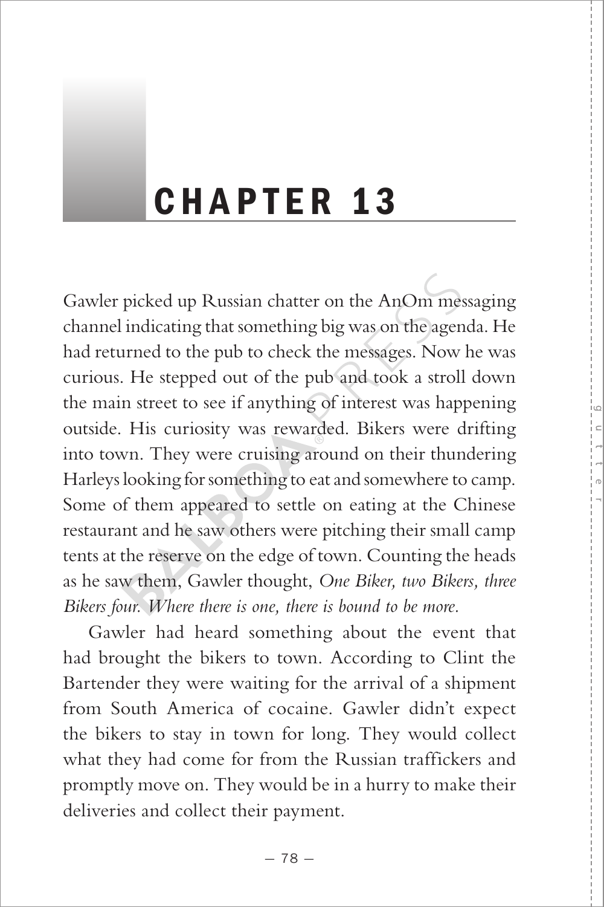# CHAPTER 13

Gawler picked up Russian chatter on the AnOm messaging channel indicating that something big was on the agenda. He had returned to the pub to check the messages. Now he was curious. He stepped out of the pub and took a stroll down the main street to see if anything of interest was happening outside. His curiosity was rewarded. Bikers were drifting into town. They were cruising around on their thundering Harleys looking for something to eat and somewhere to camp. Some of them appeared to settle on eating at the Chinese restaurant and he saw others were pitching their small camp tents at the reserve on the edge of town. Counting the heads as he saw them, Gawler thought, *One Biker, two Bikers, three Bikers four. Where there is one, there is bound to be more.*

Gawler had heard something about the event that had brought the bikers to town. According to Clint the Bartender they were waiting for the arrival of a shipment from South America of cocaine. Gawler didn't expect the bikers to stay in town for long. They would collect what they had come for from the Russian traffickers and promptly move on. They would be in a hurry to make their deliveries and collect their payment.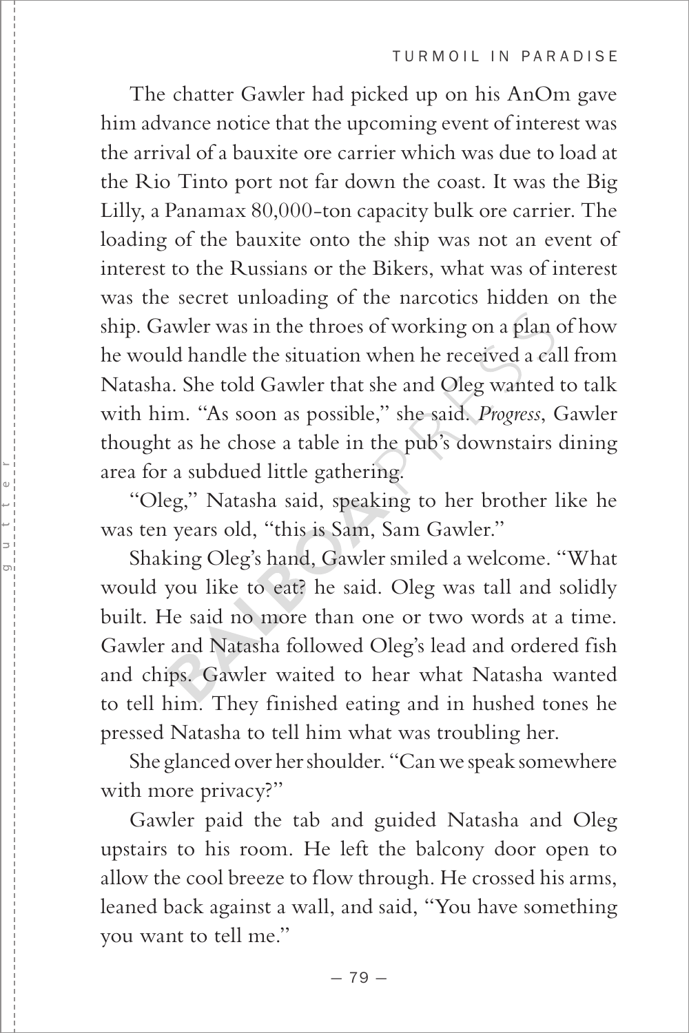The chatter Gawler had picked up on his AnOm gave him advance notice that the upcoming event of interest was the arrival of a bauxite ore carrier which was due to load at the Rio Tinto port not far down the coast. It was the Big Lilly, a Panamax 80,000-ton capacity bulk ore carrier. The loading of the bauxite onto the ship was not an event of interest to the Russians or the Bikers, what was of interest was the secret unloading of the narcotics hidden on the ship. Gawler was in the throes of working on a plan of how he would handle the situation when he received a call from Natasha. She told Gawler that she and Oleg wanted to talk with him. "As soon as possible," she said. *Progress*, Gawler thought as he chose a table in the pub's downstairs dining area for a subdued little gathering.

"Oleg," Natasha said, speaking to her brother like he was ten years old, "this is Sam, Sam Gawler."

Shaking Oleg's hand, Gawler smiled a welcome. "What would you like to eat? he said. Oleg was tall and solidly built. He said no more than one or two words at a time. Gawler and Natasha followed Oleg's lead and ordered fish and chips. Gawler waited to hear what Natasha wanted to tell him. They finished eating and in hushed tones he pressed Natasha to tell him what was troubling her.

She glanced over her shoulder. "Can we speak somewhere with more privacy?"

Gawler paid the tab and guided Natasha and Oleg upstairs to his room. He left the balcony door open to allow the cool breeze to flow through. He crossed his arms, leaned back against a wall, and said, "You have something you want to tell me."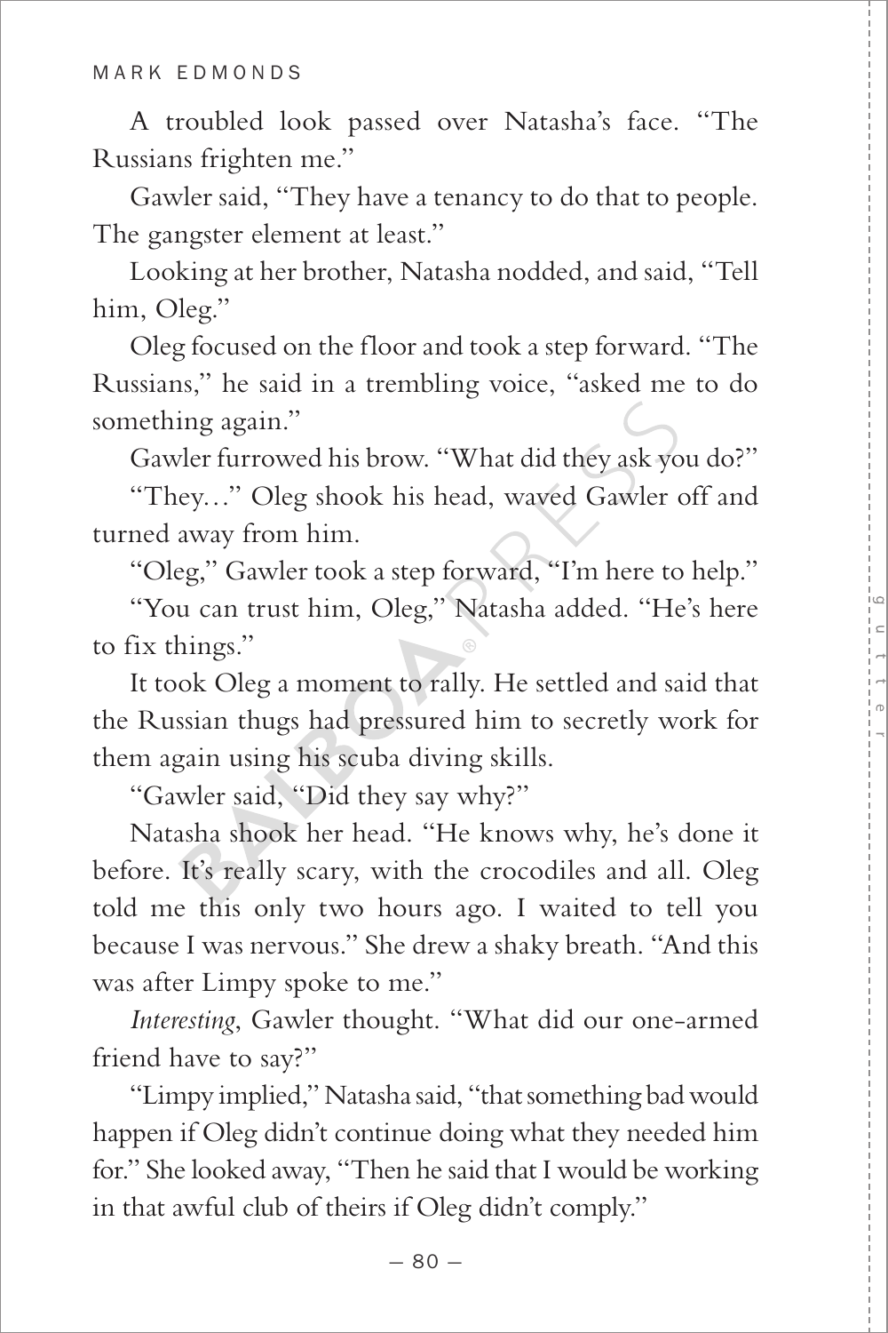A troubled look passed over Natasha's face. "The Russians frighten me."

Gawler said, "They have a tenancy to do that to people. The gangster element at least."

Looking at her brother, Natasha nodded, and said, "Tell him, Oleg."

Oleg focused on the floor and took a step forward. "The Russians," he said in a trembling voice, "asked me to do something again."

Gawler furrowed his brow. "What did they ask you do?"

"They…" Oleg shook his head, waved Gawler off and turned away from him.

"Oleg," Gawler took a step forward, "I'm here to help."

"You can trust him, Oleg," Natasha added. "He's here to fix things."

It took Oleg a moment to rally. He settled and said that the Russian thugs had pressured him to secretly work for them again using his scuba diving skills.

"Gawler said, "Did they say why?"

Natasha shook her head. "He knows why, he's done it before. It's really scary, with the crocodiles and all. Oleg told me this only two hours ago. I waited to tell you because I was nervous." She drew a shaky breath. "And this was after Limpy spoke to me."

*Interesting*, Gawler thought. "What did our one-armed friend have to say?"

"Limpy implied," Natasha said, "that something bad would happen if Oleg didn't continue doing what they needed him for." She looked away, "Then he said that I would be working in that awful club of theirs if Oleg didn't comply."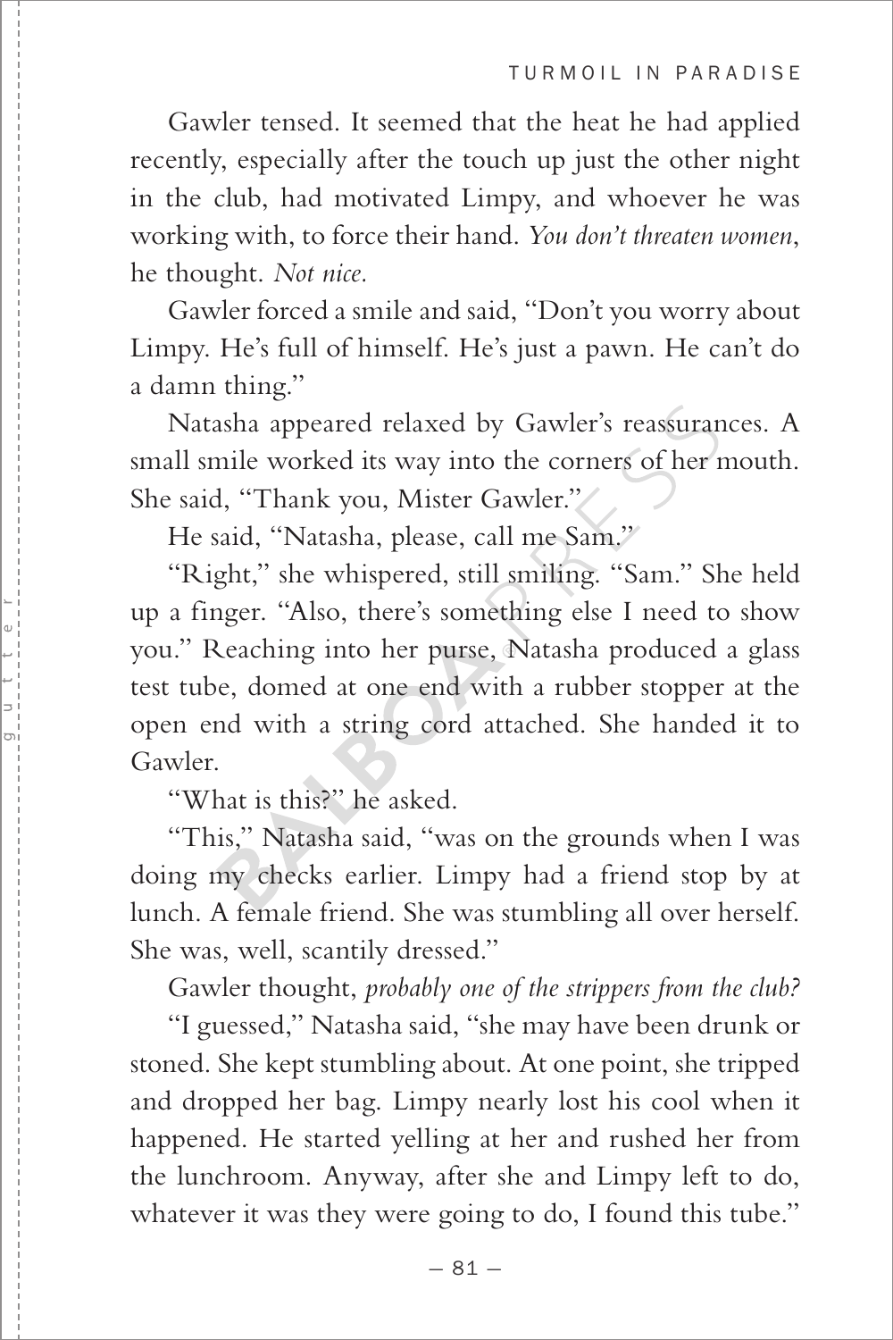Gawler tensed. It seemed that the heat he had applied recently, especially after the touch up just the other night in the club, had motivated Limpy, and whoever he was working with, to force their hand. *You don't threaten women*, he thought. *Not nice.*

Gawler forced a smile and said, "Don't you worry about Limpy. He's full of himself. He's just a pawn. He can't do a damn thing."

Natasha appeared relaxed by Gawler's reassurances. A small smile worked its way into the corners of her mouth. She said, "Thank you, Mister Gawler."

He said, "Natasha, please, call me Sam."

"Right," she whispered, still smiling. "Sam." She held up a finger. "Also, there's something else I need to show you." Reaching into her purse, Natasha produced a glass test tube, domed at one end with a rubber stopper at the open end with a string cord attached. She handed it to Gawler.

"What is this?" he asked.

"This," Natasha said, "was on the grounds when I was doing my checks earlier. Limpy had a friend stop by at lunch. A female friend. She was stumbling all over herself. She was, well, scantily dressed."

Gawler thought, *probably one of the strippers from the club?*

"I guessed," Natasha said, "she may have been drunk or stoned. She kept stumbling about. At one point, she tripped and dropped her bag. Limpy nearly lost his cool when it happened. He started yelling at her and rushed her from the lunchroom. Anyway, after she and Limpy left to do, whatever it was they were going to do, I found this tube."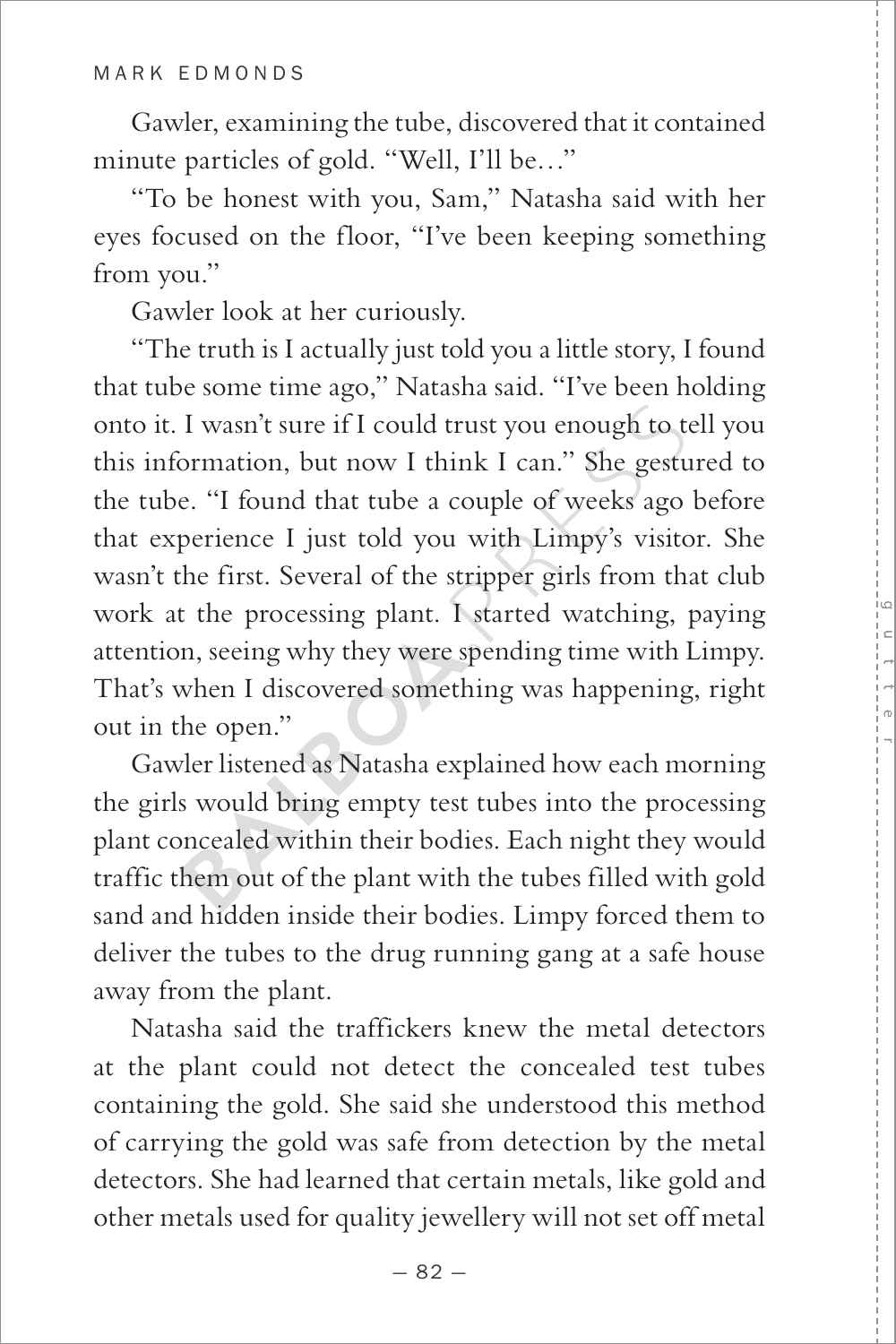Gawler, examining the tube, discovered that it contained minute particles of gold. "Well, I'll be…"

"To be honest with you, Sam," Natasha said with her eyes focused on the floor, "I've been keeping something from you."

Gawler look at her curiously.

"The truth is I actually just told you a little story, I found that tube some time ago," Natasha said. "I've been holding onto it. I wasn't sure if I could trust you enough to tell you this information, but now I think I can." She gestured to the tube. "I found that tube a couple of weeks ago before that experience I just told you with Limpy's visitor. She wasn't the first. Several of the stripper girls from that club work at the processing plant. I started watching, paying attention, seeing why they were spending time with Limpy. That's when I discovered something was happening, right out in the open."

Gawler listened as Natasha explained how each morning the girls would bring empty test tubes into the processing plant concealed within their bodies. Each night they would traffic them out of the plant with the tubes filled with gold sand and hidden inside their bodies. Limpy forced them to deliver the tubes to the drug running gang at a safe house away from the plant.

Natasha said the traffickers knew the metal detectors at the plant could not detect the concealed test tubes containing the gold. She said she understood this method of carrying the gold was safe from detection by the metal detectors. She had learned that certain metals, like gold and other metals used for quality jewellery will not set off metal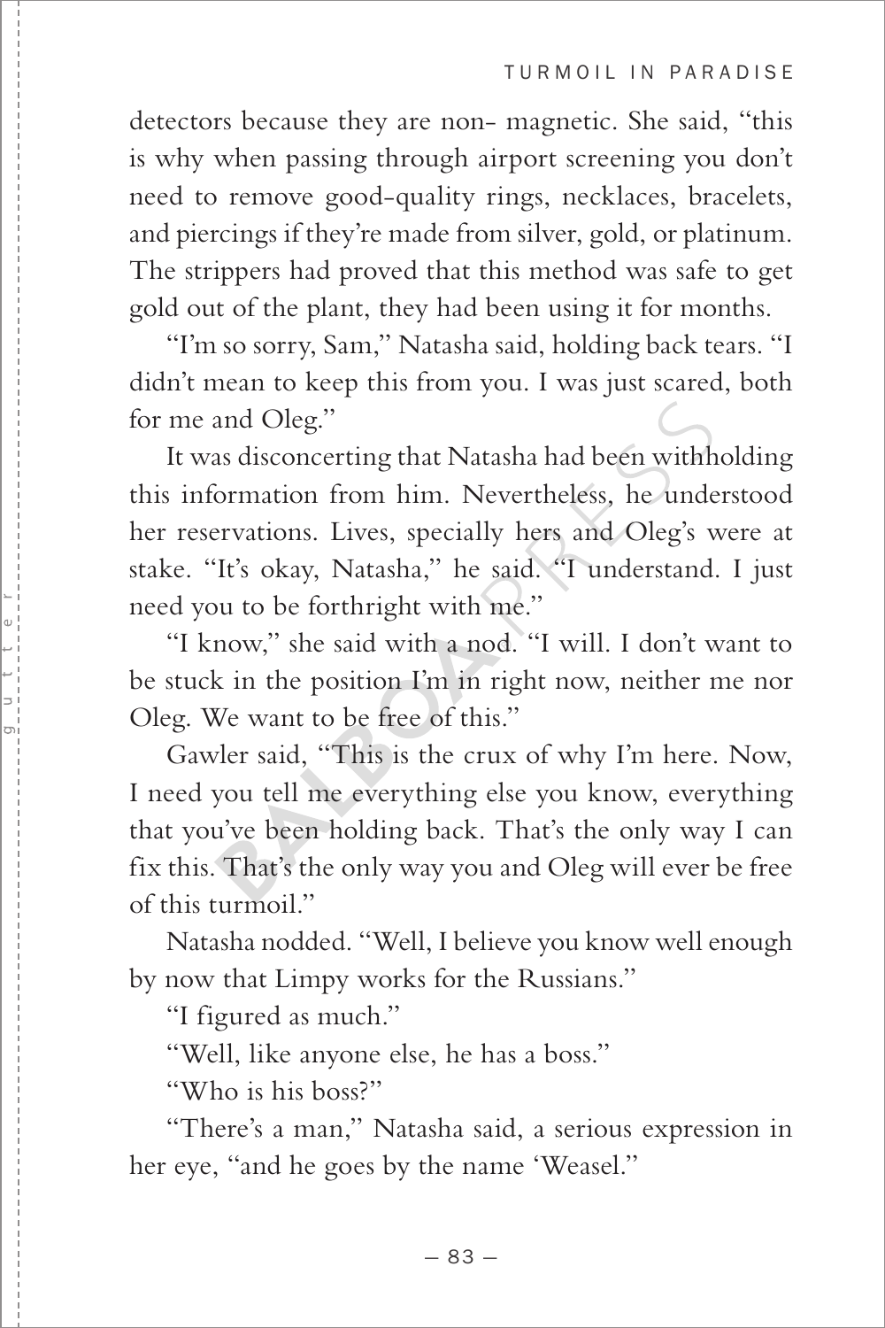detectors because they are non- magnetic. She said, "this is why when passing through airport screening you don't need to remove good-quality rings, necklaces, bracelets, and piercings if they're made from silver, gold, or platinum. The strippers had proved that this method was safe to get gold out of the plant, they had been using it for months.

"I'm so sorry, Sam," Natasha said, holding back tears. "I didn't mean to keep this from you. I was just scared, both for me and Oleg."

It was disconcerting that Natasha had been withholding this information from him. Nevertheless, he understood her reservations. Lives, specially hers and Oleg's were at stake. "It's okay, Natasha," he said. "I understand. I just need you to be forthright with me."

"I know," she said with a nod. "I will. I don't want to be stuck in the position I'm in right now, neither me nor Oleg. We want to be free of this."

Gawler said, "This is the crux of why I'm here. Now, I need you tell me everything else you know, everything that you've been holding back. That's the only way I can fix this. That's the only way you and Oleg will ever be free of this turmoil."

Natasha nodded. "Well, I believe you know well enough by now that Limpy works for the Russians."

"I figured as much."

"Well, like anyone else, he has a boss."

"Who is his boss?"

"There's a man," Natasha said, a serious expression in her eye, "and he goes by the name 'Weasel."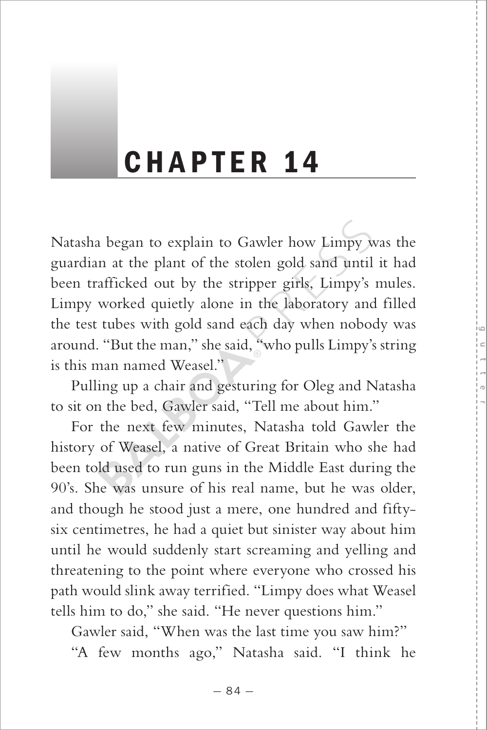# CHAPTER 14

Natasha began to explain to Gawler how Limpy was the guardian at the plant of the stolen gold sand until it had been trafficked out by the stripper girls, Limpy's mules. Limpy worked quietly alone in the laboratory and filled the test tubes with gold sand each day when nobody was around. "But the man," she said, "who pulls Limpy's string is this man named Weasel."

Pulling up a chair and gesturing for Oleg and Natasha to sit on the bed, Gawler said, "Tell me about him."

For the next few minutes, Natasha told Gawler the history of Weasel, a native of Great Britain who she had been told used to run guns in the Middle East during the 90's. She was unsure of his real name, but he was older, and though he stood just a mere, one hundred and fifty-six centimetres, he had a quiet but sinister way about him until he would suddenly start screaming and yelling and threatening to the point where everyone who crossed his path would slink away terrified. "Limpy does what Weasel tells him to do," she said. "He never questions him."

Gawler said, "When was the last time you saw him?"

"A few months ago," Natasha said. "I think he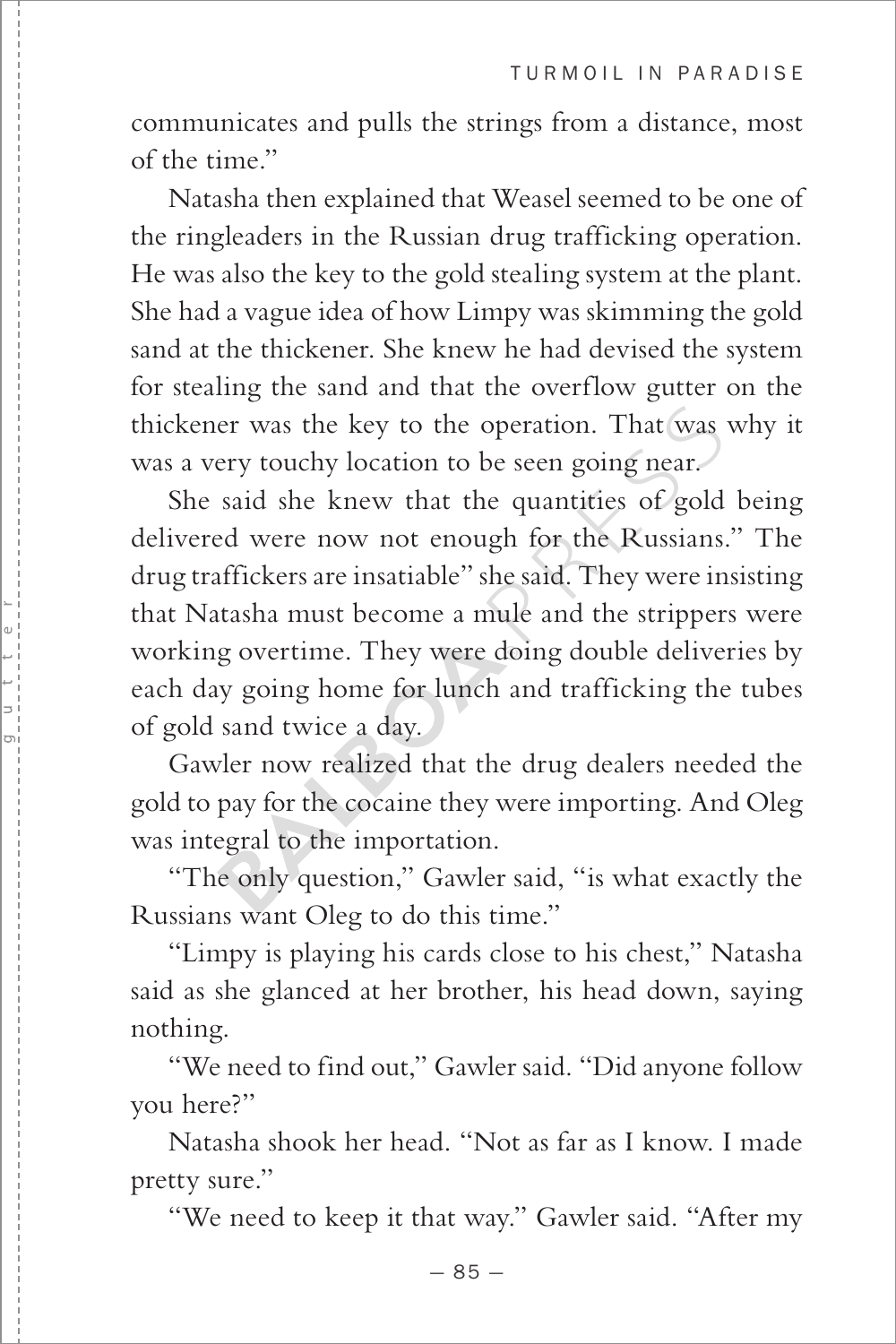communicates and pulls the strings from a distance, most of the time."

Natasha then explained that Weasel seemed to be one of the ringleaders in the Russian drug trafficking operation. He was also the key to the gold stealing system at the plant. She had a vague idea of how Limpy was skimming the gold sand at the thickener. She knew he had devised the system for stealing the sand and that the overflow gutter on the thickener was the key to the operation. That was why it was a very touchy location to be seen going near.

She said she knew that the quantities of gold being delivered were now not enough for the Russians." The drug traffickers are insatiable" she said. They were insisting that Natasha must become a mule and the strippers were working overtime. They were doing double deliveries by each day going home for lunch and trafficking the tubes of gold sand twice a day.

Gawler now realized that the drug dealers needed the gold to pay for the cocaine they were importing. And Oleg was integral to the importation.

"The only question," Gawler said, "is what exactly the Russians want Oleg to do this time."

"Limpy is playing his cards close to his chest," Natasha said as she glanced at her brother, his head down, saying nothing.

"We need to find out," Gawler said. "Did anyone follow you here?"

Natasha shook her head. "Not as far as I know. I made pretty sure."

"We need to keep it that way." Gawler said. "After my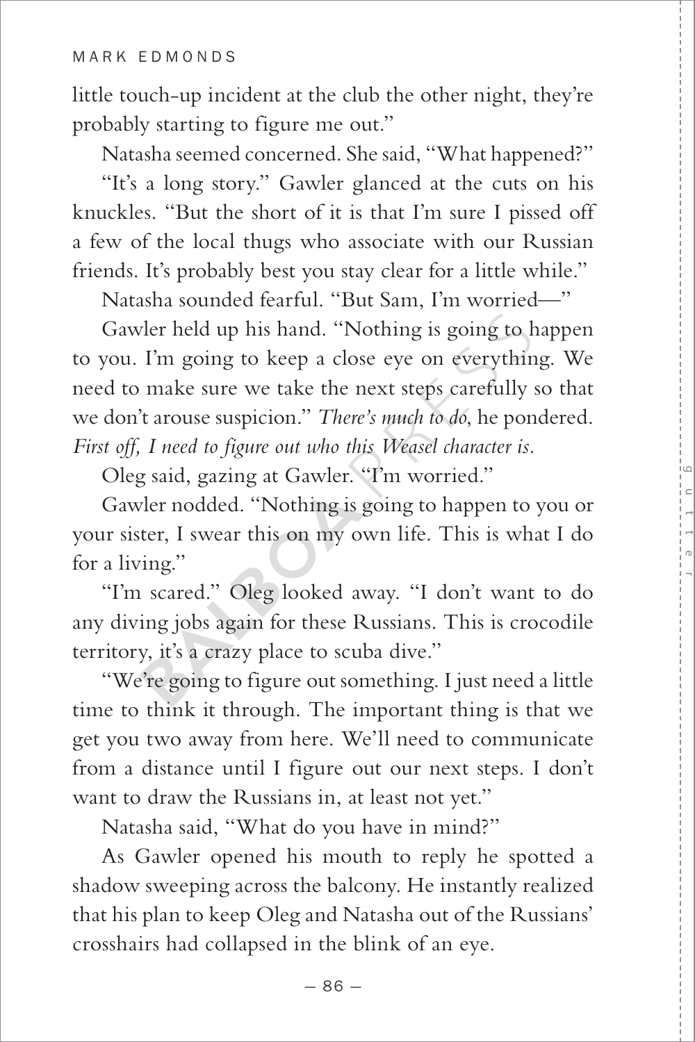little touch-up incident at the club the other night, they're probably starting to figure me out."

Natasha seemed concerned. She said, "What happened?"

"It's a long story." Gawler glanced at the cuts on his knuckles. "But the short of it is that I'm sure I pissed off a few of the local thugs who associate with our Russian friends. It's probably best you stay clear for a little while."

Natasha sounded fearful. "But Sam, I'm worried—"

Gawler held up his hand. "Nothing is going to happen to you. I'm going to keep a close eye on everything. We need to make sure we take the next steps carefully so that we don't arouse suspicion." *There's much to do*, he pondered. *First off, I need to figure out who this Weasel character is.*

Oleg said, gazing at Gawler. "I'm worried."

Gawler nodded. "Nothing is going to happen to you or your sister, I swear this on my own life. This is what I do for a living."

"I'm scared." Oleg looked away. "I don't want to do any diving jobs again for these Russians. This is crocodile territory, it's a crazy place to scuba dive."

"We're going to figure out something. I just need a little time to think it through. The important thing is that we get you two away from here. We'll need to communicate from a distance until I figure out our next steps. I don't want to draw the Russians in, at least not yet."

Natasha said, "What do you have in mind?"

As Gawler opened his mouth to reply he spotted a shadow sweeping across the balcony. He instantly realized that his plan to keep Oleg and Natasha out of the Russians' crosshairs had collapsed in the blink of an eye.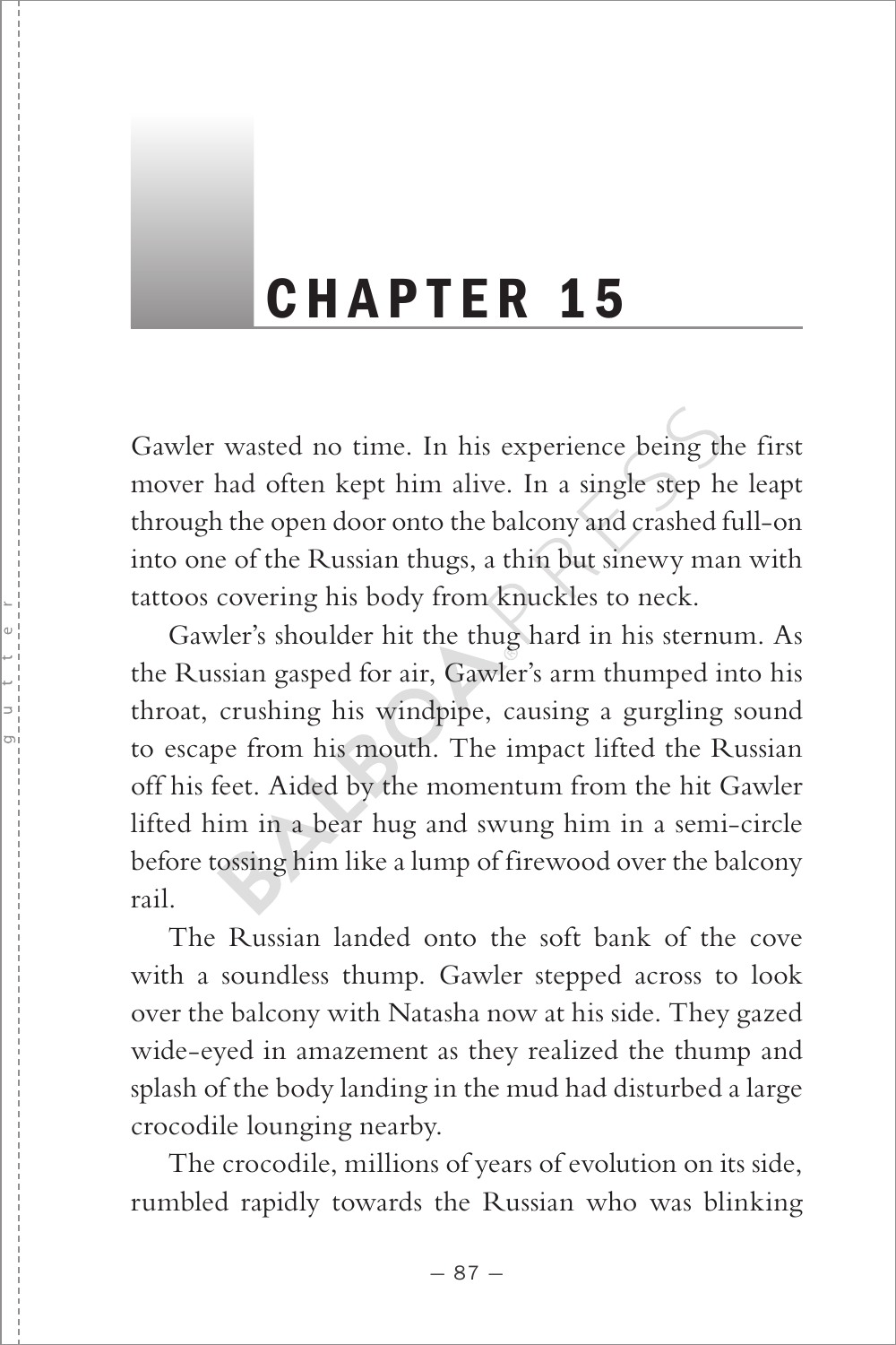# CHAPTER 15

Gawler wasted no time. In his experience being the first mover had often kept him alive. In a single step he leapt through the open door onto the balcony and crashed full-on into one of the Russian thugs, a thin but sinewy man with tattoos covering his body from knuckles to neck.

Gawler's shoulder hit the thug hard in his sternum. As the Russian gasped for air, Gawler's arm thumped into his throat, crushing his windpipe, causing a gurgling sound to escape from his mouth. The impact lifted the Russian off his feet. Aided by the momentum from the hit Gawler lifted him in a bear hug and swung him in a semi-circle before tossing him like a lump of firewood over the balcony rail.

The Russian landed onto the soft bank of the cove with a soundless thump. Gawler stepped across to look over the balcony with Natasha now at his side. They gazed wide-eyed in amazement as they realized the thump and splash of the body landing in the mud had disturbed a large crocodile lounging nearby.

The crocodile, millions of years of evolution on its side, rumbled rapidly towards the Russian who was blinking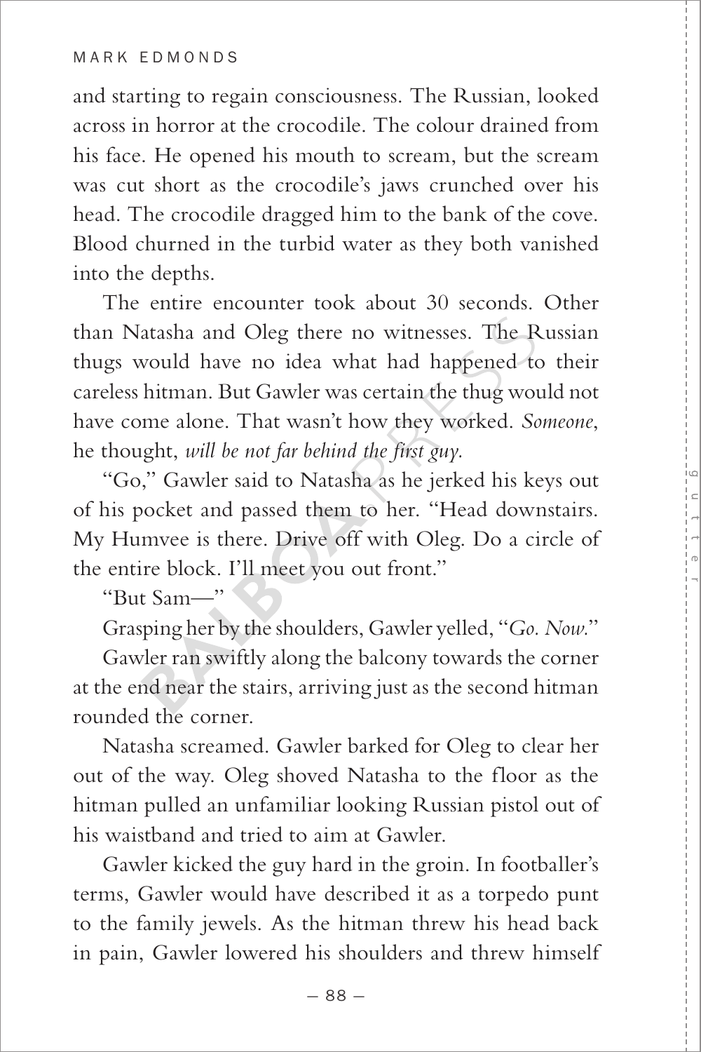and starting to regain consciousness. The Russian, looked across in horror at the crocodile. The colour drained from his face. He opened his mouth to scream, but the scream was cut short as the crocodile's jaws crunched over his head. The crocodile dragged him to the bank of the cove. Blood churned in the turbid water as they both vanished into the depths.

The entire encounter took about 30 seconds. Other than Natasha and Oleg there no witnesses. The Russian thugs would have no idea what had happened to their careless hitman. But Gawler was certain the thug would not have come alone. That wasn't how they worked. *Someone*, he thought, *will be not far behind the first guy.*

"Go," Gawler said to Natasha as he jerked his keys out of his pocket and passed them to her. "Head downstairs. My Humvee is there. Drive off with Oleg. Do a circle of the entire block. I'll meet you out front."

"But Sam—"

Grasping her by the shoulders, Gawler yelled, "*Go. Now.*"

Gawler ran swiftly along the balcony towards the corner at the end near the stairs, arriving just as the second hitman rounded the corner.

Natasha screamed. Gawler barked for Oleg to clear her out of the way. Oleg shoved Natasha to the floor as the hitman pulled an unfamiliar looking Russian pistol out of his waistband and tried to aim at Gawler.

Gawler kicked the guy hard in the groin. In footballer's terms, Gawler would have described it as a torpedo punt to the family jewels. As the hitman threw his head back in pain, Gawler lowered his shoulders and threw himself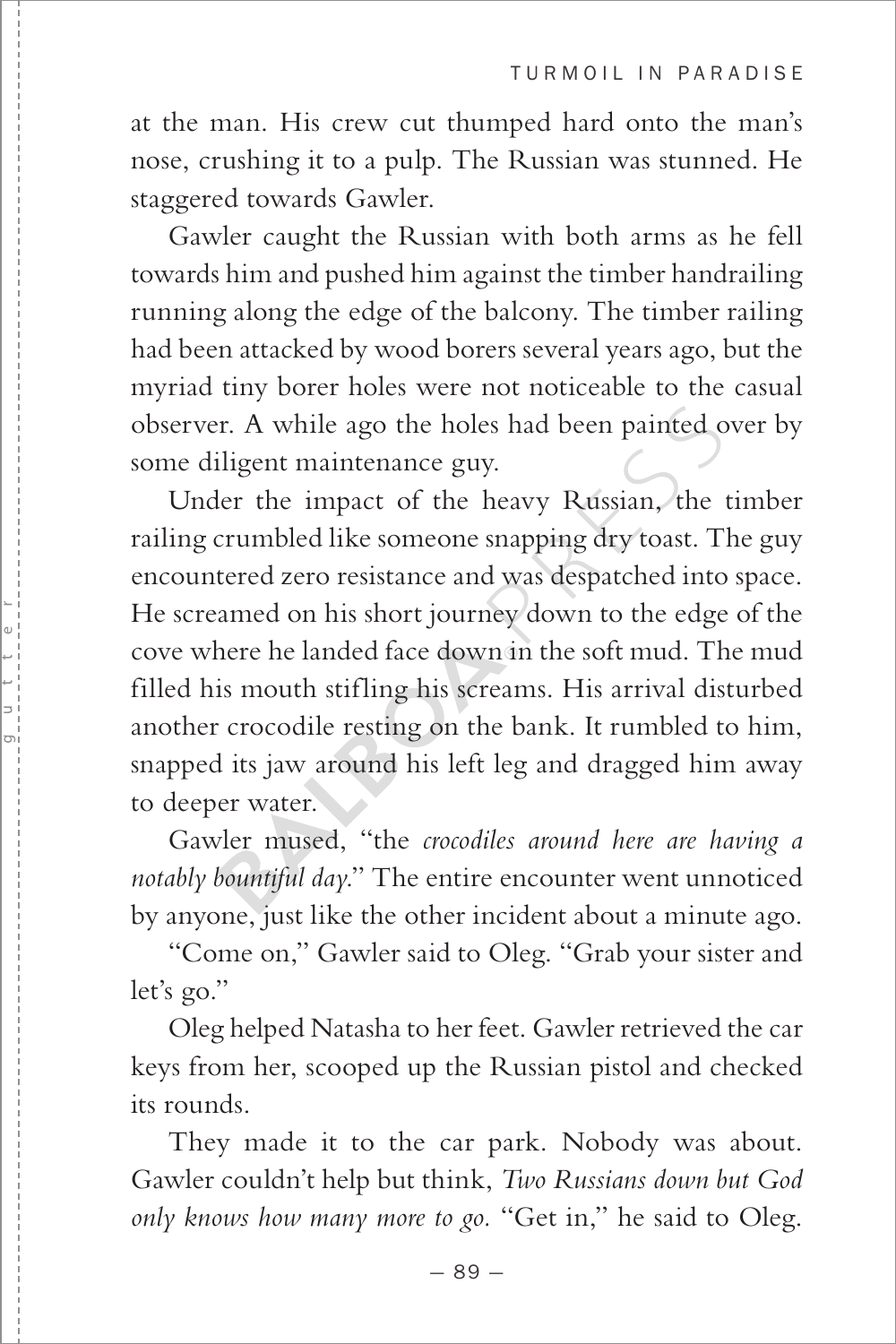at the man. His crew cut thumped hard onto the man's nose, crushing it to a pulp. The Russian was stunned. He staggered towards Gawler.

Gawler caught the Russian with both arms as he fell towards him and pushed him against the timber handrailing running along the edge of the balcony. The timber railing had been attacked by wood borers several years ago, but the myriad tiny borer holes were not noticeable to the casual observer. A while ago the holes had been painted over by some diligent maintenance guy.

Under the impact of the heavy Russian, the timber railing crumbled like someone snapping dry toast. The guy encountered zero resistance and was despatched into space. He screamed on his short journey down to the edge of the cove where he landed face down in the soft mud. The mud filled his mouth stifling his screams. His arrival disturbed another crocodile resting on the bank. It rumbled to him, snapped its jaw around his left leg and dragged him away to deeper water.

Gawler mused, "the *crocodiles around here are having a notably bountiful day*." The entire encounter went unnoticed by anyone, just like the other incident about a minute ago.

"Come on," Gawler said to Oleg. "Grab your sister and let's go."

Oleg helped Natasha to her feet. Gawler retrieved the car keys from her, scooped up the Russian pistol and checked its rounds.

They made it to the car park. Nobody was about. Gawler couldn't help but think, *Two Russians down but God only knows how many more to go.* "Get in," he said to Oleg.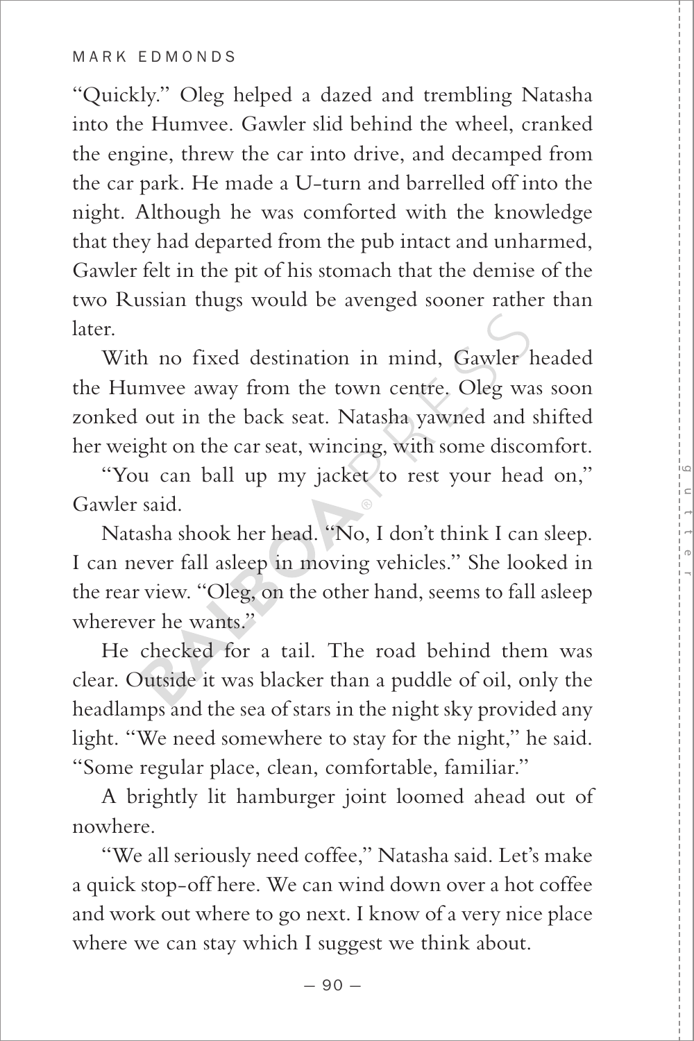"Quickly." Oleg helped a dazed and trembling Natasha into the Humvee. Gawler slid behind the wheel, cranked the engine, threw the car into drive, and decamped from the car park. He made a U-turn and barrelled off into the night. Although he was comforted with the knowledge that they had departed from the pub intact and unharmed, Gawler felt in the pit of his stomach that the demise of the two Russian thugs would be avenged sooner rather than later.

With no fixed destination in mind, Gawler headed the Humvee away from the town centre. Oleg was soon zonked out in the back seat. Natasha yawned and shifted her weight on the car seat, wincing, with some discomfort.

"You can ball up my jacket to rest your head on," Gawler said.

Natasha shook her head. "No, I don't think I can sleep. I can never fall asleep in moving vehicles." She looked in the rear view. "Oleg, on the other hand, seems to fall asleep wherever he wants."

He checked for a tail. The road behind them was clear. Outside it was blacker than a puddle of oil, only the headlamps and the sea of stars in the night sky provided any light. "We need somewhere to stay for the night," he said. "Some regular place, clean, comfortable, familiar."

A brightly lit hamburger joint loomed ahead out of nowhere.

"We all seriously need coffee," Natasha said. Let's make a quick stop-off here. We can wind down over a hot coffee and work out where to go next. I know of a very nice place where we can stay which I suggest we think about.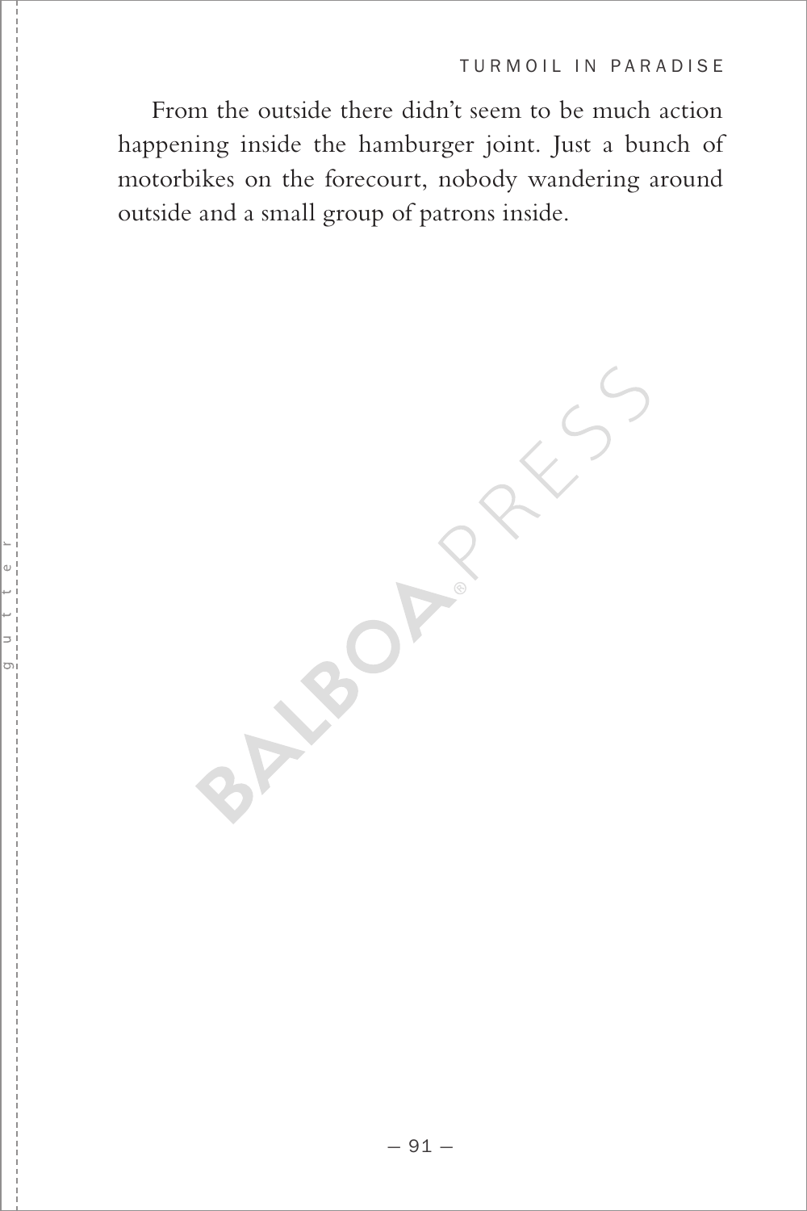From the outside there didn't seem to be much action happening inside the hamburger joint. Just a bunch of motorbikes on the forecourt, nobody wandering around outside and a small group of patrons inside.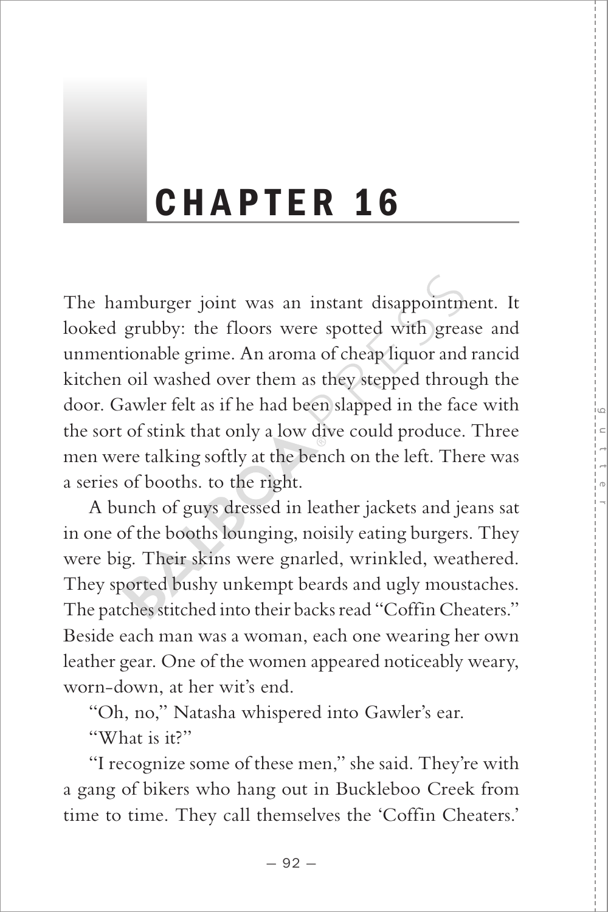# CHAPTER 16

The hamburger joint was an instant disappointment. It looked grubby: the floors were spotted with grease and unmentionable grime. An aroma of cheap liquor and rancid kitchen oil washed over them as they stepped through the door. Gawler felt as if he had been slapped in the face with the sort of stink that only a low dive could produce. Three men were talking softly at the bench on the left. There was a series of booths. to the right.

A bunch of guys dressed in leather jackets and jeans sat in one of the booths lounging, noisily eating burgers. They were big. Their skins were gnarled, wrinkled, weathered. They sported bushy unkempt beards and ugly moustaches. The patches stitched into their backs read "Coffin Cheaters." Beside each man was a woman, each one wearing her own leather gear. One of the women appeared noticeably weary, worn-down, at her wit's end.

"Oh, no," Natasha whispered into Gawler's ear.

"What is it?"

"I recognize some of these men," she said. They're with a gang of bikers who hang out in Buckleboo Creek from time to time. They call themselves the 'Coffin Cheaters.'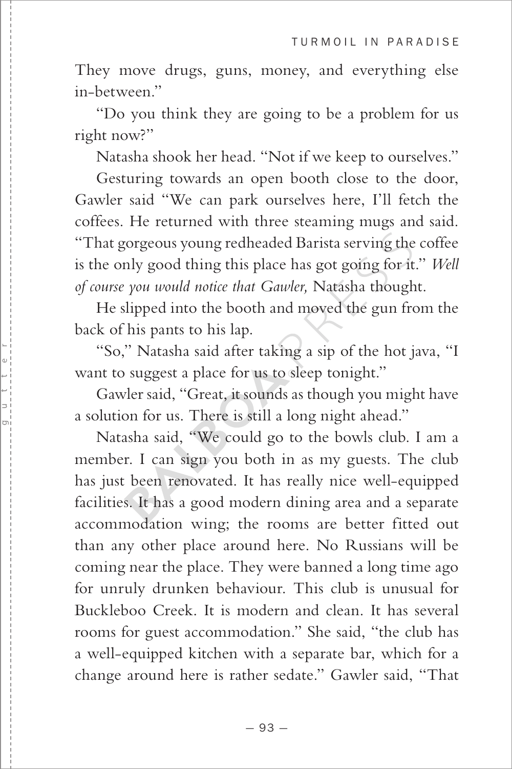They move drugs, guns, money, and everything else in-between."

"Do you think they are going to be a problem for us right now?"

Natasha shook her head. "Not if we keep to ourselves."

Gesturing towards an open booth close to the door, Gawler said "We can park ourselves here, I'll fetch the coffees. He returned with three steaming mugs and said. "That gorgeous young redheaded Barista serving the coffee is the only good thing this place has got going for it." *Well of course you would notice that Gawler,* Natasha thought.

He slipped into the booth and moved the gun from the back of his pants to his lap.

"So," Natasha said after taking a sip of the hot java, "I want to suggest a place for us to sleep tonight."

Gawler said, "Great, it sounds as though you might have a solution for us. There is still a long night ahead."

Natasha said, "We could go to the bowls club. I am a member. I can sign you both in as my guests. The club has just been renovated. It has really nice well-equipped facilities. It has a good modern dining area and a separate accommodation wing; the rooms are better fitted out than any other place around here. No Russians will be coming near the place. They were banned a long time ago for unruly drunken behaviour. This club is unusual for Buckleboo Creek. It is modern and clean. It has several rooms for guest accommodation." She said, "the club has a well-equipped kitchen with a separate bar, which for a change around here is rather sedate." Gawler said, "That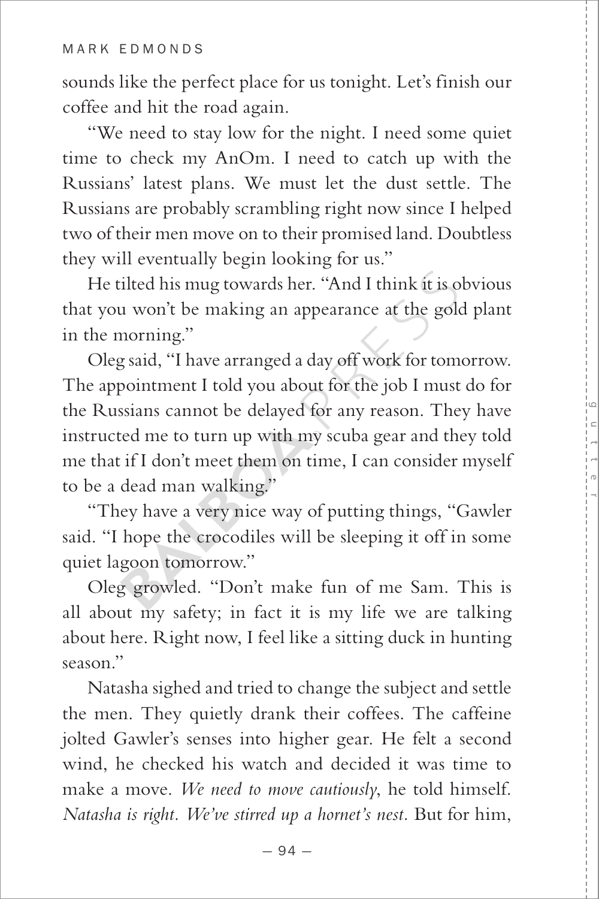sounds like the perfect place for us tonight. Let's finish our coffee and hit the road again.

"We need to stay low for the night. I need some quiet time to check my AnOm. I need to catch up with the Russians' latest plans. We must let the dust settle. The Russians are probably scrambling right now since I helped two of their men move on to their promised land. Doubtless they will eventually begin looking for us."

He tilted his mug towards her. "And I think it is obvious that you won't be making an appearance at the gold plant in the morning."

Oleg said, "I have arranged a day off work for tomorrow. The appointment I told you about for the job I must do for the Russians cannot be delayed for any reason. They have instructed me to turn up with my scuba gear and they told me that if I don't meet them on time, I can consider myself to be a dead man walking."

"They have a very nice way of putting things, "Gawler said. "I hope the crocodiles will be sleeping it off in some quiet lagoon tomorrow."

Oleg growled. "Don't make fun of me Sam. This is all about my safety; in fact it is my life we are talking about here. Right now, I feel like a sitting duck in hunting season."

Natasha sighed and tried to change the subject and settle the men. They quietly drank their coffees. The caffeine jolted Gawler's senses into higher gear. He felt a second wind, he checked his watch and decided it was time to make a move. *We need to move cautiously*, he told himself. *Natasha is right. We've stirred up a hornet's nest.* But for him,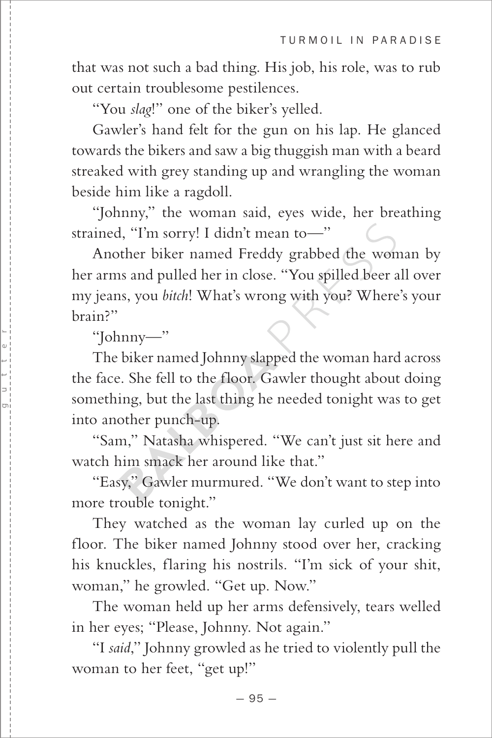that was not such a bad thing. His job, his role, was to rub out certain troublesome pestilences.

"You *slag*!" one of the biker's yelled.

Gawler's hand felt for the gun on his lap. He glanced towards the bikers and saw a big thuggish man with a beard streaked with grey standing up and wrangling the woman beside him like a ragdoll.

"Johnny," the woman said, eyes wide, her breathing strained, "I'm sorry! I didn't mean to—"

Another biker named Freddy grabbed the woman by her arms and pulled her in close. "You spilled beer all over my jeans, you *bitch*! What's wrong with you? Where's your brain?"

"Johnny—"

The biker named Johnny slapped the woman hard across the face. She fell to the floor. Gawler thought about doing something, but the last thing he needed tonight was to get into another punch-up.

"Sam," Natasha whispered. "We can't just sit here and watch him smack her around like that."

"Easy," Gawler murmured. "We don't want to step into more trouble tonight."

They watched as the woman lay curled up on the floor. The biker named Johnny stood over her, cracking his knuckles, flaring his nostrils. "I'm sick of your shit, woman," he growled. "Get up. Now."

The woman held up her arms defensively, tears welled in her eyes; "Please, Johnny. Not again."

"I *said*," Johnny growled as he tried to violently pull the woman to her feet, "get up!"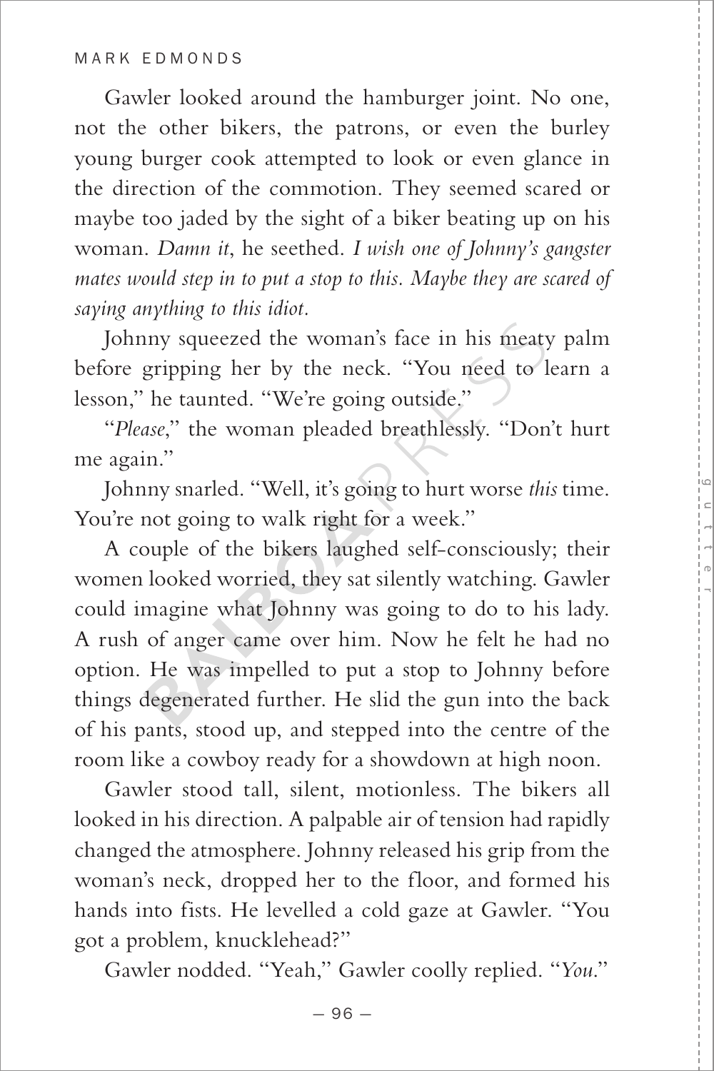Gawler looked around the hamburger joint. No one, not the other bikers, the patrons, or even the burley young burger cook attempted to look or even glance in the direction of the commotion. They seemed scared or maybe too jaded by the sight of a biker beating up on his woman. *Damn it*, he seethed. *I wish one of Johnny's gangster mates would step in to put a stop to this. Maybe they are scared of saying anything to this idiot.*

Johnny squeezed the woman's face in his meaty palm before gripping her by the neck. "You need to learn a lesson," he taunted. "We're going outside."

"*Please*," the woman pleaded breathlessly. "Don't hurt me again."

Johnny snarled. "Well, it's going to hurt worse *this* time. You're not going to walk right for a week."

A couple of the bikers laughed self-consciously; their women looked worried, they sat silently watching. Gawler could imagine what Johnny was going to do to his lady. A rush of anger came over him. Now he felt he had no option. He was impelled to put a stop to Johnny before things degenerated further. He slid the gun into the back of his pants, stood up, and stepped into the centre of the room like a cowboy ready for a showdown at high noon.

Gawler stood tall, silent, motionless. The bikers all looked in his direction. A palpable air of tension had rapidly changed the atmosphere. Johnny released his grip from the woman's neck, dropped her to the floor, and formed his hands into fists. He levelled a cold gaze at Gawler. "You got a problem, knucklehead?"

Gawler nodded. "Yeah," Gawler coolly replied. "*You*."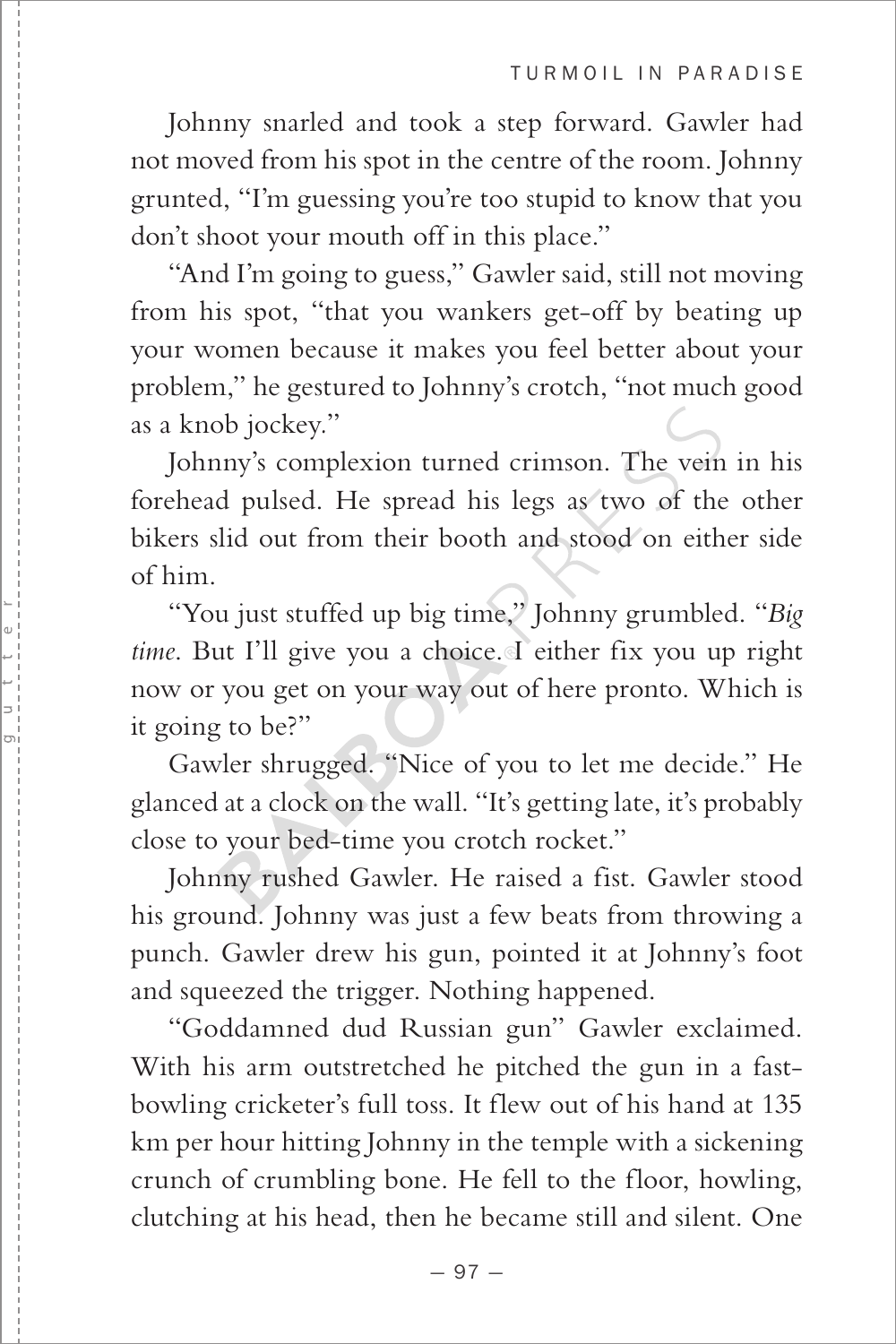Johnny snarled and took a step forward. Gawler had not moved from his spot in the centre of the room. Johnny grunted, "I'm guessing you're too stupid to know that you don't shoot your mouth off in this place."

"And I'm going to guess," Gawler said, still not moving from his spot, "that you wankers get-off by beating up your women because it makes you feel better about your problem," he gestured to Johnny's crotch, "not much good as a knob jockey."

Johnny's complexion turned crimson. The vein in his forehead pulsed. He spread his legs as two of the other bikers slid out from their booth and stood on either side of him.

"You just stuffed up big time," Johnny grumbled. "*Big time*. But I'll give you a choice. I either fix you up right now or you get on your way out of here pronto. Which is it going to be?"

Gawler shrugged. "Nice of you to let me decide." He glanced at a clock on the wall. "It's getting late, it's probably close to your bed-time you crotch rocket."

Johnny rushed Gawler. He raised a fist. Gawler stood his ground. Johnny was just a few beats from throwing a punch. Gawler drew his gun, pointed it at Johnny's foot and squeezed the trigger. Nothing happened.

"Goddamned dud Russian gun" Gawler exclaimed. With his arm outstretched he pitched the gun in a fast-bowling cricketer's full toss. It flew out of his hand at 135 km per hour hitting Johnny in the temple with a sickening crunch of crumbling bone. He fell to the floor, howling, clutching at his head, then he became still and silent. One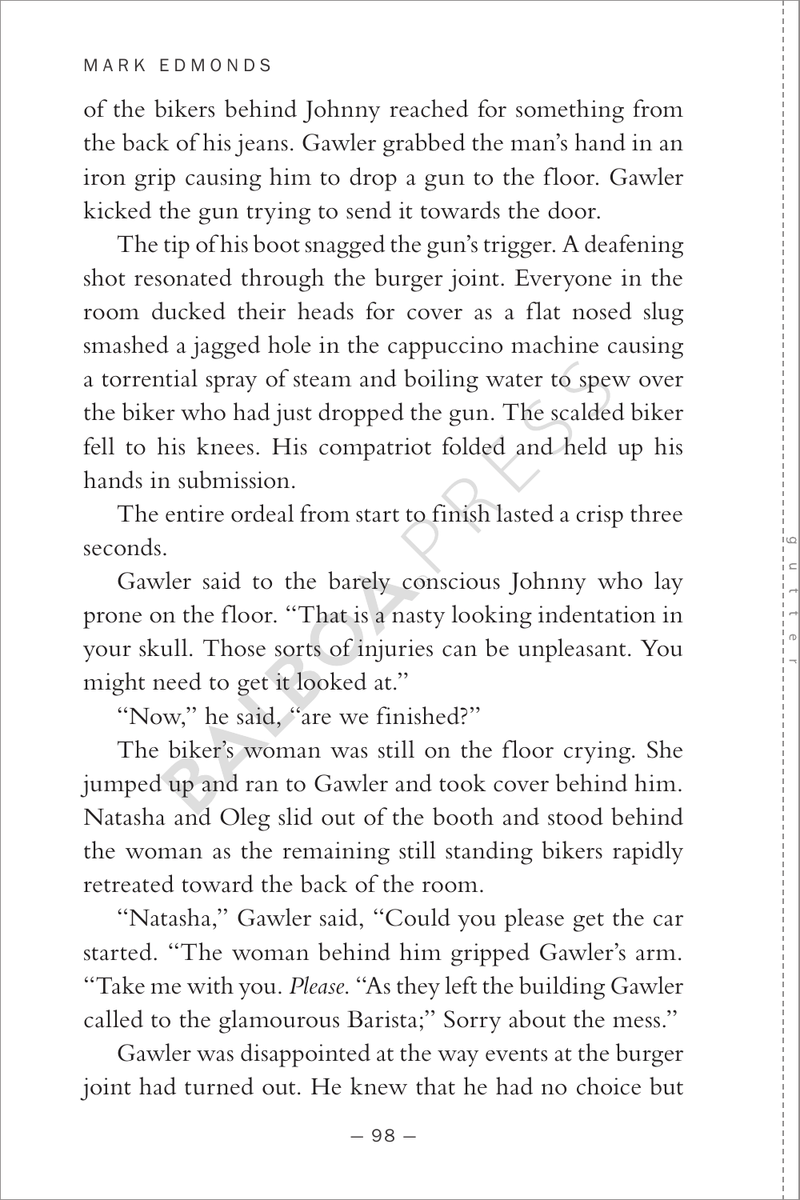of the bikers behind Johnny reached for something from the back of his jeans. Gawler grabbed the man's hand in an iron grip causing him to drop a gun to the floor. Gawler kicked the gun trying to send it towards the door.

The tip of his boot snagged the gun's trigger. A deafening shot resonated through the burger joint. Everyone in the room ducked their heads for cover as a flat nosed slug smashed a jagged hole in the cappuccino machine causing a torrential spray of steam and boiling water to spew over the biker who had just dropped the gun. The scalded biker fell to his knees. His compatriot folded and held up his hands in submission.

The entire ordeal from start to finish lasted a crisp three seconds.

Gawler said to the barely conscious Johnny who lay prone on the floor. "That is a nasty looking indentation in your skull. Those sorts of injuries can be unpleasant. You might need to get it looked at."

"Now," he said, "are we finished?"

The biker's woman was still on the floor crying. She jumped up and ran to Gawler and took cover behind him. Natasha and Oleg slid out of the booth and stood behind the woman as the remaining still standing bikers rapidly retreated toward the back of the room.

"Natasha," Gawler said, "Could you please get the car started. "The woman behind him gripped Gawler's arm. "Take me with you. *Please*. "As they left the building Gawler called to the glamourous Barista;" Sorry about the mess."

Gawler was disappointed at the way events at the burger joint had turned out. He knew that he had no choice but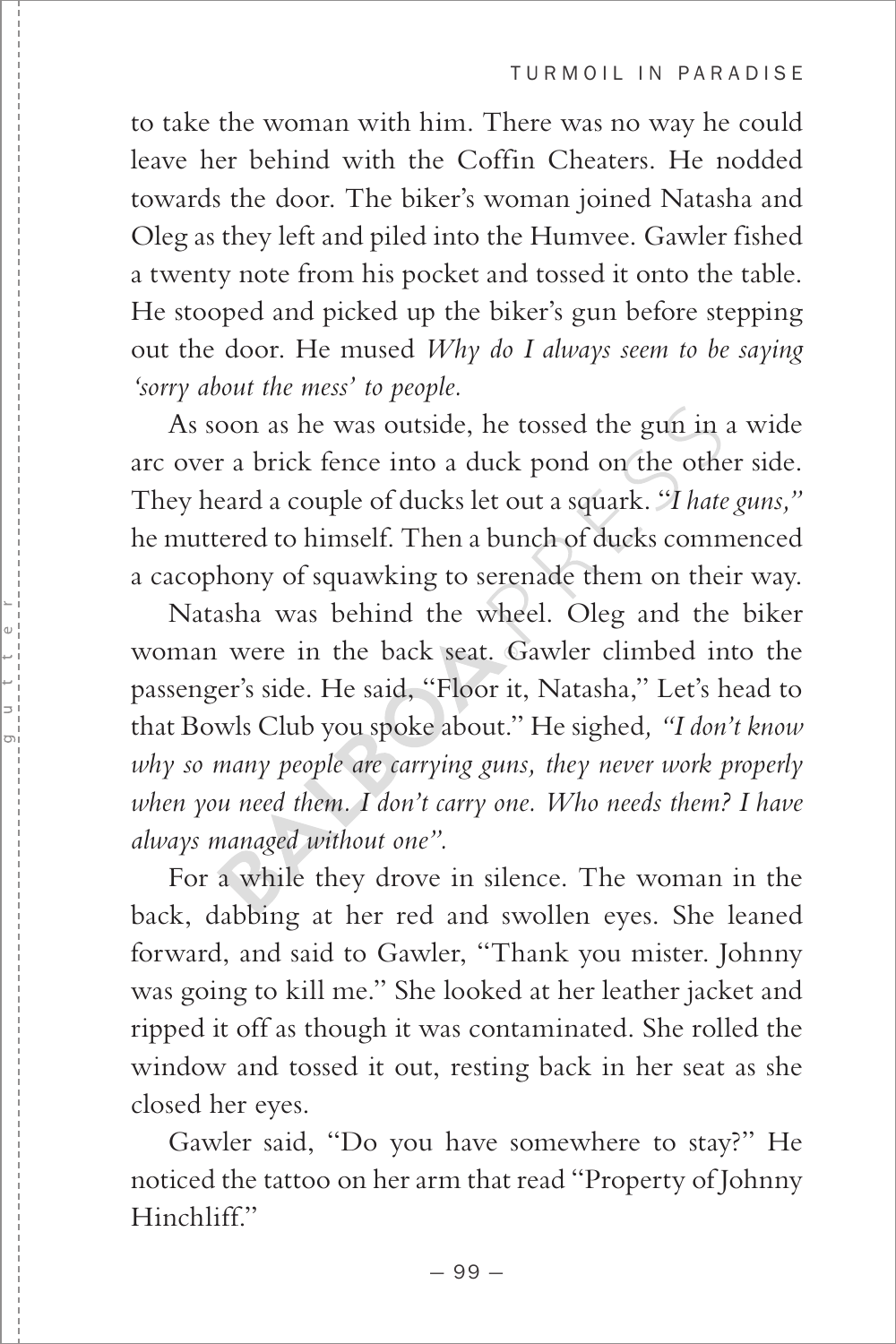to take the woman with him. There was no way he could leave her behind with the Coffin Cheaters. He nodded towards the door. The biker's woman joined Natasha and Oleg as they left and piled into the Humvee. Gawler fished a twenty note from his pocket and tossed it onto the table. He stooped and picked up the biker's gun before stepping out the door. He mused *Why do I always seem to be saying 'sorry about the mess' to people.*

As soon as he was outside, he tossed the gun in a wide arc over a brick fence into a duck pond on the other side. They heard a couple of ducks let out a squark. "*I hate guns,*" he muttered to himself. Then a bunch of ducks commenced a cacophony of squawking to serenade them on their way.

Natasha was behind the wheel. Oleg and the biker woman were in the back seat. Gawler climbed into the passenger's side. He said, "Floor it, Natasha," Let's head to that Bowls Club you spoke about." He sighed, *"I don't know why so many people are carrying guns, they never work properly when you need them. I don't carry one. Who needs them? I have always managed without one".*

For a while they drove in silence. The woman in the back, dabbing at her red and swollen eyes. She leaned forward, and said to Gawler, "Thank you mister. Johnny was going to kill me." She looked at her leather jacket and ripped it off as though it was contaminated. She rolled the window and tossed it out, resting back in her seat as she closed her eyes.

Gawler said, "Do you have somewhere to stay?" He noticed the tattoo on her arm that read "Property of Johnny Hinchliff."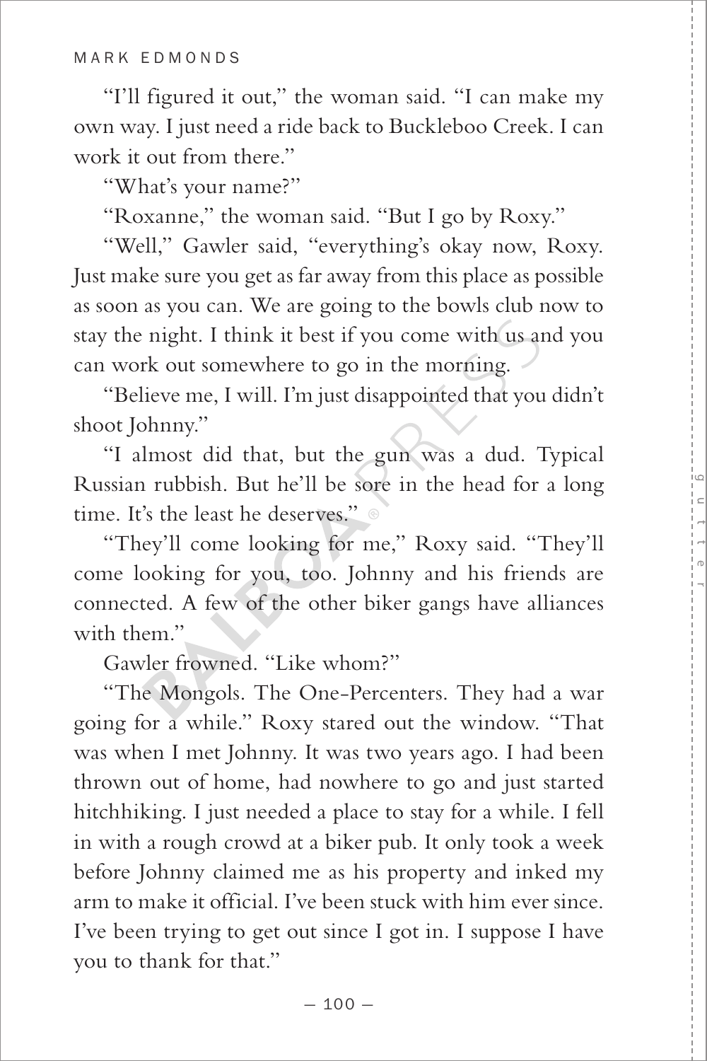"I'll figured it out," the woman said. "I can make my own way. I just need a ride back to Buckleboo Creek. I can work it out from there."

"What's your name?"

"Roxanne," the woman said. "But I go by Roxy."

"Well," Gawler said, "everything's okay now, Roxy. Just make sure you get as far away from this place as possible as soon as you can. We are going to the bowls club now to stay the night. I think it best if you come with us and you can work out somewhere to go in the morning.

"Believe me, I will. I'm just disappointed that you didn't shoot Johnny."

"I almost did that, but the gun was a dud. Typical Russian rubbish. But he'll be sore in the head for a long time. It's the least he deserves."

"They'll come looking for me," Roxy said. "They'll come looking for you, too. Johnny and his friends are connected. A few of the other biker gangs have alliances with them."

Gawler frowned. "Like whom?"

"The Mongols. The One-Percenters. They had a war going for a while." Roxy stared out the window. "That was when I met Johnny. It was two years ago. I had been thrown out of home, had nowhere to go and just started hitchhiking. I just needed a place to stay for a while. I fell in with a rough crowd at a biker pub. It only took a week before Johnny claimed me as his property and inked my arm to make it official. I've been stuck with him ever since. I've been trying to get out since I got in. I suppose I have you to thank for that."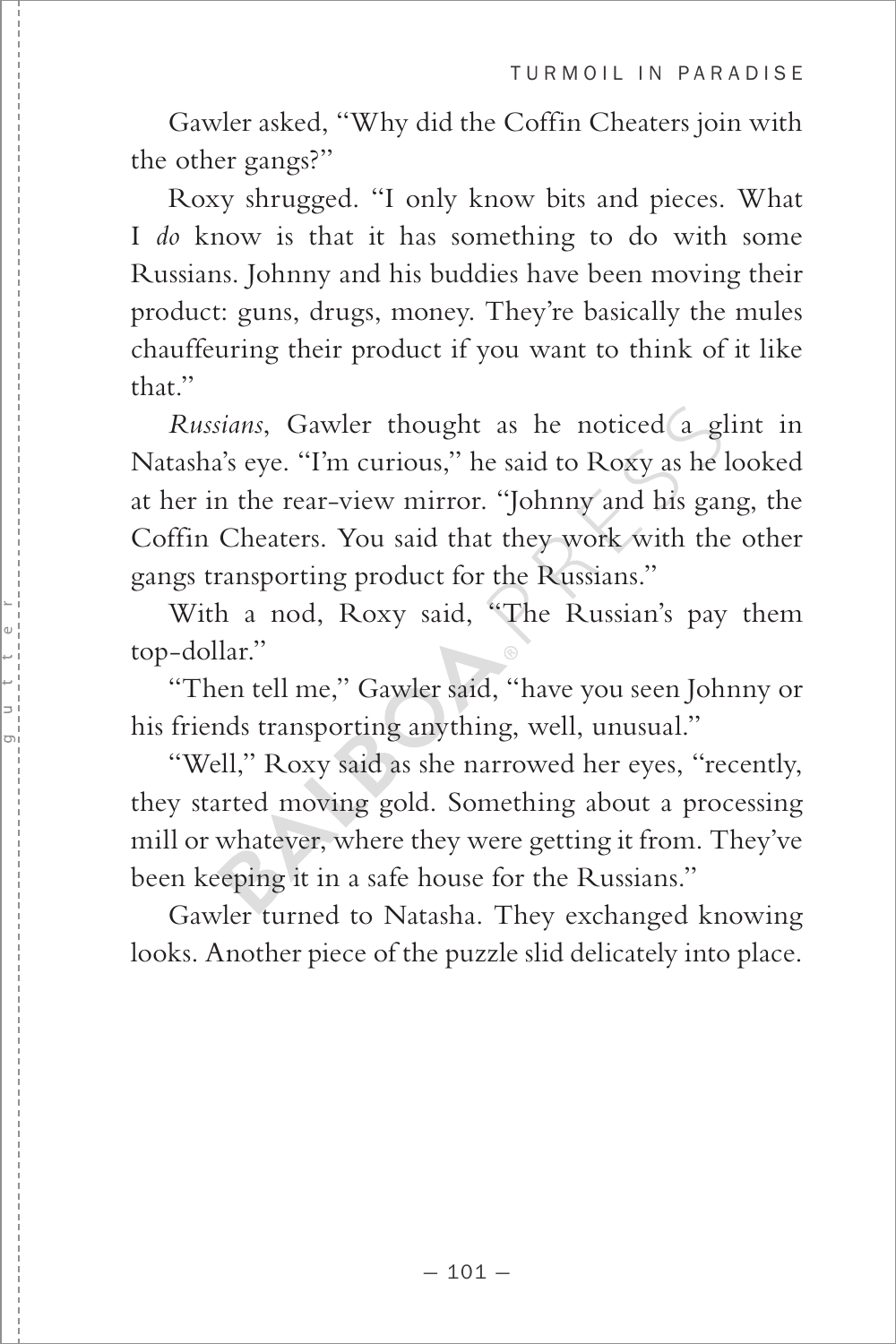Gawler asked, "Why did the Coffin Cheaters join with the other gangs?"

Roxy shrugged. "I only know bits and pieces. What I *do* know is that it has something to do with some Russians. Johnny and his buddies have been moving their product: guns, drugs, money. They're basically the mules chauffeuring their product if you want to think of it like that."

*Russians*, Gawler thought as he noticed a glint in Natasha's eye. "I'm curious," he said to Roxy as he looked at her in the rear-view mirror. "Johnny and his gang, the Coffin Cheaters. You said that they work with the other gangs transporting product for the Russians."

With a nod, Roxy said, "The Russian's pay them top-dollar."

"Then tell me," Gawler said, "have you seen Johnny or his friends transporting anything, well, unusual."

"Well," Roxy said as she narrowed her eyes, "recently, they started moving gold. Something about a processing mill or whatever, where they were getting it from. They've been keeping it in a safe house for the Russians."

Gawler turned to Natasha. They exchanged knowing looks. Another piece of the puzzle slid delicately into place.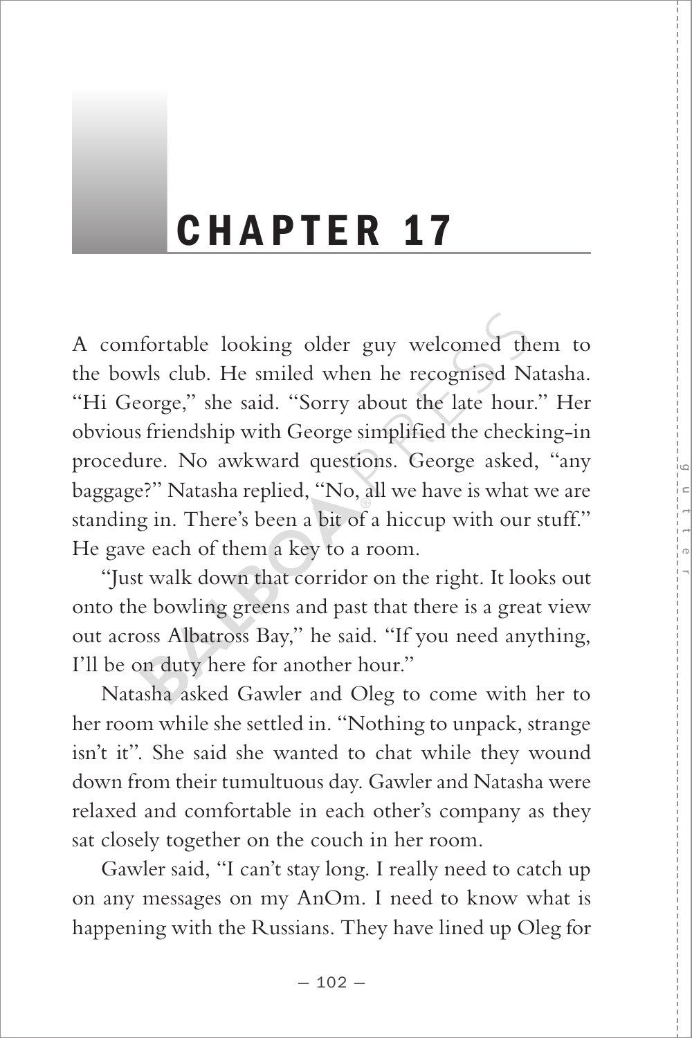# CHAPTER 17

A comfortable looking older guy welcomed them to the bowls club. He smiled when he recognised Natasha. "Hi George," she said. "Sorry about the late hour." Her obvious friendship with George simplified the checking-in procedure. No awkward questions. George asked, "any baggage?" Natasha replied, "No, all we have is what we are standing in. There's been a bit of a hiccup with our stuff." He gave each of them a key to a room.

"Just walk down that corridor on the right. It looks out onto the bowling greens and past that there is a great view out across Albatross Bay," he said. "If you need anything, I'll be on duty here for another hour."

Natasha asked Gawler and Oleg to come with her to her room while she settled in. "Nothing to unpack, strange isn't it". She said she wanted to chat while they wound down from their tumultuous day. Gawler and Natasha were relaxed and comfortable in each other's company as they sat closely together on the couch in her room.

Gawler said, "I can't stay long. I really need to catch up on any messages on my AnOm. I need to know what is happening with the Russians. They have lined up Oleg for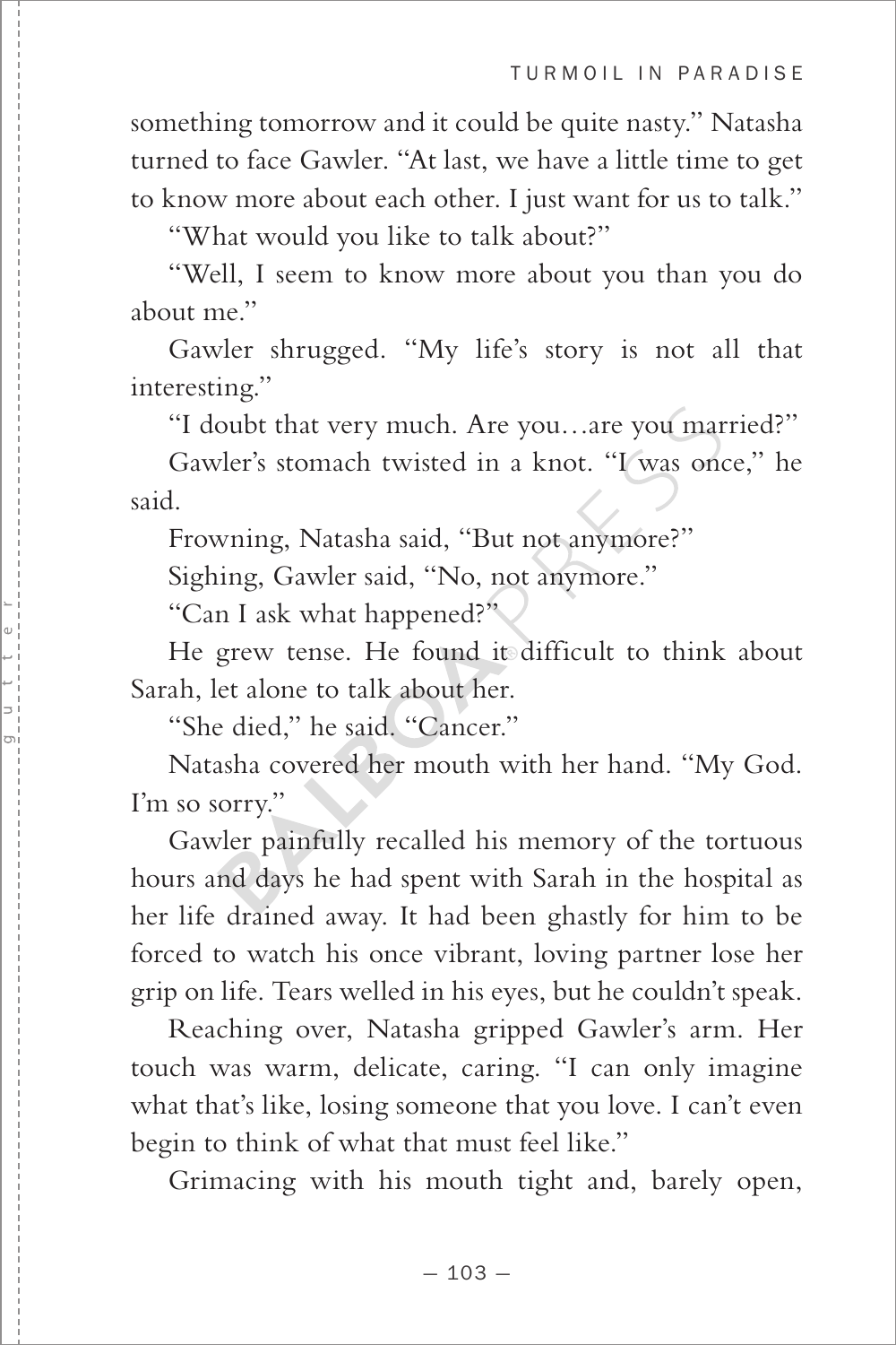something tomorrow and it could be quite nasty." Natasha turned to face Gawler. "At last, we have a little time to get to know more about each other. I just want for us to talk."

"What would you like to talk about?"

"Well, I seem to know more about you than you do about me."

Gawler shrugged. "My life's story is not all that interesting."

"I doubt that very much. Are you…are you married?"

Gawler's stomach twisted in a knot. "I was once," he said.

Frowning, Natasha said, "But not anymore?"

Sighing, Gawler said, "No, not anymore."

"Can I ask what happened?"

He grew tense. He found it difficult to think about Sarah, let alone to talk about her.

"She died," he said. "Cancer."

Natasha covered her mouth with her hand. "My God. I'm so sorry."

Gawler painfully recalled his memory of the tortuous hours and days he had spent with Sarah in the hospital as her life drained away. It had been ghastly for him to be forced to watch his once vibrant, loving partner lose her grip on life. Tears welled in his eyes, but he couldn't speak.

Reaching over, Natasha gripped Gawler's arm. Her touch was warm, delicate, caring. "I can only imagine what that's like, losing someone that you love. I can't even begin to think of what that must feel like."

Grimacing with his mouth tight and, barely open,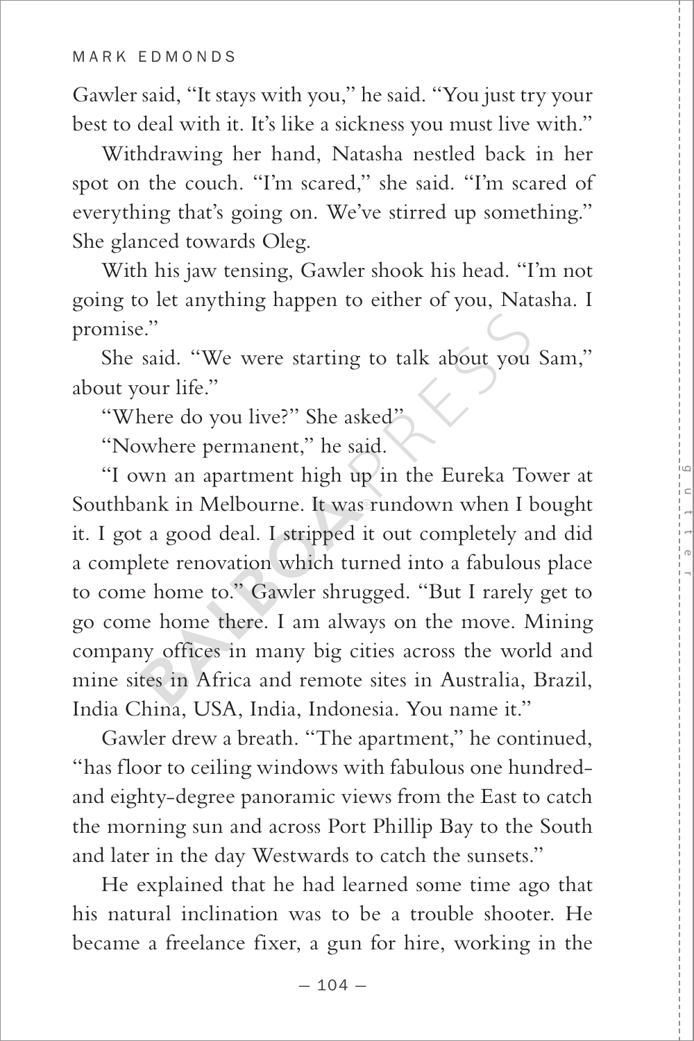Gawler said, "It stays with you," he said. "You just try your best to deal with it. It's like a sickness you must live with."

Withdrawing her hand, Natasha nestled back in her spot on the couch. "I'm scared," she said. "I'm scared of everything that's going on. We've stirred up something." She glanced towards Oleg.

With his jaw tensing, Gawler shook his head. "I'm not going to let anything happen to either of you, Natasha. I promise."

She said. "We were starting to talk about you Sam," about your life."

"Where do you live?" She asked"

"Nowhere permanent," he said.

"I own an apartment high up in the Eureka Tower at Southbank in Melbourne. It was rundown when I bought it. I got a good deal. I stripped it out completely and did a complete renovation which turned into a fabulous place to come home to." Gawler shrugged. "But I rarely get to go come home there. I am always on the move. Mining company offices in many big cities across the world and mine sites in Africa and remote sites in Australia, Brazil, India China, USA, India, Indonesia. You name it."

Gawler drew a breath. "The apartment," he continued, "has floor to ceiling windows with fabulous one hundred-and eighty-degree panoramic views from the East to catch the morning sun and across Port Phillip Bay to the South and later in the day Westwards to catch the sunsets."

He explained that he had learned some time ago that his natural inclination was to be a trouble shooter. He became a freelance fixer, a gun for hire, working in the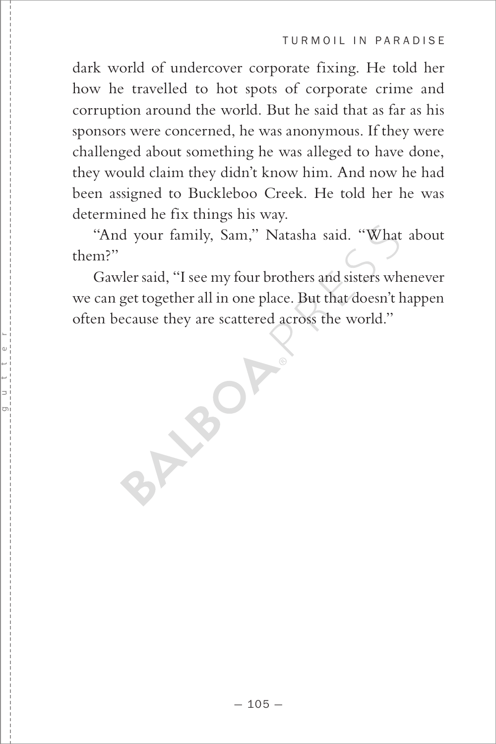dark world of undercover corporate fixing. He told her how he travelled to hot spots of corporate crime and corruption around the world. But he said that as far as his sponsors were concerned, he was anonymous. If they were challenged about something he was alleged to have done, they would claim they didn't know him. And now he had been assigned to Buckleboo Creek. He told her he was determined he fix things his way.

"And your family, Sam," Natasha said. "What about them?"

Gawler said, "I see my four brothers and sisters whenever we can get together all in one place. But that doesn't happen often because they are scattered across the world."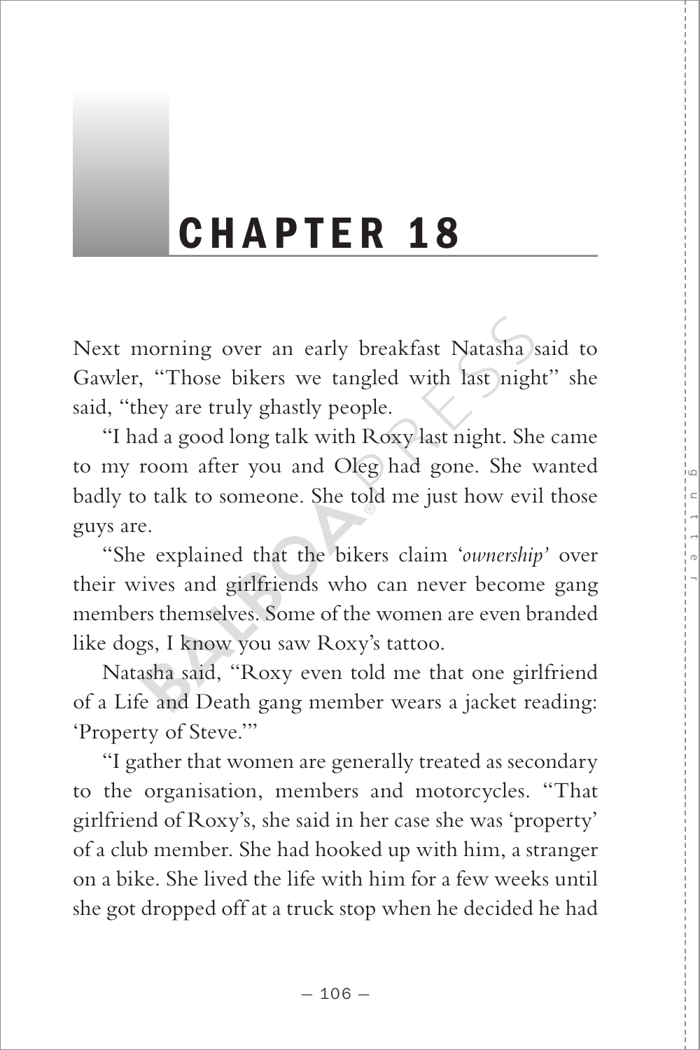# CHAPTER 18

Next morning over an early breakfast Natasha said to Gawler, "Those bikers we tangled with last night" she said, "they are truly ghastly people.

"I had a good long talk with Roxy last night. She came to my room after you and Oleg had gone. She wanted badly to talk to someone. She told me just how evil those guys are.

"She explained that the bikers claim '*ownership*' over their wives and girlfriends who can never become gang members themselves. Some of the women are even branded like dogs, I know you saw Roxy's tattoo.

Natasha said, "Roxy even told me that one girlfriend of a Life and Death gang member wears a jacket reading: 'Property of Steve.'"

"I gather that women are generally treated as secondary to the organisation, members and motorcycles. "That girlfriend of Roxy's, she said in her case she was 'property' of a club member. She had hooked up with him, a stranger on a bike. She lived the life with him for a few weeks until she got dropped off at a truck stop when he decided he had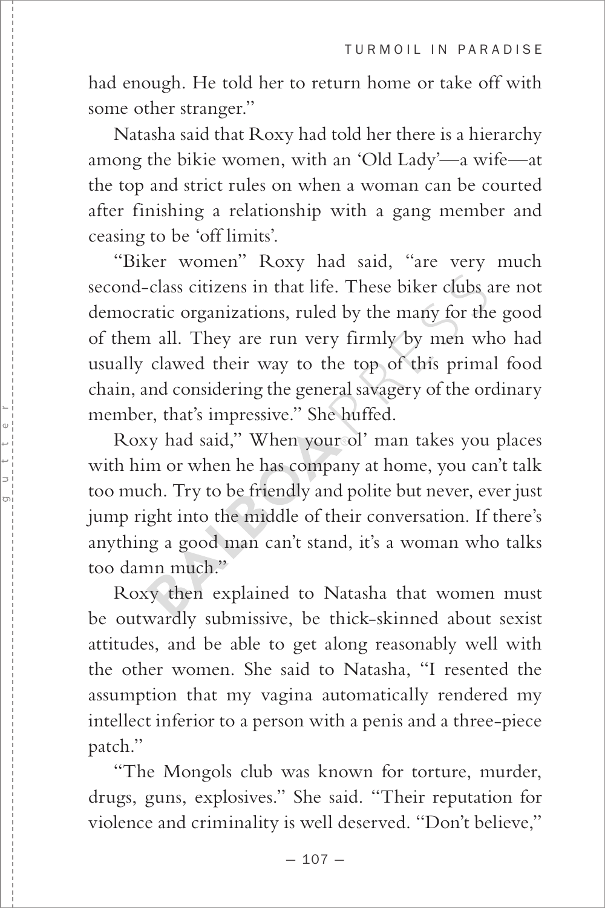had enough. He told her to return home or take off with some other stranger."

Natasha said that Roxy had told her there is a hierarchy among the bikie women, with an 'Old Lady'—a wife—at the top and strict rules on when a woman can be courted after finishing a relationship with a gang member and ceasing to be 'off limits'.

"Biker women" Roxy had said, "are very much second-class citizens in that life. These biker clubs are not democratic organizations, ruled by the many for the good of them all. They are run very firmly by men who had usually clawed their way to the top of this primal food chain, and considering the general savagery of the ordinary member, that's impressive." She huffed.

Roxy had said," When your ol' man takes you places with him or when he has company at home, you can't talk too much. Try to be friendly and polite but never, ever just jump right into the middle of their conversation. If there's anything a good man can't stand, it's a woman who talks too damn much."

Roxy then explained to Natasha that women must be outwardly submissive, be thick-skinned about sexist attitudes, and be able to get along reasonably well with the other women. She said to Natasha, "I resented the assumption that my vagina automatically rendered my intellect inferior to a person with a penis and a three-piece patch."

"The Mongols club was known for torture, murder, drugs, guns, explosives." She said. "Their reputation for violence and criminality is well deserved. "Don't believe,"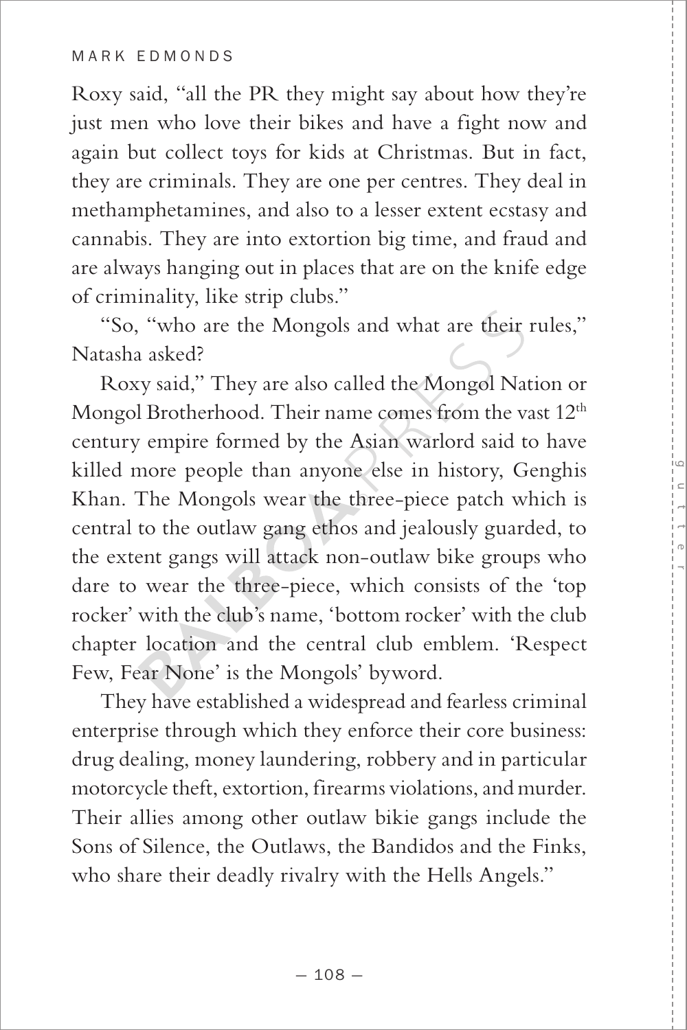Roxy said, "all the PR they might say about how they're just men who love their bikes and have a fight now and again but collect toys for kids at Christmas. But in fact, they are criminals. They are one per centres. They deal in methamphetamines, and also to a lesser extent ecstasy and cannabis. They are into extortion big time, and fraud and are always hanging out in places that are on the knife edge of criminality, like strip clubs."

"So, "who are the Mongols and what are their rules," Natasha asked?

Roxy said," They are also called the Mongol Nation or Mongol Brotherhood. Their name comes from the vast 12th century empire formed by the Asian warlord said to have killed more people than anyone else in history, Genghis Khan. The Mongols wear the three-piece patch which is central to the outlaw gang ethos and jealously guarded, to the extent gangs will attack non-outlaw bike groups who dare to wear the three-piece, which consists of the 'top rocker' with the club's name, 'bottom rocker' with the club chapter location and the central club emblem. 'Respect Few, Fear None' is the Mongols' byword.

They have established a widespread and fearless criminal enterprise through which they enforce their core business: drug dealing, money laundering, robbery and in particular motorcycle theft, extortion, firearms violations, and murder. Their allies among other outlaw bikie gangs include the Sons of Silence, the Outlaws, the Bandidos and the Finks, who share their deadly rivalry with the Hells Angels."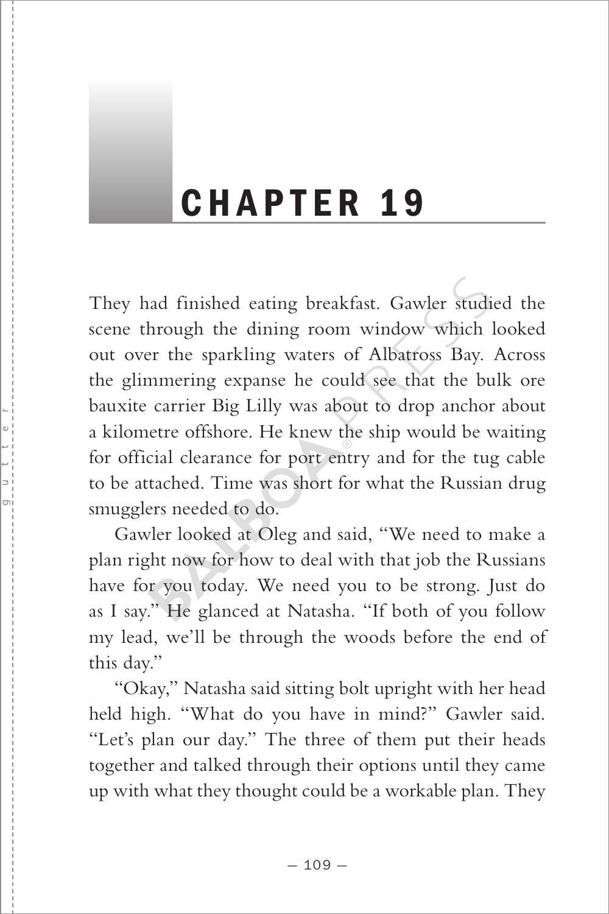# CHAPTER 19

They had finished eating breakfast. Gawler studied the scene through the dining room window which looked out over the sparkling waters of Albatross Bay. Across the glimmering expanse he could see that the bulk ore bauxite carrier Big Lilly was about to drop anchor about a kilometre offshore. He knew the ship would be waiting for official clearance for port entry and for the tug cable to be attached. Time was short for what the Russian drug smugglers needed to do.

Gawler looked at Oleg and said, "We need to make a plan right now for how to deal with that job the Russians have for you today. We need you to be strong. Just do as I say." He glanced at Natasha. "If both of you follow my lead, we'll be through the woods before the end of this day."

"Okay," Natasha said sitting bolt upright with her head held high. "What do you have in mind?" Gawler said. "Let's plan our day." The three of them put their heads together and talked through their options until they came up with what they thought could be a workable plan. They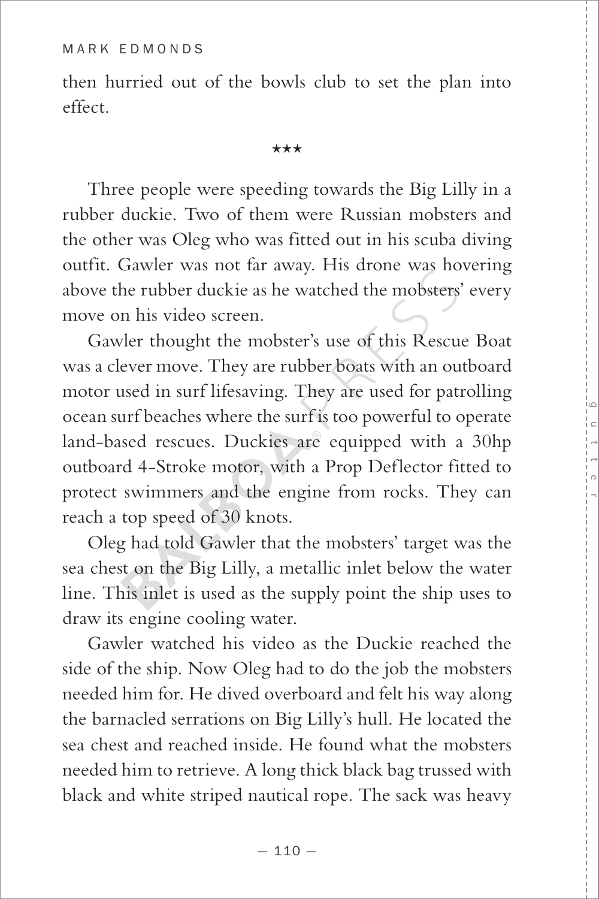then hurried out of the bowls club to set the plan into effect.

★★★

Three people were speeding towards the Big Lilly in a rubber duckie. Two of them were Russian mobsters and the other was Oleg who was fitted out in his scuba diving outfit. Gawler was not far away. His drone was hovering above the rubber duckie as he watched the mobsters' every move on his video screen.

Gawler thought the mobster's use of this Rescue Boat was a clever move. They are rubber boats with an outboard motor used in surf lifesaving. They are used for patrolling ocean surf beaches where the surf is too powerful to operate land-based rescues. Duckies are equipped with a 30hp outboard 4-Stroke motor, with a Prop Deflector fitted to protect swimmers and the engine from rocks. They can reach a top speed of 30 knots.

Oleg had told Gawler that the mobsters' target was the sea chest on the Big Lilly, a metallic inlet below the water line. This inlet is used as the supply point the ship uses to draw its engine cooling water.

Gawler watched his video as the Duckie reached the side of the ship. Now Oleg had to do the job the mobsters needed him for. He dived overboard and felt his way along the barnacled serrations on Big Lilly's hull. He located the sea chest and reached inside. He found what the mobsters needed him to retrieve. A long thick black bag trussed with black and white striped nautical rope. The sack was heavy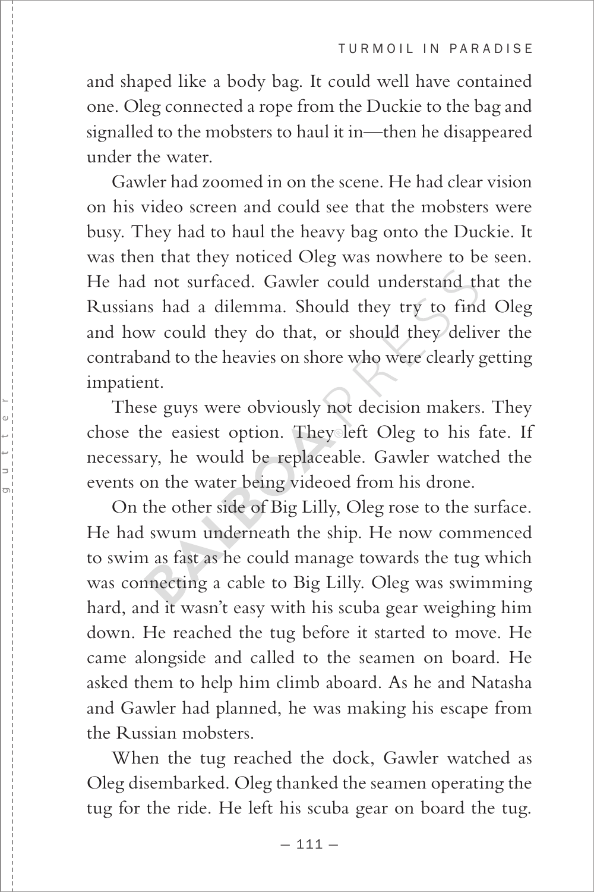and shaped like a body bag. It could well have contained one. Oleg connected a rope from the Duckie to the bag and signalled to the mobsters to haul it in—then he disappeared under the water.

Gawler had zoomed in on the scene. He had clear vision on his video screen and could see that the mobsters were busy. They had to haul the heavy bag onto the Duckie. It was then that they noticed Oleg was nowhere to be seen. He had not surfaced. Gawler could understand that the Russians had a dilemma. Should they try to find Oleg and how could they do that, or should they deliver the contraband to the heavies on shore who were clearly getting impatient.

These guys were obviously not decision makers. They chose the easiest option. They left Oleg to his fate. If necessary, he would be replaceable. Gawler watched the events on the water being videoed from his drone.

On the other side of Big Lilly, Oleg rose to the surface. He had swum underneath the ship. He now commenced to swim as fast as he could manage towards the tug which was connecting a cable to Big Lilly. Oleg was swimming hard, and it wasn't easy with his scuba gear weighing him down. He reached the tug before it started to move. He came alongside and called to the seamen on board. He asked them to help him climb aboard. As he and Natasha and Gawler had planned, he was making his escape from the Russian mobsters.

When the tug reached the dock, Gawler watched as Oleg disembarked. Oleg thanked the seamen operating the tug for the ride. He left his scuba gear on board the tug.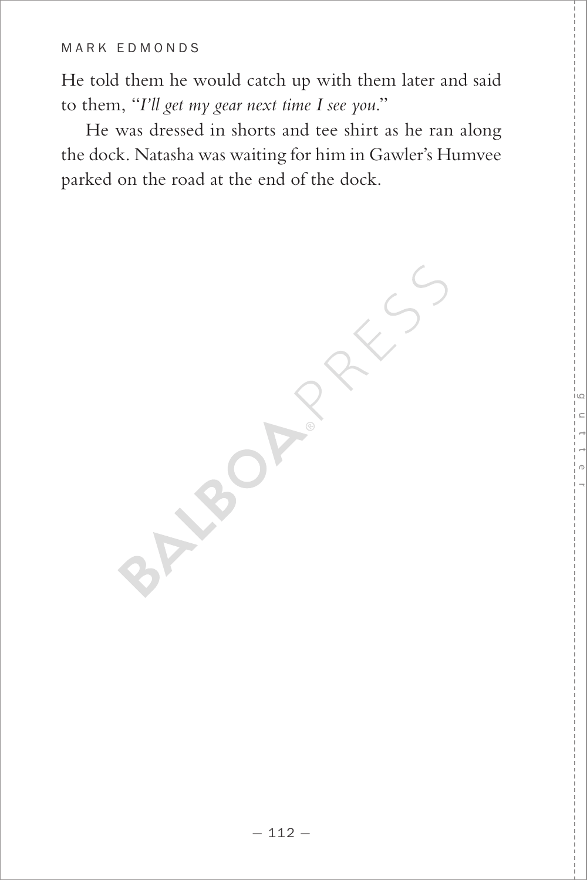He told them he would catch up with them later and said to them, "*I'll get my gear next time I see you.*"

He was dressed in shorts and tee shirt as he ran along the dock. Natasha was waiting for him in Gawler's Humvee parked on the road at the end of the dock.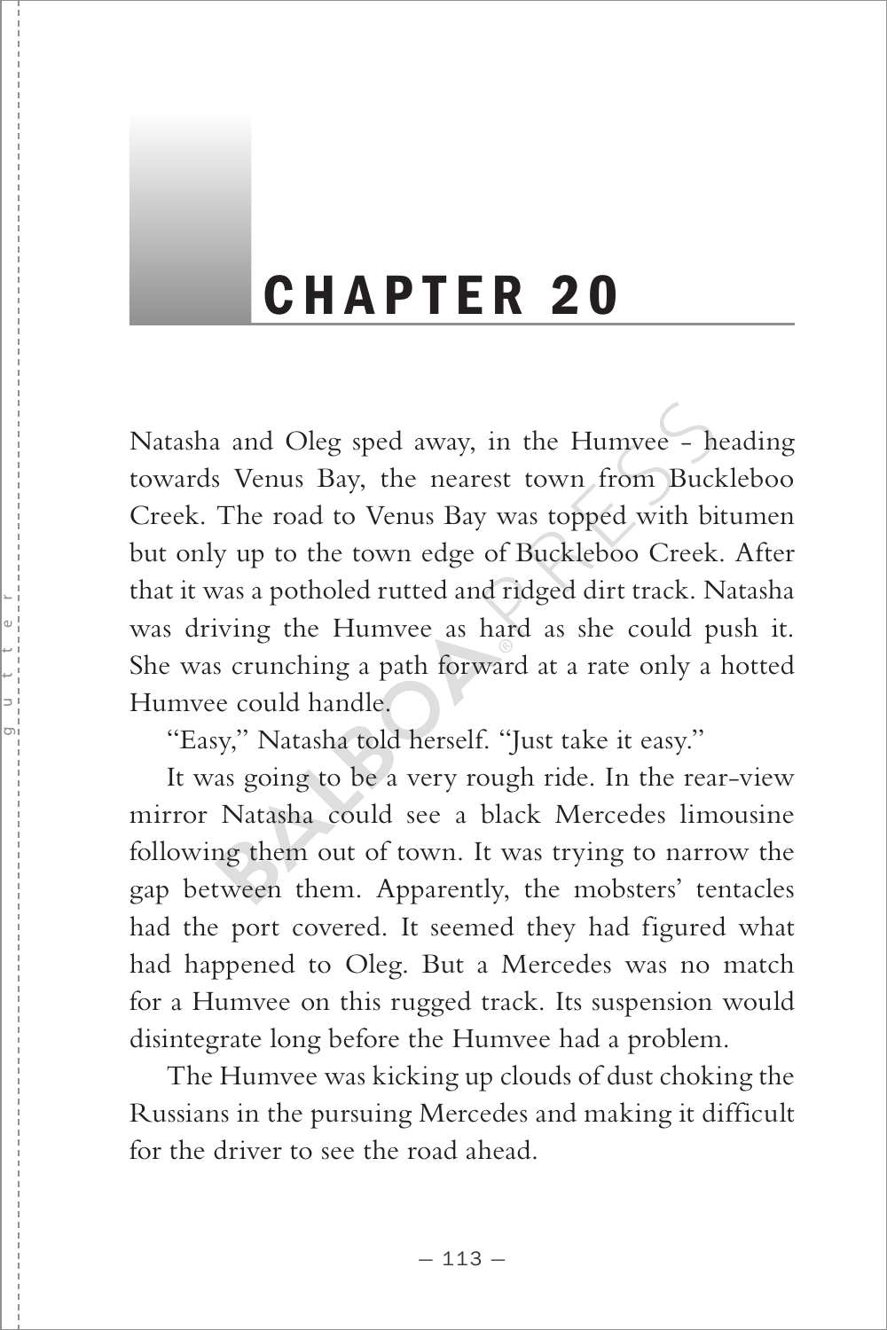# CHAPTER 20

Natasha and Oleg sped away, in the Humvee - heading towards Venus Bay, the nearest town from Buckleboo Creek. The road to Venus Bay was topped with bitumen but only up to the town edge of Buckleboo Creek. After that it was a potholed rutted and ridged dirt track. Natasha was driving the Humvee as hard as she could push it. She was crunching a path forward at a rate only a hotted Humvee could handle.

"Easy," Natasha told herself. "Just take it easy."

It was going to be a very rough ride. In the rear-view mirror Natasha could see a black Mercedes limousine following them out of town. It was trying to narrow the gap between them. Apparently, the mobsters' tentacles had the port covered. It seemed they had figured what had happened to Oleg. But a Mercedes was no match for a Humvee on this rugged track. Its suspension would disintegrate long before the Humvee had a problem.

The Humvee was kicking up clouds of dust choking the Russians in the pursuing Mercedes and making it difficult for the driver to see the road ahead.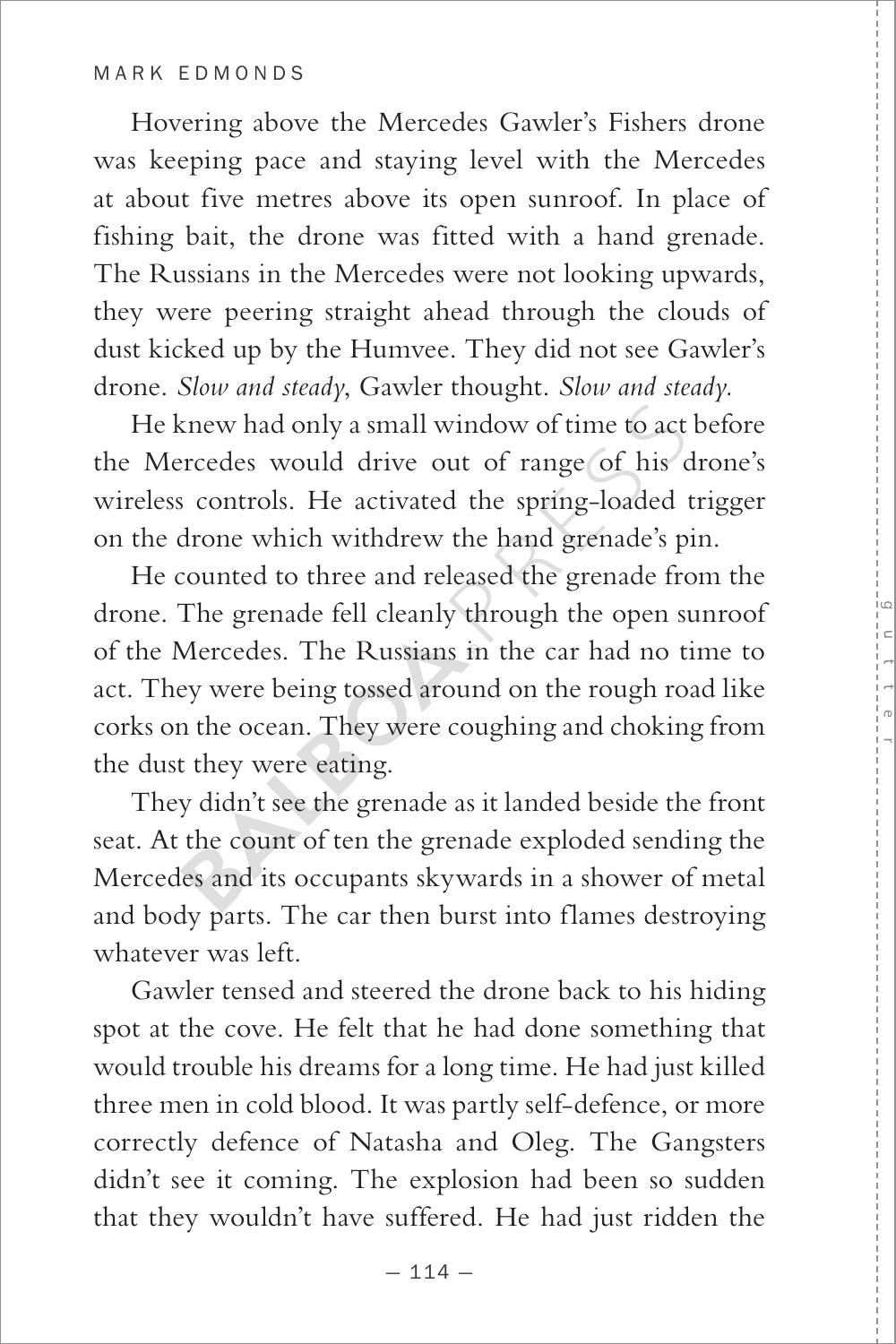Hovering above the Mercedes Gawler's Fishers drone was keeping pace and staying level with the Mercedes at about five metres above its open sunroof. In place of fishing bait, the drone was fitted with a hand grenade. The Russians in the Mercedes were not looking upwards, they were peering straight ahead through the clouds of dust kicked up by the Humvee. They did not see Gawler's drone. *Slow and steady*, Gawler thought. *Slow and steady.*

He knew had only a small window of time to act before the Mercedes would drive out of range of his drone's wireless controls. He activated the spring-loaded trigger on the drone which withdrew the hand grenade's pin.

He counted to three and released the grenade from the drone. The grenade fell cleanly through the open sunroof of the Mercedes. The Russians in the car had no time to act. They were being tossed around on the rough road like corks on the ocean. They were coughing and choking from the dust they were eating.

They didn't see the grenade as it landed beside the front seat. At the count of ten the grenade exploded sending the Mercedes and its occupants skywards in a shower of metal and body parts. The car then burst into flames destroying whatever was left.

Gawler tensed and steered the drone back to his hiding spot at the cove. He felt that he had done something that would trouble his dreams for a long time. He had just killed three men in cold blood. It was partly self-defence, or more correctly defence of Natasha and Oleg. The Gangsters didn't see it coming. The explosion had been so sudden that they wouldn't have suffered. He had just ridden the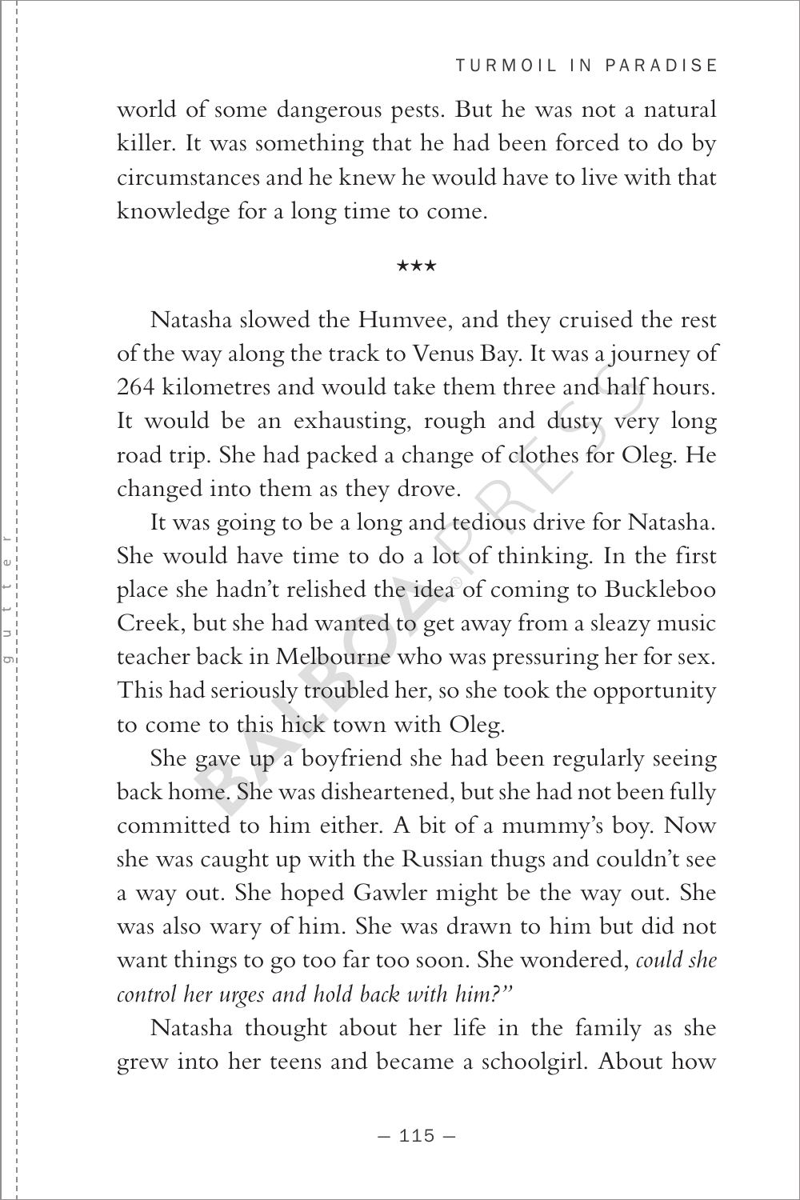world of some dangerous pests. But he was not a natural killer. It was something that he had been forced to do by circumstances and he knew he would have to live with that knowledge for a long time to come.

★★★

Natasha slowed the Humvee, and they cruised the rest of the way along the track to Venus Bay. It was a journey of 264 kilometres and would take them three and half hours. It would be an exhausting, rough and dusty very long road trip. She had packed a change of clothes for Oleg. He changed into them as they drove.

It was going to be a long and tedious drive for Natasha. She would have time to do a lot of thinking. In the first place she hadn't relished the idea of coming to Buckleboo Creek, but she had wanted to get away from a sleazy music teacher back in Melbourne who was pressuring her for sex. This had seriously troubled her, so she took the opportunity to come to this hick town with Oleg.

She gave up a boyfriend she had been regularly seeing back home. She was disheartened, but she had not been fully committed to him either. A bit of a mummy's boy. Now she was caught up with the Russian thugs and couldn't see a way out. She hoped Gawler might be the way out. She was also wary of him. She was drawn to him but did not want things to go too far too soon. She wondered, *could she control her urges and hold back with him?"*

Natasha thought about her life in the family as she grew into her teens and became a schoolgirl. About how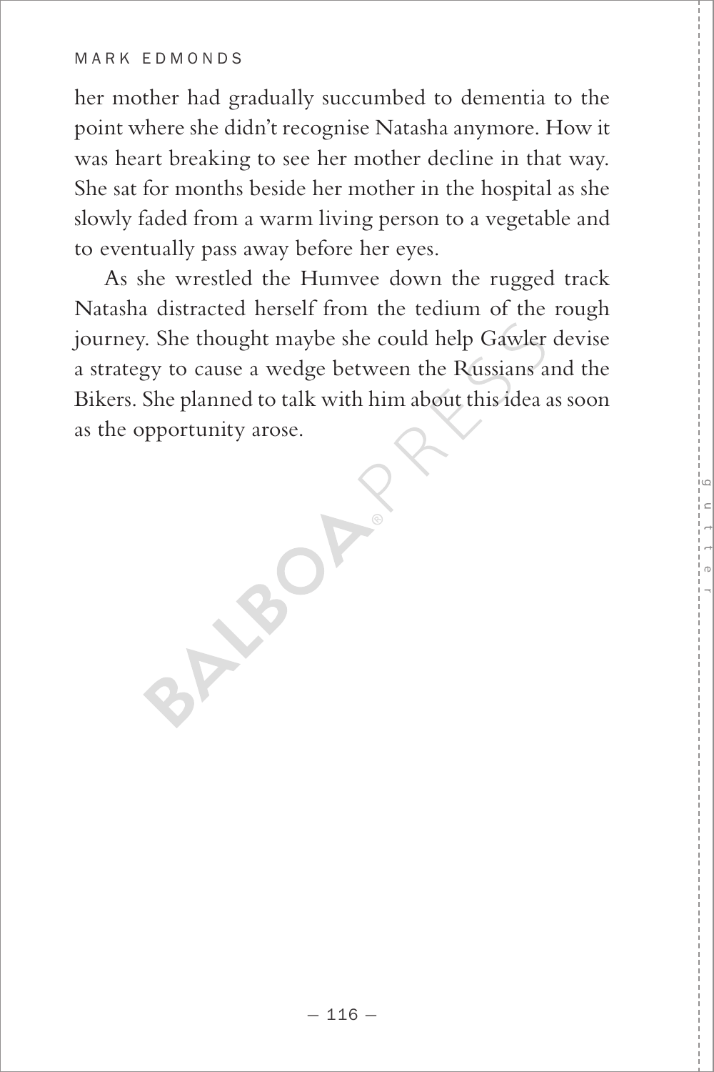her mother had gradually succumbed to dementia to the point where she didn't recognise Natasha anymore. How it was heart breaking to see her mother decline in that way. She sat for months beside her mother in the hospital as she slowly faded from a warm living person to a vegetable and to eventually pass away before her eyes.

As she wrestled the Humvee down the rugged track Natasha distracted herself from the tedium of the rough journey. She thought maybe she could help Gawler devise a strategy to cause a wedge between the Russians and the Bikers. She planned to talk with him about this idea as soon as the opportunity arose.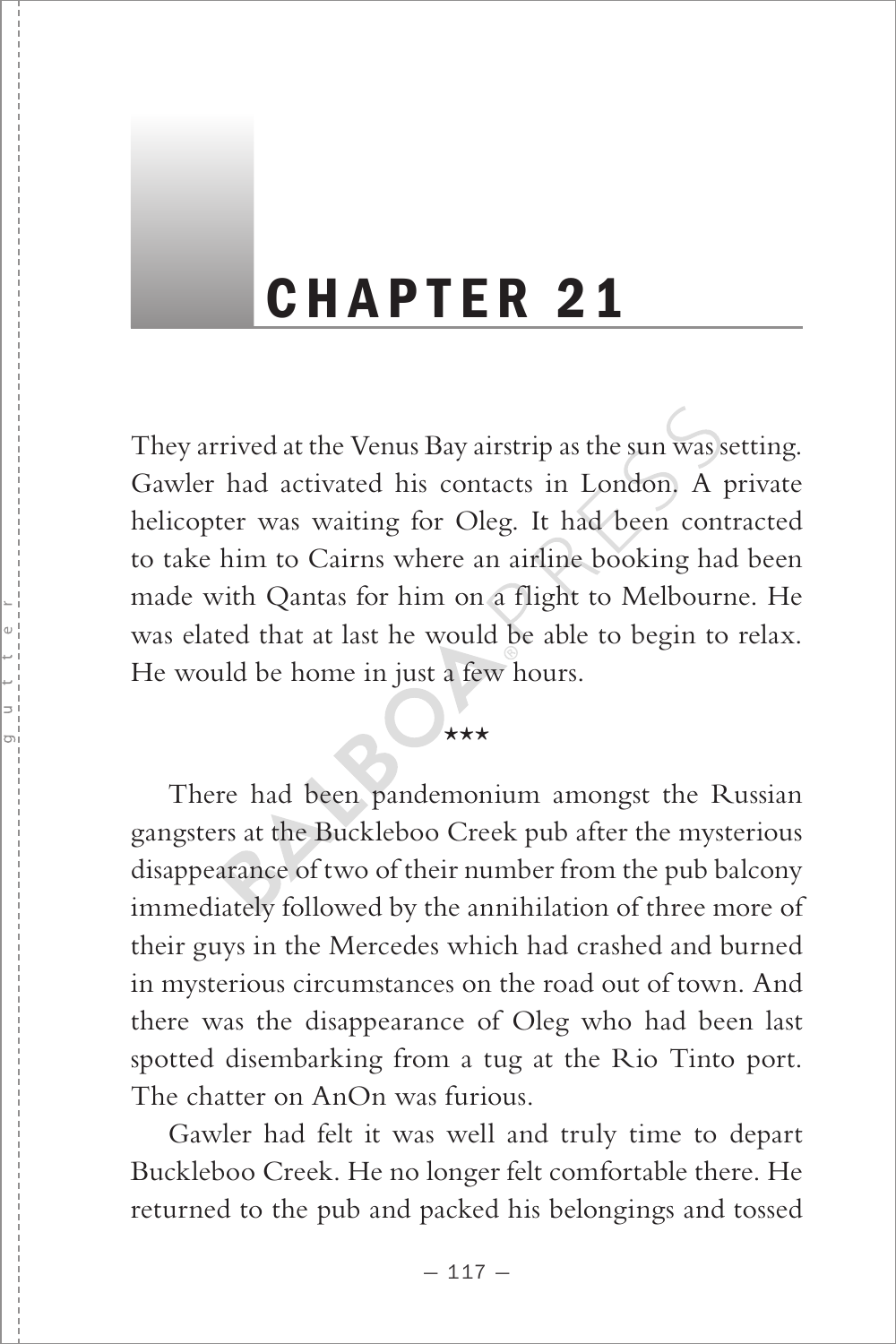# CHAPTER 21

They arrived at the Venus Bay airstrip as the sun was setting. Gawler had activated his contacts in London. A private helicopter was waiting for Oleg. It had been contracted to take him to Cairns where an airline booking had been made with Qantas for him on a flight to Melbourne. He was elated that at last he would be able to begin to relax. He would be home in just a few hours.

★★★

There had been pandemonium amongst the Russian gangsters at the Buckleboo Creek pub after the mysterious disappearance of two of their number from the pub balcony immediately followed by the annihilation of three more of their guys in the Mercedes which had crashed and burned in mysterious circumstances on the road out of town. And there was the disappearance of Oleg who had been last spotted disembarking from a tug at the Rio Tinto port. The chatter on AnOn was furious.

Gawler had felt it was well and truly time to depart Buckleboo Creek. He no longer felt comfortable there. He returned to the pub and packed his belongings and tossed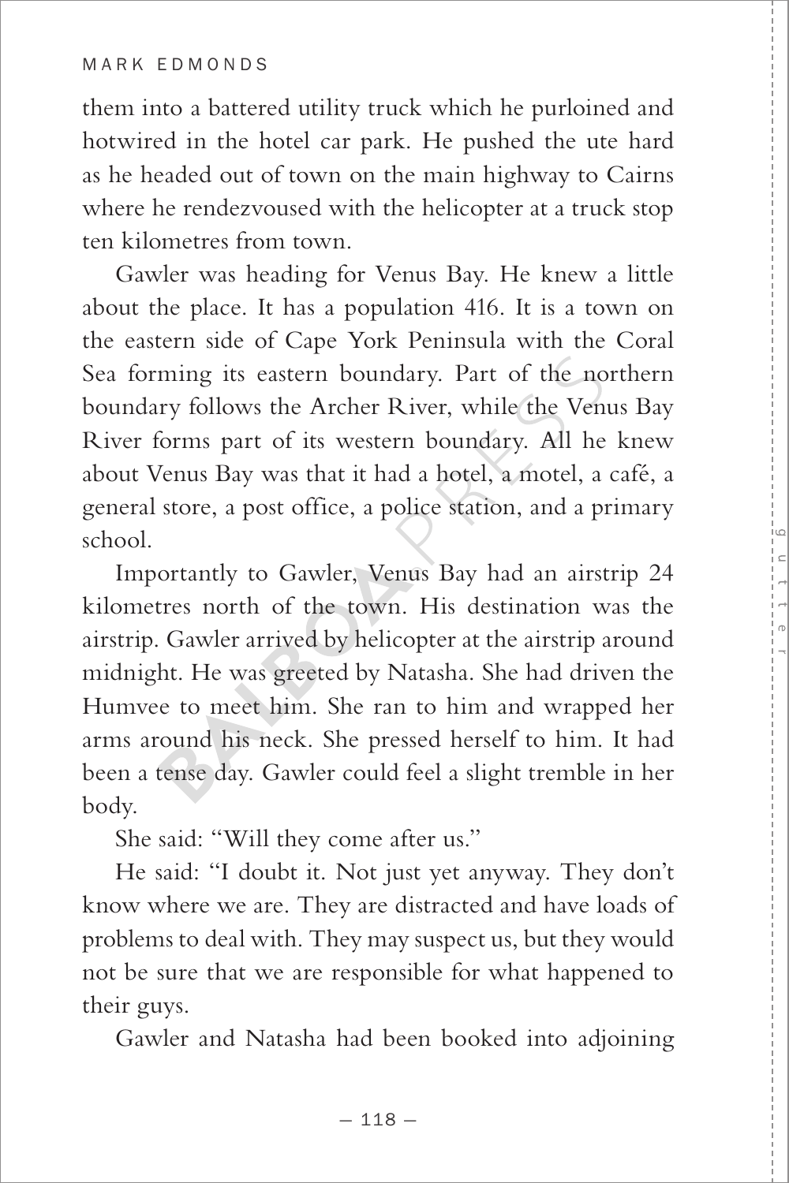them into a battered utility truck which he purloined and hotwired in the hotel car park. He pushed the ute hard as he headed out of town on the main highway to Cairns where he rendezvoused with the helicopter at a truck stop ten kilometres from town.

Gawler was heading for Venus Bay. He knew a little about the place. It has a population 416. It is a town on the eastern side of Cape York Peninsula with the Coral Sea forming its eastern boundary. Part of the northern boundary follows the Archer River, while the Venus Bay River forms part of its western boundary. All he knew about Venus Bay was that it had a hotel, a motel, a café, a general store, a post office, a police station, and a primary school.

Importantly to Gawler, Venus Bay had an airstrip 24 kilometres north of the town. His destination was the airstrip. Gawler arrived by helicopter at the airstrip around midnight. He was greeted by Natasha. She had driven the Humvee to meet him. She ran to him and wrapped her arms around his neck. She pressed herself to him. It had been a tense day. Gawler could feel a slight tremble in her body.

She said: "Will they come after us."

He said: "I doubt it. Not just yet anyway. They don't know where we are. They are distracted and have loads of problems to deal with. They may suspect us, but they would not be sure that we are responsible for what happened to their guys.

Gawler and Natasha had been booked into adjoining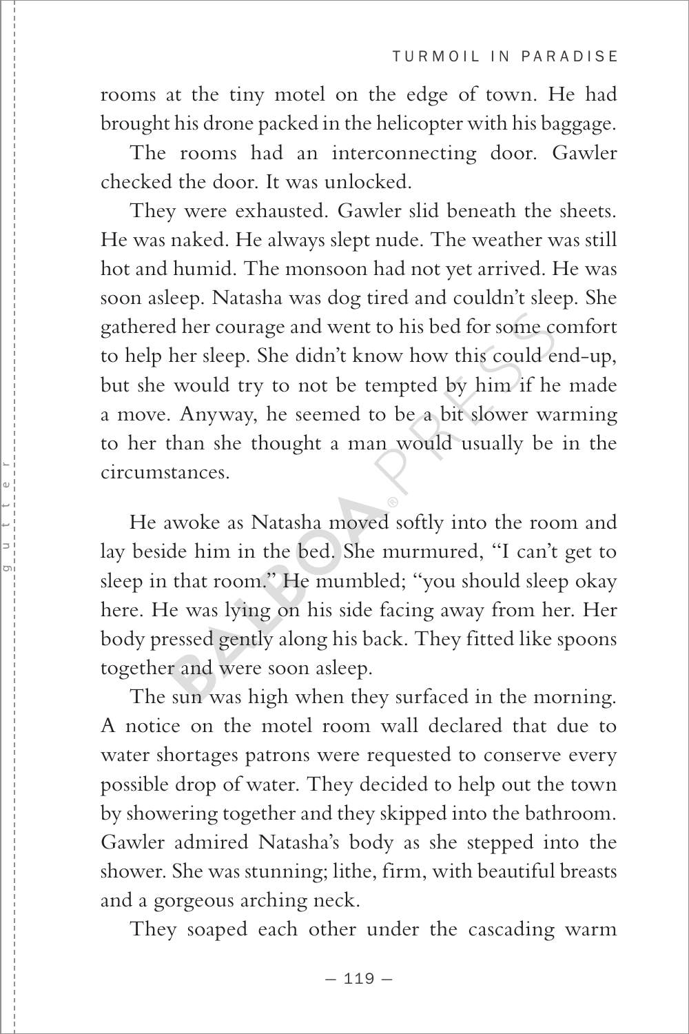rooms at the tiny motel on the edge of town. He had brought his drone packed in the helicopter with his baggage.

The rooms had an interconnecting door. Gawler checked the door. It was unlocked.

They were exhausted. Gawler slid beneath the sheets. He was naked. He always slept nude. The weather was still hot and humid. The monsoon had not yet arrived. He was soon asleep. Natasha was dog tired and couldn't sleep. She gathered her courage and went to his bed for some comfort to help her sleep. She didn't know how this could end-up, but she would try to not be tempted by him if he made a move. Anyway, he seemed to be a bit slower warming to her than she thought a man would usually be in the circumstances.

He awoke as Natasha moved softly into the room and lay beside him in the bed. She murmured, "I can't get to sleep in that room." He mumbled; "you should sleep okay here. He was lying on his side facing away from her. Her body pressed gently along his back. They fitted like spoons together and were soon asleep.

The sun was high when they surfaced in the morning. A notice on the motel room wall declared that due to water shortages patrons were requested to conserve every possible drop of water. They decided to help out the town by showering together and they skipped into the bathroom. Gawler admired Natasha's body as she stepped into the shower. She was stunning; lithe, firm, with beautiful breasts and a gorgeous arching neck.

They soaped each other under the cascading warm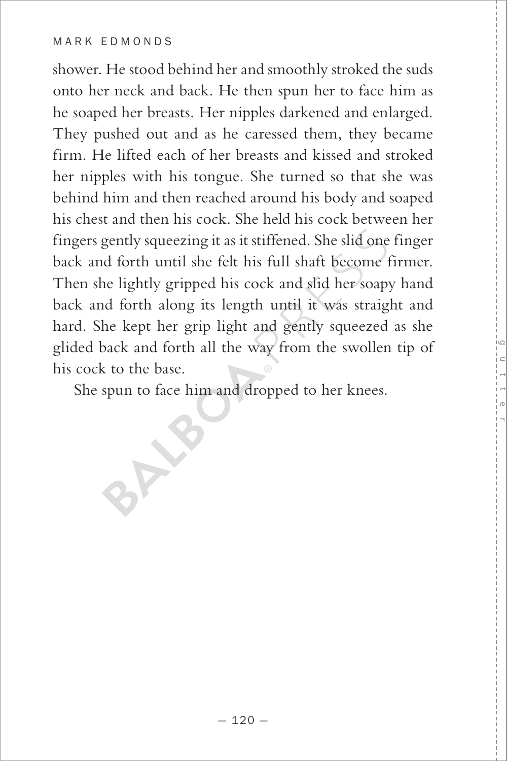shower. He stood behind her and smoothly stroked the suds onto her neck and back. He then spun her to face him as he soaped her breasts. Her nipples darkened and enlarged. They pushed out and as he caressed them, they became firm. He lifted each of her breasts and kissed and stroked her nipples with his tongue. She turned so that she was behind him and then reached around his body and soaped his chest and then his cock. She held his cock between her fingers gently squeezing it as it stiffened. She slid one finger back and forth until she felt his full shaft become firmer. Then she lightly gripped his cock and slid her soapy hand back and forth along its length until it was straight and hard. She kept her grip light and gently squeezed as she glided back and forth all the way from the swollen tip of his cock to the base.

She spun to face him and dropped to her knees.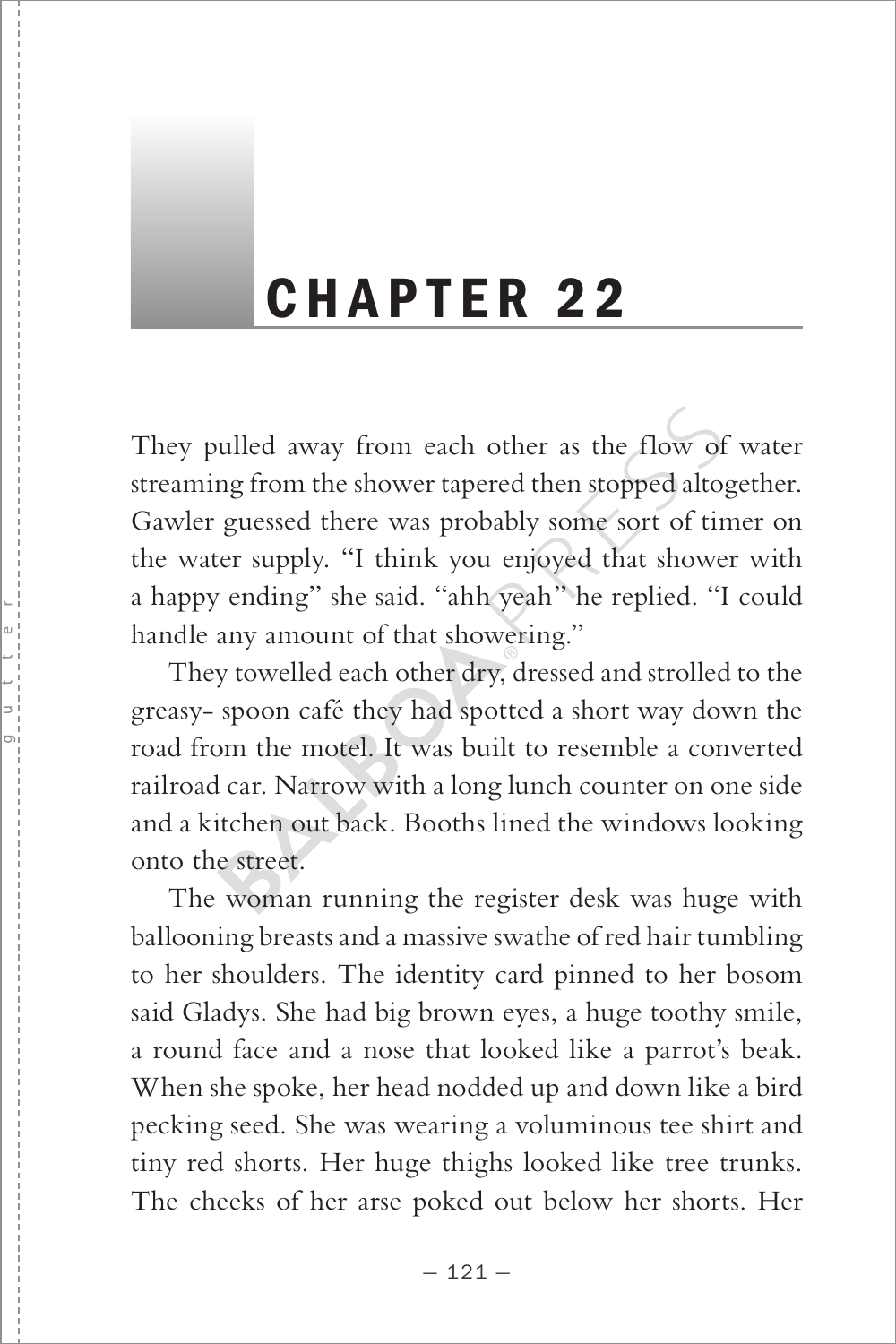# CHAPTER 22

They pulled away from each other as the flow of water streaming from the shower tapered then stopped altogether. Gawler guessed there was probably some sort of timer on the water supply. "I think you enjoyed that shower with a happy ending" she said. "ahh yeah" he replied. "I could handle any amount of that showering."

They towelled each other dry, dressed and strolled to the greasy- spoon café they had spotted a short way down the road from the motel. It was built to resemble a converted railroad car. Narrow with a long lunch counter on one side and a kitchen out back. Booths lined the windows looking onto the street.

The woman running the register desk was huge with ballooning breasts and a massive swathe of red hair tumbling to her shoulders. The identity card pinned to her bosom said Gladys. She had big brown eyes, a huge toothy smile, a round face and a nose that looked like a parrot's beak. When she spoke, her head nodded up and down like a bird pecking seed. She was wearing a voluminous tee shirt and tiny red shorts. Her huge thighs looked like tree trunks. The cheeks of her arse poked out below her shorts. Her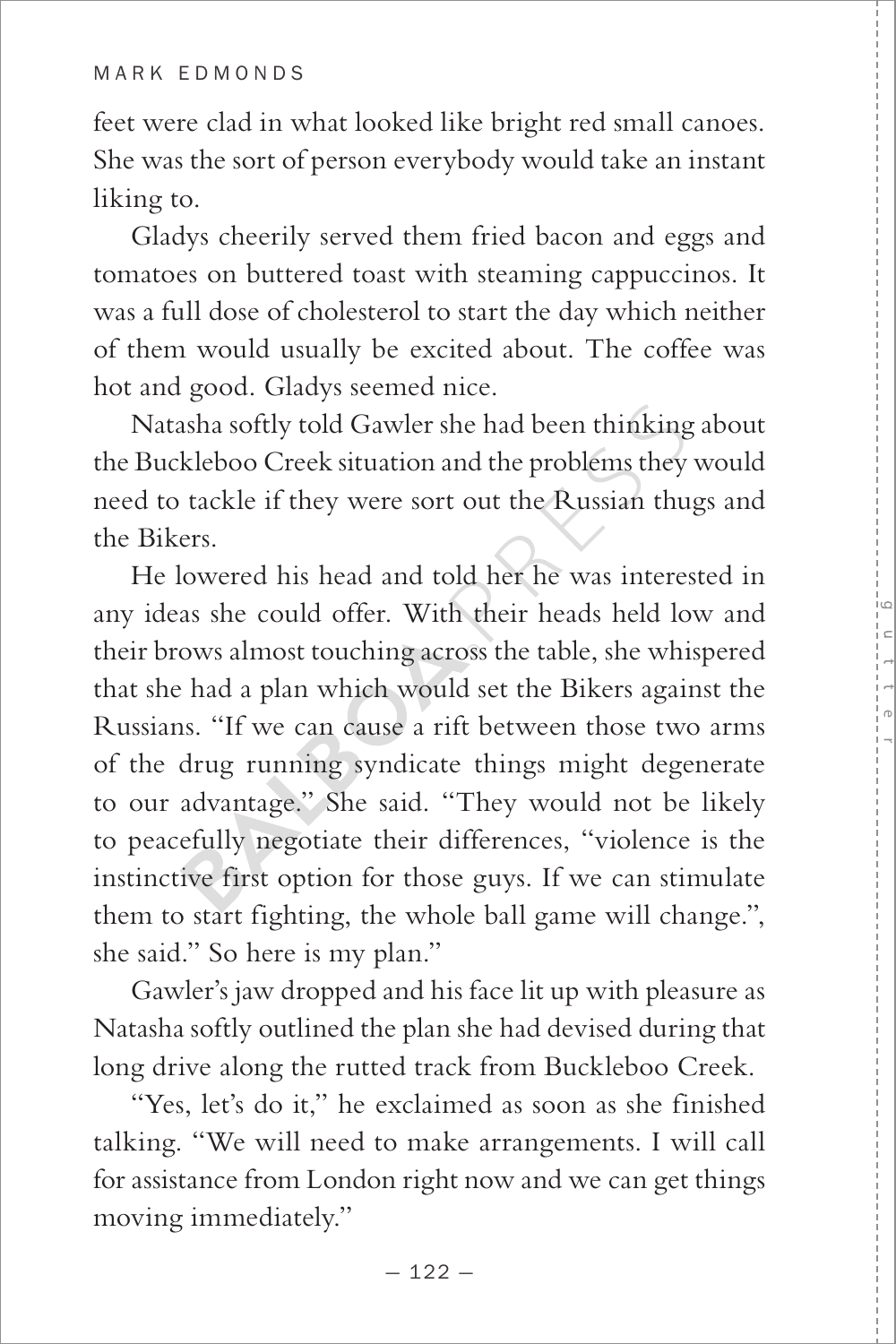feet were clad in what looked like bright red small canoes. She was the sort of person everybody would take an instant liking to.

Gladys cheerily served them fried bacon and eggs and tomatoes on buttered toast with steaming cappuccinos. It was a full dose of cholesterol to start the day which neither of them would usually be excited about. The coffee was hot and good. Gladys seemed nice.

Natasha softly told Gawler she had been thinking about the Buckleboo Creek situation and the problems they would need to tackle if they were sort out the Russian thugs and the Bikers.

He lowered his head and told her he was interested in any ideas she could offer. With their heads held low and their brows almost touching across the table, she whispered that she had a plan which would set the Bikers against the Russians. "If we can cause a rift between those two arms of the drug running syndicate things might degenerate to our advantage." She said. "They would not be likely to peacefully negotiate their differences, "violence is the instinctive first option for those guys. If we can stimulate them to start fighting, the whole ball game will change.", she said." So here is my plan."

Gawler's jaw dropped and his face lit up with pleasure as Natasha softly outlined the plan she had devised during that long drive along the rutted track from Buckleboo Creek.

"Yes, let's do it," he exclaimed as soon as she finished talking. "We will need to make arrangements. I will call for assistance from London right now and we can get things moving immediately."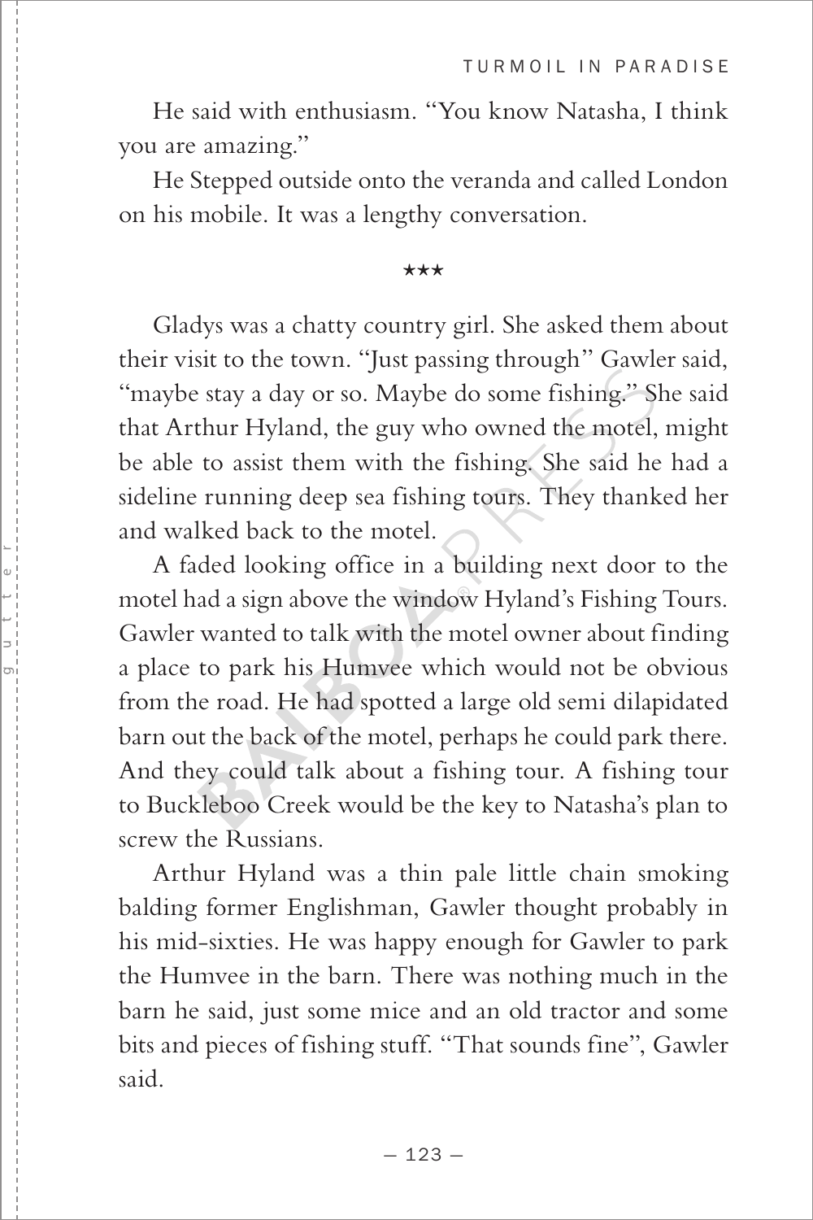He said with enthusiasm. "You know Natasha, I think you are amazing."

He Stepped outside onto the veranda and called London on his mobile. It was a lengthy conversation.

★★★

Gladys was a chatty country girl. She asked them about their visit to the town. "Just passing through" Gawler said, "maybe stay a day or so. Maybe do some fishing." She said that Arthur Hyland, the guy who owned the motel, might be able to assist them with the fishing. She said he had a sideline running deep sea fishing tours. They thanked her and walked back to the motel.

A faded looking office in a building next door to the motel had a sign above the window Hyland's Fishing Tours. Gawler wanted to talk with the motel owner about finding a place to park his Humvee which would not be obvious from the road. He had spotted a large old semi dilapidated barn out the back of the motel, perhaps he could park there. And they could talk about a fishing tour. A fishing tour to Buckleboo Creek would be the key to Natasha's plan to screw the Russians.

Arthur Hyland was a thin pale little chain smoking balding former Englishman, Gawler thought probably in his mid-sixties. He was happy enough for Gawler to park the Humvee in the barn. There was nothing much in the barn he said, just some mice and an old tractor and some bits and pieces of fishing stuff. "That sounds fine", Gawler said.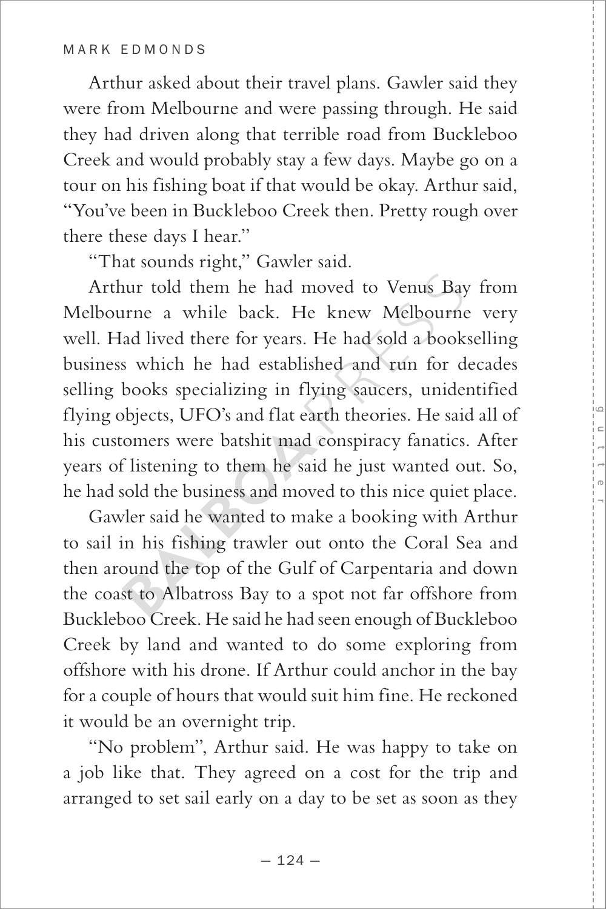Arthur asked about their travel plans. Gawler said they were from Melbourne and were passing through. He said they had driven along that terrible road from Buckleboo Creek and would probably stay a few days. Maybe go on a tour on his fishing boat if that would be okay. Arthur said, "You've been in Buckleboo Creek then. Pretty rough over there these days I hear."

"That sounds right," Gawler said.

Arthur told them he had moved to Venus Bay from Melbourne a while back. He knew Melbourne very well. Had lived there for years. He had sold a bookselling business which he had established and run for decades selling books specializing in flying saucers, unidentified flying objects, UFO's and flat earth theories. He said all of his customers were batshit mad conspiracy fanatics. After years of listening to them he said he just wanted out. So, he had sold the business and moved to this nice quiet place.

Gawler said he wanted to make a booking with Arthur to sail in his fishing trawler out onto the Coral Sea and then around the top of the Gulf of Carpentaria and down the coast to Albatross Bay to a spot not far offshore from Buckleboo Creek. He said he had seen enough of Buckleboo Creek by land and wanted to do some exploring from offshore with his drone. If Arthur could anchor in the bay for a couple of hours that would suit him fine. He reckoned it would be an overnight trip.

"No problem", Arthur said. He was happy to take on a job like that. They agreed on a cost for the trip and arranged to set sail early on a day to be set as soon as they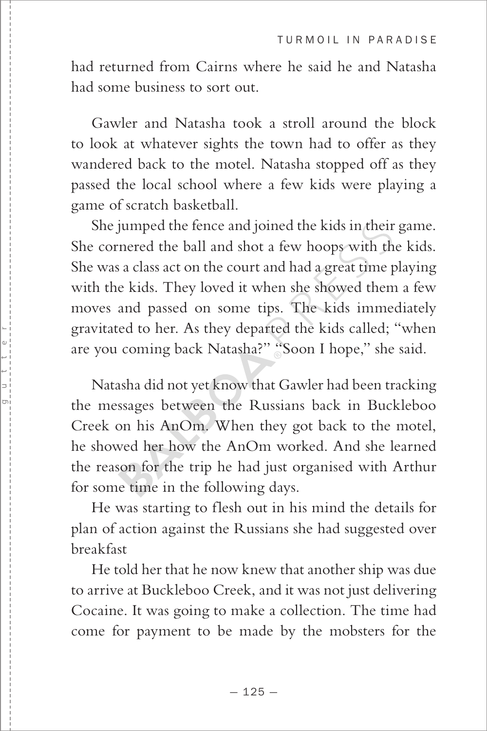had returned from Cairns where he said he and Natasha had some business to sort out.

Gawler and Natasha took a stroll around the block to look at whatever sights the town had to offer as they wandered back to the motel. Natasha stopped off as they passed the local school where a few kids were playing a game of scratch basketball.

She jumped the fence and joined the kids in their game. She cornered the ball and shot a few hoops with the kids. She was a class act on the court and had a great time playing with the kids. They loved it when she showed them a few moves and passed on some tips. The kids immediately gravitated to her. As they departed the kids called; "when are you coming back Natasha?" "Soon I hope," she said.

Natasha did not yet know that Gawler had been tracking the messages between the Russians back in Buckleboo Creek on his AnOm. When they got back to the motel, he showed her how the AnOm worked. And she learned the reason for the trip he had just organised with Arthur for some time in the following days.

He was starting to flesh out in his mind the details for plan of action against the Russians she had suggested over breakfast

He told her that he now knew that another ship was due to arrive at Buckleboo Creek, and it was not just delivering Cocaine. It was going to make a collection. The time had come for payment to be made by the mobsters for the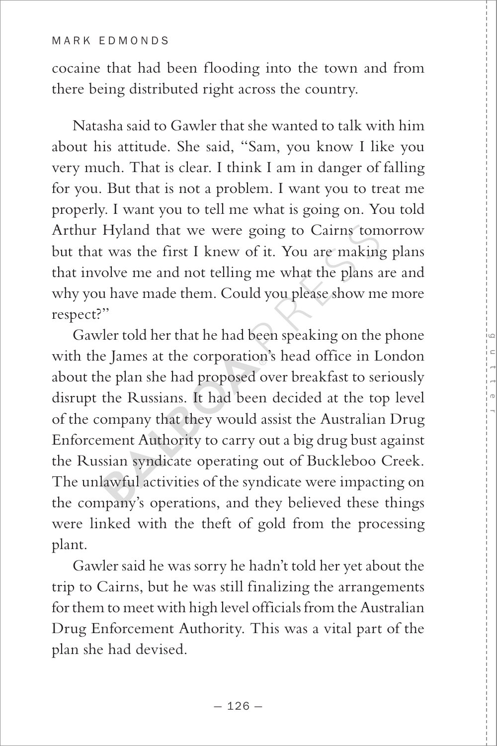cocaine that had been flooding into the town and from there being distributed right across the country.

Natasha said to Gawler that she wanted to talk with him about his attitude. She said, "Sam, you know I like you very much. That is clear. I think I am in danger of falling for you. But that is not a problem. I want you to treat me properly. I want you to tell me what is going on. You told Arthur Hyland that we were going to Cairns tomorrow but that was the first I knew of it. You are making plans that involve me and not telling me what the plans are and why you have made them. Could you please show me more respect?"

Gawler told her that he had been speaking on the phone with the James at the corporation's head office in London about the plan she had proposed over breakfast to seriously disrupt the Russians. It had been decided at the top level of the company that they would assist the Australian Drug Enforcement Authority to carry out a big drug bust against the Russian syndicate operating out of Buckleboo Creek. The unlawful activities of the syndicate were impacting on the company's operations, and they believed these things were linked with the theft of gold from the processing plant.

Gawler said he was sorry he hadn't told her yet about the trip to Cairns, but he was still finalizing the arrangements for them to meet with high level officials from the Australian Drug Enforcement Authority. This was a vital part of the plan she had devised.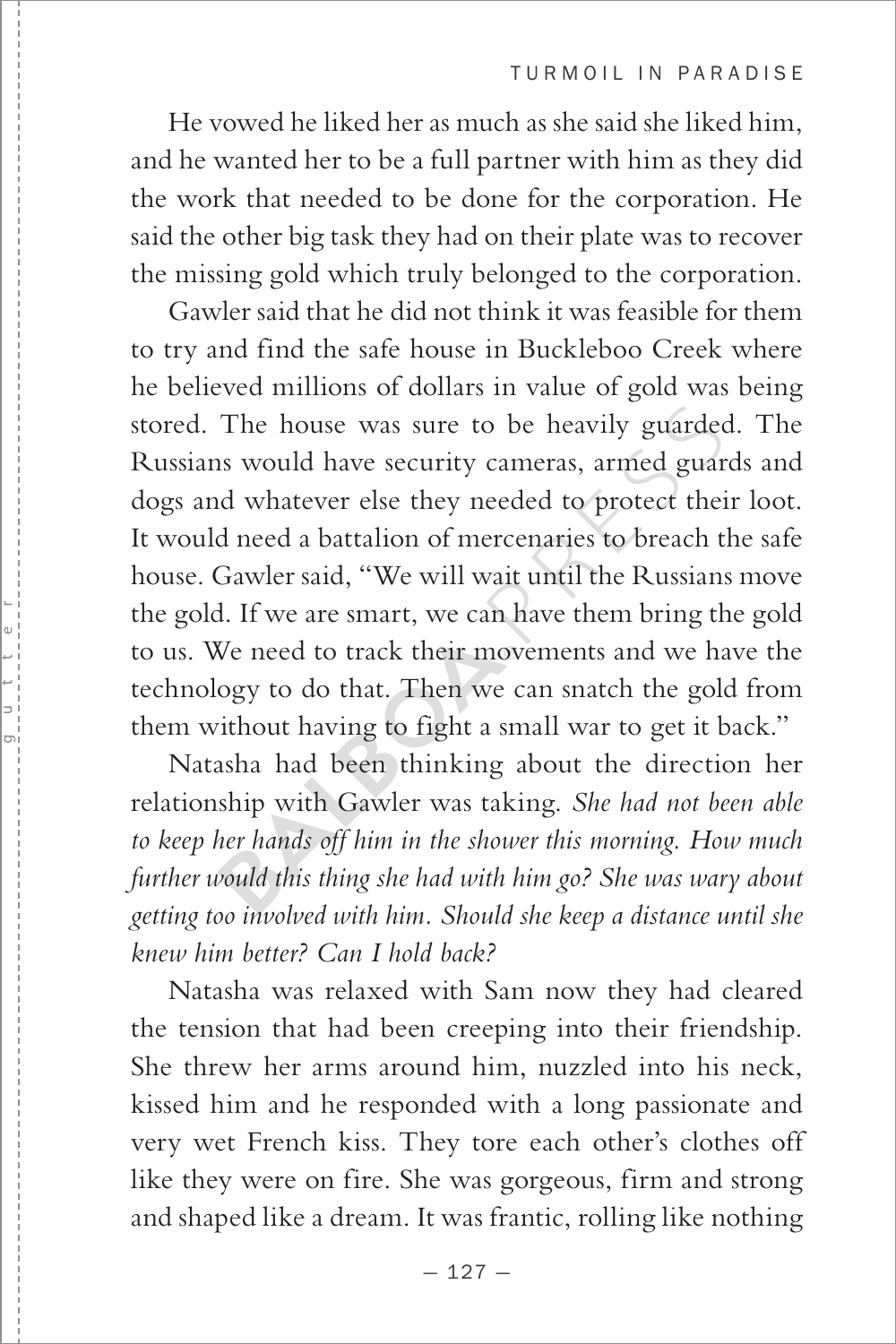He vowed he liked her as much as she said she liked him, and he wanted her to be a full partner with him as they did the work that needed to be done for the corporation. He said the other big task they had on their plate was to recover the missing gold which truly belonged to the corporation.

Gawler said that he did not think it was feasible for them to try and find the safe house in Buckleboo Creek where he believed millions of dollars in value of gold was being stored. The house was sure to be heavily guarded. The Russians would have security cameras, armed guards and dogs and whatever else they needed to protect their loot. It would need a battalion of mercenaries to breach the safe house. Gawler said, "We will wait until the Russians move the gold. If we are smart, we can have them bring the gold to us. We need to track their movements and we have the technology to do that. Then we can snatch the gold from them without having to fight a small war to get it back."

Natasha had been thinking about the direction her relationship with Gawler was taking. *She had not been able to keep her hands off him in the shower this morning. How much further would this thing she had with him go? She was wary about getting too involved with him. Should she keep a distance until she knew him better? Can I hold back?*

Natasha was relaxed with Sam now they had cleared the tension that had been creeping into their friendship. She threw her arms around him, nuzzled into his neck, kissed him and he responded with a long passionate and very wet French kiss. They tore each other's clothes off like they were on fire. She was gorgeous, firm and strong and shaped like a dream. It was frantic, rolling like nothing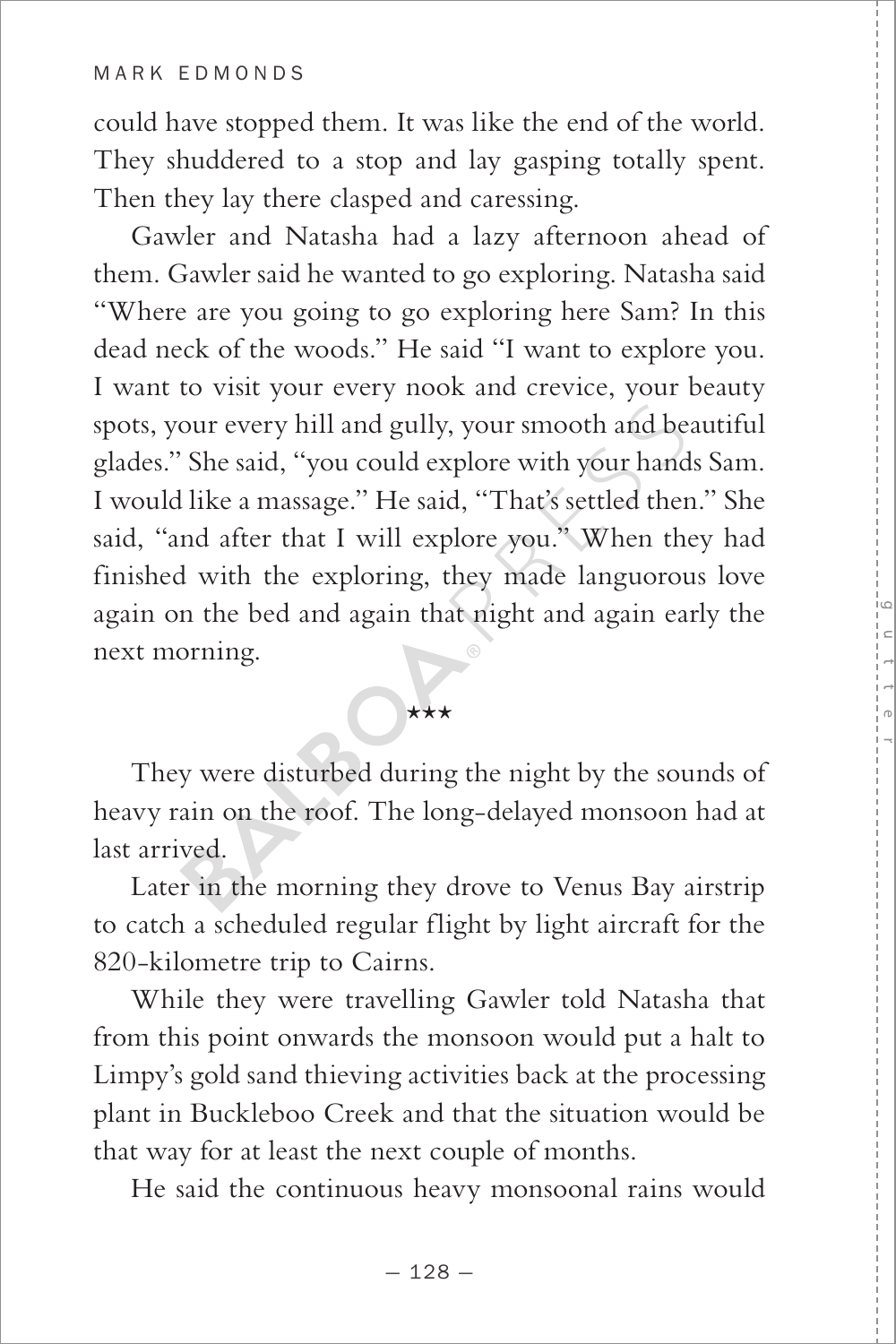could have stopped them. It was like the end of the world. They shuddered to a stop and lay gasping totally spent. Then they lay there clasped and caressing.

Gawler and Natasha had a lazy afternoon ahead of them. Gawler said he wanted to go exploring. Natasha said "Where are you going to go exploring here Sam? In this dead neck of the woods." He said "I want to explore you. I want to visit your every nook and crevice, your beauty spots, your every hill and gully, your smooth and beautiful glades." She said, "you could explore with your hands Sam. I would like a massage." He said, "That's settled then." She said, "and after that I will explore you." When they had finished with the exploring, they made languorous love again on the bed and again that night and again early the next morning.

★★★

They were disturbed during the night by the sounds of heavy rain on the roof. The long-delayed monsoon had at last arrived.

Later in the morning they drove to Venus Bay airstrip to catch a scheduled regular flight by light aircraft for the 820-kilometre trip to Cairns.

While they were travelling Gawler told Natasha that from this point onwards the monsoon would put a halt to Limpy's gold sand thieving activities back at the processing plant in Buckleboo Creek and that the situation would be that way for at least the next couple of months.

He said the continuous heavy monsoonal rains would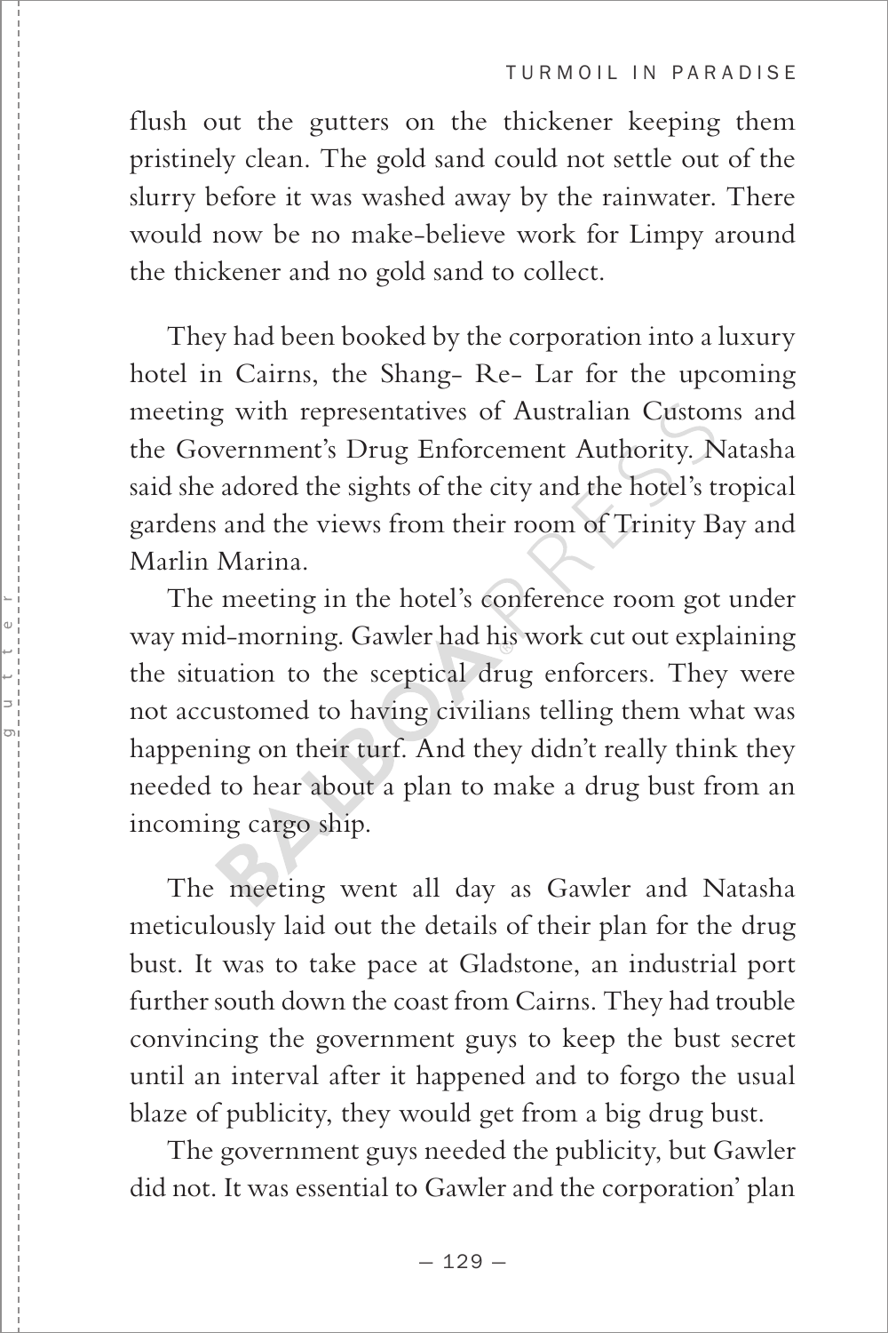flush out the gutters on the thickener keeping them pristinely clean. The gold sand could not settle out of the slurry before it was washed away by the rainwater. There would now be no make-believe work for Limpy around the thickener and no gold sand to collect.

They had been booked by the corporation into a luxury hotel in Cairns, the Shang- Re- Lar for the upcoming meeting with representatives of Australian Customs and the Government's Drug Enforcement Authority. Natasha said she adored the sights of the city and the hotel's tropical gardens and the views from their room of Trinity Bay and Marlin Marina.

The meeting in the hotel's conference room got under way mid-morning. Gawler had his work cut out explaining the situation to the sceptical drug enforcers. They were not accustomed to having civilians telling them what was happening on their turf. And they didn't really think they needed to hear about a plan to make a drug bust from an incoming cargo ship.

The meeting went all day as Gawler and Natasha meticulously laid out the details of their plan for the drug bust. It was to take pace at Gladstone, an industrial port further south down the coast from Cairns. They had trouble convincing the government guys to keep the bust secret until an interval after it happened and to forgo the usual blaze of publicity, they would get from a big drug bust.

The government guys needed the publicity, but Gawler did not. It was essential to Gawler and the corporation' plan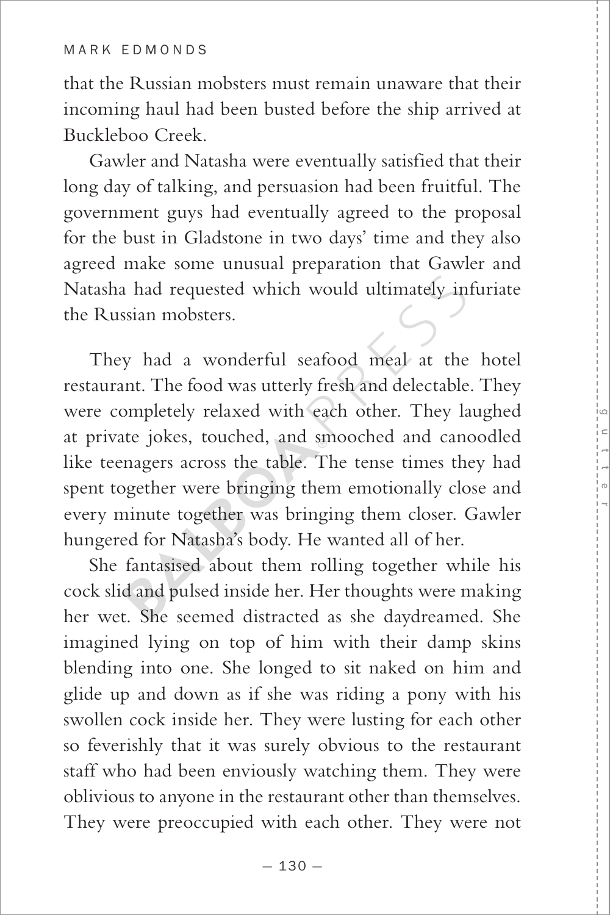that the Russian mobsters must remain unaware that their incoming haul had been busted before the ship arrived at Buckleboo Creek.

Gawler and Natasha were eventually satisfied that their long day of talking, and persuasion had been fruitful. The government guys had eventually agreed to the proposal for the bust in Gladstone in two days' time and they also agreed make some unusual preparation that Gawler and Natasha had requested which would ultimately infuriate the Russian mobsters.

They had a wonderful seafood meal at the hotel restaurant. The food was utterly fresh and delectable. They were completely relaxed with each other. They laughed at private jokes, touched, and smooched and canoodled like teenagers across the table. The tense times they had spent together were bringing them emotionally close and every minute together was bringing them closer. Gawler hungered for Natasha's body. He wanted all of her.

She fantasised about them rolling together while his cock slid and pulsed inside her. Her thoughts were making her wet. She seemed distracted as she daydreamed. She imagined lying on top of him with their damp skins blending into one. She longed to sit naked on him and glide up and down as if she was riding a pony with his swollen cock inside her. They were lusting for each other so feverishly that it was surely obvious to the restaurant staff who had been enviously watching them. They were oblivious to anyone in the restaurant other than themselves. They were preoccupied with each other. They were not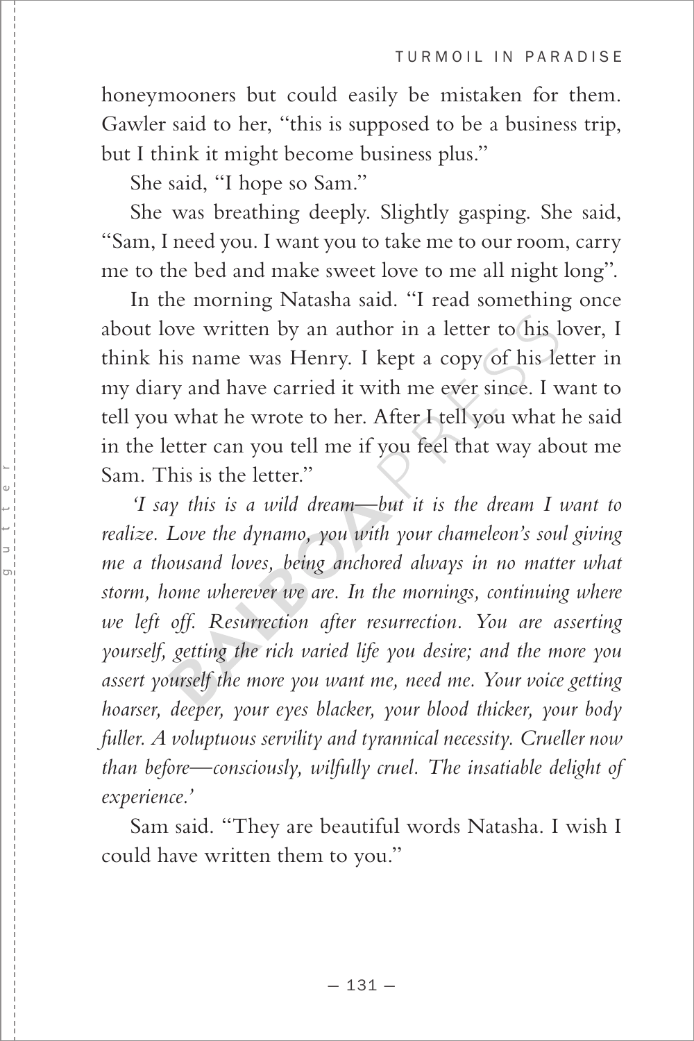honeymooners but could easily be mistaken for them. Gawler said to her, "this is supposed to be a business trip, but I think it might become business plus."

She said, "I hope so Sam."

She was breathing deeply. Slightly gasping. She said, "Sam, I need you. I want you to take me to our room, carry me to the bed and make sweet love to me all night long".

In the morning Natasha said. "I read something once about love written by an author in a letter to his lover, I think his name was Henry. I kept a copy of his letter in my diary and have carried it with me ever since. I want to tell you what he wrote to her. After I tell you what he said in the letter can you tell me if you feel that way about me Sam. This is the letter."

*'I say this is a wild dream—but it is the dream I want to realize. Love the dynamo, you with your chameleon's soul giving me a thousand loves, being anchored always in no matter what storm, home wherever we are. In the mornings, continuing where we left off. Resurrection after resurrection. You are asserting yourself, getting the rich varied life you desire; and the more you assert yourself the more you want me, need me. Your voice getting hoarser, deeper, your eyes blacker, your blood thicker, your body fuller. A voluptuous servility and tyrannical necessity. Crueller now than before—consciously, wilfully cruel. The insatiable delight of experience.'*

Sam said. "They are beautiful words Natasha. I wish I could have written them to you."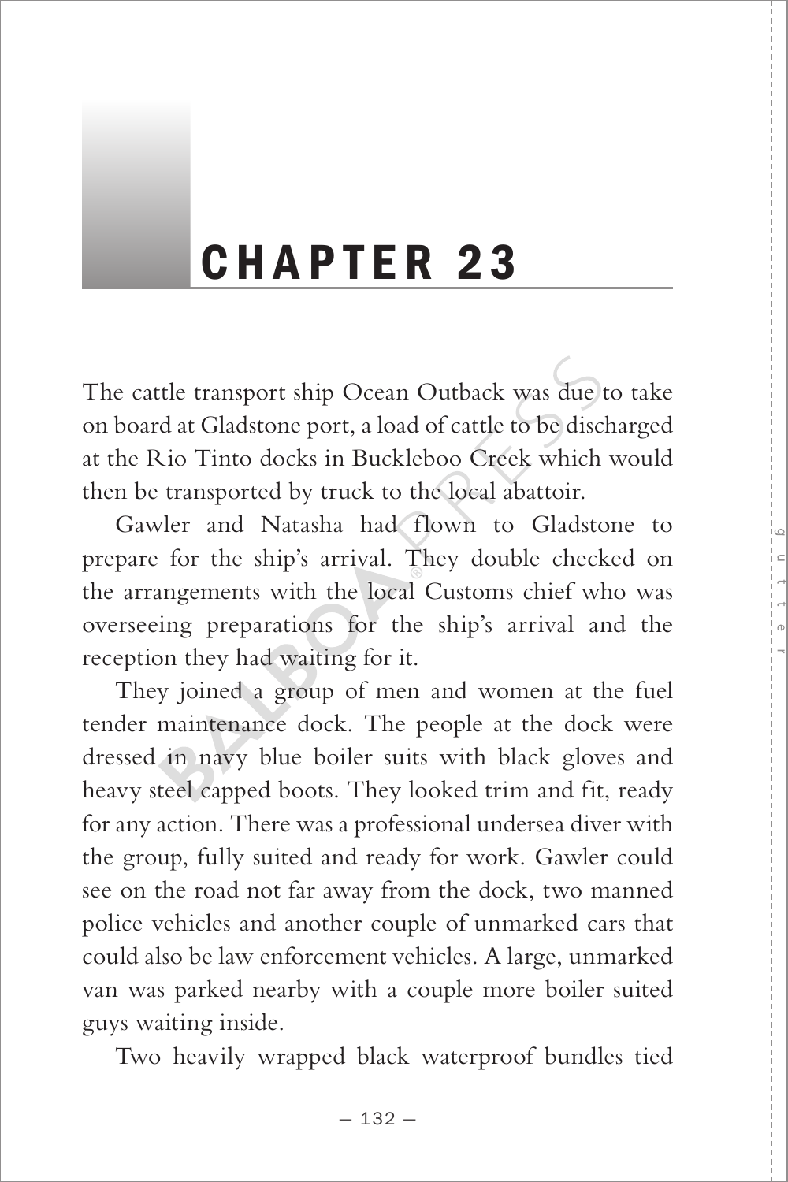# CHAPTER 23

The cattle transport ship Ocean Outback was due to take on board at Gladstone port, a load of cattle to be discharged at the Rio Tinto docks in Buckleboo Creek which would then be transported by truck to the local abattoir.

Gawler and Natasha had flown to Gladstone to prepare for the ship's arrival. They double checked on the arrangements with the local Customs chief who was overseeing preparations for the ship's arrival and the reception they had waiting for it.

They joined a group of men and women at the fuel tender maintenance dock. The people at the dock were dressed in navy blue boiler suits with black gloves and heavy steel capped boots. They looked trim and fit, ready for any action. There was a professional undersea diver with the group, fully suited and ready for work. Gawler could see on the road not far away from the dock, two manned police vehicles and another couple of unmarked cars that could also be law enforcement vehicles. A large, unmarked van was parked nearby with a couple more boiler suited guys waiting inside.

Two heavily wrapped black waterproof bundles tied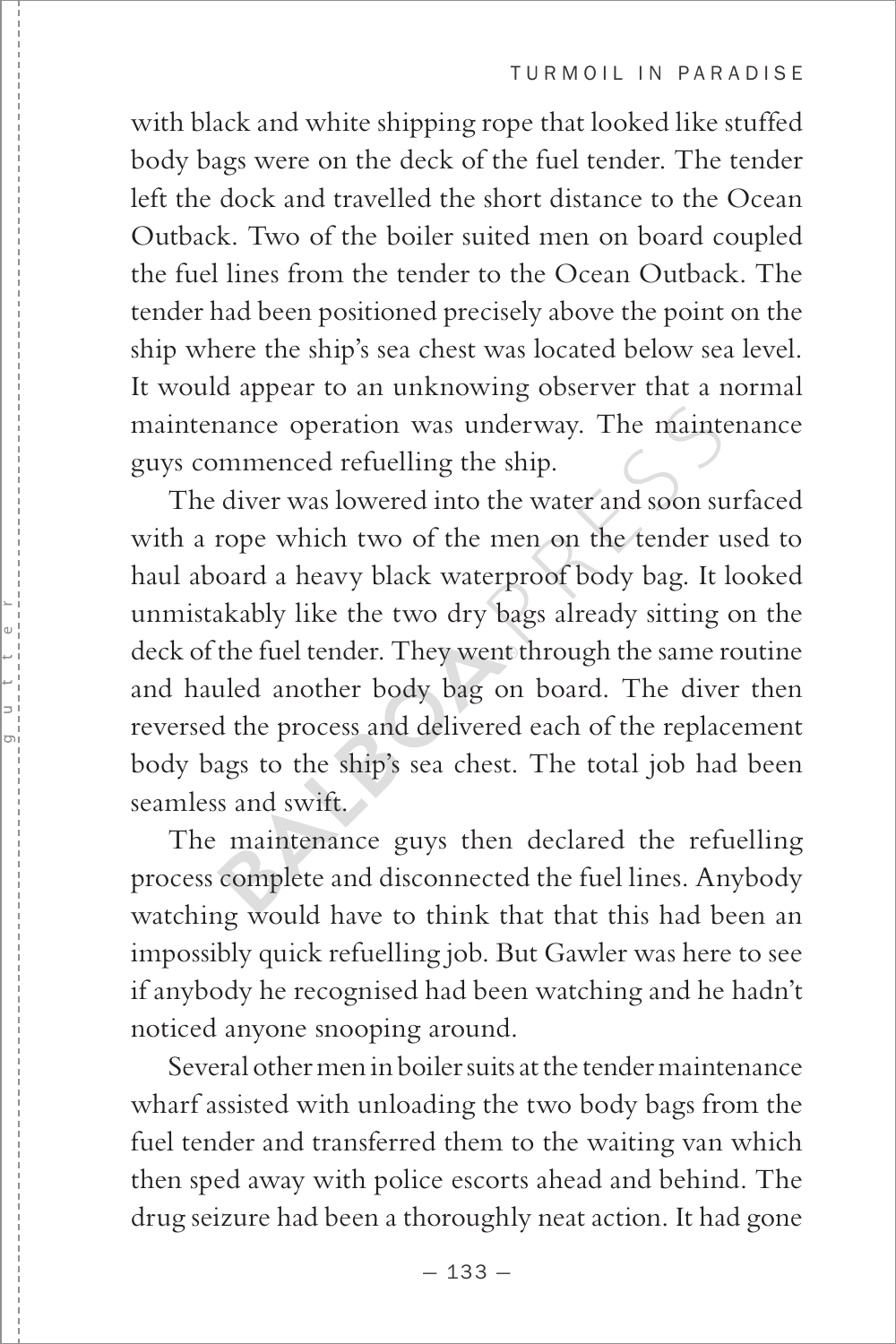with black and white shipping rope that looked like stuffed body bags were on the deck of the fuel tender. The tender left the dock and travelled the short distance to the Ocean Outback. Two of the boiler suited men on board coupled the fuel lines from the tender to the Ocean Outback. The tender had been positioned precisely above the point on the ship where the ship's sea chest was located below sea level. It would appear to an unknowing observer that a normal maintenance operation was underway. The maintenance guys commenced refuelling the ship.

The diver was lowered into the water and soon surfaced with a rope which two of the men on the tender used to haul aboard a heavy black waterproof body bag. It looked unmistakably like the two dry bags already sitting on the deck of the fuel tender. They went through the same routine and hauled another body bag on board. The diver then reversed the process and delivered each of the replacement body bags to the ship's sea chest. The total job had been seamless and swift.

The maintenance guys then declared the refuelling process complete and disconnected the fuel lines. Anybody watching would have to think that that this had been an impossibly quick refuelling job. But Gawler was here to see if anybody he recognised had been watching and he hadn't noticed anyone snooping around.

Several other men in boiler suits at the tender maintenance wharf assisted with unloading the two body bags from the fuel tender and transferred them to the waiting van which then sped away with police escorts ahead and behind. The drug seizure had been a thoroughly neat action. It had gone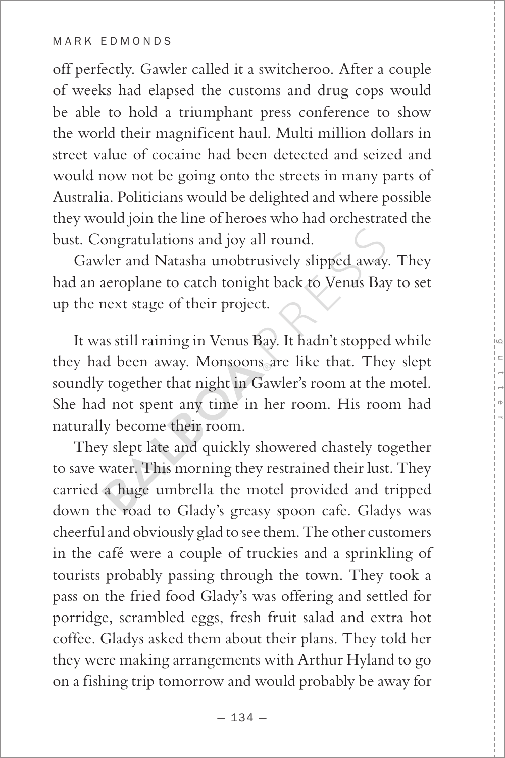off perfectly. Gawler called it a switcheroo. After a couple of weeks had elapsed the customs and drug cops would be able to hold a triumphant press conference to show the world their magnificent haul. Multi million dollars in street value of cocaine had been detected and seized and would now not be going onto the streets in many parts of Australia. Politicians would be delighted and where possible they would join the line of heroes who had orchestrated the bust. Congratulations and joy all round.

Gawler and Natasha unobtrusively slipped away. They had an aeroplane to catch tonight back to Venus Bay to set up the next stage of their project.

It was still raining in Venus Bay. It hadn't stopped while they had been away. Monsoons are like that. They slept soundly together that night in Gawler's room at the motel. She had not spent any time in her room. His room had naturally become their room.

They slept late and quickly showered chastely together to save water. This morning they restrained their lust. They carried a huge umbrella the motel provided and tripped down the road to Glady's greasy spoon cafe. Gladys was cheerful and obviously glad to see them. The other customers in the café were a couple of truckies and a sprinkling of tourists probably passing through the town. They took a pass on the fried food Glady's was offering and settled for porridge, scrambled eggs, fresh fruit salad and extra hot coffee. Gladys asked them about their plans. They told her they were making arrangements with Arthur Hyland to go on a fishing trip tomorrow and would probably be away for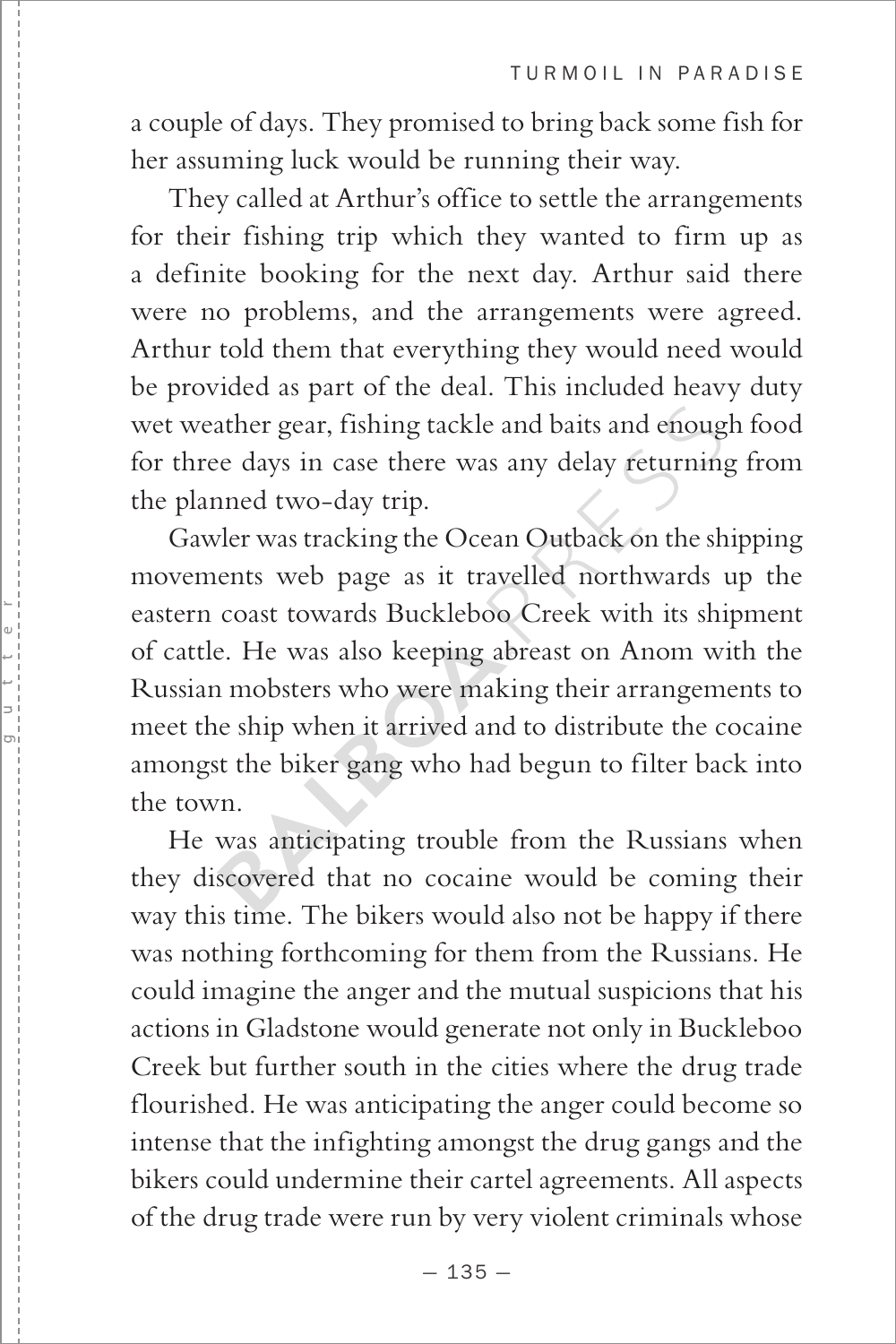a couple of days. They promised to bring back some fish for her assuming luck would be running their way.

They called at Arthur's office to settle the arrangements for their fishing trip which they wanted to firm up as a definite booking for the next day. Arthur said there were no problems, and the arrangements were agreed. Arthur told them that everything they would need would be provided as part of the deal. This included heavy duty wet weather gear, fishing tackle and baits and enough food for three days in case there was any delay returning from the planned two-day trip.

Gawler was tracking the Ocean Outback on the shipping movements web page as it travelled northwards up the eastern coast towards Buckleboo Creek with its shipment of cattle. He was also keeping abreast on Anom with the Russian mobsters who were making their arrangements to meet the ship when it arrived and to distribute the cocaine amongst the biker gang who had begun to filter back into the town.

He was anticipating trouble from the Russians when they discovered that no cocaine would be coming their way this time. The bikers would also not be happy if there was nothing forthcoming for them from the Russians. He could imagine the anger and the mutual suspicions that his actions in Gladstone would generate not only in Buckleboo Creek but further south in the cities where the drug trade flourished. He was anticipating the anger could become so intense that the infighting amongst the drug gangs and the bikers could undermine their cartel agreements. All aspects of the drug trade were run by very violent criminals whose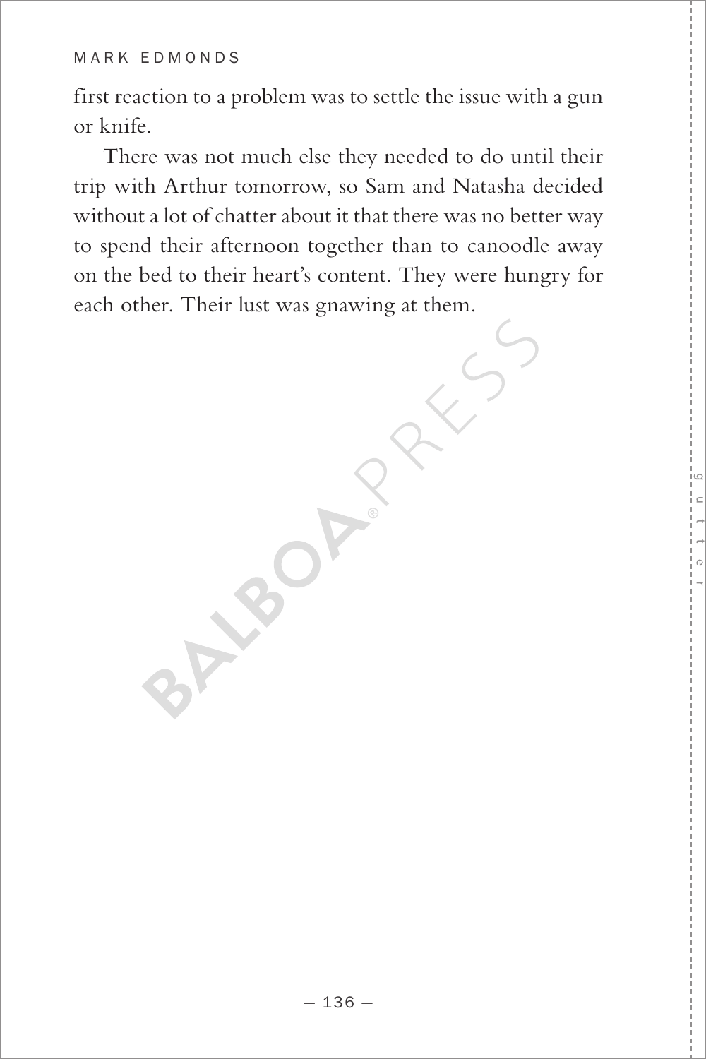first reaction to a problem was to settle the issue with a gun or knife.

There was not much else they needed to do until their trip with Arthur tomorrow, so Sam and Natasha decided without a lot of chatter about it that there was no better way to spend their afternoon together than to canoodle away on the bed to their heart's content. They were hungry for each other. Their lust was gnawing at them.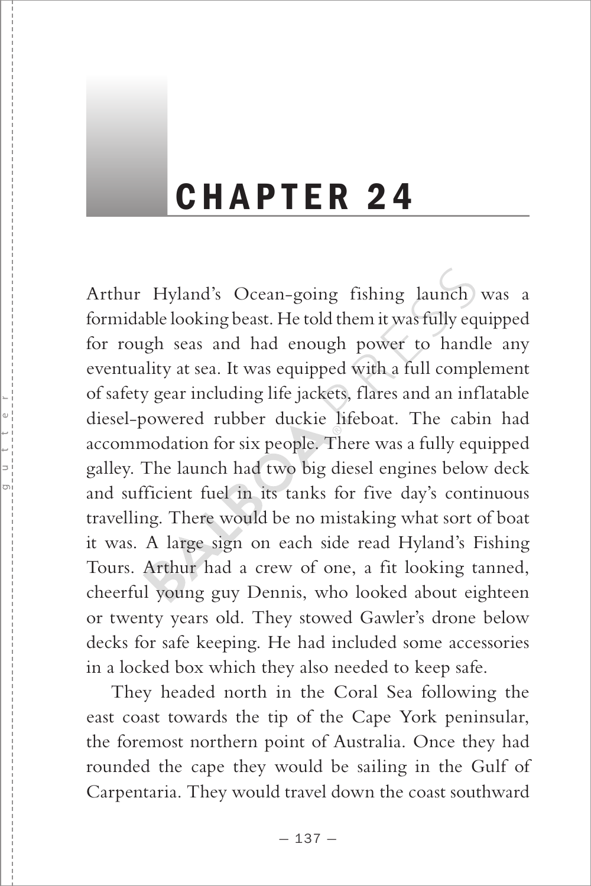# CHAPTER 24

Arthur Hyland's Ocean-going fishing launch was a formidable looking beast. He told them it was fully equipped for rough seas and had enough power to handle any eventuality at sea. It was equipped with a full complement of safety gear including life jackets, flares and an inflatable diesel-powered rubber duckie lifeboat. The cabin had accommodation for six people. There was a fully equipped galley. The launch had two big diesel engines below deck and sufficient fuel in its tanks for five day's continuous travelling. There would be no mistaking what sort of boat it was. A large sign on each side read Hyland's Fishing Tours. Arthur had a crew of one, a fit looking tanned, cheerful young guy Dennis, who looked about eighteen or twenty years old. They stowed Gawler's drone below decks for safe keeping. He had included some accessories in a locked box which they also needed to keep safe.

They headed north in the Coral Sea following the east coast towards the tip of the Cape York peninsular, the foremost northern point of Australia. Once they had rounded the cape they would be sailing in the Gulf of Carpentaria. They would travel down the coast southward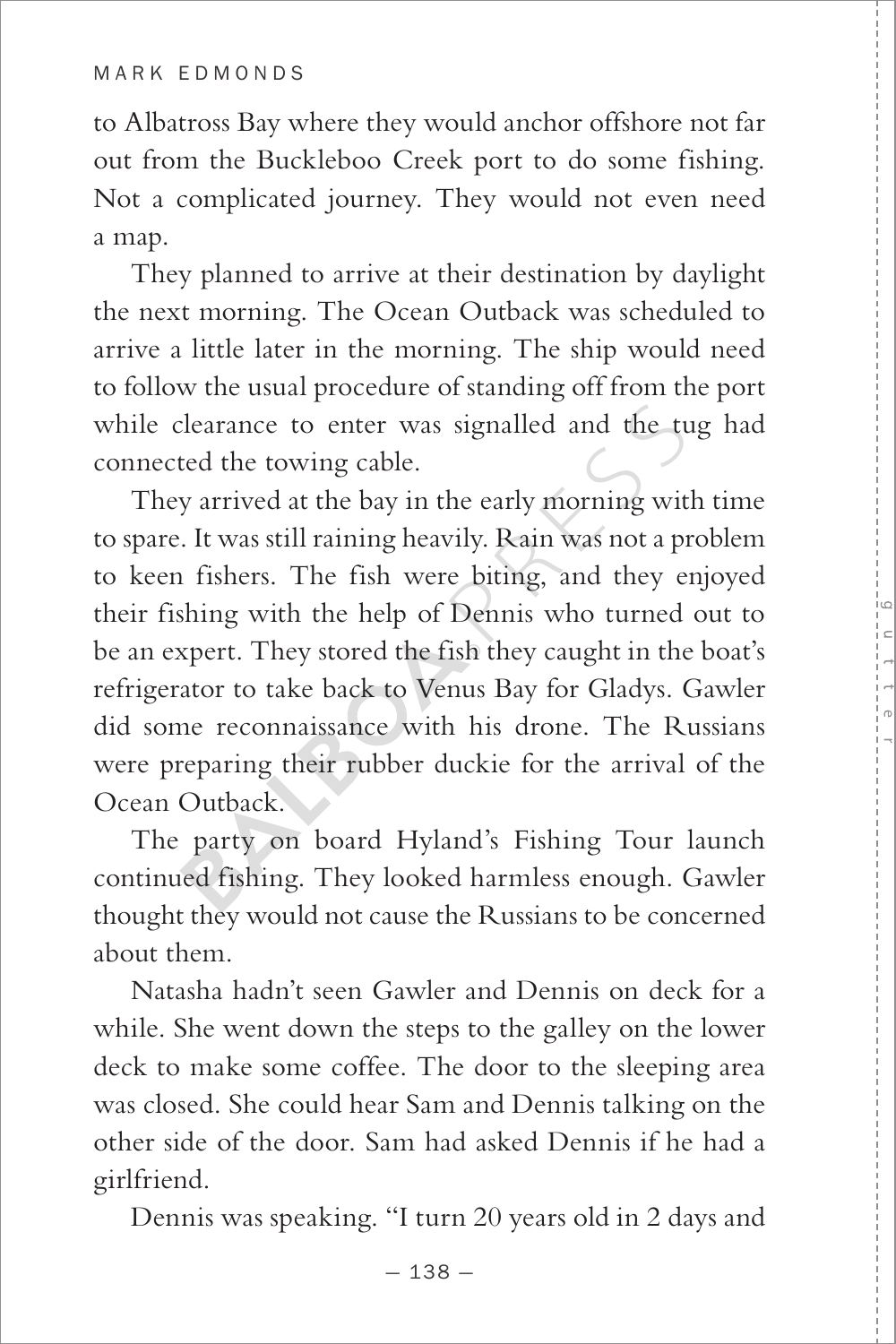to Albatross Bay where they would anchor offshore not far out from the Buckleboo Creek port to do some fishing. Not a complicated journey. They would not even need a map.

They planned to arrive at their destination by daylight the next morning. The Ocean Outback was scheduled to arrive a little later in the morning. The ship would need to follow the usual procedure of standing off from the port while clearance to enter was signalled and the tug had connected the towing cable.

They arrived at the bay in the early morning with time to spare. It was still raining heavily. Rain was not a problem to keen fishers. The fish were biting, and they enjoyed their fishing with the help of Dennis who turned out to be an expert. They stored the fish they caught in the boat's refrigerator to take back to Venus Bay for Gladys. Gawler did some reconnaissance with his drone. The Russians were preparing their rubber duckie for the arrival of the Ocean Outback.

The party on board Hyland's Fishing Tour launch continued fishing. They looked harmless enough. Gawler thought they would not cause the Russians to be concerned about them.

Natasha hadn't seen Gawler and Dennis on deck for a while. She went down the steps to the galley on the lower deck to make some coffee. The door to the sleeping area was closed. She could hear Sam and Dennis talking on the other side of the door. Sam had asked Dennis if he had a girlfriend.

Dennis was speaking. "I turn 20 years old in 2 days and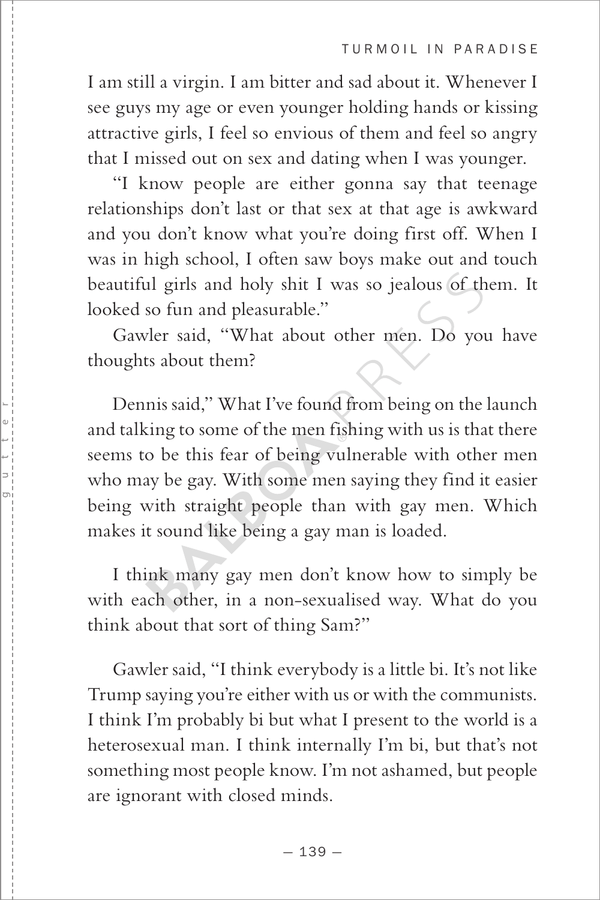I am still a virgin. I am bitter and sad about it. Whenever I see guys my age or even younger holding hands or kissing attractive girls, I feel so envious of them and feel so angry that I missed out on sex and dating when I was younger.

"I know people are either gonna say that teenage relationships don't last or that sex at that age is awkward and you don't know what you're doing first off. When I was in high school, I often saw boys make out and touch beautiful girls and holy shit I was so jealous of them. It looked so fun and pleasurable."

Gawler said, "What about other men. Do you have thoughts about them?

Dennis said," What I've found from being on the launch and talking to some of the men fishing with us is that there seems to be this fear of being vulnerable with other men who may be gay. With some men saying they find it easier being with straight people than with gay men. Which makes it sound like being a gay man is loaded.

I think many gay men don't know how to simply be with each other, in a non-sexualised way. What do you think about that sort of thing Sam?"

Gawler said, "I think everybody is a little bi. It's not like Trump saying you're either with us or with the communists. I think I'm probably bi but what I present to the world is a heterosexual man. I think internally I'm bi, but that's not something most people know. I'm not ashamed, but people are ignorant with closed minds.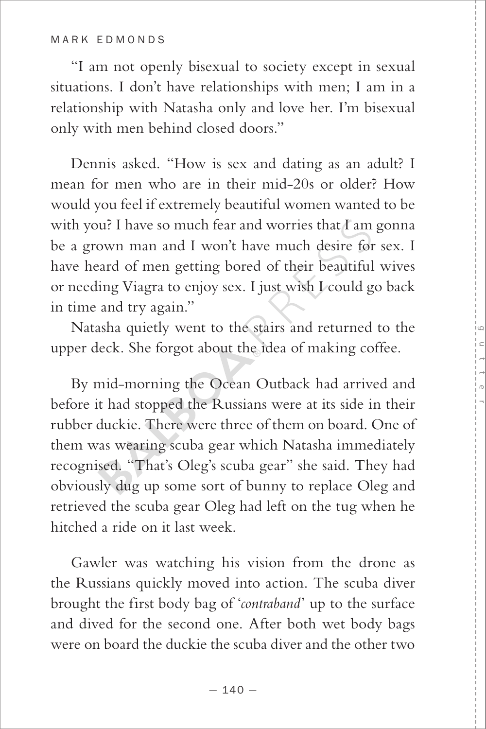"I am not openly bisexual to society except in sexual situations. I don't have relationships with men; I am in a relationship with Natasha only and love her. I'm bisexual only with men behind closed doors."

Dennis asked. "How is sex and dating as an adult? I mean for men who are in their mid-20s or older? How would you feel if extremely beautiful women wanted to be with you? I have so much fear and worries that I am gonna be a grown man and I won't have much desire for sex. I have heard of men getting bored of their beautiful wives or needing Viagra to enjoy sex. I just wish I could go back in time and try again."

Natasha quietly went to the stairs and returned to the upper deck. She forgot about the idea of making coffee.

By mid-morning the Ocean Outback had arrived and before it had stopped the Russians were at its side in their rubber duckie. There were three of them on board. One of them was wearing scuba gear which Natasha immediately recognised. "That's Oleg's scuba gear" she said. They had obviously dug up some sort of bunny to replace Oleg and retrieved the scuba gear Oleg had left on the tug when he hitched a ride on it last week.

Gawler was watching his vision from the drone as the Russians quickly moved into action. The scuba diver brought the first body bag of '*contraband*' up to the surface and dived for the second one. After both wet body bags were on board the duckie the scuba diver and the other two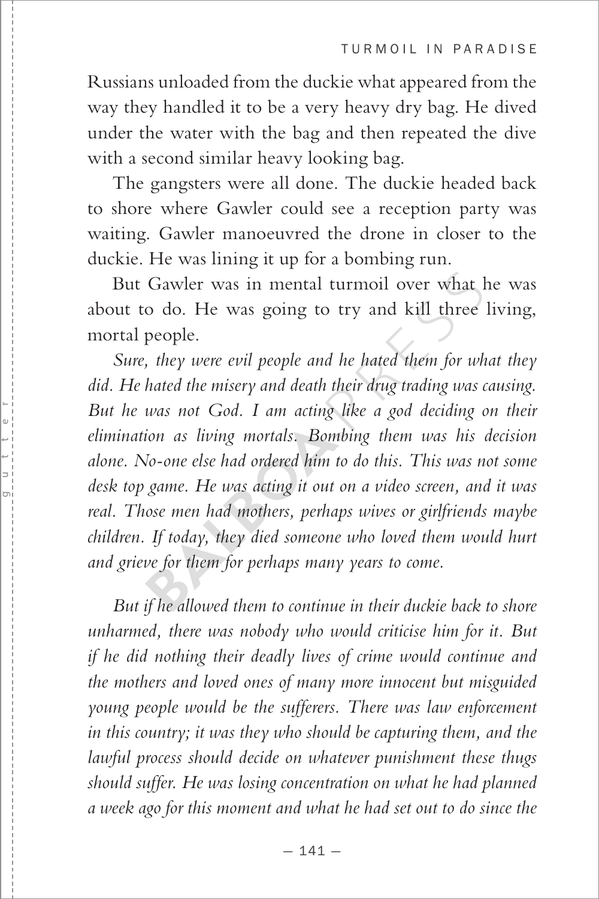Russians unloaded from the duckie what appeared from the way they handled it to be a very heavy dry bag. He dived under the water with the bag and then repeated the dive with a second similar heavy looking bag.

The gangsters were all done. The duckie headed back to shore where Gawler could see a reception party was waiting. Gawler manoeuvred the drone in closer to the duckie. He was lining it up for a bombing run.

But Gawler was in mental turmoil over what he was about to do. He was going to try and kill three living, mortal people.

*Sure, they were evil people and he hated them for what they did. He hated the misery and death their drug trading was causing. But he was not God. I am acting like a god deciding on their elimination as living mortals. Bombing them was his decision alone. No-one else had ordered him to do this. This was not some desk top game. He was acting it out on a video screen, and it was real. Those men had mothers, perhaps wives or girlfriends maybe children. If today, they died someone who loved them would hurt and grieve for them for perhaps many years to come.*

*But if he allowed them to continue in their duckie back to shore unharmed, there was nobody who would criticise him for it. But if he did nothing their deadly lives of crime would continue and the mothers and loved ones of many more innocent but misguided young people would be the sufferers. There was law enforcement in this country; it was they who should be capturing them, and the lawful process should decide on whatever punishment these thugs should suffer. He was losing concentration on what he had planned a week ago for this moment and what he had set out to do since the*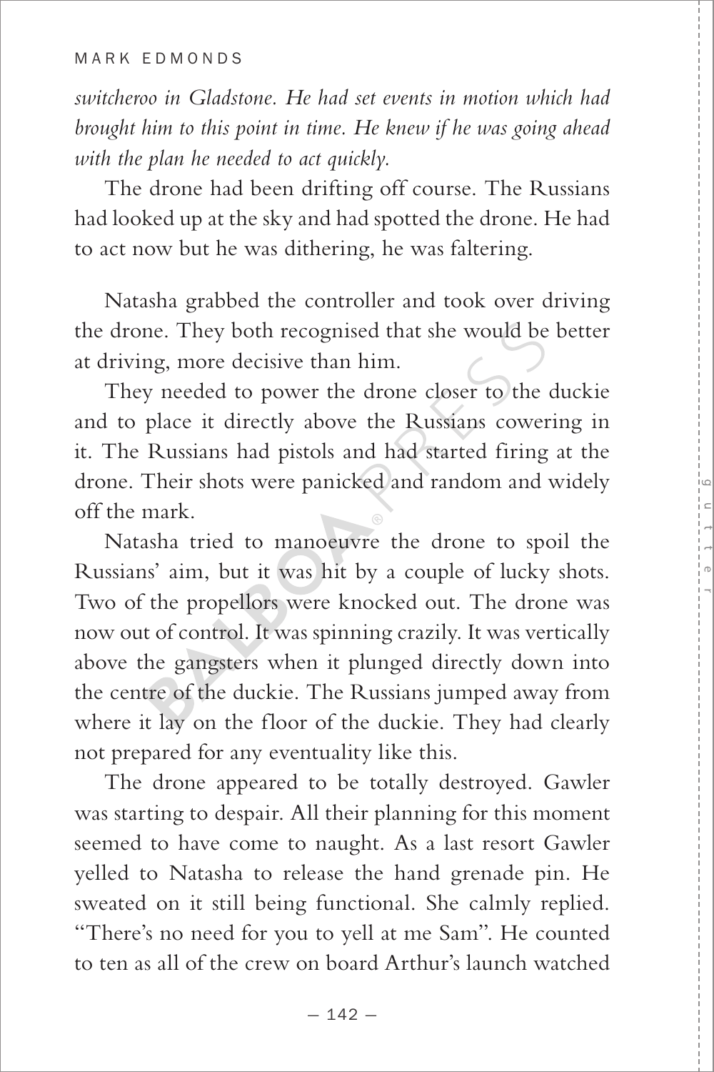*switcheroo in Gladstone. He had set events in motion which had brought him to this point in time. He knew if he was going ahead with the plan he needed to act quickly.*

The drone had been drifting off course. The Russians had looked up at the sky and had spotted the drone. He had to act now but he was dithering, he was faltering.

Natasha grabbed the controller and took over driving the drone. They both recognised that she would be better at driving, more decisive than him.

They needed to power the drone closer to the duckie and to place it directly above the Russians cowering in it. The Russians had pistols and had started firing at the drone. Their shots were panicked and random and widely off the mark.

Natasha tried to manoeuvre the drone to spoil the Russians' aim, but it was hit by a couple of lucky shots. Two of the propellors were knocked out. The drone was now out of control. It was spinning crazily. It was vertically above the gangsters when it plunged directly down into the centre of the duckie. The Russians jumped away from where it lay on the floor of the duckie. They had clearly not prepared for any eventuality like this.

The drone appeared to be totally destroyed. Gawler was starting to despair. All their planning for this moment seemed to have come to naught. As a last resort Gawler yelled to Natasha to release the hand grenade pin. He sweated on it still being functional. She calmly replied. "There's no need for you to yell at me Sam". He counted to ten as all of the crew on board Arthur's launch watched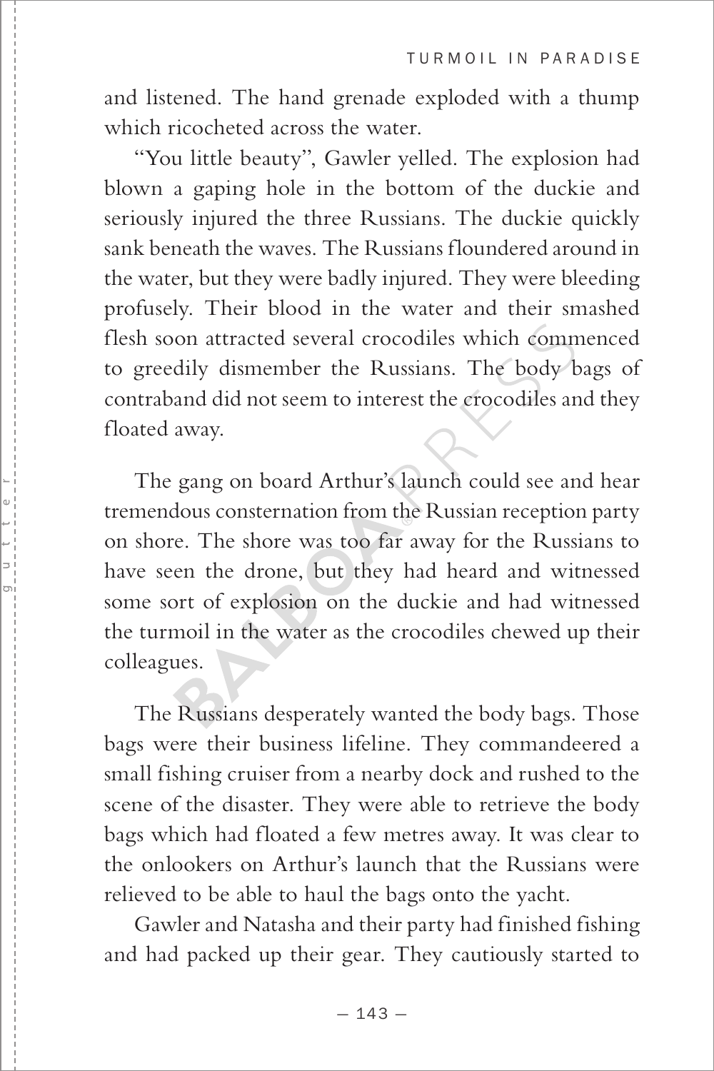and listened. The hand grenade exploded with a thump which ricocheted across the water.

"You little beauty", Gawler yelled. The explosion had blown a gaping hole in the bottom of the duckie and seriously injured the three Russians. The duckie quickly sank beneath the waves. The Russians floundered around in the water, but they were badly injured. They were bleeding profusely. Their blood in the water and their smashed flesh soon attracted several crocodiles which commenced to greedily dismember the Russians. The body bags of contraband did not seem to interest the crocodiles and they floated away.

The gang on board Arthur's launch could see and hear tremendous consternation from the Russian reception party on shore. The shore was too far away for the Russians to have seen the drone, but they had heard and witnessed some sort of explosion on the duckie and had witnessed the turmoil in the water as the crocodiles chewed up their colleagues.

The Russians desperately wanted the body bags. Those bags were their business lifeline. They commandeered a small fishing cruiser from a nearby dock and rushed to the scene of the disaster. They were able to retrieve the body bags which had floated a few metres away. It was clear to the onlookers on Arthur's launch that the Russians were relieved to be able to haul the bags onto the yacht.

Gawler and Natasha and their party had finished fishing and had packed up their gear. They cautiously started to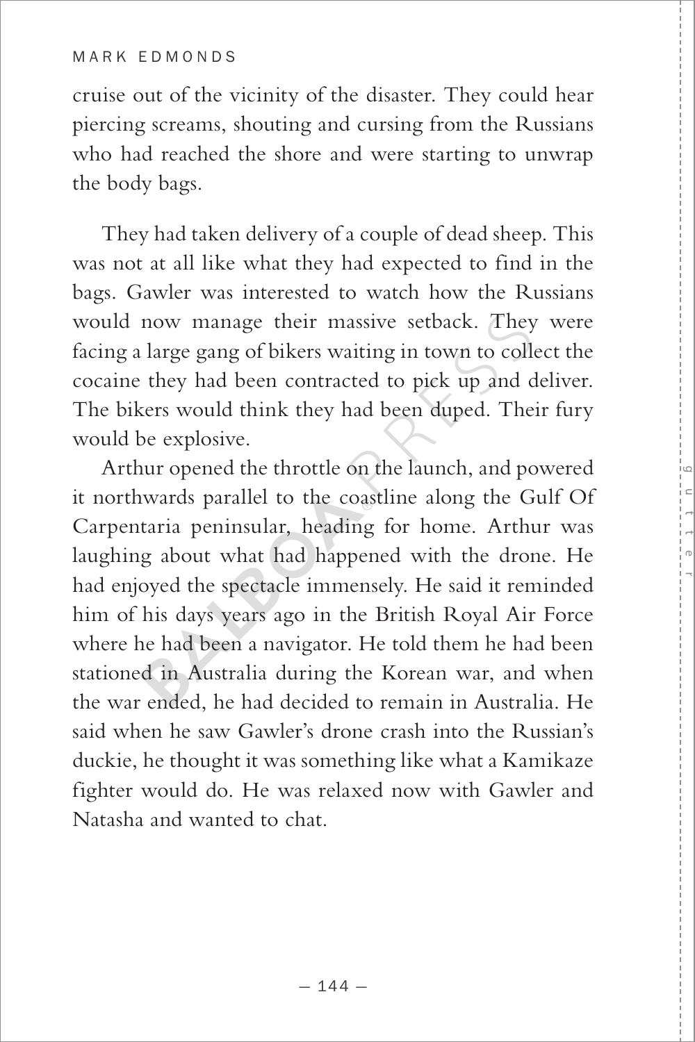cruise out of the vicinity of the disaster. They could hear piercing screams, shouting and cursing from the Russians who had reached the shore and were starting to unwrap the body bags.

They had taken delivery of a couple of dead sheep. This was not at all like what they had expected to find in the bags. Gawler was interested to watch how the Russians would now manage their massive setback. They were facing a large gang of bikers waiting in town to collect the cocaine they had been contracted to pick up and deliver. The bikers would think they had been duped. Their fury would be explosive.

Arthur opened the throttle on the launch, and powered it northwards parallel to the coastline along the Gulf Of Carpentaria peninsular, heading for home. Arthur was laughing about what had happened with the drone. He had enjoyed the spectacle immensely. He said it reminded him of his days years ago in the British Royal Air Force where he had been a navigator. He told them he had been stationed in Australia during the Korean war, and when the war ended, he had decided to remain in Australia. He said when he saw Gawler's drone crash into the Russian's duckie, he thought it was something like what a Kamikaze fighter would do. He was relaxed now with Gawler and Natasha and wanted to chat.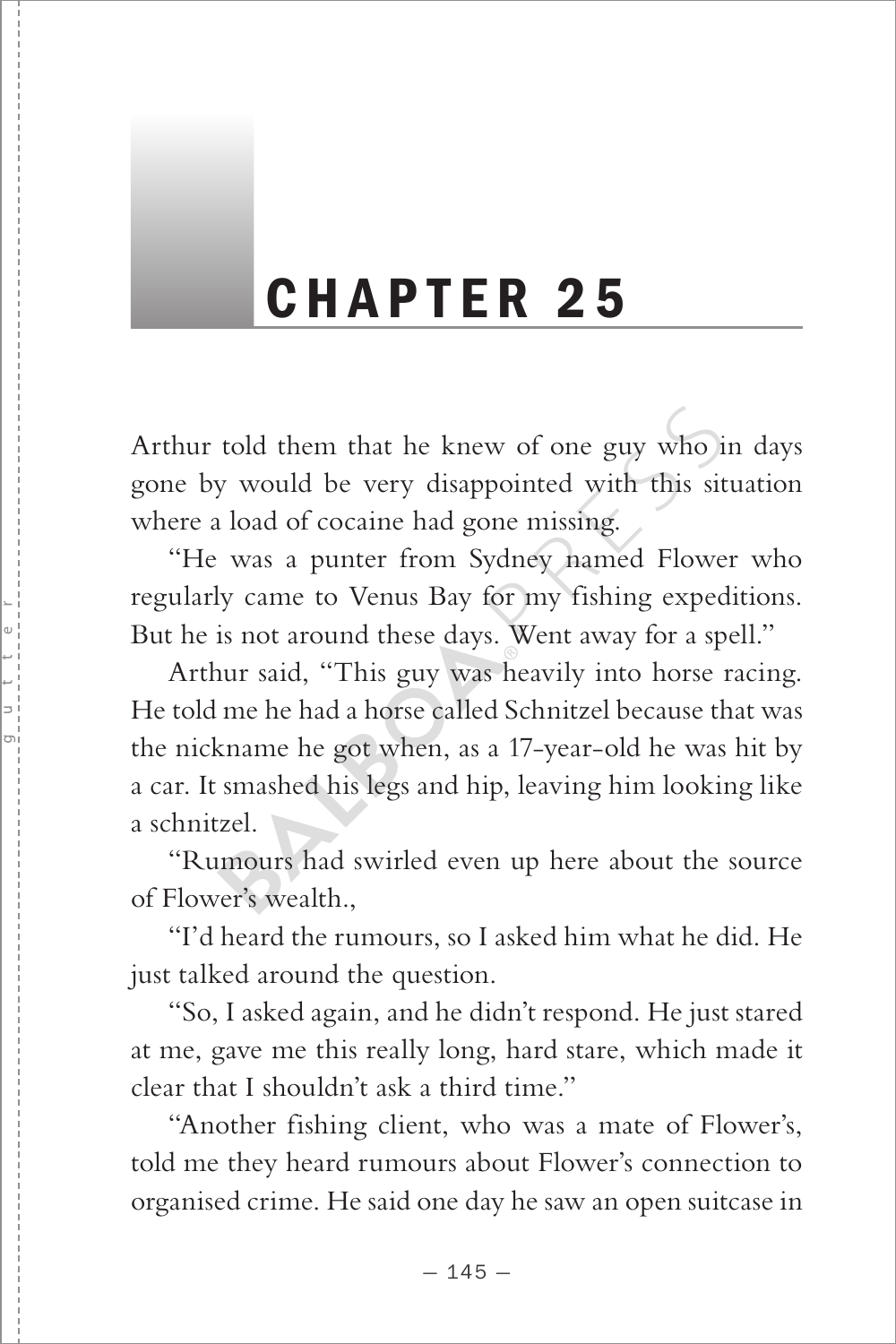# CHAPTER 25

Arthur told them that he knew of one guy who in days gone by would be very disappointed with this situation where a load of cocaine had gone missing.

"He was a punter from Sydney named Flower who regularly came to Venus Bay for my fishing expeditions. But he is not around these days. Went away for a spell."

Arthur said, "This guy was heavily into horse racing. He told me he had a horse called Schnitzel because that was the nickname he got when, as a 17-year-old he was hit by a car. It smashed his legs and hip, leaving him looking like a schnitzel.

"Rumours had swirled even up here about the source of Flower's wealth.,

"I'd heard the rumours, so I asked him what he did. He just talked around the question.

"So, I asked again, and he didn't respond. He just stared at me, gave me this really long, hard stare, which made it clear that I shouldn't ask a third time."

"Another fishing client, who was a mate of Flower's, told me they heard rumours about Flower's connection to organised crime. He said one day he saw an open suitcase in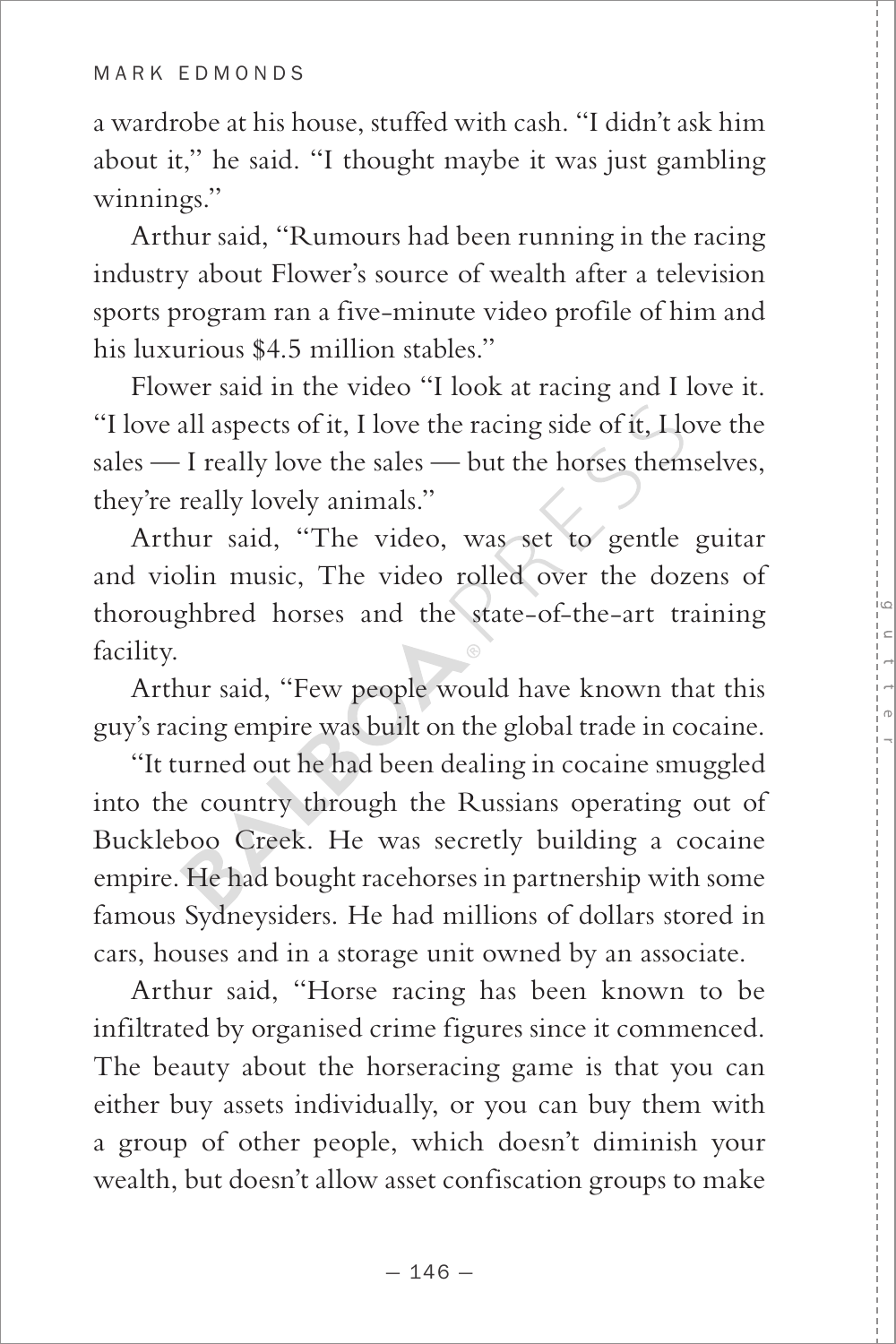a wardrobe at his house, stuffed with cash. "I didn't ask him about it," he said. "I thought maybe it was just gambling winnings."

Arthur said, "Rumours had been running in the racing industry about Flower's source of wealth after a television sports program ran a five-minute video profile of him and his luxurious $4.5 million stables."

Flower said in the video "I look at racing and I love it. "I love all aspects of it, I love the racing side of it, I love the sales — I really love the sales — but the horses themselves, they're really lovely animals."

Arthur said, "The video, was set to gentle guitar and violin music, The video rolled over the dozens of thoroughbred horses and the state-of-the-art training facility.

Arthur said, "Few people would have known that this guy's racing empire was built on the global trade in cocaine.

"It turned out he had been dealing in cocaine smuggled into the country through the Russians operating out of Buckleboo Creek. He was secretly building a cocaine empire. He had bought racehorses in partnership with some famous Sydneysiders. He had millions of dollars stored in cars, houses and in a storage unit owned by an associate.

Arthur said, "Horse racing has been known to be infiltrated by organised crime figures since it commenced. The beauty about the horseracing game is that you can either buy assets individually, or you can buy them with a group of other people, which doesn't diminish your wealth, but doesn't allow asset confiscation groups to make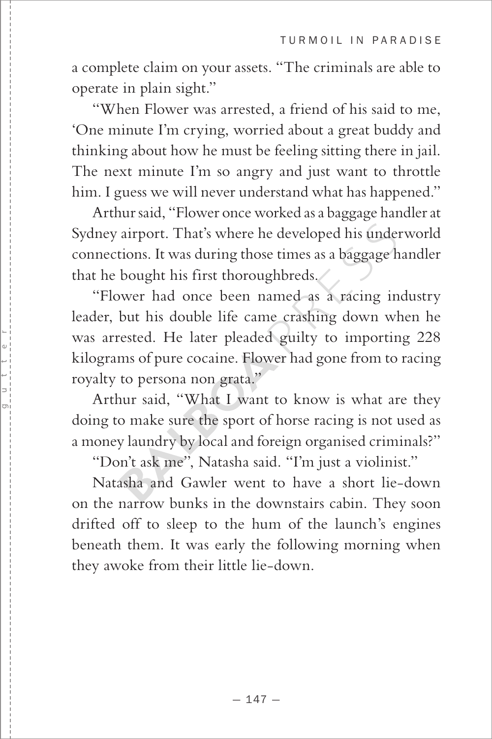a complete claim on your assets. "The criminals are able to operate in plain sight."

"When Flower was arrested, a friend of his said to me, 'One minute I'm crying, worried about a great buddy and thinking about how he must be feeling sitting there in jail. The next minute I'm so angry and just want to throttle him. I guess we will never understand what has happened."

Arthur said, "Flower once worked as a baggage handler at Sydney airport. That's where he developed his underworld connections. It was during those times as a baggage handler that he bought his first thoroughbreds.

"Flower had once been named as a racing industry leader, but his double life came crashing down when he was arrested. He later pleaded guilty to importing 228 kilograms of pure cocaine. Flower had gone from to racing royalty to persona non grata."

Arthur said, "What I want to know is what are they doing to make sure the sport of horse racing is not used as a money laundry by local and foreign organised criminals?"

"Don't ask me", Natasha said. "I'm just a violinist."

Natasha and Gawler went to have a short lie-down on the narrow bunks in the downstairs cabin. They soon drifted off to sleep to the hum of the launch's engines beneath them. It was early the following morning when they awoke from their little lie-down.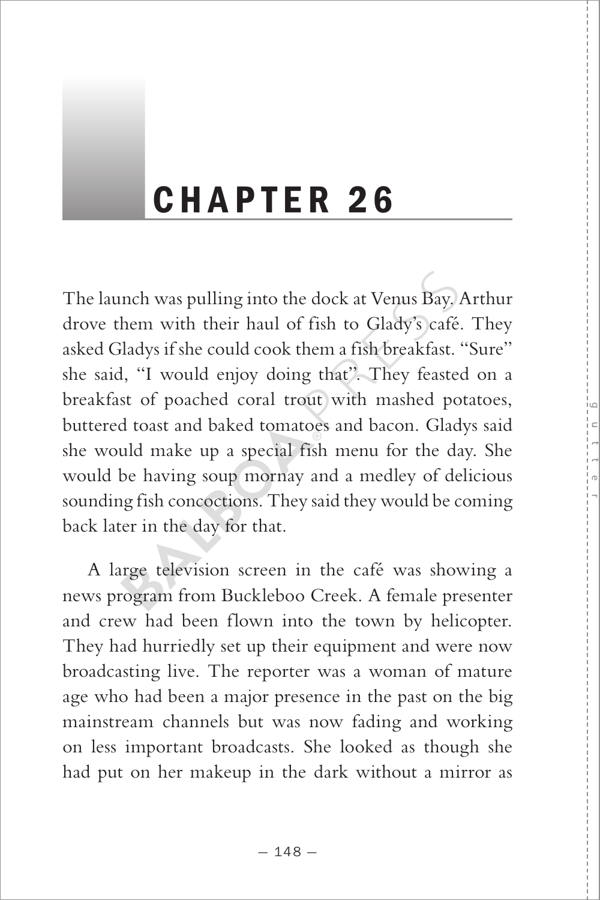# CHAPTER 26

The launch was pulling into the dock at Venus Bay. Arthur drove them with their haul of fish to Glady's café. They asked Gladys if she could cook them a fish breakfast. "Sure" she said, "I would enjoy doing that". They feasted on a breakfast of poached coral trout with mashed potatoes, buttered toast and baked tomatoes and bacon. Gladys said she would make up a special fish menu for the day. She would be having soup mornay and a medley of delicious sounding fish concoctions. They said they would be coming back later in the day for that.

A large television screen in the café was showing a news program from Buckleboo Creek. A female presenter and crew had been flown into the town by helicopter. They had hurriedly set up their equipment and were now broadcasting live. The reporter was a woman of mature age who had been a major presence in the past on the big mainstream channels but was now fading and working on less important broadcasts. She looked as though she had put on her makeup in the dark without a mirror as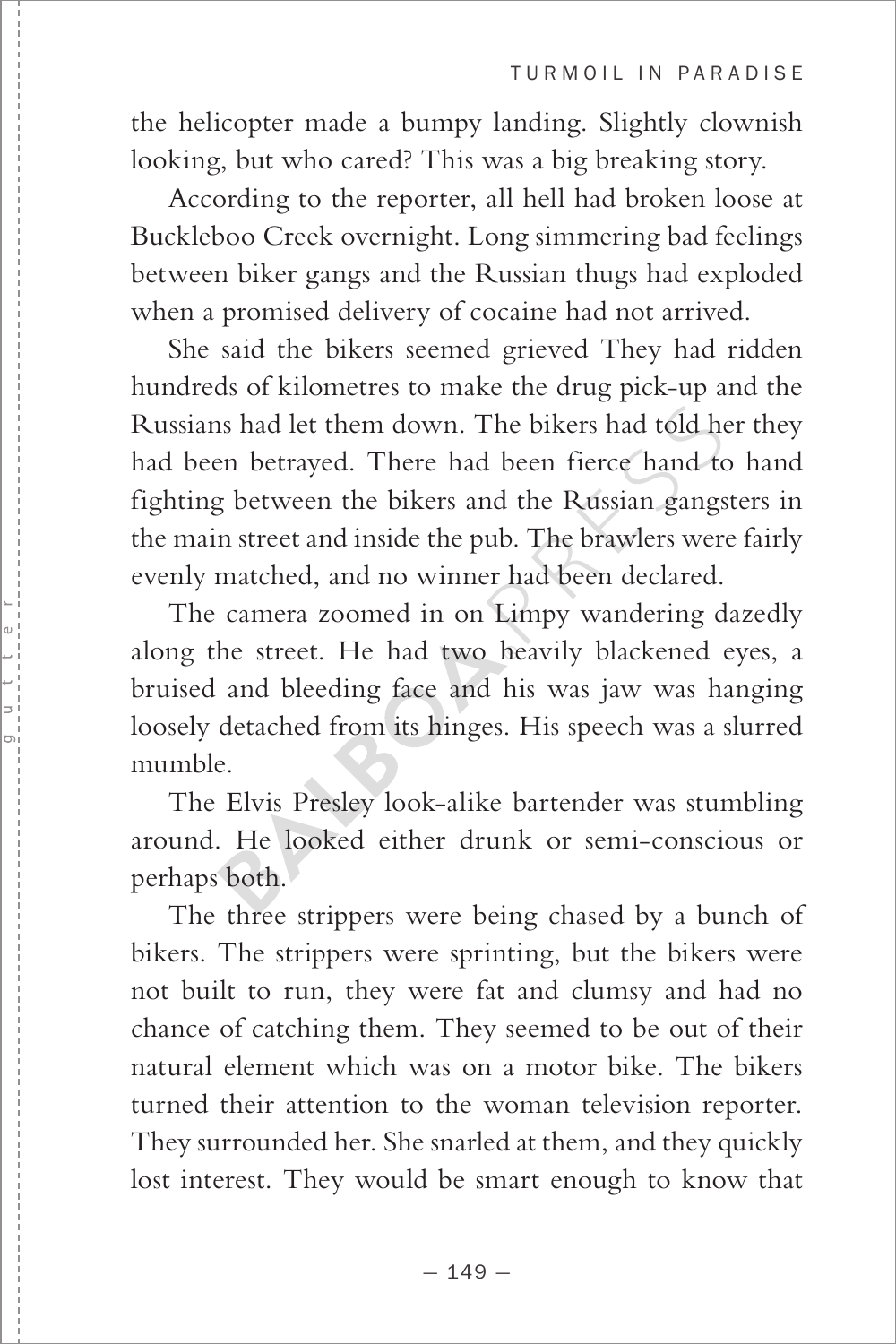the helicopter made a bumpy landing. Slightly clownish looking, but who cared? This was a big breaking story.

According to the reporter, all hell had broken loose at Buckleboo Creek overnight. Long simmering bad feelings between biker gangs and the Russian thugs had exploded when a promised delivery of cocaine had not arrived.

She said the bikers seemed grieved They had ridden hundreds of kilometres to make the drug pick-up and the Russians had let them down. The bikers had told her they had been betrayed. There had been fierce hand to hand fighting between the bikers and the Russian gangsters in the main street and inside the pub. The brawlers were fairly evenly matched, and no winner had been declared.

The camera zoomed in on Limpy wandering dazedly along the street. He had two heavily blackened eyes, a bruised and bleeding face and his was jaw was hanging loosely detached from its hinges. His speech was a slurred mumble.

The Elvis Presley look-alike bartender was stumbling around. He looked either drunk or semi-conscious or perhaps both.

The three strippers were being chased by a bunch of bikers. The strippers were sprinting, but the bikers were not built to run, they were fat and clumsy and had no chance of catching them. They seemed to be out of their natural element which was on a motor bike. The bikers turned their attention to the woman television reporter. They surrounded her. She snarled at them, and they quickly lost interest. They would be smart enough to know that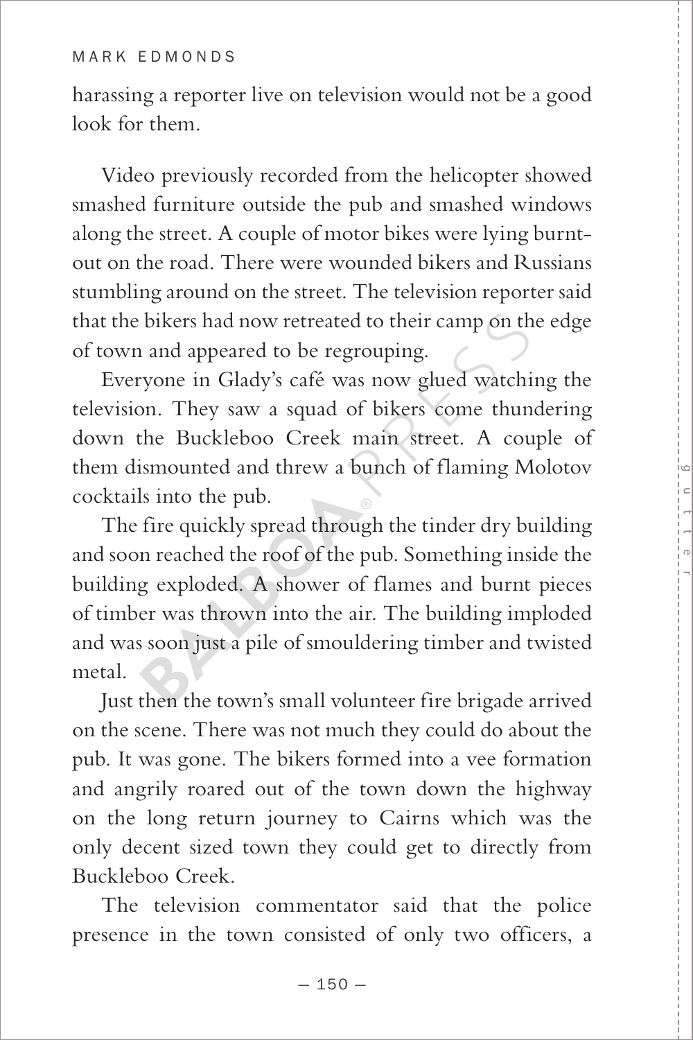harassing a reporter live on television would not be a good look for them.

Video previously recorded from the helicopter showed smashed furniture outside the pub and smashed windows along the street. A couple of motor bikes were lying burnt-out on the road. There were wounded bikers and Russians stumbling around on the street. The television reporter said that the bikers had now retreated to their camp on the edge of town and appeared to be regrouping.

Everyone in Glady's café was now glued watching the television. They saw a squad of bikers come thundering down the Buckleboo Creek main street. A couple of them dismounted and threw a bunch of flaming Molotov cocktails into the pub.

The fire quickly spread through the tinder dry building and soon reached the roof of the pub. Something inside the building exploded. A shower of flames and burnt pieces of timber was thrown into the air. The building imploded and was soon just a pile of smouldering timber and twisted metal.

Just then the town's small volunteer fire brigade arrived on the scene. There was not much they could do about the pub. It was gone. The bikers formed into a vee formation and angrily roared out of the town down the highway on the long return journey to Cairns which was the only decent sized town they could get to directly from Buckleboo Creek.

The television commentator said that the police presence in the town consisted of only two officers, a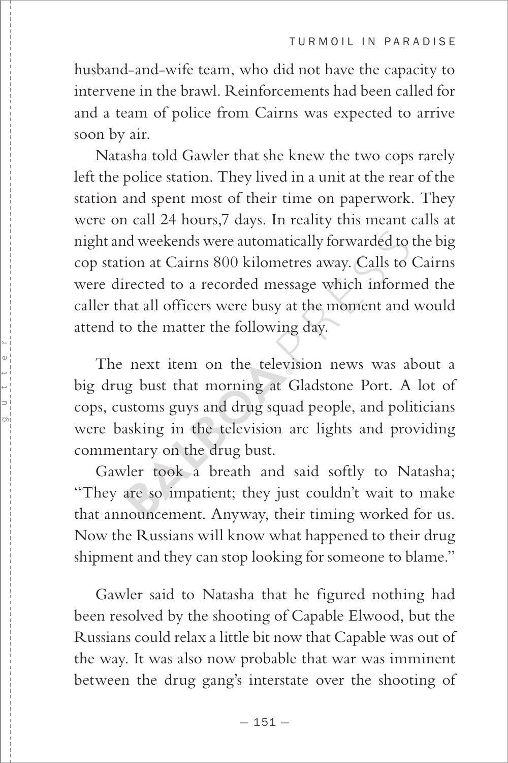husband-and-wife team, who did not have the capacity to intervene in the brawl. Reinforcements had been called for and a team of police from Cairns was expected to arrive soon by air.

Natasha told Gawler that she knew the two cops rarely left the police station. They lived in a unit at the rear of the station and spent most of their time on paperwork. They were on call 24 hours,7 days. In reality this meant calls at night and weekends were automatically forwarded to the big cop station at Cairns 800 kilometres away. Calls to Cairns were directed to a recorded message which informed the caller that all officers were busy at the moment and would attend to the matter the following day.

The next item on the television news was about a big drug bust that morning at Gladstone Port. A lot of cops, customs guys and drug squad people, and politicians were basking in the television arc lights and providing commentary on the drug bust.

Gawler took a breath and said softly to Natasha; "They are so impatient; they just couldn't wait to make that announcement. Anyway, their timing worked for us. Now the Russians will know what happened to their drug shipment and they can stop looking for someone to blame."

Gawler said to Natasha that he figured nothing had been resolved by the shooting of Capable Elwood, but the Russians could relax a little bit now that Capable was out of the way. It was also now probable that war was imminent between the drug gang's interstate over the shooting of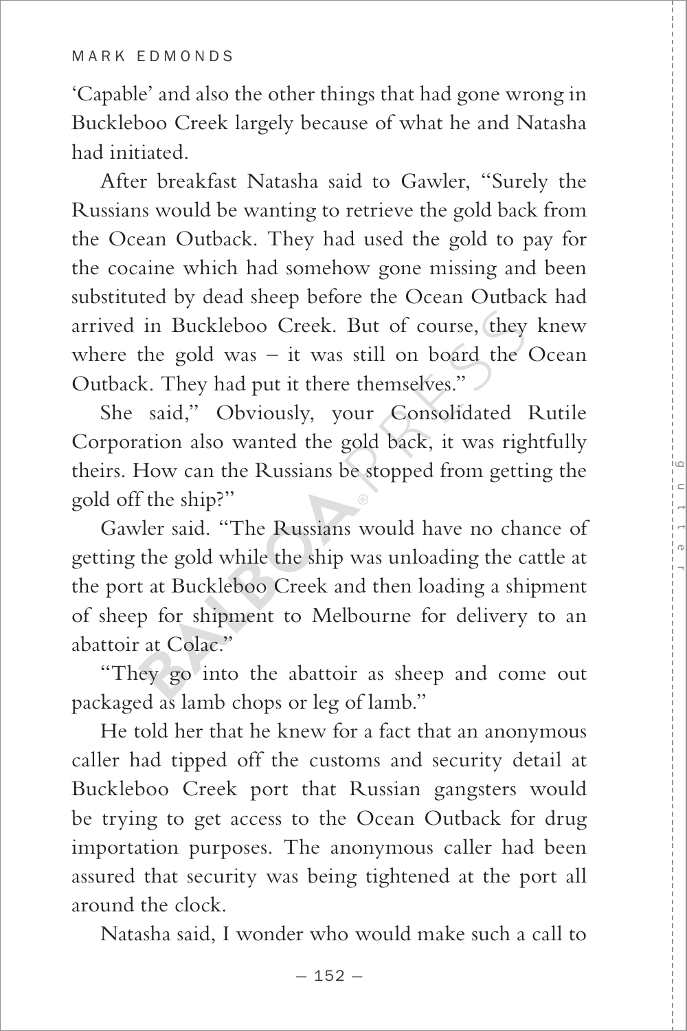'Capable' and also the other things that had gone wrong in Buckleboo Creek largely because of what he and Natasha had initiated.

After breakfast Natasha said to Gawler, "Surely the Russians would be wanting to retrieve the gold back from the Ocean Outback. They had used the gold to pay for the cocaine which had somehow gone missing and been substituted by dead sheep before the Ocean Outback had arrived in Buckleboo Creek. But of course, they knew where the gold was – it was still on board the Ocean Outback. They had put it there themselves."

She said," Obviously, your Consolidated Rutile Corporation also wanted the gold back, it was rightfully theirs. How can the Russians be stopped from getting the gold off the ship?"

Gawler said. "The Russians would have no chance of getting the gold while the ship was unloading the cattle at the port at Buckleboo Creek and then loading a shipment of sheep for shipment to Melbourne for delivery to an abattoir at Colac."

"They go into the abattoir as sheep and come out packaged as lamb chops or leg of lamb."

He told her that he knew for a fact that an anonymous caller had tipped off the customs and security detail at Buckleboo Creek port that Russian gangsters would be trying to get access to the Ocean Outback for drug importation purposes. The anonymous caller had been assured that security was being tightened at the port all around the clock.

Natasha said, I wonder who would make such a call to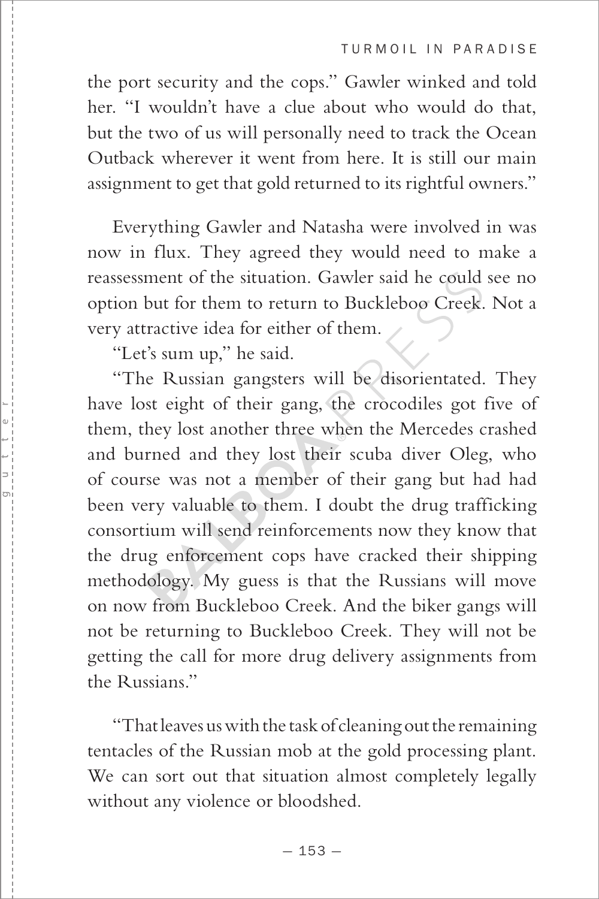the port security and the cops." Gawler winked and told her. "I wouldn't have a clue about who would do that, but the two of us will personally need to track the Ocean Outback wherever it went from here. It is still our main assignment to get that gold returned to its rightful owners."

Everything Gawler and Natasha were involved in was now in flux. They agreed they would need to make a reassessment of the situation. Gawler said he could see no option but for them to return to Buckleboo Creek. Not a very attractive idea for either of them.

"Let's sum up," he said.

"The Russian gangsters will be disorientated. They have lost eight of their gang, the crocodiles got five of them, they lost another three when the Mercedes crashed and burned and they lost their scuba diver Oleg, who of course was not a member of their gang but had had been very valuable to them. I doubt the drug trafficking consortium will send reinforcements now they know that the drug enforcement cops have cracked their shipping methodology. My guess is that the Russians will move on now from Buckleboo Creek. And the biker gangs will not be returning to Buckleboo Creek. They will not be getting the call for more drug delivery assignments from the Russians."

"That leaves us with the task of cleaning out the remaining tentacles of the Russian mob at the gold processing plant. We can sort out that situation almost completely legally without any violence or bloodshed.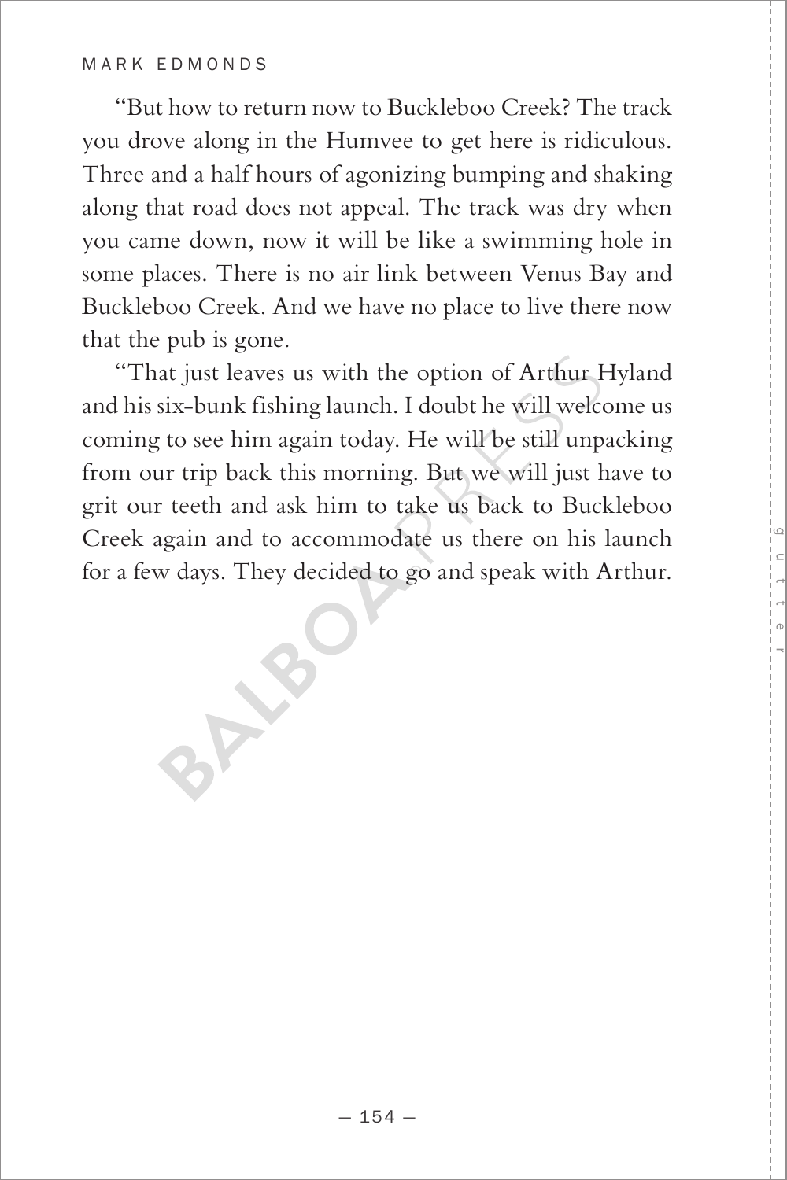"But how to return now to Buckleboo Creek? The track you drove along in the Humvee to get here is ridiculous. Three and a half hours of agonizing bumping and shaking along that road does not appeal. The track was dry when you came down, now it will be like a swimming hole in some places. There is no air link between Venus Bay and Buckleboo Creek. And we have no place to live there now that the pub is gone.

"That just leaves us with the option of Arthur Hyland and his six-bunk fishing launch. I doubt he will welcome us coming to see him again today. He will be still unpacking from our trip back this morning. But we will just have to grit our teeth and ask him to take us back to Buckleboo Creek again and to accommodate us there on his launch for a few days. They decided to go and speak with Arthur.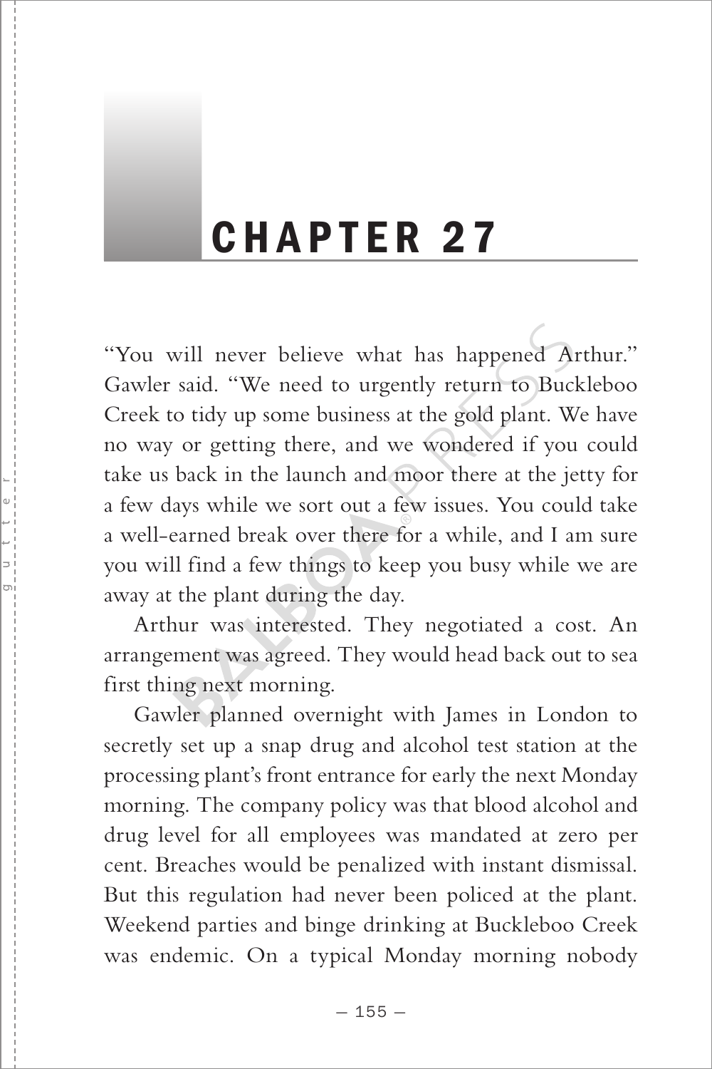# CHAPTER 27

"You will never believe what has happened Arthur." Gawler said. "We need to urgently return to Buckleboo Creek to tidy up some business at the gold plant. We have no way or getting there, and we wondered if you could take us back in the launch and moor there at the jetty for a few days while we sort out a few issues. You could take a well-earned break over there for a while, and I am sure you will find a few things to keep you busy while we are away at the plant during the day.

Arthur was interested. They negotiated a cost. An arrangement was agreed. They would head back out to sea first thing next morning.

Gawler planned overnight with James in London to secretly set up a snap drug and alcohol test station at the processing plant's front entrance for early the next Monday morning. The company policy was that blood alcohol and drug level for all employees was mandated at zero per cent. Breaches would be penalized with instant dismissal. But this regulation had never been policed at the plant. Weekend parties and binge drinking at Buckleboo Creek was endemic. On a typical Monday morning nobody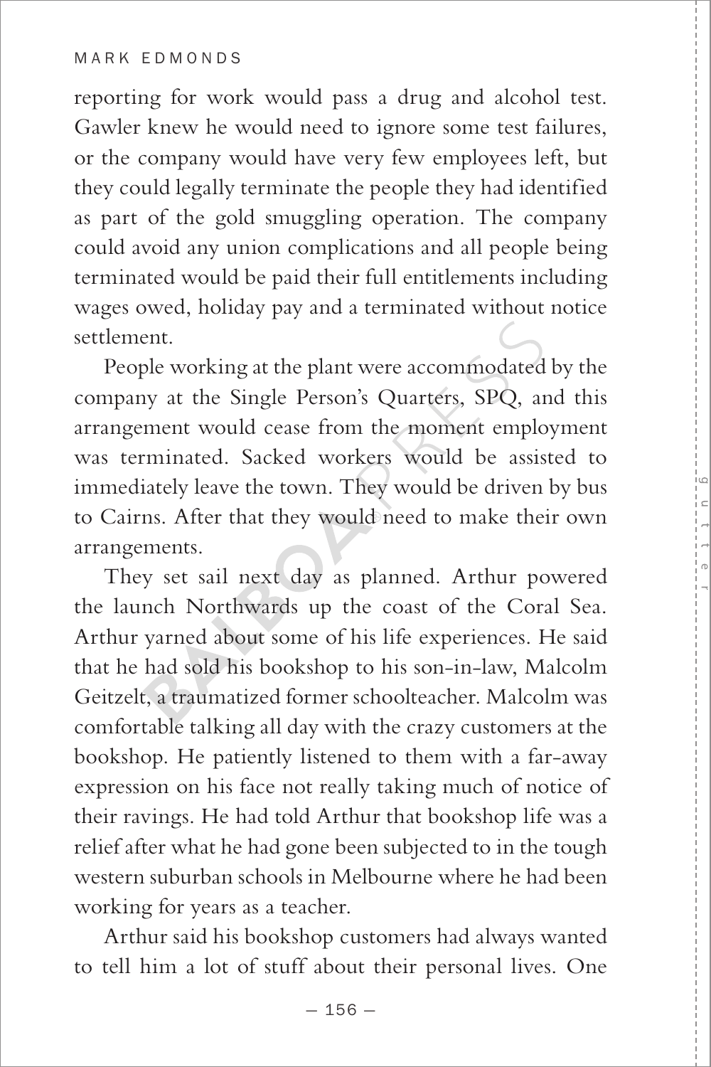reporting for work would pass a drug and alcohol test. Gawler knew he would need to ignore some test failures, or the company would have very few employees left, but they could legally terminate the people they had identified as part of the gold smuggling operation. The company could avoid any union complications and all people being terminated would be paid their full entitlements including wages owed, holiday pay and a terminated without notice settlement.

People working at the plant were accommodated by the company at the Single Person's Quarters, SPQ, and this arrangement would cease from the moment employment was terminated. Sacked workers would be assisted to immediately leave the town. They would be driven by bus to Cairns. After that they would need to make their own arrangements.

They set sail next day as planned. Arthur powered the launch Northwards up the coast of the Coral Sea. Arthur yarned about some of his life experiences. He said that he had sold his bookshop to his son-in-law, Malcolm Geitzelt, a traumatized former schoolteacher. Malcolm was comfortable talking all day with the crazy customers at the bookshop. He patiently listened to them with a far-away expression on his face not really taking much of notice of their ravings. He had told Arthur that bookshop life was a relief after what he had gone been subjected to in the tough western suburban schools in Melbourne where he had been working for years as a teacher.

Arthur said his bookshop customers had always wanted to tell him a lot of stuff about their personal lives. One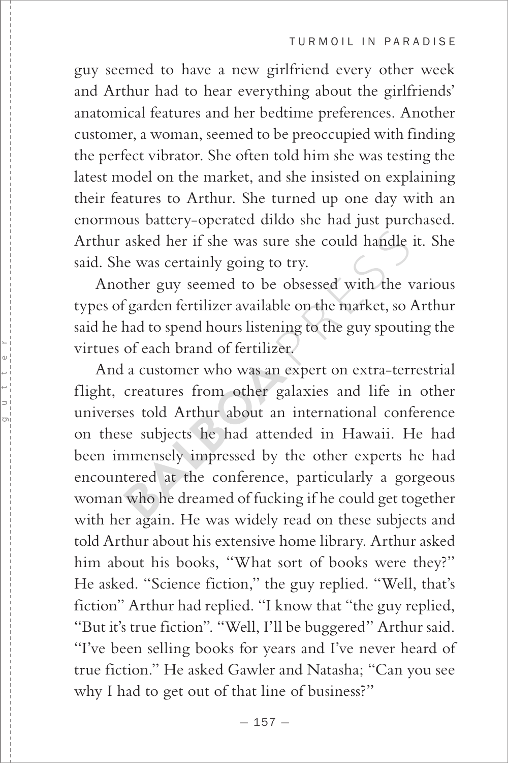guy seemed to have a new girlfriend every other week and Arthur had to hear everything about the girlfriends' anatomical features and her bedtime preferences. Another customer, a woman, seemed to be preoccupied with finding the perfect vibrator. She often told him she was testing the latest model on the market, and she insisted on explaining their features to Arthur. She turned up one day with an enormous battery-operated dildo she had just purchased. Arthur asked her if she was sure she could handle it. She said. She was certainly going to try.

Another guy seemed to be obsessed with the various types of garden fertilizer available on the market, so Arthur said he had to spend hours listening to the guy spouting the virtues of each brand of fertilizer.

And a customer who was an expert on extra-terrestrial flight, creatures from other galaxies and life in other universes told Arthur about an international conference on these subjects he had attended in Hawaii. He had been immensely impressed by the other experts he had encountered at the conference, particularly a gorgeous woman who he dreamed of fucking if he could get together with her again. He was widely read on these subjects and told Arthur about his extensive home library. Arthur asked him about his books, "What sort of books were they?" He asked. "Science fiction," the guy replied. "Well, that's fiction" Arthur had replied. "I know that "the guy replied, "But it's true fiction". "Well, I'll be buggered" Arthur said. "I've been selling books for years and I've never heard of true fiction." He asked Gawler and Natasha; "Can you see why I had to get out of that line of business?"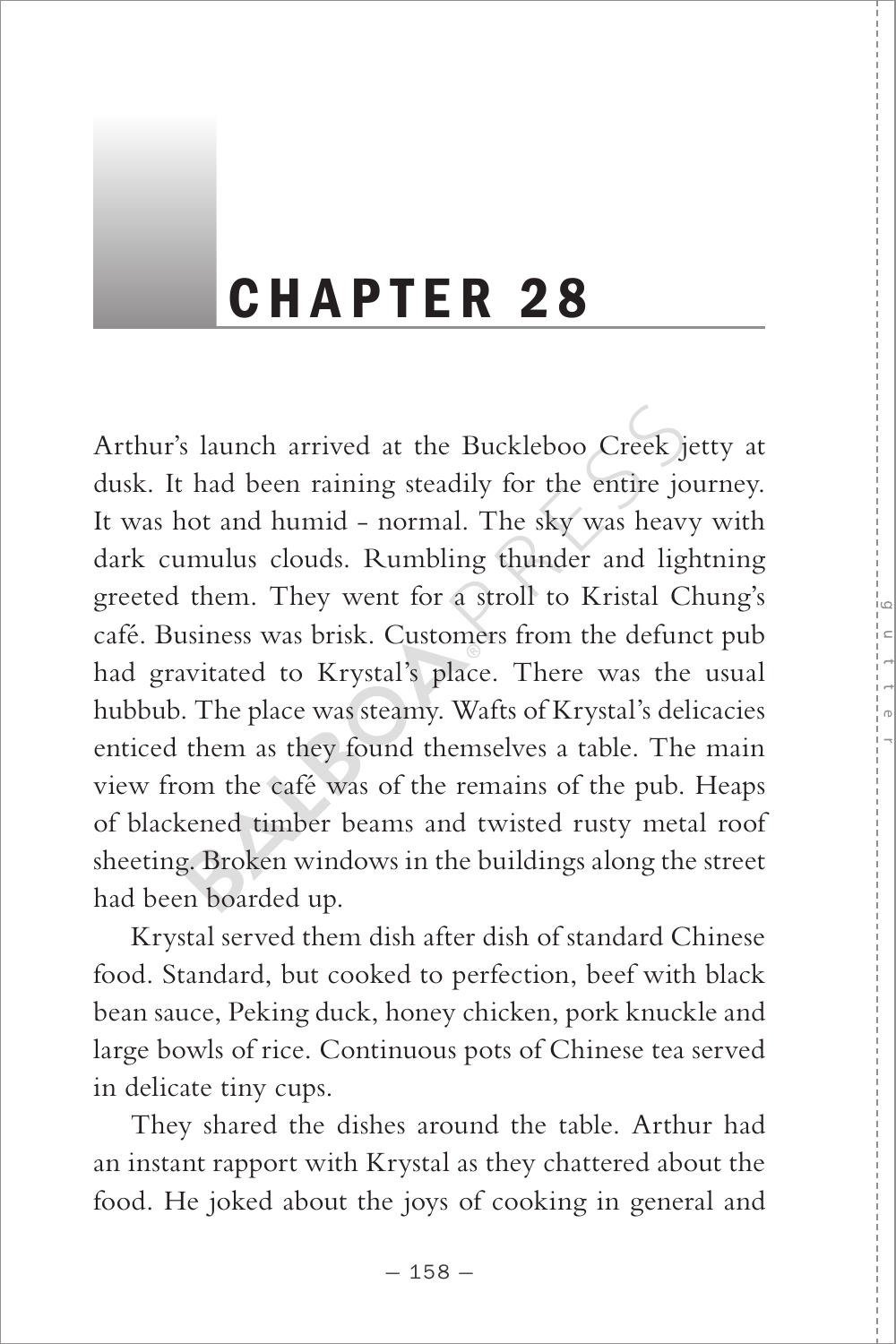# CHAPTER 28

Arthur's launch arrived at the Buckleboo Creek jetty at dusk. It had been raining steadily for the entire journey. It was hot and humid - normal. The sky was heavy with dark cumulus clouds. Rumbling thunder and lightning greeted them. They went for a stroll to Kristal Chung's café. Business was brisk. Customers from the defunct pub had gravitated to Krystal's place. There was the usual hubbub. The place was steamy. Wafts of Krystal's delicacies enticed them as they found themselves a table. The main view from the café was of the remains of the pub. Heaps of blackened timber beams and twisted rusty metal roof sheeting. Broken windows in the buildings along the street had been boarded up.

Krystal served them dish after dish of standard Chinese food. Standard, but cooked to perfection, beef with black bean sauce, Peking duck, honey chicken, pork knuckle and large bowls of rice. Continuous pots of Chinese tea served in delicate tiny cups.

They shared the dishes around the table. Arthur had an instant rapport with Krystal as they chattered about the food. He joked about the joys of cooking in general and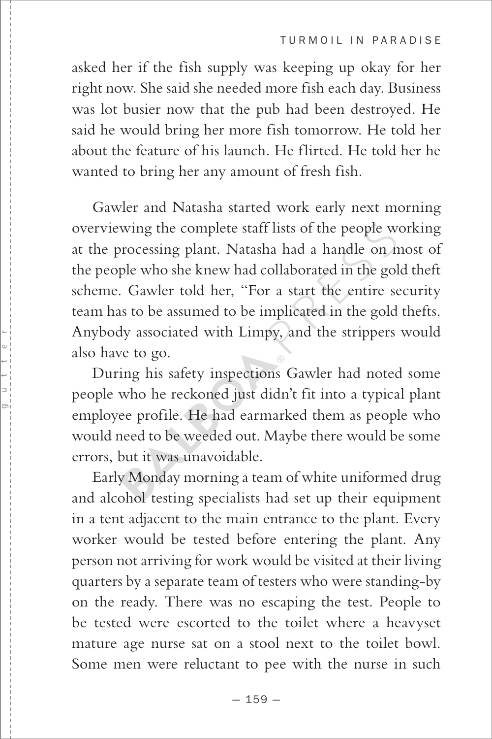asked her if the fish supply was keeping up okay for her right now. She said she needed more fish each day. Business was lot busier now that the pub had been destroyed. He said he would bring her more fish tomorrow. He told her about the feature of his launch. He flirted. He told her he wanted to bring her any amount of fresh fish.

Gawler and Natasha started work early next morning overviewing the complete staff lists of the people working at the processing plant. Natasha had a handle on most of the people who she knew had collaborated in the gold theft scheme. Gawler told her, "For a start the entire security team has to be assumed to be implicated in the gold thefts. Anybody associated with Limpy, and the strippers would also have to go.

During his safety inspections Gawler had noted some people who he reckoned just didn't fit into a typical plant employee profile. He had earmarked them as people who would need to be weeded out. Maybe there would be some errors, but it was unavoidable.

Early Monday morning a team of white uniformed drug and alcohol testing specialists had set up their equipment in a tent adjacent to the main entrance to the plant. Every worker would be tested before entering the plant. Any person not arriving for work would be visited at their living quarters by a separate team of testers who were standing-by on the ready. There was no escaping the test. People to be tested were escorted to the toilet where a heavyset mature age nurse sat on a stool next to the toilet bowl. Some men were reluctant to pee with the nurse in such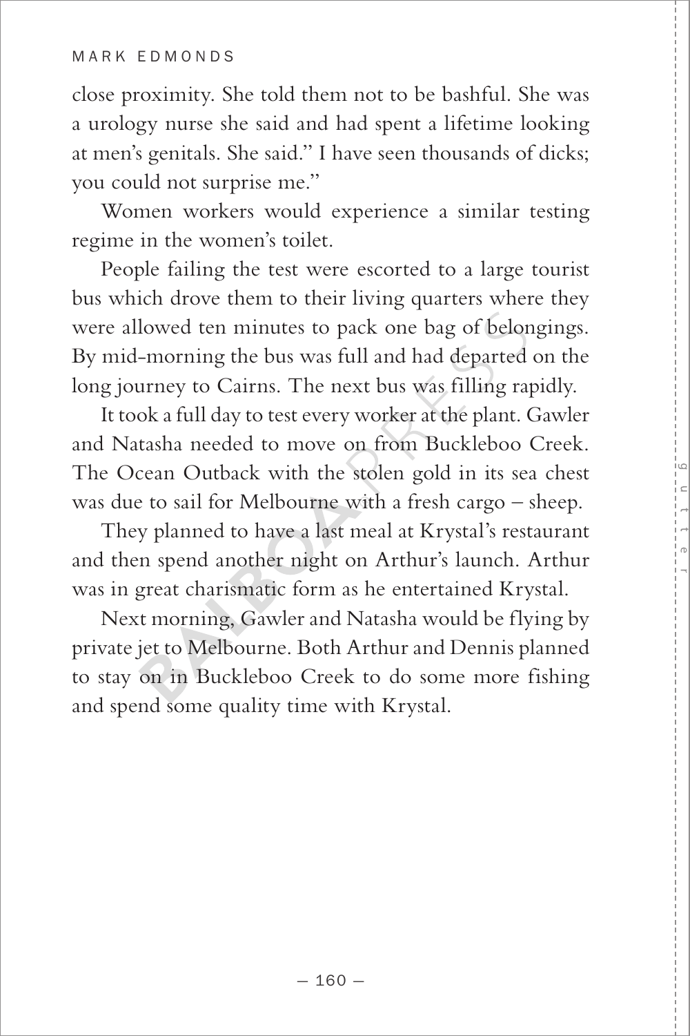close proximity. She told them not to be bashful. She was a urology nurse she said and had spent a lifetime looking at men's genitals. She said." I have seen thousands of dicks; you could not surprise me."

Women workers would experience a similar testing regime in the women's toilet.

People failing the test were escorted to a large tourist bus which drove them to their living quarters where they were allowed ten minutes to pack one bag of belongings. By mid-morning the bus was full and had departed on the long journey to Cairns. The next bus was filling rapidly.

It took a full day to test every worker at the plant. Gawler and Natasha needed to move on from Buckleboo Creek. The Ocean Outback with the stolen gold in its sea chest was due to sail for Melbourne with a fresh cargo – sheep.

They planned to have a last meal at Krystal's restaurant and then spend another night on Arthur's launch. Arthur was in great charismatic form as he entertained Krystal.

Next morning, Gawler and Natasha would be flying by private jet to Melbourne. Both Arthur and Dennis planned to stay on in Buckleboo Creek to do some more fishing and spend some quality time with Krystal.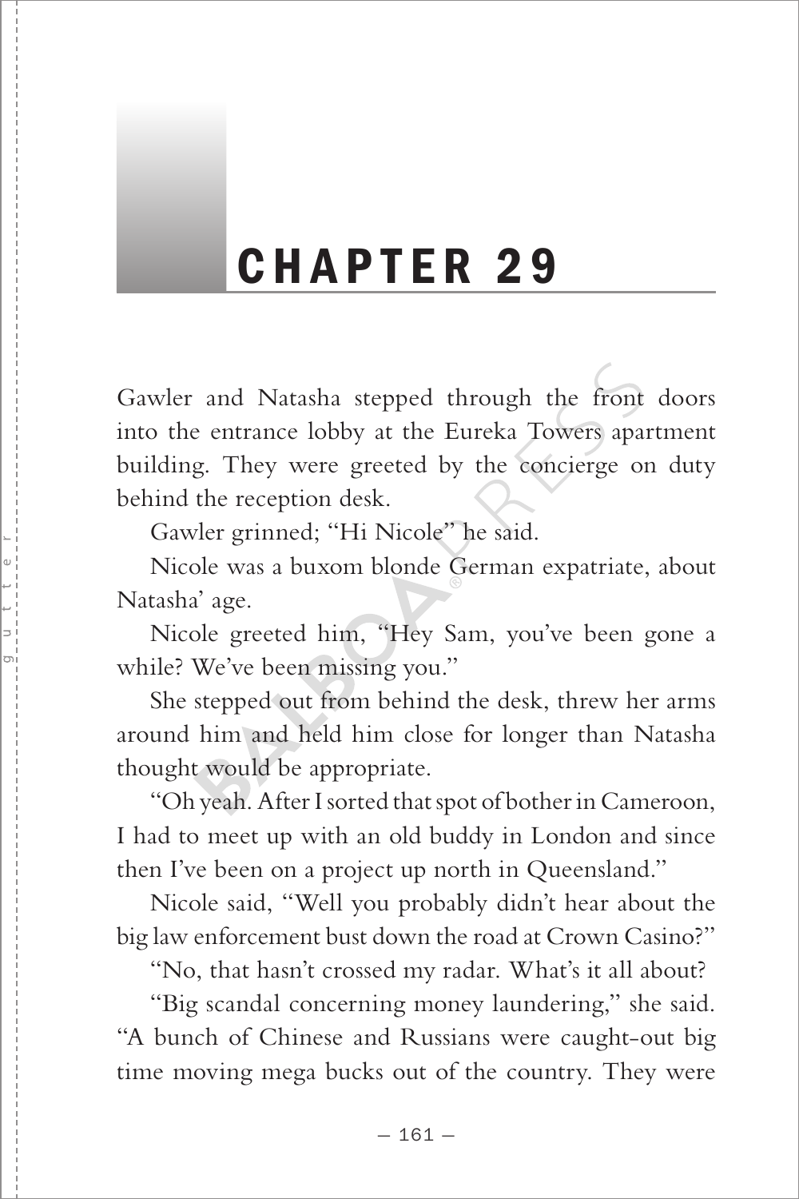# CHAPTER 29

Gawler and Natasha stepped through the front doors into the entrance lobby at the Eureka Towers apartment building. They were greeted by the concierge on duty behind the reception desk.

Gawler grinned; "Hi Nicole" he said.

Nicole was a buxom blonde German expatriate, about Natasha' age.

Nicole greeted him, "Hey Sam, you've been gone a while? We've been missing you."

She stepped out from behind the desk, threw her arms around him and held him close for longer than Natasha thought would be appropriate.

"Oh yeah. After I sorted that spot of bother in Cameroon, I had to meet up with an old buddy in London and since then I've been on a project up north in Queensland."

Nicole said, "Well you probably didn't hear about the big law enforcement bust down the road at Crown Casino?"

"No, that hasn't crossed my radar. What's it all about?

"Big scandal concerning money laundering," she said. "A bunch of Chinese and Russians were caught-out big time moving mega bucks out of the country. They were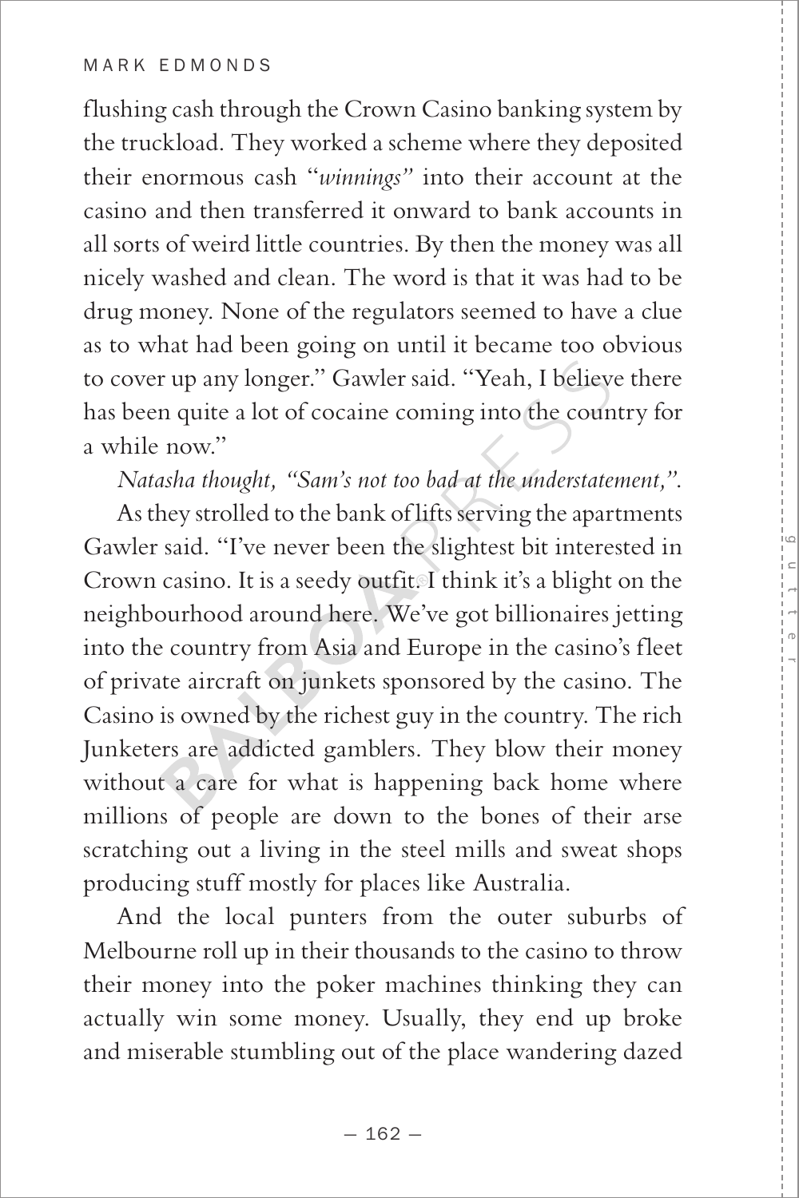flushing cash through the Crown Casino banking system by the truckload. They worked a scheme where they deposited their enormous cash "*winnings*" into their account at the casino and then transferred it onward to bank accounts in all sorts of weird little countries. By then the money was all nicely washed and clean. The word is that it was had to be drug money. None of the regulators seemed to have a clue as to what had been going on until it became too obvious to cover up any longer." Gawler said. "Yeah, I believe there has been quite a lot of cocaine coming into the country for a while now."

*Natasha thought, "Sam's not too bad at the understatement,".*

As they strolled to the bank of lifts serving the apartments Gawler said. "I've never been the slightest bit interested in Crown casino. It is a seedy outfit. I think it's a blight on the neighbourhood around here. We've got billionaires jetting into the country from Asia and Europe in the casino's fleet of private aircraft on junkets sponsored by the casino. The Casino is owned by the richest guy in the country. The rich Junketers are addicted gamblers. They blow their money without a care for what is happening back home where millions of people are down to the bones of their arse scratching out a living in the steel mills and sweat shops producing stuff mostly for places like Australia.

And the local punters from the outer suburbs of Melbourne roll up in their thousands to the casino to throw their money into the poker machines thinking they can actually win some money. Usually, they end up broke and miserable stumbling out of the place wandering dazed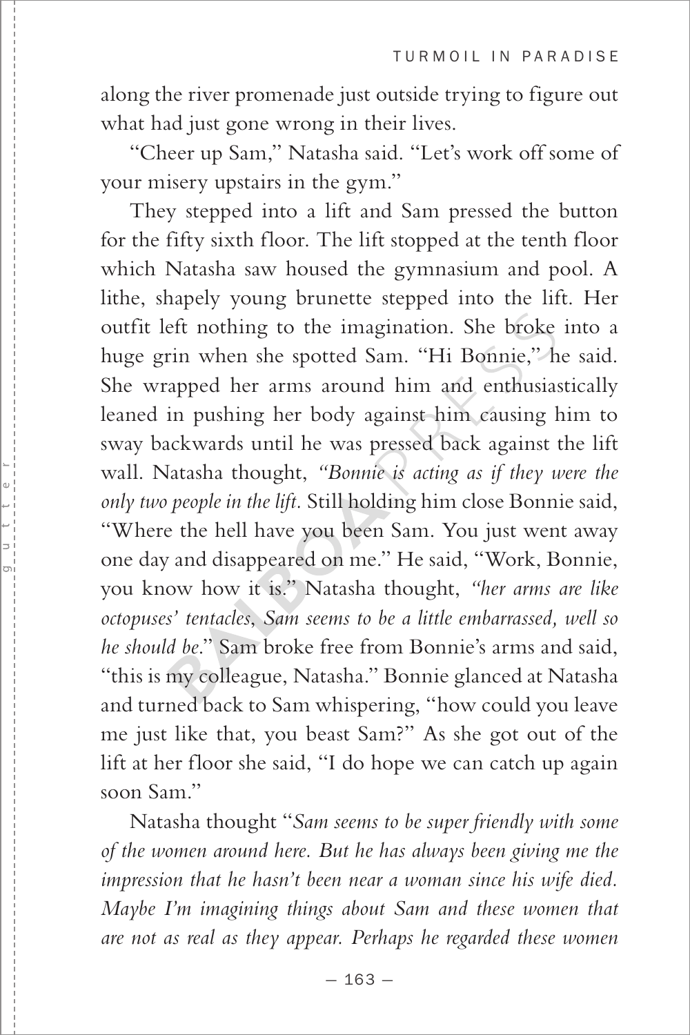along the river promenade just outside trying to figure out what had just gone wrong in their lives.

"Cheer up Sam," Natasha said. "Let's work off some of your misery upstairs in the gym."

They stepped into a lift and Sam pressed the button for the fifty sixth floor. The lift stopped at the tenth floor which Natasha saw housed the gymnasium and pool. A lithe, shapely young brunette stepped into the lift. Her outfit left nothing to the imagination. She broke into a huge grin when she spotted Sam. "Hi Bonnie," he said. She wrapped her arms around him and enthusiastically leaned in pushing her body against him causing him to sway backwards until he was pressed back against the lift wall. Natasha thought, *"Bonnie is acting as if they were the only two people in the lift.* Still holding him close Bonnie said, "Where the hell have you been Sam. You just went away one day and disappeared on me." He said, "Work, Bonnie, you know how it is." Natasha thought, *"her arms are like octopuses' tentacles, Sam seems to be a little embarrassed, well so he should be.*" Sam broke free from Bonnie's arms and said, "this is my colleague, Natasha." Bonnie glanced at Natasha and turned back to Sam whispering, "how could you leave me just like that, you beast Sam?" As she got out of the lift at her floor she said, "I do hope we can catch up again soon Sam."

Natasha thought "*Sam seems to be super friendly with some of the women around here. But he has always been giving me the impression that he hasn't been near a woman since his wife died. Maybe I'm imagining things about Sam and these women that are not as real as they appear. Perhaps he regarded these women*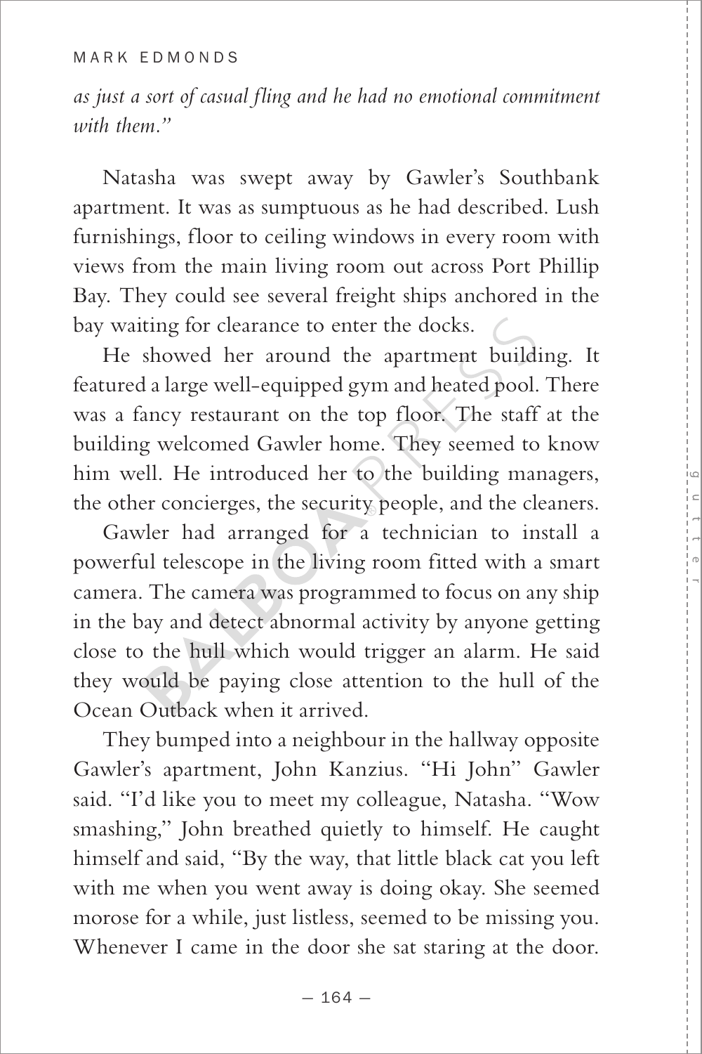*as just a sort of casual fling and he had no emotional commitment with them."*

Natasha was swept away by Gawler's Southbank apartment. It was as sumptuous as he had described. Lush furnishings, floor to ceiling windows in every room with views from the main living room out across Port Phillip Bay. They could see several freight ships anchored in the bay waiting for clearance to enter the docks.

He showed her around the apartment building. It featured a large well-equipped gym and heated pool. There was a fancy restaurant on the top floor. The staff at the building welcomed Gawler home. They seemed to know him well. He introduced her to the building managers, the other concierges, the security people, and the cleaners.

Gawler had arranged for a technician to install a powerful telescope in the living room fitted with a smart camera. The camera was programmed to focus on any ship in the bay and detect abnormal activity by anyone getting close to the hull which would trigger an alarm. He said they would be paying close attention to the hull of the Ocean Outback when it arrived.

They bumped into a neighbour in the hallway opposite Gawler's apartment, John Kanzius. "Hi John" Gawler said. "I'd like you to meet my colleague, Natasha. "Wow smashing," John breathed quietly to himself. He caught himself and said, "By the way, that little black cat you left with me when you went away is doing okay. She seemed morose for a while, just listless, seemed to be missing you. Whenever I came in the door she sat staring at the door.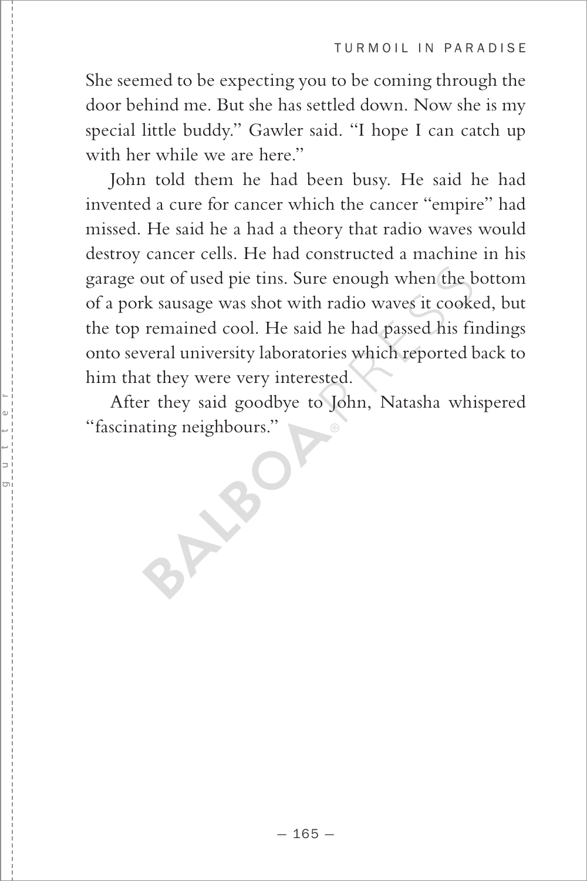She seemed to be expecting you to be coming through the door behind me. But she has settled down. Now she is my special little buddy." Gawler said. "I hope I can catch up with her while we are here."

John told them he had been busy. He said he had invented a cure for cancer which the cancer "empire" had missed. He said he a had a theory that radio waves would destroy cancer cells. He had constructed a machine in his garage out of used pie tins. Sure enough when the bottom of a pork sausage was shot with radio waves it cooked, but the top remained cool. He said he had passed his findings onto several university laboratories which reported back to him that they were very interested.

After they said goodbye to John, Natasha whispered "fascinating neighbours."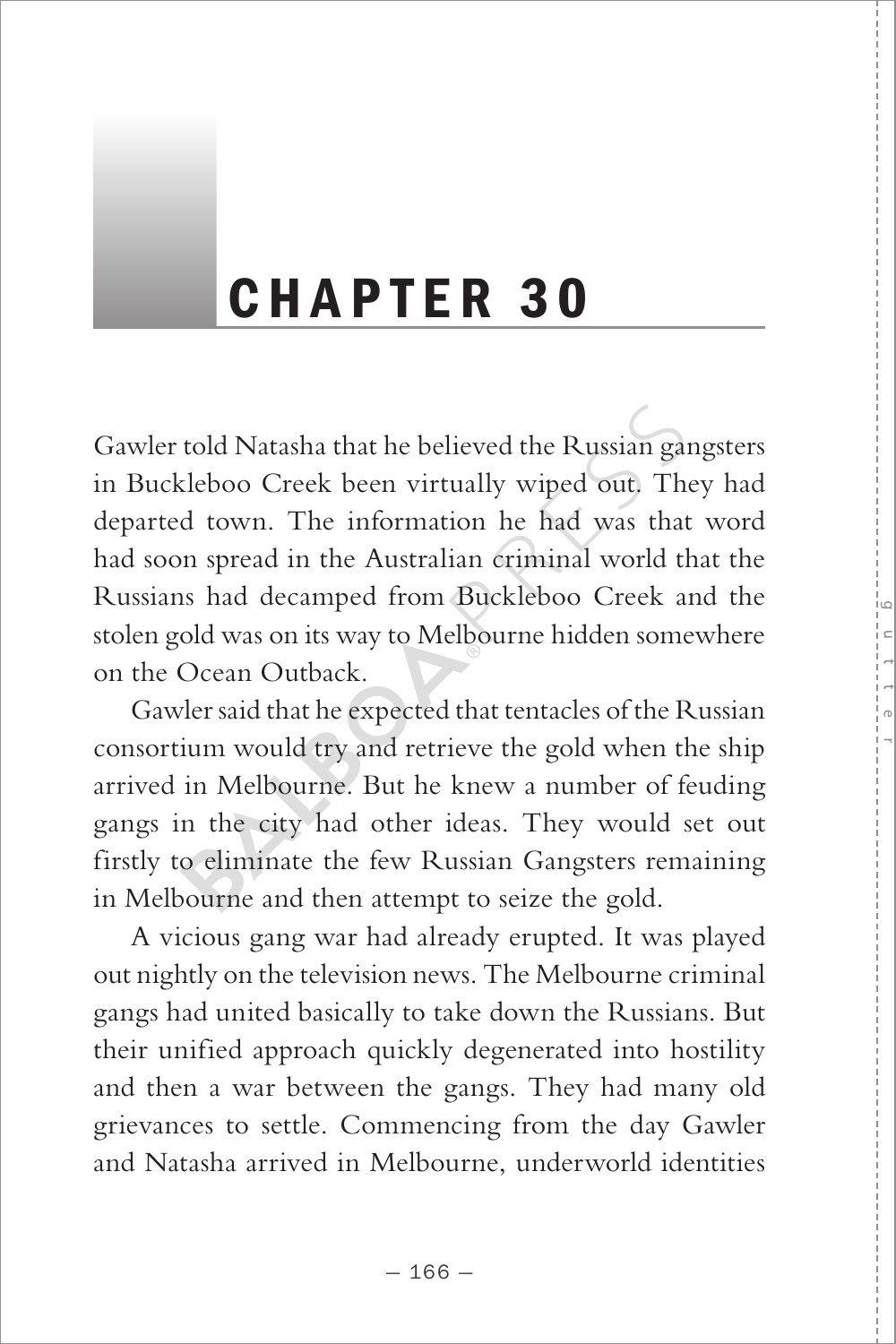# CHAPTER 30

Gawler told Natasha that he believed the Russian gangsters in Buckleboo Creek been virtually wiped out. They had departed town. The information he had was that word had soon spread in the Australian criminal world that the Russians had decamped from Buckleboo Creek and the stolen gold was on its way to Melbourne hidden somewhere on the Ocean Outback.

Gawler said that he expected that tentacles of the Russian consortium would try and retrieve the gold when the ship arrived in Melbourne. But he knew a number of feuding gangs in the city had other ideas. They would set out firstly to eliminate the few Russian Gangsters remaining in Melbourne and then attempt to seize the gold.

A vicious gang war had already erupted. It was played out nightly on the television news. The Melbourne criminal gangs had united basically to take down the Russians. But their unified approach quickly degenerated into hostility and then a war between the gangs. They had many old grievances to settle. Commencing from the day Gawler and Natasha arrived in Melbourne, underworld identities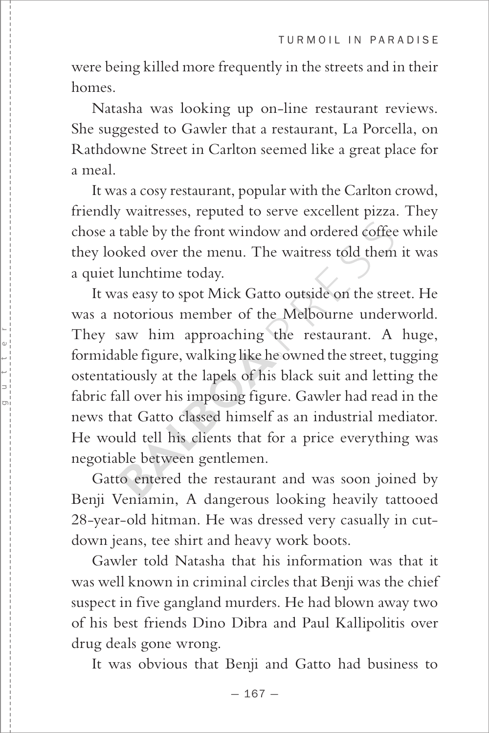were being killed more frequently in the streets and in their homes.

Natasha was looking up on-line restaurant reviews. She suggested to Gawler that a restaurant, La Porcella, on Rathdowne Street in Carlton seemed like a great place for a meal.

It was a cosy restaurant, popular with the Carlton crowd, friendly waitresses, reputed to serve excellent pizza. They chose a table by the front window and ordered coffee while they looked over the menu. The waitress told them it was a quiet lunchtime today.

It was easy to spot Mick Gatto outside on the street. He was a notorious member of the Melbourne underworld. They saw him approaching the restaurant. A huge, formidable figure, walking like he owned the street, tugging ostentatiously at the lapels of his black suit and letting the fabric fall over his imposing figure. Gawler had read in the news that Gatto classed himself as an industrial mediator. He would tell his clients that for a price everything was negotiable between gentlemen.

Gatto entered the restaurant and was soon joined by Benji Veniamin, A dangerous looking heavily tattooed 28-year-old hitman. He was dressed very casually in cut-down jeans, tee shirt and heavy work boots.

Gawler told Natasha that his information was that it was well known in criminal circles that Benji was the chief suspect in five gangland murders. He had blown away two of his best friends Dino Dibra and Paul Kallipolitis over drug deals gone wrong.

It was obvious that Benji and Gatto had business to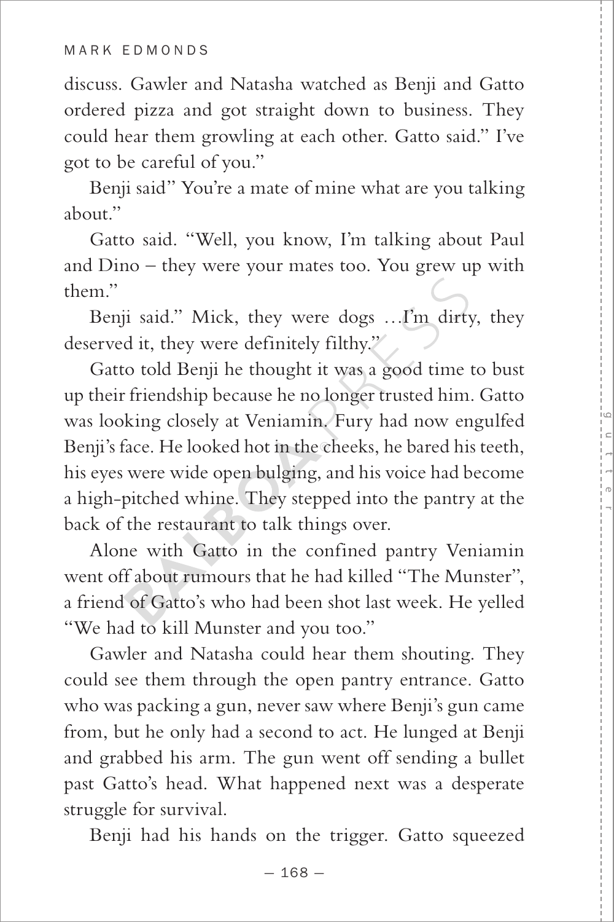discuss. Gawler and Natasha watched as Benji and Gatto ordered pizza and got straight down to business. They could hear them growling at each other. Gatto said." I've got to be careful of you."

Benji said" You're a mate of mine what are you talking about."

Gatto said. "Well, you know, I'm talking about Paul and Dino – they were your mates too. You grew up with them."

Benji said." Mick, they were dogs …I'm dirty, they deserved it, they were definitely filthy."

Gatto told Benji he thought it was a good time to bust up their friendship because he no longer trusted him. Gatto was looking closely at Veniamin. Fury had now engulfed Benji's face. He looked hot in the cheeks, he bared his teeth, his eyes were wide open bulging, and his voice had become a high-pitched whine. They stepped into the pantry at the back of the restaurant to talk things over.

Alone with Gatto in the confined pantry Veniamin went off about rumours that he had killed "The Munster", a friend of Gatto's who had been shot last week. He yelled "We had to kill Munster and you too."

Gawler and Natasha could hear them shouting. They could see them through the open pantry entrance. Gatto who was packing a gun, never saw where Benji's gun came from, but he only had a second to act. He lunged at Benji and grabbed his arm. The gun went off sending a bullet past Gatto's head. What happened next was a desperate struggle for survival.

Benji had his hands on the trigger. Gatto squeezed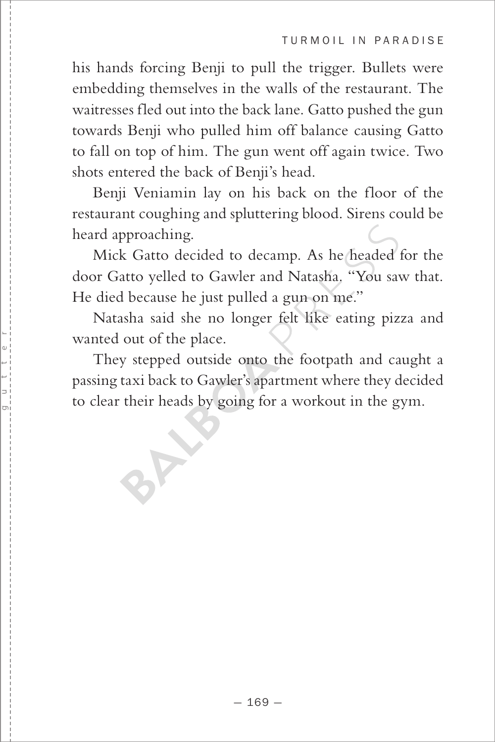his hands forcing Benji to pull the trigger. Bullets were embedding themselves in the walls of the restaurant. The waitresses fled out into the back lane. Gatto pushed the gun towards Benji who pulled him off balance causing Gatto to fall on top of him. The gun went off again twice. Two shots entered the back of Benji's head.

Benji Veniamin lay on his back on the floor of the restaurant coughing and spluttering blood. Sirens could be heard approaching.

Mick Gatto decided to decamp. As he headed for the door Gatto yelled to Gawler and Natasha. "You saw that. He died because he just pulled a gun on me."

Natasha said she no longer felt like eating pizza and wanted out of the place.

They stepped outside onto the footpath and caught a passing taxi back to Gawler's apartment where they decided to clear their heads by going for a workout in the gym.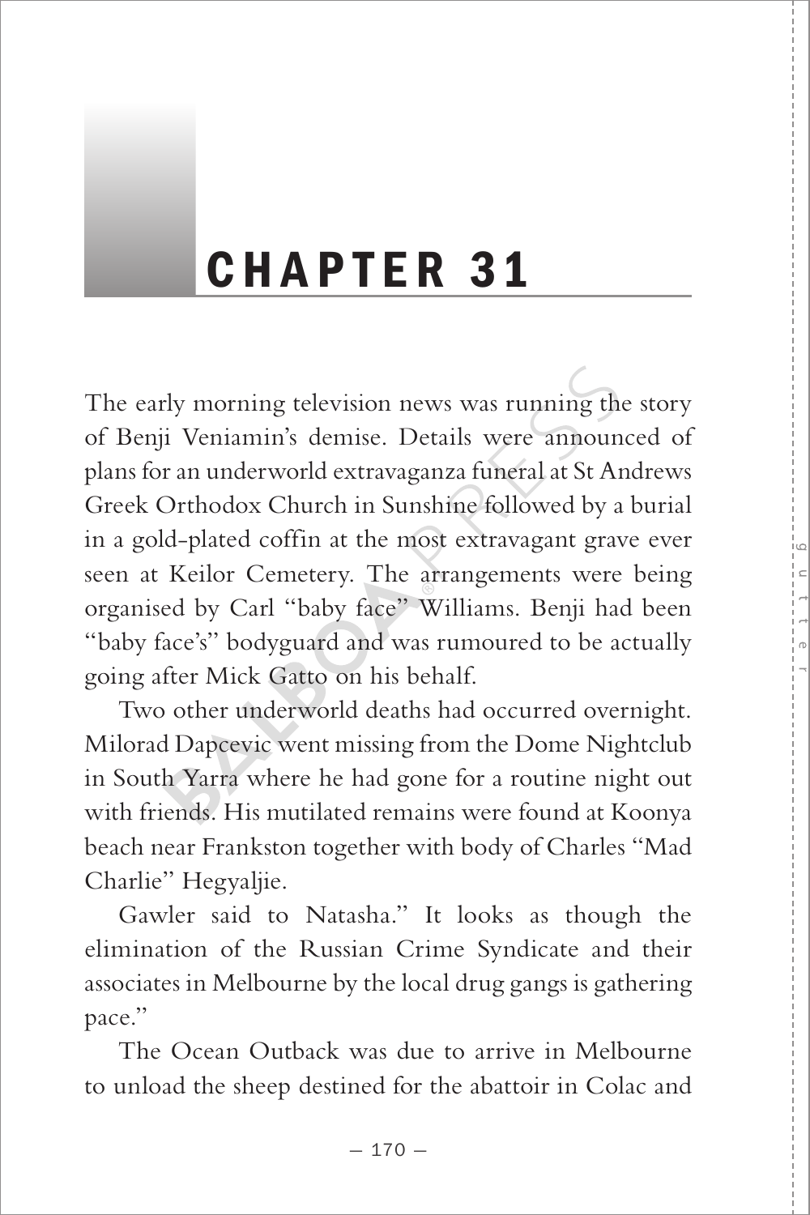# CHAPTER 31

The early morning television news was running the story of Benji Veniamin's demise. Details were announced of plans for an underworld extravaganza funeral at St Andrews Greek Orthodox Church in Sunshine followed by a burial in a gold-plated coffin at the most extravagant grave ever seen at Keilor Cemetery. The arrangements were being organised by Carl "baby face" Williams. Benji had been "baby face's" bodyguard and was rumoured to be actually going after Mick Gatto on his behalf.

Two other underworld deaths had occurred overnight. Milorad Dapcevic went missing from the Dome Nightclub in South Yarra where he had gone for a routine night out with friends. His mutilated remains were found at Koonya beach near Frankston together with body of Charles "Mad Charlie" Hegyaljie.

Gawler said to Natasha." It looks as though the elimination of the Russian Crime Syndicate and their associates in Melbourne by the local drug gangs is gathering pace."

The Ocean Outback was due to arrive in Melbourne to unload the sheep destined for the abattoir in Colac and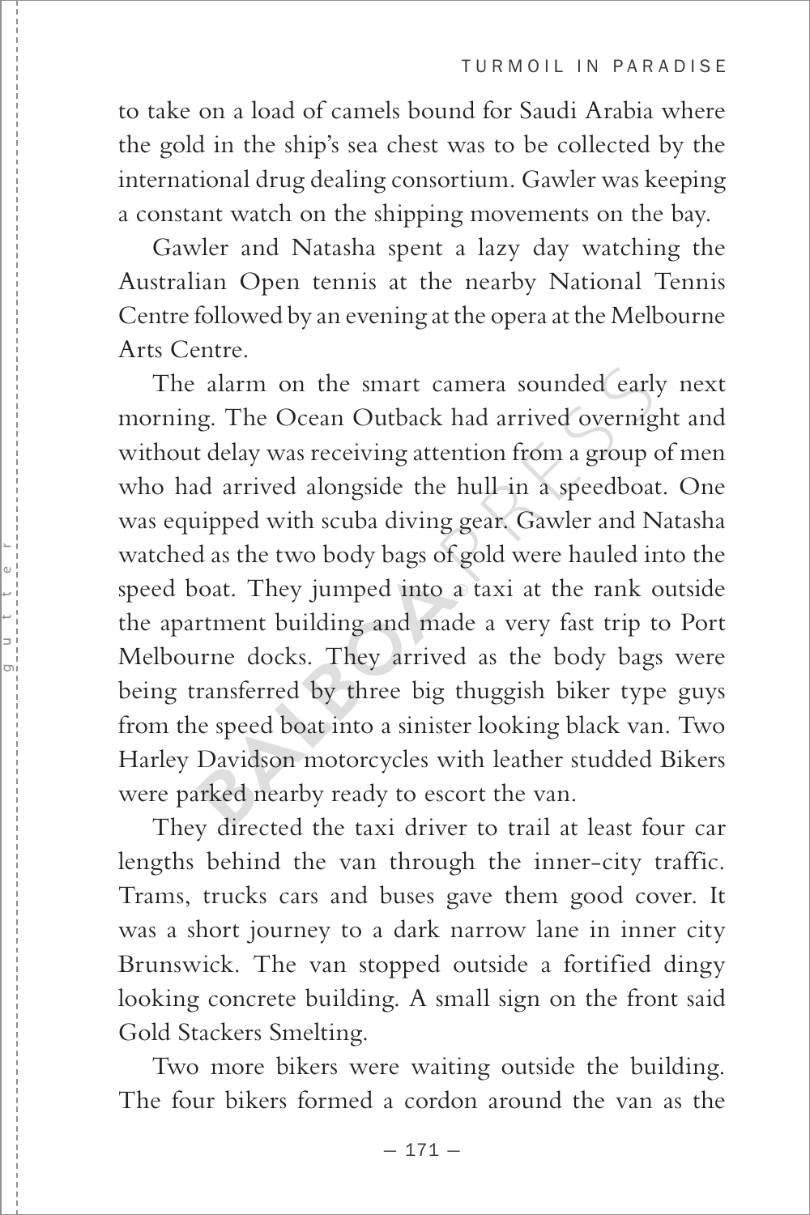to take on a load of camels bound for Saudi Arabia where the gold in the ship's sea chest was to be collected by the international drug dealing consortium. Gawler was keeping a constant watch on the shipping movements on the bay.

Gawler and Natasha spent a lazy day watching the Australian Open tennis at the nearby National Tennis Centre followed by an evening at the opera at the Melbourne Arts Centre.

The alarm on the smart camera sounded early next morning. The Ocean Outback had arrived overnight and without delay was receiving attention from a group of men who had arrived alongside the hull in a speedboat. One was equipped with scuba diving gear. Gawler and Natasha watched as the two body bags of gold were hauled into the speed boat. They jumped into a taxi at the rank outside the apartment building and made a very fast trip to Port Melbourne docks. They arrived as the body bags were being transferred by three big thuggish biker type guys from the speed boat into a sinister looking black van. Two Harley Davidson motorcycles with leather studded Bikers were parked nearby ready to escort the van.

They directed the taxi driver to trail at least four car lengths behind the van through the inner-city traffic. Trams, trucks cars and buses gave them good cover. It was a short journey to a dark narrow lane in inner city Brunswick. The van stopped outside a fortified dingy looking concrete building. A small sign on the front said Gold Stackers Smelting.

Two more bikers were waiting outside the building. The four bikers formed a cordon around the van as the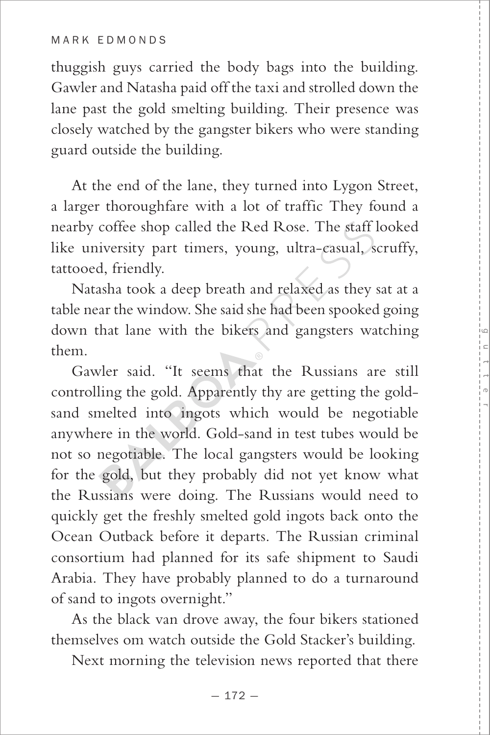thuggish guys carried the body bags into the building. Gawler and Natasha paid off the taxi and strolled down the lane past the gold smelting building. Their presence was closely watched by the gangster bikers who were standing guard outside the building.

At the end of the lane, they turned into Lygon Street, a larger thoroughfare with a lot of traffic They found a nearby coffee shop called the Red Rose. The staff looked like university part timers, young, ultra-casual, scruffy, tattooed, friendly.

Natasha took a deep breath and relaxed as they sat at a table near the window. She said she had been spooked going down that lane with the bikers and gangsters watching them.

Gawler said. "It seems that the Russians are still controlling the gold. Apparently thy are getting the gold-sand smelted into ingots which would be negotiable anywhere in the world. Gold-sand in test tubes would be not so negotiable. The local gangsters would be looking for the gold, but they probably did not yet know what the Russians were doing. The Russians would need to quickly get the freshly smelted gold ingots back onto the Ocean Outback before it departs. The Russian criminal consortium had planned for its safe shipment to Saudi Arabia. They have probably planned to do a turnaround of sand to ingots overnight."

As the black van drove away, the four bikers stationed themselves om watch outside the Gold Stacker's building.

Next morning the television news reported that there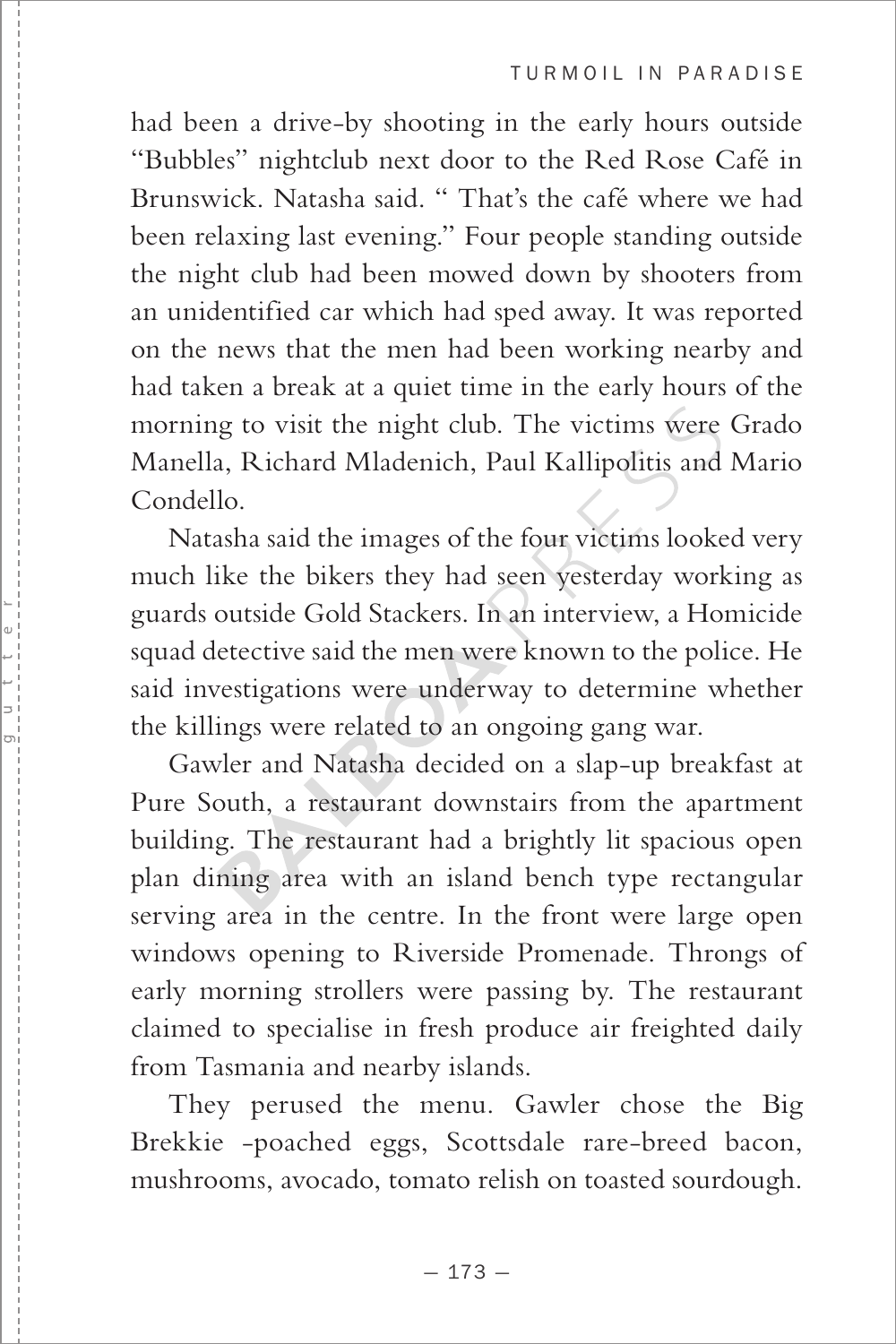had been a drive-by shooting in the early hours outside "Bubbles" nightclub next door to the Red Rose Café in Brunswick. Natasha said. " That's the café where we had been relaxing last evening." Four people standing outside the night club had been mowed down by shooters from an unidentified car which had sped away. It was reported on the news that the men had been working nearby and had taken a break at a quiet time in the early hours of the morning to visit the night club. The victims were Grado Manella, Richard Mladenich, Paul Kallipolitis and Mario Condello.

Natasha said the images of the four victims looked very much like the bikers they had seen yesterday working as guards outside Gold Stackers. In an interview, a Homicide squad detective said the men were known to the police. He said investigations were underway to determine whether the killings were related to an ongoing gang war.

Gawler and Natasha decided on a slap-up breakfast at Pure South, a restaurant downstairs from the apartment building. The restaurant had a brightly lit spacious open plan dining area with an island bench type rectangular serving area in the centre. In the front were large open windows opening to Riverside Promenade. Throngs of early morning strollers were passing by. The restaurant claimed to specialise in fresh produce air freighted daily from Tasmania and nearby islands.

They perused the menu. Gawler chose the Big Brekkie -poached eggs, Scottsdale rare-breed bacon, mushrooms, avocado, tomato relish on toasted sourdough.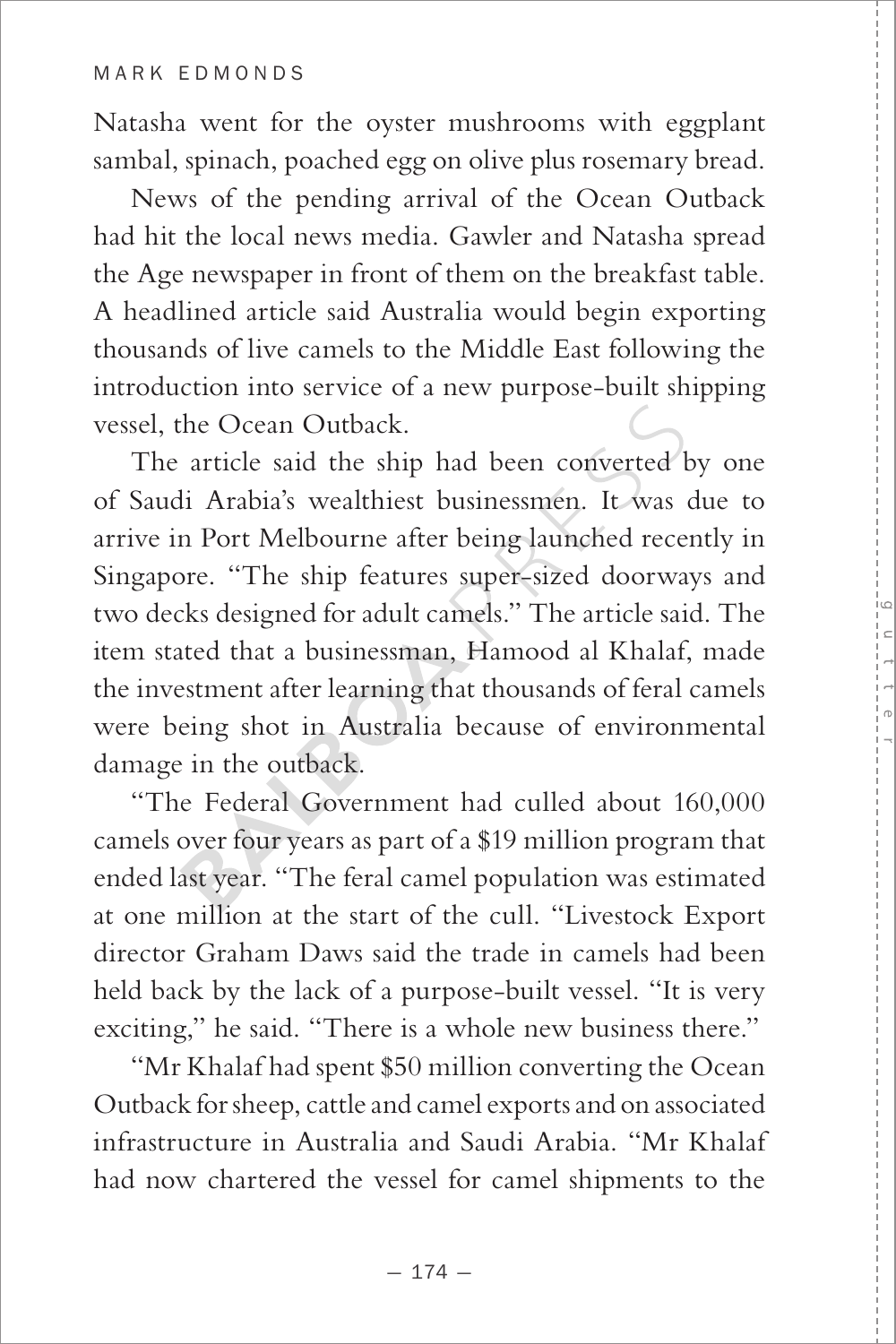Natasha went for the oyster mushrooms with eggplant sambal, spinach, poached egg on olive plus rosemary bread.

News of the pending arrival of the Ocean Outback had hit the local news media. Gawler and Natasha spread the Age newspaper in front of them on the breakfast table. A headlined article said Australia would begin exporting thousands of live camels to the Middle East following the introduction into service of a new purpose-built shipping vessel, the Ocean Outback.

The article said the ship had been converted by one of Saudi Arabia's wealthiest businessmen. It was due to arrive in Port Melbourne after being launched recently in Singapore. "The ship features super-sized doorways and two decks designed for adult camels." The article said. The item stated that a businessman, Hamood al Khalaf, made the investment after learning that thousands of feral camels were being shot in Australia because of environmental damage in the outback.

"The Federal Government had culled about 160,000 camels over four years as part of a $19 million program that ended last year. "The feral camel population was estimated at one million at the start of the cull. "Livestock Export director Graham Daws said the trade in camels had been held back by the lack of a purpose-built vessel. "It is very exciting," he said. "There is a whole new business there."

"Mr Khalaf had spent $50 million converting the Ocean Outback for sheep, cattle and camel exports and on associated infrastructure in Australia and Saudi Arabia. "Mr Khalaf had now chartered the vessel for camel shipments to the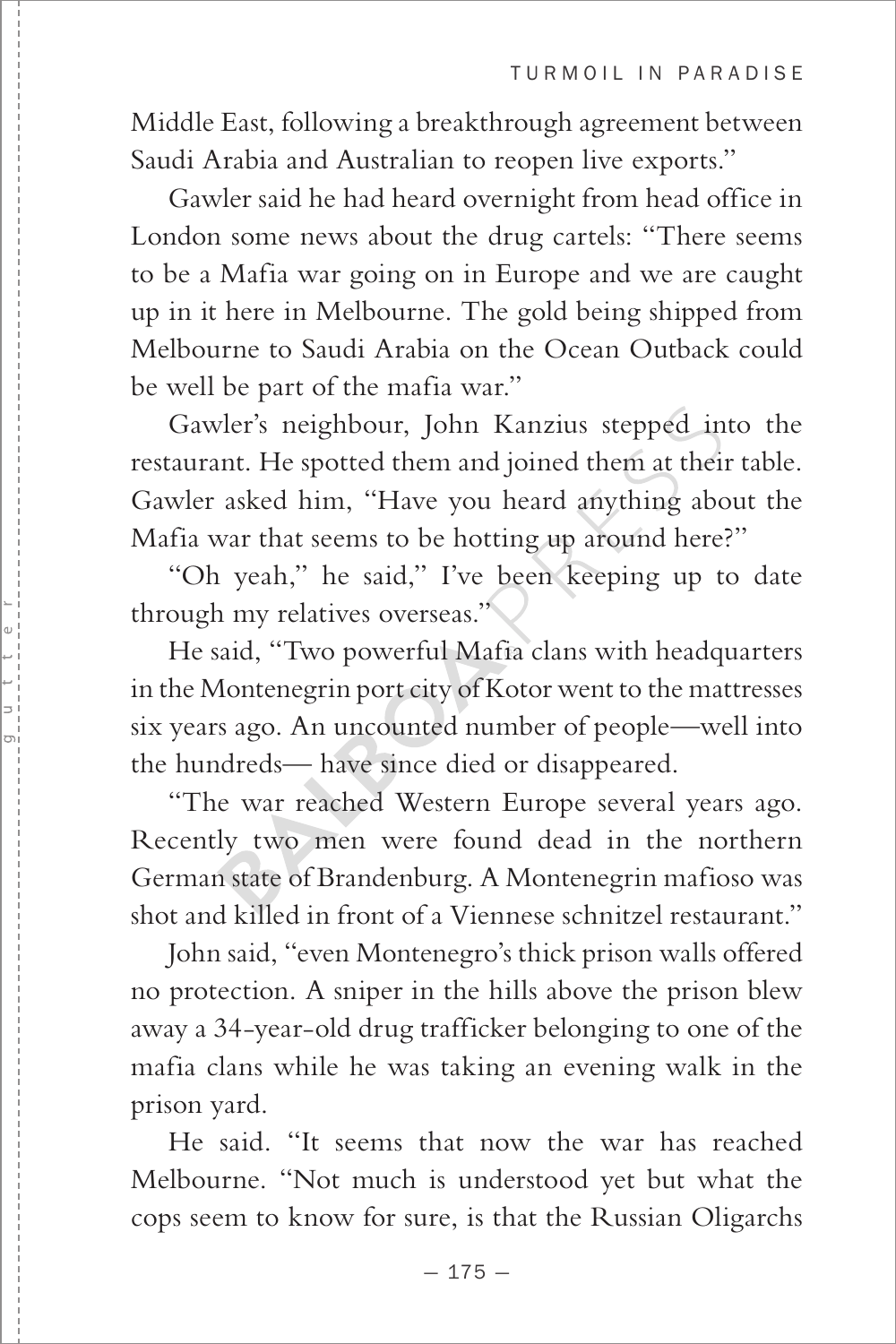Middle East, following a breakthrough agreement between Saudi Arabia and Australian to reopen live exports."

Gawler said he had heard overnight from head office in London some news about the drug cartels: "There seems to be a Mafia war going on in Europe and we are caught up in it here in Melbourne. The gold being shipped from Melbourne to Saudi Arabia on the Ocean Outback could be well be part of the mafia war."

Gawler's neighbour, John Kanzius stepped into the restaurant. He spotted them and joined them at their table. Gawler asked him, "Have you heard anything about the Mafia war that seems to be hotting up around here?"

"Oh yeah," he said," I've been keeping up to date through my relatives overseas."

He said, "Two powerful Mafia clans with headquarters in the Montenegrin port city of Kotor went to the mattresses six years ago. An uncounted number of people—well into the hundreds— have since died or disappeared.

"The war reached Western Europe several years ago. Recently two men were found dead in the northern German state of Brandenburg. A Montenegrin mafioso was shot and killed in front of a Viennese schnitzel restaurant."

John said, "even Montenegro's thick prison walls offered no protection. A sniper in the hills above the prison blew away a 34-year-old drug trafficker belonging to one of the mafia clans while he was taking an evening walk in the prison yard.

He said. "It seems that now the war has reached Melbourne. "Not much is understood yet but what the cops seem to know for sure, is that the Russian Oligarchs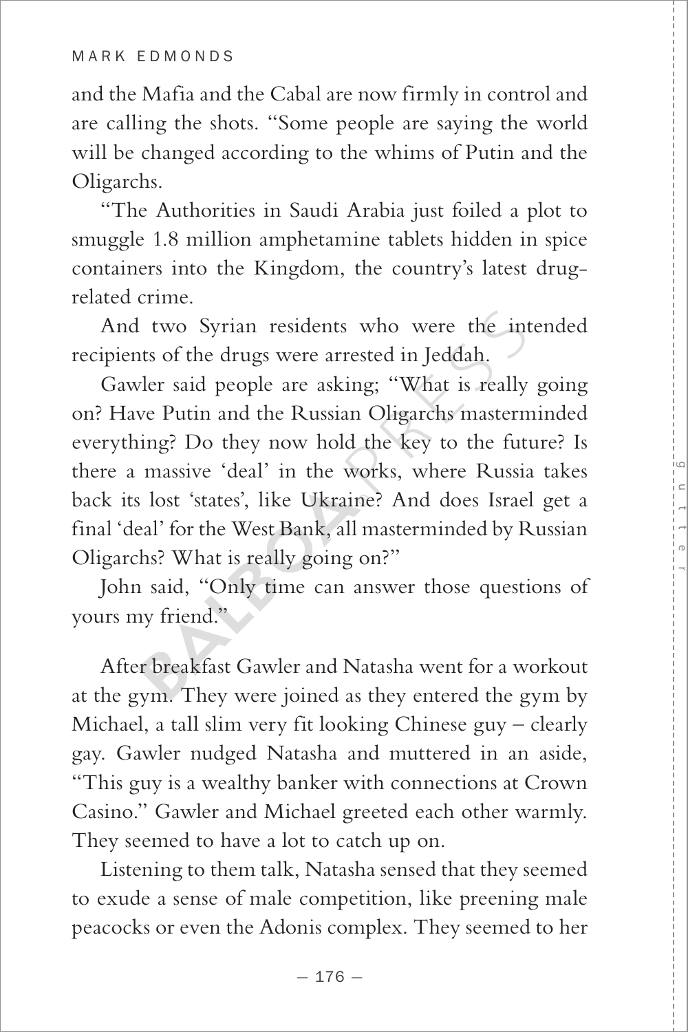and the Mafia and the Cabal are now firmly in control and are calling the shots. "Some people are saying the world will be changed according to the whims of Putin and the Oligarchs.

"The Authorities in Saudi Arabia just foiled a plot to smuggle 1.8 million amphetamine tablets hidden in spice containers into the Kingdom, the country's latest drug-related crime.

And two Syrian residents who were the intended recipients of the drugs were arrested in Jeddah.

Gawler said people are asking; "What is really going on? Have Putin and the Russian Oligarchs masterminded everything? Do they now hold the key to the future? Is there a massive 'deal' in the works, where Russia takes back its lost 'states', like Ukraine? And does Israel get a final 'deal' for the West Bank, all masterminded by Russian Oligarchs? What is really going on?"

John said, "Only time can answer those questions of yours my friend."

After breakfast Gawler and Natasha went for a workout at the gym. They were joined as they entered the gym by Michael, a tall slim very fit looking Chinese guy – clearly gay. Gawler nudged Natasha and muttered in an aside, "This guy is a wealthy banker with connections at Crown Casino." Gawler and Michael greeted each other warmly. They seemed to have a lot to catch up on.

Listening to them talk, Natasha sensed that they seemed to exude a sense of male competition, like preening male peacocks or even the Adonis complex. They seemed to her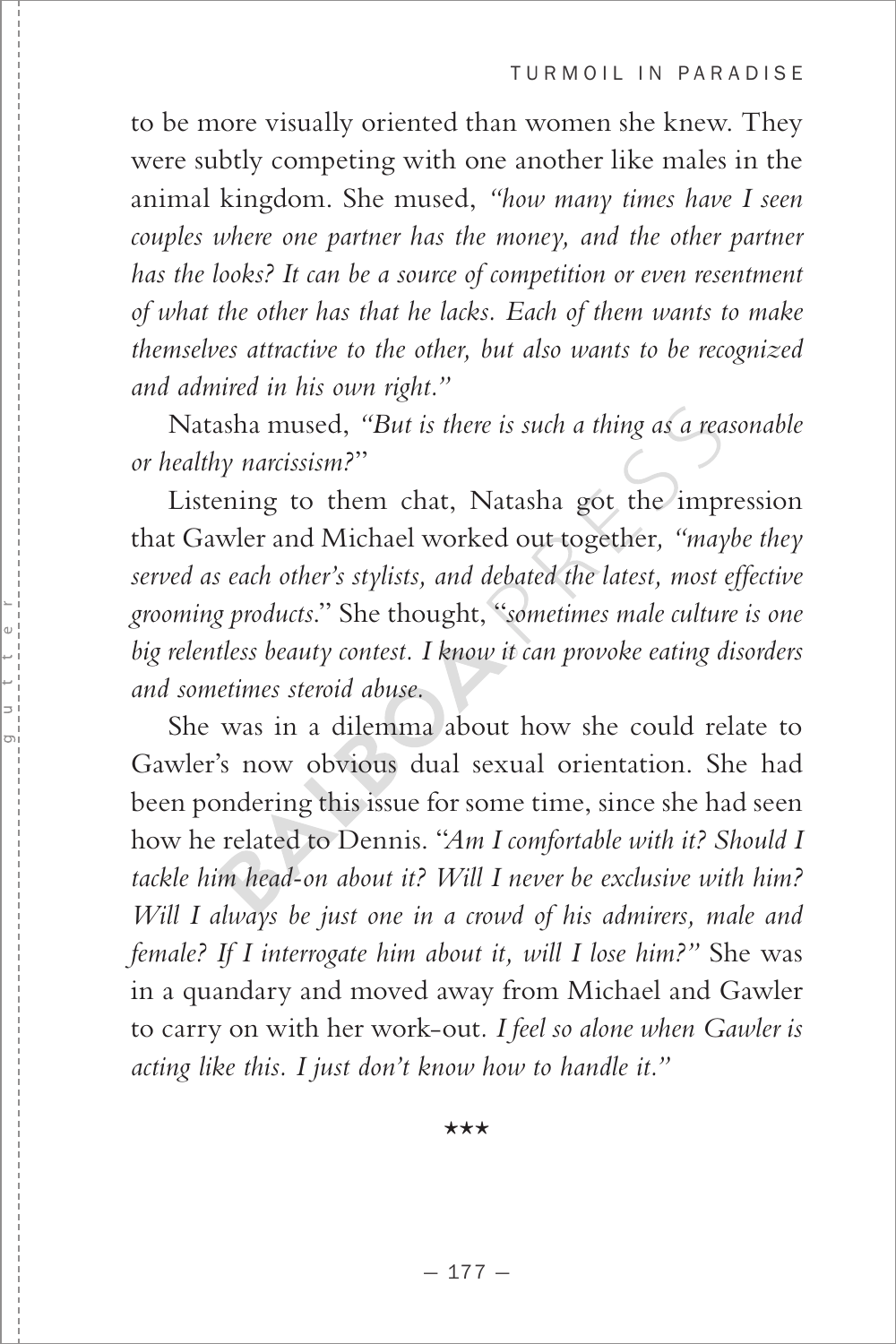to be more visually oriented than women she knew. They were subtly competing with one another like males in the animal kingdom. She mused, *"how many times have I seen couples where one partner has the money, and the other partner has the looks? It can be a source of competition or even resentment of what the other has that he lacks. Each of them wants to make themselves attractive to the other, but also wants to be recognized and admired in his own right."*

Natasha mused, *"But is there is such a thing as a reasonable or healthy narcissism?"*

Listening to them chat, Natasha got the impression that Gawler and Michael worked out together, *"maybe they served as each other's stylists, and debated the latest, most effective grooming products."* She thought, "*sometimes male culture is one big relentless beauty contest. I know it can provoke eating disorders and sometimes steroid abuse.*

She was in a dilemma about how she could relate to Gawler's now obvious dual sexual orientation. She had been pondering this issue for some time, since she had seen how he related to Dennis. "*Am I comfortable with it? Should I tackle him head-on about it? Will I never be exclusive with him? Will I always be just one in a crowd of his admirers, male and female? If I interrogate him about it, will I lose him?"* She was in a quandary and moved away from Michael and Gawler to carry on with her work-out. *I feel so alone when Gawler is acting like this. I just don't know how to handle it."*

★★★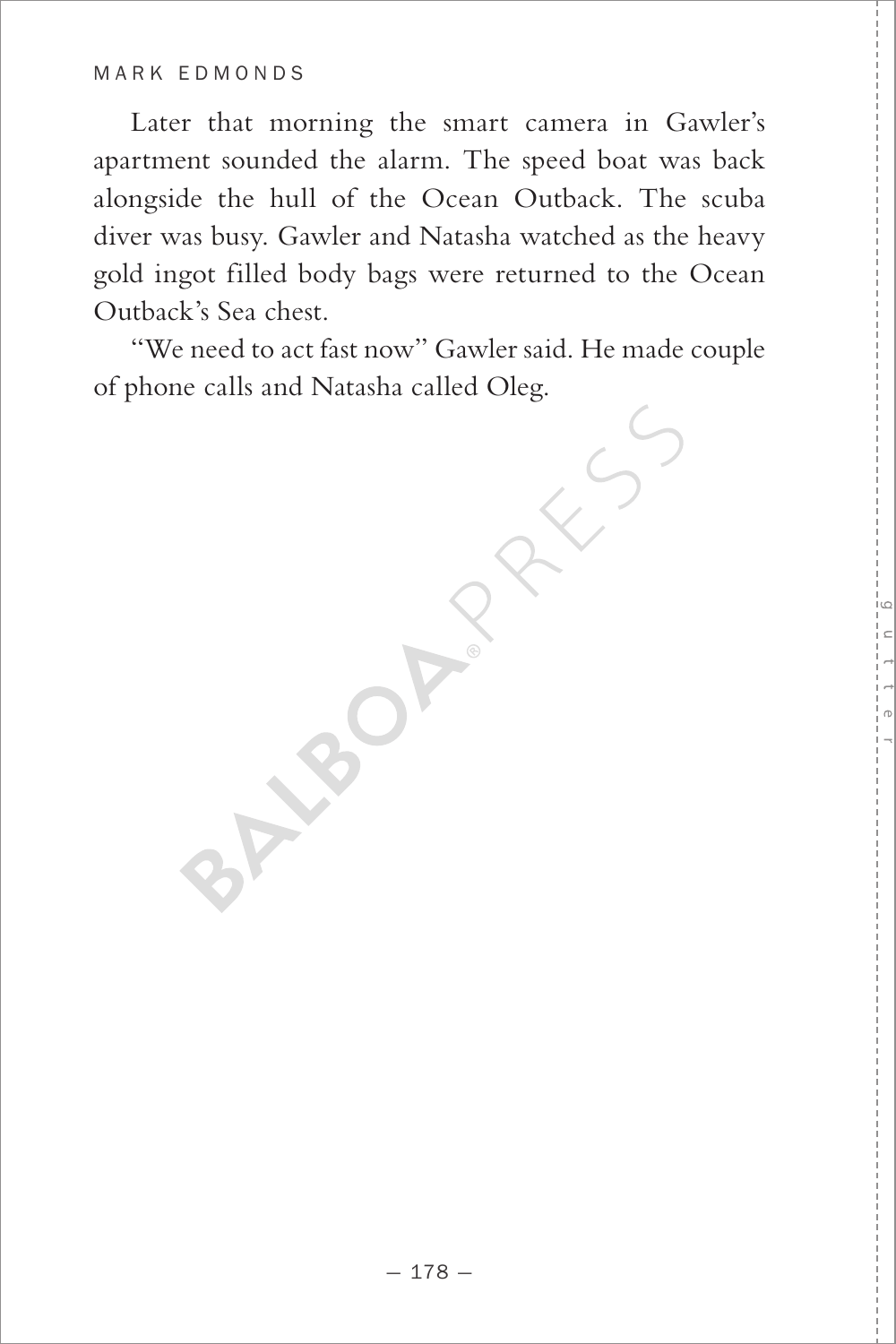Later that morning the smart camera in Gawler's apartment sounded the alarm. The speed boat was back alongside the hull of the Ocean Outback. The scuba diver was busy. Gawler and Natasha watched as the heavy gold ingot filled body bags were returned to the Ocean Outback's Sea chest.

"We need to act fast now" Gawler said. He made couple of phone calls and Natasha called Oleg.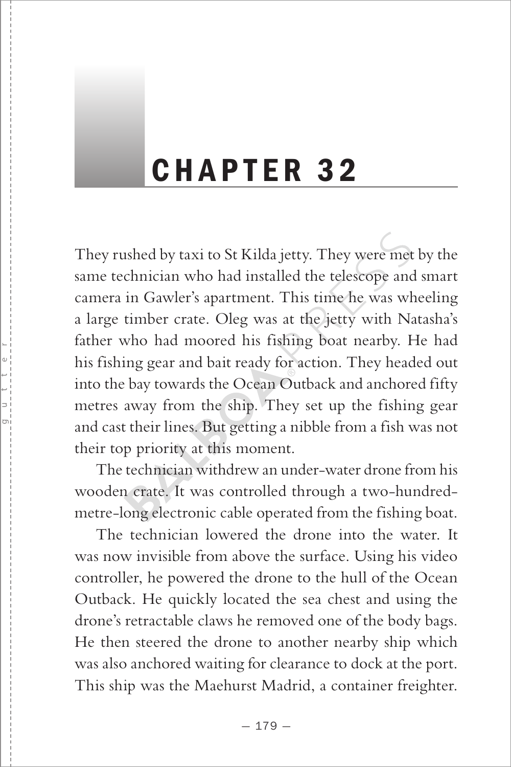# CHAPTER 32

They rushed by taxi to St Kilda jetty. They were met by the same technician who had installed the telescope and smart camera in Gawler's apartment. This time he was wheeling a large timber crate. Oleg was at the jetty with Natasha's father who had moored his fishing boat nearby. He had his fishing gear and bait ready for action. They headed out into the bay towards the Ocean Outback and anchored fifty metres away from the ship. They set up the fishing gear and cast their lines. But getting a nibble from a fish was not their top priority at this moment.

The technician withdrew an under-water drone from his wooden crate. It was controlled through a two-hundred-metre-long electronic cable operated from the fishing boat.

The technician lowered the drone into the water. It was now invisible from above the surface. Using his video controller, he powered the drone to the hull of the Ocean Outback. He quickly located the sea chest and using the drone's retractable claws he removed one of the body bags. He then steered the drone to another nearby ship which was also anchored waiting for clearance to dock at the port. This ship was the Maehurst Madrid, a container freighter.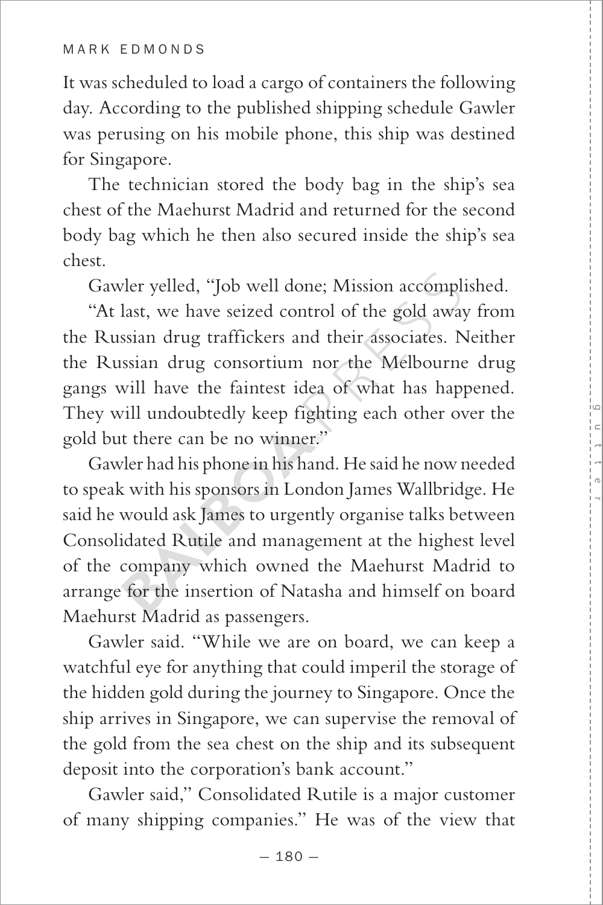It was scheduled to load a cargo of containers the following day. According to the published shipping schedule Gawler was perusing on his mobile phone, this ship was destined for Singapore.

The technician stored the body bag in the ship's sea chest of the Maehurst Madrid and returned for the second body bag which he then also secured inside the ship's sea chest.

Gawler yelled, "Job well done; Mission accomplished.

"At last, we have seized control of the gold away from the Russian drug traffickers and their associates. Neither the Russian drug consortium nor the Melbourne drug gangs will have the faintest idea of what has happened. They will undoubtedly keep fighting each other over the gold but there can be no winner."

Gawler had his phone in his hand. He said he now needed to speak with his sponsors in London James Wallbridge. He said he would ask James to urgently organise talks between Consolidated Rutile and management at the highest level of the company which owned the Maehurst Madrid to arrange for the insertion of Natasha and himself on board Maehurst Madrid as passengers.

Gawler said. "While we are on board, we can keep a watchful eye for anything that could imperil the storage of the hidden gold during the journey to Singapore. Once the ship arrives in Singapore, we can supervise the removal of the gold from the sea chest on the ship and its subsequent deposit into the corporation's bank account."

Gawler said," Consolidated Rutile is a major customer of many shipping companies." He was of the view that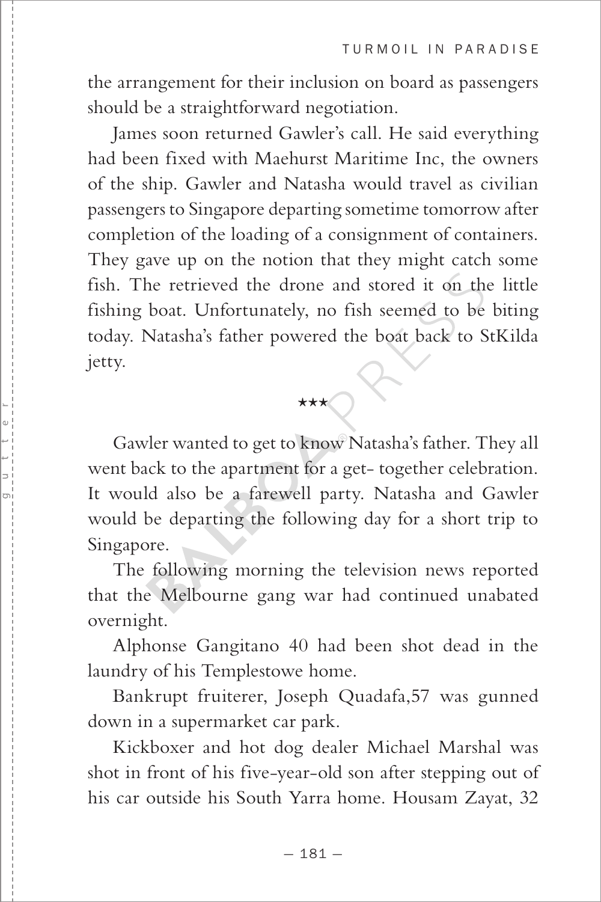the arrangement for their inclusion on board as passengers should be a straightforward negotiation.

James soon returned Gawler's call. He said everything had been fixed with Maehurst Maritime Inc, the owners of the ship. Gawler and Natasha would travel as civilian passengers to Singapore departing sometime tomorrow after completion of the loading of a consignment of containers. They gave up on the notion that they might catch some fish. The retrieved the drone and stored it on the little fishing boat. Unfortunately, no fish seemed to be biting today. Natasha's father powered the boat back to StKilda jetty.

\*\*\*

Gawler wanted to get to know Natasha's father. They all went back to the apartment for a get- together celebration. It would also be a farewell party. Natasha and Gawler would be departing the following day for a short trip to Singapore.

The following morning the television news reported that the Melbourne gang war had continued unabated overnight.

Alphonse Gangitano 40 had been shot dead in the laundry of his Templestowe home.

Bankrupt fruiterer, Joseph Quadafa,57 was gunned down in a supermarket car park.

Kickboxer and hot dog dealer Michael Marshal was shot in front of his five-year-old son after stepping out of his car outside his South Yarra home. Housam Zayat, 32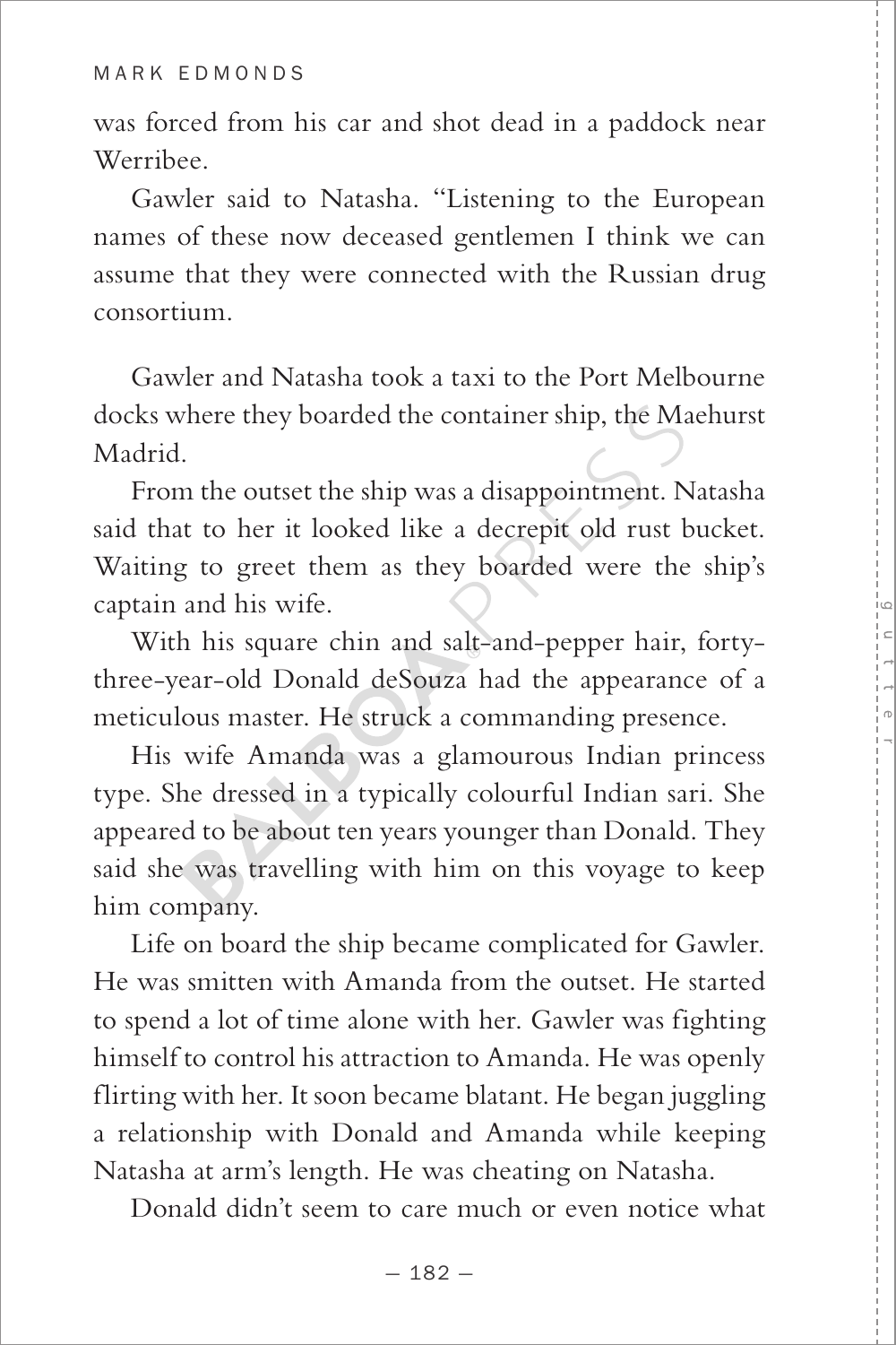was forced from his car and shot dead in a paddock near Werribee.

Gawler said to Natasha. “Listening to the European names of these now deceased gentlemen I think we can assume that they were connected with the Russian drug consortium.

Gawler and Natasha took a taxi to the Port Melbourne docks where they boarded the container ship, the Maehurst Madrid.

From the outset the ship was a disappointment. Natasha said that to her it looked like a decrepit old rust bucket. Waiting to greet them as they boarded were the ship’s captain and his wife.

With his square chin and salt-and-pepper hair, forty-three-year-old Donald deSouza had the appearance of a meticulous master. He struck a commanding presence.

His wife Amanda was a glamourous Indian princess type. She dressed in a typically colourful Indian sari. She appeared to be about ten years younger than Donald. They said she was travelling with him on this voyage to keep him company.

Life on board the ship became complicated for Gawler. He was smitten with Amanda from the outset. He started to spend a lot of time alone with her. Gawler was fighting himself to control his attraction to Amanda. He was openly flirting with her. It soon became blatant. He began juggling a relationship with Donald and Amanda while keeping Natasha at arm’s length. He was cheating on Natasha.

Donald didn’t seem to care much or even notice what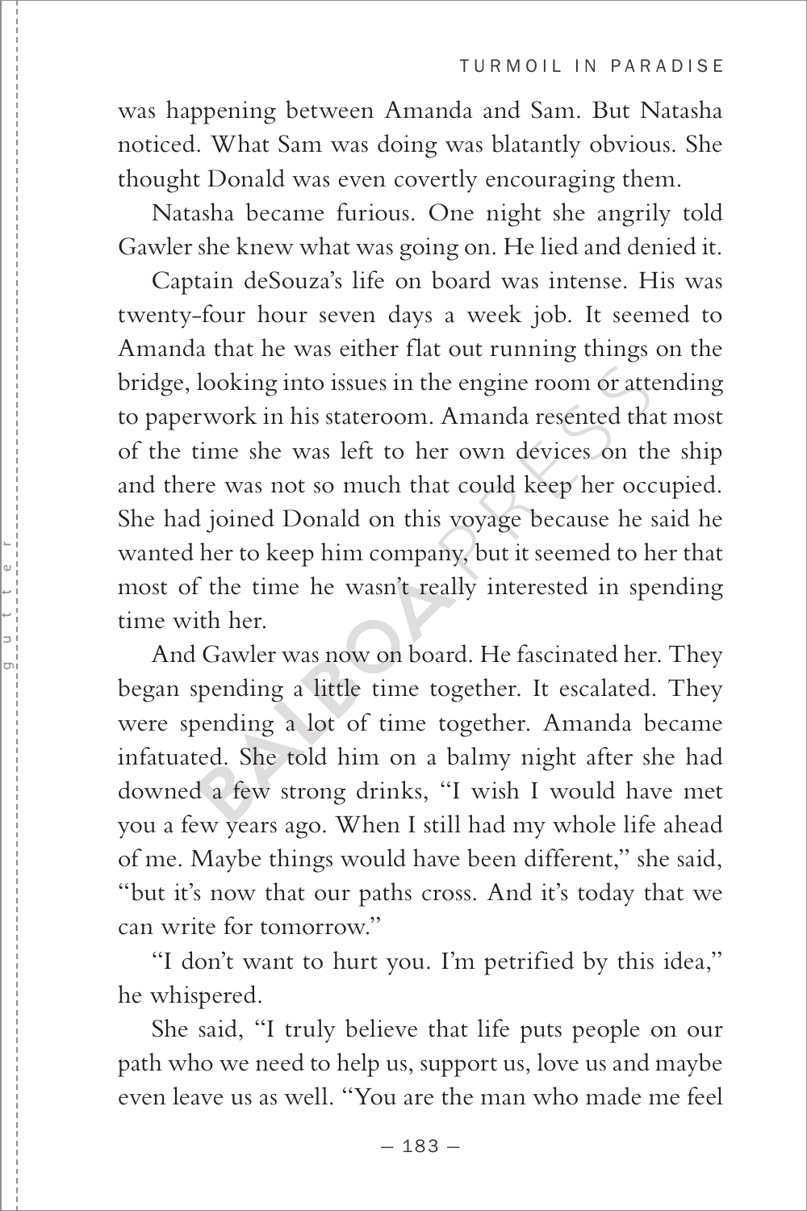was happening between Amanda and Sam. But Natasha noticed. What Sam was doing was blatantly obvious. She thought Donald was even covertly encouraging them.

Natasha became furious. One night she angrily told Gawler she knew what was going on. He lied and denied it.

Captain deSouza's life on board was intense. His was twenty-four hour seven days a week job. It seemed to Amanda that he was either flat out running things on the bridge, looking into issues in the engine room or attending to paperwork in his stateroom. Amanda resented that most of the time she was left to her own devices on the ship and there was not so much that could keep her occupied. She had joined Donald on this voyage because he said he wanted her to keep him company, but it seemed to her that most of the time he wasn't really interested in spending time with her.

And Gawler was now on board. He fascinated her. They began spending a little time together. It escalated. They were spending a lot of time together. Amanda became infatuated. She told him on a balmy night after she had downed a few strong drinks, "I wish I would have met you a few years ago. When I still had my whole life ahead of me. Maybe things would have been different," she said, "but it's now that our paths cross. And it's today that we can write for tomorrow."

"I don't want to hurt you. I'm petrified by this idea," he whispered.

She said, "I truly believe that life puts people on our path who we need to help us, support us, love us and maybe even leave us as well. "You are the man who made me feel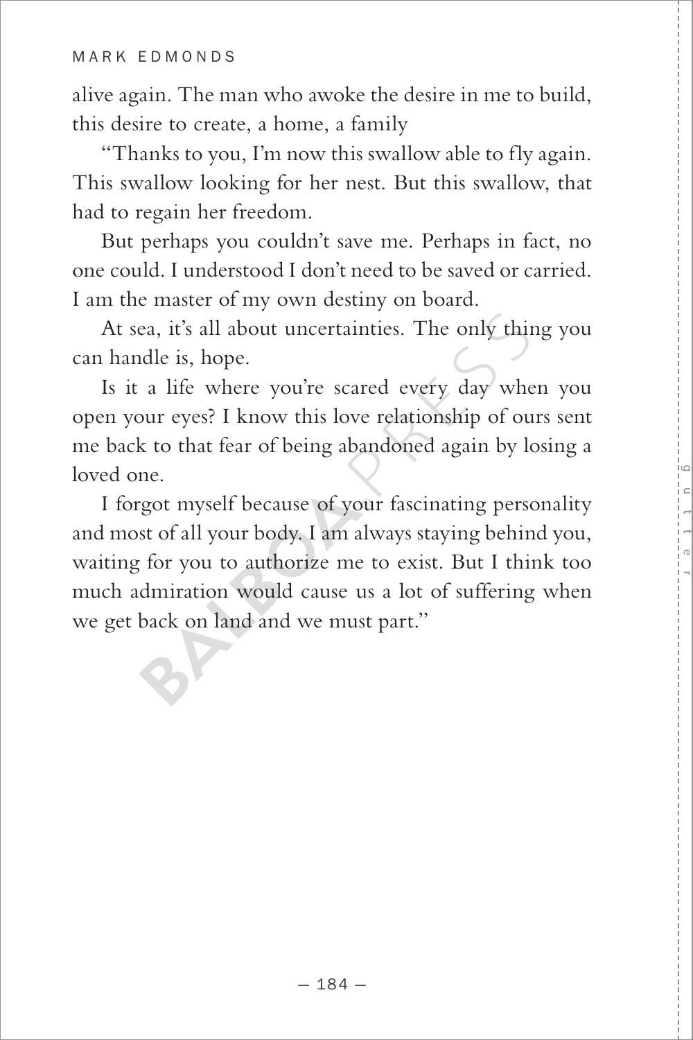alive again. The man who awoke the desire in me to build, this desire to create, a home, a family

"Thanks to you, I'm now this swallow able to fly again. This swallow looking for her nest. But this swallow, that had to regain her freedom.

But perhaps you couldn't save me. Perhaps in fact, no one could. I understood I don't need to be saved or carried. I am the master of my own destiny on board.

At sea, it's all about uncertainties. The only thing you can handle is, hope.

Is it a life where you're scared every day when you open your eyes? I know this love relationship of ours sent me back to that fear of being abandoned again by losing a loved one.

I forgot myself because of your fascinating personality and most of all your body. I am always staying behind you, waiting for you to authorize me to exist. But I think too much admiration would cause us a lot of suffering when we get back on land and we must part."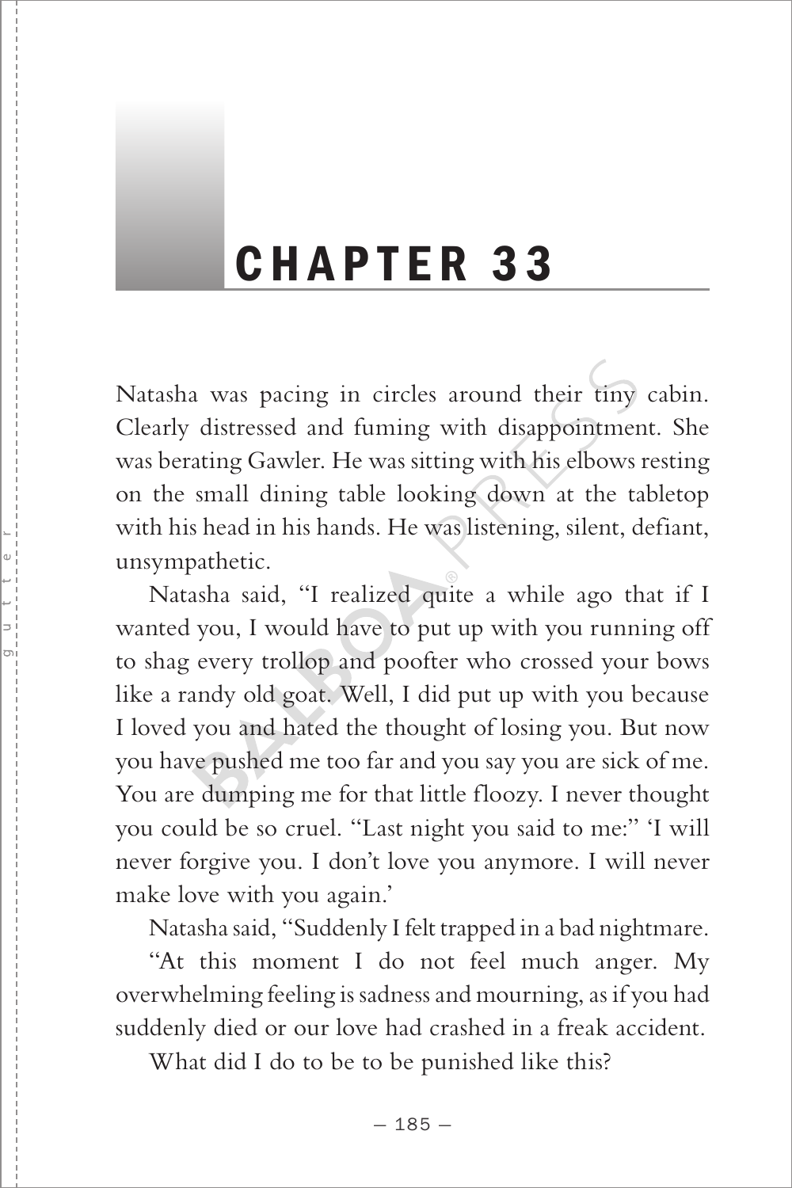# CHAPTER 33

Natasha was pacing in circles around their tiny cabin. Clearly distressed and fuming with disappointment. She was berating Gawler. He was sitting with his elbows resting on the small dining table looking down at the tabletop with his head in his hands. He was listening, silent, defiant, unsympathetic.

Natasha said, "I realized quite a while ago that if I wanted you, I would have to put up with you running off to shag every trollop and poofter who crossed your bows like a randy old goat. Well, I did put up with you because I loved you and hated the thought of losing you. But now you have pushed me too far and you say you are sick of me. You are dumping me for that little floozy. I never thought you could be so cruel. "Last night you said to me:" 'I will never forgive you. I don't love you anymore. I will never make love with you again.'

Natasha said, "Suddenly I felt trapped in a bad nightmare.

"At this moment I do not feel much anger. My overwhelming feeling is sadness and mourning, as if you had suddenly died or our love had crashed in a freak accident.

What did I do to be to be punished like this?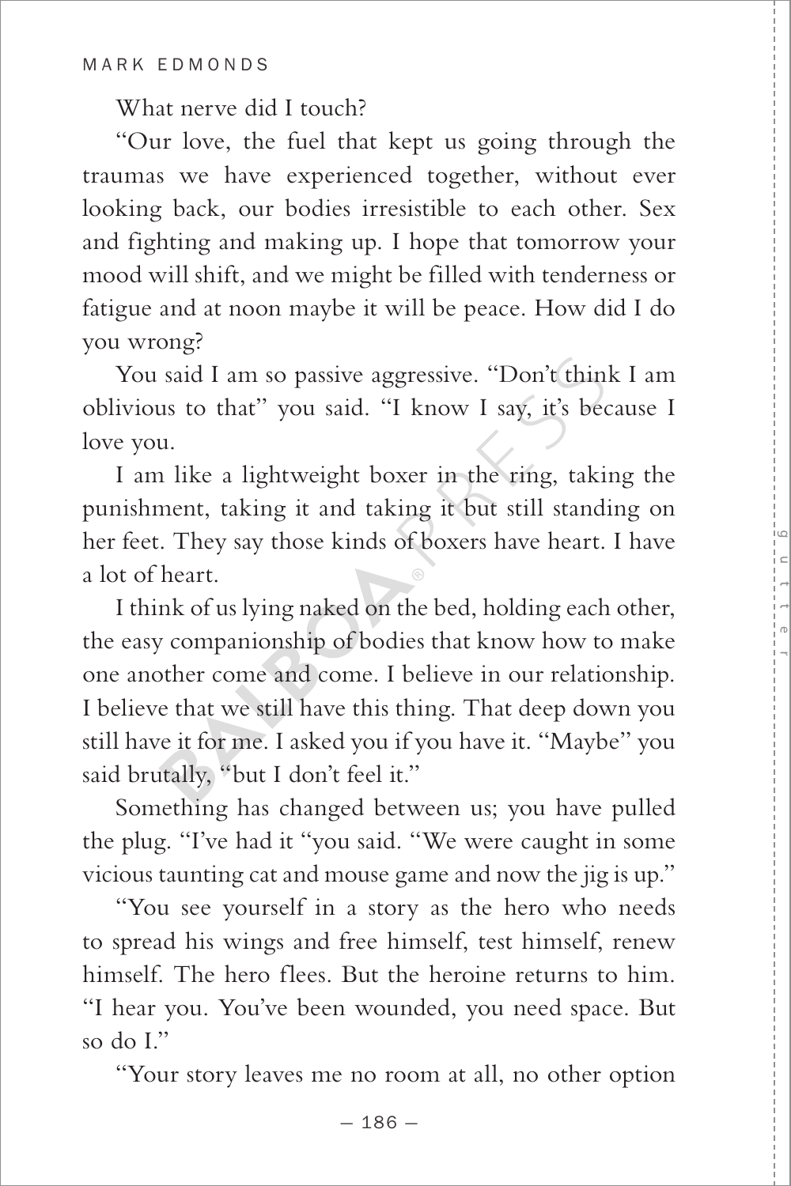What nerve did I touch?

"Our love, the fuel that kept us going through the traumas we have experienced together, without ever looking back, our bodies irresistible to each other. Sex and fighting and making up. I hope that tomorrow your mood will shift, and we might be filled with tenderness or fatigue and at noon maybe it will be peace. How did I do you wrong?

You said I am so passive aggressive. "Don't think I am oblivious to that" you said. "I know I say, it's because I love you.

I am like a lightweight boxer in the ring, taking the punishment, taking it and taking it but still standing on her feet. They say those kinds of boxers have heart. I have a lot of heart.

I think of us lying naked on the bed, holding each other, the easy companionship of bodies that know how to make one another come and come. I believe in our relationship. I believe that we still have this thing. That deep down you still have it for me. I asked you if you have it. "Maybe" you said brutally, "but I don't feel it."

Something has changed between us; you have pulled the plug. "I've had it "you said. "We were caught in some vicious taunting cat and mouse game and now the jig is up."

"You see yourself in a story as the hero who needs to spread his wings and free himself, test himself, renew himself. The hero flees. But the heroine returns to him. "I hear you. You've been wounded, you need space. But so do I."

"Your story leaves me no room at all, no other option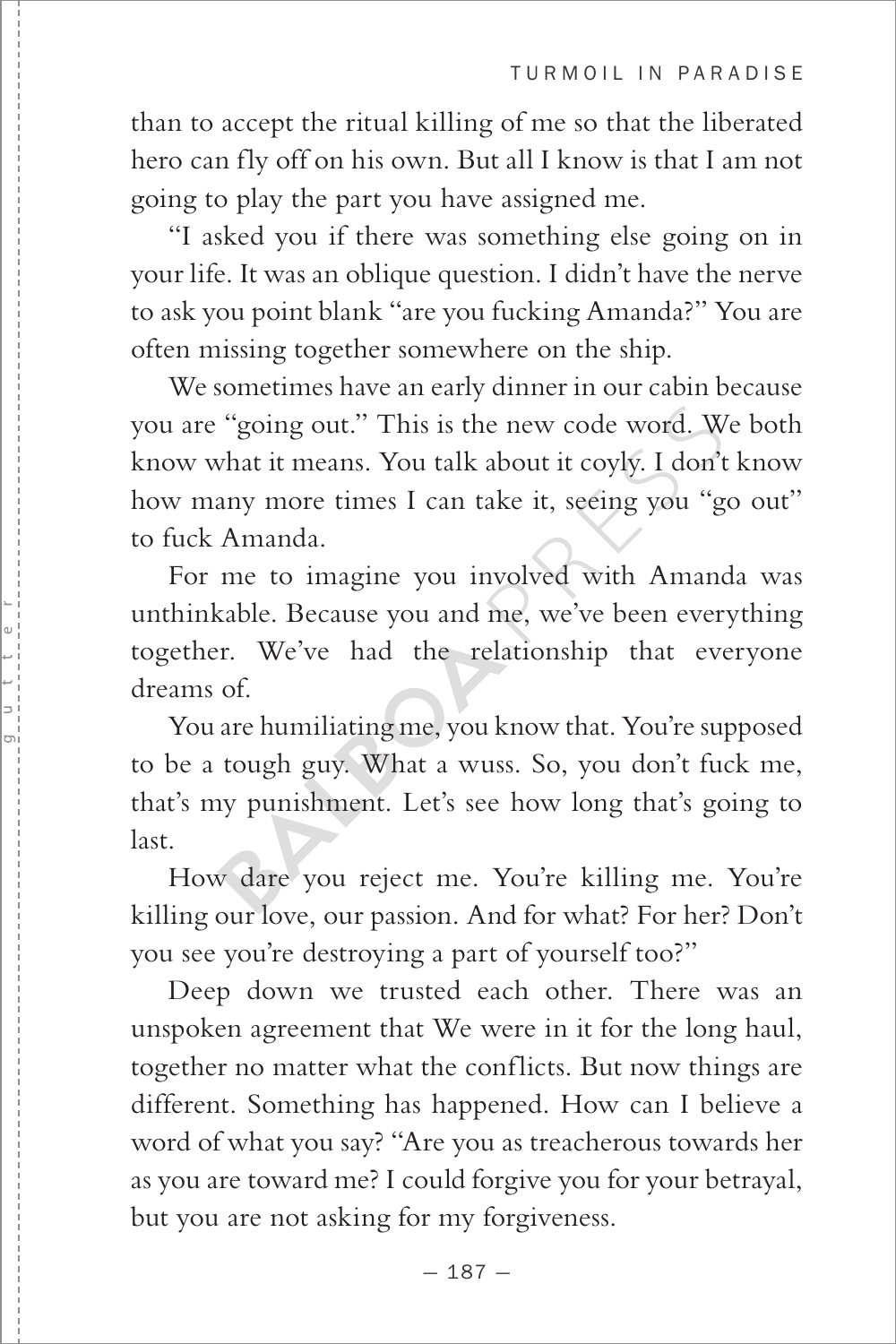than to accept the ritual killing of me so that the liberated hero can fly off on his own. But all I know is that I am not going to play the part you have assigned me.

"I asked you if there was something else going on in your life. It was an oblique question. I didn't have the nerve to ask you point blank "are you fucking Amanda?" You are often missing together somewhere on the ship.

We sometimes have an early dinner in our cabin because you are "going out." This is the new code word. We both know what it means. You talk about it coyly. I don't know how many more times I can take it, seeing you "go out" to fuck Amanda.

For me to imagine you involved with Amanda was unthinkable. Because you and me, we've been everything together. We've had the relationship that everyone dreams of.

You are humiliating me, you know that. You're supposed to be a tough guy. What a wuss. So, you don't fuck me, that's my punishment. Let's see how long that's going to last.

How dare you reject me. You're killing me. You're killing our love, our passion. And for what? For her? Don't you see you're destroying a part of yourself too?"

Deep down we trusted each other. There was an unspoken agreement that We were in it for the long haul, together no matter what the conflicts. But now things are different. Something has happened. How can I believe a word of what you say? "Are you as treacherous towards her as you are toward me? I could forgive you for your betrayal, but you are not asking for my forgiveness.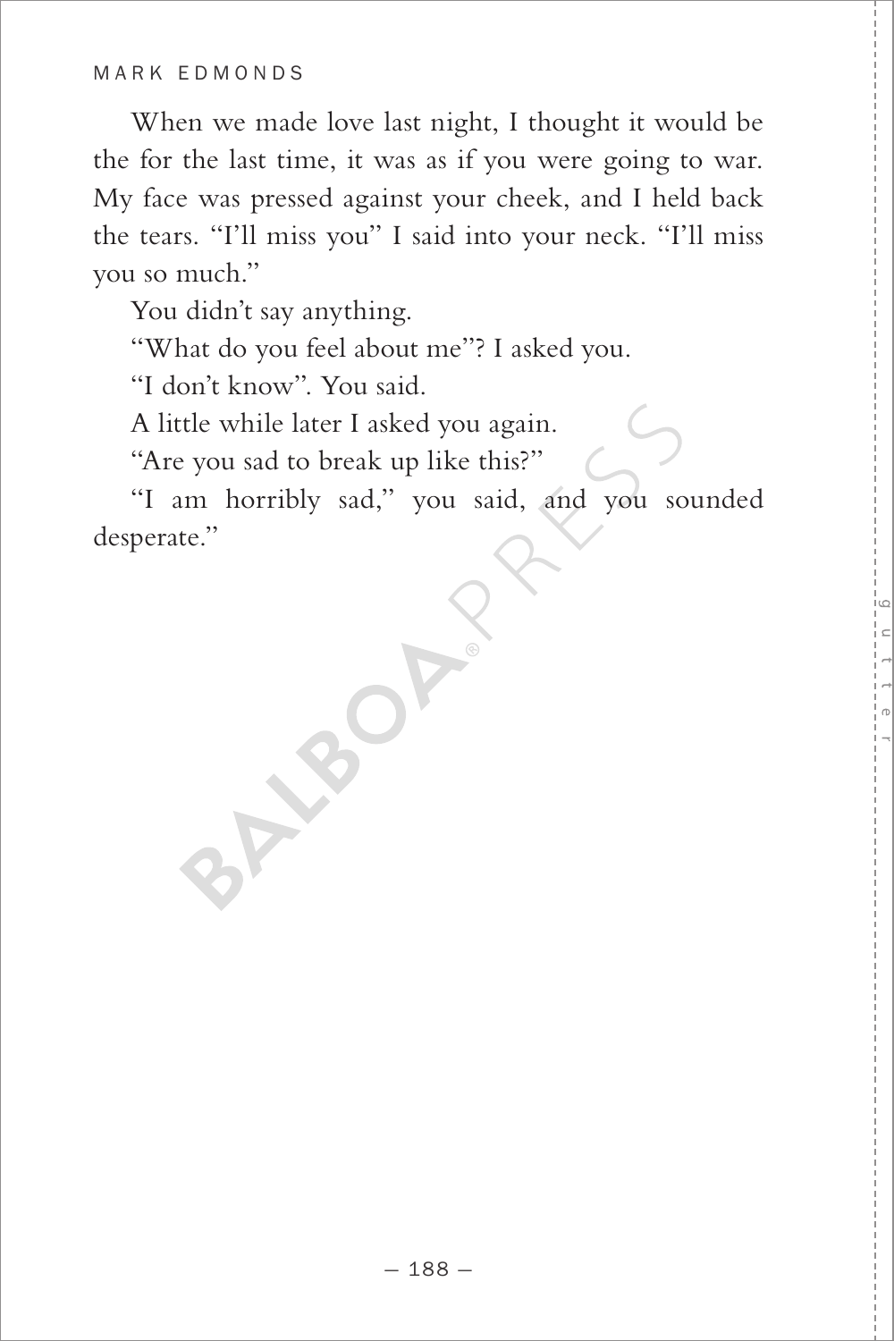When we made love last night, I thought it would be the for the last time, it was as if you were going to war. My face was pressed against your cheek, and I held back the tears. "I'll miss you" I said into your neck. "I'll miss you so much."

You didn't say anything.

"What do you feel about me"? I asked you.

"I don't know". You said.

A little while later I asked you again.

"Are you sad to break up like this?"

"I am horribly sad," you said, and you sounded desperate."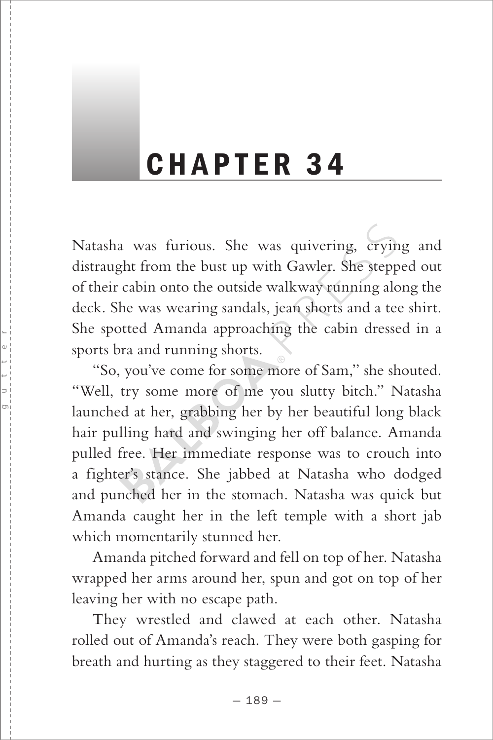# CHAPTER 34

Natasha was furious. She was quivering, crying and distraught from the bust up with Gawler. She stepped out of their cabin onto the outside walkway running along the deck. She was wearing sandals, jean shorts and a tee shirt. She spotted Amanda approaching the cabin dressed in a sports bra and running shorts.

"So, you've come for some more of Sam," she shouted. "Well, try some more of me you slutty bitch." Natasha launched at her, grabbing her by her beautiful long black hair pulling hard and swinging her off balance. Amanda pulled free. Her immediate response was to crouch into a fighter's stance. She jabbed at Natasha who dodged and punched her in the stomach. Natasha was quick but Amanda caught her in the left temple with a short jab which momentarily stunned her.

Amanda pitched forward and fell on top of her. Natasha wrapped her arms around her, spun and got on top of her leaving her with no escape path.

They wrestled and clawed at each other. Natasha rolled out of Amanda's reach. They were both gasping for breath and hurting as they staggered to their feet. Natasha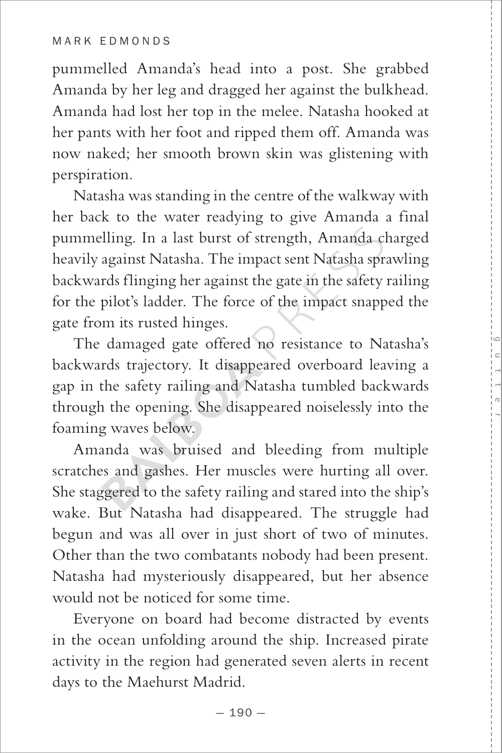pummelled Amanda's head into a post. She grabbed Amanda by her leg and dragged her against the bulkhead. Amanda had lost her top in the melee. Natasha hooked at her pants with her foot and ripped them off. Amanda was now naked; her smooth brown skin was glistening with perspiration.

Natasha was standing in the centre of the walkway with her back to the water readying to give Amanda a final pummelling. In a last burst of strength, Amanda charged heavily against Natasha. The impact sent Natasha sprawling backwards flinging her against the gate in the safety railing for the pilot's ladder. The force of the impact snapped the gate from its rusted hinges.

The damaged gate offered no resistance to Natasha's backwards trajectory. It disappeared overboard leaving a gap in the safety railing and Natasha tumbled backwards through the opening. She disappeared noiselessly into the foaming waves below.

Amanda was bruised and bleeding from multiple scratches and gashes. Her muscles were hurting all over. She staggered to the safety railing and stared into the ship's wake. But Natasha had disappeared. The struggle had begun and was all over in just short of two of minutes. Other than the two combatants nobody had been present. Natasha had mysteriously disappeared, but her absence would not be noticed for some time.

Everyone on board had become distracted by events in the ocean unfolding around the ship. Increased pirate activity in the region had generated seven alerts in recent days to the Maehurst Madrid.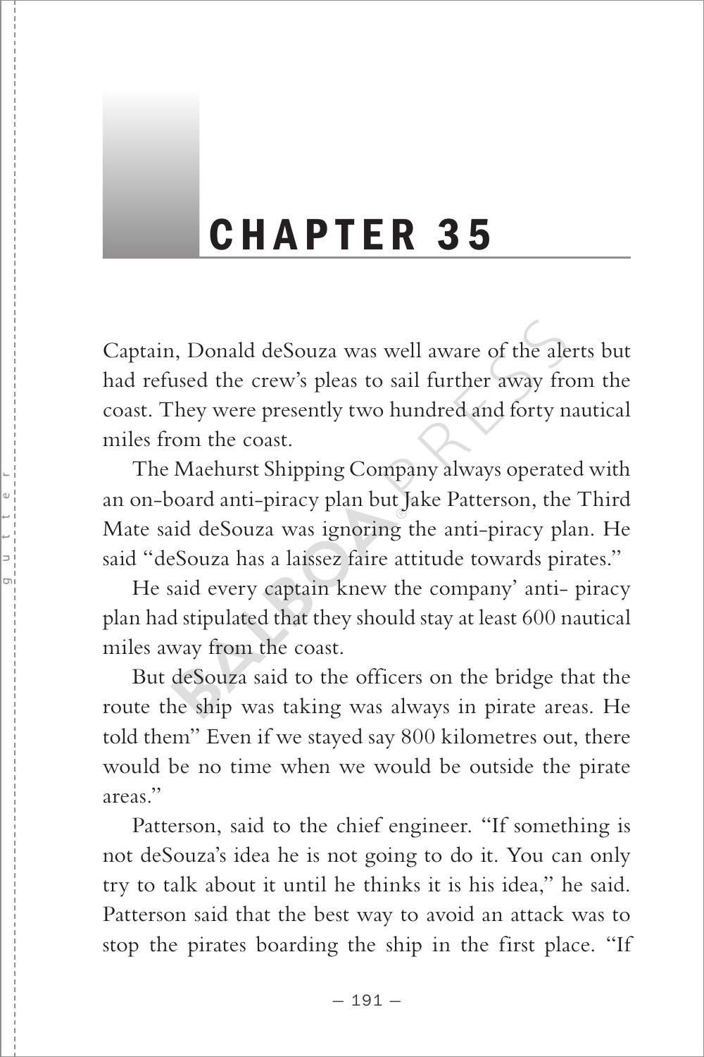# CHAPTER 35

Captain, Donald deSouza was well aware of the alerts but had refused the crew's pleas to sail further away from the coast. They were presently two hundred and forty nautical miles from the coast.

The Maehurst Shipping Company always operated with an on-board anti-piracy plan but Jake Patterson, the Third Mate said deSouza was ignoring the anti-piracy plan. He said "deSouza has a laissez faire attitude towards pirates."

He said every captain knew the company' anti- piracy plan had stipulated that they should stay at least 600 nautical miles away from the coast.

But deSouza said to the officers on the bridge that the route the ship was taking was always in pirate areas. He told them" Even if we stayed say 800 kilometres out, there would be no time when we would be outside the pirate areas."

Patterson, said to the chief engineer. "If something is not deSouza's idea he is not going to do it. You can only try to talk about it until he thinks it is his idea," he said. Patterson said that the best way to avoid an attack was to stop the pirates boarding the ship in the first place. "If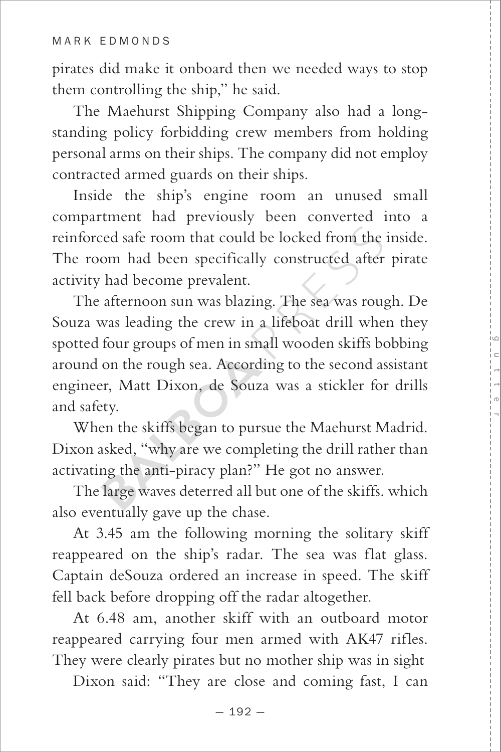pirates did make it onboard then we needed ways to stop them controlling the ship," he said.

The Maehurst Shipping Company also had a long-standing policy forbidding crew members from holding personal arms on their ships. The company did not employ contracted armed guards on their ships.

Inside the ship's engine room an unused small compartment had previously been converted into a reinforced safe room that could be locked from the inside. The room had been specifically constructed after pirate activity had become prevalent.

The afternoon sun was blazing. The sea was rough. De Souza was leading the crew in a lifeboat drill when they spotted four groups of men in small wooden skiffs bobbing around on the rough sea. According to the second assistant engineer, Matt Dixon, de Souza was a stickler for drills and safety.

When the skiffs began to pursue the Maehurst Madrid. Dixon asked, "why are we completing the drill rather than activating the anti-piracy plan?" He got no answer.

The large waves deterred all but one of the skiffs. which also eventually gave up the chase.

At 3.45 am the following morning the solitary skiff reappeared on the ship's radar. The sea was flat glass. Captain deSouza ordered an increase in speed. The skiff fell back before dropping off the radar altogether.

At 6.48 am, another skiff with an outboard motor reappeared carrying four men armed with AK47 rifles. They were clearly pirates but no mother ship was in sight

Dixon said: "They are close and coming fast, I can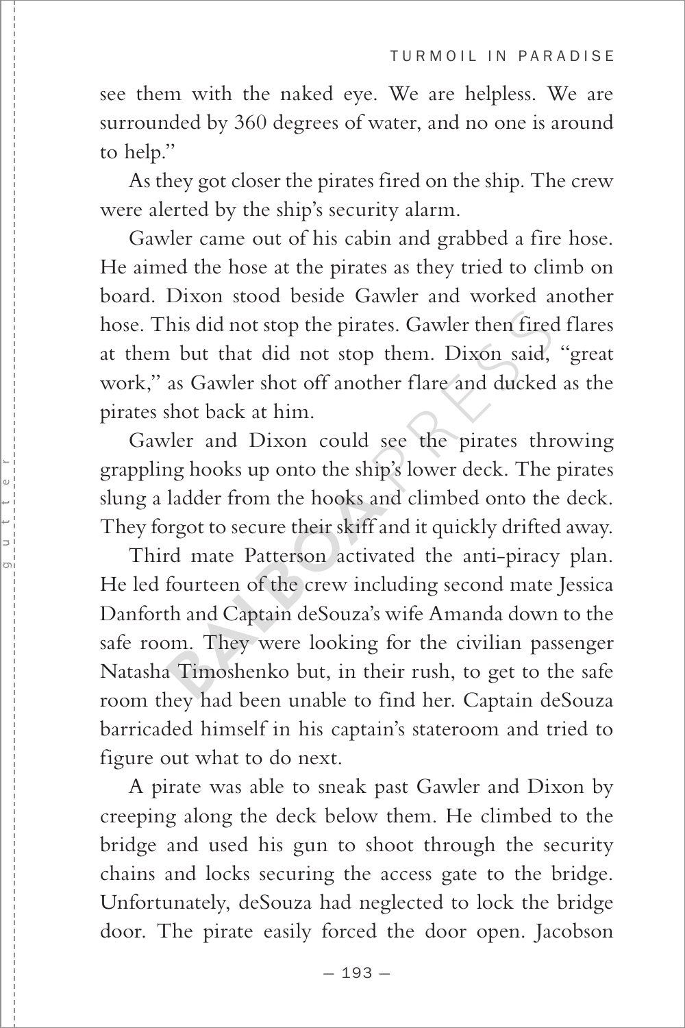see them with the naked eye. We are helpless. We are surrounded by 360 degrees of water, and no one is around to help."

As they got closer the pirates fired on the ship. The crew were alerted by the ship's security alarm.

Gawler came out of his cabin and grabbed a fire hose. He aimed the hose at the pirates as they tried to climb on board. Dixon stood beside Gawler and worked another hose. This did not stop the pirates. Gawler then fired flares at them but that did not stop them. Dixon said, "great work," as Gawler shot off another flare and ducked as the pirates shot back at him.

Gawler and Dixon could see the pirates throwing grappling hooks up onto the ship's lower deck. The pirates slung a ladder from the hooks and climbed onto the deck. They forgot to secure their skiff and it quickly drifted away.

Third mate Patterson activated the anti-piracy plan. He led fourteen of the crew including second mate Jessica Danforth and Captain deSouza's wife Amanda down to the safe room. They were looking for the civilian passenger Natasha Timoshenko but, in their rush, to get to the safe room they had been unable to find her. Captain deSouza barricaded himself in his captain's stateroom and tried to figure out what to do next.

A pirate was able to sneak past Gawler and Dixon by creeping along the deck below them. He climbed to the bridge and used his gun to shoot through the security chains and locks securing the access gate to the bridge. Unfortunately, deSouza had neglected to lock the bridge door. The pirate easily forced the door open. Jacobson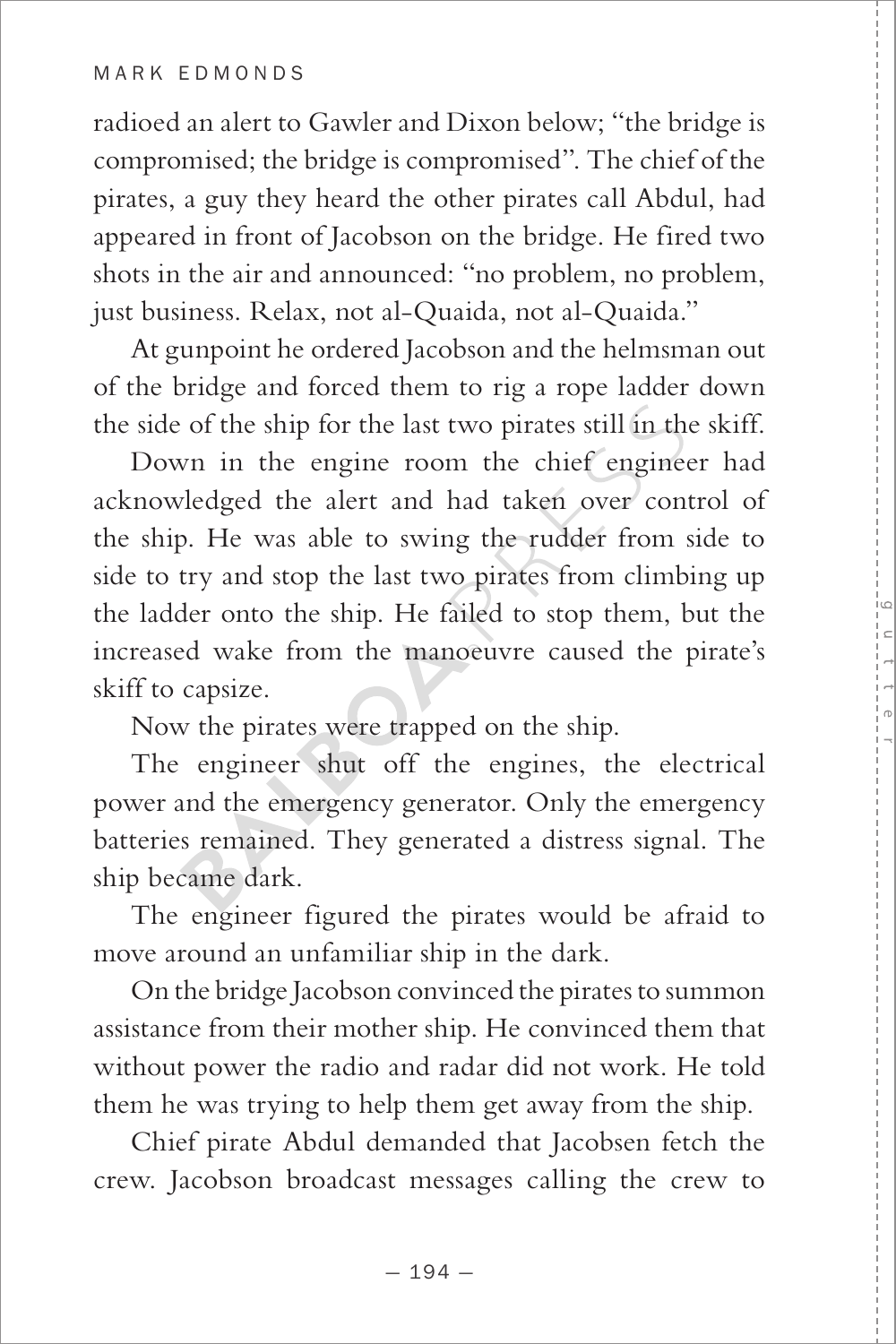radioed an alert to Gawler and Dixon below; "the bridge is compromised; the bridge is compromised". The chief of the pirates, a guy they heard the other pirates call Abdul, had appeared in front of Jacobson on the bridge. He fired two shots in the air and announced: "no problem, no problem, just business. Relax, not al-Quaida, not al-Quaida."

At gunpoint he ordered Jacobson and the helmsman out of the bridge and forced them to rig a rope ladder down the side of the ship for the last two pirates still in the skiff.

Down in the engine room the chief engineer had acknowledged the alert and had taken over control of the ship. He was able to swing the rudder from side to side to try and stop the last two pirates from climbing up the ladder onto the ship. He failed to stop them, but the increased wake from the manoeuvre caused the pirate's skiff to capsize.

Now the pirates were trapped on the ship.

The engineer shut off the engines, the electrical power and the emergency generator. Only the emergency batteries remained. They generated a distress signal. The ship became dark.

The engineer figured the pirates would be afraid to move around an unfamiliar ship in the dark.

On the bridge Jacobson convinced the pirates to summon assistance from their mother ship. He convinced them that without power the radio and radar did not work. He told them he was trying to help them get away from the ship.

Chief pirate Abdul demanded that Jacobsen fetch the crew. Jacobson broadcast messages calling the crew to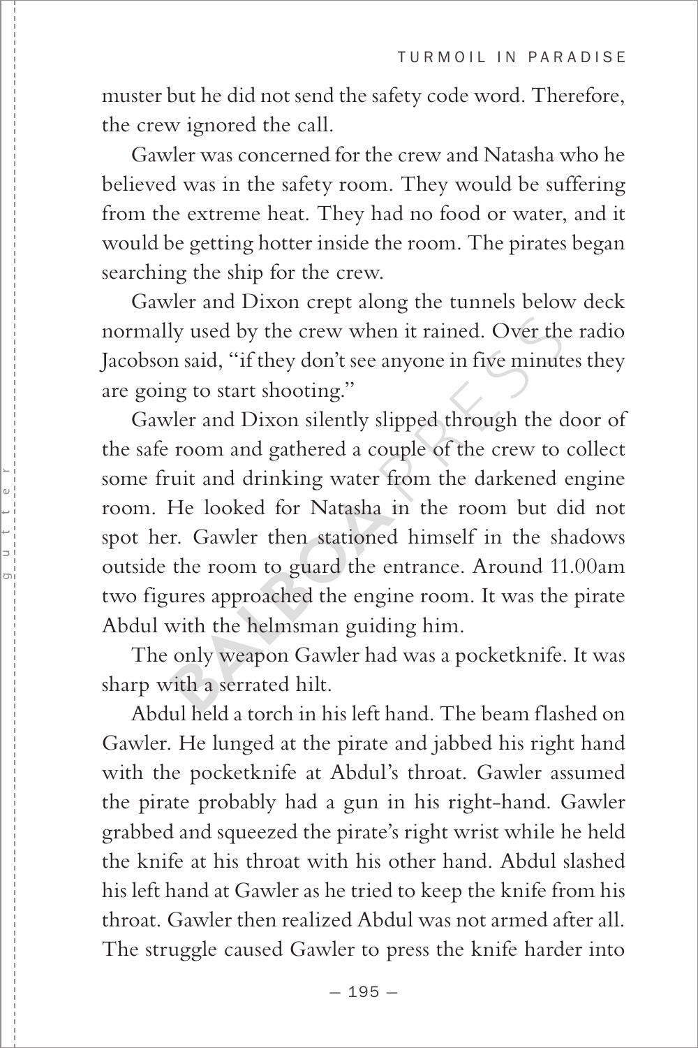muster but he did not send the safety code word. Therefore, the crew ignored the call.

Gawler was concerned for the crew and Natasha who he believed was in the safety room. They would be suffering from the extreme heat. They had no food or water, and it would be getting hotter inside the room. The pirates began searching the ship for the crew.

Gawler and Dixon crept along the tunnels below deck normally used by the crew when it rained. Over the radio Jacobson said, "if they don't see anyone in five minutes they are going to start shooting."

Gawler and Dixon silently slipped through the door of the safe room and gathered a couple of the crew to collect some fruit and drinking water from the darkened engine room. He looked for Natasha in the room but did not spot her. Gawler then stationed himself in the shadows outside the room to guard the entrance. Around 11.00am two figures approached the engine room. It was the pirate Abdul with the helmsman guiding him.

The only weapon Gawler had was a pocketknife. It was sharp with a serrated hilt.

Abdul held a torch in his left hand. The beam flashed on Gawler. He lunged at the pirate and jabbed his right hand with the pocketknife at Abdul's throat. Gawler assumed the pirate probably had a gun in his right-hand. Gawler grabbed and squeezed the pirate's right wrist while he held the knife at his throat with his other hand. Abdul slashed his left hand at Gawler as he tried to keep the knife from his throat. Gawler then realized Abdul was not armed after all. The struggle caused Gawler to press the knife harder into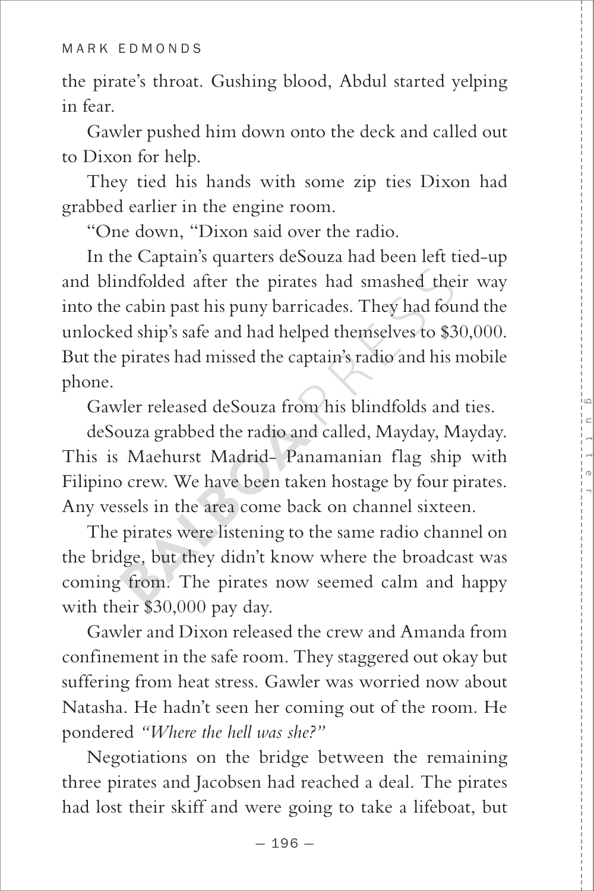the pirate's throat. Gushing blood, Abdul started yelping in fear.

Gawler pushed him down onto the deck and called out to Dixon for help.

They tied his hands with some zip ties Dixon had grabbed earlier in the engine room.

"One down, "Dixon said over the radio.

In the Captain's quarters deSouza had been left tied-up and blindfolded after the pirates had smashed their way into the cabin past his puny barricades. They had found the unlocked ship's safe and had helped themselves to $30,000. But the pirates had missed the captain's radio and his mobile phone.

Gawler released deSouza from his blindfolds and ties.

deSouza grabbed the radio and called, Mayday, Mayday. This is Maehurst Madrid- Panamanian flag ship with Filipino crew. We have been taken hostage by four pirates. Any vessels in the area come back on channel sixteen.

The pirates were listening to the same radio channel on the bridge, but they didn't know where the broadcast was coming from. The pirates now seemed calm and happy with their $30,000 pay day.

Gawler and Dixon released the crew and Amanda from confinement in the safe room. They staggered out okay but suffering from heat stress. Gawler was worried now about Natasha. He hadn't seen her coming out of the room. He pondered *"Where the hell was she?"*

Negotiations on the bridge between the remaining three pirates and Jacobsen had reached a deal. The pirates had lost their skiff and were going to take a lifeboat, but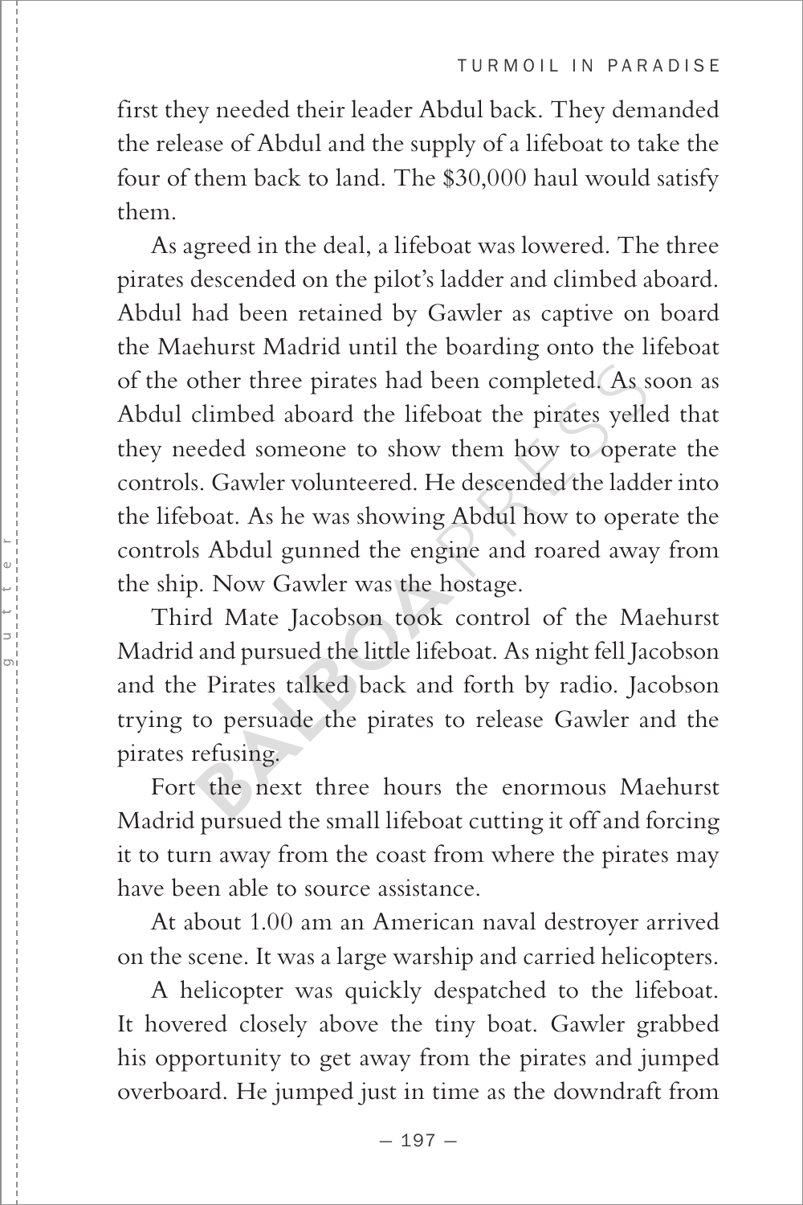first they needed their leader Abdul back. They demanded the release of Abdul and the supply of a lifeboat to take the four of them back to land. The $30,000 haul would satisfy them.

As agreed in the deal, a lifeboat was lowered. The three pirates descended on the pilot's ladder and climbed aboard. Abdul had been retained by Gawler as captive on board the Maehurst Madrid until the boarding onto the lifeboat of the other three pirates had been completed. As soon as Abdul climbed aboard the lifeboat the pirates yelled that they needed someone to show them how to operate the controls. Gawler volunteered. He descended the ladder into the lifeboat. As he was showing Abdul how to operate the controls Abdul gunned the engine and roared away from the ship. Now Gawler was the hostage.

Third Mate Jacobson took control of the Maehurst Madrid and pursued the little lifeboat. As night fell Jacobson and the Pirates talked back and forth by radio. Jacobson trying to persuade the pirates to release Gawler and the pirates refusing.

Fort the next three hours the enormous Maehurst Madrid pursued the small lifeboat cutting it off and forcing it to turn away from the coast from where the pirates may have been able to source assistance.

At about 1.00 am an American naval destroyer arrived on the scene. It was a large warship and carried helicopters.

A helicopter was quickly despatched to the lifeboat. It hovered closely above the tiny boat. Gawler grabbed his opportunity to get away from the pirates and jumped overboard. He jumped just in time as the downdraft from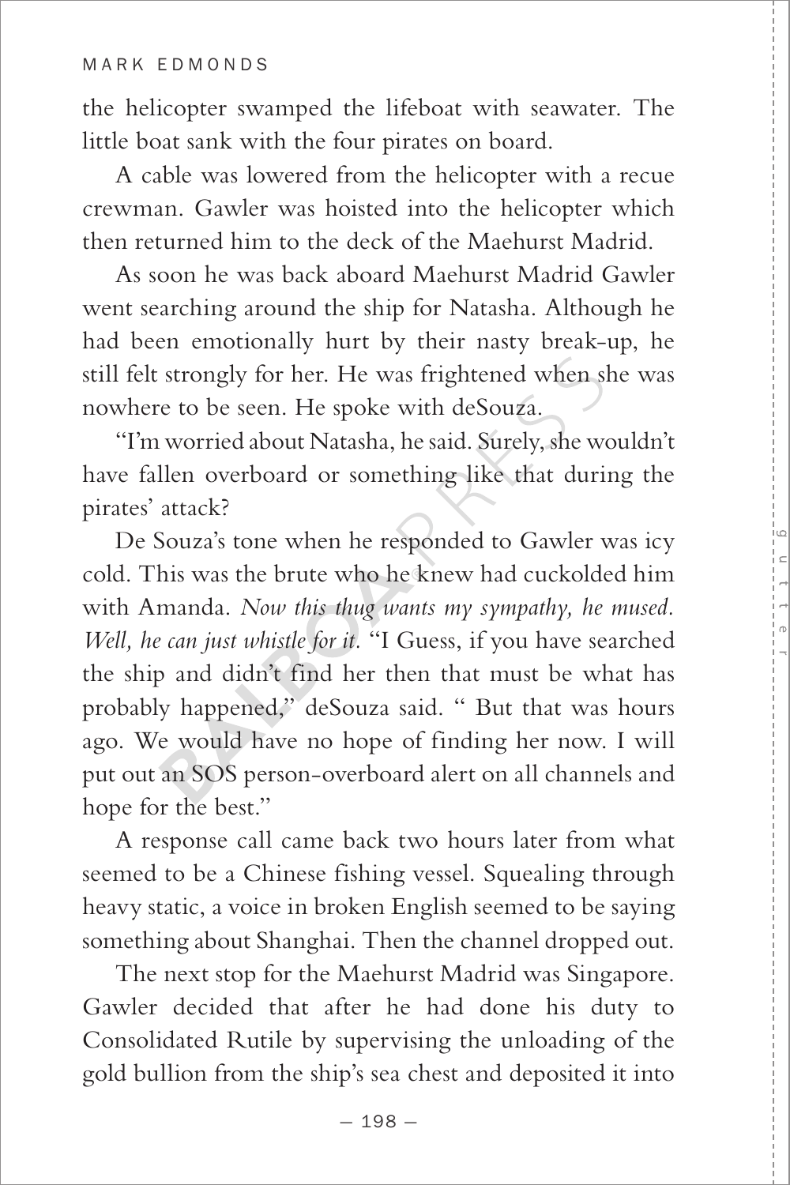the helicopter swamped the lifeboat with seawater. The little boat sank with the four pirates on board.

A cable was lowered from the helicopter with a recue crewman. Gawler was hoisted into the helicopter which then returned him to the deck of the Maehurst Madrid.

As soon he was back aboard Maehurst Madrid Gawler went searching around the ship for Natasha. Although he had been emotionally hurt by their nasty break-up, he still felt strongly for her. He was frightened when she was nowhere to be seen. He spoke with deSouza.

"I'm worried about Natasha, he said. Surely, she wouldn't have fallen overboard or something like that during the pirates' attack?

De Souza's tone when he responded to Gawler was icy cold. This was the brute who he knew had cuckolded him with Amanda. *Now this thug wants my sympathy, he mused. Well, he can just whistle for it.* "I Guess, if you have searched the ship and didn't find her then that must be what has probably happened," deSouza said. " But that was hours ago. We would have no hope of finding her now. I will put out an SOS person-overboard alert on all channels and hope for the best."

A response call came back two hours later from what seemed to be a Chinese fishing vessel. Squealing through heavy static, a voice in broken English seemed to be saying something about Shanghai. Then the channel dropped out.

The next stop for the Maehurst Madrid was Singapore. Gawler decided that after he had done his duty to Consolidated Rutile by supervising the unloading of the gold bullion from the ship's sea chest and deposited it into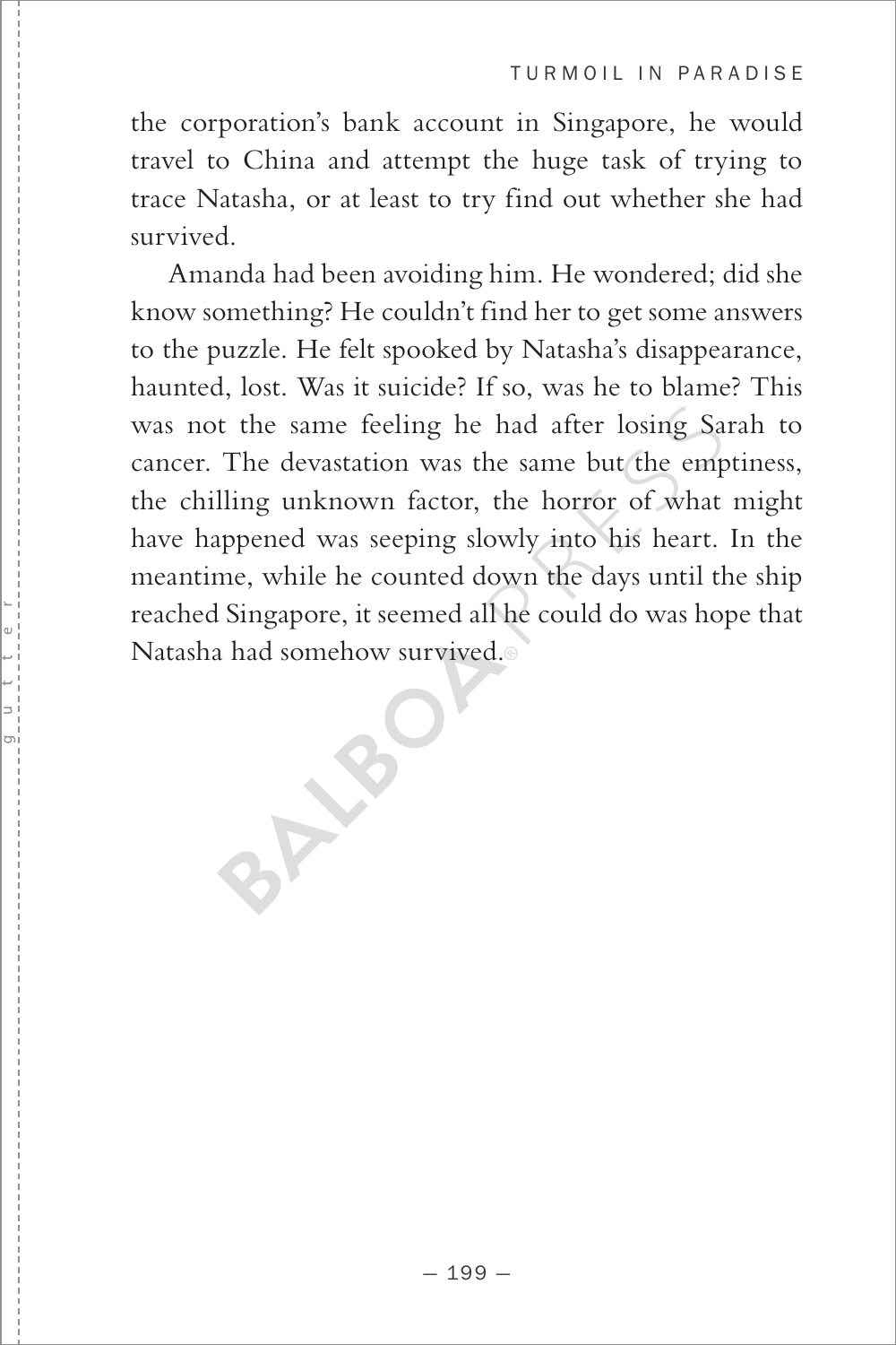the corporation's bank account in Singapore, he would travel to China and attempt the huge task of trying to trace Natasha, or at least to try find out whether she had survived.

Amanda had been avoiding him. He wondered; did she know something? He couldn't find her to get some answers to the puzzle. He felt spooked by Natasha's disappearance, haunted, lost. Was it suicide? If so, was he to blame? This was not the same feeling he had after losing Sarah to cancer. The devastation was the same but the emptiness, the chilling unknown factor, the horror of what might have happened was seeping slowly into his heart. In the meantime, while he counted down the days until the ship reached Singapore, it seemed all he could do was hope that Natasha had somehow survived.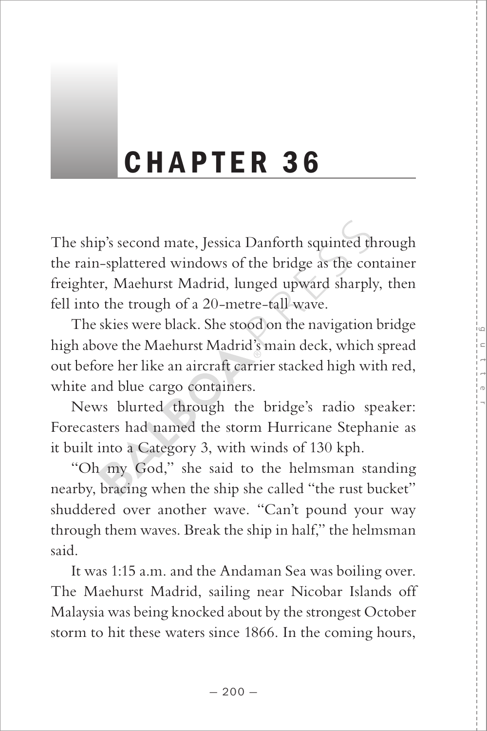# CHAPTER 36

The ship's second mate, Jessica Danforth squinted through the rain-splattered windows of the bridge as the container freighter, Maehurst Madrid, lunged upward sharply, then fell into the trough of a 20-metre-tall wave.

The skies were black. She stood on the navigation bridge high above the Maehurst Madrid's main deck, which spread out before her like an aircraft carrier stacked high with red, white and blue cargo containers.

News blurted through the bridge's radio speaker: Forecasters had named the storm Hurricane Stephanie as it built into a Category 3, with winds of 130 kph.

"Oh my God," she said to the helmsman standing nearby, bracing when the ship she called "the rust bucket" shuddered over another wave. "Can't pound your way through them waves. Break the ship in half," the helmsman said.

It was 1:15 a.m. and the Andaman Sea was boiling over. The Maehurst Madrid, sailing near Nicobar Islands off Malaysia was being knocked about by the strongest October storm to hit these waters since 1866. In the coming hours,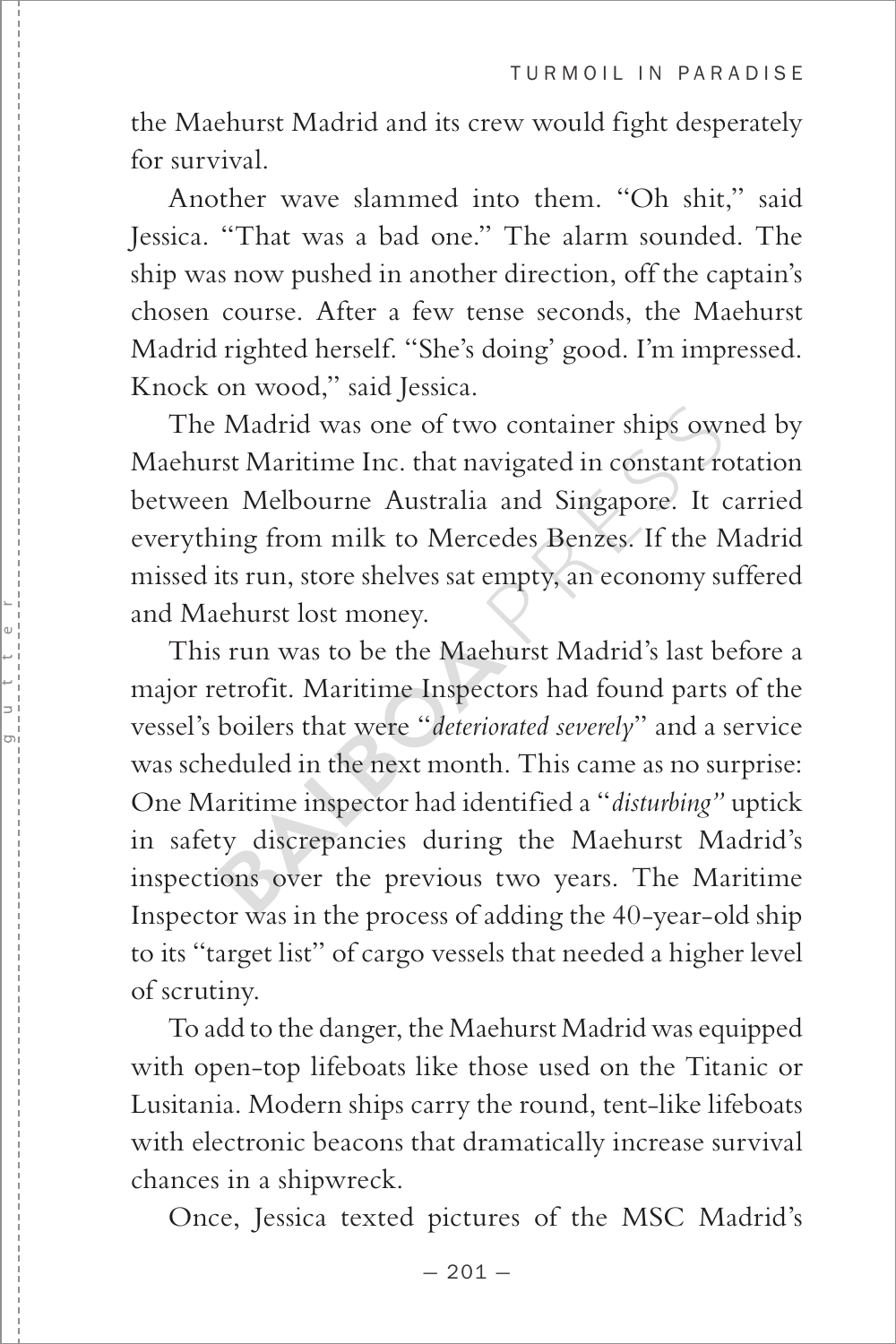the Maehurst Madrid and its crew would fight desperately for survival.

Another wave slammed into them. "Oh shit," said Jessica. "That was a bad one." The alarm sounded. The ship was now pushed in another direction, off the captain's chosen course. After a few tense seconds, the Maehurst Madrid righted herself. "She's doing' good. I'm impressed. Knock on wood," said Jessica.

The Madrid was one of two container ships owned by Maehurst Maritime Inc. that navigated in constant rotation between Melbourne Australia and Singapore. It carried everything from milk to Mercedes Benzes. If the Madrid missed its run, store shelves sat empty, an economy suffered and Maehurst lost money.

This run was to be the Maehurst Madrid's last before a major retrofit. Maritime Inspectors had found parts of the vessel's boilers that were "*deteriorated severely*" and a service was scheduled in the next month. This came as no surprise: One Maritime inspector had identified a "*disturbing*" uptick in safety discrepancies during the Maehurst Madrid's inspections over the previous two years. The Maritime Inspector was in the process of adding the 40-year-old ship to its "target list" of cargo vessels that needed a higher level of scrutiny.

To add to the danger, the Maehurst Madrid was equipped with open-top lifeboats like those used on the Titanic or Lusitania. Modern ships carry the round, tent-like lifeboats with electronic beacons that dramatically increase survival chances in a shipwreck.

Once, Jessica texted pictures of the MSC Madrid's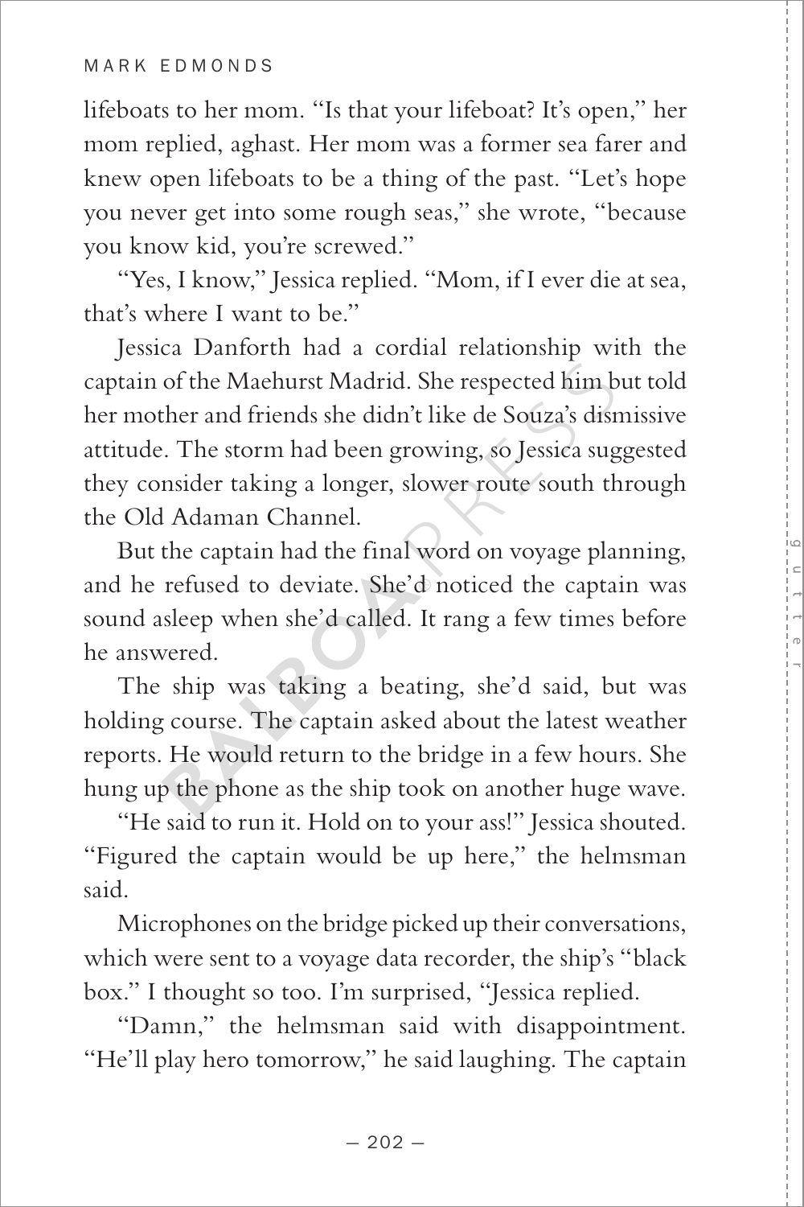lifeboats to her mom. "Is that your lifeboat? It's open," her mom replied, aghast. Her mom was a former sea farer and knew open lifeboats to be a thing of the past. "Let's hope you never get into some rough seas," she wrote, "because you know kid, you're screwed."

"Yes, I know," Jessica replied. "Mom, if I ever die at sea, that's where I want to be."

Jessica Danforth had a cordial relationship with the captain of the Maehurst Madrid. She respected him but told her mother and friends she didn't like de Souza's dismissive attitude. The storm had been growing, so Jessica suggested they consider taking a longer, slower route south through the Old Adaman Channel.

But the captain had the final word on voyage planning, and he refused to deviate. She'd noticed the captain was sound asleep when she'd called. It rang a few times before he answered.

The ship was taking a beating, she'd said, but was holding course. The captain asked about the latest weather reports. He would return to the bridge in a few hours. She hung up the phone as the ship took on another huge wave.

"He said to run it. Hold on to your ass!" Jessica shouted. "Figured the captain would be up here," the helmsman said.

Microphones on the bridge picked up their conversations, which were sent to a voyage data recorder, the ship's "black box." I thought so too. I'm surprised, "Jessica replied.

"Damn," the helmsman said with disappointment. "He'll play hero tomorrow," he said laughing. The captain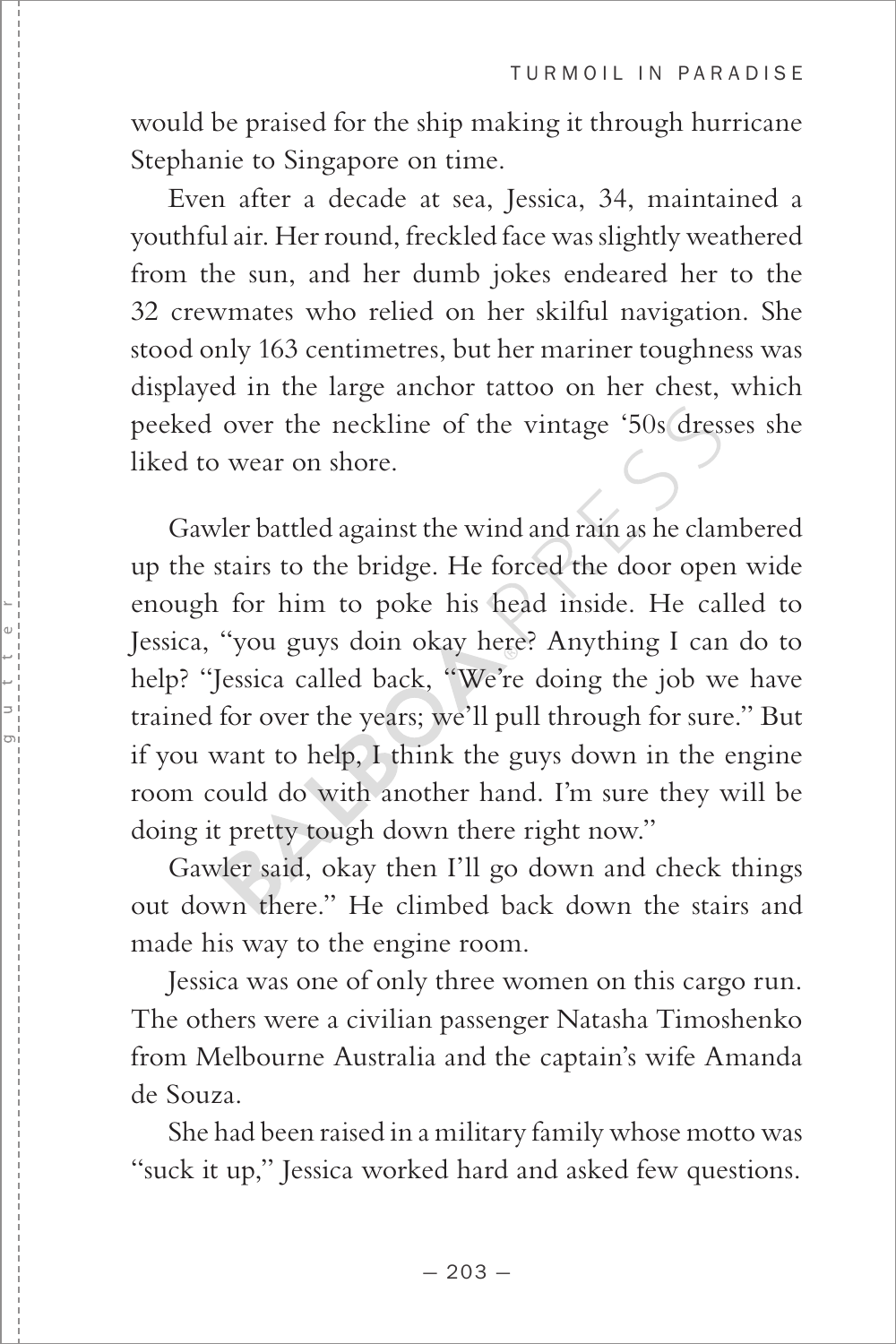would be praised for the ship making it through hurricane Stephanie to Singapore on time.

Even after a decade at sea, Jessica, 34, maintained a youthful air. Her round, freckled face was slightly weathered from the sun, and her dumb jokes endeared her to the 32 crewmates who relied on her skilful navigation. She stood only 163 centimetres, but her mariner toughness was displayed in the large anchor tattoo on her chest, which peeked over the neckline of the vintage '50s dresses she liked to wear on shore.

Gawler battled against the wind and rain as he clambered up the stairs to the bridge. He forced the door open wide enough for him to poke his head inside. He called to Jessica, "you guys doin okay here? Anything I can do to help? "Jessica called back, "We're doing the job we have trained for over the years; we'll pull through for sure." But if you want to help, I think the guys down in the engine room could do with another hand. I'm sure they will be doing it pretty tough down there right now."

Gawler said, okay then I'll go down and check things out down there." He climbed back down the stairs and made his way to the engine room.

Jessica was one of only three women on this cargo run. The others were a civilian passenger Natasha Timoshenko from Melbourne Australia and the captain's wife Amanda de Souza.

She had been raised in a military family whose motto was "suck it up," Jessica worked hard and asked few questions.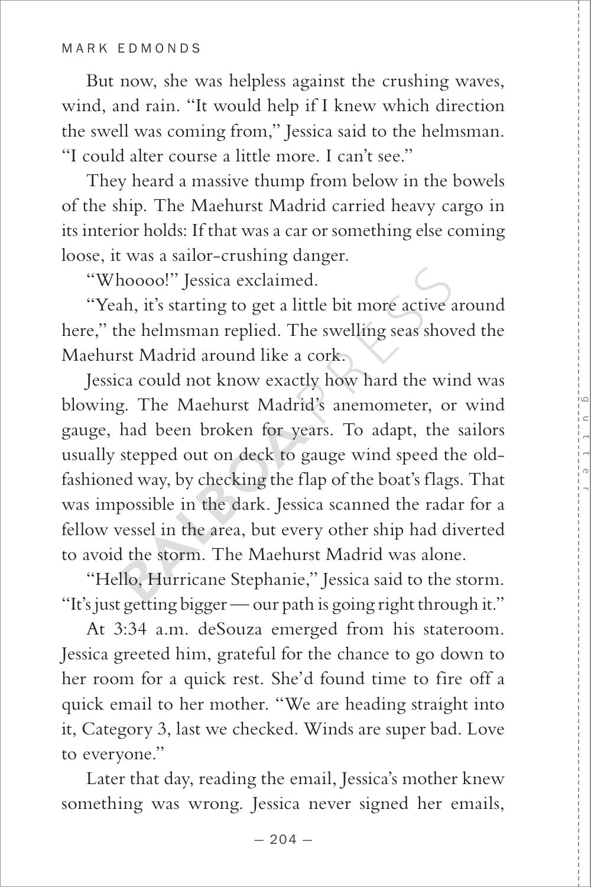But now, she was helpless against the crushing waves, wind, and rain. "It would help if I knew which direction the swell was coming from," Jessica said to the helmsman. "I could alter course a little more. I can't see."

They heard a massive thump from below in the bowels of the ship. The Maehurst Madrid carried heavy cargo in its interior holds: If that was a car or something else coming loose, it was a sailor-crushing danger.

"Whoooo!" Jessica exclaimed.

"Yeah, it's starting to get a little bit more active around here," the helmsman replied. The swelling seas shoved the Maehurst Madrid around like a cork.

Jessica could not know exactly how hard the wind was blowing. The Maehurst Madrid's anemometer, or wind gauge, had been broken for years. To adapt, the sailors usually stepped out on deck to gauge wind speed the old-fashioned way, by checking the flap of the boat's flags. That was impossible in the dark. Jessica scanned the radar for a fellow vessel in the area, but every other ship had diverted to avoid the storm. The Maehurst Madrid was alone.

"Hello, Hurricane Stephanie," Jessica said to the storm. "It's just getting bigger — our path is going right through it."

At 3:34 a.m. deSouza emerged from his stateroom. Jessica greeted him, grateful for the chance to go down to her room for a quick rest. She'd found time to fire off a quick email to her mother. "We are heading straight into it, Category 3, last we checked. Winds are super bad. Love to everyone."

Later that day, reading the email, Jessica's mother knew something was wrong. Jessica never signed her emails,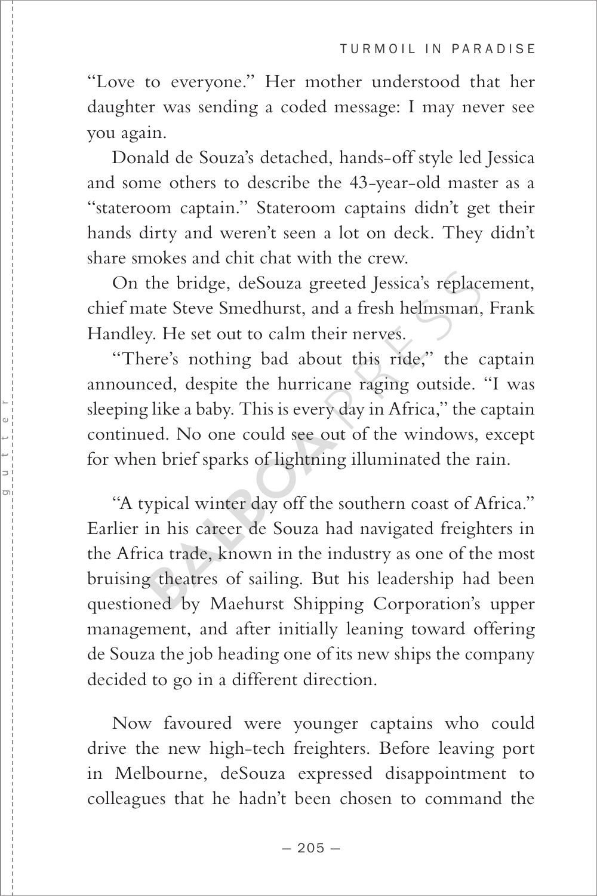"Love to everyone." Her mother understood that her daughter was sending a coded message: I may never see you again.

Donald de Souza's detached, hands-off style led Jessica and some others to describe the 43-year-old master as a "stateroom captain." Stateroom captains didn't get their hands dirty and weren't seen a lot on deck. They didn't share smokes and chit chat with the crew.

On the bridge, deSouza greeted Jessica's replacement, chief mate Steve Smedhurst, and a fresh helmsman, Frank Handley. He set out to calm their nerves.

"There's nothing bad about this ride," the captain announced, despite the hurricane raging outside. "I was sleeping like a baby. This is every day in Africa," the captain continued. No one could see out of the windows, except for when brief sparks of lightning illuminated the rain.

"A typical winter day off the southern coast of Africa." Earlier in his career de Souza had navigated freighters in the Africa trade, known in the industry as one of the most bruising theatres of sailing. But his leadership had been questioned by Maehurst Shipping Corporation's upper management, and after initially leaning toward offering de Souza the job heading one of its new ships the company decided to go in a different direction.

Now favoured were younger captains who could drive the new high-tech freighters. Before leaving port in Melbourne, deSouza expressed disappointment to colleagues that he hadn't been chosen to command the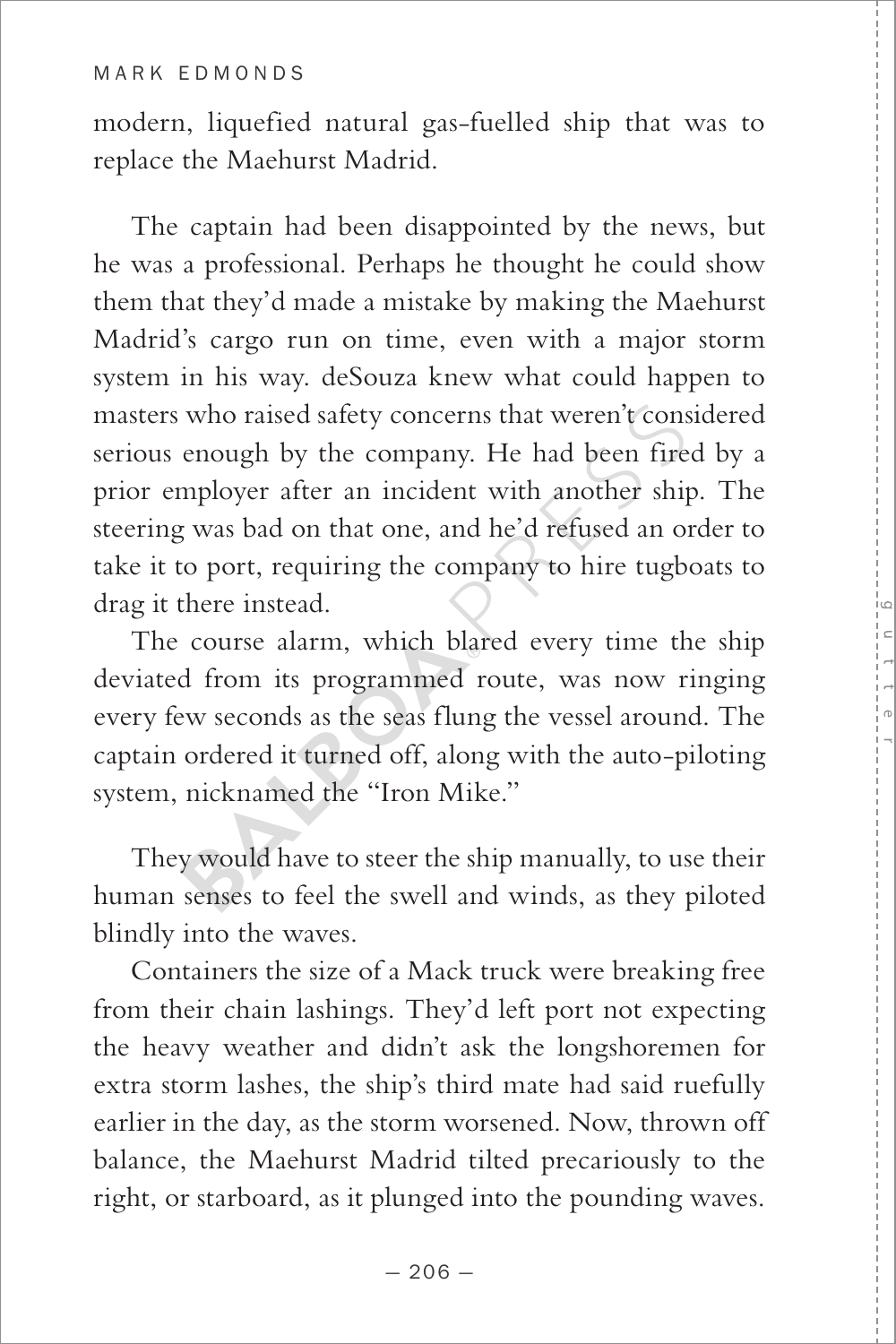modern, liquefied natural gas-fuelled ship that was to replace the Maehurst Madrid.

The captain had been disappointed by the news, but he was a professional. Perhaps he thought he could show them that they'd made a mistake by making the Maehurst Madrid's cargo run on time, even with a major storm system in his way. deSouza knew what could happen to masters who raised safety concerns that weren't considered serious enough by the company. He had been fired by a prior employer after an incident with another ship. The steering was bad on that one, and he'd refused an order to take it to port, requiring the company to hire tugboats to drag it there instead.

The course alarm, which blared every time the ship deviated from its programmed route, was now ringing every few seconds as the seas flung the vessel around. The captain ordered it turned off, along with the auto-piloting system, nicknamed the "Iron Mike."

They would have to steer the ship manually, to use their human senses to feel the swell and winds, as they piloted blindly into the waves.

Containers the size of a Mack truck were breaking free from their chain lashings. They'd left port not expecting the heavy weather and didn't ask the longshoremen for extra storm lashes, the ship's third mate had said ruefully earlier in the day, as the storm worsened. Now, thrown off balance, the Maehurst Madrid tilted precariously to the right, or starboard, as it plunged into the pounding waves.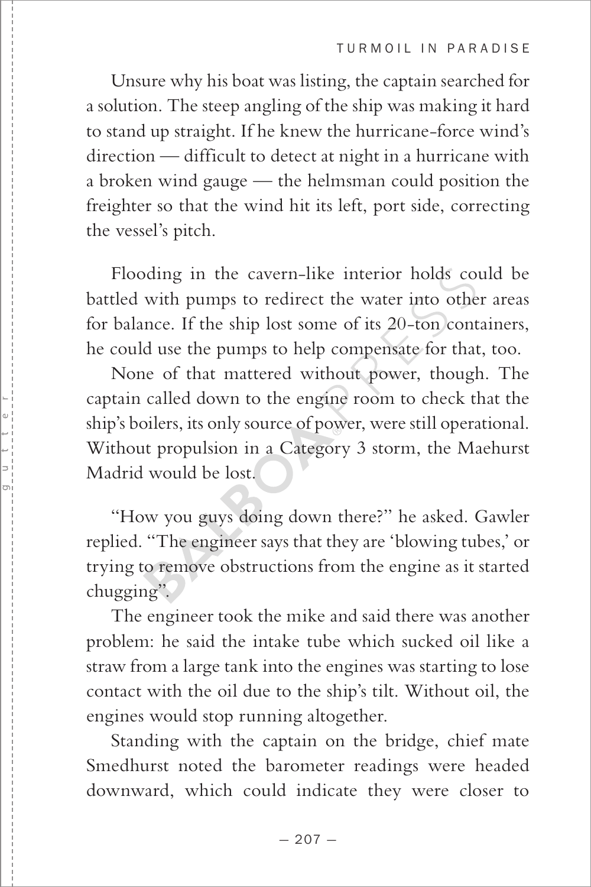Unsure why his boat was listing, the captain searched for a solution. The steep angling of the ship was making it hard to stand up straight. If he knew the hurricane-force wind's direction — difficult to detect at night in a hurricane with a broken wind gauge — the helmsman could position the freighter so that the wind hit its left, port side, correcting the vessel's pitch.

Flooding in the cavern-like interior holds could be battled with pumps to redirect the water into other areas for balance. If the ship lost some of its 20-ton containers, he could use the pumps to help compensate for that, too.

None of that mattered without power, though. The captain called down to the engine room to check that the ship's boilers, its only source of power, were still operational. Without propulsion in a Category 3 storm, the Maehurst Madrid would be lost.

"How you guys doing down there?" he asked. Gawler replied. "The engineer says that they are 'blowing tubes,' or trying to remove obstructions from the engine as it started chugging".

The engineer took the mike and said there was another problem: he said the intake tube which sucked oil like a straw from a large tank into the engines was starting to lose contact with the oil due to the ship's tilt. Without oil, the engines would stop running altogether.

Standing with the captain on the bridge, chief mate Smedhurst noted the barometer readings were headed downward, which could indicate they were closer to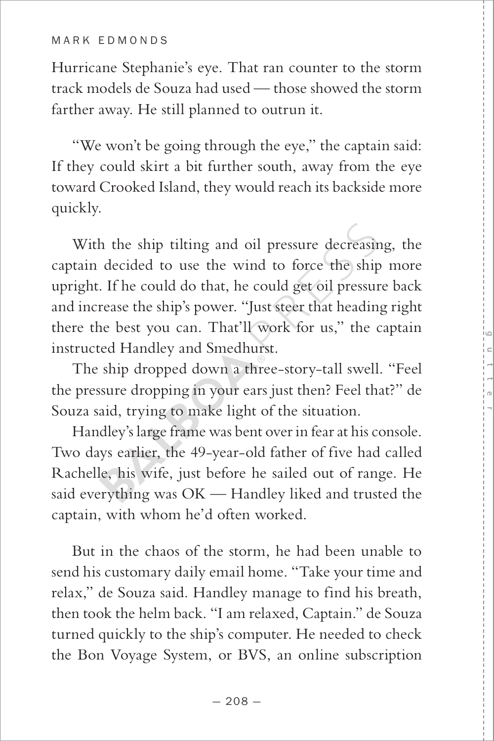Hurricane Stephanie's eye. That ran counter to the storm track models de Souza had used — those showed the storm farther away. He still planned to outrun it.

"We won't be going through the eye," the captain said: If they could skirt a bit further south, away from the eye toward Crooked Island, they would reach its backside more quickly.

With the ship tilting and oil pressure decreasing, the captain decided to use the wind to force the ship more upright. If he could do that, he could get oil pressure back and increase the ship's power. "Just steer that heading right there the best you can. That'll work for us," the captain instructed Handley and Smedhurst.

The ship dropped down a three-story-tall swell. "Feel the pressure dropping in your ears just then? Feel that?" de Souza said, trying to make light of the situation.

Handley's large frame was bent over in fear at his console. Two days earlier, the 49-year-old father of five had called Rachelle, his wife, just before he sailed out of range. He said everything was OK — Handley liked and trusted the captain, with whom he'd often worked.

But in the chaos of the storm, he had been unable to send his customary daily email home. "Take your time and relax," de Souza said. Handley manage to find his breath, then took the helm back. "I am relaxed, Captain." de Souza turned quickly to the ship's computer. He needed to check the Bon Voyage System, or BVS, an online subscription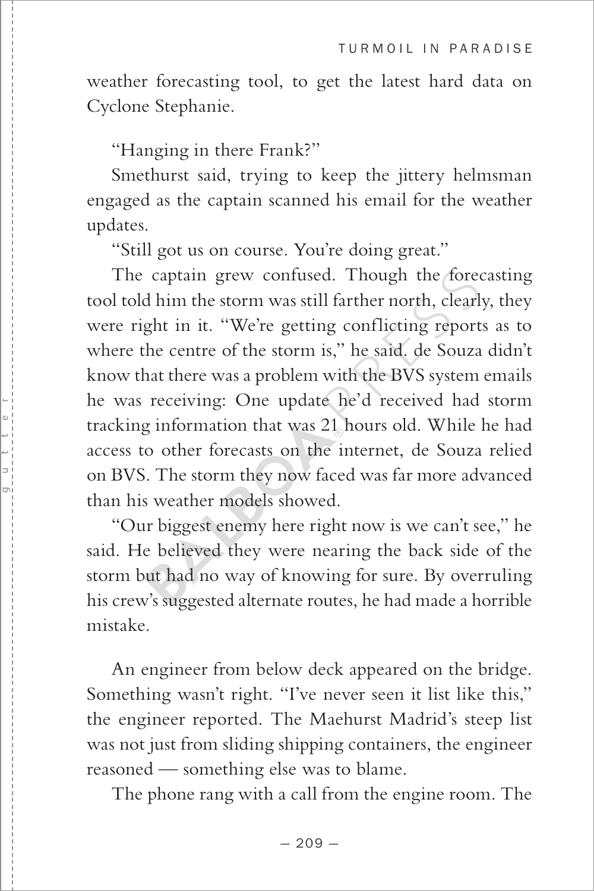weather forecasting tool, to get the latest hard data on Cyclone Stephanie.

"Hanging in there Frank?"

Smethurst said, trying to keep the jittery helmsman engaged as the captain scanned his email for the weather updates.

"Still got us on course. You're doing great."

The captain grew confused. Though the forecasting tool told him the storm was still farther north, clearly, they were right in it. "We're getting conflicting reports as to where the centre of the storm is," he said. de Souza didn't know that there was a problem with the BVS system emails he was receiving: One update he'd received had storm tracking information that was 21 hours old. While he had access to other forecasts on the internet, de Souza relied on BVS. The storm they now faced was far more advanced than his weather models showed.

"Our biggest enemy here right now is we can't see," he said. He believed they were nearing the back side of the storm but had no way of knowing for sure. By overruling his crew's suggested alternate routes, he had made a horrible mistake.

An engineer from below deck appeared on the bridge. Something wasn't right. "I've never seen it list like this," the engineer reported. The Maehurst Madrid's steep list was not just from sliding shipping containers, the engineer reasoned — something else was to blame.

The phone rang with a call from the engine room. The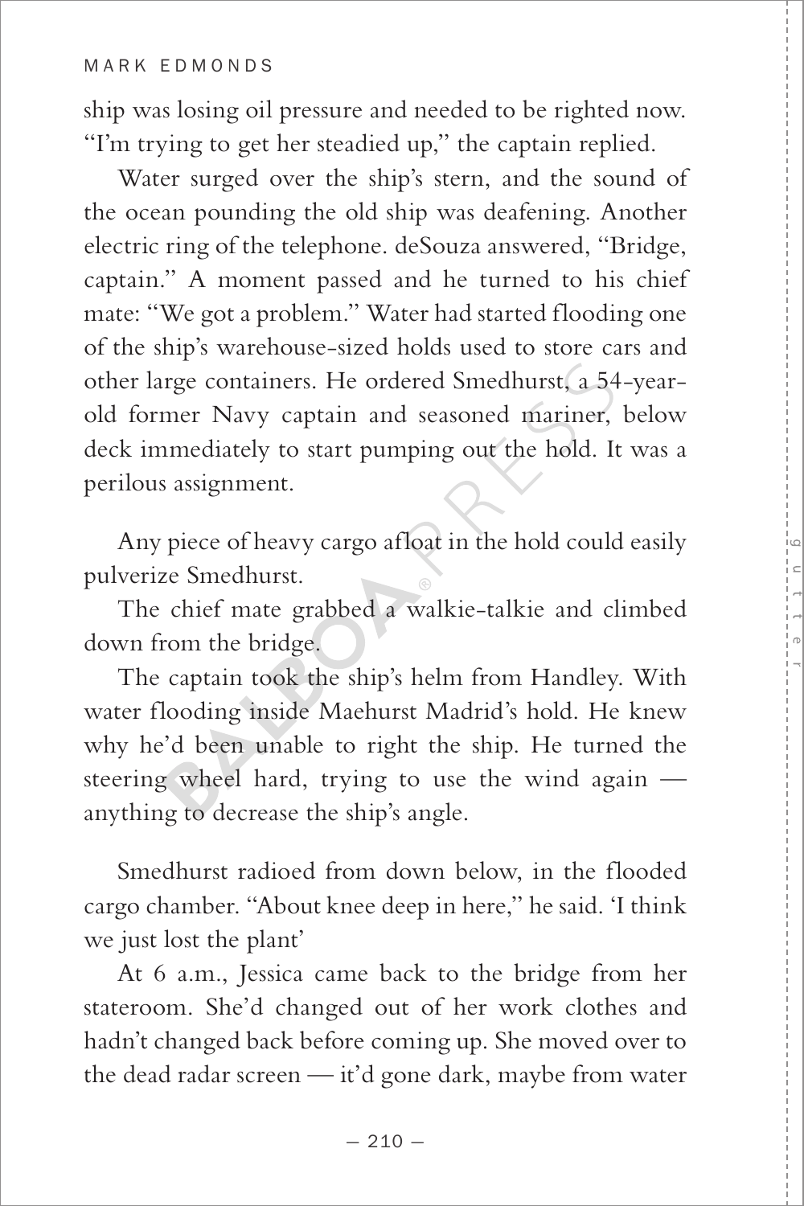ship was losing oil pressure and needed to be righted now. "I'm trying to get her steadied up," the captain replied.

Water surged over the ship's stern, and the sound of the ocean pounding the old ship was deafening. Another electric ring of the telephone. deSouza answered, "Bridge, captain." A moment passed and he turned to his chief mate: "We got a problem." Water had started flooding one of the ship's warehouse-sized holds used to store cars and other large containers. He ordered Smedhurst, a 54-year-old former Navy captain and seasoned mariner, below deck immediately to start pumping out the hold. It was a perilous assignment.

Any piece of heavy cargo afloat in the hold could easily pulverize Smedhurst.

The chief mate grabbed a walkie-talkie and climbed down from the bridge.

The captain took the ship's helm from Handley. With water flooding inside Maehurst Madrid's hold. He knew why he'd been unable to right the ship. He turned the steering wheel hard, trying to use the wind again — anything to decrease the ship's angle.

Smedhurst radioed from down below, in the flooded cargo chamber. "About knee deep in here," he said. 'I think we just lost the plant'

At 6 a.m., Jessica came back to the bridge from her stateroom. She'd changed out of her work clothes and hadn't changed back before coming up. She moved over to the dead radar screen — it'd gone dark, maybe from water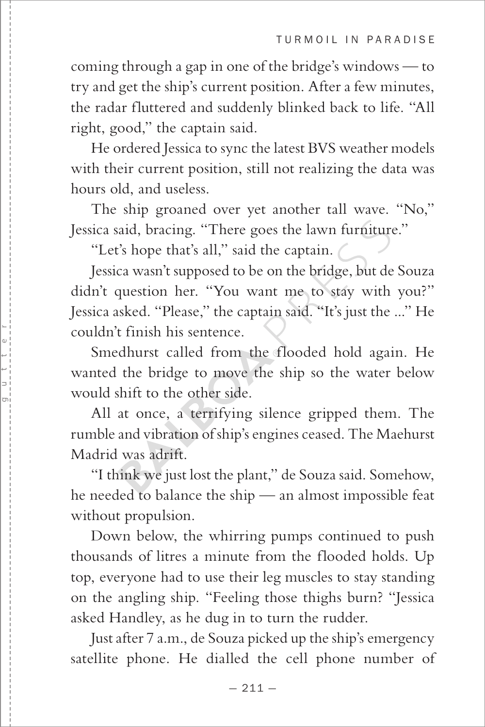coming through a gap in one of the bridge's windows — to try and get the ship's current position. After a few minutes, the radar fluttered and suddenly blinked back to life. "All right, good," the captain said.

He ordered Jessica to sync the latest BVS weather models with their current position, still not realizing the data was hours old, and useless.

The ship groaned over yet another tall wave. "No," Jessica said, bracing. "There goes the lawn furniture."

"Let's hope that's all," said the captain.

Jessica wasn't supposed to be on the bridge, but de Souza didn't question her. "You want me to stay with you?" Jessica asked. "Please," the captain said. "It's just the ..." He couldn't finish his sentence.

Smedhurst called from the flooded hold again. He wanted the bridge to move the ship so the water below would shift to the other side.

All at once, a terrifying silence gripped them. The rumble and vibration of ship's engines ceased. The Maehurst Madrid was adrift.

"I think we just lost the plant," de Souza said. Somehow, he needed to balance the ship — an almost impossible feat without propulsion.

Down below, the whirring pumps continued to push thousands of litres a minute from the flooded holds. Up top, everyone had to use their leg muscles to stay standing on the angling ship. "Feeling those thighs burn? "Jessica asked Handley, as he dug in to turn the rudder.

Just after 7 a.m., de Souza picked up the ship's emergency satellite phone. He dialled the cell phone number of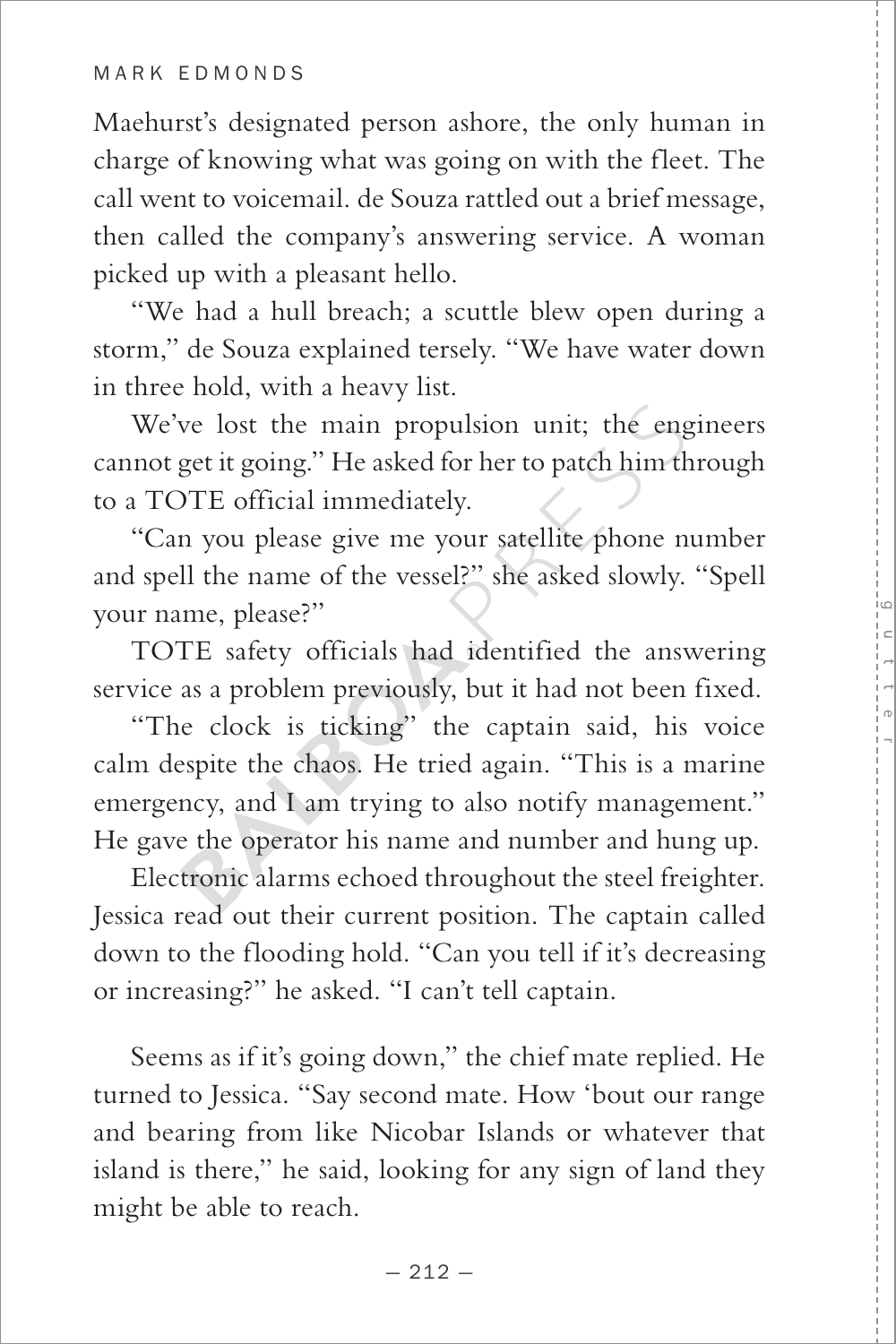Maehurst's designated person ashore, the only human in charge of knowing what was going on with the fleet. The call went to voicemail. de Souza rattled out a brief message, then called the company's answering service. A woman picked up with a pleasant hello.

"We had a hull breach; a scuttle blew open during a storm," de Souza explained tersely. "We have water down in three hold, with a heavy list.

We've lost the main propulsion unit; the engineers cannot get it going." He asked for her to patch him through to a TOTE official immediately.

"Can you please give me your satellite phone number and spell the name of the vessel?" she asked slowly. "Spell your name, please?"

TOTE safety officials had identified the answering service as a problem previously, but it had not been fixed.

"The clock is ticking" the captain said, his voice calm despite the chaos. He tried again. "This is a marine emergency, and I am trying to also notify management." He gave the operator his name and number and hung up.

Electronic alarms echoed throughout the steel freighter. Jessica read out their current position. The captain called down to the flooding hold. "Can you tell if it's decreasing or increasing?" he asked. "I can't tell captain.

Seems as if it's going down," the chief mate replied. He turned to Jessica. "Say second mate. How 'bout our range and bearing from like Nicobar Islands or whatever that island is there," he said, looking for any sign of land they might be able to reach.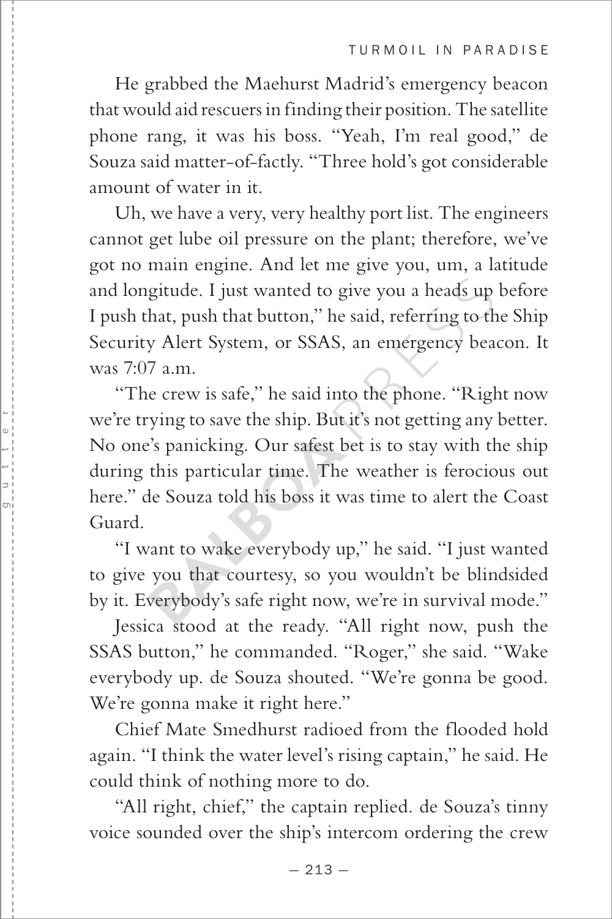He grabbed the Maehurst Madrid's emergency beacon that would aid rescuers in finding their position. The satellite phone rang, it was his boss. "Yeah, I'm real good," de Souza said matter-of-factly. "Three hold's got considerable amount of water in it.

Uh, we have a very, very healthy port list. The engineers cannot get lube oil pressure on the plant; therefore, we've got no main engine. And let me give you, um, a latitude and longitude. I just wanted to give you a heads up before I push that, push that button," he said, referring to the Ship Security Alert System, or SSAS, an emergency beacon. It was 7:07 a.m.

"The crew is safe," he said into the phone. "Right now we're trying to save the ship. But it's not getting any better. No one's panicking. Our safest bet is to stay with the ship during this particular time. The weather is ferocious out here." de Souza told his boss it was time to alert the Coast Guard.

"I want to wake everybody up," he said. "I just wanted to give you that courtesy, so you wouldn't be blindsided by it. Everybody's safe right now, we're in survival mode."

Jessica stood at the ready. "All right now, push the SSAS button," he commanded. "Roger," she said. "Wake everybody up. de Souza shouted. "We're gonna be good. We're gonna make it right here."

Chief Mate Smedhurst radioed from the flooded hold again. "I think the water level's rising captain," he said. He could think of nothing more to do.

"All right, chief," the captain replied. de Souza's tinny voice sounded over the ship's intercom ordering the crew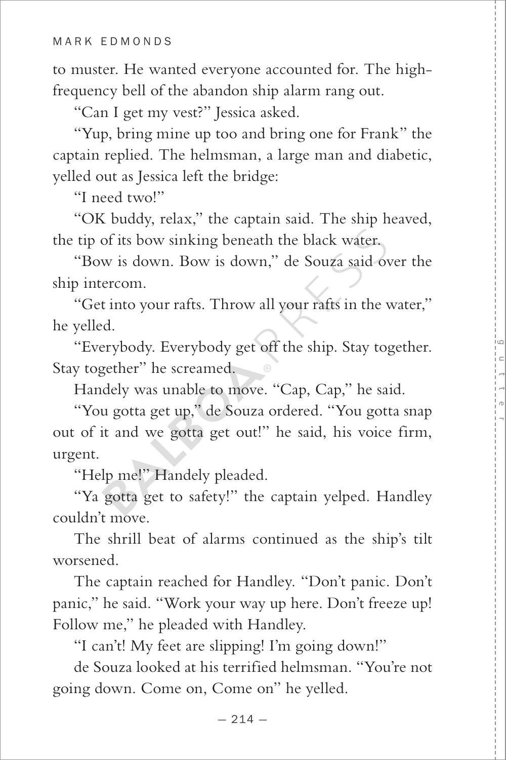to muster. He wanted everyone accounted for. The high-frequency bell of the abandon ship alarm rang out.

"Can I get my vest?" Jessica asked.

"Yup, bring mine up too and bring one for Frank" the captain replied. The helmsman, a large man and diabetic, yelled out as Jessica left the bridge:

"I need two!"

"OK buddy, relax," the captain said. The ship heaved, the tip of its bow sinking beneath the black water.

"Bow is down. Bow is down," de Souza said over the ship intercom.

"Get into your rafts. Throw all your rafts in the water," he yelled.

"Everybody. Everybody get off the ship. Stay together. Stay together" he screamed.

Handely was unable to move. "Cap, Cap," he said.

"You gotta get up," de Souza ordered. "You gotta snap out of it and we gotta get out!" he said, his voice firm, urgent.

"Help me!" Handely pleaded.

"Ya gotta get to safety!" the captain yelped. Handley couldn't move.

The shrill beat of alarms continued as the ship's tilt worsened.

The captain reached for Handley. "Don't panic. Don't panic," he said. "Work your way up here. Don't freeze up! Follow me," he pleaded with Handley.

"I can't! My feet are slipping! I'm going down!"

de Souza looked at his terrified helmsman. "You're not going down. Come on, Come on" he yelled.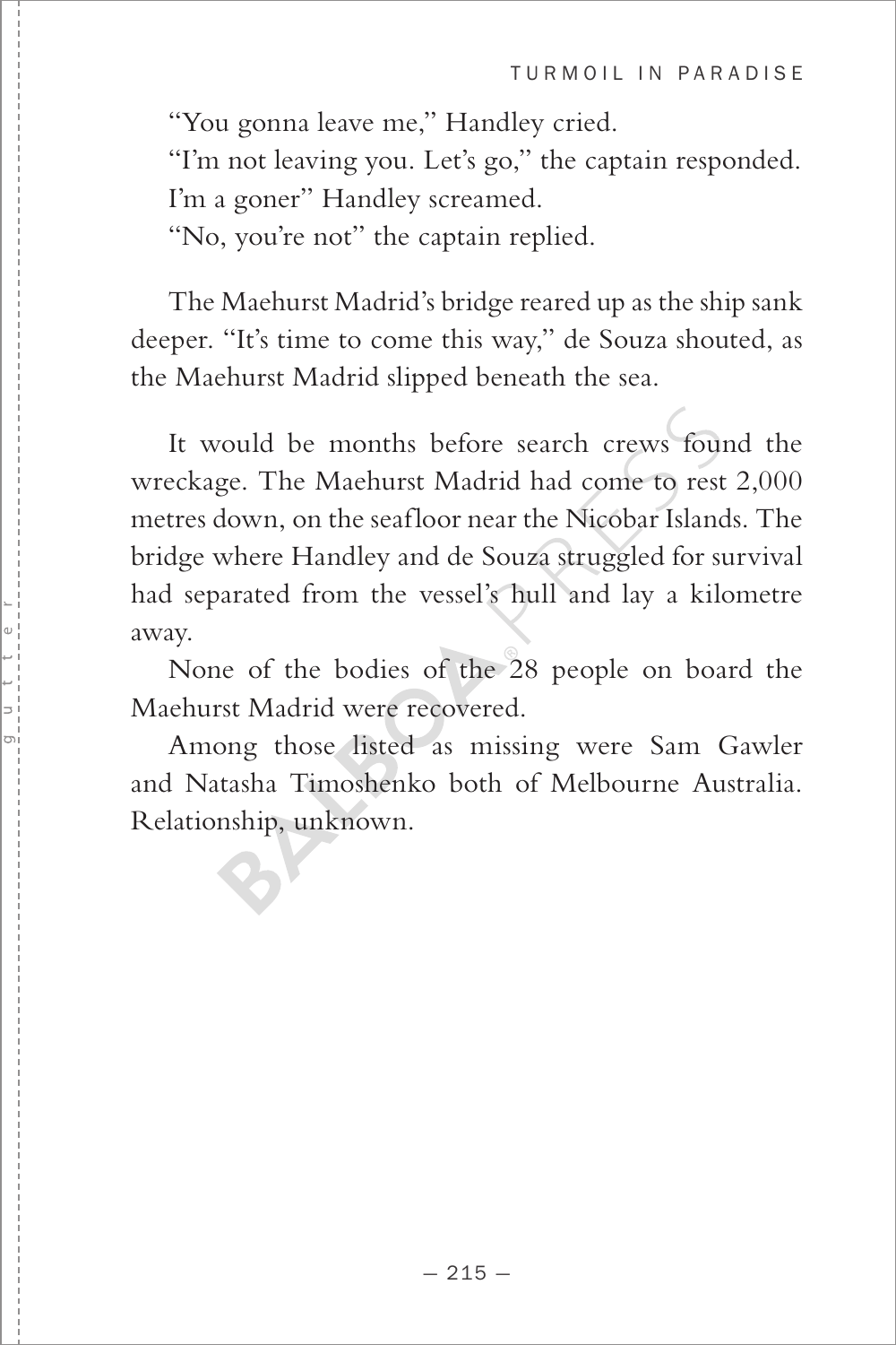"You gonna leave me," Handley cried.

"I'm not leaving you. Let's go," the captain responded.

I'm a goner" Handley screamed.

"No, you're not" the captain replied.

The Maehurst Madrid's bridge reared up as the ship sank deeper. "It's time to come this way," de Souza shouted, as the Maehurst Madrid slipped beneath the sea.

It would be months before search crews found the wreckage. The Maehurst Madrid had come to rest 2,000 metres down, on the seafloor near the Nicobar Islands. The bridge where Handley and de Souza struggled for survival had separated from the vessel's hull and lay a kilometre away.

None of the bodies of the 28 people on board the Maehurst Madrid were recovered.

Among those listed as missing were Sam Gawler and Natasha Timoshenko both of Melbourne Australia. Relationship, unknown.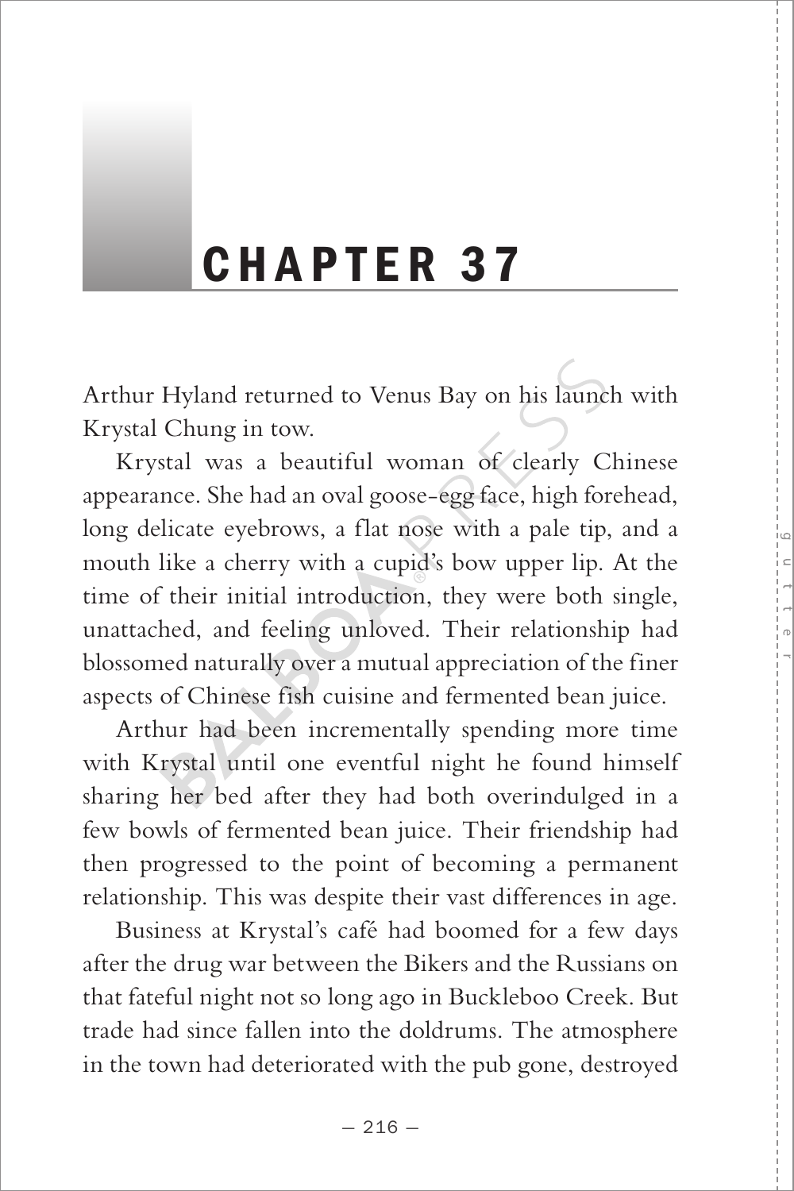# CHAPTER 37

Arthur Hyland returned to Venus Bay on his launch with Krystal Chung in tow.

Krystal was a beautiful woman of clearly Chinese appearance. She had an oval goose-egg face, high forehead, long delicate eyebrows, a flat nose with a pale tip, and a mouth like a cherry with a cupid's bow upper lip. At the time of their initial introduction, they were both single, unattached, and feeling unloved. Their relationship had blossomed naturally over a mutual appreciation of the finer aspects of Chinese fish cuisine and fermented bean juice.

Arthur had been incrementally spending more time with Krystal until one eventful night he found himself sharing her bed after they had both overindulged in a few bowls of fermented bean juice. Their friendship had then progressed to the point of becoming a permanent relationship. This was despite their vast differences in age.

Business at Krystal's café had boomed for a few days after the drug war between the Bikers and the Russians on that fateful night not so long ago in Buckleboo Creek. But trade had since fallen into the doldrums. The atmosphere in the town had deteriorated with the pub gone, destroyed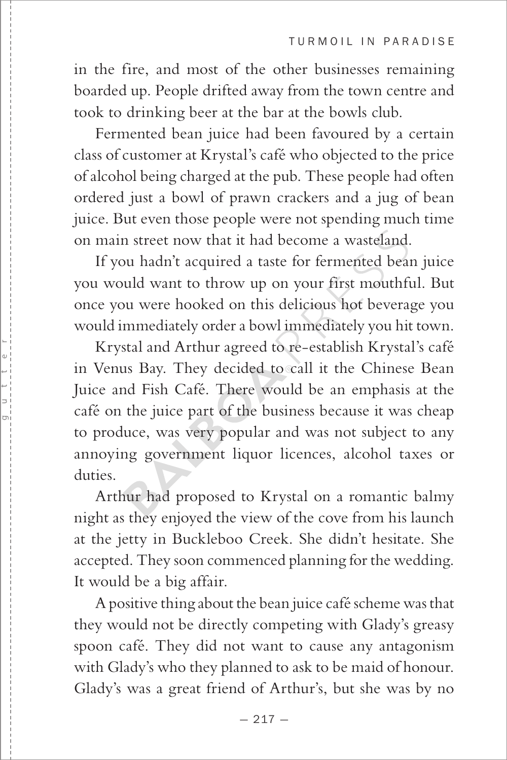in the fire, and most of the other businesses remaining boarded up. People drifted away from the town centre and took to drinking beer at the bar at the bowls club.

Fermented bean juice had been favoured by a certain class of customer at Krystal's café who objected to the price of alcohol being charged at the pub. These people had often ordered just a bowl of prawn crackers and a jug of bean juice. But even those people were not spending much time on main street now that it had become a wasteland.

If you hadn't acquired a taste for fermented bean juice you would want to throw up on your first mouthful. But once you were hooked on this delicious hot beverage you would immediately order a bowl immediately you hit town.

Krystal and Arthur agreed to re-establish Krystal's café in Venus Bay. They decided to call it the Chinese Bean Juice and Fish Café. There would be an emphasis at the café on the juice part of the business because it was cheap to produce, was very popular and was not subject to any annoying government liquor licences, alcohol taxes or duties.

Arthur had proposed to Krystal on a romantic balmy night as they enjoyed the view of the cove from his launch at the jetty in Buckleboo Creek. She didn't hesitate. She accepted. They soon commenced planning for the wedding. It would be a big affair.

A positive thing about the bean juice café scheme was that they would not be directly competing with Glady's greasy spoon café. They did not want to cause any antagonism with Glady's who they planned to ask to be maid of honour. Glady's was a great friend of Arthur's, but she was by no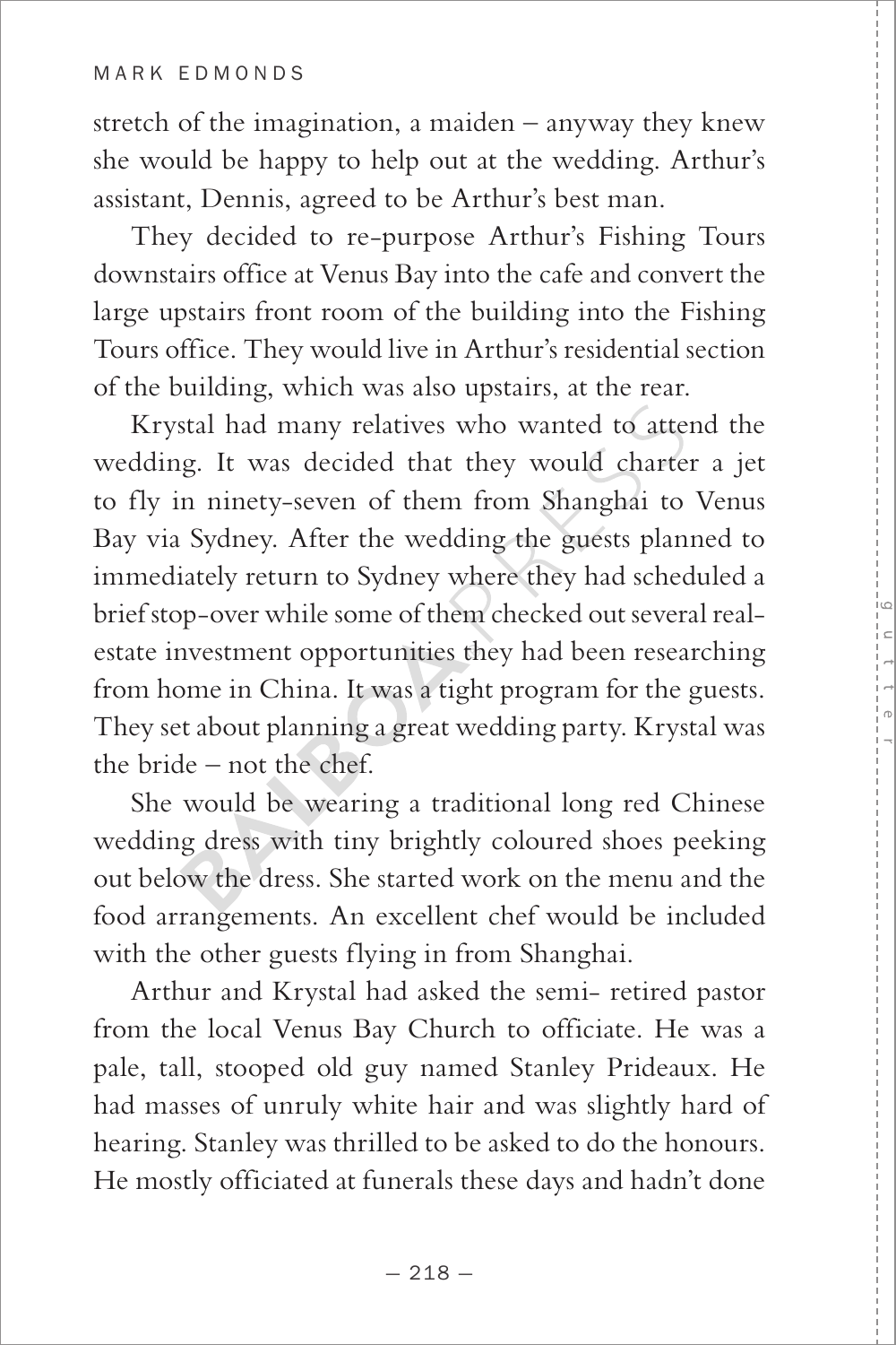stretch of the imagination, a maiden – anyway they knew she would be happy to help out at the wedding. Arthur's assistant, Dennis, agreed to be Arthur's best man.

They decided to re-purpose Arthur's Fishing Tours downstairs office at Venus Bay into the cafe and convert the large upstairs front room of the building into the Fishing Tours office. They would live in Arthur's residential section of the building, which was also upstairs, at the rear.

Krystal had many relatives who wanted to attend the wedding. It was decided that they would charter a jet to fly in ninety-seven of them from Shanghai to Venus Bay via Sydney. After the wedding the guests planned to immediately return to Sydney where they had scheduled a brief stop-over while some of them checked out several real-estate investment opportunities they had been researching from home in China. It was a tight program for the guests. They set about planning a great wedding party. Krystal was the bride – not the chef.

She would be wearing a traditional long red Chinese wedding dress with tiny brightly coloured shoes peeking out below the dress. She started work on the menu and the food arrangements. An excellent chef would be included with the other guests flying in from Shanghai.

Arthur and Krystal had asked the semi- retired pastor from the local Venus Bay Church to officiate. He was a pale, tall, stooped old guy named Stanley Prideaux. He had masses of unruly white hair and was slightly hard of hearing. Stanley was thrilled to be asked to do the honours. He mostly officiated at funerals these days and hadn't done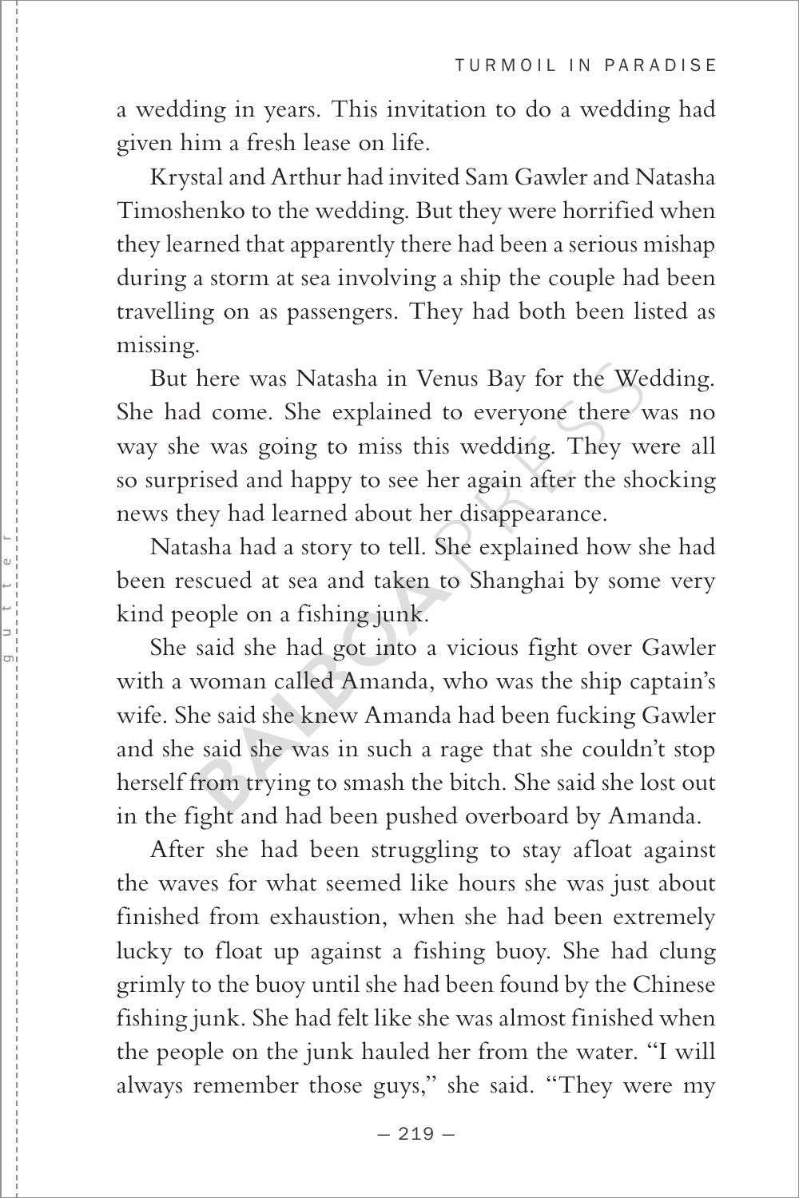a wedding in years. This invitation to do a wedding had given him a fresh lease on life.

Krystal and Arthur had invited Sam Gawler and Natasha Timoshenko to the wedding. But they were horrified when they learned that apparently there had been a serious mishap during a storm at sea involving a ship the couple had been travelling on as passengers. They had both been listed as missing.

But here was Natasha in Venus Bay for the Wedding. She had come. She explained to everyone there was no way she was going to miss this wedding. They were all so surprised and happy to see her again after the shocking news they had learned about her disappearance.

Natasha had a story to tell. She explained how she had been rescued at sea and taken to Shanghai by some very kind people on a fishing junk.

She said she had got into a vicious fight over Gawler with a woman called Amanda, who was the ship captain's wife. She said she knew Amanda had been fucking Gawler and she said she was in such a rage that she couldn't stop herself from trying to smash the bitch. She said she lost out in the fight and had been pushed overboard by Amanda.

After she had been struggling to stay afloat against the waves for what seemed like hours she was just about finished from exhaustion, when she had been extremely lucky to float up against a fishing buoy. She had clung grimly to the buoy until she had been found by the Chinese fishing junk. She had felt like she was almost finished when the people on the junk hauled her from the water. "I will always remember those guys," she said. "They were my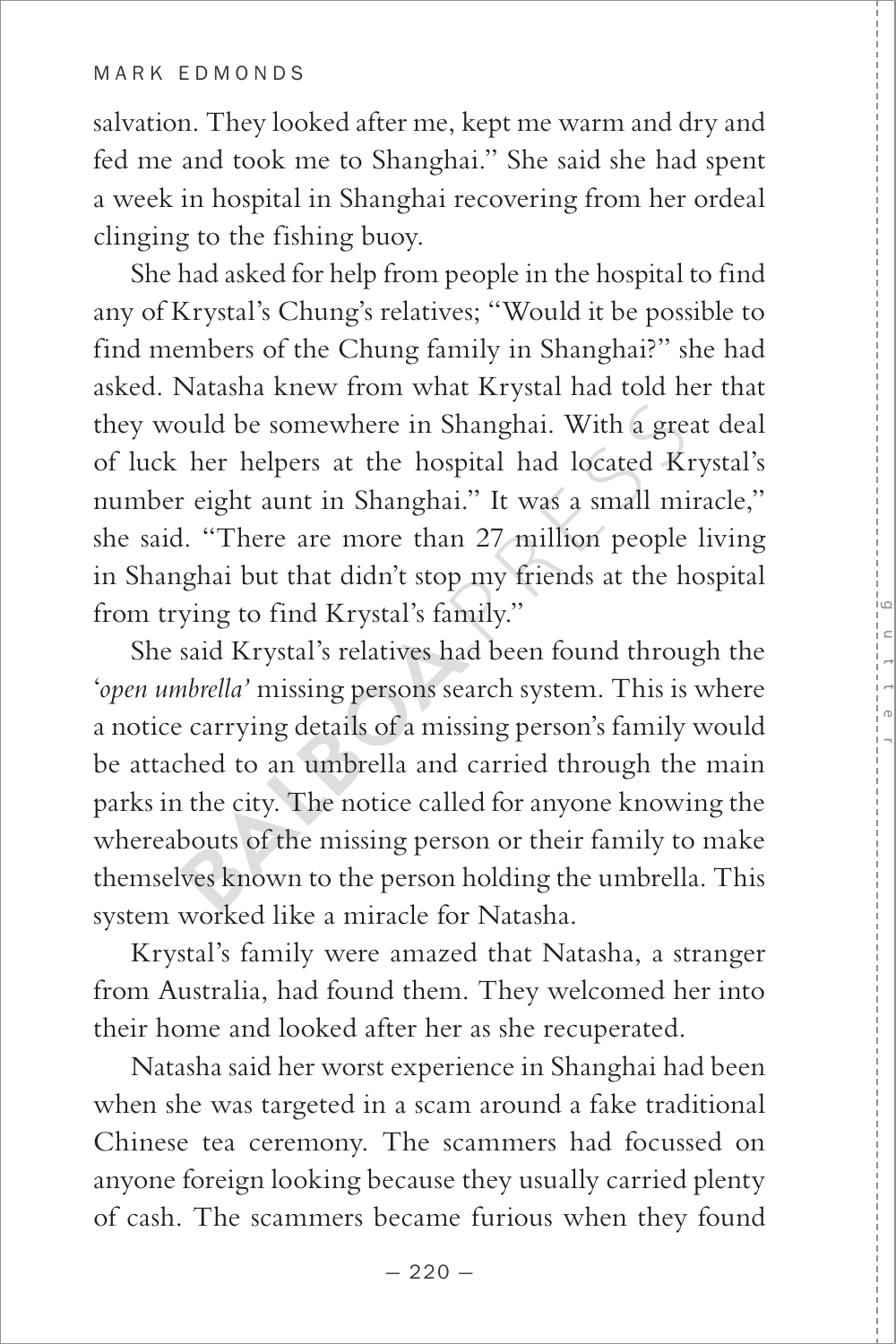salvation. They looked after me, kept me warm and dry and fed me and took me to Shanghai." She said she had spent a week in hospital in Shanghai recovering from her ordeal clinging to the fishing buoy.

She had asked for help from people in the hospital to find any of Krystal's Chung's relatives; "Would it be possible to find members of the Chung family in Shanghai?" she had asked. Natasha knew from what Krystal had told her that they would be somewhere in Shanghai. With a great deal of luck her helpers at the hospital had located Krystal's number eight aunt in Shanghai." It was a small miracle," she said. "There are more than 27 million people living in Shanghai but that didn't stop my friends at the hospital from trying to find Krystal's family."

She said Krystal's relatives had been found through the '*open umbrella*' missing persons search system. This is where a notice carrying details of a missing person's family would be attached to an umbrella and carried through the main parks in the city. The notice called for anyone knowing the whereabouts of the missing person or their family to make themselves known to the person holding the umbrella. This system worked like a miracle for Natasha.

Krystal's family were amazed that Natasha, a stranger from Australia, had found them. They welcomed her into their home and looked after her as she recuperated.

Natasha said her worst experience in Shanghai had been when she was targeted in a scam around a fake traditional Chinese tea ceremony. The scammers had focussed on anyone foreign looking because they usually carried plenty of cash. The scammers became furious when they found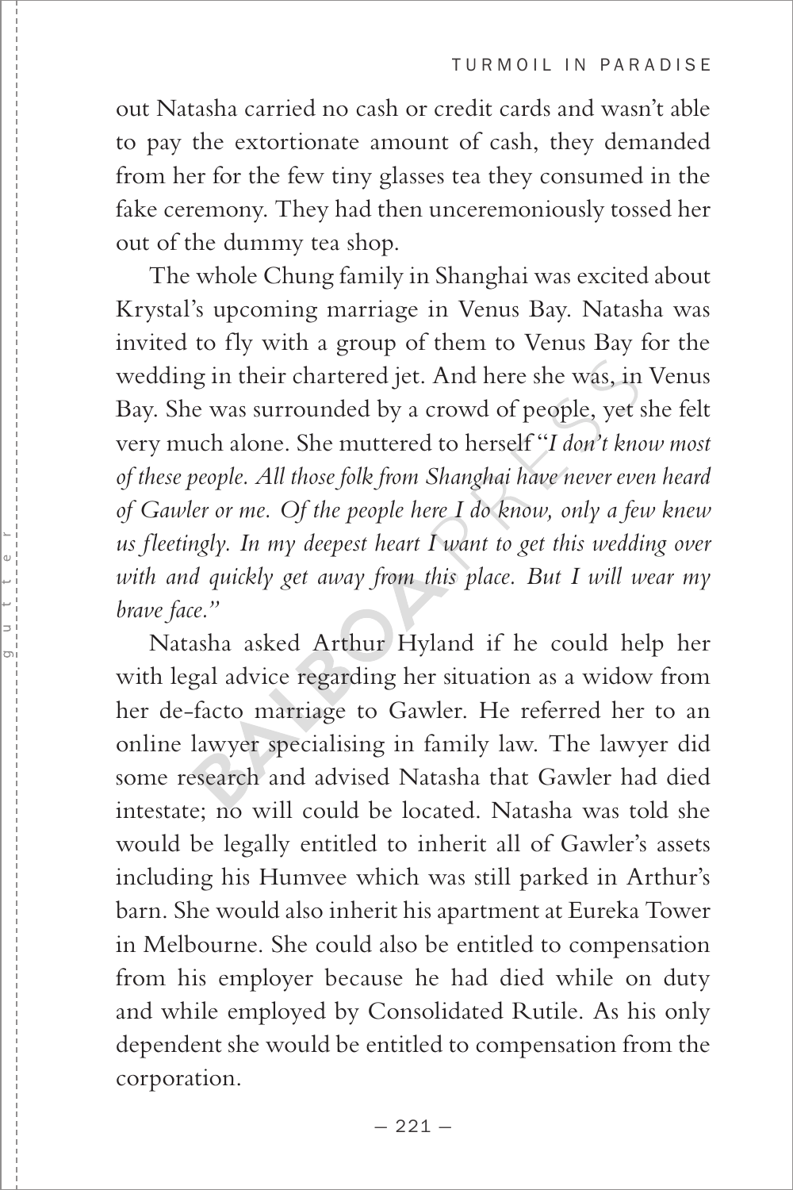out Natasha carried no cash or credit cards and wasn't able to pay the extortionate amount of cash, they demanded from her for the few tiny glasses tea they consumed in the fake ceremony. They had then unceremoniously tossed her out of the dummy tea shop.

The whole Chung family in Shanghai was excited about Krystal's upcoming marriage in Venus Bay. Natasha was invited to fly with a group of them to Venus Bay for the wedding in their chartered jet. And here she was, in Venus Bay. She was surrounded by a crowd of people, yet she felt very much alone. She muttered to herself "*I don't know most of these people. All those folk from Shanghai have never even heard of Gawler or me. Of the people here I do know, only a few knew us fleetingly. In my deepest heart I want to get this wedding over with and quickly get away from this place. But I will wear my brave face.*"

Natasha asked Arthur Hyland if he could help her with legal advice regarding her situation as a widow from her de-facto marriage to Gawler. He referred her to an online lawyer specialising in family law. The lawyer did some research and advised Natasha that Gawler had died intestate; no will could be located. Natasha was told she would be legally entitled to inherit all of Gawler's assets including his Humvee which was still parked in Arthur's barn. She would also inherit his apartment at Eureka Tower in Melbourne. She could also be entitled to compensation from his employer because he had died while on duty and while employed by Consolidated Rutile. As his only dependent she would be entitled to compensation from the corporation.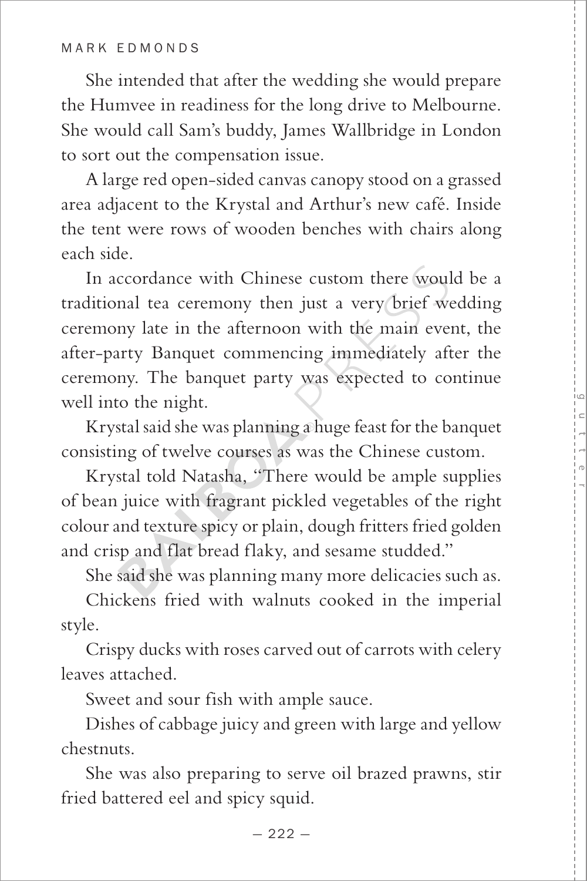She intended that after the wedding she would prepare the Humvee in readiness for the long drive to Melbourne. She would call Sam's buddy, James Wallbridge in London to sort out the compensation issue.

A large red open-sided canvas canopy stood on a grassed area adjacent to the Krystal and Arthur's new café. Inside the tent were rows of wooden benches with chairs along each side.

In accordance with Chinese custom there would be a traditional tea ceremony then just a very brief wedding ceremony late in the afternoon with the main event, the after-party Banquet commencing immediately after the ceremony. The banquet party was expected to continue well into the night.

Krystal said she was planning a huge feast for the banquet consisting of twelve courses as was the Chinese custom.

Krystal told Natasha, "There would be ample supplies of bean juice with fragrant pickled vegetables of the right colour and texture spicy or plain, dough fritters fried golden and crisp and flat bread flaky, and sesame studded."

She said she was planning many more delicacies such as.

Chickens fried with walnuts cooked in the imperial style.

Crispy ducks with roses carved out of carrots with celery leaves attached.

Sweet and sour fish with ample sauce.

Dishes of cabbage juicy and green with large and yellow chestnuts.

She was also preparing to serve oil brazed prawns, stir fried battered eel and spicy squid.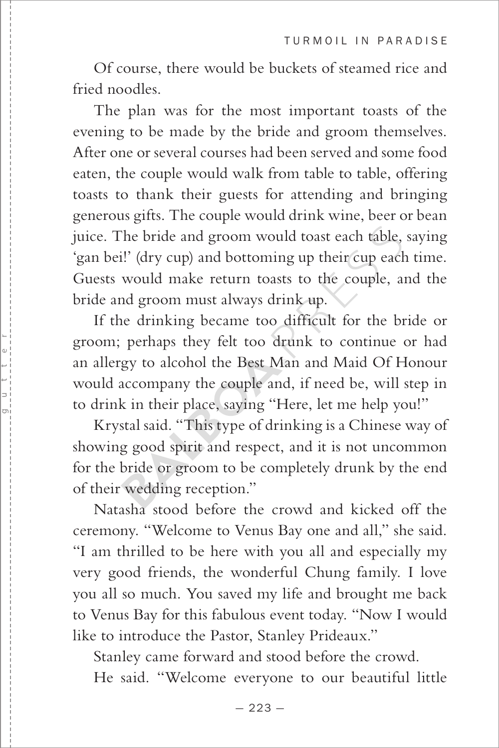Of course, there would be buckets of steamed rice and fried noodles.

The plan was for the most important toasts of the evening to be made by the bride and groom themselves. After one or several courses had been served and some food eaten, the couple would walk from table to table, offering toasts to thank their guests for attending and bringing generous gifts. The couple would drink wine, beer or bean juice. The bride and groom would toast each table, saying 'gan bei!' (dry cup) and bottoming up their cup each time. Guests would make return toasts to the couple, and the bride and groom must always drink up.

If the drinking became too difficult for the bride or groom; perhaps they felt too drunk to continue or had an allergy to alcohol the Best Man and Maid Of Honour would accompany the couple and, if need be, will step in to drink in their place, saying "Here, let me help you!"

Krystal said. "This type of drinking is a Chinese way of showing good spirit and respect, and it is not uncommon for the bride or groom to be completely drunk by the end of their wedding reception."

Natasha stood before the crowd and kicked off the ceremony. "Welcome to Venus Bay one and all," she said. "I am thrilled to be here with you all and especially my very good friends, the wonderful Chung family. I love you all so much. You saved my life and brought me back to Venus Bay for this fabulous event today. "Now I would like to introduce the Pastor, Stanley Prideaux."

Stanley came forward and stood before the crowd.

He said. "Welcome everyone to our beautiful little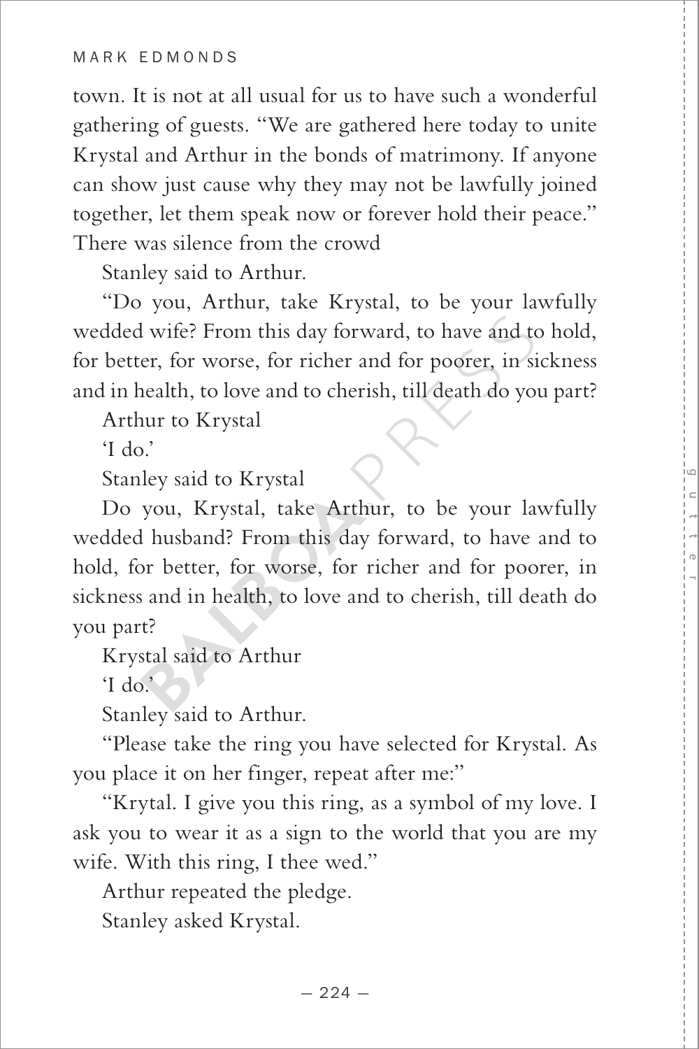town. It is not at all usual for us to have such a wonderful gathering of guests. "We are gathered here today to unite Krystal and Arthur in the bonds of matrimony. If anyone can show just cause why they may not be lawfully joined together, let them speak now or forever hold their peace." There was silence from the crowd

Stanley said to Arthur.

"Do you, Arthur, take Krystal, to be your lawfully wedded wife? From this day forward, to have and to hold, for better, for worse, for richer and for poorer, in sickness and in health, to love and to cherish, till death do you part?

Arthur to Krystal

'I do.'

Stanley said to Krystal

Do you, Krystal, take Arthur, to be your lawfully wedded husband? From this day forward, to have and to hold, for better, for worse, for richer and for poorer, in sickness and in health, to love and to cherish, till death do you part?

Krystal said to Arthur

'I do.'

Stanley said to Arthur.

"Please take the ring you have selected for Krystal. As you place it on her finger, repeat after me:"

"Krytal. I give you this ring, as a symbol of my love. I ask you to wear it as a sign to the world that you are my wife. With this ring, I thee wed."

Arthur repeated the pledge.

Stanley asked Krystal.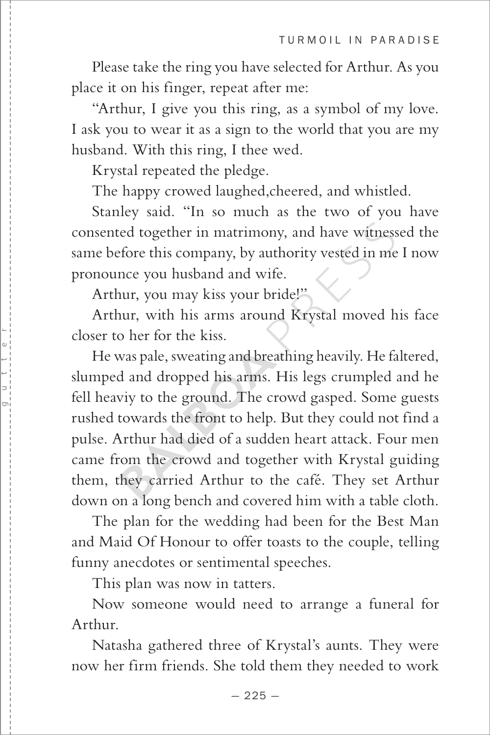Please take the ring you have selected for Arthur. As you place it on his finger, repeat after me:

"Arthur, I give you this ring, as a symbol of my love. I ask you to wear it as a sign to the world that you are my husband. With this ring, I thee wed.

Krystal repeated the pledge.

The happy crowed laughed,cheered, and whistled.

Stanley said. "In so much as the two of you have consented together in matrimony, and have witnessed the same before this company, by authority vested in me I now pronounce you husband and wife.

Arthur, you may kiss your bride!"

Arthur, with his arms around Krystal moved his face closer to her for the kiss.

He was pale, sweating and breathing heavily. He faltered, slumped and dropped his arms. His legs crumpled and he fell heaviy to the ground. The crowd gasped. Some guests rushed towards the front to help. But they could not find a pulse. Arthur had died of a sudden heart attack. Four men came from the crowd and together with Krystal guiding them, they carried Arthur to the café. They set Arthur down on a long bench and covered him with a table cloth.

The plan for the wedding had been for the Best Man and Maid Of Honour to offer toasts to the couple, telling funny anecdotes or sentimental speeches.

This plan was now in tatters.

Now someone would need to arrange a funeral for Arthur.

Natasha gathered three of Krystal's aunts. They were now her firm friends. She told them they needed to work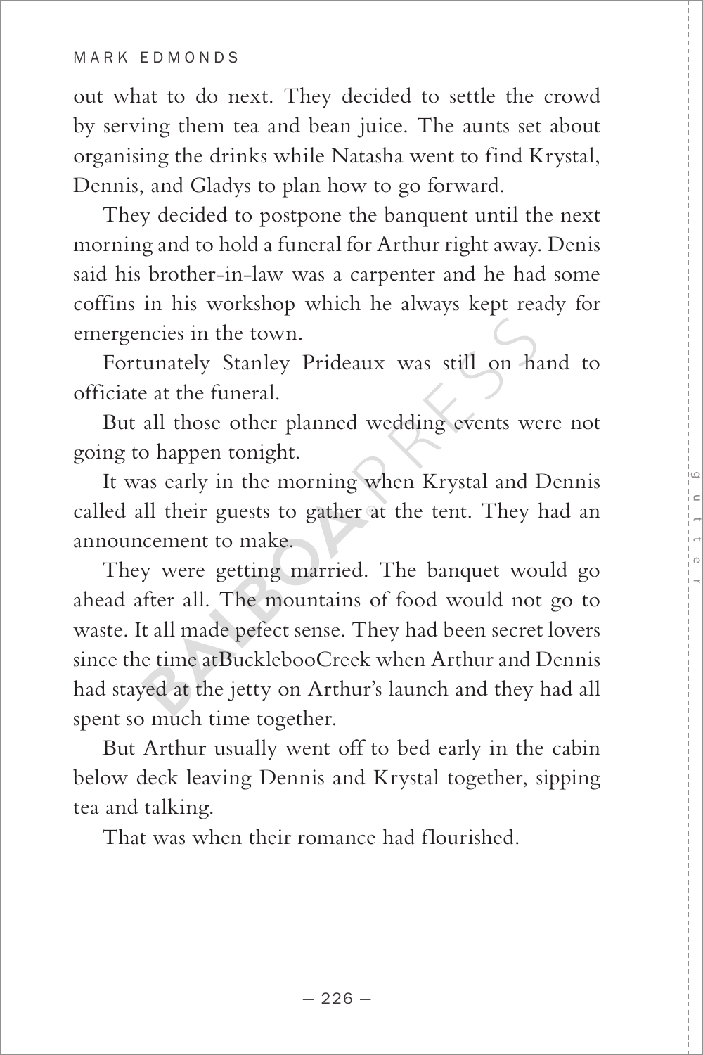out what to do next. They decided to settle the crowd by serving them tea and bean juice. The aunts set about organising the drinks while Natasha went to find Krystal, Dennis, and Gladys to plan how to go forward.

They decided to postpone the banquent until the next morning and to hold a funeral for Arthur right away. Denis said his brother-in-law was a carpenter and he had some coffins in his workshop which he always kept ready for emergencies in the town.

Fortunately Stanley Prideaux was still on hand to officiate at the funeral.

But all those other planned wedding events were not going to happen tonight.

It was early in the morning when Krystal and Dennis called all their guests to gather at the tent. They had an announcement to make.

They were getting married. The banquet would go ahead after all. The mountains of food would not go to waste. It all made pefect sense. They had been secret lovers since the time atBuckleboo​Creek when Arthur and Dennis had stayed at the jetty on Arthur's launch and they had all spent so much time together.

But Arthur usually went off to bed early in the cabin below deck leaving Dennis and Krystal together, sipping tea and talking.

That was when their romance had flourished.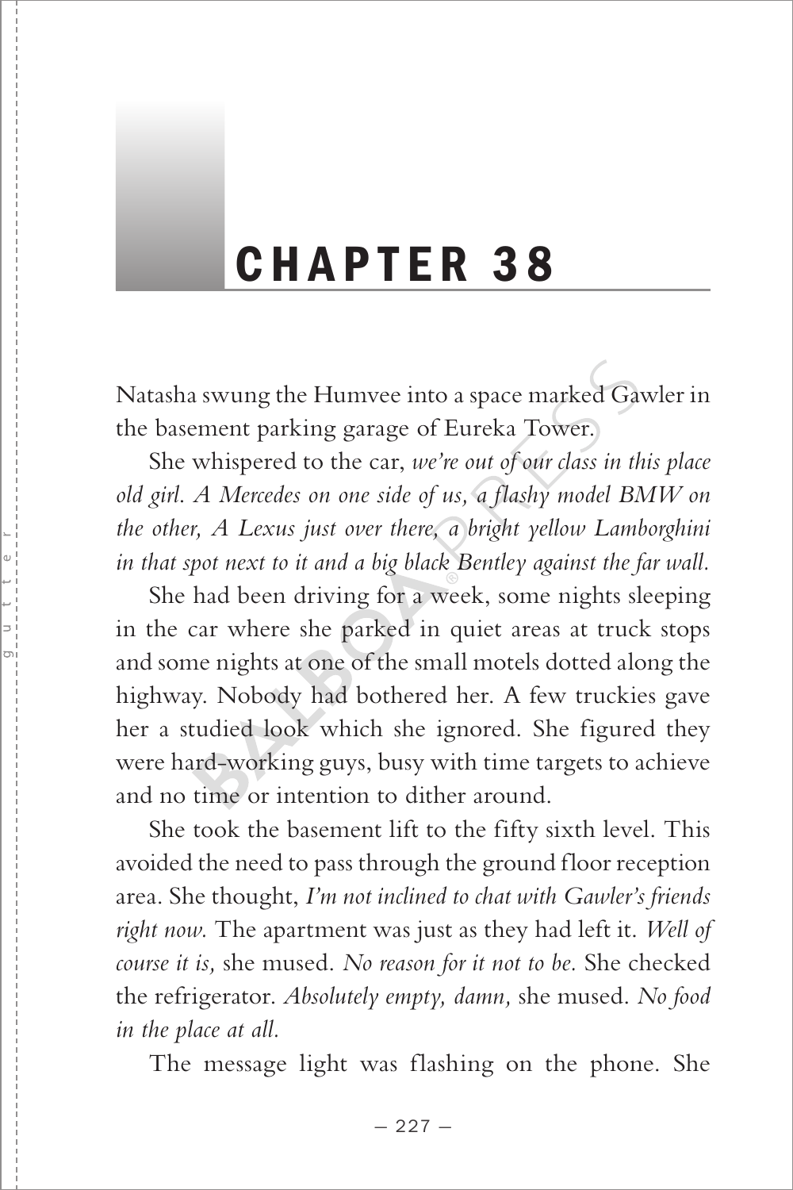# CHAPTER 38

Natasha swung the Humvee into a space marked Gawler in the basement parking garage of Eureka Tower.

She whispered to the car, *we're out of our class in this place old girl. A Mercedes on one side of us, a flashy model BMW on the other, A Lexus just over there, a bright yellow Lamborghini in that spot next to it and a big black Bentley against the far wall.*

She had been driving for a week, some nights sleeping in the car where she parked in quiet areas at truck stops and some nights at one of the small motels dotted along the highway. Nobody had bothered her. A few truckies gave her a studied look which she ignored. She figured they were hard-working guys, busy with time targets to achieve and no time or intention to dither around.

She took the basement lift to the fifty sixth level. This avoided the need to pass through the ground floor reception area. She thought, *I'm not inclined to chat with Gawler's friends right now.* The apartment was just as they had left it. *Well of course it is,* she mused. *No reason for it not to be.* She checked the refrigerator. *Absolutely empty, damn,* she mused. *No food in the place at all.*

The message light was flashing on the phone. She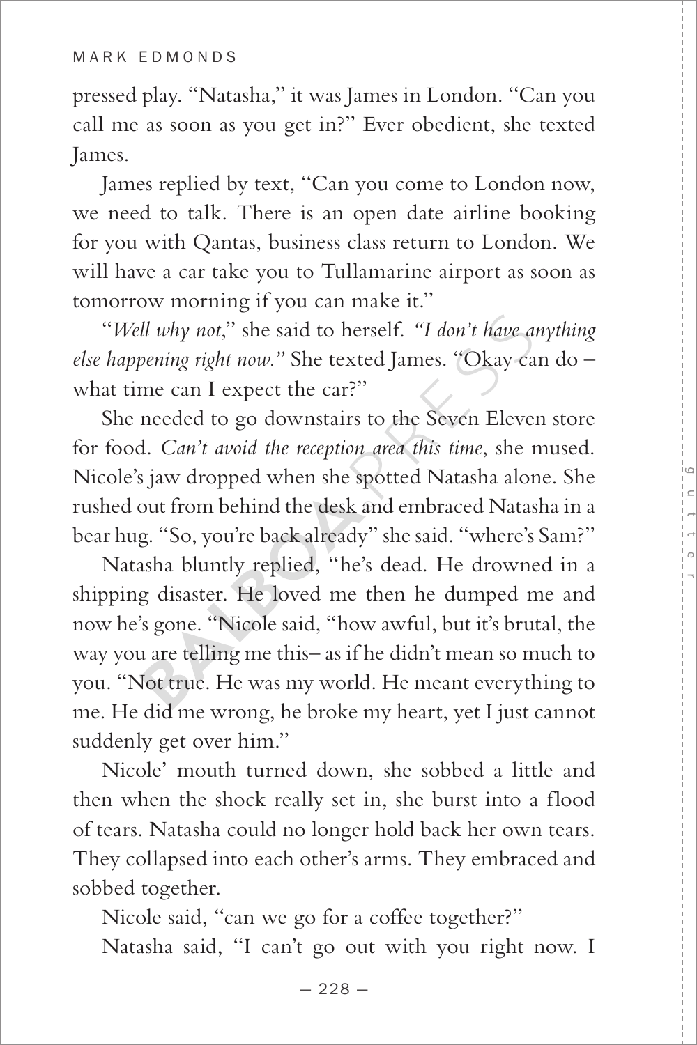pressed play. "Natasha," it was James in London. "Can you call me as soon as you get in?" Ever obedient, she texted James.

James replied by text, "Can you come to London now, we need to talk. There is an open date airline booking for you with Qantas, business class return to London. We will have a car take you to Tullamarine airport as soon as tomorrow morning if you can make it."

"*Well why not*," she said to herself. *"I don't have anything else happening right now."* She texted James. "Okay can do – what time can I expect the car?"

She needed to go downstairs to the Seven Eleven store for food. *Can't avoid the reception area this time*, she mused. Nicole's jaw dropped when she spotted Natasha alone. She rushed out from behind the desk and embraced Natasha in a bear hug. "So, you're back already" she said. "where's Sam?"

Natasha bluntly replied, "he's dead. He drowned in a shipping disaster. He loved me then he dumped me and now he's gone. "Nicole said, "how awful, but it's brutal, the way you are telling me this– as if he didn't mean so much to you. "Not true. He was my world. He meant everything to me. He did me wrong, he broke my heart, yet I just cannot suddenly get over him."

Nicole' mouth turned down, she sobbed a little and then when the shock really set in, she burst into a flood of tears. Natasha could no longer hold back her own tears. They collapsed into each other's arms. They embraced and sobbed together.

Nicole said, "can we go for a coffee together?"

Natasha said, "I can't go out with you right now. I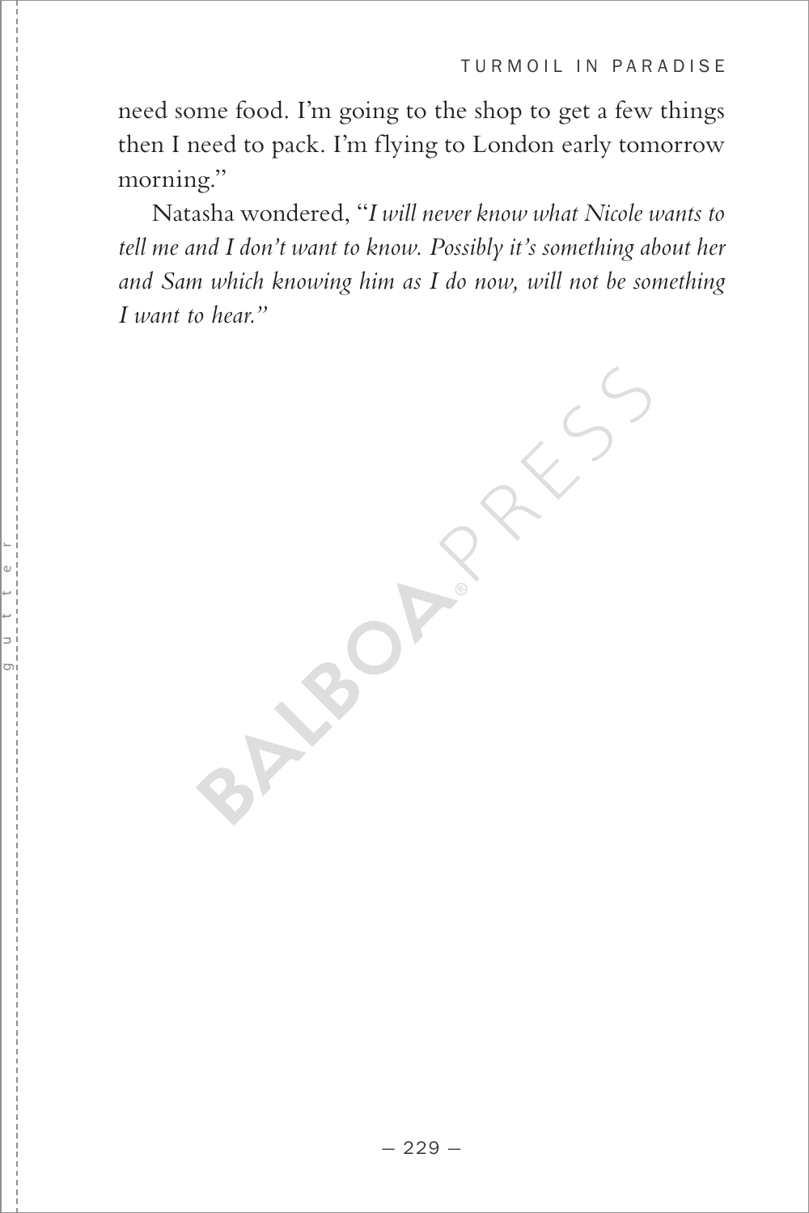need some food. I'm going to the shop to get a few things then I need to pack. I'm flying to London early tomorrow morning."

Natasha wondered, "*I will never know what Nicole wants to tell me and I don't want to know. Possibly it's something about her and Sam which knowing him as I do now, will not be something I want to hear.*"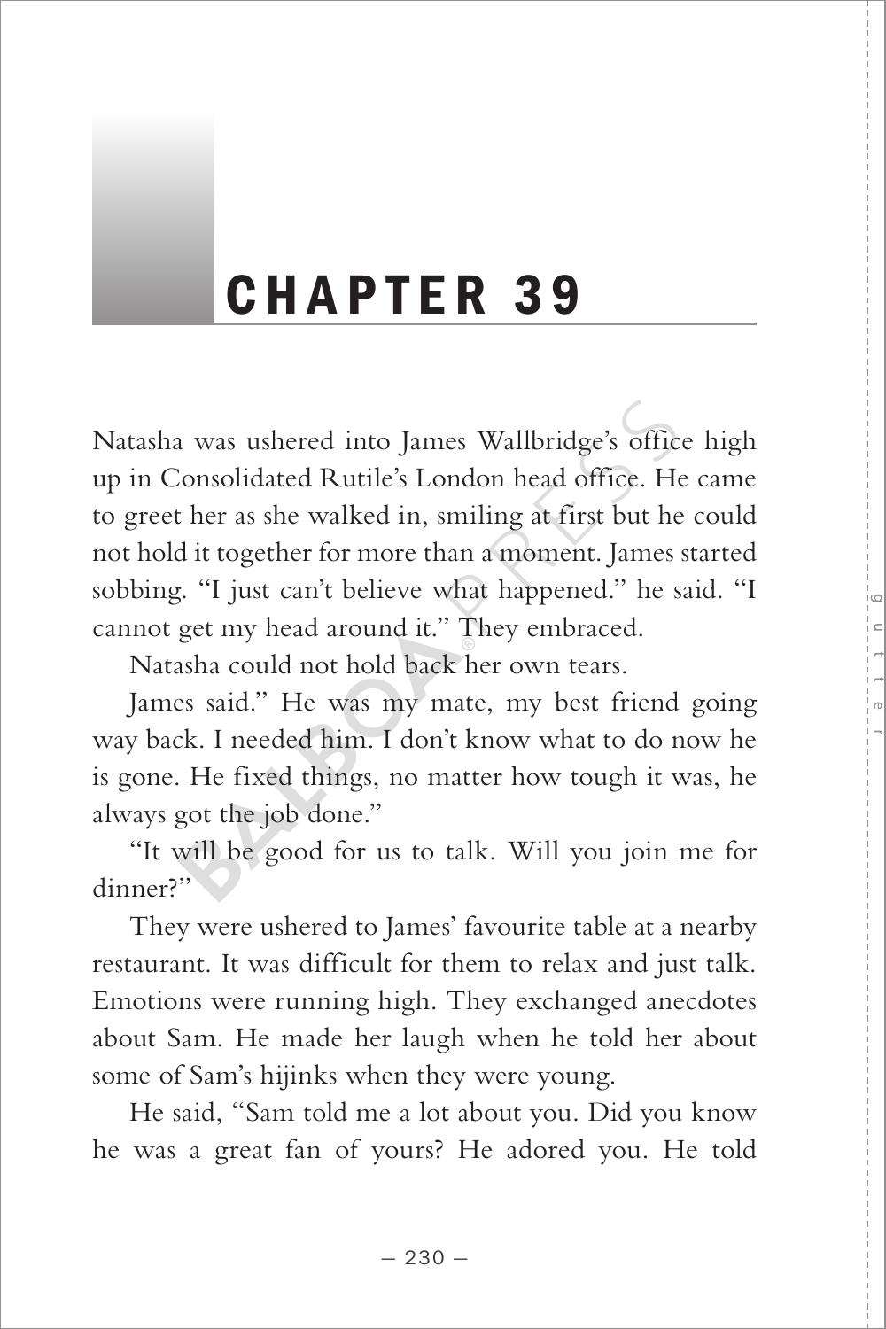# CHAPTER 39

Natasha was ushered into James Wallbridge's office high up in Consolidated Rutile's London head office. He came to greet her as she walked in, smiling at first but he could not hold it together for more than a moment. James started sobbing. "I just can't believe what happened." he said. "I cannot get my head around it." They embraced.

Natasha could not hold back her own tears.

James said." He was my mate, my best friend going way back. I needed him. I don't know what to do now he is gone. He fixed things, no matter how tough it was, he always got the job done."

"It will be good for us to talk. Will you join me for dinner?"

They were ushered to James' favourite table at a nearby restaurant. It was difficult for them to relax and just talk. Emotions were running high. They exchanged anecdotes about Sam. He made her laugh when he told her about some of Sam's hijinks when they were young.

He said, "Sam told me a lot about you. Did you know he was a great fan of yours? He adored you. He told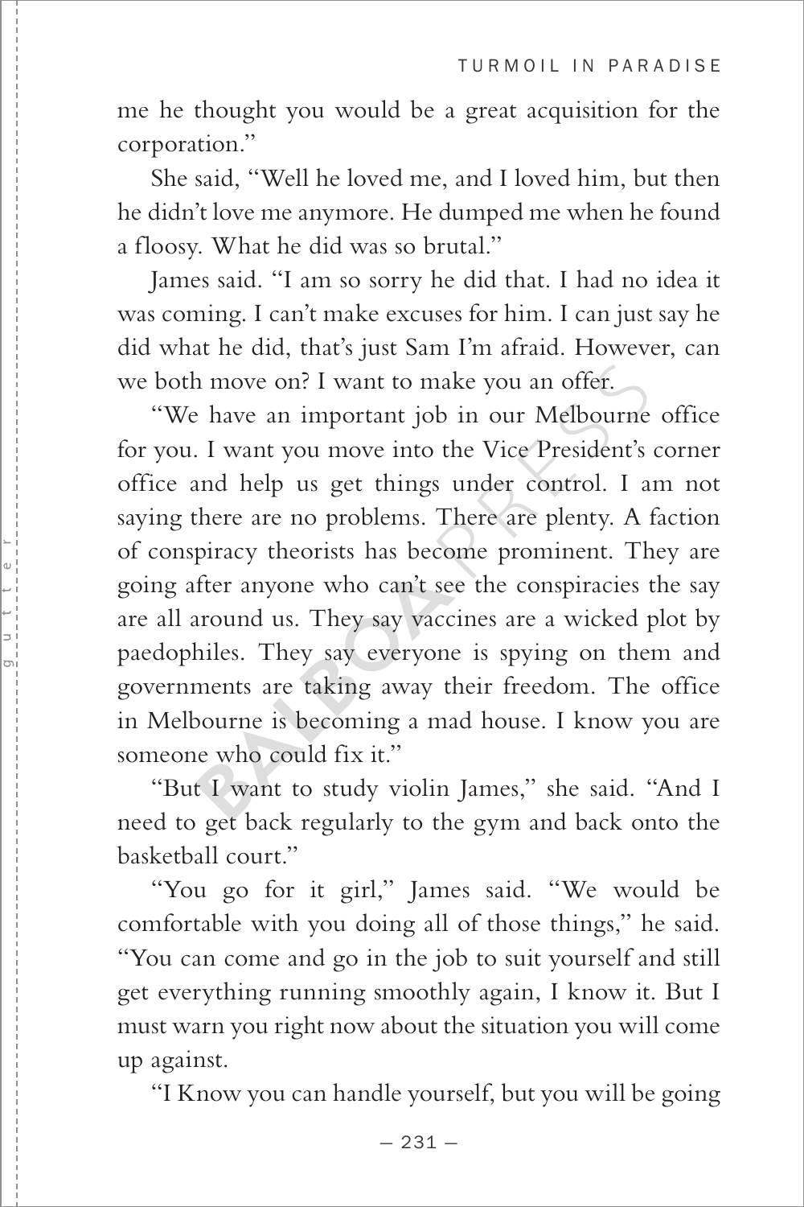me he thought you would be a great acquisition for the corporation."

She said, "Well he loved me, and I loved him, but then he didn't love me anymore. He dumped me when he found a floosy. What he did was so brutal."

James said. "I am so sorry he did that. I had no idea it was coming. I can't make excuses for him. I can just say he did what he did, that's just Sam I'm afraid. However, can we both move on? I want to make you an offer.

"We have an important job in our Melbourne office for you. I want you move into the Vice President's corner office and help us get things under control. I am not saying there are no problems. There are plenty. A faction of conspiracy theorists has become prominent. They are going after anyone who can't see the conspiracies the say are all around us. They say vaccines are a wicked plot by paedophiles. They say everyone is spying on them and governments are taking away their freedom. The office in Melbourne is becoming a mad house. I know you are someone who could fix it."

"But I want to study violin James," she said. "And I need to get back regularly to the gym and back onto the basketball court."

"You go for it girl," James said. "We would be comfortable with you doing all of those things," he said. "You can come and go in the job to suit yourself and still get everything running smoothly again, I know it. But I must warn you right now about the situation you will come up against.

"I Know you can handle yourself, but you will be going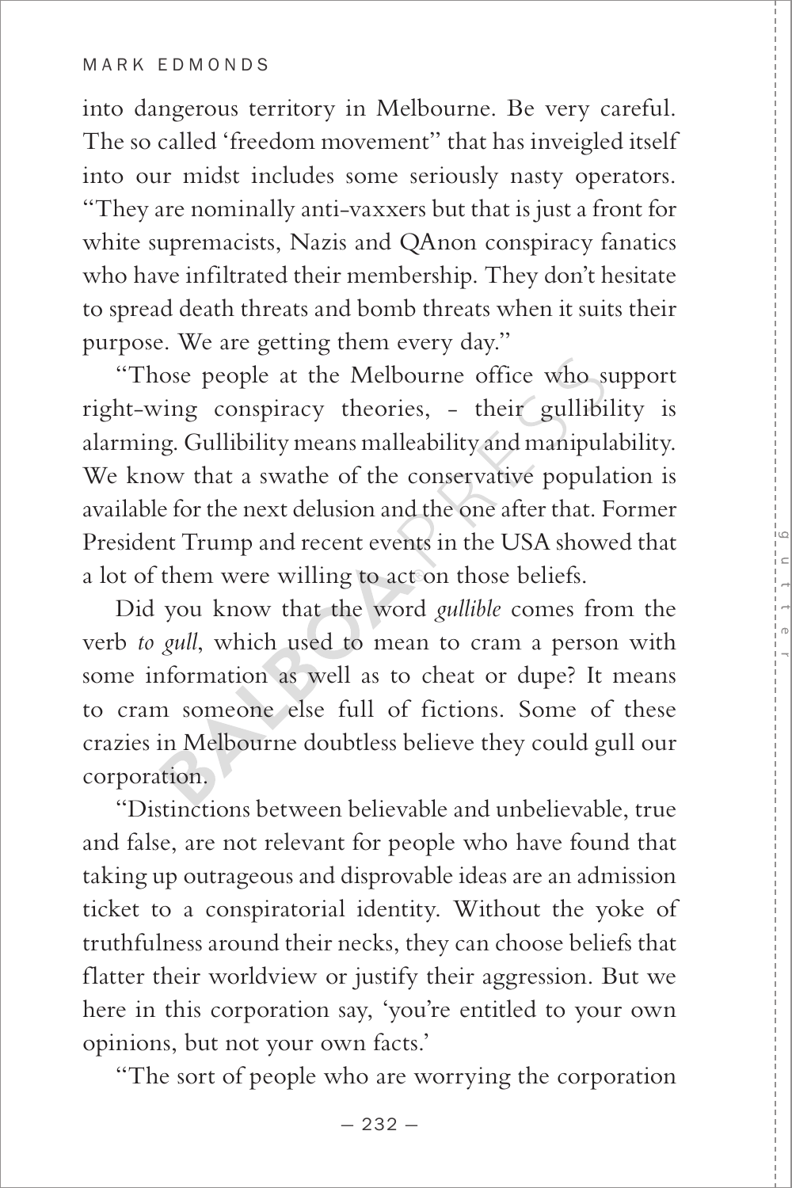into dangerous territory in Melbourne. Be very careful. The so called 'freedom movement" that has inveigled itself into our midst includes some seriously nasty operators. "They are nominally anti-vaxxers but that is just a front for white supremacists, Nazis and QAnon conspiracy fanatics who have infiltrated their membership. They don't hesitate to spread death threats and bomb threats when it suits their purpose. We are getting them every day."

"Those people at the Melbourne office who support right-wing conspiracy theories, - their gullibility is alarming. Gullibility means malleability and manipulability. We know that a swathe of the conservative population is available for the next delusion and the one after that. Former President Trump and recent events in the USA showed that a lot of them were willing to act on those beliefs.

Did you know that the word *gullible* comes from the verb *to gull*, which used to mean to cram a person with some information as well as to cheat or dupe? It means to cram someone else full of fictions. Some of these crazies in Melbourne doubtless believe they could gull our corporation.

"Distinctions between believable and unbelievable, true and false, are not relevant for people who have found that taking up outrageous and disprovable ideas are an admission ticket to a conspiratorial identity. Without the yoke of truthfulness around their necks, they can choose beliefs that flatter their worldview or justify their aggression. But we here in this corporation say, 'you're entitled to your own opinions, but not your own facts.'

"The sort of people who are worrying the corporation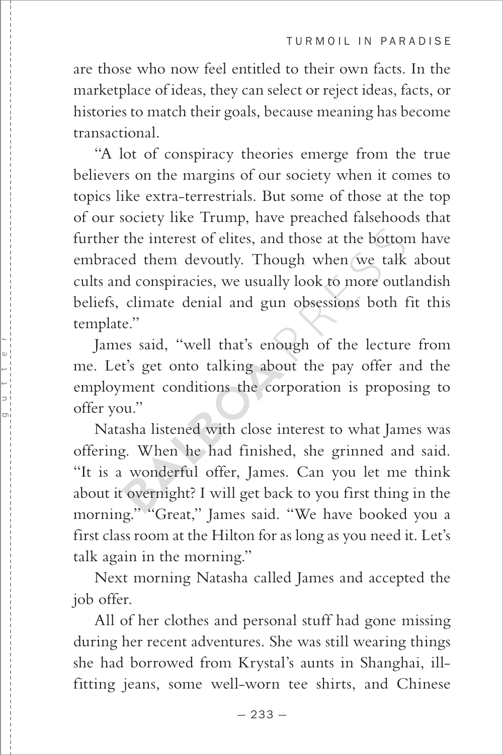are those who now feel entitled to their own facts. In the marketplace of ideas, they can select or reject ideas, facts, or histories to match their goals, because meaning has become transactional.

"A lot of conspiracy theories emerge from the true believers on the margins of our society when it comes to topics like extra-terrestrials. But some of those at the top of our society like Trump, have preached falsehoods that further the interest of elites, and those at the bottom have embraced them devoutly. Though when we talk about cults and conspiracies, we usually look to more outlandish beliefs, climate denial and gun obsessions both fit this template."

James said, "well that's enough of the lecture from me. Let's get onto talking about the pay offer and the employment conditions the corporation is proposing to offer you."

Natasha listened with close interest to what James was offering. When he had finished, she grinned and said. "It is a wonderful offer, James. Can you let me think about it overnight? I will get back to you first thing in the morning." "Great," James said. "We have booked you a first class room at the Hilton for as long as you need it. Let's talk again in the morning."

Next morning Natasha called James and accepted the job offer.

All of her clothes and personal stuff had gone missing during her recent adventures. She was still wearing things she had borrowed from Krystal's aunts in Shanghai, ill-fitting jeans, some well-worn tee shirts, and Chinese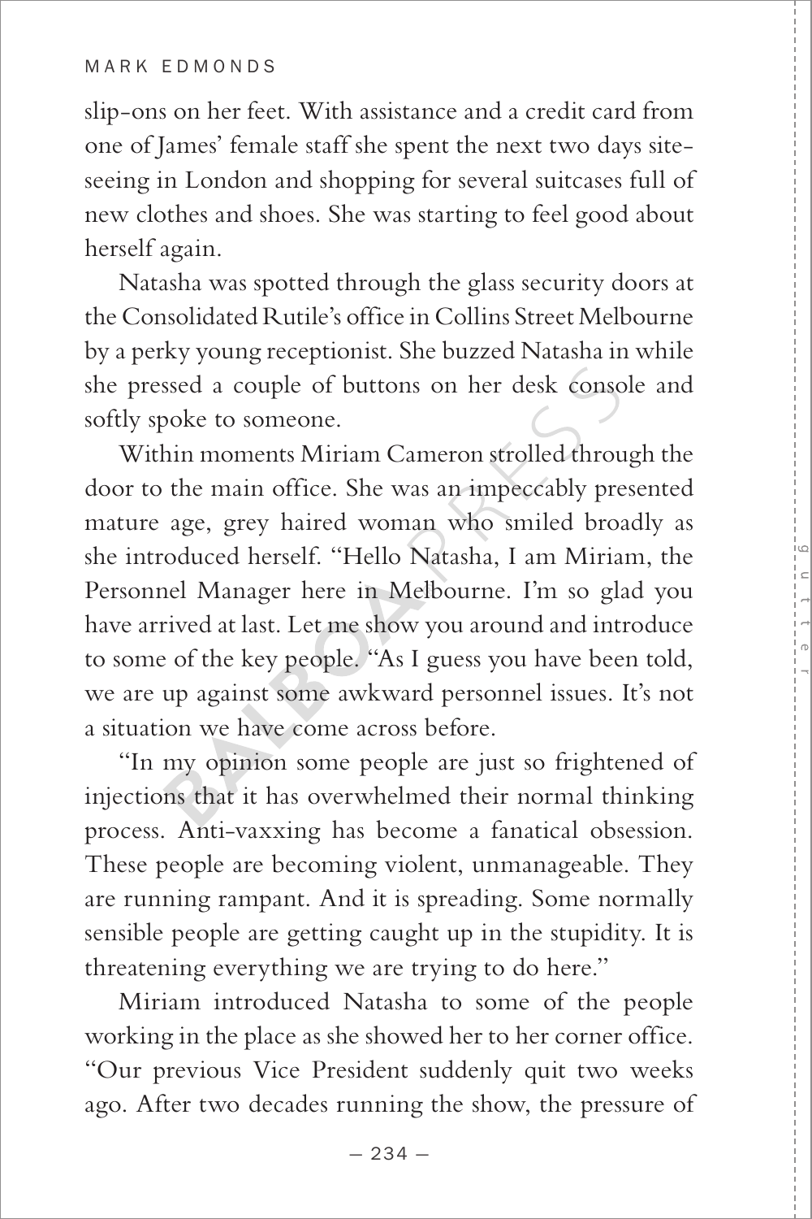slip-ons on her feet. With assistance and a credit card from one of James' female staff she spent the next two days site-seeing in London and shopping for several suitcases full of new clothes and shoes. She was starting to feel good about herself again.

Natasha was spotted through the glass security doors at the Consolidated Rutile's office in Collins Street Melbourne by a perky young receptionist. She buzzed Natasha in while she pressed a couple of buttons on her desk console and softly spoke to someone.

Within moments Miriam Cameron strolled through the door to the main office. She was an impeccably presented mature age, grey haired woman who smiled broadly as she introduced herself. "Hello Natasha, I am Miriam, the Personnel Manager here in Melbourne. I'm so glad you have arrived at last. Let me show you around and introduce to some of the key people. "As I guess you have been told, we are up against some awkward personnel issues. It's not a situation we have come across before.

"In my opinion some people are just so frightened of injections that it has overwhelmed their normal thinking process. Anti-vaxxing has become a fanatical obsession. These people are becoming violent, unmanageable. They are running rampant. And it is spreading. Some normally sensible people are getting caught up in the stupidity. It is threatening everything we are trying to do here."

Miriam introduced Natasha to some of the people working in the place as she showed her to her corner office. "Our previous Vice President suddenly quit two weeks ago. After two decades running the show, the pressure of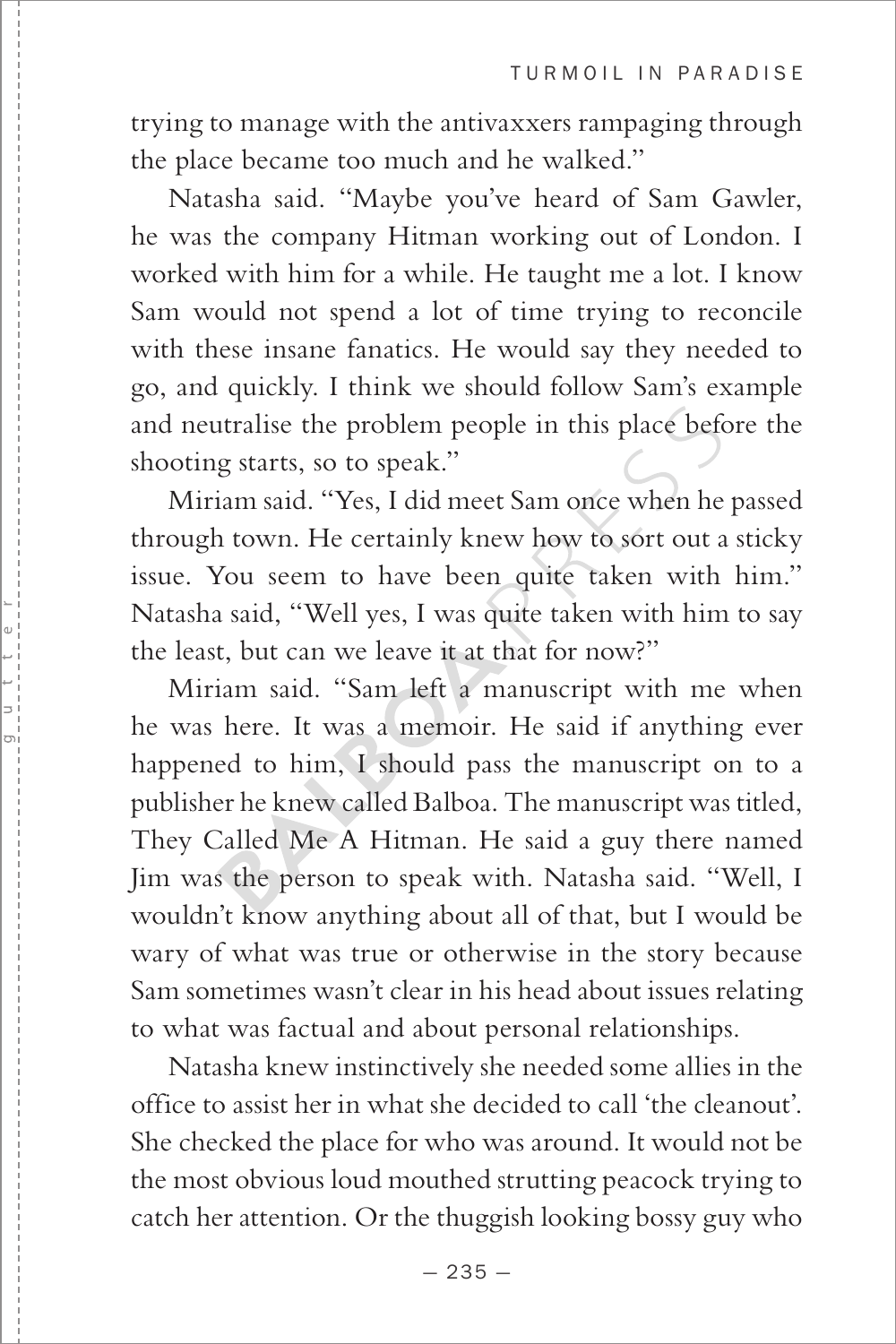trying to manage with the antivaxxers rampaging through the place became too much and he walked."

Natasha said. "Maybe you've heard of Sam Gawler, he was the company Hitman working out of London. I worked with him for a while. He taught me a lot. I know Sam would not spend a lot of time trying to reconcile with these insane fanatics. He would say they needed to go, and quickly. I think we should follow Sam's example and neutralise the problem people in this place before the shooting starts, so to speak."

Miriam said. "Yes, I did meet Sam once when he passed through town. He certainly knew how to sort out a sticky issue. You seem to have been quite taken with him." Natasha said, "Well yes, I was quite taken with him to say the least, but can we leave it at that for now?"

Miriam said. "Sam left a manuscript with me when he was here. It was a memoir. He said if anything ever happened to him, I should pass the manuscript on to a publisher he knew called Balboa. The manuscript was titled, They Called Me A Hitman. He said a guy there named Jim was the person to speak with. Natasha said. "Well, I wouldn't know anything about all of that, but I would be wary of what was true or otherwise in the story because Sam sometimes wasn't clear in his head about issues relating to what was factual and about personal relationships.

Natasha knew instinctively she needed some allies in the office to assist her in what she decided to call 'the cleanout'. She checked the place for who was around. It would not be the most obvious loud mouthed strutting peacock trying to catch her attention. Or the thuggish looking bossy guy who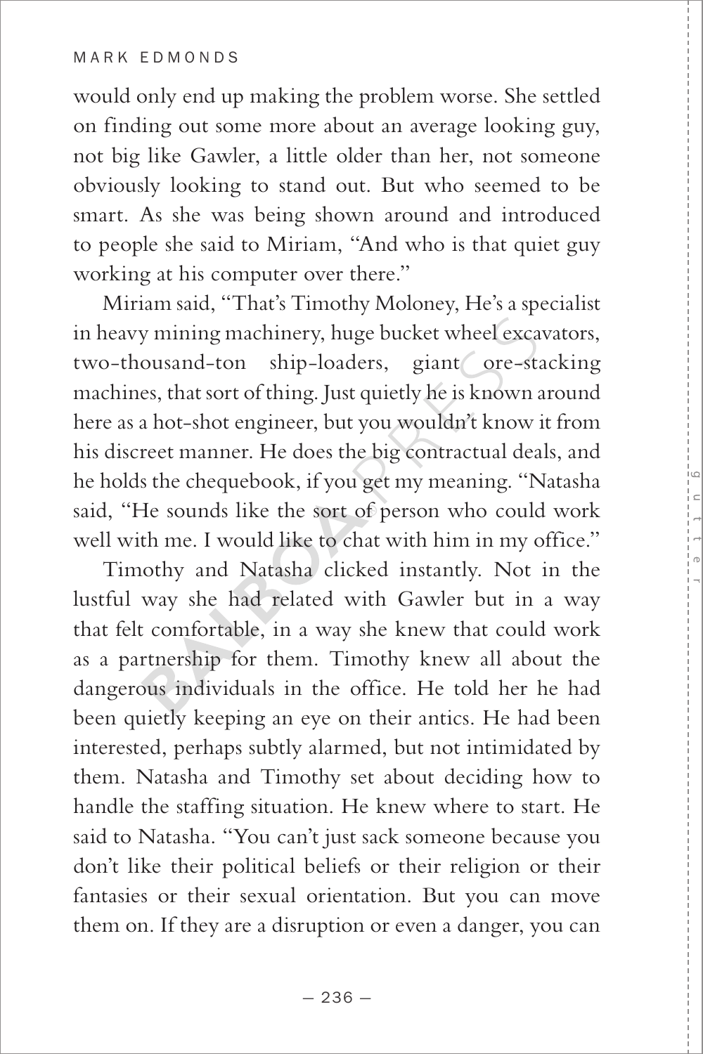would only end up making the problem worse. She settled on finding out some more about an average looking guy, not big like Gawler, a little older than her, not someone obviously looking to stand out. But who seemed to be smart. As she was being shown around and introduced to people she said to Miriam, "And who is that quiet guy working at his computer over there."

Miriam said, "That's Timothy Moloney, He's a specialist in heavy mining machinery, huge bucket wheel excavators, two-thousand-ton ship-loaders, giant ore-stacking machines, that sort of thing. Just quietly he is known around here as a hot-shot engineer, but you wouldn't know it from his discreet manner. He does the big contractual deals, and he holds the chequebook, if you get my meaning. "Natasha said, "He sounds like the sort of person who could work well with me. I would like to chat with him in my office."

Timothy and Natasha clicked instantly. Not in the lustful way she had related with Gawler but in a way that felt comfortable, in a way she knew that could work as a partnership for them. Timothy knew all about the dangerous individuals in the office. He told her he had been quietly keeping an eye on their antics. He had been interested, perhaps subtly alarmed, but not intimidated by them. Natasha and Timothy set about deciding how to handle the staffing situation. He knew where to start. He said to Natasha. "You can't just sack someone because you don't like their political beliefs or their religion or their fantasies or their sexual orientation. But you can move them on. If they are a disruption or even a danger, you can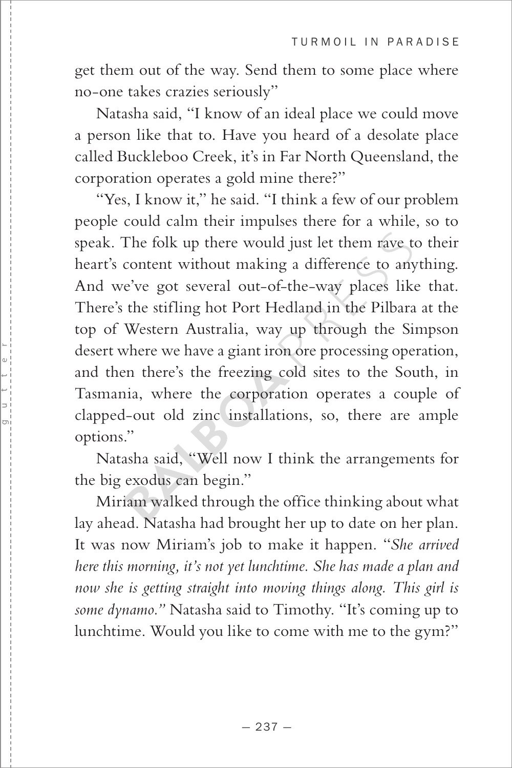get them out of the way. Send them to some place where no-one takes crazies seriously"

Natasha said, "I know of an ideal place we could move a person like that to. Have you heard of a desolate place called Buckleboo Creek, it's in Far North Queensland, the corporation operates a gold mine there?"

"Yes, I know it," he said. "I think a few of our problem people could calm their impulses there for a while, so to speak. The folk up there would just let them rave to their heart's content without making a difference to anything. And we've got several out-of-the-way places like that. There's the stifling hot Port Hedland in the Pilbara at the top of Western Australia, way up through the Simpson desert where we have a giant iron ore processing operation, and then there's the freezing cold sites to the South, in Tasmania, where the corporation operates a couple of clapped-out old zinc installations, so, there are ample options."

Natasha said, "Well now I think the arrangements for the big exodus can begin."

Miriam walked through the office thinking about what lay ahead. Natasha had brought her up to date on her plan. It was now Miriam's job to make it happen. "*She arrived here this morning, it's not yet lunchtime. She has made a plan and now she is getting straight into moving things along. This girl is some dynamo.*" Natasha said to Timothy. "It's coming up to lunchtime. Would you like to come with me to the gym?"